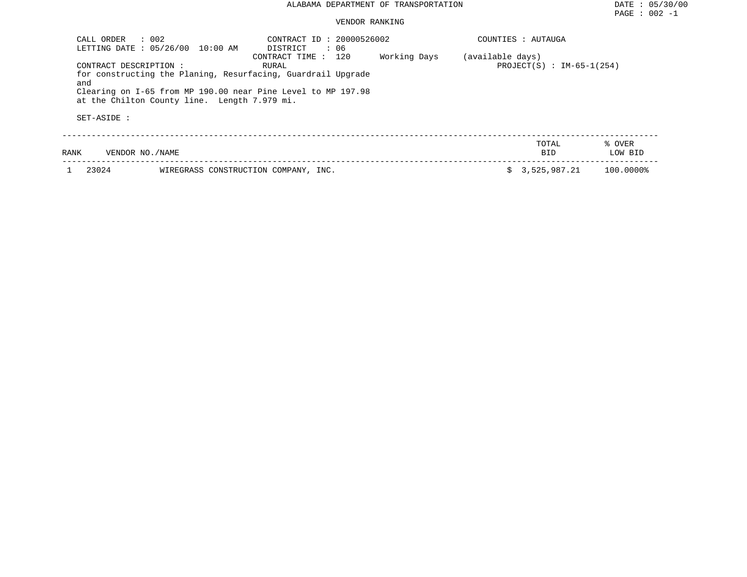ALABAMA DEPARTMENT OF TRANSPORTATION

DATE : 05/30/00

PAGE : 002 -1

VENDOR RANKING

CALL ORDER : 002
LETTING DATE : 05/26/00 10:00 AM

CONTRACT ID : 20000526002
DISTRICT : 06
CONTRACT TIME : 120 Working Days (available days)
RURAL

COUNTIES : AUTAUGA

PROJECT(S) : IM-65-1(254)

CONTRACT DESCRIPTION :
for constructing the Planing, Resurfacing, Guardrail Upgrade and
Clearing on I-65 from MP 190.00 near Pine Level to MP 197.98
at the Chilton County line. Length 7.979 mi.

SET-ASIDE :

| RANK | VENDOR NO./NAME | | TOTAL BID | % OVER LOW BID |
|---|---|---|---|---|
| 1 | 23024 | WIREGRASS CONSTRUCTION COMPANY, INC. | $ 3,525,987.21 | 100.0000% |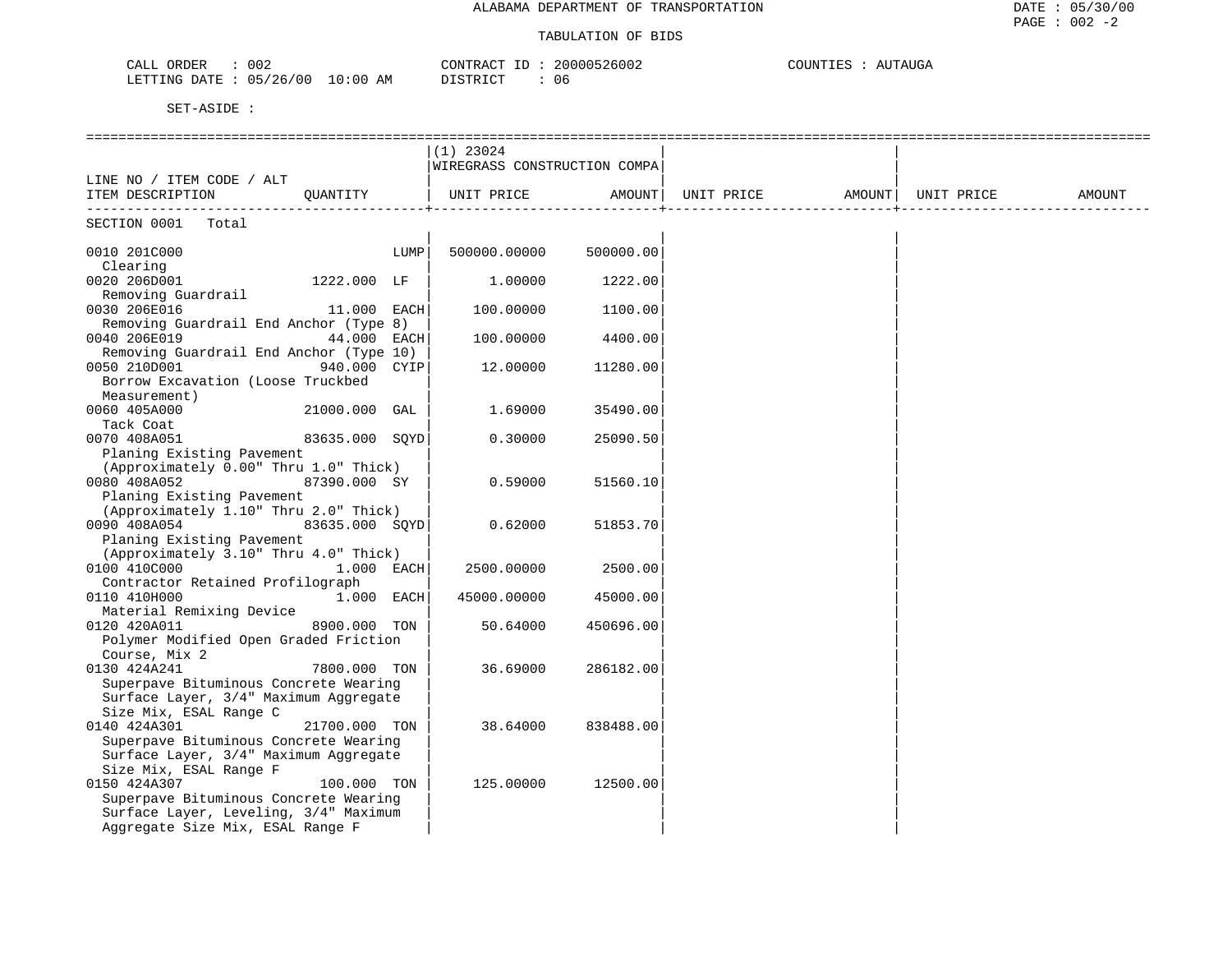ALABAMA DEPARTMENT OF TRANSPORTATION

TABULATION OF BIDS

CALL ORDER : 002 &nbsp;&nbsp;&nbsp;&nbsp; CONTRACT ID : 20000526002 &nbsp;&nbsp;&nbsp;&nbsp; COUNTIES : AUTAUGA

LETTING DATE : 05/26/00 10:00 AM &nbsp;&nbsp;&nbsp;&nbsp; DISTRICT : 06

SET-ASIDE :

| LINE NO / ITEM CODE / ALT ITEM DESCRIPTION | QUANTITY | | (1) 23024 WIREGRASS CONSTRUCTION COMPA UNIT PRICE | AMOUNT | UNIT PRICE | AMOUNT | UNIT PRICE | AMOUNT |
|---|---|---|---|---|---|---|---|---|
| SECTION 0001 Total | | | | | | | | |
| 0010 201C000 Clearing | | LUMP | 500000.00000 | 500000.00 | | | | |
| 0020 206D001 Removing Guardrail | 1222.000 | LF | 1.00000 | 1222.00 | | | | |
| 0030 206E016 Removing Guardrail End Anchor (Type 8) | 11.000 | EACH | 100.00000 | 1100.00 | | | | |
| 0040 206E019 Removing Guardrail End Anchor (Type 10) | 44.000 | EACH | 100.00000 | 4400.00 | | | | |
| 0050 210D001 Borrow Excavation (Loose Truckbed Measurement) | 940.000 | CYIP | 12.00000 | 11280.00 | | | | |
| 0060 405A000 Tack Coat | 21000.000 | GAL | 1.69000 | 35490.00 | | | | |
| 0070 408A051 Planing Existing Pavement (Approximately 0.00" Thru 1.0" Thick) | 83635.000 | SQYD | 0.30000 | 25090.50 | | | | |
| 0080 408A052 Planing Existing Pavement (Approximately 1.10" Thru 2.0" Thick) | 87390.000 | SY | 0.59000 | 51560.10 | | | | |
| 0090 408A054 Planing Existing Pavement (Approximately 3.10" Thru 4.0" Thick) | 83635.000 | SQYD | 0.62000 | 51853.70 | | | | |
| 0100 410C000 Contractor Retained Profilograph | 1.000 | EACH | 2500.00000 | 2500.00 | | | | |
| 0110 410H000 Material Remixing Device | 1.000 | EACH | 45000.00000 | 45000.00 | | | | |
| 0120 420A011 Polymer Modified Open Graded Friction Course, Mix 2 | 8900.000 | TON | 50.64000 | 450696.00 | | | | |
| 0130 424A241 Superpave Bituminous Concrete Wearing Surface Layer, 3/4" Maximum Aggregate Size Mix, ESAL Range C | 7800.000 | TON | 36.69000 | 286182.00 | | | | |
| 0140 424A301 Superpave Bituminous Concrete Wearing Surface Layer, 3/4" Maximum Aggregate Size Mix, ESAL Range F | 21700.000 | TON | 38.64000 | 838488.00 | | | | |
| 0150 424A307 Superpave Bituminous Concrete Wearing Surface Layer, Leveling, 3/4" Maximum Aggregate Size Mix, ESAL Range F | 100.000 | TON | 125.00000 | 12500.00 | | | | |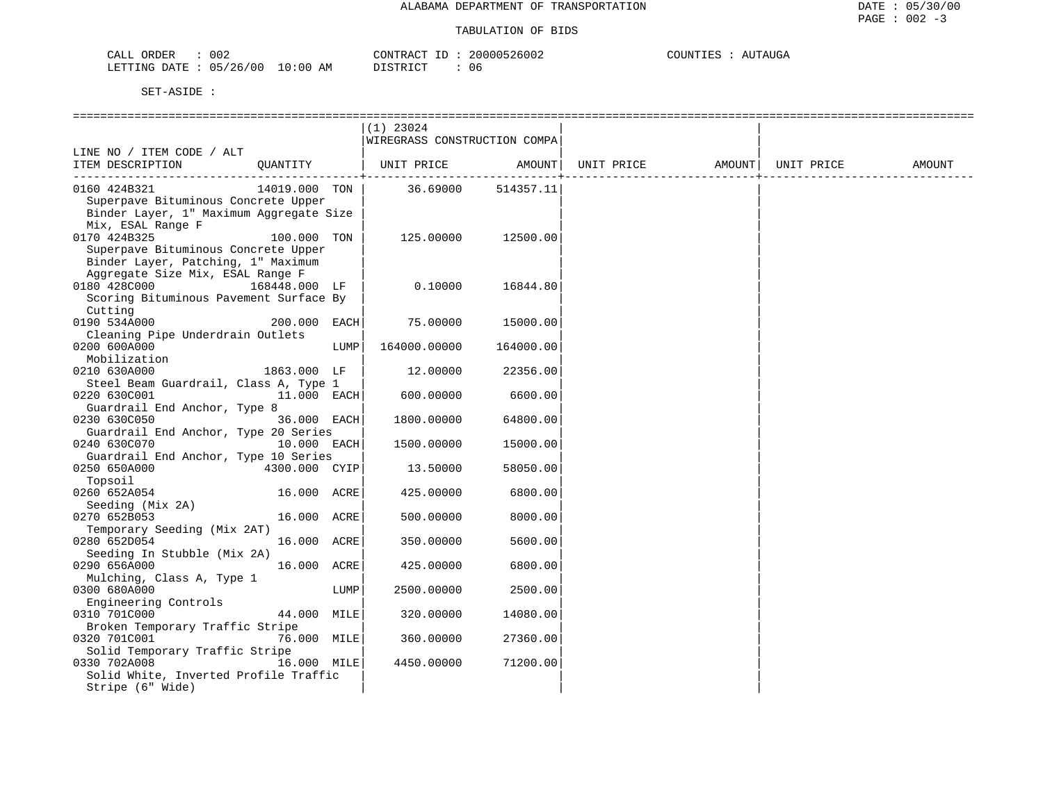ALABAMA DEPARTMENT OF TRANSPORTATION

TABULATION OF BIDS

CALL ORDER : 002 CONTRACT ID : 20000526002 COUNTIES : AUTAUGA
LETTING DATE : 05/26/00 10:00 AM DISTRICT : 06

SET-ASIDE :

| LINE NO / ITEM CODE / ALT ITEM DESCRIPTION | QUANTITY | (1) 23024 WIREGRASS CONSTRUCTION COMPA UNIT PRICE | AMOUNT | UNIT PRICE | AMOUNT | UNIT PRICE | AMOUNT |
|---|---|---|---|---|---|---|---|
| 0160 424B321 Superpave Bituminous Concrete Upper Binder Layer, 1" Maximum Aggregate Size Mix, ESAL Range F | 14019.000 TON | 36.69000 | 514357.11 | | | | |
| 0170 424B325 Superpave Bituminous Concrete Upper Binder Layer, Patching, 1" Maximum Aggregate Size Mix, ESAL Range F | 100.000 TON | 125.00000 | 12500.00 | | | | |
| 0180 428C000 Scoring Bituminous Pavement Surface By Cutting | 168448.000 LF | 0.10000 | 16844.80 | | | | |
| 0190 534A000 Cleaning Pipe Underdrain Outlets | 200.000 EACH | 75.00000 | 15000.00 | | | | |
| 0200 600A000 Mobilization | LUMP | 164000.00000 | 164000.00 | | | | |
| 0210 630A000 Steel Beam Guardrail, Class A, Type 1 | 1863.000 LF | 12.00000 | 22356.00 | | | | |
| 0220 630C001 Guardrail End Anchor, Type 8 | 11.000 EACH | 600.00000 | 6600.00 | | | | |
| 0230 630C050 Guardrail End Anchor, Type 20 Series | 36.000 EACH | 1800.00000 | 64800.00 | | | | |
| 0240 630C070 Guardrail End Anchor, Type 10 Series | 10.000 EACH | 1500.00000 | 15000.00 | | | | |
| 0250 650A000 Topsoil | 4300.000 CYIP | 13.50000 | 58050.00 | | | | |
| 0260 652A054 Seeding (Mix 2A) | 16.000 ACRE | 425.00000 | 6800.00 | | | | |
| 0270 652B053 Temporary Seeding (Mix 2AT) | 16.000 ACRE | 500.00000 | 8000.00 | | | | |
| 0280 652D054 Seeding In Stubble (Mix 2A) | 16.000 ACRE | 350.00000 | 5600.00 | | | | |
| 0290 656A000 Mulching, Class A, Type 1 | 16.000 ACRE | 425.00000 | 6800.00 | | | | |
| 0300 680A000 Engineering Controls | LUMP | 2500.00000 | 2500.00 | | | | |
| 0310 701C000 Broken Temporary Traffic Stripe | 44.000 MILE | 320.00000 | 14080.00 | | | | |
| 0320 701C001 Solid Temporary Traffic Stripe | 76.000 MILE | 360.00000 | 27360.00 | | | | |
| 0330 702A008 Solid White, Inverted Profile Traffic Stripe (6" Wide) | 16.000 MILE | 4450.00000 | 71200.00 | | | | |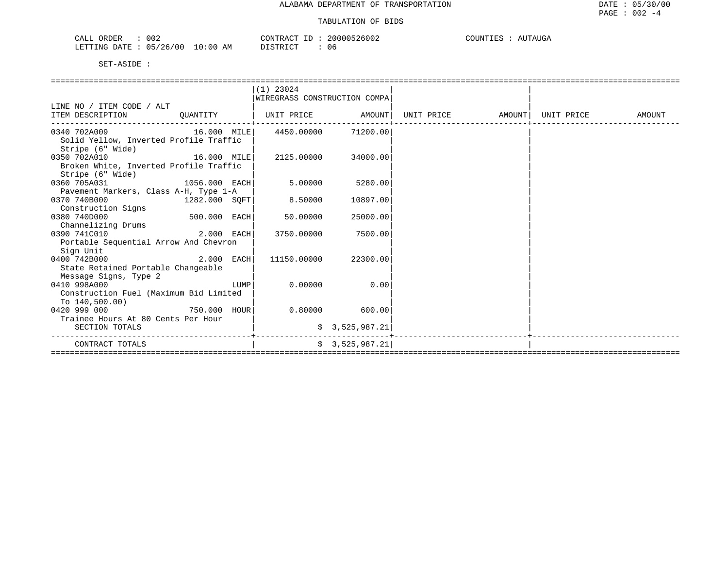ALABAMA DEPARTMENT OF TRANSPORTATION

TABULATION OF BIDS

DATE : 05/30/00

CALL ORDER : 002 CONTRACT ID : 20000526002 COUNTIES : AUTAUGA
LETTING DATE : 05/26/00 10:00 AM DISTRICT : 06

SET-ASIDE :

| LINE NO / ITEM CODE / ALT ITEM DESCRIPTION | QUANTITY | (1) 23024 WIREGRASS CONSTRUCTION COMPA UNIT PRICE | AMOUNT | UNIT PRICE | AMOUNT | UNIT PRICE | AMOUNT |
|---|---|---|---|---|---|---|---|
| 0340 702A009 Solid Yellow, Inverted Profile Traffic Stripe (6" Wide) | 16.000 MILE | 4450.00000 | 71200.00 | | | | |
| 0350 702A010 Broken White, Inverted Profile Traffic Stripe (6" Wide) | 16.000 MILE | 2125.00000 | 34000.00 | | | | |
| 0360 705A031 Pavement Markers, Class A-H, Type 1-A | 1056.000 EACH | 5.00000 | 5280.00 | | | | |
| 0370 740B000 Construction Signs | 1282.000 SQFT | 8.50000 | 10897.00 | | | | |
| 0380 740D000 Channelizing Drums | 500.000 EACH | 50.00000 | 25000.00 | | | | |
| 0390 741C010 Portable Sequential Arrow And Chevron Sign Unit | 2.000 EACH | 3750.00000 | 7500.00 | | | | |
| 0400 742B000 State Retained Portable Changeable Message Signs, Type 2 | 2.000 EACH | 11150.00000 | 22300.00 | | | | |
| 0410 998A000 Construction Fuel (Maximum Bid Limited To 140,500.00) | LUMP | 0.00000 | 0.00 | | | | |
| 0420 999 000 Trainee Hours At 80 Cents Per Hour | 750.000 HOUR | 0.80000 | 600.00 | | | | |
| SECTION TOTALS | | | $ 3,525,987.21 | | | | |
| CONTRACT TOTALS | | | $ 3,525,987.21 | | | | |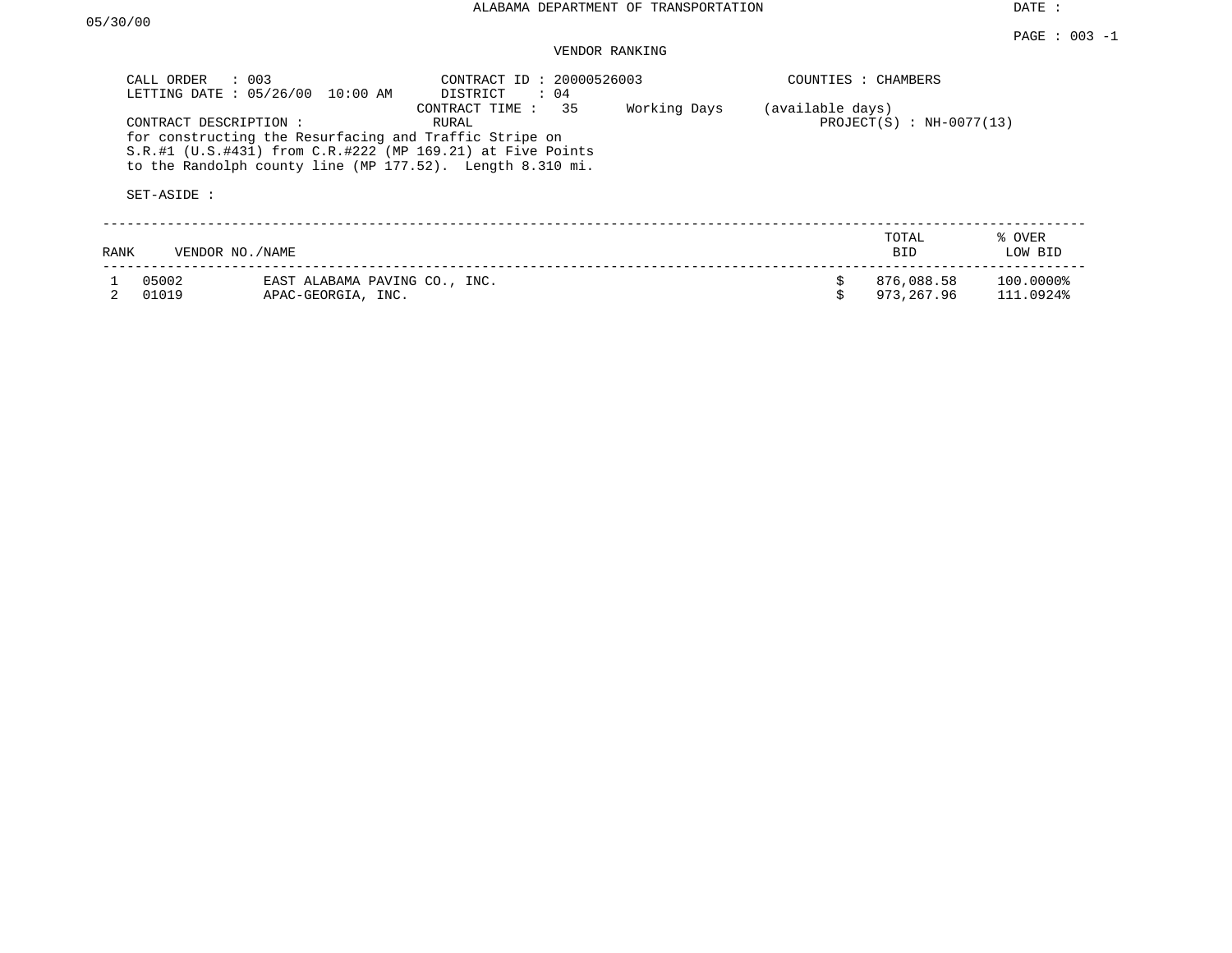ALABAMA DEPARTMENT OF TRANSPORTATION

DATE : 05/30/00

PAGE : 003 -1

VENDOR RANKING

CALL ORDER : 003
LETTING DATE : 05/26/00 10:00 AM

CONTRACT ID : 20000526003
DISTRICT : 04
CONTRACT TIME : 35 Working Days (available days)
RURAL

COUNTIES : CHAMBERS

PROJECT(S) : NH-0077(13)

CONTRACT DESCRIPTION :
for constructing the Resurfacing and Traffic Stripe on S.R.#1 (U.S.#431) from C.R.#222 (MP 169.21) at Five Points to the Randolph county line (MP 177.52). Length 8.310 mi.

SET-ASIDE :

| RANK | VENDOR NO./NAME | | TOTAL BID | % OVER LOW BID |
|---|---|---|---|---|
| 1 | 05002 | EAST ALABAMA PAVING CO., INC. | $ 876,088.58 | 100.0000% |
| 2 | 01019 | APAC-GEORGIA, INC. | $ 973,267.96 | 111.0924% |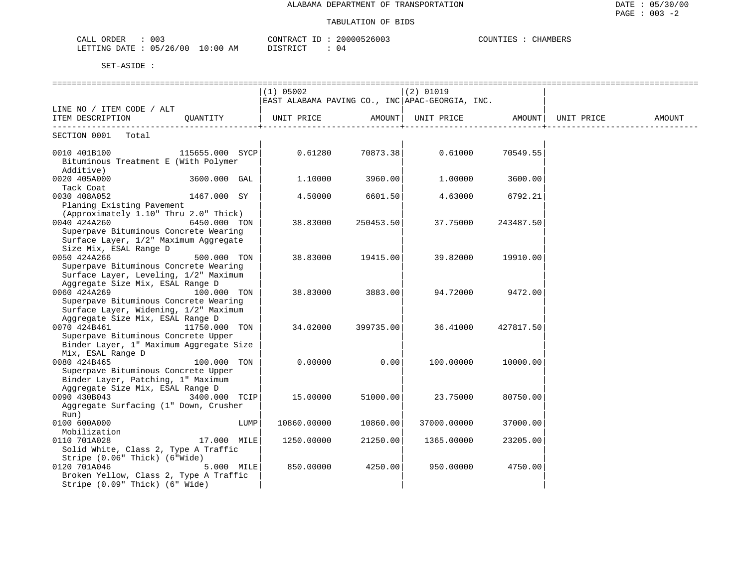ALABAMA DEPARTMENT OF TRANSPORTATION

TABULATION OF BIDS

DATE : 05/30/00
PAGE : 003 -2

CALL ORDER : 003 CONTRACT ID : 20000526003 COUNTIES : CHAMBERS
LETTING DATE : 05/26/00 10:00 AM DISTRICT : 04

SET-ASIDE :

| LINE NO / ITEM CODE / ALT ITEM DESCRIPTION | QUANTITY | (1) 05002 EAST ALABAMA PAVING CO., INC UNIT PRICE | AMOUNT | (2) 01019 APAC-GEORGIA, INC. UNIT PRICE | AMOUNT | UNIT PRICE | AMOUNT |
|---|---|---|---|---|---|---|---|
| SECTION 0001 Total | | | | | | | |
| 0010 401B100 Bituminous Treatment E (With Polymer Additive) | 115655.000 SYCP | 0.61280 | 70873.38 | 0.61000 | 70549.55 | | |
| 0020 405A000 Tack Coat | 3600.000 GAL | 1.10000 | 3960.00 | 1.00000 | 3600.00 | | |
| 0030 408A052 Planing Existing Pavement (Approximately 1.10" Thru 2.0" Thick) | 1467.000 SY | 4.50000 | 6601.50 | 4.63000 | 6792.21 | | |
| 0040 424A260 Superpave Bituminous Concrete Wearing Surface Layer, 1/2" Maximum Aggregate Size Mix, ESAL Range D | 6450.000 TON | 38.83000 | 250453.50 | 37.75000 | 243487.50 | | |
| 0050 424A266 Superpave Bituminous Concrete Wearing Surface Layer, Leveling, 1/2" Maximum Aggregate Size Mix, ESAL Range D | 500.000 TON | 38.83000 | 19415.00 | 39.82000 | 19910.00 | | |
| 0060 424A269 Superpave Bituminous Concrete Wearing Surface Layer, Widening, 1/2" Maximum Aggregate Size Mix, ESAL Range D | 100.000 TON | 38.83000 | 3883.00 | 94.72000 | 9472.00 | | |
| 0070 424B461 Superpave Bituminous Concrete Upper Binder Layer, 1" Maximum Aggregate Size Mix, ESAL Range D | 11750.000 TON | 34.02000 | 399735.00 | 36.41000 | 427817.50 | | |
| 0080 424B465 Superpave Bituminous Concrete Upper Binder Layer, Patching, 1" Maximum Aggregate Size Mix, ESAL Range D | 100.000 TON | 0.00000 | 0.00 | 100.00000 | 10000.00 | | |
| 0090 430B043 Aggregate Surfacing (1" Down, Crusher Run) | 3400.000 TCIP | 15.00000 | 51000.00 | 23.75000 | 80750.00 | | |
| 0100 600A000 Mobilization | LUMP | 10860.00000 | 10860.00 | 37000.00000 | 37000.00 | | |
| 0110 701A028 Solid White, Class 2, Type A Traffic Stripe (0.06" Thick) (6"Wide) | 17.000 MILE | 1250.00000 | 21250.00 | 1365.00000 | 23205.00 | | |
| 0120 701A046 Broken Yellow, Class 2, Type A Traffic Stripe (0.09" Thick) (6" Wide) | 5.000 MILE | 850.00000 | 4250.00 | 950.00000 | 4750.00 | | |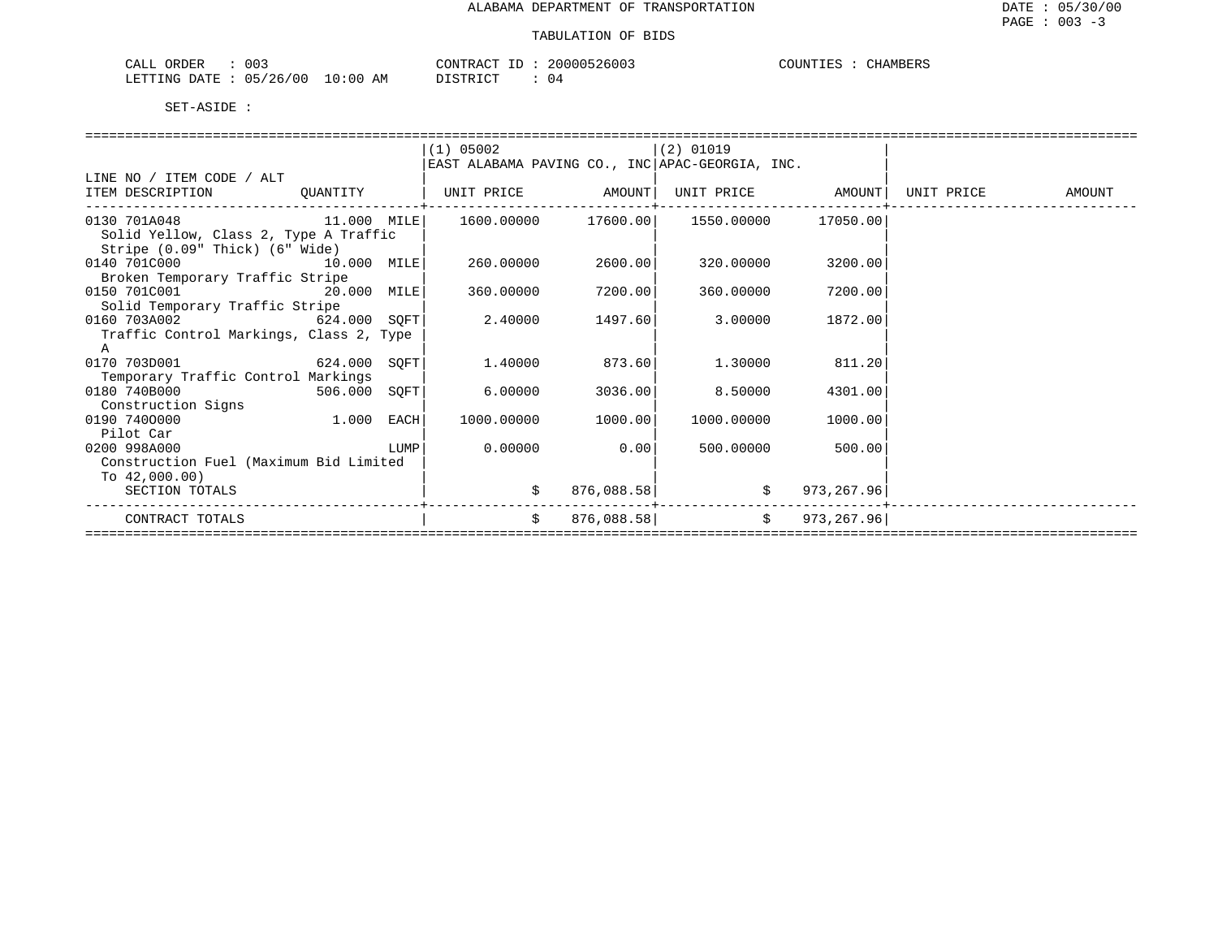ALABAMA DEPARTMENT OF TRANSPORTATION

TABULATION OF BIDS

CALL ORDER : 003　　　CONTRACT ID : 20000526003　　　COUNTIES : CHAMBERS
LETTING DATE : 05/26/00 10:00 AM　　　DISTRICT : 04

SET-ASIDE :

| LINE NO / ITEM CODE / ALT<br>ITEM DESCRIPTION | QUANTITY | (1) 05002<br>EAST ALABAMA PAVING CO., INC<br>UNIT PRICE | AMOUNT | (2) 01019<br>APAC-GEORGIA, INC.<br>UNIT PRICE | AMOUNT | UNIT PRICE | AMOUNT |
|---|---|---|---|---|---|---|---|
| 0130 701A048<br>Solid Yellow, Class 2, Type A Traffic Stripe (0.09" Thick) (6" Wide) | 11.000 MILE | 1600.00000 | 17600.00 | 1550.00000 | 17050.00 | | |
| 0140 701C000<br>Broken Temporary Traffic Stripe | 10.000 MILE | 260.00000 | 2600.00 | 320.00000 | 3200.00 | | |
| 0150 701C001<br>Solid Temporary Traffic Stripe | 20.000 MILE | 360.00000 | 7200.00 | 360.00000 | 7200.00 | | |
| 0160 703A002<br>Traffic Control Markings, Class 2, Type A | 624.000 SQFT | 2.40000 | 1497.60 | 3.00000 | 1872.00 | | |
| 0170 703D001<br>Temporary Traffic Control Markings | 624.000 SQFT | 1.40000 | 873.60 | 1.30000 | 811.20 | | |
| 0180 740B000<br>Construction Signs | 506.000 SQFT | 6.00000 | 3036.00 | 8.50000 | 4301.00 | | |
| 0190 740O000<br>Pilot Car | 1.000 EACH | 1000.00000 | 1000.00 | 1000.00000 | 1000.00 | | |
| 0200 998A000<br>Construction Fuel (Maximum Bid Limited To 42,000.00) | LUMP | 0.00000 | 0.00 | 500.00000 | 500.00 | | |
| SECTION TOTALS | | $ | 876,088.58 | $ | 973,267.96 | | |
| CONTRACT TOTALS | | $ | 876,088.58 | $ | 973,267.96 | | |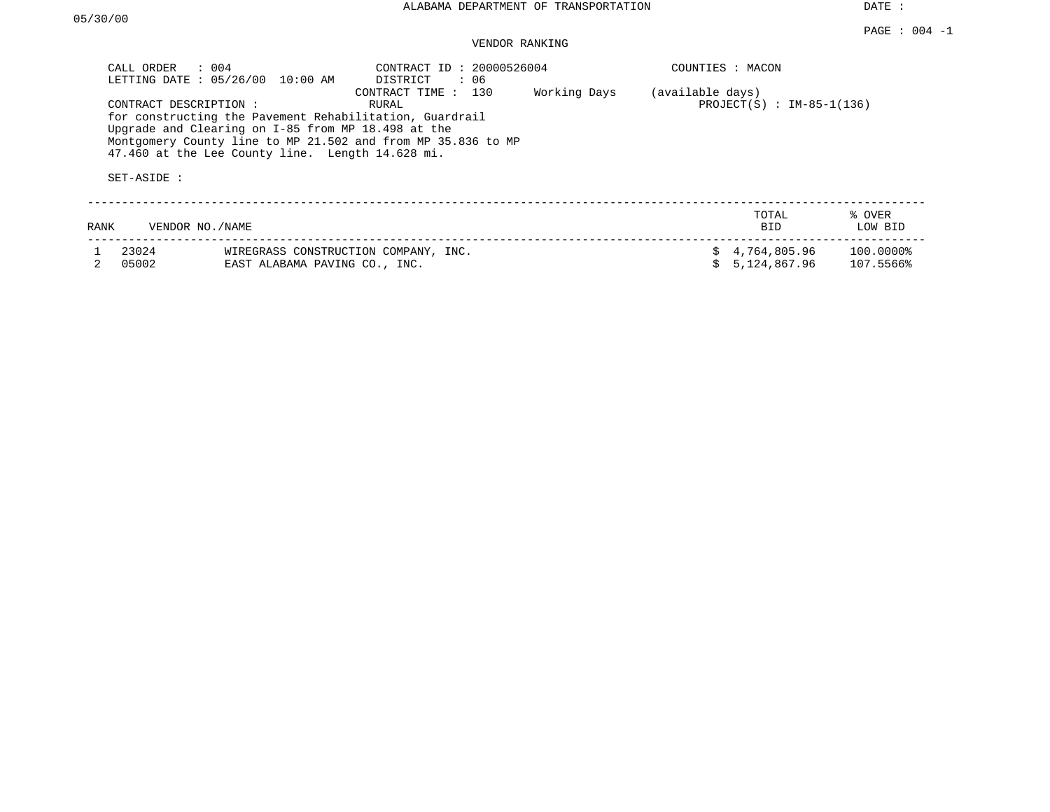ALABAMA DEPARTMENT OF TRANSPORTATION

DATE : 05/30/00

PAGE : 004 -1

VENDOR RANKING

CALL ORDER : 004
LETTING DATE : 05/26/00 10:00 AM

CONTRACT ID : 20000526004
DISTRICT : 06
CONTRACT TIME : 130 Working Days (available days)

COUNTIES : MACON

CONTRACT DESCRIPTION : RURAL

PROJECT(S) : IM-85-1(136)

for constructing the Pavement Rehabilitation, Guardrail Upgrade and Clearing on I-85 from MP 18.498 at the Montgomery County line to MP 21.502 and from MP 35.836 to MP 47.460 at the Lee County line. Length 14.628 mi.

SET-ASIDE :

| RANK | VENDOR NO./NAME | | TOTAL BID | % OVER LOW BID |
|---|---|---|---|---|
| 1 | 23024 | WIREGRASS CONSTRUCTION COMPANY, INC. | $ 4,764,805.96 | 100.0000% |
| 2 | 05002 | EAST ALABAMA PAVING CO., INC. | $ 5,124,867.96 | 107.5566% |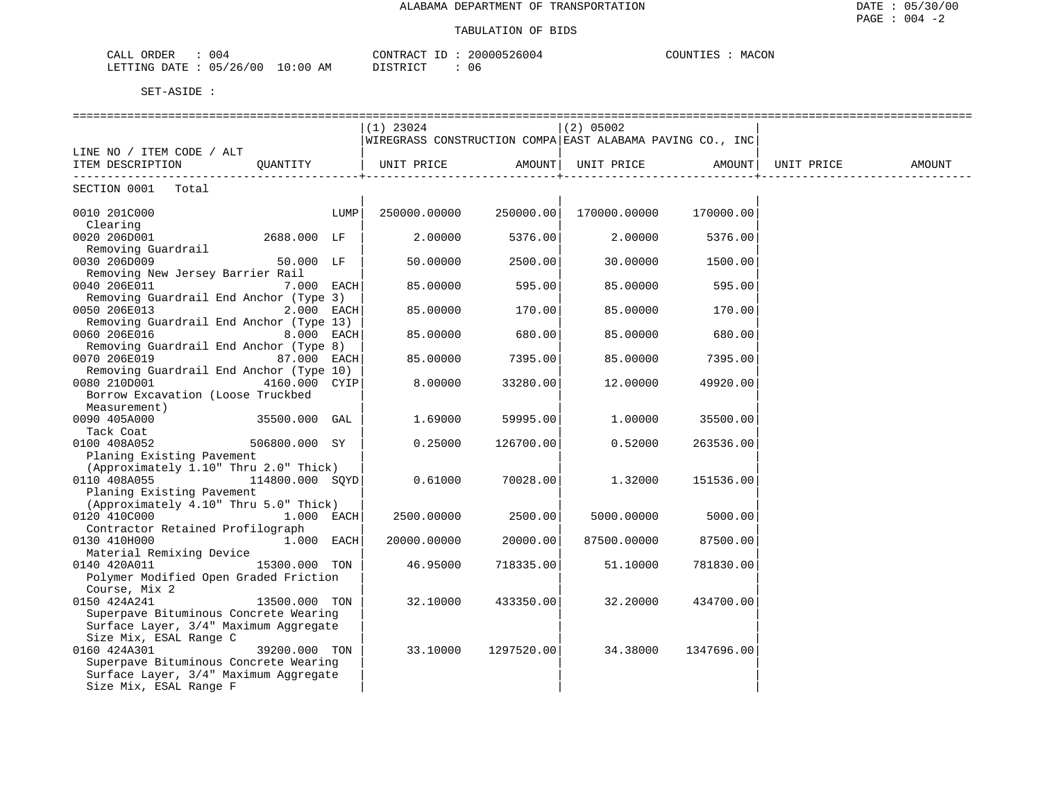ALABAMA DEPARTMENT OF TRANSPORTATION

TABULATION OF BIDS

DATE : 05/30/00
PAGE : 004 -2

CALL ORDER : 004
LETTING DATE : 05/26/00 10:00 AM

CONTRACT ID : 20000526004
DISTRICT : 06

COUNTIES : MACON

SET-ASIDE :

| LINE NO / ITEM CODE / ALT ITEM DESCRIPTION | QUANTITY | (1) 23024 WIREGRASS CONSTRUCTION COMPA UNIT PRICE | AMOUNT | (2) 05002 EAST ALABAMA PAVING CO., INC UNIT PRICE | AMOUNT | UNIT PRICE | AMOUNT |
|---|---|---|---|---|---|---|---|
| SECTION 0001 Total | | | | | | | |
| 0010 201C000 Clearing | LUMP | 250000.00000 | 250000.00 | 170000.00000 | 170000.00 | | |
| 0020 206D001 Removing Guardrail | 2688.000 LF | 2.00000 | 5376.00 | 2.00000 | 5376.00 | | |
| 0030 206D009 Removing New Jersey Barrier Rail | 50.000 LF | 50.00000 | 2500.00 | 30.00000 | 1500.00 | | |
| 0040 206E011 Removing Guardrail End Anchor (Type 3) | 7.000 EACH | 85.00000 | 595.00 | 85.00000 | 595.00 | | |
| 0050 206E013 Removing Guardrail End Anchor (Type 13) | 2.000 EACH | 85.00000 | 170.00 | 85.00000 | 170.00 | | |
| 0060 206E016 Removing Guardrail End Anchor (Type 8) | 8.000 EACH | 85.00000 | 680.00 | 85.00000 | 680.00 | | |
| 0070 206E019 Removing Guardrail End Anchor (Type 10) | 87.000 EACH | 85.00000 | 7395.00 | 85.00000 | 7395.00 | | |
| 0080 210D001 Borrow Excavation (Loose Truckbed Measurement) | 4160.000 CYIP | 8.00000 | 33280.00 | 12.00000 | 49920.00 | | |
| 0090 405A000 Tack Coat | 35500.000 GAL | 1.69000 | 59995.00 | 1.00000 | 35500.00 | | |
| 0100 408A052 Planing Existing Pavement (Approximately 1.10" Thru 2.0" Thick) | 506800.000 SY | 0.25000 | 126700.00 | 0.52000 | 263536.00 | | |
| 0110 408A055 Planing Existing Pavement (Approximately 4.10" Thru 5.0" Thick) | 114800.000 SQYD | 0.61000 | 70028.00 | 1.32000 | 151536.00 | | |
| 0120 410C000 Contractor Retained Profilograph | 1.000 EACH | 2500.00000 | 2500.00 | 5000.00000 | 5000.00 | | |
| 0130 410H000 Material Remixing Device | 1.000 EACH | 20000.00000 | 20000.00 | 87500.00000 | 87500.00 | | |
| 0140 420A011 Polymer Modified Open Graded Friction Course, Mix 2 | 15300.000 TON | 46.95000 | 718335.00 | 51.10000 | 781830.00 | | |
| 0150 424A241 Superpave Bituminous Concrete Wearing Surface Layer, 3/4" Maximum Aggregate Size Mix, ESAL Range C | 13500.000 TON | 32.10000 | 433350.00 | 32.20000 | 434700.00 | | |
| 0160 424A301 Superpave Bituminous Concrete Wearing Surface Layer, 3/4" Maximum Aggregate Size Mix, ESAL Range F | 39200.000 TON | 33.10000 | 1297520.00 | 34.38000 | 1347696.00 | | |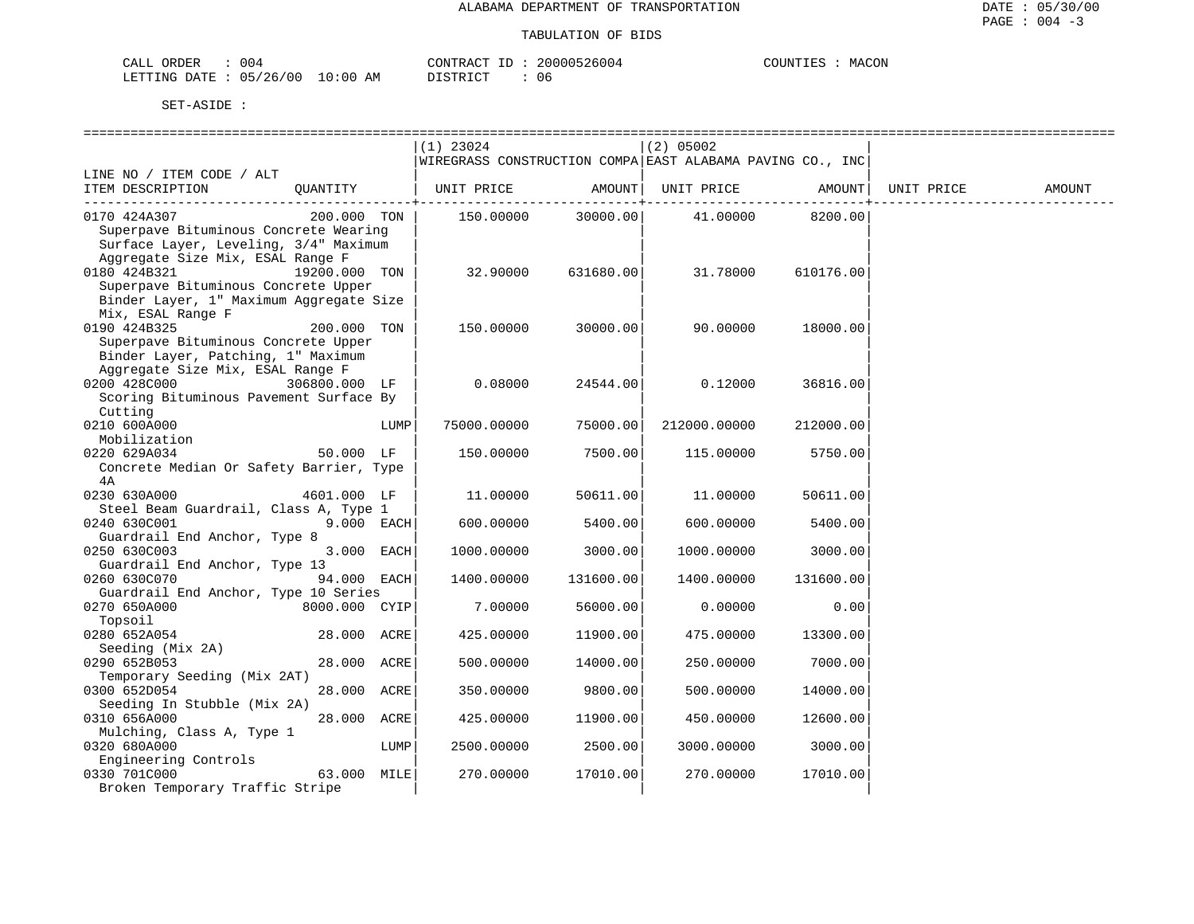ALABAMA DEPARTMENT OF TRANSPORTATION

TABULATION OF BIDS

CALL ORDER : 004 CONTRACT ID : 20000526004 COUNTIES : MACON
LETTING DATE : 05/26/00 10:00 AM DISTRICT : 06

SET-ASIDE :

| LINE NO / ITEM CODE / ALT ITEM DESCRIPTION | QUANTITY | (1) 23024 WIREGRASS CONSTRUCTION COMPA UNIT PRICE | AMOUNT | (2) 05002 EAST ALABAMA PAVING CO., INC UNIT PRICE | AMOUNT | UNIT PRICE | AMOUNT |
|---|---|---|---|---|---|---|---|
| 0170 424A307 Superpave Bituminous Concrete Wearing Surface Layer, Leveling, 3/4" Maximum Aggregate Size Mix, ESAL Range F | 200.000 TON | 150.00000 | 30000.00 | 41.00000 | 8200.00 | | |
| 0180 424B321 Superpave Bituminous Concrete Upper Binder Layer, 1" Maximum Aggregate Size Mix, ESAL Range F | 19200.000 TON | 32.90000 | 631680.00 | 31.78000 | 610176.00 | | |
| 0190 424B325 Superpave Bituminous Concrete Upper Binder Layer, Patching, 1" Maximum Aggregate Size Mix, ESAL Range F | 200.000 TON | 150.00000 | 30000.00 | 90.00000 | 18000.00 | | |
| 0200 428C000 Scoring Bituminous Pavement Surface By Cutting | 306800.000 LF | 0.08000 | 24544.00 | 0.12000 | 36816.00 | | |
| 0210 600A000 Mobilization | LUMP | 75000.00000 | 75000.00 | 212000.00000 | 212000.00 | | |
| 0220 629A034 Concrete Median Or Safety Barrier, Type 4A | 50.000 LF | 150.00000 | 7500.00 | 115.00000 | 5750.00 | | |
| 0230 630A000 Steel Beam Guardrail, Class A, Type 1 | 4601.000 LF | 11.00000 | 50611.00 | 11.00000 | 50611.00 | | |
| 0240 630C001 Guardrail End Anchor, Type 8 | 9.000 EACH | 600.00000 | 5400.00 | 600.00000 | 5400.00 | | |
| 0250 630C003 Guardrail End Anchor, Type 13 | 3.000 EACH | 1000.00000 | 3000.00 | 1000.00000 | 3000.00 | | |
| 0260 630C070 Guardrail End Anchor, Type 10 Series | 94.000 EACH | 1400.00000 | 131600.00 | 1400.00000 | 131600.00 | | |
| 0270 650A000 Topsoil | 8000.000 CYIP | 7.00000 | 56000.00 | 0.00000 | 0.00 | | |
| 0280 652A054 Seeding (Mix 2A) | 28.000 ACRE | 425.00000 | 11900.00 | 475.00000 | 13300.00 | | |
| 0290 652B053 Temporary Seeding (Mix 2AT) | 28.000 ACRE | 500.00000 | 14000.00 | 250.00000 | 7000.00 | | |
| 0300 652D054 Seeding In Stubble (Mix 2A) | 28.000 ACRE | 350.00000 | 9800.00 | 500.00000 | 14000.00 | | |
| 0310 656A000 Mulching, Class A, Type 1 | 28.000 ACRE | 425.00000 | 11900.00 | 450.00000 | 12600.00 | | |
| 0320 680A000 Engineering Controls | LUMP | 2500.00000 | 2500.00 | 3000.00000 | 3000.00 | | |
| 0330 701C000 Broken Temporary Traffic Stripe | 63.000 MILE | 270.00000 | 17010.00 | 270.00000 | 17010.00 | | |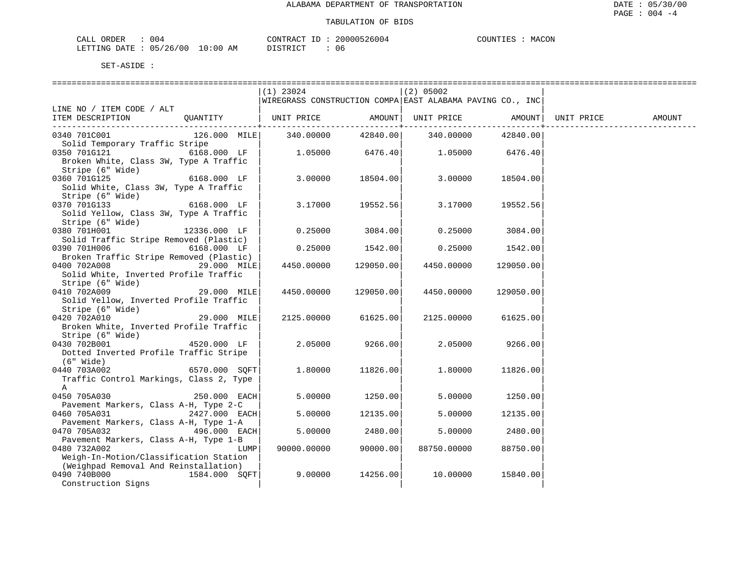ALABAMA DEPARTMENT OF TRANSPORTATION

TABULATION OF BIDS

DATE : 05/30/00
PAGE : 004 -4

CALL ORDER : 004 &nbsp;&nbsp;&nbsp;&nbsp; CONTRACT ID : 20000526004 &nbsp;&nbsp;&nbsp;&nbsp; COUNTIES : MACON
LETTING DATE : 05/26/00 10:00 AM &nbsp;&nbsp;&nbsp;&nbsp; DISTRICT : 06

SET-ASIDE :

| LINE NO / ITEM CODE / ALT ITEM DESCRIPTION | QUANTITY | (1) 23024 WIREGRASS CONSTRUCTION COMPA UNIT PRICE | AMOUNT | (2) 05002 EAST ALABAMA PAVING CO., INC UNIT PRICE | AMOUNT | UNIT PRICE | AMOUNT |
|---|---|---|---|---|---|---|---|
| 0340 701C001 Solid Temporary Traffic Stripe | 126.000 MILE | 340.00000 | 42840.00 | 340.00000 | 42840.00 | | |
| 0350 701G121 Broken White, Class 3W, Type A Traffic Stripe (6" Wide) | 6168.000 LF | 1.05000 | 6476.40 | 1.05000 | 6476.40 | | |
| 0360 701G125 Solid White, Class 3W, Type A Traffic Stripe (6" Wide) | 6168.000 LF | 3.00000 | 18504.00 | 3.00000 | 18504.00 | | |
| 0370 701G133 Solid Yellow, Class 3W, Type A Traffic Stripe (6" Wide) | 6168.000 LF | 3.17000 | 19552.56 | 3.17000 | 19552.56 | | |
| 0380 701H001 Solid Traffic Stripe Removed (Plastic) | 12336.000 LF | 0.25000 | 3084.00 | 0.25000 | 3084.00 | | |
| 0390 701H006 Broken Traffic Stripe Removed (Plastic) | 6168.000 LF | 0.25000 | 1542.00 | 0.25000 | 1542.00 | | |
| 0400 702A008 Solid White, Inverted Profile Traffic Stripe (6" Wide) | 29.000 MILE | 4450.00000 | 129050.00 | 4450.00000 | 129050.00 | | |
| 0410 702A009 Solid Yellow, Inverted Profile Traffic Stripe (6" Wide) | 29.000 MILE | 4450.00000 | 129050.00 | 4450.00000 | 129050.00 | | |
| 0420 702A010 Broken White, Inverted Profile Traffic Stripe (6" Wide) | 29.000 MILE | 2125.00000 | 61625.00 | 2125.00000 | 61625.00 | | |
| 0430 702B001 Dotted Inverted Profile Traffic Stripe (6" Wide) | 4520.000 LF | 2.05000 | 9266.00 | 2.05000 | 9266.00 | | |
| 0440 703A002 Traffic Control Markings, Class 2, Type A | 6570.000 SQFT | 1.80000 | 11826.00 | 1.80000 | 11826.00 | | |
| 0450 705A030 Pavement Markers, Class A-H, Type 2-C | 250.000 EACH | 5.00000 | 1250.00 | 5.00000 | 1250.00 | | |
| 0460 705A031 Pavement Markers, Class A-H, Type 1-A | 2427.000 EACH | 5.00000 | 12135.00 | 5.00000 | 12135.00 | | |
| 0470 705A032 Pavement Markers, Class A-H, Type 1-B | 496.000 EACH | 5.00000 | 2480.00 | 5.00000 | 2480.00 | | |
| 0480 732A002 Weigh-In-Motion/Classification Station (Weighpad Removal And Reinstallation) | LUMP | 90000.00000 | 90000.00 | 88750.00000 | 88750.00 | | |
| 0490 740B000 Construction Signs | 1584.000 SQFT | 9.00000 | 14256.00 | 10.00000 | 15840.00 | | |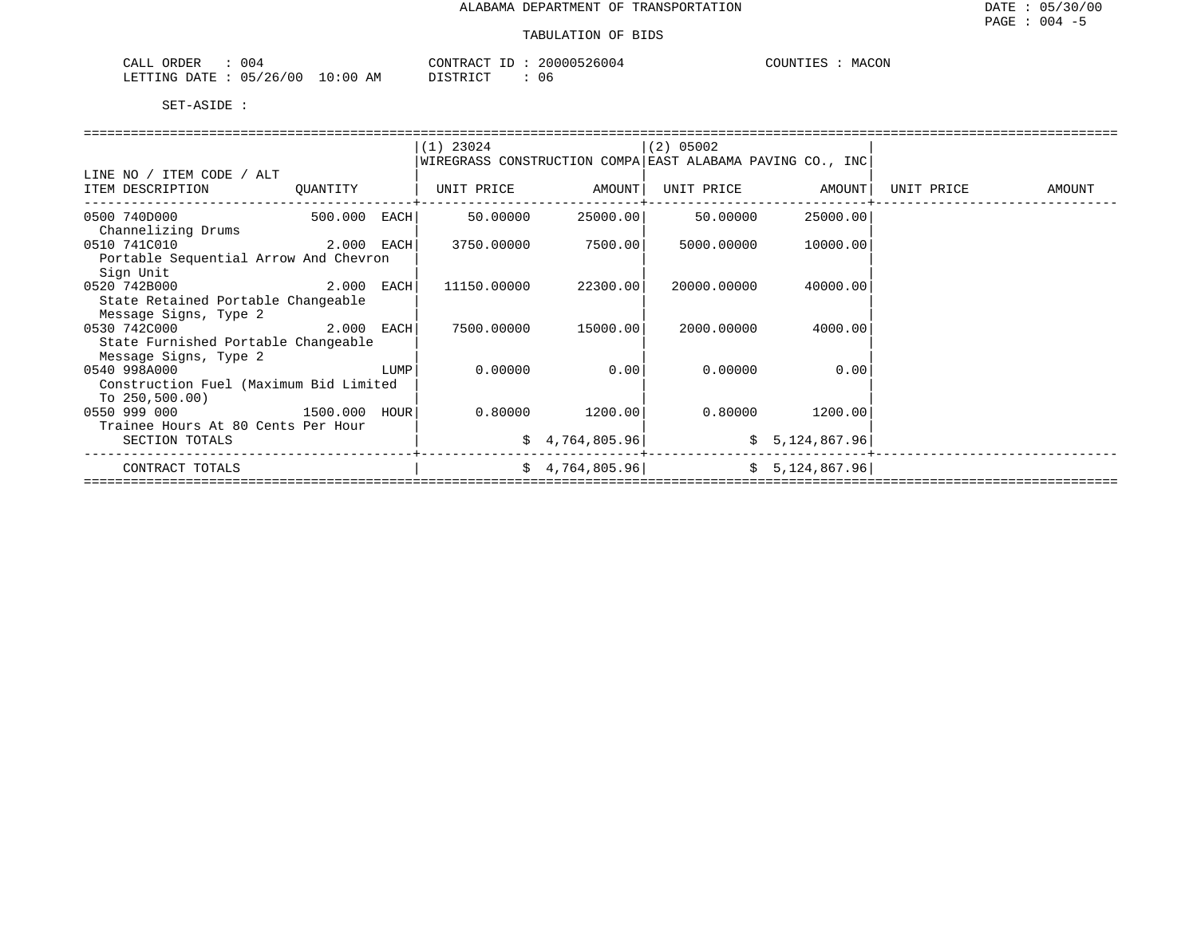# ALABAMA DEPARTMENT OF TRANSPORTATION

## TABULATION OF BIDS

DATE : 05/30/00
PAGE : 004 -5

CALL ORDER : 004
LETTING DATE : 05/26/00 10:00 AM

CONTRACT ID : 20000526004
DISTRICT : 06

COUNTIES : MACON

SET-ASIDE :

| LINE NO / ITEM CODE / ALT ITEM DESCRIPTION | QUANTITY | (1) 23024 WIREGRASS CONSTRUCTION COMPA UNIT PRICE | AMOUNT | (2) 05002 EAST ALABAMA PAVING CO., INC UNIT PRICE | AMOUNT | UNIT PRICE | AMOUNT |
|---|---|---|---|---|---|---|---|
| 0500 740D000 Channelizing Drums | 500.000 EACH | 50.00000 | 25000.00 | 50.00000 | 25000.00 | | |
| 0510 741C010 Portable Sequential Arrow And Chevron Sign Unit | 2.000 EACH | 3750.00000 | 7500.00 | 5000.00000 | 10000.00 | | |
| 0520 742B000 State Retained Portable Changeable Message Signs, Type 2 | 2.000 EACH | 11150.00000 | 22300.00 | 20000.00000 | 40000.00 | | |
| 0530 742C000 State Furnished Portable Changeable Message Signs, Type 2 | 2.000 EACH | 7500.00000 | 15000.00 | 2000.00000 | 4000.00 | | |
| 0540 998A000 Construction Fuel (Maximum Bid Limited To 250,500.00) | LUMP | 0.00000 | 0.00 | 0.00000 | 0.00 | | |
| 0550 999 000 Trainee Hours At 80 Cents Per Hour | 1500.000 HOUR | 0.80000 | 1200.00 | 0.80000 | 1200.00 | | |
| SECTION TOTALS | | | $ 4,764,805.96 | | $ 5,124,867.96 | | |
| CONTRACT TOTALS | | | $ 4,764,805.96 | | $ 5,124,867.96 | | |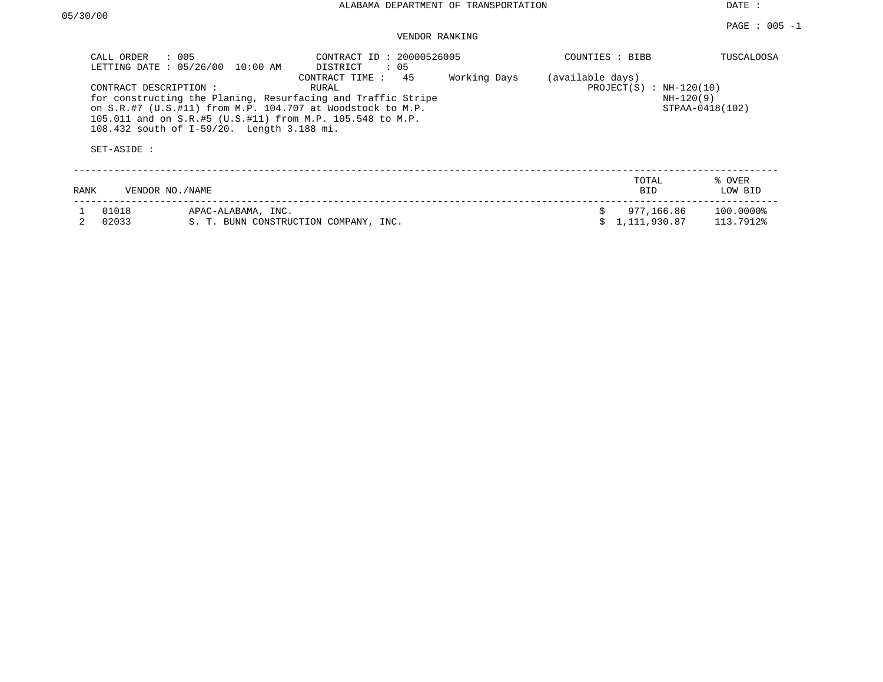ALABAMA DEPARTMENT OF TRANSPORTATION

DATE : 05/30/00

PAGE : 005 -1

VENDOR RANKING

CALL ORDER : 005
LETTING DATE : 05/26/00 10:00 AM

CONTRACT ID : 20000526005
DISTRICT : 05
CONTRACT TIME : 45 Working Days (available days)
RURAL

COUNTIES : BIBB TUSCALOOSA

PROJECT(S) : NH-120(10)
NH-120(9)
STPAA-0418(102)

CONTRACT DESCRIPTION :
for constructing the Planing, Resurfacing and Traffic Stripe on S.R.#7 (U.S.#11) from M.P. 104.707 at Woodstock to M.P. 105.011 and on S.R.#5 (U.S.#11) from M.P. 105.548 to M.P. 108.432 south of I-59/20. Length 3.188 mi.

SET-ASIDE :

| RANK | VENDOR NO./NAME | | TOTAL BID | % OVER LOW BID |
|---|---|---|---|---|
| 1 | 01018 | APAC-ALABAMA, INC. | $ 977,166.86 | 100.0000% |
| 2 | 02033 | S. T. BUNN CONSTRUCTION COMPANY, INC. | $ 1,111,930.87 | 113.7912% |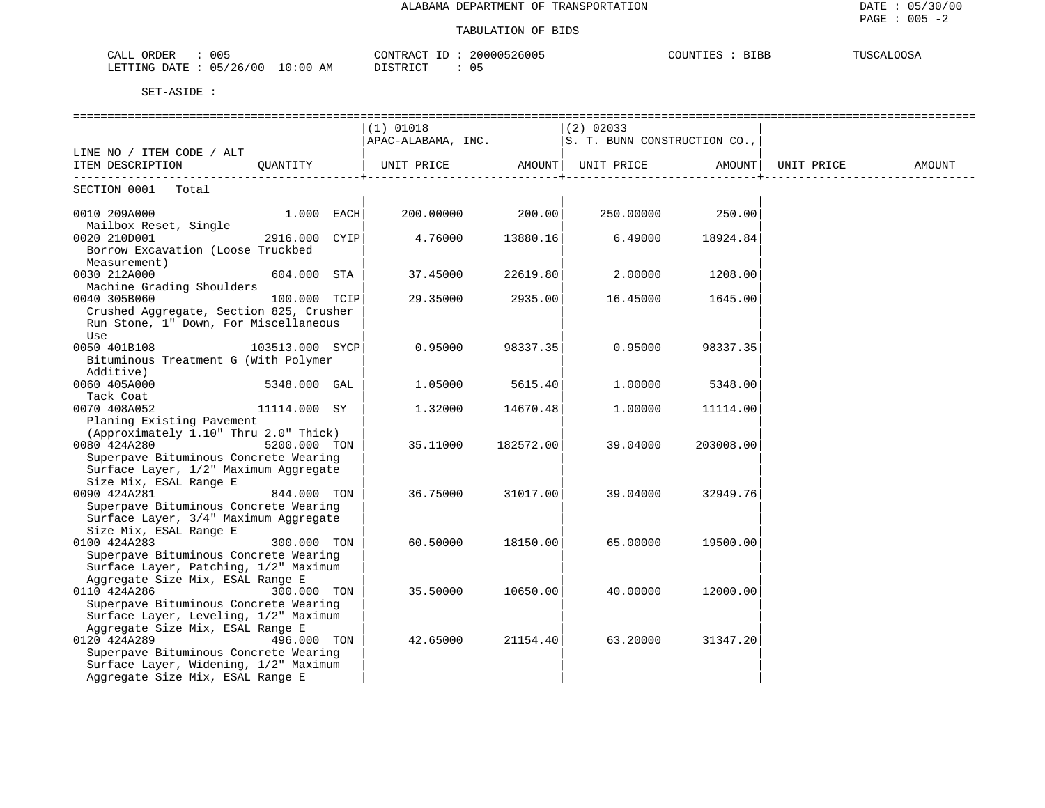ALABAMA DEPARTMENT OF TRANSPORTATION

TABULATION OF BIDS

DATE : 05/30/00
PAGE : 005 -2

CALL ORDER : 005
LETTING DATE : 05/26/00 10:00 AM

CONTRACT ID : 20000526005
DISTRICT : 05

COUNTIES : BIBB TUSCALOOSA

SET-ASIDE :

| LINE NO / ITEM CODE / ALT ITEM DESCRIPTION | QUANTITY | (1) 01018 APAC-ALABAMA, INC. UNIT PRICE | AMOUNT | (2) 02033 S. T. BUNN CONSTRUCTION CO., UNIT PRICE | AMOUNT | UNIT PRICE | AMOUNT |
|---|---|---|---|---|---|---|---|
| SECTION 0001 Total | | | | | | | |
| 0010 209A000 Mailbox Reset, Single | 1.000 EACH | 200.00000 | 200.00 | 250.00000 | 250.00 | | |
| 0020 210D001 Borrow Excavation (Loose Truckbed Measurement) | 2916.000 CYIP | 4.76000 | 13880.16 | 6.49000 | 18924.84 | | |
| 0030 212A000 Machine Grading Shoulders | 604.000 STA | 37.45000 | 22619.80 | 2.00000 | 1208.00 | | |
| 0040 305B060 Crushed Aggregate, Section 825, Crusher Run Stone, 1" Down, For Miscellaneous Use | 100.000 TCIP | 29.35000 | 2935.00 | 16.45000 | 1645.00 | | |
| 0050 401B108 Bituminous Treatment G (With Polymer Additive) | 103513.000 SYCP | 0.95000 | 98337.35 | 0.95000 | 98337.35 | | |
| 0060 405A000 Tack Coat | 5348.000 GAL | 1.05000 | 5615.40 | 1.00000 | 5348.00 | | |
| 0070 408A052 Planing Existing Pavement (Approximately 1.10" Thru 2.0" Thick) | 11114.000 SY | 1.32000 | 14670.48 | 1.00000 | 11114.00 | | |
| 0080 424A280 Superpave Bituminous Concrete Wearing Surface Layer, 1/2" Maximum Aggregate Size Mix, ESAL Range E | 5200.000 TON | 35.11000 | 182572.00 | 39.04000 | 203008.00 | | |
| 0090 424A281 Superpave Bituminous Concrete Wearing Surface Layer, 3/4" Maximum Aggregate Size Mix, ESAL Range E | 844.000 TON | 36.75000 | 31017.00 | 39.04000 | 32949.76 | | |
| 0100 424A283 Superpave Bituminous Concrete Wearing Surface Layer, Patching, 1/2" Maximum Aggregate Size Mix, ESAL Range E | 300.000 TON | 60.50000 | 18150.00 | 65.00000 | 19500.00 | | |
| 0110 424A286 Superpave Bituminous Concrete Wearing Surface Layer, Leveling, 1/2" Maximum Aggregate Size Mix, ESAL Range E | 300.000 TON | 35.50000 | 10650.00 | 40.00000 | 12000.00 | | |
| 0120 424A289 Superpave Bituminous Concrete Wearing Surface Layer, Widening, 1/2" Maximum Aggregate Size Mix, ESAL Range E | 496.000 TON | 42.65000 | 21154.40 | 63.20000 | 31347.20 | | |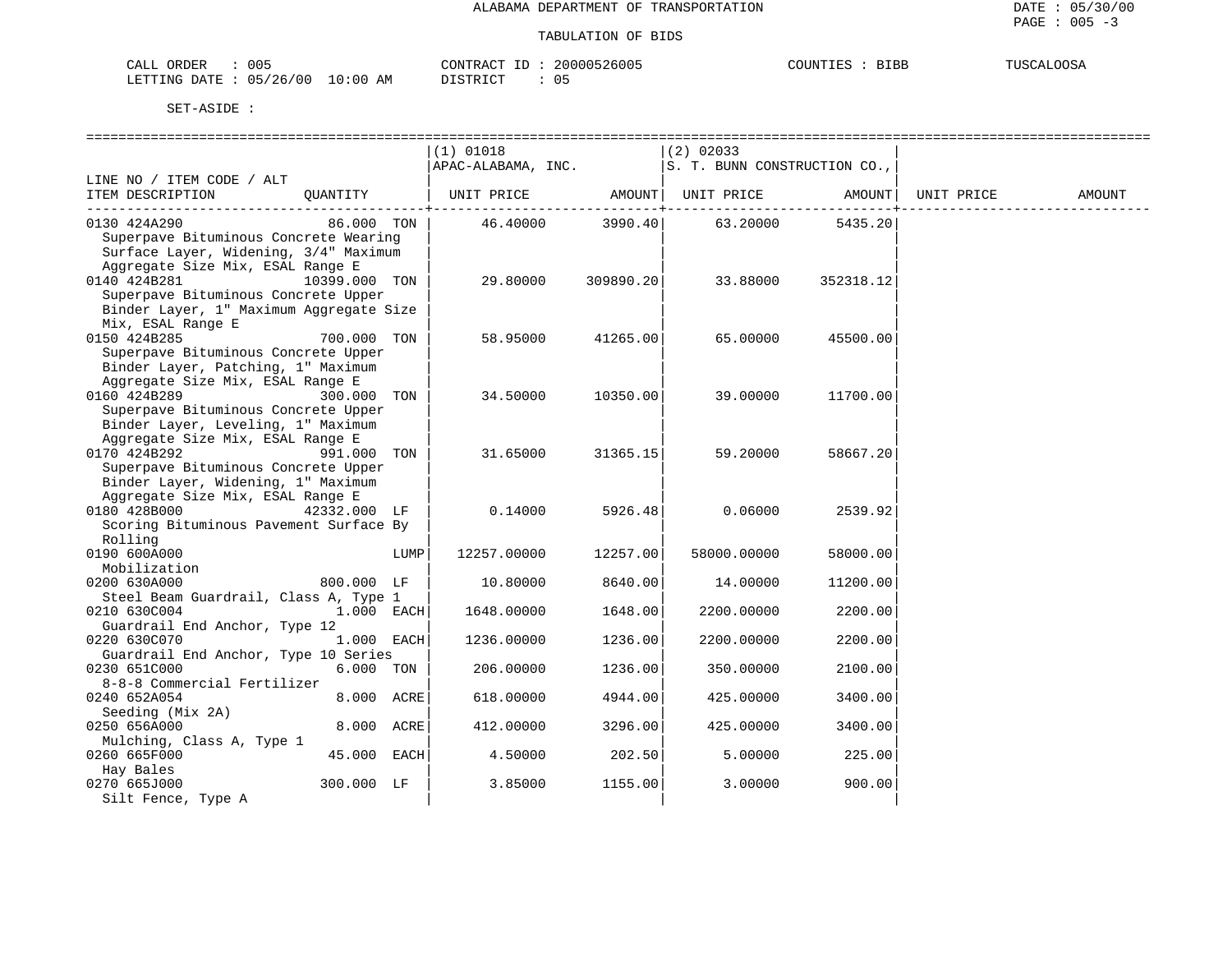ALABAMA DEPARTMENT OF TRANSPORTATION

TABULATION OF BIDS

CALL ORDER : 005  CONTRACT ID : 20000526005  COUNTIES : BIBB  TUSCALOOSA
LETTING DATE : 05/26/00 10:00 AM  DISTRICT : 05

SET-ASIDE :

| LINE NO / ITEM CODE / ALT ITEM DESCRIPTION | QUANTITY | (1) 01018 APAC-ALABAMA, INC. UNIT PRICE | AMOUNT | (2) 02033 S. T. BUNN CONSTRUCTION CO., UNIT PRICE | AMOUNT | UNIT PRICE | AMOUNT |
|---|---|---|---|---|---|---|---|
| 0130 424A290 Superpave Bituminous Concrete Wearing Surface Layer, Widening, 3/4" Maximum Aggregate Size Mix, ESAL Range E | 86.000 TON | 46.40000 | 3990.40 | 63.20000 | 5435.20 | | |
| 0140 424B281 Superpave Bituminous Concrete Upper Binder Layer, 1" Maximum Aggregate Size Mix, ESAL Range E | 10399.000 TON | 29.80000 | 309890.20 | 33.88000 | 352318.12 | | |
| 0150 424B285 Superpave Bituminous Concrete Upper Binder Layer, Patching, 1" Maximum Aggregate Size Mix, ESAL Range E | 700.000 TON | 58.95000 | 41265.00 | 65.00000 | 45500.00 | | |
| 0160 424B289 Superpave Bituminous Concrete Upper Binder Layer, Leveling, 1" Maximum Aggregate Size Mix, ESAL Range E | 300.000 TON | 34.50000 | 10350.00 | 39.00000 | 11700.00 | | |
| 0170 424B292 Superpave Bituminous Concrete Upper Binder Layer, Widening, 1" Maximum Aggregate Size Mix, ESAL Range E | 991.000 TON | 31.65000 | 31365.15 | 59.20000 | 58667.20 | | |
| 0180 428B000 Scoring Bituminous Pavement Surface By Rolling | 42332.000 LF | 0.14000 | 5926.48 | 0.06000 | 2539.92 | | |
| 0190 600A000 Mobilization | LUMP | 12257.00000 | 12257.00 | 58000.00000 | 58000.00 | | |
| 0200 630A000 Steel Beam Guardrail, Class A, Type 1 | 800.000 LF | 10.80000 | 8640.00 | 14.00000 | 11200.00 | | |
| 0210 630C004 Guardrail End Anchor, Type 12 | 1.000 EACH | 1648.00000 | 1648.00 | 2200.00000 | 2200.00 | | |
| 0220 630C070 Guardrail End Anchor, Type 10 Series | 1.000 EACH | 1236.00000 | 1236.00 | 2200.00000 | 2200.00 | | |
| 0230 651C000 8-8-8 Commercial Fertilizer | 6.000 TON | 206.00000 | 1236.00 | 350.00000 | 2100.00 | | |
| 0240 652A054 Seeding (Mix 2A) | 8.000 ACRE | 618.00000 | 4944.00 | 425.00000 | 3400.00 | | |
| 0250 656A000 Mulching, Class A, Type 1 | 8.000 ACRE | 412.00000 | 3296.00 | 425.00000 | 3400.00 | | |
| 0260 665F000 Hay Bales | 45.000 EACH | 4.50000 | 202.50 | 5.00000 | 225.00 | | |
| 0270 665J000 Silt Fence, Type A | 300.000 LF | 3.85000 | 1155.00 | 3.00000 | 900.00 | | |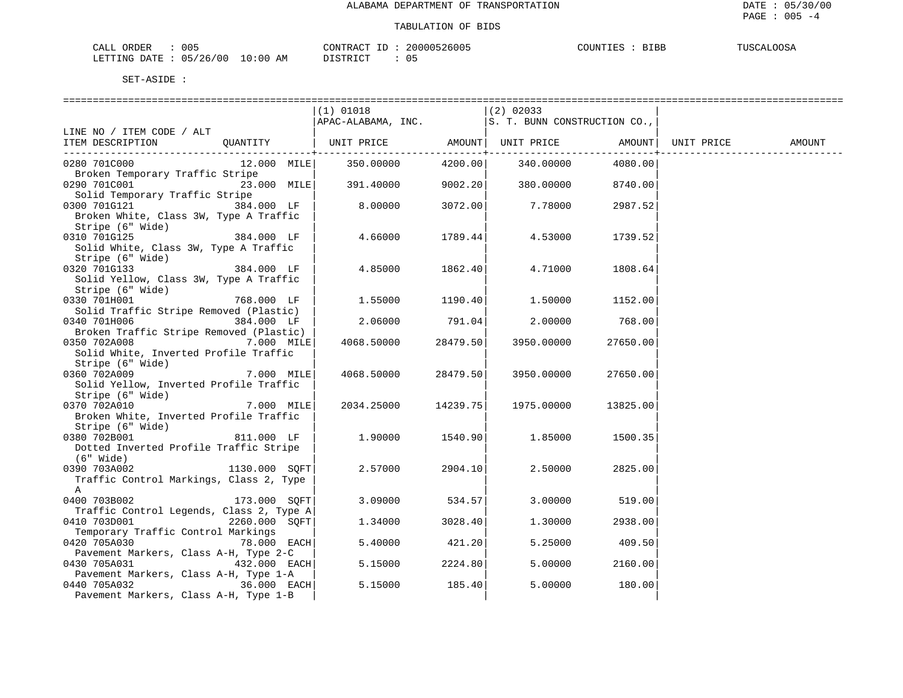ALABAMA DEPARTMENT OF TRANSPORTATION

TABULATION OF BIDS

CALL ORDER : 005 CONTRACT ID : 20000526005 COUNTIES : BIBB TUSCALOOSA
LETTING DATE : 05/26/00 10:00 AM DISTRICT : 05

SET-ASIDE :

| LINE NO / ITEM CODE / ALT ITEM DESCRIPTION | QUANTITY | (1) 01018 APAC-ALABAMA, INC. UNIT PRICE | AMOUNT | (2) 02033 S. T. BUNN CONSTRUCTION CO., UNIT PRICE | AMOUNT | UNIT PRICE | AMOUNT |
|---|---|---|---|---|---|---|---|
| 0280 701C000 Broken Temporary Traffic Stripe | 12.000 MILE | 350.00000 | 4200.00 | 340.00000 | 4080.00 | | |
| 0290 701C001 Solid Temporary Traffic Stripe | 23.000 MILE | 391.40000 | 9002.20 | 380.00000 | 8740.00 | | |
| 0300 701G121 Broken White, Class 3W, Type A Traffic Stripe (6" Wide) | 384.000 LF | 8.00000 | 3072.00 | 7.78000 | 2987.52 | | |
| 0310 701G125 Solid White, Class 3W, Type A Traffic Stripe (6" Wide) | 384.000 LF | 4.66000 | 1789.44 | 4.53000 | 1739.52 | | |
| 0320 701G133 Solid Yellow, Class 3W, Type A Traffic Stripe (6" Wide) | 384.000 LF | 4.85000 | 1862.40 | 4.71000 | 1808.64 | | |
| 0330 701H001 Solid Traffic Stripe Removed (Plastic) | 768.000 LF | 1.55000 | 1190.40 | 1.50000 | 1152.00 | | |
| 0340 701H006 Broken Traffic Stripe Removed (Plastic) | 384.000 LF | 2.06000 | 791.04 | 2.00000 | 768.00 | | |
| 0350 702A008 Solid White, Inverted Profile Traffic Stripe (6" Wide) | 7.000 MILE | 4068.50000 | 28479.50 | 3950.00000 | 27650.00 | | |
| 0360 702A009 Solid Yellow, Inverted Profile Traffic Stripe (6" Wide) | 7.000 MILE | 4068.50000 | 28479.50 | 3950.00000 | 27650.00 | | |
| 0370 702A010 Broken White, Inverted Profile Traffic Stripe (6" Wide) | 7.000 MILE | 2034.25000 | 14239.75 | 1975.00000 | 13825.00 | | |
| 0380 702B001 Dotted Inverted Profile Traffic Stripe (6" Wide) | 811.000 LF | 1.90000 | 1540.90 | 1.85000 | 1500.35 | | |
| 0390 703A002 Traffic Control Markings, Class 2, Type A | 1130.000 SQFT | 2.57000 | 2904.10 | 2.50000 | 2825.00 | | |
| 0400 703B002 Traffic Control Legends, Class 2, Type A | 173.000 SQFT | 3.09000 | 534.57 | 3.00000 | 519.00 | | |
| 0410 703D001 Temporary Traffic Control Markings | 2260.000 SQFT | 1.34000 | 3028.40 | 1.30000 | 2938.00 | | |
| 0420 705A030 Pavement Markers, Class A-H, Type 2-C | 78.000 EACH | 5.40000 | 421.20 | 5.25000 | 409.50 | | |
| 0430 705A031 Pavement Markers, Class A-H, Type 1-A | 432.000 EACH | 5.15000 | 2224.80 | 5.00000 | 2160.00 | | |
| 0440 705A032 Pavement Markers, Class A-H, Type 1-B | 36.000 EACH | 5.15000 | 185.40 | 5.00000 | 180.00 | | |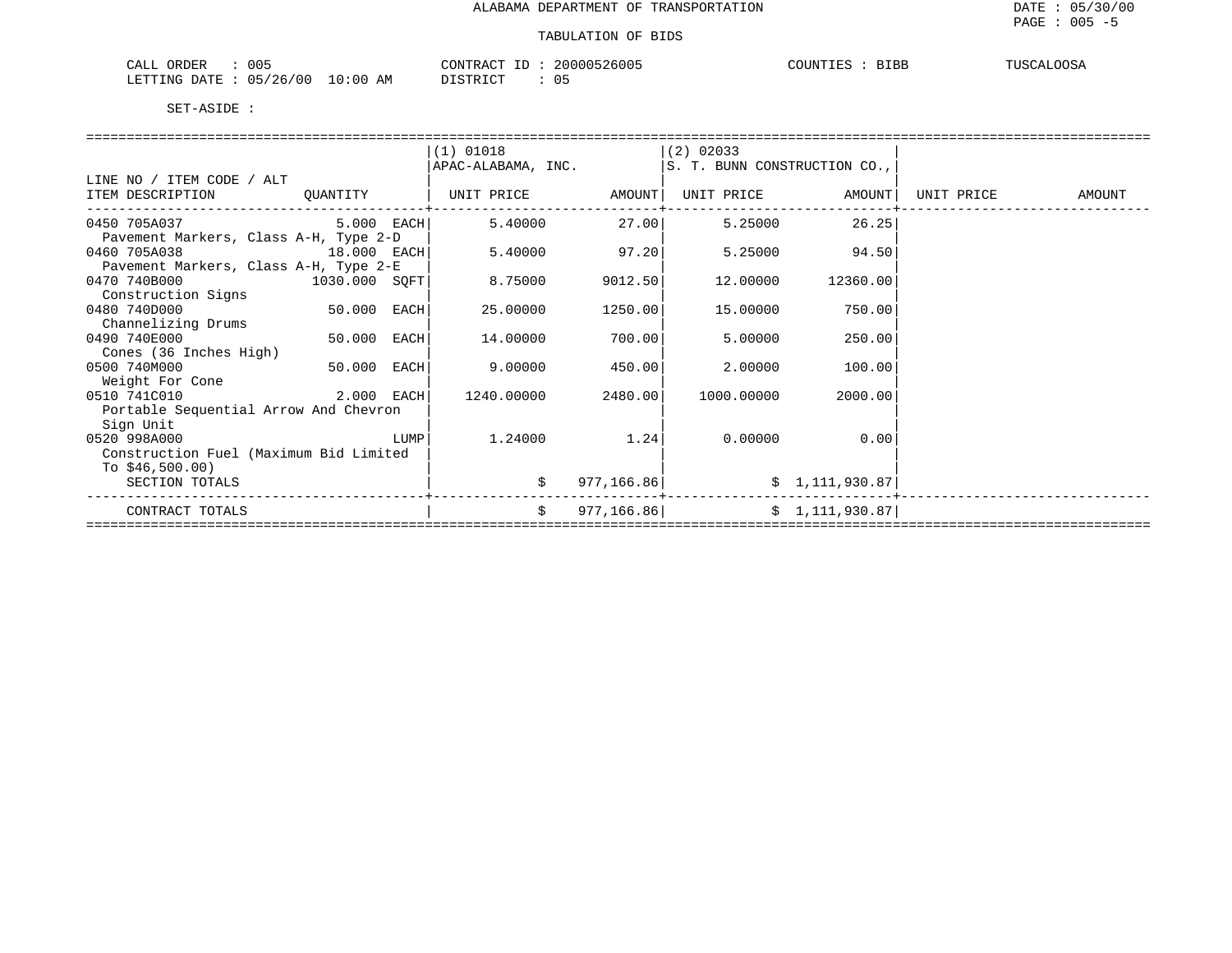# ALABAMA DEPARTMENT OF TRANSPORTATION

## TABULATION OF BIDS

DATE : 05/30/00

CALL ORDER : 005 CONTRACT ID : 20000526005 COUNTIES : BIBB TUSCALOOSA
LETTING DATE : 05/26/00 10:00 AM DISTRICT : 05

SET-ASIDE :

| LINE NO / ITEM CODE / ALT ITEM DESCRIPTION | QUANTITY | (1) 01018 APAC-ALABAMA, INC. UNIT PRICE | AMOUNT | (2) 02033 S. T. BUNN CONSTRUCTION CO., UNIT PRICE | AMOUNT | UNIT PRICE | AMOUNT |
|---|---|---|---|---|---|---|---|
| 0450 705A037 Pavement Markers, Class A-H, Type 2-D | 5.000 EACH | 5.40000 | 27.00 | 5.25000 | 26.25 | | |
| 0460 705A038 Pavement Markers, Class A-H, Type 2-E | 18.000 EACH | 5.40000 | 97.20 | 5.25000 | 94.50 | | |
| 0470 740B000 Construction Signs | 1030.000 SQFT | 8.75000 | 9012.50 | 12.00000 | 12360.00 | | |
| 0480 740D000 Channelizing Drums | 50.000 EACH | 25.00000 | 1250.00 | 15.00000 | 750.00 | | |
| 0490 740E000 Cones (36 Inches High) | 50.000 EACH | 14.00000 | 700.00 | 5.00000 | 250.00 | | |
| 0500 740M000 Weight For Cone | 50.000 EACH | 9.00000 | 450.00 | 2.00000 | 100.00 | | |
| 0510 741C010 Portable Sequential Arrow And Chevron Sign Unit | 2.000 EACH | 1240.00000 | 2480.00 | 1000.00000 | 2000.00 | | |
| 0520 998A000 Construction Fuel (Maximum Bid Limited To $46,500.00) | LUMP | 1.24000 | 1.24 | 0.00000 | 0.00 | | |
| SECTION TOTALS | | | $ 977,166.86 | | $ 1,111,930.87 | | |
| CONTRACT TOTALS | | | $ 977,166.86 | | $ 1,111,930.87 | | |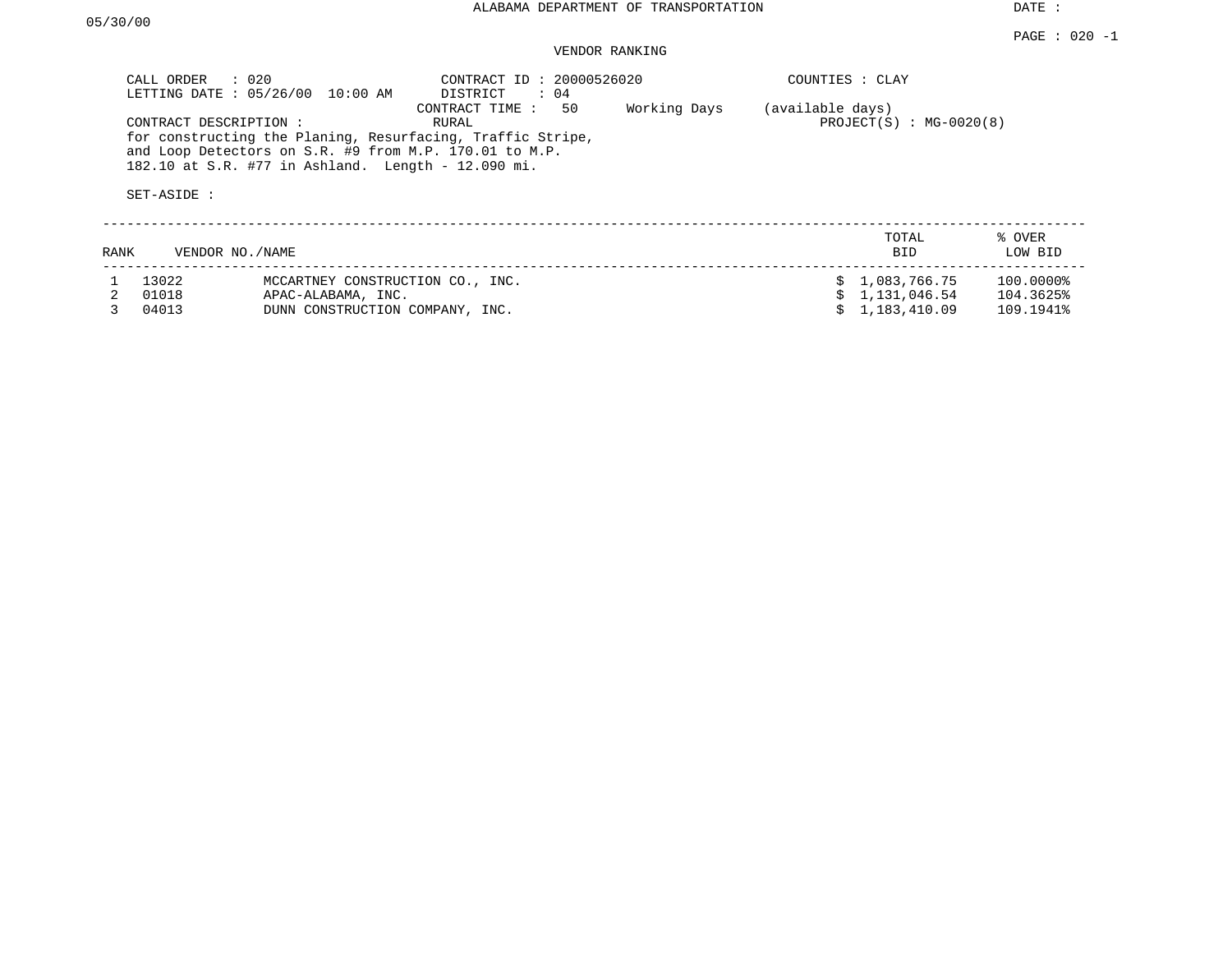ALABAMA DEPARTMENT OF TRANSPORTATION

DATE : 05/30/00

PAGE : 020 -1

## VENDOR RANKING

CALL ORDER : 020
LETTING DATE : 05/26/00 10:00 AM

CONTRACT ID : 20000526020
DISTRICT : 04
CONTRACT TIME : 50 Working Days (available days)

COUNTIES : CLAY

PROJECT(S) : MG-0020(8)

CONTRACT DESCRIPTION : RURAL
for constructing the Planing, Resurfacing, Traffic Stripe, and Loop Detectors on S.R. #9 from M.P. 170.01 to M.P. 182.10 at S.R. #77 in Ashland. Length - 12.090 mi.

SET-ASIDE :

| RANK | VENDOR NO. | NAME | TOTAL BID | % OVER LOW BID |
|---|---|---|---|---|
| 1 | 13022 | MCCARTNEY CONSTRUCTION CO., INC. | $ 1,083,766.75 | 100.0000% |
| 2 | 01018 | APAC-ALABAMA, INC. | $ 1,131,046.54 | 104.3625% |
| 3 | 04013 | DUNN CONSTRUCTION COMPANY, INC. | $ 1,183,410.09 | 109.1941% |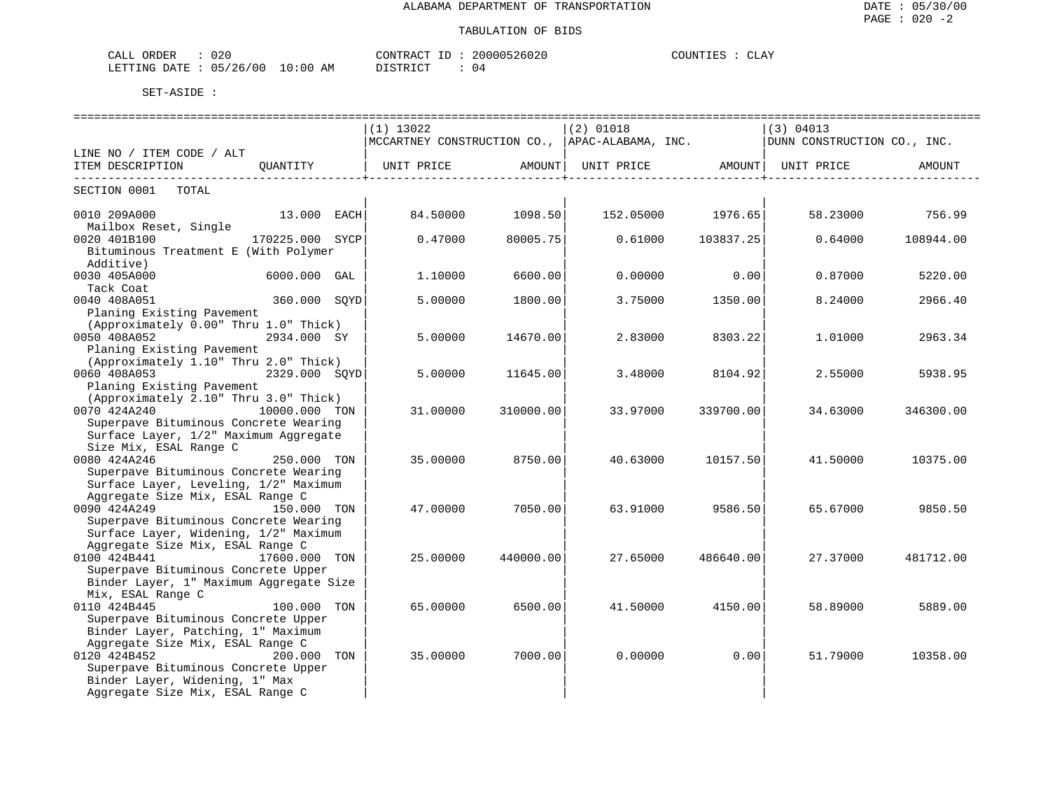ALABAMA DEPARTMENT OF TRANSPORTATION

TABULATION OF BIDS

CALL ORDER : 020　　　CONTRACT ID : 20000526020　　　COUNTIES : CLAY
LETTING DATE : 05/26/00 10:00 AM　　　DISTRICT : 04

SET-ASIDE :

| LINE NO / ITEM CODE / ALT ITEM DESCRIPTION | QUANTITY | (1) 13022 MCCARTNEY CONSTRUCTION CO., UNIT PRICE | AMOUNT | (2) 01018 APAC-ALABAMA, INC. UNIT PRICE | AMOUNT | (3) 04013 DUNN CONSTRUCTION CO., INC. UNIT PRICE | AMOUNT |
|---|---|---|---|---|---|---|---|
| SECTION 0001 TOTAL | | | | | | | |
| 0010 209A000 Mailbox Reset, Single | 13.000 EACH | 84.50000 | 1098.50 | 152.05000 | 1976.65 | 58.23000 | 756.99 |
| 0020 401B100 Bituminous Treatment E (With Polymer Additive) | 170225.000 SYCP | 0.47000 | 80005.75 | 0.61000 | 103837.25 | 0.64000 | 108944.00 |
| 0030 405A000 Tack Coat | 6000.000 GAL | 1.10000 | 6600.00 | 0.00000 | 0.00 | 0.87000 | 5220.00 |
| 0040 408A051 Planing Existing Pavement (Approximately 0.00" Thru 1.0" Thick) | 360.000 SQYD | 5.00000 | 1800.00 | 3.75000 | 1350.00 | 8.24000 | 2966.40 |
| 0050 408A052 Planing Existing Pavement (Approximately 1.10" Thru 2.0" Thick) | 2934.000 SY | 5.00000 | 14670.00 | 2.83000 | 8303.22 | 1.01000 | 2963.34 |
| 0060 408A053 Planing Existing Pavement (Approximately 2.10" Thru 3.0" Thick) | 2329.000 SQYD | 5.00000 | 11645.00 | 3.48000 | 8104.92 | 2.55000 | 5938.95 |
| 0070 424A240 Superpave Bituminous Concrete Wearing Surface Layer, 1/2" Maximum Aggregate Size Mix, ESAL Range C | 10000.000 TON | 31.00000 | 310000.00 | 33.97000 | 339700.00 | 34.63000 | 346300.00 |
| 0080 424A246 Superpave Bituminous Concrete Wearing Surface Layer, Leveling, 1/2" Maximum Aggregate Size Mix, ESAL Range C | 250.000 TON | 35.00000 | 8750.00 | 40.63000 | 10157.50 | 41.50000 | 10375.00 |
| 0090 424A249 Superpave Bituminous Concrete Wearing Surface Layer, Widening, 1/2" Maximum Aggregate Size Mix, ESAL Range C | 150.000 TON | 47.00000 | 7050.00 | 63.91000 | 9586.50 | 65.67000 | 9850.50 |
| 0100 424B441 Superpave Bituminous Concrete Upper Binder Layer, 1" Maximum Aggregate Size Mix, ESAL Range C | 17600.000 TON | 25.00000 | 440000.00 | 27.65000 | 486640.00 | 27.37000 | 481712.00 |
| 0110 424B445 Superpave Bituminous Concrete Upper Binder Layer, Patching, 1" Maximum Aggregate Size Mix, ESAL Range C | 100.000 TON | 65.00000 | 6500.00 | 41.50000 | 4150.00 | 58.89000 | 5889.00 |
| 0120 424B452 Superpave Bituminous Concrete Upper Binder Layer, Widening, 1" Max Aggregate Size Mix, ESAL Range C | 200.000 TON | 35.00000 | 7000.00 | 0.00000 | 0.00 | 51.79000 | 10358.00 |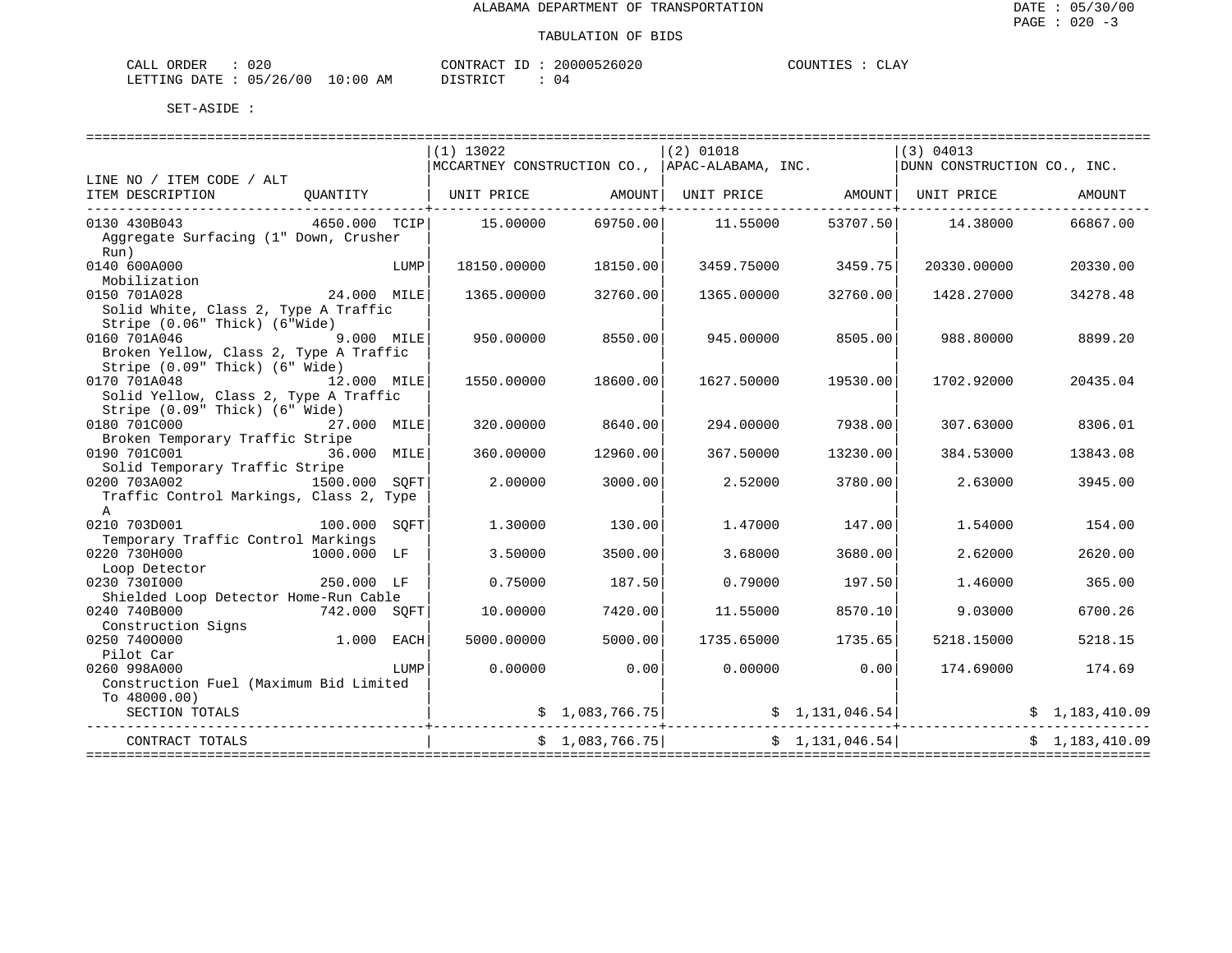# ALABAMA DEPARTMENT OF TRANSPORTATION

## TABULATION OF BIDS

DATE : 05/30/00
PAGE : 020 -3

CALL ORDER : 020
LETTING DATE : 05/26/00 10:00 AM
CONTRACT ID : 20000526020
DISTRICT : 04
COUNTIES : CLAY

SET-ASIDE :

| LINE NO / ITEM CODE / ALT ITEM DESCRIPTION | QUANTITY | (1) 13022 MCCARTNEY CONSTRUCTION CO., UNIT PRICE | AMOUNT | (2) 01018 APAC-ALABAMA, INC. UNIT PRICE | AMOUNT | (3) 04013 DUNN CONSTRUCTION CO., INC. UNIT PRICE | AMOUNT |
|---|---|---|---|---|---|---|---|
| 0130 430B043 Aggregate Surfacing (1" Down, Crusher Run) | 4650.000 TCIP | 15.00000 | 69750.00 | 11.55000 | 53707.50 | 14.38000 | 66867.00 |
| 0140 600A000 Mobilization | LUMP | 18150.00000 | 18150.00 | 3459.75000 | 3459.75 | 20330.00000 | 20330.00 |
| 0150 701A028 Solid White, Class 2, Type A Traffic Stripe (0.06" Thick) (6"Wide) | 24.000 MILE | 1365.00000 | 32760.00 | 1365.00000 | 32760.00 | 1428.27000 | 34278.48 |
| 0160 701A046 Broken Yellow, Class 2, Type A Traffic Stripe (0.09" Thick) (6" Wide) | 9.000 MILE | 950.00000 | 8550.00 | 945.00000 | 8505.00 | 988.80000 | 8899.20 |
| 0170 701A048 Solid Yellow, Class 2, Type A Traffic Stripe (0.09" Thick) (6" Wide) | 12.000 MILE | 1550.00000 | 18600.00 | 1627.50000 | 19530.00 | 1702.92000 | 20435.04 |
| 0180 701C000 Broken Temporary Traffic Stripe | 27.000 MILE | 320.00000 | 8640.00 | 294.00000 | 7938.00 | 307.63000 | 8306.01 |
| 0190 701C001 Solid Temporary Traffic Stripe | 36.000 MILE | 360.00000 | 12960.00 | 367.50000 | 13230.00 | 384.53000 | 13843.08 |
| 0200 703A002 Traffic Control Markings, Class 2, Type A | 1500.000 SQFT | 2.00000 | 3000.00 | 2.52000 | 3780.00 | 2.63000 | 3945.00 |
| 0210 703D001 Temporary Traffic Control Markings | 100.000 SQFT | 1.30000 | 130.00 | 1.47000 | 147.00 | 1.54000 | 154.00 |
| 0220 730H000 Loop Detector | 1000.000 LF | 3.50000 | 3500.00 | 3.68000 | 3680.00 | 2.62000 | 2620.00 |
| 0230 730I000 Shielded Loop Detector Home-Run Cable | 250.000 LF | 0.75000 | 187.50 | 0.79000 | 197.50 | 1.46000 | 365.00 |
| 0240 740B000 Construction Signs | 742.000 SQFT | 10.00000 | 7420.00 | 11.55000 | 8570.10 | 9.03000 | 6700.26 |
| 0250 740O000 Pilot Car | 1.000 EACH | 5000.00000 | 5000.00 | 1735.65000 | 1735.65 | 5218.15000 | 5218.15 |
| 0260 998A000 Construction Fuel (Maximum Bid Limited To 48000.00) | LUMP | 0.00000 | 0.00 | 0.00000 | 0.00 | 174.69000 | 174.69 |
| SECTION TOTALS | | | $ 1,083,766.75 | | $ 1,131,046.54 | | $ 1,183,410.09 |
| CONTRACT TOTALS | | | $ 1,083,766.75 | | $ 1,131,046.54 | | $ 1,183,410.09 |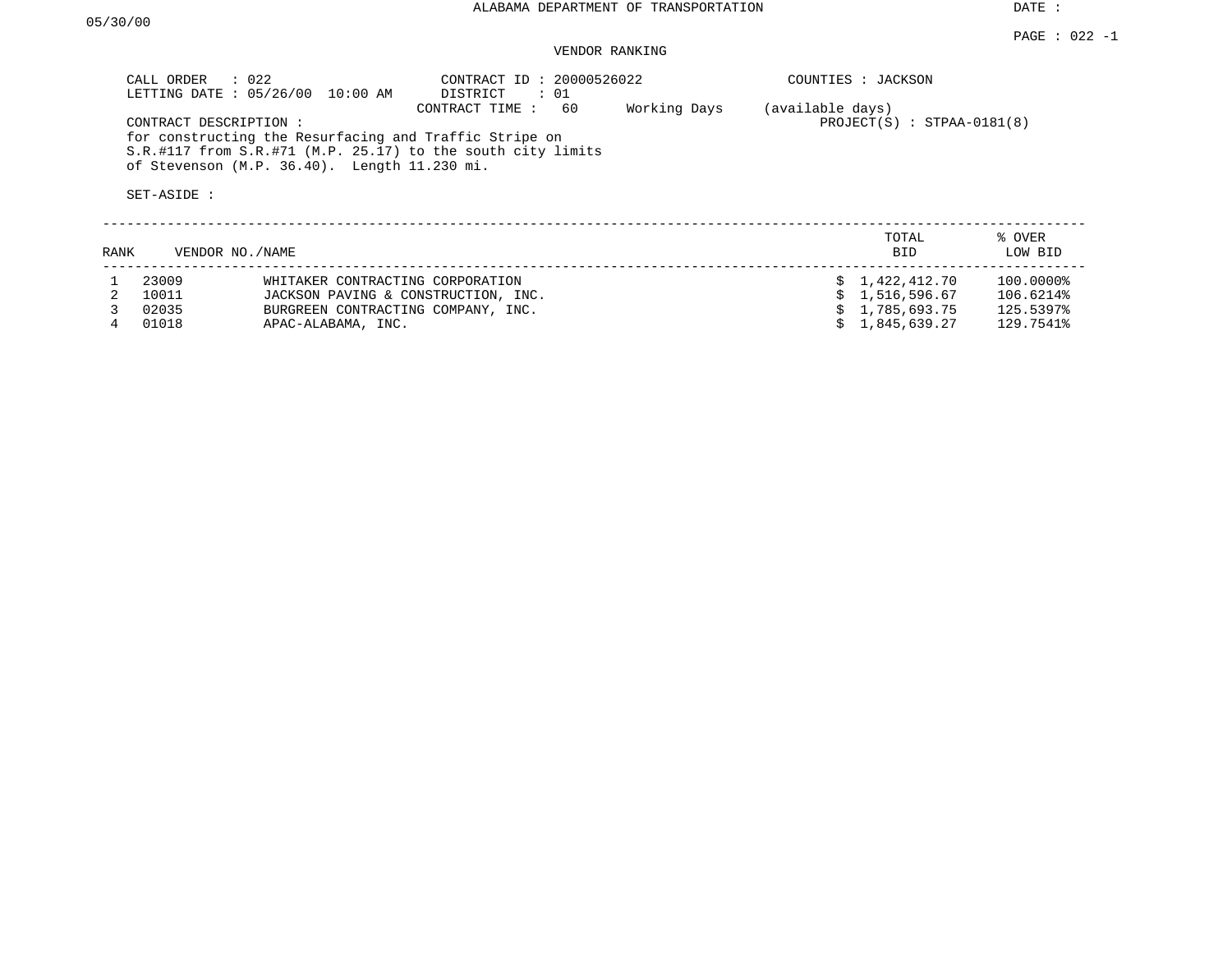05/30/00

ALABAMA DEPARTMENT OF TRANSPORTATION

DATE :

PAGE : 022 -1

VENDOR RANKING

CALL ORDER : 022
LETTING DATE : 05/26/00 10:00 AM

CONTRACT ID : 20000526022
DISTRICT : 01
CONTRACT TIME : 60 Working Days (available days)

COUNTIES : JACKSON

PROJECT(S) : STPAA-0181(8)

CONTRACT DESCRIPTION :
for constructing the Resurfacing and Traffic Stripe on
S.R.#117 from S.R.#71 (M.P. 25.17) to the south city limits
of Stevenson (M.P. 36.40). Length 11.230 mi.

SET-ASIDE :

| RANK | VENDOR NO./NAME | | TOTAL BID | % OVER LOW BID |
|---|---|---|---|---|
| 1 | 23009 | WHITAKER CONTRACTING CORPORATION | $ 1,422,412.70 | 100.0000% |
| 2 | 10011 | JACKSON PAVING & CONSTRUCTION, INC. | $ 1,516,596.67 | 106.6214% |
| 3 | 02035 | BURGREEN CONTRACTING COMPANY, INC. | $ 1,785,693.75 | 125.5397% |
| 4 | 01018 | APAC-ALABAMA, INC. | $ 1,845,639.27 | 129.7541% |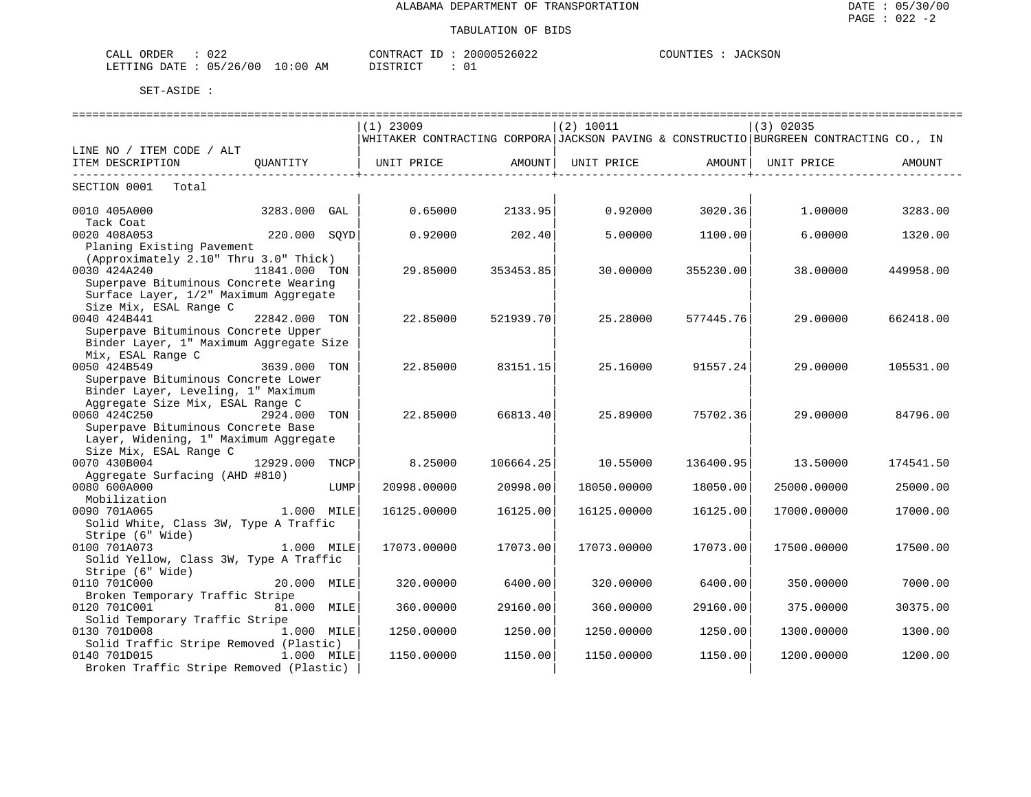ALABAMA DEPARTMENT OF TRANSPORTATION

DATE : 05/30/00

PAGE : 022 -2

TABULATION OF BIDS

CALL ORDER : 022 CONTRACT ID : 20000526022 COUNTIES : JACKSON

LETTING DATE : 05/26/00 10:00 AM DISTRICT : 01

SET-ASIDE :

| LINE NO / ITEM CODE / ALT ITEM DESCRIPTION | QUANTITY | (1) 23009 WHITAKER CONTRACTING CORPORA UNIT PRICE | AMOUNT | (2) 10011 JACKSON PAVING & CONSTRUCTIO UNIT PRICE | AMOUNT | (3) 02035 BURGREEN CONTRACTING CO., IN UNIT PRICE | AMOUNT |
|---|---|---|---|---|---|---|---|
| SECTION 0001 Total | | | | | | | |
| 0010 405A000 Tack Coat | 3283.000 GAL | 0.65000 | 2133.95 | 0.92000 | 3020.36 | 1.00000 | 3283.00 |
| 0020 408A053 Planing Existing Pavement (Approximately 2.10" Thru 3.0" Thick) | 220.000 SQYD | 0.92000 | 202.40 | 5.00000 | 1100.00 | 6.00000 | 1320.00 |
| 0030 424A240 Superpave Bituminous Concrete Wearing Surface Layer, 1/2" Maximum Aggregate Size Mix, ESAL Range C | 11841.000 TON | 29.85000 | 353453.85 | 30.00000 | 355230.00 | 38.00000 | 449958.00 |
| 0040 424B441 Superpave Bituminous Concrete Upper Binder Layer, 1" Maximum Aggregate Size Mix, ESAL Range C | 22842.000 TON | 22.85000 | 521939.70 | 25.28000 | 577445.76 | 29.00000 | 662418.00 |
| 0050 424B549 Superpave Bituminous Concrete Lower Binder Layer, Leveling, 1" Maximum Aggregate Size Mix, ESAL Range C | 3639.000 TON | 22.85000 | 83151.15 | 25.16000 | 91557.24 | 29.00000 | 105531.00 |
| 0060 424C250 Superpave Bituminous Concrete Base Layer, Widening, 1" Maximum Aggregate Size Mix, ESAL Range C | 2924.000 TON | 22.85000 | 66813.40 | 25.89000 | 75702.36 | 29.00000 | 84796.00 |
| 0070 430B004 Aggregate Surfacing (AHD #810) | 12929.000 TNCP | 8.25000 | 106664.25 | 10.55000 | 136400.95 | 13.50000 | 174541.50 |
| 0080 600A000 Mobilization | LUMP | 20998.00000 | 20998.00 | 18050.00000 | 18050.00 | 25000.00000 | 25000.00 |
| 0090 701A065 Solid White, Class 3W, Type A Traffic Stripe (6" Wide) | 1.000 MILE | 16125.00000 | 16125.00 | 16125.00000 | 16125.00 | 17000.00000 | 17000.00 |
| 0100 701A073 Solid Yellow, Class 3W, Type A Traffic Stripe (6" Wide) | 1.000 MILE | 17073.00000 | 17073.00 | 17073.00000 | 17073.00 | 17500.00000 | 17500.00 |
| 0110 701C000 Broken Temporary Traffic Stripe | 20.000 MILE | 320.00000 | 6400.00 | 320.00000 | 6400.00 | 350.00000 | 7000.00 |
| 0120 701C001 Solid Temporary Traffic Stripe | 81.000 MILE | 360.00000 | 29160.00 | 360.00000 | 29160.00 | 375.00000 | 30375.00 |
| 0130 701D008 Solid Traffic Stripe Removed (Plastic) | 1.000 MILE | 1250.00000 | 1250.00 | 1250.00000 | 1250.00 | 1300.00000 | 1300.00 |
| 0140 701D015 Broken Traffic Stripe Removed (Plastic) | 1.000 MILE | 1150.00000 | 1150.00 | 1150.00000 | 1150.00 | 1200.00000 | 1200.00 |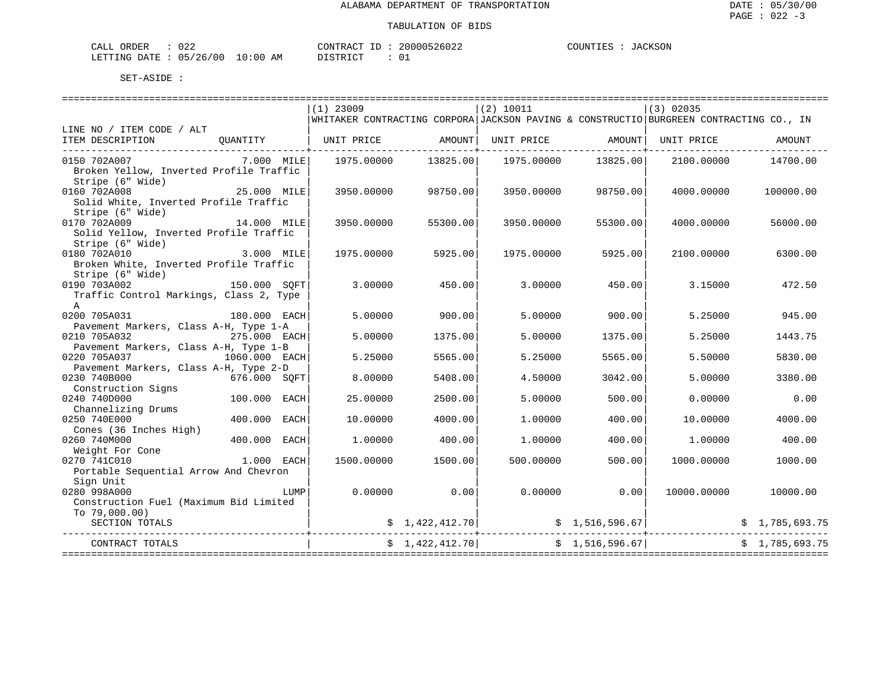ALABAMA DEPARTMENT OF TRANSPORTATION

TABULATION OF BIDS

DATE : 05/30/00
PAGE : 022 -3

CALL ORDER : 022
LETTING DATE : 05/26/00 10:00 AM

CONTRACT ID : 20000526022
DISTRICT : 01

COUNTIES : JACKSON

SET-ASIDE :

| LINE NO / ITEM CODE / ALT ITEM DESCRIPTION | QUANTITY | (1) 23009 WHITAKER CONTRACTING CORPORA UNIT PRICE | AMOUNT | (2) 10011 JACKSON PAVING & CONSTRUCTIO UNIT PRICE | AMOUNT | (3) 02035 BURGREEN CONTRACTING CO., IN UNIT PRICE | AMOUNT |
|---|---|---|---|---|---|---|---|
| 0150 702A007 Broken Yellow, Inverted Profile Traffic Stripe (6" Wide) | 7.000 MILE | 1975.00000 | 13825.00 | 1975.00000 | 13825.00 | 2100.00000 | 14700.00 |
| 0160 702A008 Solid White, Inverted Profile Traffic Stripe (6" Wide) | 25.000 MILE | 3950.00000 | 98750.00 | 3950.00000 | 98750.00 | 4000.00000 | 100000.00 |
| 0170 702A009 Solid Yellow, Inverted Profile Traffic Stripe (6" Wide) | 14.000 MILE | 3950.00000 | 55300.00 | 3950.00000 | 55300.00 | 4000.00000 | 56000.00 |
| 0180 702A010 Broken White, Inverted Profile Traffic Stripe (6" Wide) | 3.000 MILE | 1975.00000 | 5925.00 | 1975.00000 | 5925.00 | 2100.00000 | 6300.00 |
| 0190 703A002 Traffic Control Markings, Class 2, Type A | 150.000 SQFT | 3.00000 | 450.00 | 3.00000 | 450.00 | 3.15000 | 472.50 |
| 0200 705A031 Pavement Markers, Class A-H, Type 1-A | 180.000 EACH | 5.00000 | 900.00 | 5.00000 | 900.00 | 5.25000 | 945.00 |
| 0210 705A032 Pavement Markers, Class A-H, Type 1-B | 275.000 EACH | 5.00000 | 1375.00 | 5.00000 | 1375.00 | 5.25000 | 1443.75 |
| 0220 705A037 Pavement Markers, Class A-H, Type 2-D | 1060.000 EACH | 5.25000 | 5565.00 | 5.25000 | 5565.00 | 5.50000 | 5830.00 |
| 0230 740B000 Construction Signs | 676.000 SQFT | 8.00000 | 5408.00 | 4.50000 | 3042.00 | 5.00000 | 3380.00 |
| 0240 740D000 Channelizing Drums | 100.000 EACH | 25.00000 | 2500.00 | 5.00000 | 500.00 | 0.00000 | 0.00 |
| 0250 740E000 Cones (36 Inches High) | 400.000 EACH | 10.00000 | 4000.00 | 1.00000 | 400.00 | 10.00000 | 4000.00 |
| 0260 740M000 Weight For Cone | 400.000 EACH | 1.00000 | 400.00 | 1.00000 | 400.00 | 1.00000 | 400.00 |
| 0270 741C010 Portable Sequential Arrow And Chevron Sign Unit | 1.000 EACH | 1500.00000 | 1500.00 | 500.00000 | 500.00 | 1000.00000 | 1000.00 |
| 0280 998A000 Construction Fuel (Maximum Bid Limited To 79,000.00) | LUMP | 0.00000 | 0.00 | 0.00000 | 0.00 | 10000.00000 | 10000.00 |
| SECTION TOTALS | | | $ 1,422,412.70 | | $ 1,516,596.67 | | $ 1,785,693.75 |
| CONTRACT TOTALS | | | $ 1,422,412.70 | | $ 1,516,596.67 | | $ 1,785,693.75 |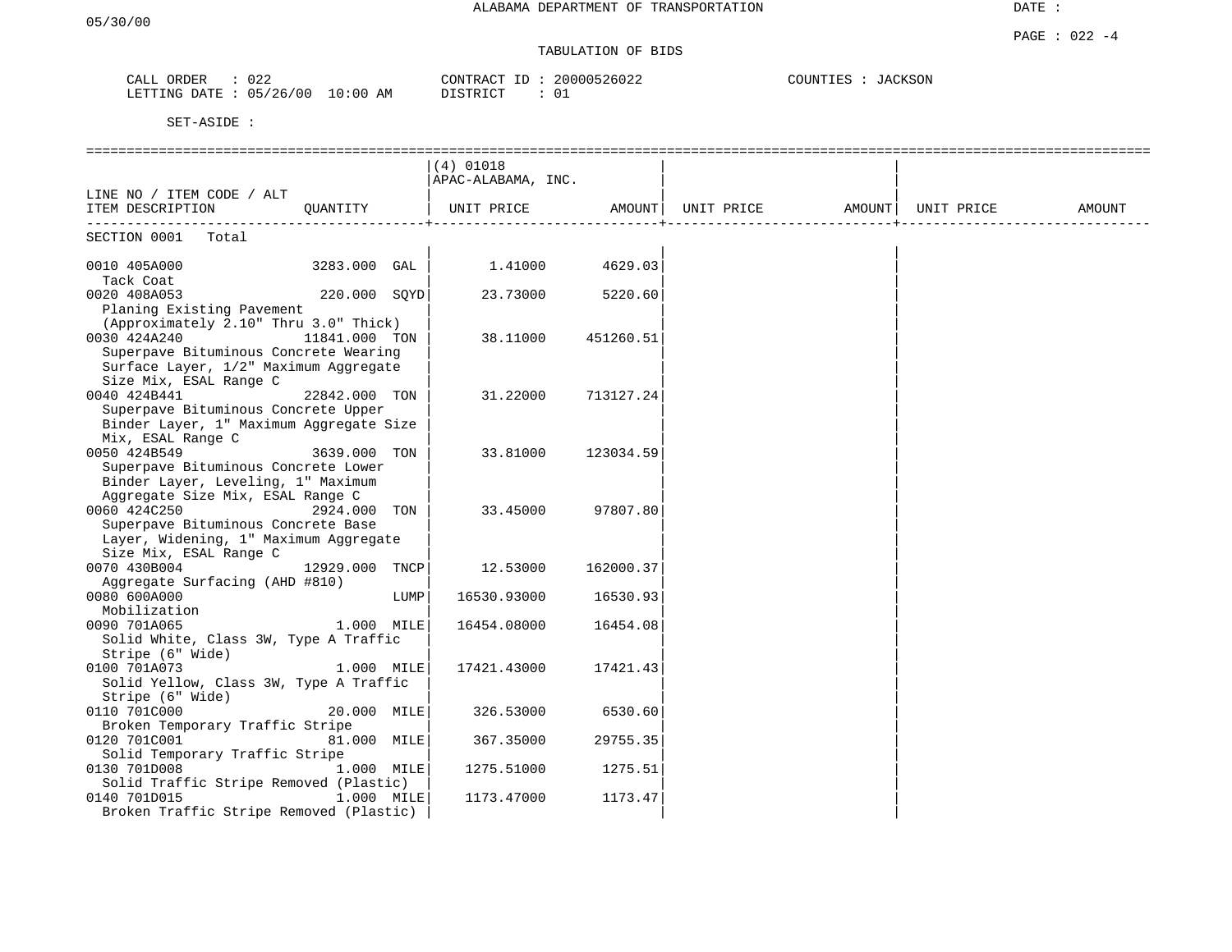ALABAMA DEPARTMENT OF TRANSPORTATION

05/30/00

DATE :

PAGE : 022 -4

TABULATION OF BIDS

CALL ORDER : 022
LETTING DATE : 05/26/00 10:00 AM

CONTRACT ID : 20000526022
DISTRICT : 01

COUNTIES : JACKSON

SET-ASIDE :

| LINE NO / ITEM CODE / ALT ITEM DESCRIPTION | QUANTITY | (4) 01018 APAC-ALABAMA, INC. UNIT PRICE | AMOUNT | UNIT PRICE | AMOUNT | UNIT PRICE | AMOUNT |
|---|---|---|---|---|---|---|---|
| SECTION 0001 Total | | | | | | | |
| 0010 405A000 Tack Coat | 3283.000 GAL | 1.41000 | 4629.03 | | | | |
| 0020 408A053 Planing Existing Pavement (Approximately 2.10" Thru 3.0" Thick) | 220.000 SQYD | 23.73000 | 5220.60 | | | | |
| 0030 424A240 Superpave Bituminous Concrete Wearing Surface Layer, 1/2" Maximum Aggregate Size Mix, ESAL Range C | 11841.000 TON | 38.11000 | 451260.51 | | | | |
| 0040 424B441 Superpave Bituminous Concrete Upper Binder Layer, 1" Maximum Aggregate Size Mix, ESAL Range C | 22842.000 TON | 31.22000 | 713127.24 | | | | |
| 0050 424B549 Superpave Bituminous Concrete Lower Binder Layer, Leveling, 1" Maximum Aggregate Size Mix, ESAL Range C | 3639.000 TON | 33.81000 | 123034.59 | | | | |
| 0060 424C250 Superpave Bituminous Concrete Base Layer, Widening, 1" Maximum Aggregate Size Mix, ESAL Range C | 2924.000 TON | 33.45000 | 97807.80 | | | | |
| 0070 430B004 Aggregate Surfacing (AHD #810) | 12929.000 TNCP | 12.53000 | 162000.37 | | | | |
| 0080 600A000 Mobilization | LUMP | 16530.93000 | 16530.93 | | | | |
| 0090 701A065 Solid White, Class 3W, Type A Traffic Stripe (6" Wide) | 1.000 MILE | 16454.08000 | 16454.08 | | | | |
| 0100 701A073 Solid Yellow, Class 3W, Type A Traffic Stripe (6" Wide) | 1.000 MILE | 17421.43000 | 17421.43 | | | | |
| 0110 701C000 Broken Temporary Traffic Stripe | 20.000 MILE | 326.53000 | 6530.60 | | | | |
| 0120 701C001 Solid Temporary Traffic Stripe | 81.000 MILE | 367.35000 | 29755.35 | | | | |
| 0130 701D008 Solid Traffic Stripe Removed (Plastic) | 1.000 MILE | 1275.51000 | 1275.51 | | | | |
| 0140 701D015 Broken Traffic Stripe Removed (Plastic) | 1.000 MILE | 1173.47000 | 1173.47 | | | | |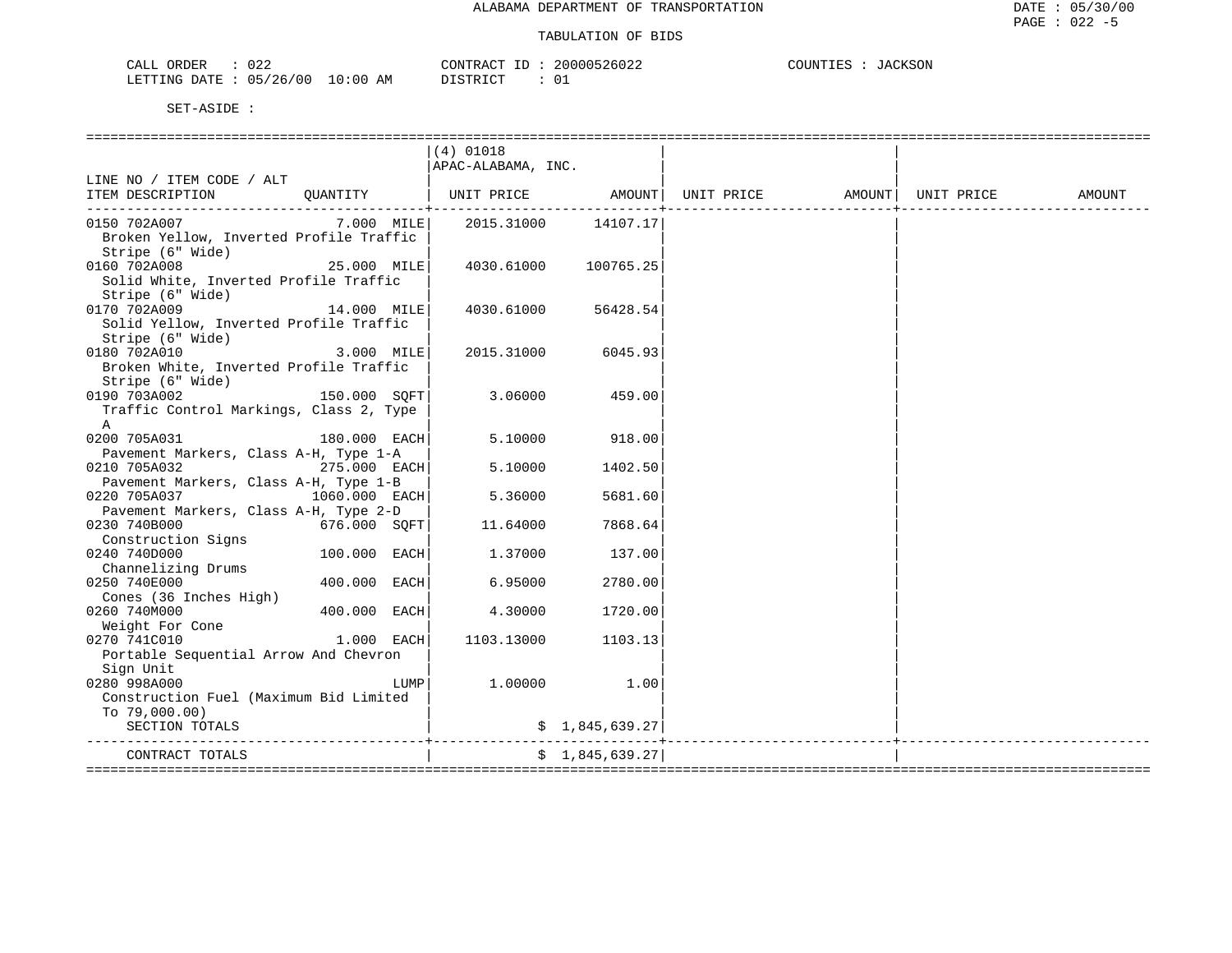ALABAMA DEPARTMENT OF TRANSPORTATION

TABULATION OF BIDS

CALL ORDER : 022 CONTRACT ID : 20000526022 COUNTIES : JACKSON
LETTING DATE : 05/26/00 10:00 AM DISTRICT : 01

SET-ASIDE :

| LINE NO / ITEM CODE / ALT ITEM DESCRIPTION | QUANTITY | (4) 01018 APAC-ALABAMA, INC. UNIT PRICE | AMOUNT | UNIT PRICE | AMOUNT | UNIT PRICE | AMOUNT |
|---|---|---|---|---|---|---|---|
| 0150 702A007 Broken Yellow, Inverted Profile Traffic Stripe (6" Wide) | 7.000 MILE | 2015.31000 | 14107.17 | | | | |
| 0160 702A008 Solid White, Inverted Profile Traffic Stripe (6" Wide) | 25.000 MILE | 4030.61000 | 100765.25 | | | | |
| 0170 702A009 Solid Yellow, Inverted Profile Traffic Stripe (6" Wide) | 14.000 MILE | 4030.61000 | 56428.54 | | | | |
| 0180 702A010 Broken White, Inverted Profile Traffic Stripe (6" Wide) | 3.000 MILE | 2015.31000 | 6045.93 | | | | |
| 0190 703A002 Traffic Control Markings, Class 2, Type A | 150.000 SQFT | 3.06000 | 459.00 | | | | |
| 0200 705A031 Pavement Markers, Class A-H, Type 1-A | 180.000 EACH | 5.10000 | 918.00 | | | | |
| 0210 705A032 Pavement Markers, Class A-H, Type 1-B | 275.000 EACH | 5.10000 | 1402.50 | | | | |
| 0220 705A037 Pavement Markers, Class A-H, Type 2-D | 1060.000 EACH | 5.36000 | 5681.60 | | | | |
| 0230 740B000 Construction Signs | 676.000 SQFT | 11.64000 | 7868.64 | | | | |
| 0240 740D000 Channelizing Drums | 100.000 EACH | 1.37000 | 137.00 | | | | |
| 0250 740E000 Cones (36 Inches High) | 400.000 EACH | 6.95000 | 2780.00 | | | | |
| 0260 740M000 Weight For Cone | 400.000 EACH | 4.30000 | 1720.00 | | | | |
| 0270 741C010 Portable Sequential Arrow And Chevron Sign Unit | 1.000 EACH | 1103.13000 | 1103.13 | | | | |
| 0280 998A000 Construction Fuel (Maximum Bid Limited To 79,000.00) | LUMP | 1.00000 | 1.00 | | | | |
| SECTION TOTALS | | | $ 1,845,639.27 | | | | |
| CONTRACT TOTALS | | | $ 1,845,639.27 | | | | |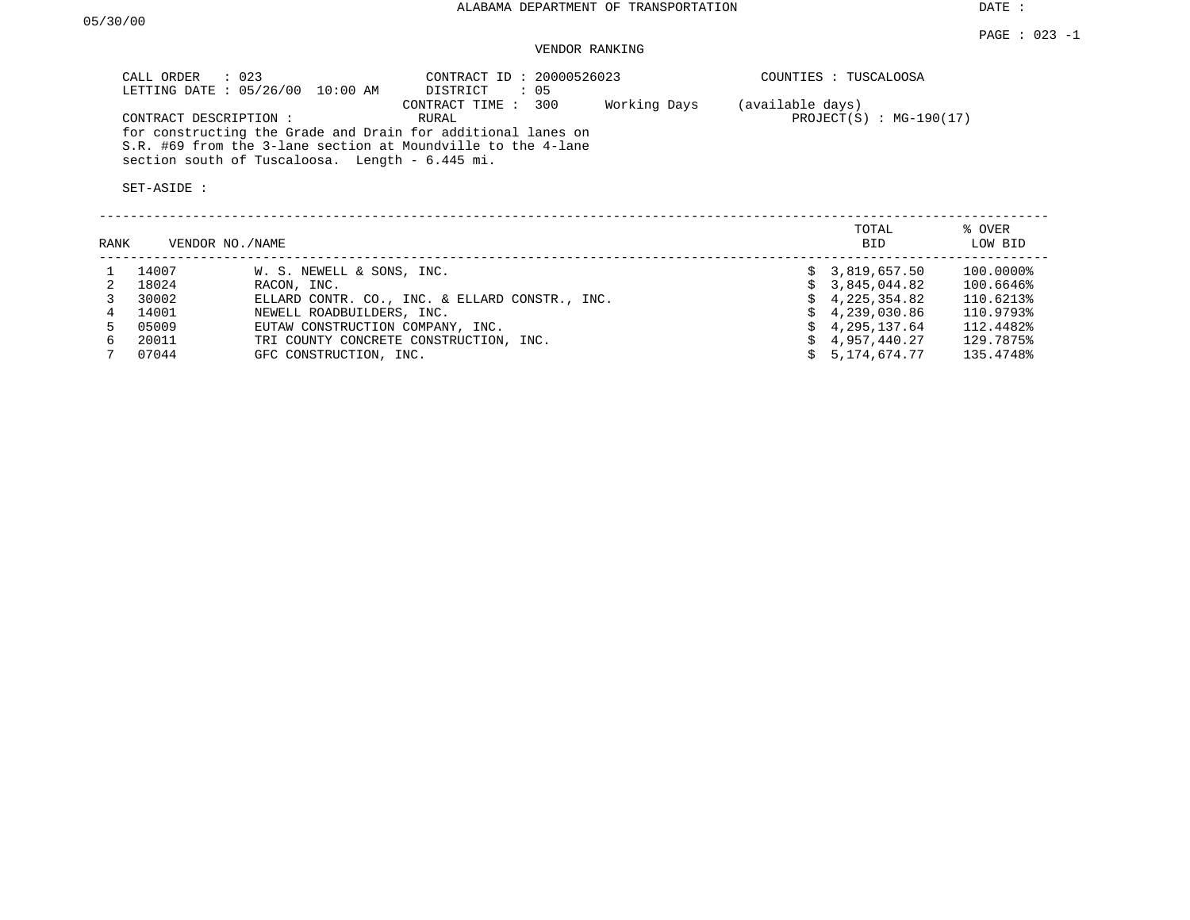ALABAMA DEPARTMENT OF TRANSPORTATION

DATE : 05/30/00

PAGE : 023 -1

## VENDOR RANKING

CALL ORDER : 023
LETTING DATE : 05/26/00 10:00 AM

CONTRACT ID : 20000526023
DISTRICT : 05
CONTRACT TIME : 300 Working Days (available days)
RURAL

COUNTIES : TUSCALOOSA

PROJECT(S) : MG-190(17)

CONTRACT DESCRIPTION :
for constructing the Grade and Drain for additional lanes on S.R. #69 from the 3-lane section at Moundville to the 4-lane section south of Tuscaloosa. Length - 6.445 mi.

SET-ASIDE :

| RANK | VENDOR NO. | NAME | TOTAL BID | % OVER LOW BID |
|---|---|---|---|---|
| 1 | 14007 | W. S. NEWELL & SONS, INC. | $ 3,819,657.50 | 100.0000% |
| 2 | 18024 | RACON, INC. | $ 3,845,044.82 | 100.6646% |
| 3 | 30002 | ELLARD CONTR. CO., INC. & ELLARD CONSTR., INC. | $ 4,225,354.82 | 110.6213% |
| 4 | 14001 | NEWELL ROADBUILDERS, INC. | $ 4,239,030.86 | 110.9793% |
| 5 | 05009 | EUTAW CONSTRUCTION COMPANY, INC. | $ 4,295,137.64 | 112.4482% |
| 6 | 20011 | TRI COUNTY CONCRETE CONSTRUCTION, INC. | $ 4,957,440.27 | 129.7875% |
| 7 | 07044 | GFC CONSTRUCTION, INC. | $ 5,174,674.77 | 135.4748% |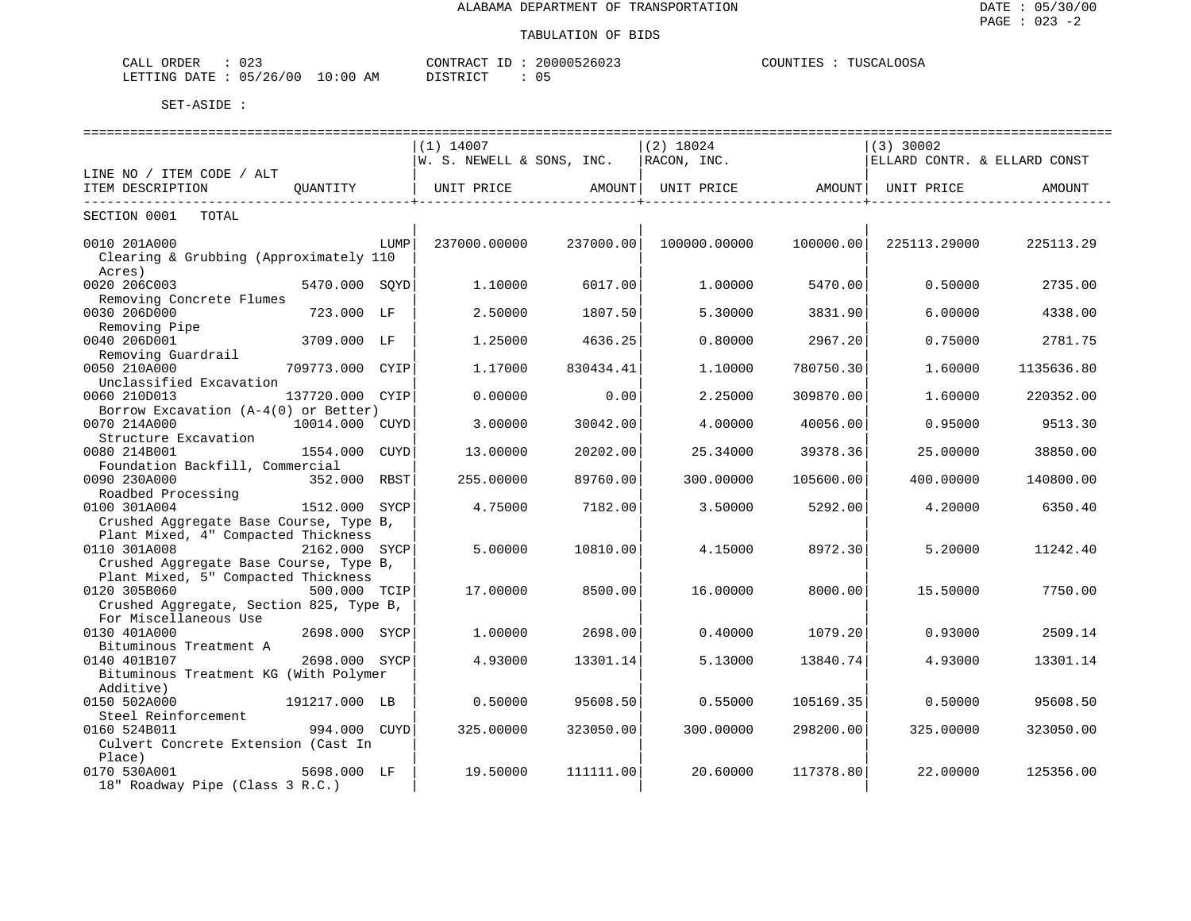ALABAMA DEPARTMENT OF TRANSPORTATION

TABULATION OF BIDS

CALL ORDER : 023 CONTRACT ID : 20000526023 COUNTIES : TUSCALOOSA
LETTING DATE : 05/26/00 10:00 AM DISTRICT : 05

SET-ASIDE :

| LINE NO / ITEM CODE / ALT ITEM DESCRIPTION | QUANTITY | (1) 14007 W. S. NEWELL & SONS, INC. UNIT PRICE | AMOUNT | (2) 18024 RACON, INC. UNIT PRICE | AMOUNT | (3) 30002 ELLARD CONTR. & ELLARD CONST UNIT PRICE | AMOUNT |
|---|---|---|---|---|---|---|---|
| SECTION 0001 TOTAL | | | | | | | |
| 0010 201A000 Clearing & Grubbing (Approximately 110 Acres) | LUMP | 237000.00000 | 237000.00 | 100000.00000 | 100000.00 | 225113.29000 | 225113.29 |
| 0020 206C003 Removing Concrete Flumes | 5470.000 SQYD | 1.10000 | 6017.00 | 1.00000 | 5470.00 | 0.50000 | 2735.00 |
| 0030 206D000 Removing Pipe | 723.000 LF | 2.50000 | 1807.50 | 5.30000 | 3831.90 | 6.00000 | 4338.00 |
| 0040 206D001 Removing Guardrail | 3709.000 LF | 1.25000 | 4636.25 | 0.80000 | 2967.20 | 0.75000 | 2781.75 |
| 0050 210A000 Unclassified Excavation | 709773.000 CYIP | 1.17000 | 830434.41 | 1.10000 | 780750.30 | 1.60000 | 1135636.80 |
| 0060 210D013 Borrow Excavation (A-4(0) or Better) | 137720.000 CYIP | 0.00000 | 0.00 | 2.25000 | 309870.00 | 1.60000 | 220352.00 |
| 0070 214A000 Structure Excavation | 10014.000 CUYD | 3.00000 | 30042.00 | 4.00000 | 40056.00 | 0.95000 | 9513.30 |
| 0080 214B001 Foundation Backfill, Commercial | 1554.000 CUYD | 13.00000 | 20202.00 | 25.34000 | 39378.36 | 25.00000 | 38850.00 |
| 0090 230A000 Roadbed Processing | 352.000 RBST | 255.00000 | 89760.00 | 300.00000 | 105600.00 | 400.00000 | 140800.00 |
| 0100 301A004 Crushed Aggregate Base Course, Type B, Plant Mixed, 4" Compacted Thickness | 1512.000 SYCP | 4.75000 | 7182.00 | 3.50000 | 5292.00 | 4.20000 | 6350.40 |
| 0110 301A008 Crushed Aggregate Base Course, Type B, Plant Mixed, 5" Compacted Thickness | 2162.000 SYCP | 5.00000 | 10810.00 | 4.15000 | 8972.30 | 5.20000 | 11242.40 |
| 0120 305B060 Crushed Aggregate, Section 825, Type B, For Miscellaneous Use | 500.000 TCIP | 17.00000 | 8500.00 | 16.00000 | 8000.00 | 15.50000 | 7750.00 |
| 0130 401A000 Bituminous Treatment A | 2698.000 SYCP | 1.00000 | 2698.00 | 0.40000 | 1079.20 | 0.93000 | 2509.14 |
| 0140 401B107 Bituminous Treatment KG (With Polymer Additive) | 2698.000 SYCP | 4.93000 | 13301.14 | 5.13000 | 13840.74 | 4.93000 | 13301.14 |
| 0150 502A000 Steel Reinforcement | 191217.000 LB | 0.50000 | 95608.50 | 0.55000 | 105169.35 | 0.50000 | 95608.50 |
| 0160 524B011 Culvert Concrete Extension (Cast In Place) | 994.000 CUYD | 325.00000 | 323050.00 | 300.00000 | 298200.00 | 325.00000 | 323050.00 |
| 0170 530A001 18" Roadway Pipe (Class 3 R.C.) | 5698.000 LF | 19.50000 | 111111.00 | 20.60000 | 117378.80 | 22.00000 | 125356.00 |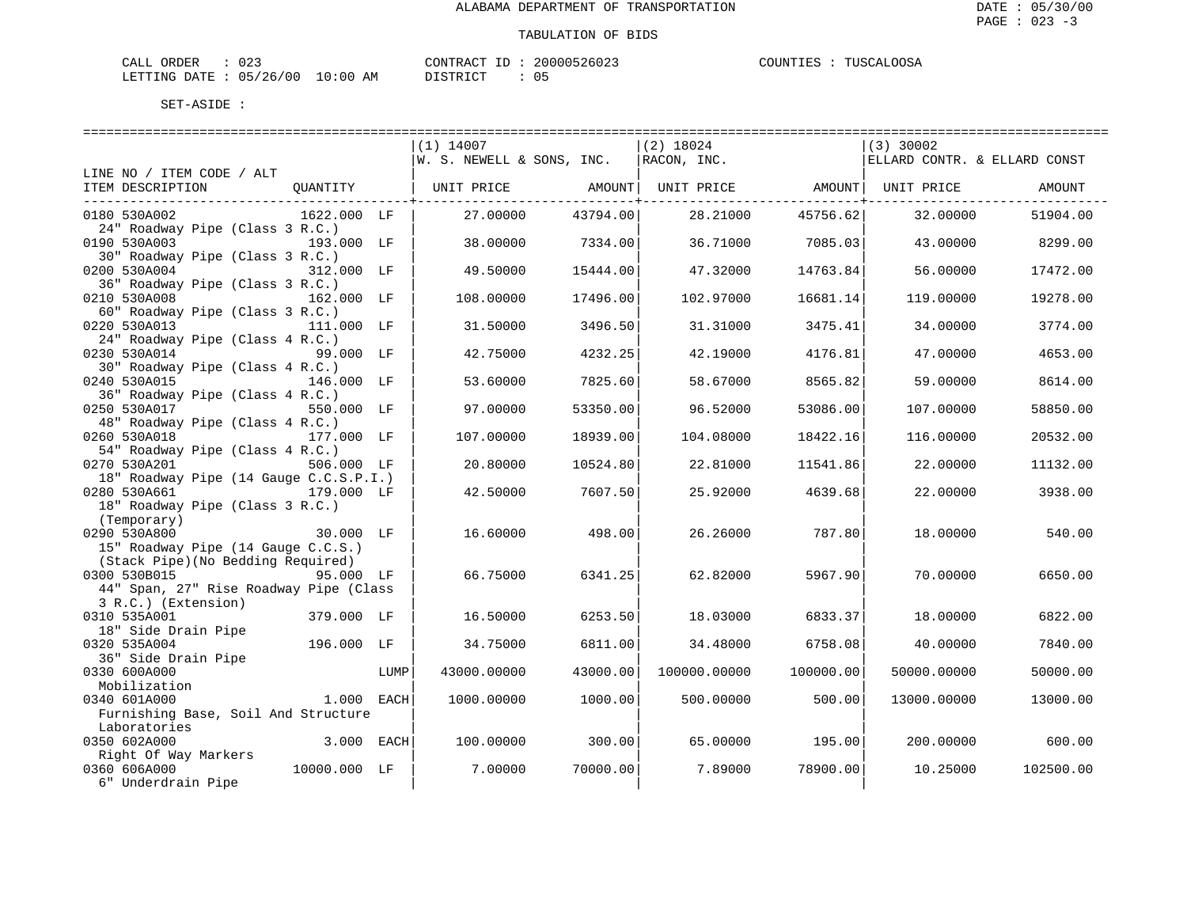ALABAMA DEPARTMENT OF TRANSPORTATION

TABULATION OF BIDS

CALL ORDER : 023 CONTRACT ID : 20000526023 COUNTIES : TUSCALOOSA
LETTING DATE : 05/26/00 10:00 AM DISTRICT : 05

SET-ASIDE :

| LINE NO / ITEM CODE / ALT ITEM DESCRIPTION | QUANTITY | | (1) 14007 W. S. NEWELL & SONS, INC. UNIT PRICE | AMOUNT | (2) 18024 RACON, INC. UNIT PRICE | AMOUNT | (3) 30002 ELLARD CONTR. & ELLARD CONST UNIT PRICE | AMOUNT |
|---|---|---|---|---|---|---|---|---|
| 0180 530A002 24" Roadway Pipe (Class 3 R.C.) | 1622.000 | LF | 27.00000 | 43794.00 | 28.21000 | 45756.62 | 32.00000 | 51904.00 |
| 0190 530A003 30" Roadway Pipe (Class 3 R.C.) | 193.000 | LF | 38.00000 | 7334.00 | 36.71000 | 7085.03 | 43.00000 | 8299.00 |
| 0200 530A004 36" Roadway Pipe (Class 3 R.C.) | 312.000 | LF | 49.50000 | 15444.00 | 47.32000 | 14763.84 | 56.00000 | 17472.00 |
| 0210 530A008 60" Roadway Pipe (Class 3 R.C.) | 162.000 | LF | 108.00000 | 17496.00 | 102.97000 | 16681.14 | 119.00000 | 19278.00 |
| 0220 530A013 24" Roadway Pipe (Class 4 R.C.) | 111.000 | LF | 31.50000 | 3496.50 | 31.31000 | 3475.41 | 34.00000 | 3774.00 |
| 0230 530A014 30" Roadway Pipe (Class 4 R.C.) | 99.000 | LF | 42.75000 | 4232.25 | 42.19000 | 4176.81 | 47.00000 | 4653.00 |
| 0240 530A015 36" Roadway Pipe (Class 4 R.C.) | 146.000 | LF | 53.60000 | 7825.60 | 58.67000 | 8565.82 | 59.00000 | 8614.00 |
| 0250 530A017 48" Roadway Pipe (Class 4 R.C.) | 550.000 | LF | 97.00000 | 53350.00 | 96.52000 | 53086.00 | 107.00000 | 58850.00 |
| 0260 530A018 54" Roadway Pipe (Class 4 R.C.) | 177.000 | LF | 107.00000 | 18939.00 | 104.08000 | 18422.16 | 116.00000 | 20532.00 |
| 0270 530A201 18" Roadway Pipe (14 Gauge C.C.S.P.I.) | 506.000 | LF | 20.80000 | 10524.80 | 22.81000 | 11541.86 | 22.00000 | 11132.00 |
| 0280 530A661 18" Roadway Pipe (Class 3 R.C.) (Temporary) | 179.000 | LF | 42.50000 | 7607.50 | 25.92000 | 4639.68 | 22.00000 | 3938.00 |
| 0290 530A800 15" Roadway Pipe (14 Gauge C.C.S.) (Stack Pipe)(No Bedding Required) | 30.000 | LF | 16.60000 | 498.00 | 26.26000 | 787.80 | 18.00000 | 540.00 |
| 0300 530B015 44" Span, 27" Rise Roadway Pipe (Class 3 R.C.) (Extension) | 95.000 | LF | 66.75000 | 6341.25 | 62.82000 | 5967.90 | 70.00000 | 6650.00 |
| 0310 535A001 18" Side Drain Pipe | 379.000 | LF | 16.50000 | 6253.50 | 18.03000 | 6833.37 | 18.00000 | 6822.00 |
| 0320 535A004 36" Side Drain Pipe | 196.000 | LF | 34.75000 | 6811.00 | 34.48000 | 6758.08 | 40.00000 | 7840.00 |
| 0330 600A000 Mobilization | | LUMP | 43000.00000 | 43000.00 | 100000.00000 | 100000.00 | 50000.00000 | 50000.00 |
| 0340 601A000 Furnishing Base, Soil And Structure Laboratories | 1.000 | EACH | 1000.00000 | 1000.00 | 500.00000 | 500.00 | 13000.00000 | 13000.00 |
| 0350 602A000 Right Of Way Markers | 3.000 | EACH | 100.00000 | 300.00 | 65.00000 | 195.00 | 200.00000 | 600.00 |
| 0360 606A000 6" Underdrain Pipe | 10000.000 | LF | 7.00000 | 70000.00 | 7.89000 | 78900.00 | 10.25000 | 102500.00 |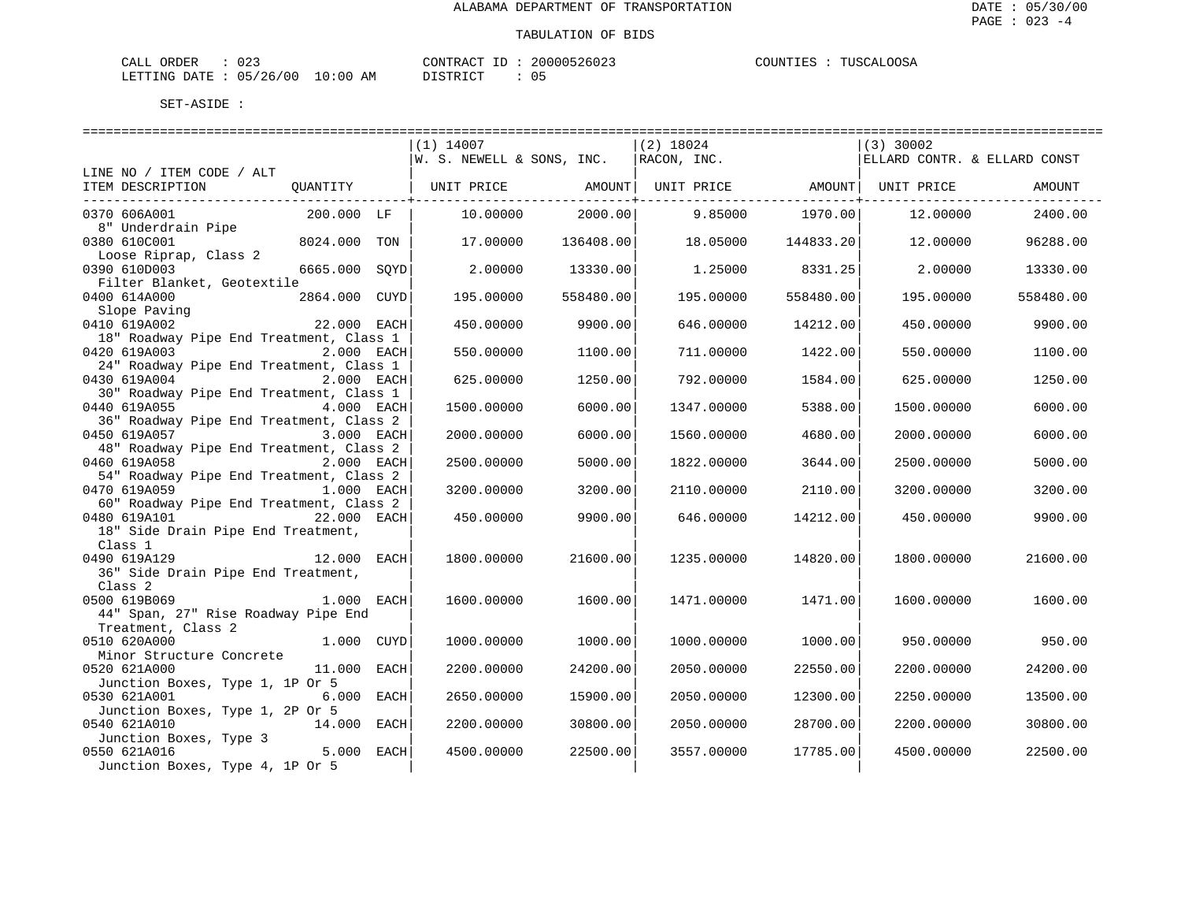ALABAMA DEPARTMENT OF TRANSPORTATION

TABULATION OF BIDS

CALL ORDER : 023 CONTRACT ID : 20000526023 COUNTIES : TUSCALOOSA
LETTING DATE : 05/26/00 10:00 AM DISTRICT : 05

SET-ASIDE :

| LINE NO / ITEM CODE / ALT ITEM DESCRIPTION | QUANTITY | (1) 14007 W. S. NEWELL & SONS, INC. UNIT PRICE | AMOUNT | (2) 18024 RACON, INC. UNIT PRICE | AMOUNT | (3) 30002 ELLARD CONTR. & ELLARD CONST UNIT PRICE | AMOUNT |
|---|---|---|---|---|---|---|---|
| 0370 606A001 8" Underdrain Pipe | 200.000 LF | 10.00000 | 2000.00 | 9.85000 | 1970.00 | 12.00000 | 2400.00 |
| 0380 610C001 Loose Riprap, Class 2 | 8024.000 TON | 17.00000 | 136408.00 | 18.05000 | 144833.20 | 12.00000 | 96288.00 |
| 0390 610D003 Filter Blanket, Geotextile | 6665.000 SQYD | 2.00000 | 13330.00 | 1.25000 | 8331.25 | 2.00000 | 13330.00 |
| 0400 614A000 Slope Paving | 2864.000 CUYD | 195.00000 | 558480.00 | 195.00000 | 558480.00 | 195.00000 | 558480.00 |
| 0410 619A002 18" Roadway Pipe End Treatment, Class 1 | 22.000 EACH | 450.00000 | 9900.00 | 646.00000 | 14212.00 | 450.00000 | 9900.00 |
| 0420 619A003 24" Roadway Pipe End Treatment, Class 1 | 2.000 EACH | 550.00000 | 1100.00 | 711.00000 | 1422.00 | 550.00000 | 1100.00 |
| 0430 619A004 30" Roadway Pipe End Treatment, Class 1 | 2.000 EACH | 625.00000 | 1250.00 | 792.00000 | 1584.00 | 625.00000 | 1250.00 |
| 0440 619A055 36" Roadway Pipe End Treatment, Class 2 | 4.000 EACH | 1500.00000 | 6000.00 | 1347.00000 | 5388.00 | 1500.00000 | 6000.00 |
| 0450 619A057 48" Roadway Pipe End Treatment, Class 2 | 3.000 EACH | 2000.00000 | 6000.00 | 1560.00000 | 4680.00 | 2000.00000 | 6000.00 |
| 0460 619A058 54" Roadway Pipe End Treatment, Class 2 | 2.000 EACH | 2500.00000 | 5000.00 | 1822.00000 | 3644.00 | 2500.00000 | 5000.00 |
| 0470 619A059 60" Roadway Pipe End Treatment, Class 2 | 1.000 EACH | 3200.00000 | 3200.00 | 2110.00000 | 2110.00 | 3200.00000 | 3200.00 |
| 0480 619A101 18" Side Drain Pipe End Treatment, Class 1 | 22.000 EACH | 450.00000 | 9900.00 | 646.00000 | 14212.00 | 450.00000 | 9900.00 |
| 0490 619A129 36" Side Drain Pipe End Treatment, Class 2 | 12.000 EACH | 1800.00000 | 21600.00 | 1235.00000 | 14820.00 | 1800.00000 | 21600.00 |
| 0500 619B069 44" Span, 27" Rise Roadway Pipe End Treatment, Class 2 | 1.000 EACH | 1600.00000 | 1600.00 | 1471.00000 | 1471.00 | 1600.00000 | 1600.00 |
| 0510 620A000 Minor Structure Concrete | 1.000 CUYD | 1000.00000 | 1000.00 | 1000.00000 | 1000.00 | 950.00000 | 950.00 |
| 0520 621A000 Junction Boxes, Type 1, 1P Or 5 | 11.000 EACH | 2200.00000 | 24200.00 | 2050.00000 | 22550.00 | 2200.00000 | 24200.00 |
| 0530 621A001 Junction Boxes, Type 1, 2P Or 5 | 6.000 EACH | 2650.00000 | 15900.00 | 2050.00000 | 12300.00 | 2250.00000 | 13500.00 |
| 0540 621A010 Junction Boxes, Type 3 | 14.000 EACH | 2200.00000 | 30800.00 | 2050.00000 | 28700.00 | 2200.00000 | 30800.00 |
| 0550 621A016 Junction Boxes, Type 4, 1P Or 5 | 5.000 EACH | 4500.00000 | 22500.00 | 3557.00000 | 17785.00 | 4500.00000 | 22500.00 |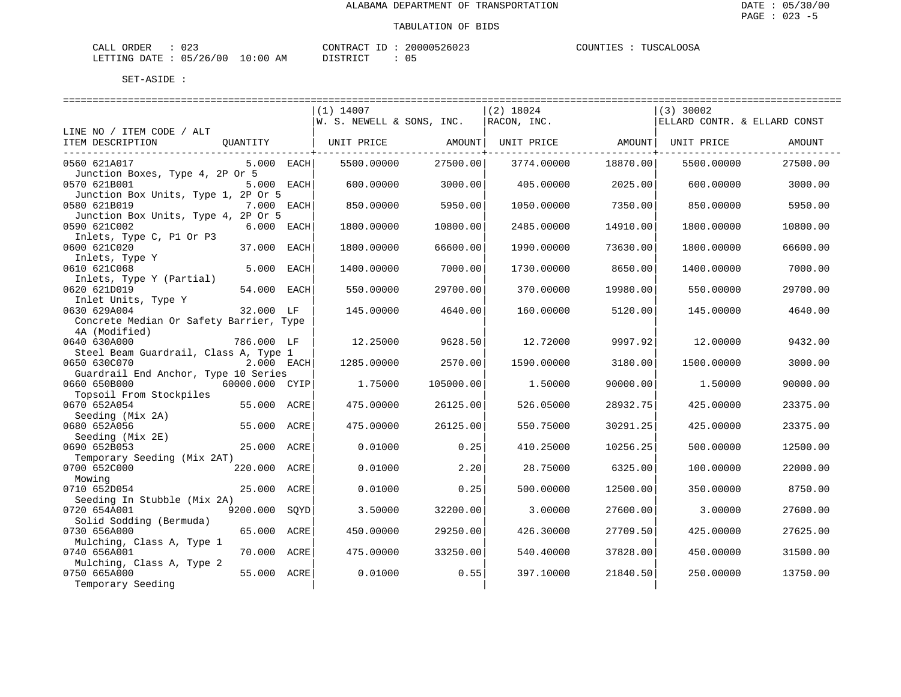ALABAMA DEPARTMENT OF TRANSPORTATION

TABULATION OF BIDS

CALL ORDER : 023 CONTRACT ID : 20000526023 COUNTIES : TUSCALOOSA
LETTING DATE : 05/26/00 10:00 AM DISTRICT : 05

SET-ASIDE :

| LINE NO / ITEM CODE / ALT ITEM DESCRIPTION | QUANTITY | (1) 14007 W. S. NEWELL & SONS, INC. UNIT PRICE | AMOUNT | (2) 18024 RACON, INC. UNIT PRICE | AMOUNT | (3) 30002 ELLARD CONTR. & ELLARD CONST UNIT PRICE | AMOUNT |
|---|---|---|---|---|---|---|---|
| 0560 621A017 Junction Boxes, Type 4, 2P Or 5 | 5.000 EACH | 5500.00000 | 27500.00 | 3774.00000 | 18870.00 | 5500.00000 | 27500.00 |
| 0570 621B001 Junction Box Units, Type 1, 2P Or 5 | 5.000 EACH | 600.00000 | 3000.00 | 405.00000 | 2025.00 | 600.00000 | 3000.00 |
| 0580 621B019 Junction Box Units, Type 4, 2P Or 5 | 7.000 EACH | 850.00000 | 5950.00 | 1050.00000 | 7350.00 | 850.00000 | 5950.00 |
| 0590 621C002 Inlets, Type C, P1 Or P3 | 6.000 EACH | 1800.00000 | 10800.00 | 2485.00000 | 14910.00 | 1800.00000 | 10800.00 |
| 0600 621C020 Inlets, Type Y | 37.000 EACH | 1800.00000 | 66600.00 | 1990.00000 | 73630.00 | 1800.00000 | 66600.00 |
| 0610 621C068 Inlets, Type Y (Partial) | 5.000 EACH | 1400.00000 | 7000.00 | 1730.00000 | 8650.00 | 1400.00000 | 7000.00 |
| 0620 621D019 Inlet Units, Type Y | 54.000 EACH | 550.00000 | 29700.00 | 370.00000 | 19980.00 | 550.00000 | 29700.00 |
| 0630 629A004 Concrete Median Or Safety Barrier, Type 4A (Modified) | 32.000 LF | 145.00000 | 4640.00 | 160.00000 | 5120.00 | 145.00000 | 4640.00 |
| 0640 630A000 Steel Beam Guardrail, Class A, Type 1 | 786.000 LF | 12.25000 | 9628.50 | 12.72000 | 9997.92 | 12.00000 | 9432.00 |
| 0650 630C070 Guardrail End Anchor, Type 10 Series | 2.000 EACH | 1285.00000 | 2570.00 | 1590.00000 | 3180.00 | 1500.00000 | 3000.00 |
| 0660 650B000 Topsoil From Stockpiles | 60000.000 CYIP | 1.75000 | 105000.00 | 1.50000 | 90000.00 | 1.50000 | 90000.00 |
| 0670 652A054 Seeding (Mix 2A) | 55.000 ACRE | 475.00000 | 26125.00 | 526.05000 | 28932.75 | 425.00000 | 23375.00 |
| 0680 652A056 Seeding (Mix 2E) | 55.000 ACRE | 475.00000 | 26125.00 | 550.75000 | 30291.25 | 425.00000 | 23375.00 |
| 0690 652B053 Temporary Seeding (Mix 2AT) | 25.000 ACRE | 0.01000 | 0.25 | 410.25000 | 10256.25 | 500.00000 | 12500.00 |
| 0700 652C000 Mowing | 220.000 ACRE | 0.01000 | 2.20 | 28.75000 | 6325.00 | 100.00000 | 22000.00 |
| 0710 652D054 Seeding In Stubble (Mix 2A) | 25.000 ACRE | 0.01000 | 0.25 | 500.00000 | 12500.00 | 350.00000 | 8750.00 |
| 0720 654A001 Solid Sodding (Bermuda) | 9200.000 SQYD | 3.50000 | 32200.00 | 3.00000 | 27600.00 | 3.00000 | 27600.00 |
| 0730 656A000 Mulching, Class A, Type 1 | 65.000 ACRE | 450.00000 | 29250.00 | 426.30000 | 27709.50 | 425.00000 | 27625.00 |
| 0740 656A001 Mulching, Class A, Type 2 | 70.000 ACRE | 475.00000 | 33250.00 | 540.40000 | 37828.00 | 450.00000 | 31500.00 |
| 0750 665A000 Temporary Seeding | 55.000 ACRE | 0.01000 | 0.55 | 397.10000 | 21840.50 | 250.00000 | 13750.00 |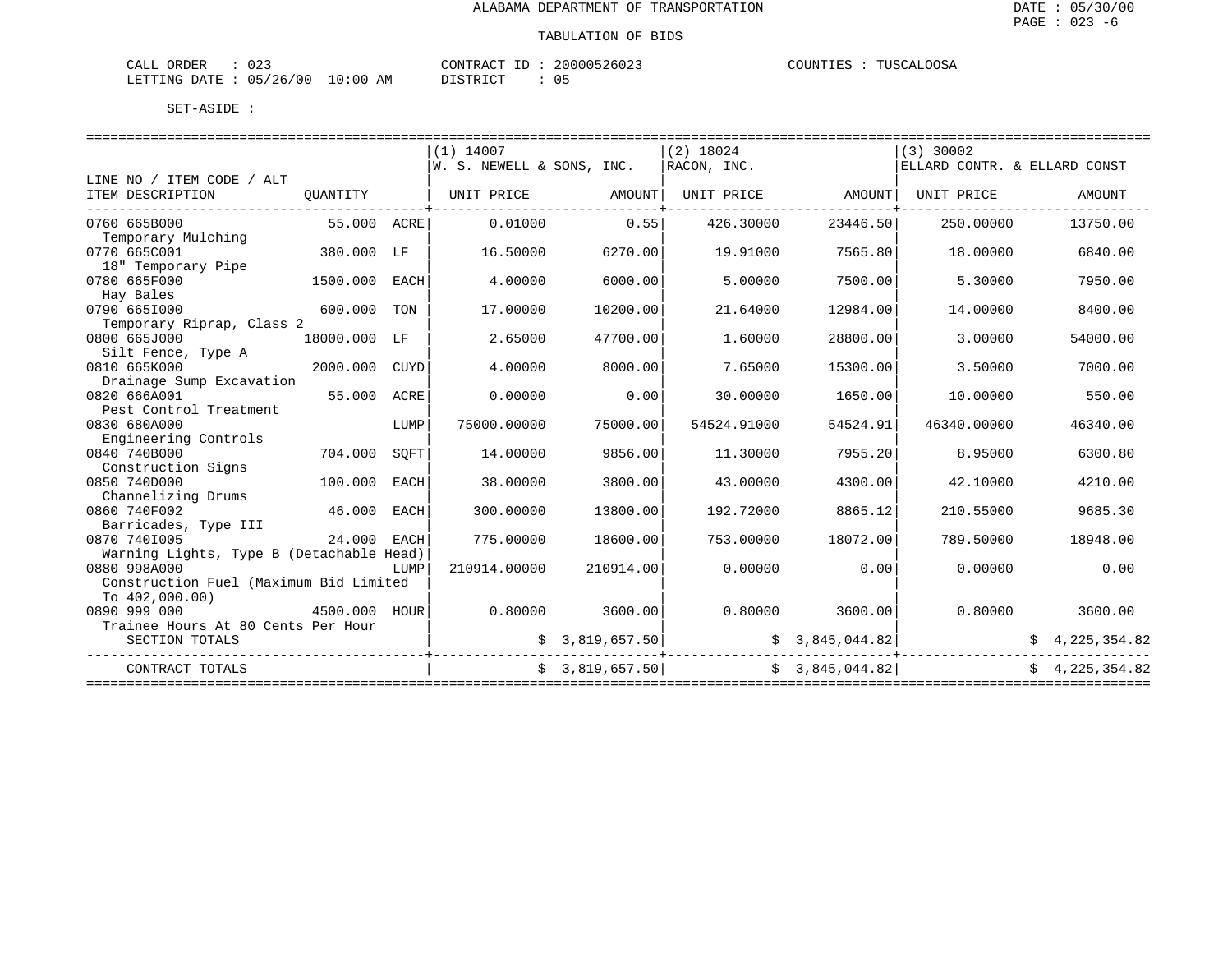ALABAMA DEPARTMENT OF TRANSPORTATION

TABULATION OF BIDS

DATE : 05/30/00
PAGE : 023 -6

CALL ORDER : 023 CONTRACT ID : 20000526023 COUNTIES : TUSCALOOSA
LETTING DATE : 05/26/00 10:00 AM DISTRICT : 05

SET-ASIDE :

| LINE NO / ITEM CODE / ALT ITEM DESCRIPTION | QUANTITY | | (1) 14007 W. S. NEWELL & SONS, INC. UNIT PRICE | AMOUNT | (2) 18024 RACON, INC. UNIT PRICE | AMOUNT | (3) 30002 ELLARD CONTR. & ELLARD CONST UNIT PRICE | AMOUNT |
|---|---|---|---|---|---|---|---|---|
| 0760 665B000 Temporary Mulching | 55.000 | ACRE | 0.01000 | 0.55 | 426.30000 | 23446.50 | 250.00000 | 13750.00 |
| 0770 665C001 18" Temporary Pipe | 380.000 | LF | 16.50000 | 6270.00 | 19.91000 | 7565.80 | 18.00000 | 6840.00 |
| 0780 665F000 Hay Bales | 1500.000 | EACH | 4.00000 | 6000.00 | 5.00000 | 7500.00 | 5.30000 | 7950.00 |
| 0790 665I000 Temporary Riprap, Class 2 | 600.000 | TON | 17.00000 | 10200.00 | 21.64000 | 12984.00 | 14.00000 | 8400.00 |
| 0800 665J000 Silt Fence, Type A | 18000.000 | LF | 2.65000 | 47700.00 | 1.60000 | 28800.00 | 3.00000 | 54000.00 |
| 0810 665K000 Drainage Sump Excavation | 2000.000 | CUYD | 4.00000 | 8000.00 | 7.65000 | 15300.00 | 3.50000 | 7000.00 |
| 0820 666A001 Pest Control Treatment | 55.000 | ACRE | 0.00000 | 0.00 | 30.00000 | 1650.00 | 10.00000 | 550.00 |
| 0830 680A000 Engineering Controls | | LUMP | 75000.00000 | 75000.00 | 54524.91000 | 54524.91 | 46340.00000 | 46340.00 |
| 0840 740B000 Construction Signs | 704.000 | SQFT | 14.00000 | 9856.00 | 11.30000 | 7955.20 | 8.95000 | 6300.80 |
| 0850 740D000 Channelizing Drums | 100.000 | EACH | 38.00000 | 3800.00 | 43.00000 | 4300.00 | 42.10000 | 4210.00 |
| 0860 740F002 Barricades, Type III | 46.000 | EACH | 300.00000 | 13800.00 | 192.72000 | 8865.12 | 210.55000 | 9685.30 |
| 0870 740I005 Warning Lights, Type B (Detachable Head) | 24.000 | EACH | 775.00000 | 18600.00 | 753.00000 | 18072.00 | 789.50000 | 18948.00 |
| 0880 998A000 Construction Fuel (Maximum Bid Limited To 402,000.00) | | LUMP | 210914.00000 | 210914.00 | 0.00000 | 0.00 | 0.00000 | 0.00 |
| 0890 999 000 Trainee Hours At 80 Cents Per Hour | 4500.000 | HOUR | 0.80000 | 3600.00 | 0.80000 | 3600.00 | 0.80000 | 3600.00 |
| SECTION TOTALS | | | | $ 3,819,657.50 | | $ 3,845,044.82 | | $ 4,225,354.82 |
| CONTRACT TOTALS | | | | $ 3,819,657.50 | | $ 3,845,044.82 | | $ 4,225,354.82 |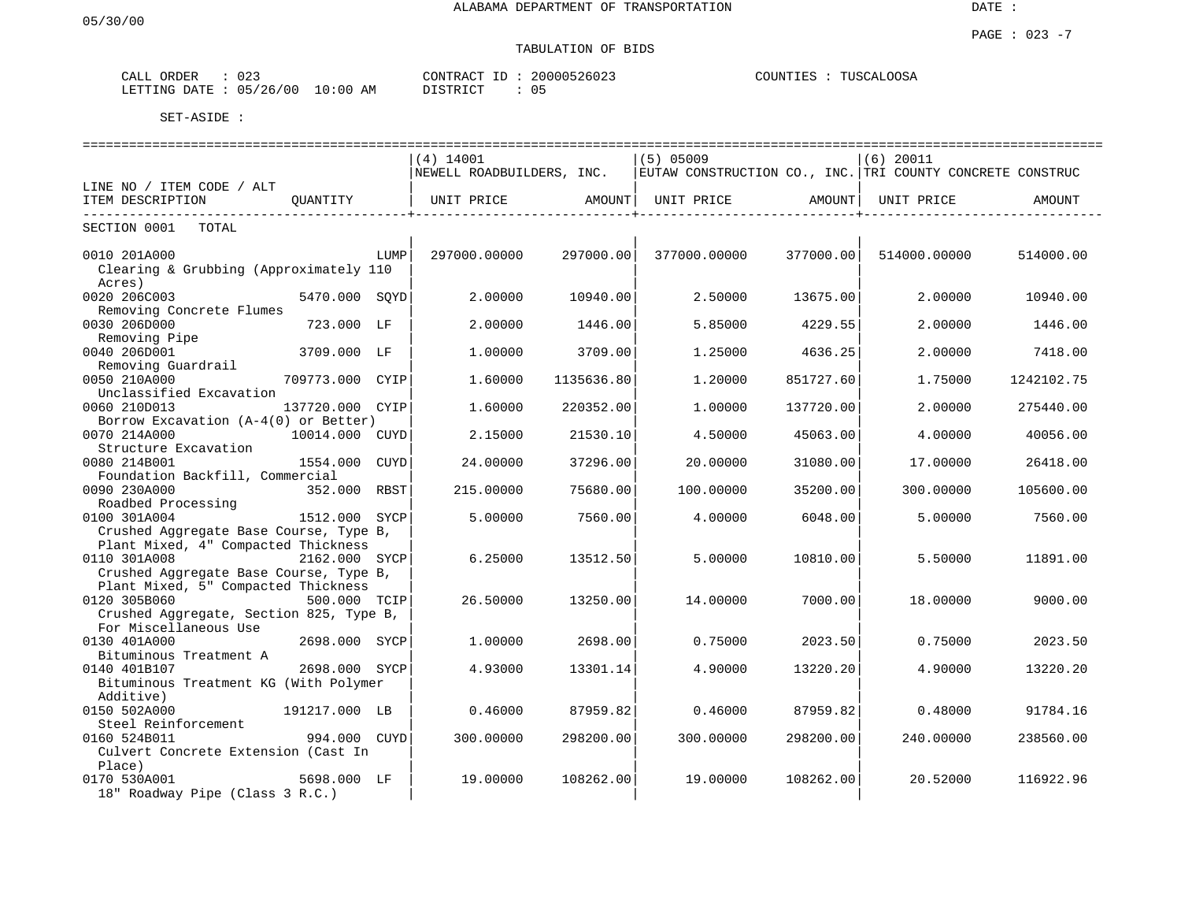ALABAMA DEPARTMENT OF TRANSPORTATION

05/30/00

DATE :

PAGE : 023 -7

TABULATION OF BIDS

CALL ORDER : 023
LETTING DATE : 05/26/00 10:00 AM

CONTRACT ID : 20000526023
DISTRICT : 05

COUNTIES : TUSCALOOSA

SET-ASIDE :

| LINE NO / ITEM CODE / ALT / ITEM DESCRIPTION | QUANTITY | (4) 14001 NEWELL ROADBUILDERS, INC. UNIT PRICE | AMOUNT | (5) 05009 EUTAW CONSTRUCTION CO., INC. UNIT PRICE | AMOUNT | (6) 20011 TRI COUNTY CONCRETE CONSTRUC UNIT PRICE | AMOUNT |
|---|---|---|---|---|---|---|---|
| SECTION 0001 TOTAL | | | | | | | |
| 0010 201A000 Clearing & Grubbing (Approximately 110 Acres) | LUMP | 297000.00000 | 297000.00 | 377000.00000 | 377000.00 | 514000.00000 | 514000.00 |
| 0020 206C003 Removing Concrete Flumes | 5470.000 SQYD | 2.00000 | 10940.00 | 2.50000 | 13675.00 | 2.00000 | 10940.00 |
| 0030 206D000 Removing Pipe | 723.000 LF | 2.00000 | 1446.00 | 5.85000 | 4229.55 | 2.00000 | 1446.00 |
| 0040 206D001 Removing Guardrail | 3709.000 LF | 1.00000 | 3709.00 | 1.25000 | 4636.25 | 2.00000 | 7418.00 |
| 0050 210A000 Unclassified Excavation | 709773.000 CYIP | 1.60000 | 1135636.80 | 1.20000 | 851727.60 | 1.75000 | 1242102.75 |
| 0060 210D013 Borrow Excavation (A-4(0) or Better) | 137720.000 CYIP | 1.60000 | 220352.00 | 1.00000 | 137720.00 | 2.00000 | 275440.00 |
| 0070 214A000 Structure Excavation | 10014.000 CUYD | 2.15000 | 21530.10 | 4.50000 | 45063.00 | 4.00000 | 40056.00 |
| 0080 214B001 Foundation Backfill, Commercial | 1554.000 CUYD | 24.00000 | 37296.00 | 20.00000 | 31080.00 | 17.00000 | 26418.00 |
| 0090 230A000 Roadbed Processing | 352.000 RBST | 215.00000 | 75680.00 | 100.00000 | 35200.00 | 300.00000 | 105600.00 |
| 0100 301A004 Crushed Aggregate Base Course, Type B, Plant Mixed, 4" Compacted Thickness | 1512.000 SYCP | 5.00000 | 7560.00 | 4.00000 | 6048.00 | 5.00000 | 7560.00 |
| 0110 301A008 Crushed Aggregate Base Course, Type B, Plant Mixed, 5" Compacted Thickness | 2162.000 SYCP | 6.25000 | 13512.50 | 5.00000 | 10810.00 | 5.50000 | 11891.00 |
| 0120 305B060 Crushed Aggregate, Section 825, Type B, For Miscellaneous Use | 500.000 TCIP | 26.50000 | 13250.00 | 14.00000 | 7000.00 | 18.00000 | 9000.00 |
| 0130 401A000 Bituminous Treatment A | 2698.000 SYCP | 1.00000 | 2698.00 | 0.75000 | 2023.50 | 0.75000 | 2023.50 |
| 0140 401B107 Bituminous Treatment KG (With Polymer Additive) | 2698.000 SYCP | 4.93000 | 13301.14 | 4.90000 | 13220.20 | 4.90000 | 13220.20 |
| 0150 502A000 Steel Reinforcement | 191217.000 LB | 0.46000 | 87959.82 | 0.46000 | 87959.82 | 0.48000 | 91784.16 |
| 0160 524B011 Culvert Concrete Extension (Cast In Place) | 994.000 CUYD | 300.00000 | 298200.00 | 300.00000 | 298200.00 | 240.00000 | 238560.00 |
| 0170 530A001 18" Roadway Pipe (Class 3 R.C.) | 5698.000 LF | 19.00000 | 108262.00 | 19.00000 | 108262.00 | 20.52000 | 116922.96 |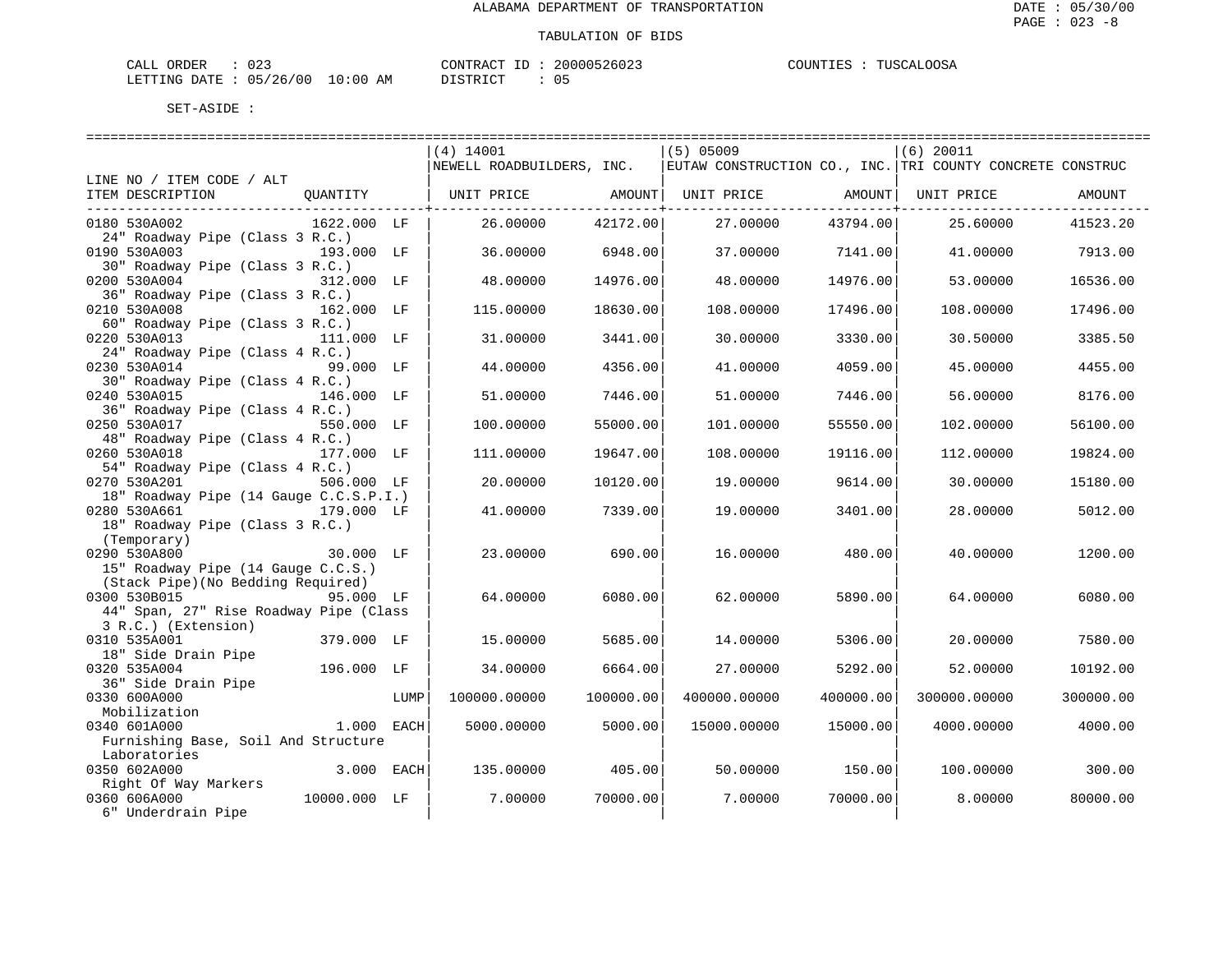ALABAMA DEPARTMENT OF TRANSPORTATION

TABULATION OF BIDS

DATE : 05/30/00
PAGE : 023 -8

CALL ORDER : 023    CONTRACT ID : 20000526023    COUNTIES : TUSCALOOSA
LETTING DATE : 05/26/00 10:00 AM    DISTRICT : 05

SET-ASIDE :

| LINE NO / ITEM CODE / ALT<br>ITEM DESCRIPTION | QUANTITY | | (4) 14001<br>NEWELL ROADBUILDERS, INC.<br>UNIT PRICE | AMOUNT | (5) 05009<br>EUTAW CONSTRUCTION CO., INC.<br>UNIT PRICE | AMOUNT | (6) 20011<br>TRI COUNTY CONCRETE CONSTRUC<br>UNIT PRICE | AMOUNT |
|---|---|---|---|---|---|---|---|---|
| 0180 530A002<br>24" Roadway Pipe (Class 3 R.C.) | 1622.000 | LF | 26.00000 | 42172.00 | 27.00000 | 43794.00 | 25.60000 | 41523.20 |
| 0190 530A003<br>30" Roadway Pipe (Class 3 R.C.) | 193.000 | LF | 36.00000 | 6948.00 | 37.00000 | 7141.00 | 41.00000 | 7913.00 |
| 0200 530A004<br>36" Roadway Pipe (Class 3 R.C.) | 312.000 | LF | 48.00000 | 14976.00 | 48.00000 | 14976.00 | 53.00000 | 16536.00 |
| 0210 530A008<br>60" Roadway Pipe (Class 3 R.C.) | 162.000 | LF | 115.00000 | 18630.00 | 108.00000 | 17496.00 | 108.00000 | 17496.00 |
| 0220 530A013<br>24" Roadway Pipe (Class 4 R.C.) | 111.000 | LF | 31.00000 | 3441.00 | 30.00000 | 3330.00 | 30.50000 | 3385.50 |
| 0230 530A014<br>30" Roadway Pipe (Class 4 R.C.) | 99.000 | LF | 44.00000 | 4356.00 | 41.00000 | 4059.00 | 45.00000 | 4455.00 |
| 0240 530A015<br>36" Roadway Pipe (Class 4 R.C.) | 146.000 | LF | 51.00000 | 7446.00 | 51.00000 | 7446.00 | 56.00000 | 8176.00 |
| 0250 530A017<br>48" Roadway Pipe (Class 4 R.C.) | 550.000 | LF | 100.00000 | 55000.00 | 101.00000 | 55550.00 | 102.00000 | 56100.00 |
| 0260 530A018<br>54" Roadway Pipe (Class 4 R.C.) | 177.000 | LF | 111.00000 | 19647.00 | 108.00000 | 19116.00 | 112.00000 | 19824.00 |
| 0270 530A201<br>18" Roadway Pipe (14 Gauge C.C.S.P.I.) | 506.000 | LF | 20.00000 | 10120.00 | 19.00000 | 9614.00 | 30.00000 | 15180.00 |
| 0280 530A661<br>18" Roadway Pipe (Class 3 R.C.) (Temporary) | 179.000 | LF | 41.00000 | 7339.00 | 19.00000 | 3401.00 | 28.00000 | 5012.00 |
| 0290 530A800<br>15" Roadway Pipe (14 Gauge C.C.S.) (Stack Pipe)(No Bedding Required) | 30.000 | LF | 23.00000 | 690.00 | 16.00000 | 480.00 | 40.00000 | 1200.00 |
| 0300 530B015<br>44" Span, 27" Rise Roadway Pipe (Class 3 R.C.) (Extension) | 95.000 | LF | 64.00000 | 6080.00 | 62.00000 | 5890.00 | 64.00000 | 6080.00 |
| 0310 535A001<br>18" Side Drain Pipe | 379.000 | LF | 15.00000 | 5685.00 | 14.00000 | 5306.00 | 20.00000 | 7580.00 |
| 0320 535A004<br>36" Side Drain Pipe | 196.000 | LF | 34.00000 | 6664.00 | 27.00000 | 5292.00 | 52.00000 | 10192.00 |
| 0330 600A000<br>Mobilization | | LUMP | 100000.00000 | 100000.00 | 400000.00000 | 400000.00 | 300000.00000 | 300000.00 |
| 0340 601A000<br>Furnishing Base, Soil And Structure Laboratories | 1.000 | EACH | 5000.00000 | 5000.00 | 15000.00000 | 15000.00 | 4000.00000 | 4000.00 |
| 0350 602A000<br>Right Of Way Markers | 3.000 | EACH | 135.00000 | 405.00 | 50.00000 | 150.00 | 100.00000 | 300.00 |
| 0360 606A000<br>6" Underdrain Pipe | 10000.000 | LF | 7.00000 | 70000.00 | 7.00000 | 70000.00 | 8.00000 | 80000.00 |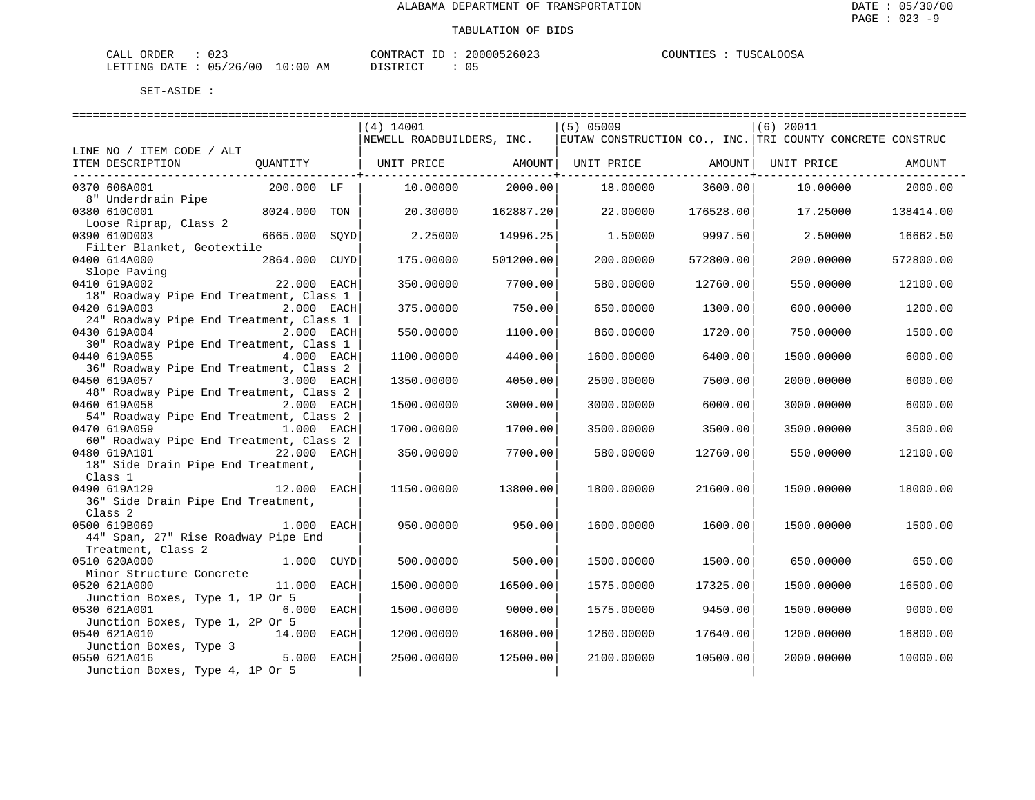ALABAMA DEPARTMENT OF TRANSPORTATION

TABULATION OF BIDS

CALL ORDER : 023 CONTRACT ID : 20000526023 COUNTIES : TUSCALOOSA
LETTING DATE : 05/26/00 10:00 AM DISTRICT : 05

SET-ASIDE :

| LINE NO / ITEM CODE / ALT ITEM DESCRIPTION | QUANTITY | (4) 14001 NEWELL ROADBUILDERS, INC. UNIT PRICE | AMOUNT | (5) 05009 EUTAW CONSTRUCTION CO., INC. UNIT PRICE | AMOUNT | (6) 20011 TRI COUNTY CONCRETE CONSTRUC UNIT PRICE | AMOUNT |
|---|---|---|---|---|---|---|---|
| 0370 606A001 8" Underdrain Pipe | 200.000 LF | 10.00000 | 2000.00 | 18.00000 | 3600.00 | 10.00000 | 2000.00 |
| 0380 610C001 Loose Riprap, Class 2 | 8024.000 TON | 20.30000 | 162887.20 | 22.00000 | 176528.00 | 17.25000 | 138414.00 |
| 0390 610D003 Filter Blanket, Geotextile | 6665.000 SQYD | 2.25000 | 14996.25 | 1.50000 | 9997.50 | 2.50000 | 16662.50 |
| 0400 614A000 Slope Paving | 2864.000 CUYD | 175.00000 | 501200.00 | 200.00000 | 572800.00 | 200.00000 | 572800.00 |
| 0410 619A002 18" Roadway Pipe End Treatment, Class 1 | 22.000 EACH | 350.00000 | 7700.00 | 580.00000 | 12760.00 | 550.00000 | 12100.00 |
| 0420 619A003 24" Roadway Pipe End Treatment, Class 1 | 2.000 EACH | 375.00000 | 750.00 | 650.00000 | 1300.00 | 600.00000 | 1200.00 |
| 0430 619A004 30" Roadway Pipe End Treatment, Class 1 | 2.000 EACH | 550.00000 | 1100.00 | 860.00000 | 1720.00 | 750.00000 | 1500.00 |
| 0440 619A055 36" Roadway Pipe End Treatment, Class 2 | 4.000 EACH | 1100.00000 | 4400.00 | 1600.00000 | 6400.00 | 1500.00000 | 6000.00 |
| 0450 619A057 48" Roadway Pipe End Treatment, Class 2 | 3.000 EACH | 1350.00000 | 4050.00 | 2500.00000 | 7500.00 | 2000.00000 | 6000.00 |
| 0460 619A058 54" Roadway Pipe End Treatment, Class 2 | 2.000 EACH | 1500.00000 | 3000.00 | 3000.00000 | 6000.00 | 3000.00000 | 6000.00 |
| 0470 619A059 60" Roadway Pipe End Treatment, Class 2 | 1.000 EACH | 1700.00000 | 1700.00 | 3500.00000 | 3500.00 | 3500.00000 | 3500.00 |
| 0480 619A101 18" Side Drain Pipe End Treatment, Class 1 | 22.000 EACH | 350.00000 | 7700.00 | 580.00000 | 12760.00 | 550.00000 | 12100.00 |
| 0490 619A129 36" Side Drain Pipe End Treatment, Class 2 | 12.000 EACH | 1150.00000 | 13800.00 | 1800.00000 | 21600.00 | 1500.00000 | 18000.00 |
| 0500 619B069 44" Span, 27" Rise Roadway Pipe End Treatment, Class 2 | 1.000 EACH | 950.00000 | 950.00 | 1600.00000 | 1600.00 | 1500.00000 | 1500.00 |
| 0510 620A000 Minor Structure Concrete | 1.000 CUYD | 500.00000 | 500.00 | 1500.00000 | 1500.00 | 650.00000 | 650.00 |
| 0520 621A000 Junction Boxes, Type 1, 1P Or 5 | 11.000 EACH | 1500.00000 | 16500.00 | 1575.00000 | 17325.00 | 1500.00000 | 16500.00 |
| 0530 621A001 Junction Boxes, Type 1, 2P Or 5 | 6.000 EACH | 1500.00000 | 9000.00 | 1575.00000 | 9450.00 | 1500.00000 | 9000.00 |
| 0540 621A010 Junction Boxes, Type 3 | 14.000 EACH | 1200.00000 | 16800.00 | 1260.00000 | 17640.00 | 1200.00000 | 16800.00 |
| 0550 621A016 Junction Boxes, Type 4, 1P Or 5 | 5.000 EACH | 2500.00000 | 12500.00 | 2100.00000 | 10500.00 | 2000.00000 | 10000.00 |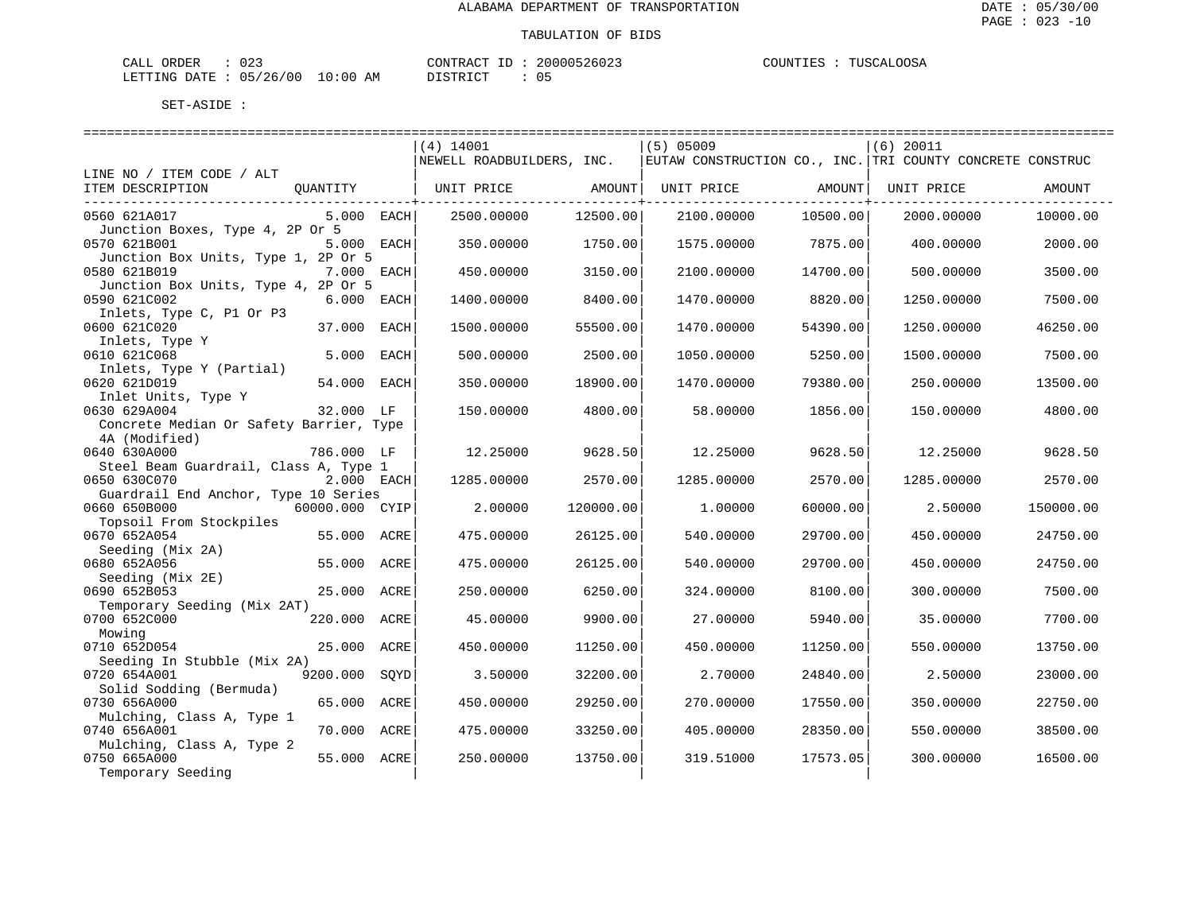ALABAMA DEPARTMENT OF TRANSPORTATION

TABULATION OF BIDS

CALL ORDER : 023    CONTRACT ID : 20000526023    COUNTIES : TUSCALOOSA
LETTING DATE : 05/26/00 10:00 AM    DISTRICT : 05

SET-ASIDE :

| LINE NO / ITEM CODE / ALT ITEM DESCRIPTION | QUANTITY | (4) 14001 NEWELL ROADBUILDERS, INC. UNIT PRICE | AMOUNT | (5) 05009 EUTAW CONSTRUCTION CO., INC. UNIT PRICE | AMOUNT | (6) 20011 TRI COUNTY CONCRETE CONSTRUC UNIT PRICE | AMOUNT |
|---|---|---|---|---|---|---|---|
| 0560 621A017 Junction Boxes, Type 4, 2P Or 5 | 5.000 EACH | 2500.00000 | 12500.00 | 2100.00000 | 10500.00 | 2000.00000 | 10000.00 |
| 0570 621B001 Junction Box Units, Type 1, 2P Or 5 | 5.000 EACH | 350.00000 | 1750.00 | 1575.00000 | 7875.00 | 400.00000 | 2000.00 |
| 0580 621B019 Junction Box Units, Type 4, 2P Or 5 | 7.000 EACH | 450.00000 | 3150.00 | 2100.00000 | 14700.00 | 500.00000 | 3500.00 |
| 0590 621C002 Inlets, Type C, P1 Or P3 | 6.000 EACH | 1400.00000 | 8400.00 | 1470.00000 | 8820.00 | 1250.00000 | 7500.00 |
| 0600 621C020 Inlets, Type Y | 37.000 EACH | 1500.00000 | 55500.00 | 1470.00000 | 54390.00 | 1250.00000 | 46250.00 |
| 0610 621C068 Inlets, Type Y (Partial) | 5.000 EACH | 500.00000 | 2500.00 | 1050.00000 | 5250.00 | 1500.00000 | 7500.00 |
| 0620 621D019 Inlet Units, Type Y | 54.000 EACH | 350.00000 | 18900.00 | 1470.00000 | 79380.00 | 250.00000 | 13500.00 |
| 0630 629A004 Concrete Median Or Safety Barrier, Type 4A (Modified) | 32.000 LF | 150.00000 | 4800.00 | 58.00000 | 1856.00 | 150.00000 | 4800.00 |
| 0640 630A000 Steel Beam Guardrail, Class A, Type 1 | 786.000 LF | 12.25000 | 9628.50 | 12.25000 | 9628.50 | 12.25000 | 9628.50 |
| 0650 630C070 Guardrail End Anchor, Type 10 Series | 2.000 EACH | 1285.00000 | 2570.00 | 1285.00000 | 2570.00 | 1285.00000 | 2570.00 |
| 0660 650B000 Topsoil From Stockpiles | 60000.000 CYIP | 2.00000 | 120000.00 | 1.00000 | 60000.00 | 2.50000 | 150000.00 |
| 0670 652A054 Seeding (Mix 2A) | 55.000 ACRE | 475.00000 | 26125.00 | 540.00000 | 29700.00 | 450.00000 | 24750.00 |
| 0680 652A056 Seeding (Mix 2E) | 55.000 ACRE | 475.00000 | 26125.00 | 540.00000 | 29700.00 | 450.00000 | 24750.00 |
| 0690 652B053 Temporary Seeding (Mix 2AT) | 25.000 ACRE | 250.00000 | 6250.00 | 324.00000 | 8100.00 | 300.00000 | 7500.00 |
| 0700 652C000 Mowing | 220.000 ACRE | 45.00000 | 9900.00 | 27.00000 | 5940.00 | 35.00000 | 7700.00 |
| 0710 652D054 Seeding In Stubble (Mix 2A) | 25.000 ACRE | 450.00000 | 11250.00 | 450.00000 | 11250.00 | 550.00000 | 13750.00 |
| 0720 654A001 Solid Sodding (Bermuda) | 9200.000 SQYD | 3.50000 | 32200.00 | 2.70000 | 24840.00 | 2.50000 | 23000.00 |
| 0730 656A000 Mulching, Class A, Type 1 | 65.000 ACRE | 450.00000 | 29250.00 | 270.00000 | 17550.00 | 350.00000 | 22750.00 |
| 0740 656A001 Mulching, Class A, Type 2 | 70.000 ACRE | 475.00000 | 33250.00 | 405.00000 | 28350.00 | 550.00000 | 38500.00 |
| 0750 665A000 Temporary Seeding | 55.000 ACRE | 250.00000 | 13750.00 | 319.51000 | 17573.05 | 300.00000 | 16500.00 |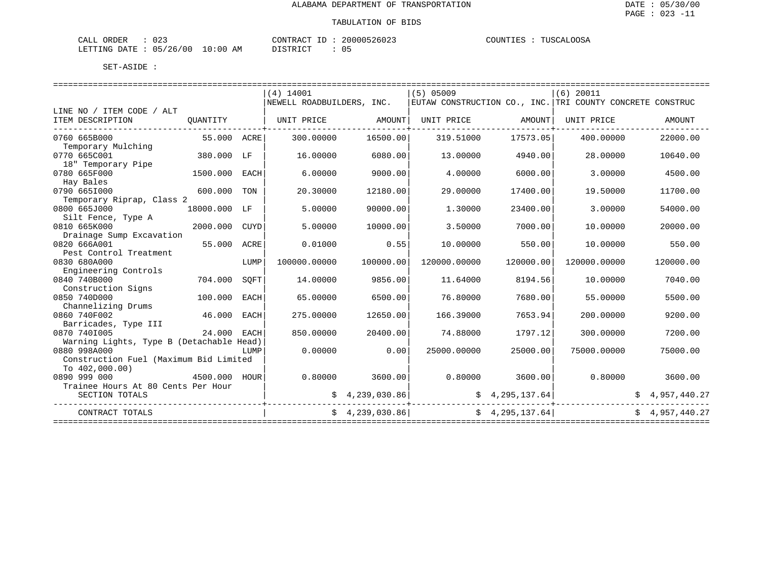ALABAMA DEPARTMENT OF TRANSPORTATION

TABULATION OF BIDS

DATE : 05/30/00
PAGE : 023 -11

CALL ORDER : 023　　CONTRACT ID : 20000526023　　COUNTIES : TUSCALOOSA
LETTING DATE : 05/26/00 10:00 AM　　DISTRICT : 05

SET-ASIDE :

| LINE NO / ITEM CODE / ALT<br>ITEM DESCRIPTION | QUANTITY | | (4) 14001<br>NEWELL ROADBUILDERS, INC.<br>UNIT PRICE | AMOUNT | (5) 05009<br>EUTAW CONSTRUCTION CO., INC.<br>UNIT PRICE | AMOUNT | (6) 20011<br>TRI COUNTY CONCRETE CONSTRUC<br>UNIT PRICE | AMOUNT |
|---|---|---|---|---|---|---|---|---|
| 0760 665B000<br>Temporary Mulching | 55.000 | ACRE | 300.00000 | 16500.00 | 319.51000 | 17573.05 | 400.00000 | 22000.00 |
| 0770 665C001<br>18" Temporary Pipe | 380.000 | LF | 16.00000 | 6080.00 | 13.00000 | 4940.00 | 28.00000 | 10640.00 |
| 0780 665F000<br>Hay Bales | 1500.000 | EACH | 6.00000 | 9000.00 | 4.00000 | 6000.00 | 3.00000 | 4500.00 |
| 0790 665I000<br>Temporary Riprap, Class 2 | 600.000 | TON | 20.30000 | 12180.00 | 29.00000 | 17400.00 | 19.50000 | 11700.00 |
| 0800 665J000<br>Silt Fence, Type A | 18000.000 | LF | 5.00000 | 90000.00 | 1.30000 | 23400.00 | 3.00000 | 54000.00 |
| 0810 665K000<br>Drainage Sump Excavation | 2000.000 | CUYD | 5.00000 | 10000.00 | 3.50000 | 7000.00 | 10.00000 | 20000.00 |
| 0820 666A001<br>Pest Control Treatment | 55.000 | ACRE | 0.01000 | 0.55 | 10.00000 | 550.00 | 10.00000 | 550.00 |
| 0830 680A000<br>Engineering Controls | | LUMP | 100000.00000 | 100000.00 | 120000.00000 | 120000.00 | 120000.00000 | 120000.00 |
| 0840 740B000<br>Construction Signs | 704.000 | SQFT | 14.00000 | 9856.00 | 11.64000 | 8194.56 | 10.00000 | 7040.00 |
| 0850 740D000<br>Channelizing Drums | 100.000 | EACH | 65.00000 | 6500.00 | 76.80000 | 7680.00 | 55.00000 | 5500.00 |
| 0860 740F002<br>Barricades, Type III | 46.000 | EACH | 275.00000 | 12650.00 | 166.39000 | 7653.94 | 200.00000 | 9200.00 |
| 0870 740I005<br>Warning Lights, Type B (Detachable Head) | 24.000 | EACH | 850.00000 | 20400.00 | 74.88000 | 1797.12 | 300.00000 | 7200.00 |
| 0880 998A000<br>Construction Fuel (Maximum Bid Limited To 402,000.00) | | LUMP | 0.00000 | 0.00 | 25000.00000 | 25000.00 | 75000.00000 | 75000.00 |
| 0890 999 000<br>Trainee Hours At 80 Cents Per Hour | 4500.000 | HOUR | 0.80000 | 3600.00 | 0.80000 | 3600.00 | 0.80000 | 3600.00 |
| SECTION TOTALS | | | | $ 4,239,030.86 | | $ 4,295,137.64 | | $ 4,957,440.27 |
| CONTRACT TOTALS | | | | $ 4,239,030.86 | | $ 4,295,137.64 | | $ 4,957,440.27 |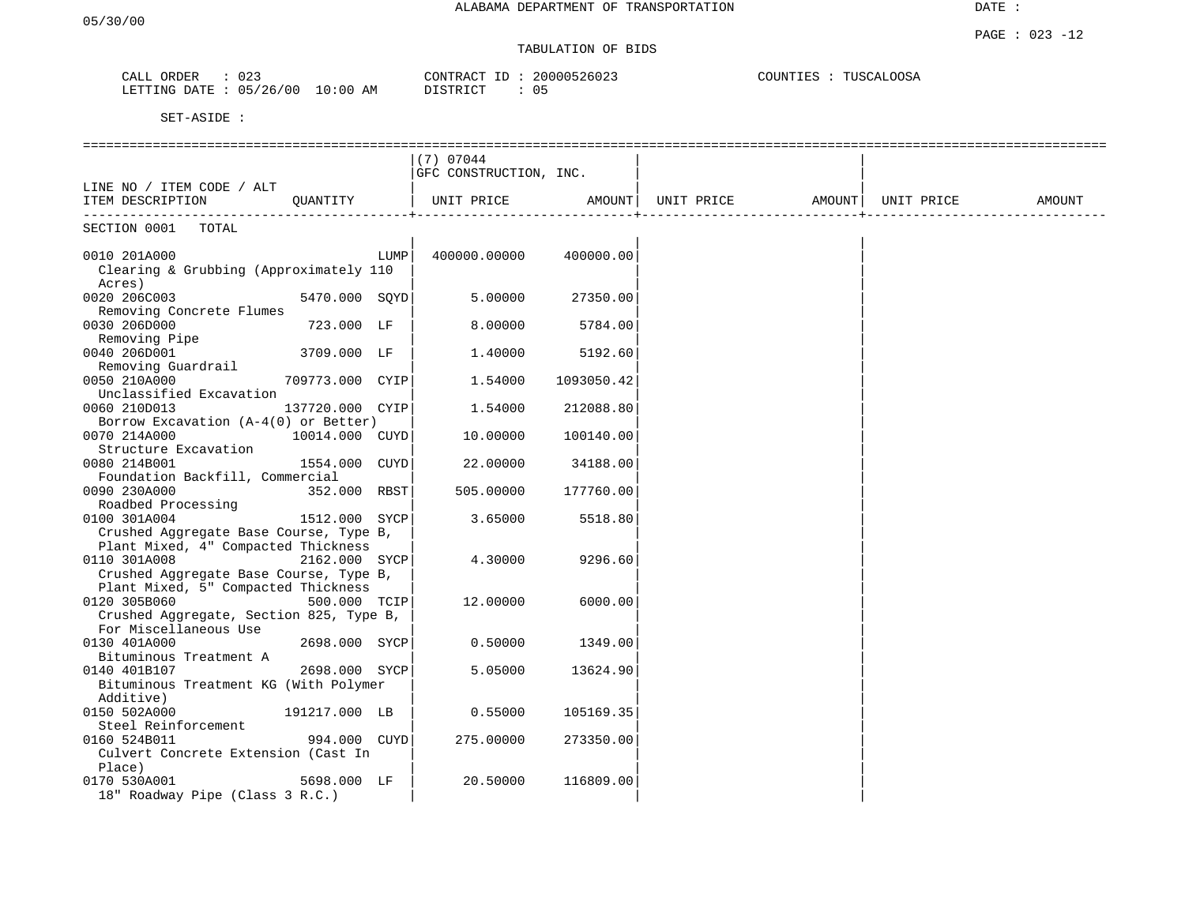ALABAMA DEPARTMENT OF TRANSPORTATION

05/30/00

TABULATION OF BIDS

CALL ORDER : 023
LETTING DATE : 05/26/00 10:00 AM

CONTRACT ID : 20000526023
DISTRICT : 05

COUNTIES : TUSCALOOSA

SET-ASIDE :

| LINE NO / ITEM CODE / ALT<br>ITEM DESCRIPTION | QUANTITY | (7) 07044<br>GFC CONSTRUCTION, INC.<br>UNIT PRICE | AMOUNT | UNIT PRICE | AMOUNT | UNIT PRICE | AMOUNT |
|---|---|---|---|---|---|---|---|
| SECTION 0001 TOTAL | | | | | | | |
| 0010 201A000<br>Clearing & Grubbing (Approximately 110 Acres) | LUMP | 400000.00000 | 400000.00 | | | | |
| 0020 206C003<br>Removing Concrete Flumes | 5470.000 SQYD | 5.00000 | 27350.00 | | | | |
| 0030 206D000<br>Removing Pipe | 723.000 LF | 8.00000 | 5784.00 | | | | |
| 0040 206D001<br>Removing Guardrail | 3709.000 LF | 1.40000 | 5192.60 | | | | |
| 0050 210A000<br>Unclassified Excavation | 709773.000 CYIP | 1.54000 | 1093050.42 | | | | |
| 0060 210D013<br>Borrow Excavation (A-4(0) or Better) | 137720.000 CYIP | 1.54000 | 212088.80 | | | | |
| 0070 214A000<br>Structure Excavation | 10014.000 CUYD | 10.00000 | 100140.00 | | | | |
| 0080 214B001<br>Foundation Backfill, Commercial | 1554.000 CUYD | 22.00000 | 34188.00 | | | | |
| 0090 230A000<br>Roadbed Processing | 352.000 RBST | 505.00000 | 177760.00 | | | | |
| 0100 301A004<br>Crushed Aggregate Base Course, Type B, Plant Mixed, 4" Compacted Thickness | 1512.000 SYCP | 3.65000 | 5518.80 | | | | |
| 0110 301A008<br>Crushed Aggregate Base Course, Type B, Plant Mixed, 5" Compacted Thickness | 2162.000 SYCP | 4.30000 | 9296.60 | | | | |
| 0120 305B060<br>Crushed Aggregate, Section 825, Type B, For Miscellaneous Use | 500.000 TCIP | 12.00000 | 6000.00 | | | | |
| 0130 401A000<br>Bituminous Treatment A | 2698.000 SYCP | 0.50000 | 1349.00 | | | | |
| 0140 401B107<br>Bituminous Treatment KG (With Polymer Additive) | 2698.000 SYCP | 5.05000 | 13624.90 | | | | |
| 0150 502A000<br>Steel Reinforcement | 191217.000 LB | 0.55000 | 105169.35 | | | | |
| 0160 524B011<br>Culvert Concrete Extension (Cast In Place) | 994.000 CUYD | 275.00000 | 273350.00 | | | | |
| 0170 530A001<br>18" Roadway Pipe (Class 3 R.C.) | 5698.000 LF | 20.50000 | 116809.00 | | | | |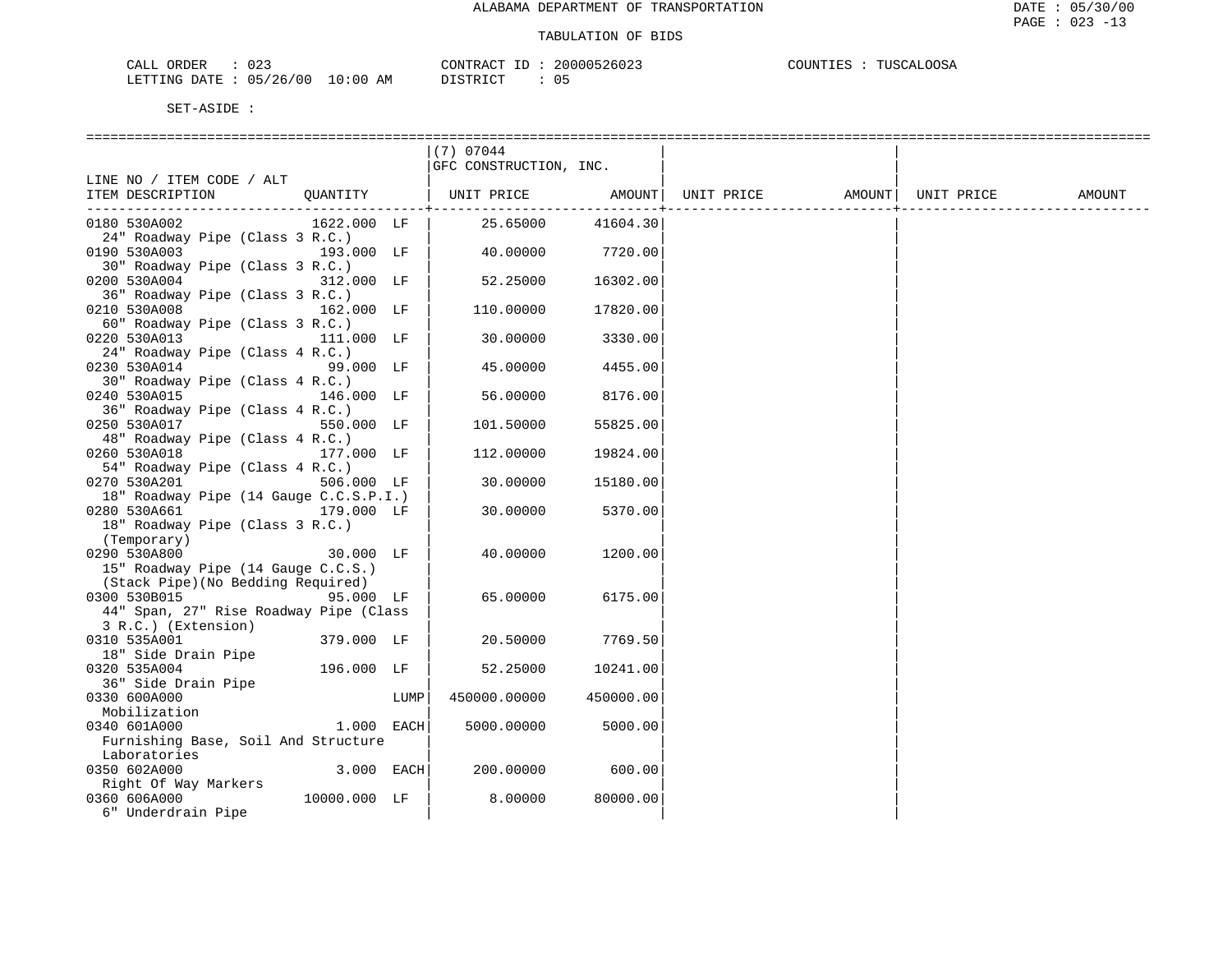ALABAMA DEPARTMENT OF TRANSPORTATION

TABULATION OF BIDS

CALL ORDER : 023 CONTRACT ID : 20000526023 COUNTIES : TUSCALOOSA
LETTING DATE : 05/26/00 10:00 AM DISTRICT : 05

SET-ASIDE :

| LINE NO / ITEM CODE / ALT<br>ITEM DESCRIPTION | QUANTITY | (7) 07044<br>GFC CONSTRUCTION, INC.<br>UNIT PRICE | AMOUNT | UNIT PRICE | AMOUNT | UNIT PRICE | AMOUNT |
|---|---|---|---|---|---|---|---|
| 0180 530A002<br>24" Roadway Pipe (Class 3 R.C.) | 1622.000 LF | 25.65000 | 41604.30 | | | | |
| 0190 530A003<br>30" Roadway Pipe (Class 3 R.C.) | 193.000 LF | 40.00000 | 7720.00 | | | | |
| 0200 530A004<br>36" Roadway Pipe (Class 3 R.C.) | 312.000 LF | 52.25000 | 16302.00 | | | | |
| 0210 530A008<br>60" Roadway Pipe (Class 3 R.C.) | 162.000 LF | 110.00000 | 17820.00 | | | | |
| 0220 530A013<br>24" Roadway Pipe (Class 4 R.C.) | 111.000 LF | 30.00000 | 3330.00 | | | | |
| 0230 530A014<br>30" Roadway Pipe (Class 4 R.C.) | 99.000 LF | 45.00000 | 4455.00 | | | | |
| 0240 530A015<br>36" Roadway Pipe (Class 4 R.C.) | 146.000 LF | 56.00000 | 8176.00 | | | | |
| 0250 530A017<br>48" Roadway Pipe (Class 4 R.C.) | 550.000 LF | 101.50000 | 55825.00 | | | | |
| 0260 530A018<br>54" Roadway Pipe (Class 4 R.C.) | 177.000 LF | 112.00000 | 19824.00 | | | | |
| 0270 530A201<br>18" Roadway Pipe (14 Gauge C.C.S.P.I.) | 506.000 LF | 30.00000 | 15180.00 | | | | |
| 0280 530A661<br>18" Roadway Pipe (Class 3 R.C.)<br>(Temporary) | 179.000 LF | 30.00000 | 5370.00 | | | | |
| 0290 530A800<br>15" Roadway Pipe (14 Gauge C.C.S.)<br>(Stack Pipe)(No Bedding Required) | 30.000 LF | 40.00000 | 1200.00 | | | | |
| 0300 530B015<br>44" Span, 27" Rise Roadway Pipe (Class 3 R.C.) (Extension) | 95.000 LF | 65.00000 | 6175.00 | | | | |
| 0310 535A001<br>18" Side Drain Pipe | 379.000 LF | 20.50000 | 7769.50 | | | | |
| 0320 535A004<br>36" Side Drain Pipe | 196.000 LF | 52.25000 | 10241.00 | | | | |
| 0330 600A000<br>Mobilization | LUMP | 450000.00000 | 450000.00 | | | | |
| 0340 601A000<br>Furnishing Base, Soil And Structure Laboratories | 1.000 EACH | 5000.00000 | 5000.00 | | | | |
| 0350 602A000<br>Right Of Way Markers | 3.000 EACH | 200.00000 | 600.00 | | | | |
| 0360 606A000<br>6" Underdrain Pipe | 10000.000 LF | 8.00000 | 80000.00 | | | | |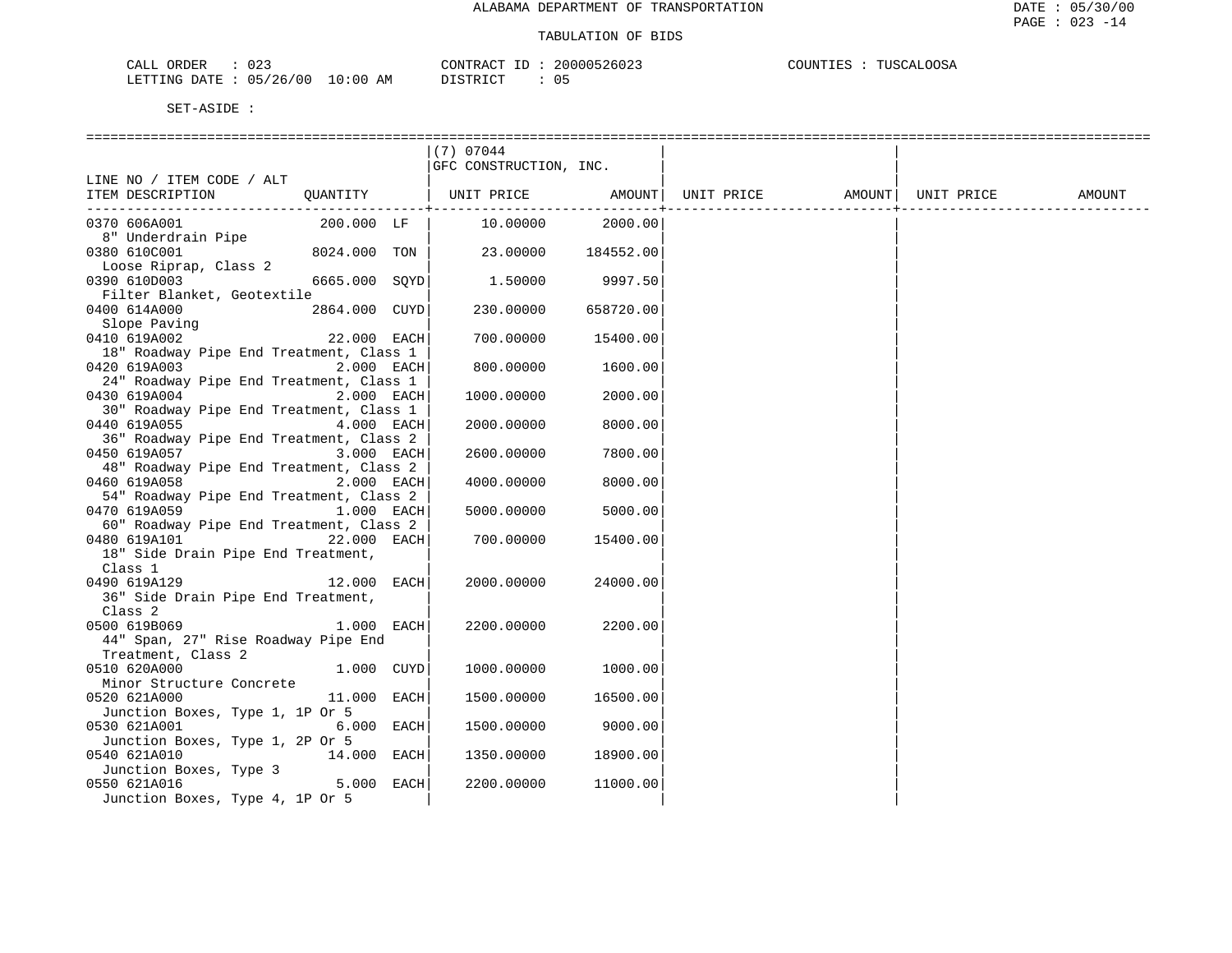ALABAMA DEPARTMENT OF TRANSPORTATION

TABULATION OF BIDS

CALL ORDER : 023　　CONTRACT ID : 20000526023　　COUNTIES : TUSCALOOSA
LETTING DATE : 05/26/00 10:00 AM　　DISTRICT : 05

SET-ASIDE :

| LINE NO / ITEM CODE / ALT ITEM DESCRIPTION | QUANTITY | (7) 07044 GFC CONSTRUCTION, INC. UNIT PRICE | AMOUNT | UNIT PRICE | AMOUNT | UNIT PRICE | AMOUNT |
|---|---|---|---|---|---|---|---|
| 0370 606A001 8" Underdrain Pipe | 200.000 LF | 10.00000 | 2000.00 | | | | |
| 0380 610C001 Loose Riprap, Class 2 | 8024.000 TON | 23.00000 | 184552.00 | | | | |
| 0390 610D003 Filter Blanket, Geotextile | 6665.000 SQYD | 1.50000 | 9997.50 | | | | |
| 0400 614A000 Slope Paving | 2864.000 CUYD | 230.00000 | 658720.00 | | | | |
| 0410 619A002 18" Roadway Pipe End Treatment, Class 1 | 22.000 EACH | 700.00000 | 15400.00 | | | | |
| 0420 619A003 24" Roadway Pipe End Treatment, Class 1 | 2.000 EACH | 800.00000 | 1600.00 | | | | |
| 0430 619A004 30" Roadway Pipe End Treatment, Class 1 | 2.000 EACH | 1000.00000 | 2000.00 | | | | |
| 0440 619A055 36" Roadway Pipe End Treatment, Class 2 | 4.000 EACH | 2000.00000 | 8000.00 | | | | |
| 0450 619A057 48" Roadway Pipe End Treatment, Class 2 | 3.000 EACH | 2600.00000 | 7800.00 | | | | |
| 0460 619A058 54" Roadway Pipe End Treatment, Class 2 | 2.000 EACH | 4000.00000 | 8000.00 | | | | |
| 0470 619A059 60" Roadway Pipe End Treatment, Class 2 | 1.000 EACH | 5000.00000 | 5000.00 | | | | |
| 0480 619A101 18" Side Drain Pipe End Treatment, Class 1 | 22.000 EACH | 700.00000 | 15400.00 | | | | |
| 0490 619A129 36" Side Drain Pipe End Treatment, Class 2 | 12.000 EACH | 2000.00000 | 24000.00 | | | | |
| 0500 619B069 44" Span, 27" Rise Roadway Pipe End Treatment, Class 2 | 1.000 EACH | 2200.00000 | 2200.00 | | | | |
| 0510 620A000 Minor Structure Concrete | 1.000 CUYD | 1000.00000 | 1000.00 | | | | |
| 0520 621A000 Junction Boxes, Type 1, 1P Or 5 | 11.000 EACH | 1500.00000 | 16500.00 | | | | |
| 0530 621A001 Junction Boxes, Type 1, 2P Or 5 | 6.000 EACH | 1500.00000 | 9000.00 | | | | |
| 0540 621A010 Junction Boxes, Type 3 | 14.000 EACH | 1350.00000 | 18900.00 | | | | |
| 0550 621A016 Junction Boxes, Type 4, 1P Or 5 | 5.000 EACH | 2200.00000 | 11000.00 | | | | |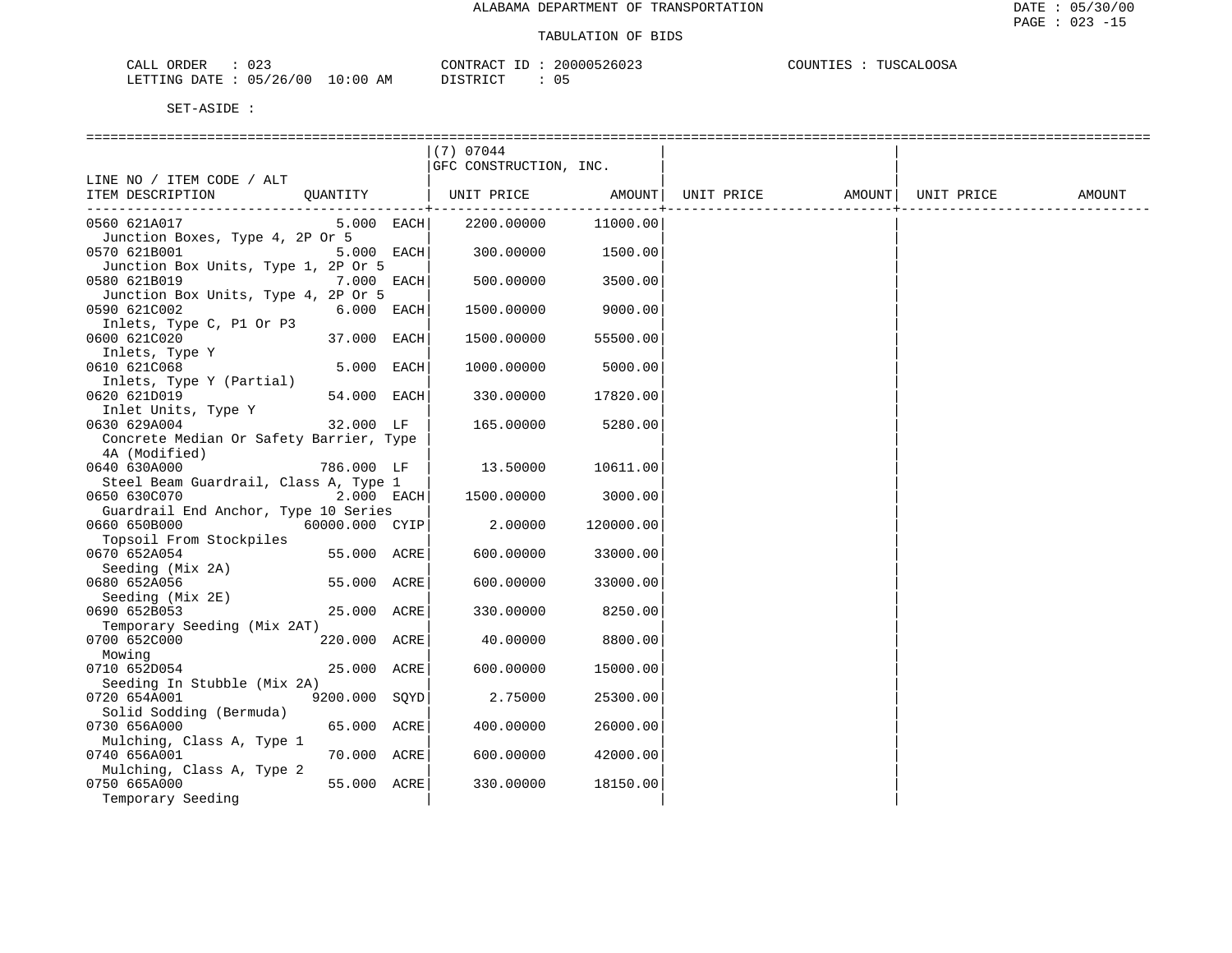ALABAMA DEPARTMENT OF TRANSPORTATION

TABULATION OF BIDS

DATE : 05/30/00

CALL ORDER : 023 CONTRACT ID : 20000526023 COUNTIES : TUSCALOOSA
LETTING DATE : 05/26/00 10:00 AM DISTRICT : 05

SET-ASIDE :

| LINE NO / ITEM CODE / ALT ITEM DESCRIPTION | QUANTITY | (7) 07044 GFC CONSTRUCTION, INC. UNIT PRICE | AMOUNT | UNIT PRICE | AMOUNT | UNIT PRICE | AMOUNT |
|---|---|---|---|---|---|---|---|
| 0560 621A017 Junction Boxes, Type 4, 2P Or 5 | 5.000 EACH | 2200.00000 | 11000.00 | | | | |
| 0570 621B001 Junction Box Units, Type 1, 2P Or 5 | 5.000 EACH | 300.00000 | 1500.00 | | | | |
| 0580 621B019 Junction Box Units, Type 4, 2P Or 5 | 7.000 EACH | 500.00000 | 3500.00 | | | | |
| 0590 621C002 Inlets, Type C, P1 Or P3 | 6.000 EACH | 1500.00000 | 9000.00 | | | | |
| 0600 621C020 Inlets, Type Y | 37.000 EACH | 1500.00000 | 55500.00 | | | | |
| 0610 621C068 Inlets, Type Y (Partial) | 5.000 EACH | 1000.00000 | 5000.00 | | | | |
| 0620 621D019 Inlet Units, Type Y | 54.000 EACH | 330.00000 | 17820.00 | | | | |
| 0630 629A004 Concrete Median Or Safety Barrier, Type 4A (Modified) | 32.000 LF | 165.00000 | 5280.00 | | | | |
| 0640 630A000 Steel Beam Guardrail, Class A, Type 1 | 786.000 LF | 13.50000 | 10611.00 | | | | |
| 0650 630C070 Guardrail End Anchor, Type 10 Series | 2.000 EACH | 1500.00000 | 3000.00 | | | | |
| 0660 650B000 Topsoil From Stockpiles | 60000.000 CYIP | 2.00000 | 120000.00 | | | | |
| 0670 652A054 Seeding (Mix 2A) | 55.000 ACRE | 600.00000 | 33000.00 | | | | |
| 0680 652A056 Seeding (Mix 2E) | 55.000 ACRE | 600.00000 | 33000.00 | | | | |
| 0690 652B053 Temporary Seeding (Mix 2AT) | 25.000 ACRE | 330.00000 | 8250.00 | | | | |
| 0700 652C000 Mowing | 220.000 ACRE | 40.00000 | 8800.00 | | | | |
| 0710 652D054 Seeding In Stubble (Mix 2A) | 25.000 ACRE | 600.00000 | 15000.00 | | | | |
| 0720 654A001 Solid Sodding (Bermuda) | 9200.000 SQYD | 2.75000 | 25300.00 | | | | |
| 0730 656A000 Mulching, Class A, Type 1 | 65.000 ACRE | 400.00000 | 26000.00 | | | | |
| 0740 656A001 Mulching, Class A, Type 2 | 70.000 ACRE | 600.00000 | 42000.00 | | | | |
| 0750 665A000 Temporary Seeding | 55.000 ACRE | 330.00000 | 18150.00 | | | | |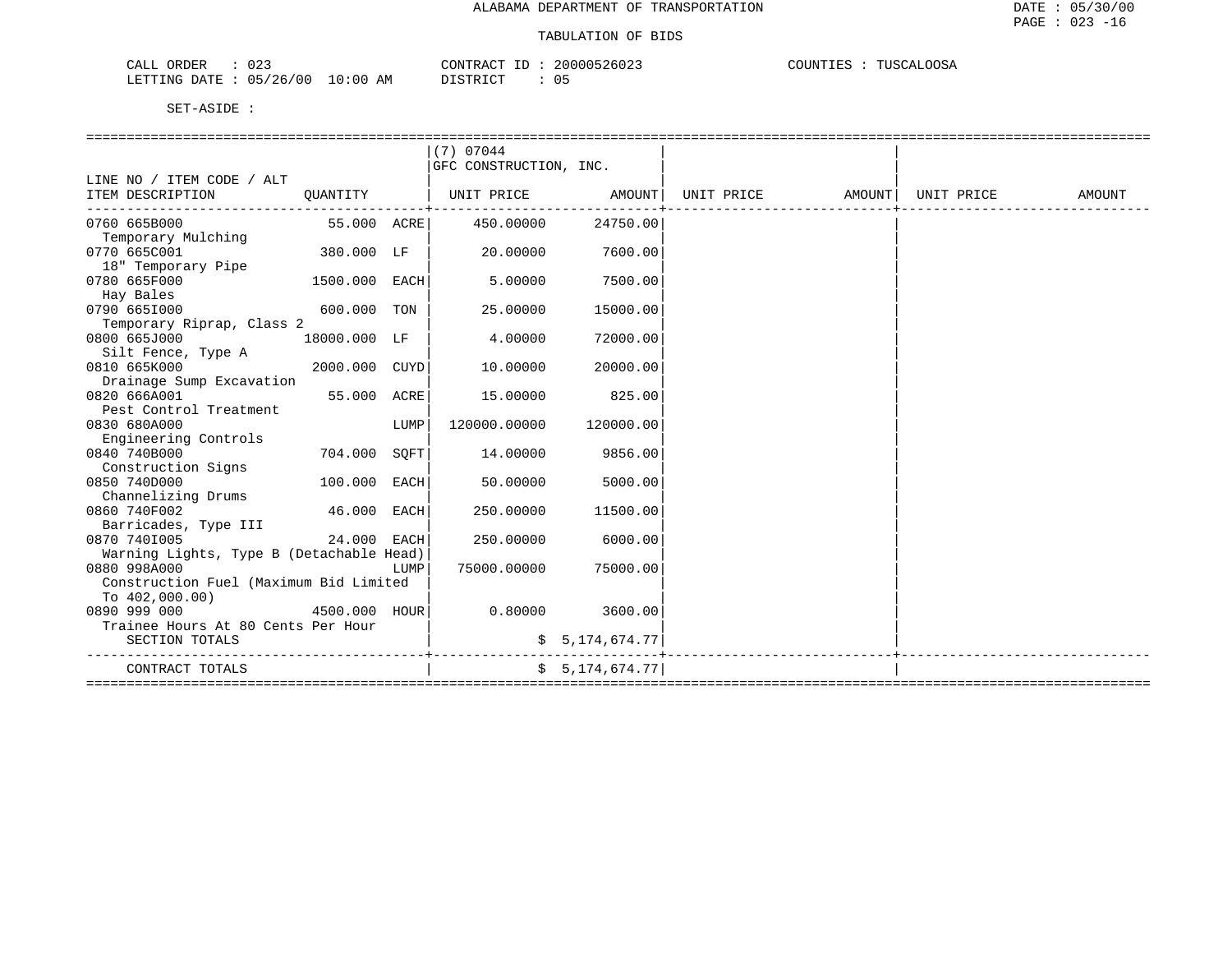ALABAMA DEPARTMENT OF TRANSPORTATION

TABULATION OF BIDS

CALL ORDER : 023 CONTRACT ID : 20000526023 COUNTIES : TUSCALOOSA
LETTING DATE : 05/26/00 10:00 AM DISTRICT : 05

SET-ASIDE :

| LINE NO / ITEM CODE / ALT ITEM DESCRIPTION | QUANTITY | | (7) 07044 GFC CONSTRUCTION, INC. UNIT PRICE | AMOUNT | UNIT PRICE | AMOUNT | UNIT PRICE | AMOUNT |
|---|---|---|---|---|---|---|---|---|
| 0760 665B000 Temporary Mulching | 55.000 | ACRE | 450.00000 | 24750.00 | | | | |
| 0770 665C001 18" Temporary Pipe | 380.000 | LF | 20.00000 | 7600.00 | | | | |
| 0780 665F000 Hay Bales | 1500.000 | EACH | 5.00000 | 7500.00 | | | | |
| 0790 665I000 Temporary Riprap, Class 2 | 600.000 | TON | 25.00000 | 15000.00 | | | | |
| 0800 665J000 Silt Fence, Type A | 18000.000 | LF | 4.00000 | 72000.00 | | | | |
| 0810 665K000 Drainage Sump Excavation | 2000.000 | CUYD | 10.00000 | 20000.00 | | | | |
| 0820 666A001 Pest Control Treatment | 55.000 | ACRE | 15.00000 | 825.00 | | | | |
| 0830 680A000 Engineering Controls | | LUMP | 120000.00000 | 120000.00 | | | | |
| 0840 740B000 Construction Signs | 704.000 | SQFT | 14.00000 | 9856.00 | | | | |
| 0850 740D000 Channelizing Drums | 100.000 | EACH | 50.00000 | 5000.00 | | | | |
| 0860 740F002 Barricades, Type III | 46.000 | EACH | 250.00000 | 11500.00 | | | | |
| 0870 740I005 Warning Lights, Type B (Detachable Head) | 24.000 | EACH | 250.00000 | 6000.00 | | | | |
| 0880 998A000 Construction Fuel (Maximum Bid Limited To 402,000.00) | | LUMP | 75000.00000 | 75000.00 | | | | |
| 0890 999 000 Trainee Hours At 80 Cents Per Hour | 4500.000 | HOUR | 0.80000 | 3600.00 | | | | |
| SECTION TOTALS | | | | $ 5,174,674.77 | | | | |
| CONTRACT TOTALS | | | | $ 5,174,674.77 | | | | |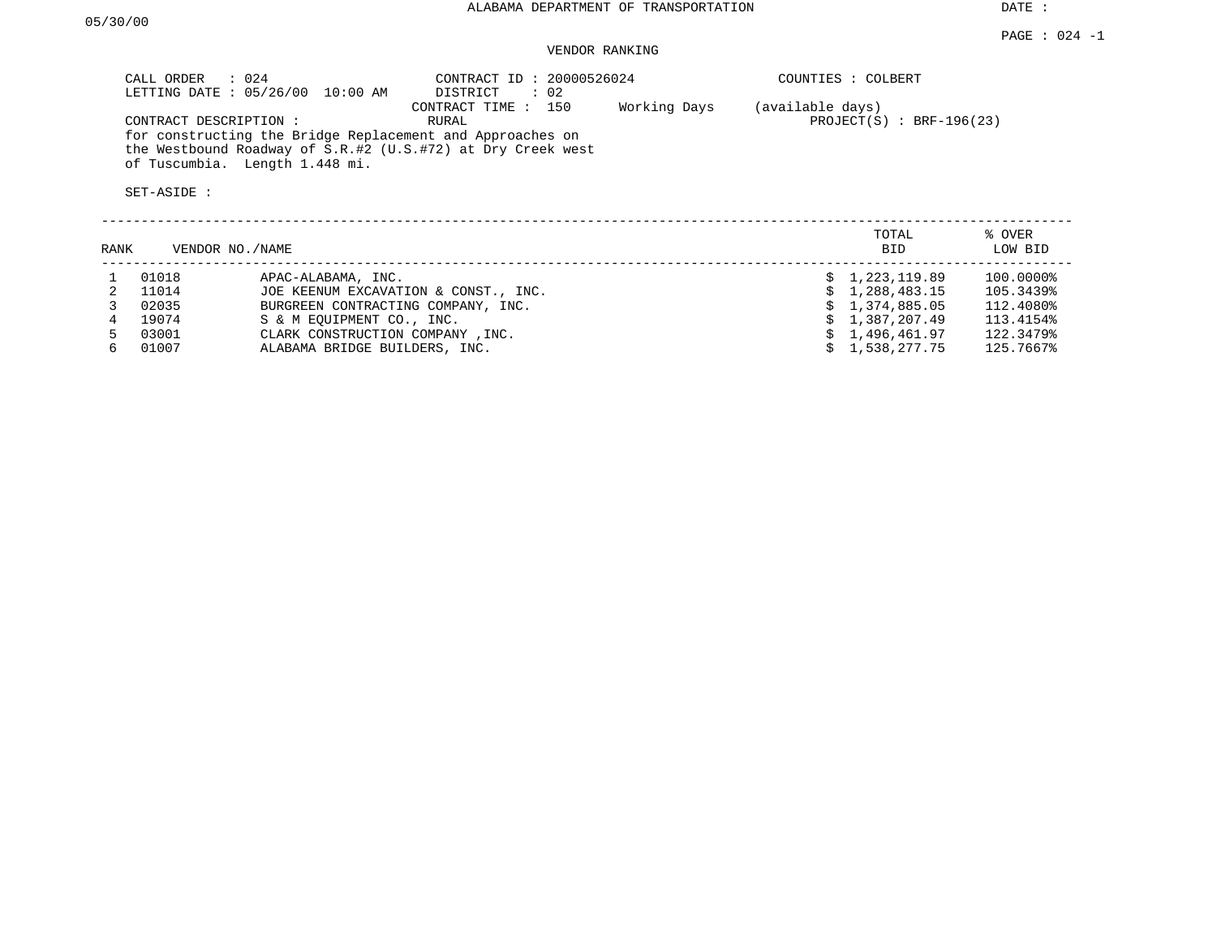ALABAMA DEPARTMENT OF TRANSPORTATION

DATE :

05/30/00

PAGE : 024 -1

VENDOR RANKING

CALL ORDER : 024
LETTING DATE : 05/26/00 10:00 AM

CONTRACT ID : 20000526024
DISTRICT : 02
CONTRACT TIME : 150 Working Days (available days)
RURAL

COUNTIES : COLBERT

PROJECT(S) : BRF-196(23)

CONTRACT DESCRIPTION :
for constructing the Bridge Replacement and Approaches on the Westbound Roadway of S.R.#2 (U.S.#72) at Dry Creek west of Tuscumbia. Length 1.448 mi.

SET-ASIDE :

| RANK | VENDOR NO./NAME | | TOTAL BID | % OVER LOW BID |
|---|---|---|---|---|
| 1 | 01018 | APAC-ALABAMA, INC. | $ 1,223,119.89 | 100.0000% |
| 2 | 11014 | JOE KEENUM EXCAVATION & CONST., INC. | $ 1,288,483.15 | 105.3439% |
| 3 | 02035 | BURGREEN CONTRACTING COMPANY, INC. | $ 1,374,885.05 | 112.4080% |
| 4 | 19074 | S & M EQUIPMENT CO., INC. | $ 1,387,207.49 | 113.4154% |
| 5 | 03001 | CLARK CONSTRUCTION COMPANY ,INC. | $ 1,496,461.97 | 122.3479% |
| 6 | 01007 | ALABAMA BRIDGE BUILDERS, INC. | $ 1,538,277.75 | 125.7667% |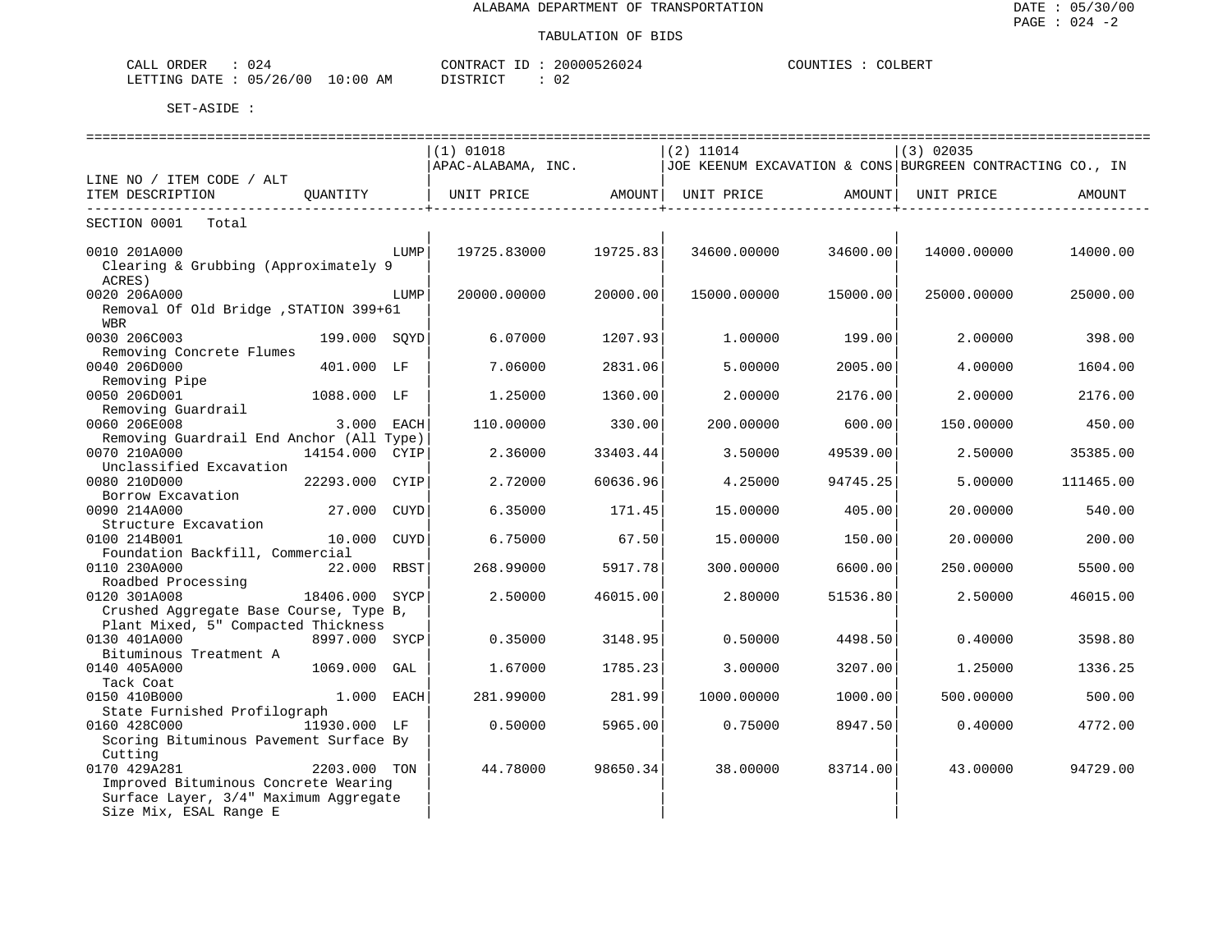ALABAMA DEPARTMENT OF TRANSPORTATION

TABULATION OF BIDS

DATE : 05/30/00
PAGE : 024 -2

CALL ORDER : 024 CONTRACT ID : 20000526024 COUNTIES : COLBERT
LETTING DATE : 05/26/00 10:00 AM DISTRICT : 02

SET-ASIDE :

| LINE NO / ITEM CODE / ALT<br>ITEM DESCRIPTION | QUANTITY | (1) 01018<br>APAC-ALABAMA, INC.<br>UNIT PRICE | AMOUNT | (2) 11014<br>JOE KEENUM EXCAVATION & CONS<br>UNIT PRICE | AMOUNT | (3) 02035<br>BURGREEN CONTRACTING CO., IN<br>UNIT PRICE | AMOUNT |
|---|---|---|---|---|---|---|---|
| SECTION 0001 Total | | | | | | | |
| 0010 201A000<br>Clearing & Grubbing (Approximately 9 ACRES) | LUMP | 19725.83000 | 19725.83 | 34600.00000 | 34600.00 | 14000.00000 | 14000.00 |
| 0020 206A000<br>Removal Of Old Bridge ,STATION 399+61 WBR | LUMP | 20000.00000 | 20000.00 | 15000.00000 | 15000.00 | 25000.00000 | 25000.00 |
| 0030 206C003<br>Removing Concrete Flumes | 199.000 SQYD | 6.07000 | 1207.93 | 1.00000 | 199.00 | 2.00000 | 398.00 |
| 0040 206D000<br>Removing Pipe | 401.000 LF | 7.06000 | 2831.06 | 5.00000 | 2005.00 | 4.00000 | 1604.00 |
| 0050 206D001<br>Removing Guardrail | 1088.000 LF | 1.25000 | 1360.00 | 2.00000 | 2176.00 | 2.00000 | 2176.00 |
| 0060 206E008<br>Removing Guardrail End Anchor (All Type) | 3.000 EACH | 110.00000 | 330.00 | 200.00000 | 600.00 | 150.00000 | 450.00 |
| 0070 210A000<br>Unclassified Excavation | 14154.000 CYIP | 2.36000 | 33403.44 | 3.50000 | 49539.00 | 2.50000 | 35385.00 |
| 0080 210D000<br>Borrow Excavation | 22293.000 CYIP | 2.72000 | 60636.96 | 4.25000 | 94745.25 | 5.00000 | 111465.00 |
| 0090 214A000<br>Structure Excavation | 27.000 CUYD | 6.35000 | 171.45 | 15.00000 | 405.00 | 20.00000 | 540.00 |
| 0100 214B001<br>Foundation Backfill, Commercial | 10.000 CUYD | 6.75000 | 67.50 | 15.00000 | 150.00 | 20.00000 | 200.00 |
| 0110 230A000<br>Roadbed Processing | 22.000 RBST | 268.99000 | 5917.78 | 300.00000 | 6600.00 | 250.00000 | 5500.00 |
| 0120 301A008<br>Crushed Aggregate Base Course, Type B, Plant Mixed, 5" Compacted Thickness | 18406.000 SYCP | 2.50000 | 46015.00 | 2.80000 | 51536.80 | 2.50000 | 46015.00 |
| 0130 401A000<br>Bituminous Treatment A | 8997.000 SYCP | 0.35000 | 3148.95 | 0.50000 | 4498.50 | 0.40000 | 3598.80 |
| 0140 405A000<br>Tack Coat | 1069.000 GAL | 1.67000 | 1785.23 | 3.00000 | 3207.00 | 1.25000 | 1336.25 |
| 0150 410B000<br>State Furnished Profilograph | 1.000 EACH | 281.99000 | 281.99 | 1000.00000 | 1000.00 | 500.00000 | 500.00 |
| 0160 428C000<br>Scoring Bituminous Pavement Surface By Cutting | 11930.000 LF | 0.50000 | 5965.00 | 0.75000 | 8947.50 | 0.40000 | 4772.00 |
| 0170 429A281<br>Improved Bituminous Concrete Wearing Surface Layer, 3/4" Maximum Aggregate Size Mix, ESAL Range E | 2203.000 TON | 44.78000 | 98650.34 | 38.00000 | 83714.00 | 43.00000 | 94729.00 |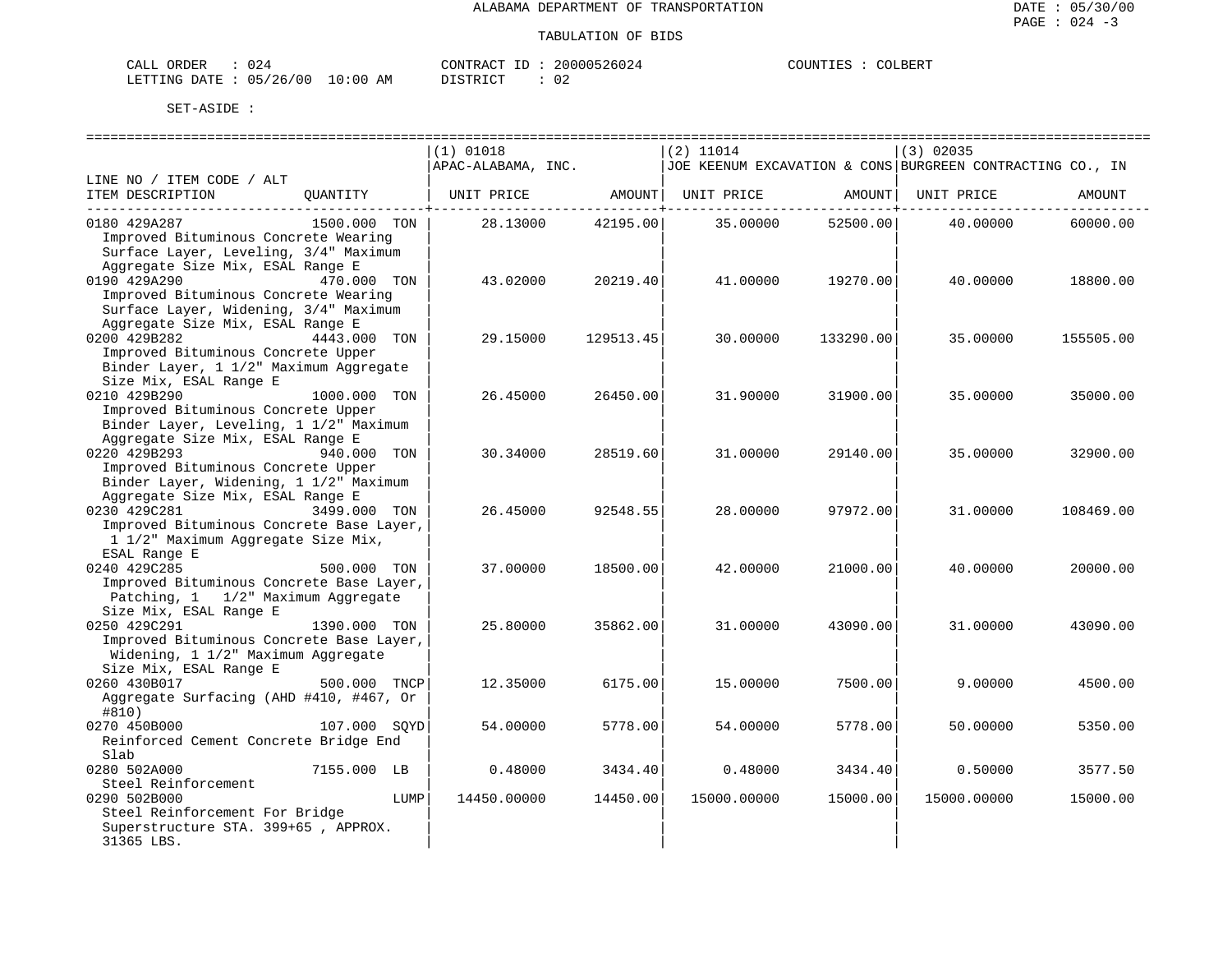ALABAMA DEPARTMENT OF TRANSPORTATION

TABULATION OF BIDS

DATE : 05/30/00
PAGE : 024 -3

CALL ORDER : 024 CONTRACT ID : 20000526024 COUNTIES : COLBERT
LETTING DATE : 05/26/00 10:00 AM DISTRICT : 02

SET-ASIDE :

| LINE NO / ITEM CODE / ALT ITEM DESCRIPTION | QUANTITY | (1) 01018 APAC-ALABAMA, INC. UNIT PRICE | AMOUNT | (2) 11014 JOE KEENUM EXCAVATION & CONS UNIT PRICE | AMOUNT | (3) 02035 BURGREEN CONTRACTING CO., IN UNIT PRICE | AMOUNT |
|---|---|---|---|---|---|---|---|
| 0180 429A287 Improved Bituminous Concrete Wearing Surface Layer, Leveling, 3/4" Maximum Aggregate Size Mix, ESAL Range E | 1500.000 TON | 28.13000 | 42195.00 | 35.00000 | 52500.00 | 40.00000 | 60000.00 |
| 0190 429A290 Improved Bituminous Concrete Wearing Surface Layer, Widening, 3/4" Maximum Aggregate Size Mix, ESAL Range E | 470.000 TON | 43.02000 | 20219.40 | 41.00000 | 19270.00 | 40.00000 | 18800.00 |
| 0200 429B282 Improved Bituminous Concrete Upper Binder Layer, 1 1/2" Maximum Aggregate Size Mix, ESAL Range E | 4443.000 TON | 29.15000 | 129513.45 | 30.00000 | 133290.00 | 35.00000 | 155505.00 |
| 0210 429B290 Improved Bituminous Concrete Upper Binder Layer, Leveling, 1 1/2" Maximum Aggregate Size Mix, ESAL Range E | 1000.000 TON | 26.45000 | 26450.00 | 31.90000 | 31900.00 | 35.00000 | 35000.00 |
| 0220 429B293 Improved Bituminous Concrete Upper Binder Layer, Widening, 1 1/2" Maximum Aggregate Size Mix, ESAL Range E | 940.000 TON | 30.34000 | 28519.60 | 31.00000 | 29140.00 | 35.00000 | 32900.00 |
| 0230 429C281 Improved Bituminous Concrete Base Layer, 1 1/2" Maximum Aggregate Size Mix, ESAL Range E | 3499.000 TON | 26.45000 | 92548.55 | 28.00000 | 97972.00 | 31.00000 | 108469.00 |
| 0240 429C285 Improved Bituminous Concrete Base Layer, Patching, 1 1/2" Maximum Aggregate Size Mix, ESAL Range E | 500.000 TON | 37.00000 | 18500.00 | 42.00000 | 21000.00 | 40.00000 | 20000.00 |
| 0250 429C291 Improved Bituminous Concrete Base Layer, Widening, 1 1/2" Maximum Aggregate Size Mix, ESAL Range E | 1390.000 TON | 25.80000 | 35862.00 | 31.00000 | 43090.00 | 31.00000 | 43090.00 |
| 0260 430B017 Aggregate Surfacing (AHD #410, #467, Or #810) | 500.000 TNCP | 12.35000 | 6175.00 | 15.00000 | 7500.00 | 9.00000 | 4500.00 |
| 0270 450B000 Reinforced Cement Concrete Bridge End Slab | 107.000 SQYD | 54.00000 | 5778.00 | 54.00000 | 5778.00 | 50.00000 | 5350.00 |
| 0280 502A000 Steel Reinforcement | 7155.000 LB | 0.48000 | 3434.40 | 0.48000 | 3434.40 | 0.50000 | 3577.50 |
| 0290 502B000 Steel Reinforcement For Bridge Superstructure STA. 399+65 , APPROX. 31365 LBS. | LUMP | 14450.00000 | 14450.00 | 15000.00000 | 15000.00 | 15000.00000 | 15000.00 |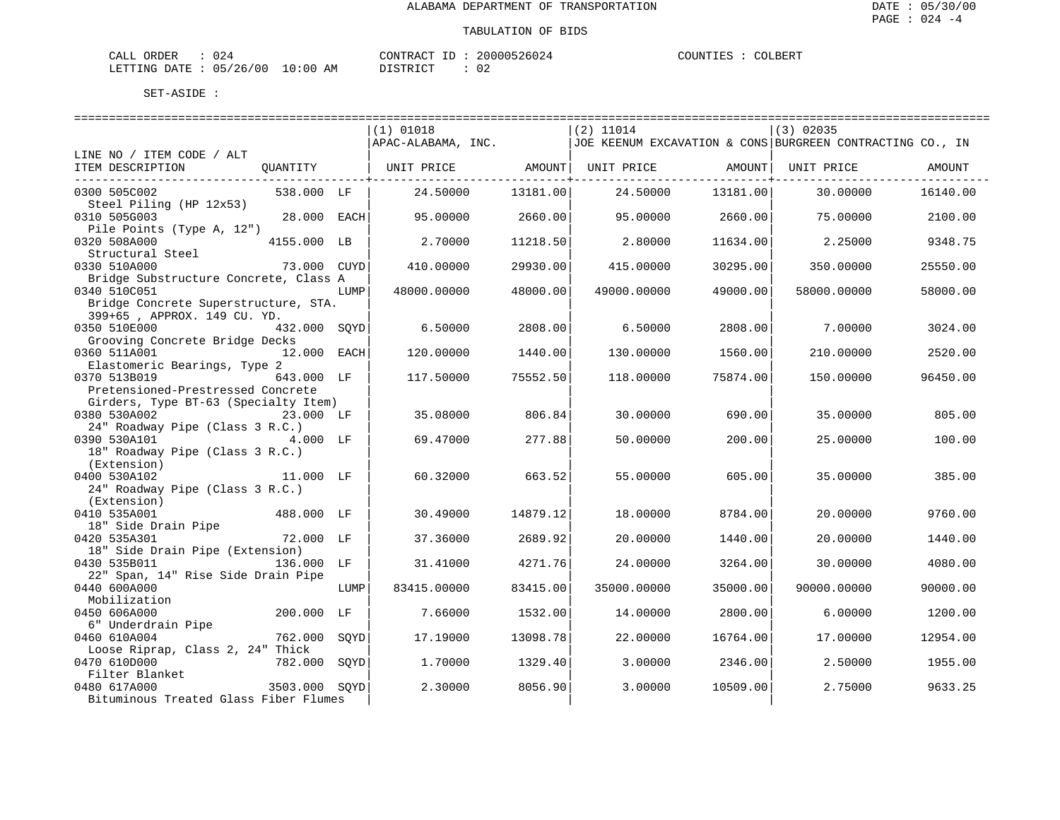ALABAMA DEPARTMENT OF TRANSPORTATION

TABULATION OF BIDS

CALL ORDER : 024 CONTRACT ID : 20000526024 COUNTIES : COLBERT
LETTING DATE : 05/26/00 10:00 AM DISTRICT : 02

SET-ASIDE :

| LINE NO / ITEM CODE / ALT ITEM DESCRIPTION | QUANTITY | (1) 01018 APAC-ALABAMA, INC. UNIT PRICE | AMOUNT | (2) 11014 JOE KEENUM EXCAVATION & CONS UNIT PRICE | AMOUNT | (3) 02035 BURGREEN CONTRACTING CO., IN UNIT PRICE | AMOUNT |
|---|---|---|---|---|---|---|---|
| 0300 505C002 Steel Piling (HP 12x53) | 538.000 LF | 24.50000 | 13181.00 | 24.50000 | 13181.00 | 30.00000 | 16140.00 |
| 0310 505G003 Pile Points (Type A, 12") | 28.000 EACH | 95.00000 | 2660.00 | 95.00000 | 2660.00 | 75.00000 | 2100.00 |
| 0320 508A000 Structural Steel | 4155.000 LB | 2.70000 | 11218.50 | 2.80000 | 11634.00 | 2.25000 | 9348.75 |
| 0330 510A000 Bridge Substructure Concrete, Class A | 73.000 CUYD | 410.00000 | 29930.00 | 415.00000 | 30295.00 | 350.00000 | 25550.00 |
| 0340 510C051 Bridge Concrete Superstructure, STA. 399+65 , APPROX. 149 CU. YD. | LUMP | 48000.00000 | 48000.00 | 49000.00000 | 49000.00 | 58000.00000 | 58000.00 |
| 0350 510E000 Grooving Concrete Bridge Decks | 432.000 SQYD | 6.50000 | 2808.00 | 6.50000 | 2808.00 | 7.00000 | 3024.00 |
| 0360 511A001 Elastomeric Bearings, Type 2 | 12.000 EACH | 120.00000 | 1440.00 | 130.00000 | 1560.00 | 210.00000 | 2520.00 |
| 0370 513B019 Pretensioned-Prestressed Concrete Girders, Type BT-63 (Specialty Item) | 643.000 LF | 117.50000 | 75552.50 | 118.00000 | 75874.00 | 150.00000 | 96450.00 |
| 0380 530A002 24" Roadway Pipe (Class 3 R.C.) | 23.000 LF | 35.08000 | 806.84 | 30.00000 | 690.00 | 35.00000 | 805.00 |
| 0390 530A101 18" Roadway Pipe (Class 3 R.C.) (Extension) | 4.000 LF | 69.47000 | 277.88 | 50.00000 | 200.00 | 25.00000 | 100.00 |
| 0400 530A102 24" Roadway Pipe (Class 3 R.C.) (Extension) | 11.000 LF | 60.32000 | 663.52 | 55.00000 | 605.00 | 35.00000 | 385.00 |
| 0410 535A001 18" Side Drain Pipe | 488.000 LF | 30.49000 | 14879.12 | 18.00000 | 8784.00 | 20.00000 | 9760.00 |
| 0420 535A301 18" Side Drain Pipe (Extension) | 72.000 LF | 37.36000 | 2689.92 | 20.00000 | 1440.00 | 20.00000 | 1440.00 |
| 0430 535B011 22" Span, 14" Rise Side Drain Pipe | 136.000 LF | 31.41000 | 4271.76 | 24.00000 | 3264.00 | 30.00000 | 4080.00 |
| 0440 600A000 Mobilization | LUMP | 83415.00000 | 83415.00 | 35000.00000 | 35000.00 | 90000.00000 | 90000.00 |
| 0450 606A000 6" Underdrain Pipe | 200.000 LF | 7.66000 | 1532.00 | 14.00000 | 2800.00 | 6.00000 | 1200.00 |
| 0460 610A004 Loose Riprap, Class 2, 24" Thick | 762.000 SQYD | 17.19000 | 13098.78 | 22.00000 | 16764.00 | 17.00000 | 12954.00 |
| 0470 610D000 Filter Blanket | 782.000 SQYD | 1.70000 | 1329.40 | 3.00000 | 2346.00 | 2.50000 | 1955.00 |
| 0480 617A000 Bituminous Treated Glass Fiber Flumes | 3503.000 SQYD | 2.30000 | 8056.90 | 3.00000 | 10509.00 | 2.75000 | 9633.25 |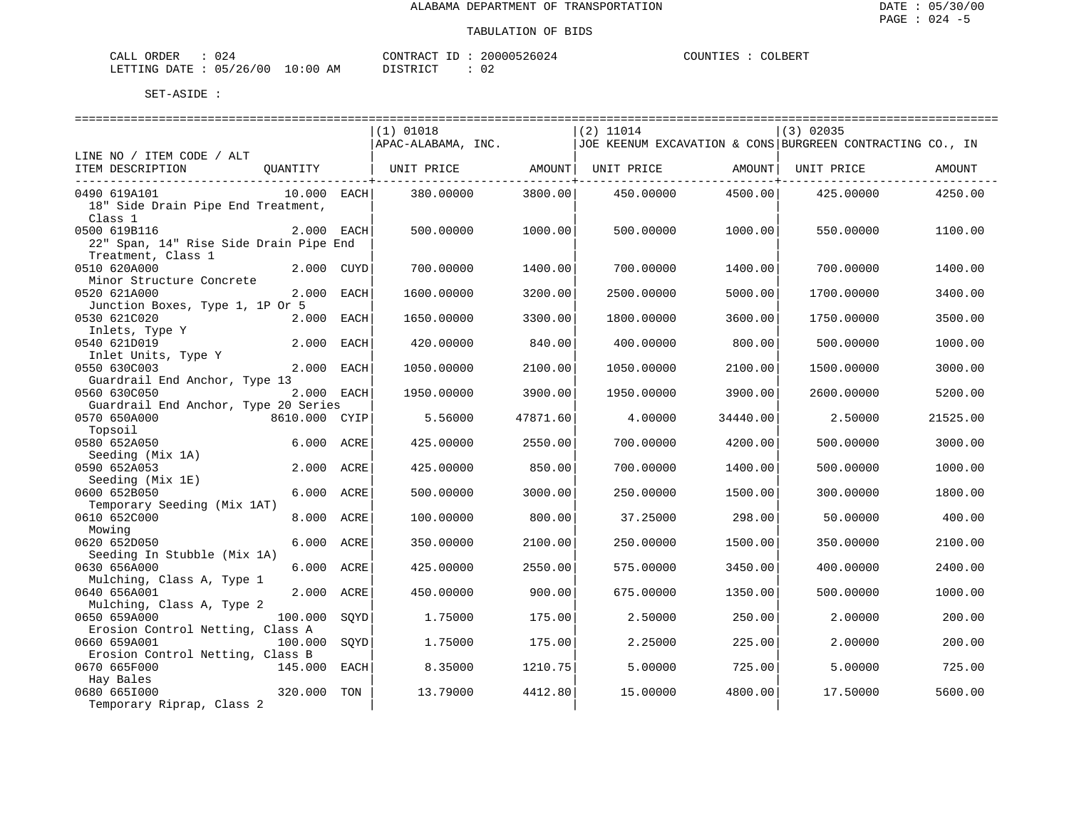ALABAMA DEPARTMENT OF TRANSPORTATION

TABULATION OF BIDS

CALL ORDER : 024 CONTRACT ID : 20000526024 COUNTIES : COLBERT
LETTING DATE : 05/26/00 10:00 AM DISTRICT : 02

SET-ASIDE :

| LINE NO / ITEM CODE / ALT ITEM DESCRIPTION | QUANTITY | (1) 01018 APAC-ALABAMA, INC. UNIT PRICE | AMOUNT | (2) 11014 JOE KEENUM EXCAVATION & CONS UNIT PRICE | AMOUNT | (3) 02035 BURGREEN CONTRACTING CO., IN UNIT PRICE | AMOUNT |
|---|---|---|---|---|---|---|---|
| 0490 619A101 18" Side Drain Pipe End Treatment, Class 1 | 10.000 EACH | 380.00000 | 3800.00 | 450.00000 | 4500.00 | 425.00000 | 4250.00 |
| 0500 619B116 22" Span, 14" Rise Side Drain Pipe End Treatment, Class 1 | 2.000 EACH | 500.00000 | 1000.00 | 500.00000 | 1000.00 | 550.00000 | 1100.00 |
| 0510 620A000 Minor Structure Concrete | 2.000 CUYD | 700.00000 | 1400.00 | 700.00000 | 1400.00 | 700.00000 | 1400.00 |
| 0520 621A000 Junction Boxes, Type 1, 1P Or 5 | 2.000 EACH | 1600.00000 | 3200.00 | 2500.00000 | 5000.00 | 1700.00000 | 3400.00 |
| 0530 621C020 Inlets, Type Y | 2.000 EACH | 1650.00000 | 3300.00 | 1800.00000 | 3600.00 | 1750.00000 | 3500.00 |
| 0540 621D019 Inlet Units, Type Y | 2.000 EACH | 420.00000 | 840.00 | 400.00000 | 800.00 | 500.00000 | 1000.00 |
| 0550 630C003 Guardrail End Anchor, Type 13 | 2.000 EACH | 1050.00000 | 2100.00 | 1050.00000 | 2100.00 | 1500.00000 | 3000.00 |
| 0560 630C050 Guardrail End Anchor, Type 20 Series | 2.000 EACH | 1950.00000 | 3900.00 | 1950.00000 | 3900.00 | 2600.00000 | 5200.00 |
| 0570 650A000 Topsoil | 8610.000 CYIP | 5.56000 | 47871.60 | 4.00000 | 34440.00 | 2.50000 | 21525.00 |
| 0580 652A050 Seeding (Mix 1A) | 6.000 ACRE | 425.00000 | 2550.00 | 700.00000 | 4200.00 | 500.00000 | 3000.00 |
| 0590 652A053 Seeding (Mix 1E) | 2.000 ACRE | 425.00000 | 850.00 | 700.00000 | 1400.00 | 500.00000 | 1000.00 |
| 0600 652B050 Temporary Seeding (Mix 1AT) | 6.000 ACRE | 500.00000 | 3000.00 | 250.00000 | 1500.00 | 300.00000 | 1800.00 |
| 0610 652C000 Mowing | 8.000 ACRE | 100.00000 | 800.00 | 37.25000 | 298.00 | 50.00000 | 400.00 |
| 0620 652D050 Seeding In Stubble (Mix 1A) | 6.000 ACRE | 350.00000 | 2100.00 | 250.00000 | 1500.00 | 350.00000 | 2100.00 |
| 0630 656A000 Mulching, Class A, Type 1 | 6.000 ACRE | 425.00000 | 2550.00 | 575.00000 | 3450.00 | 400.00000 | 2400.00 |
| 0640 656A001 Mulching, Class A, Type 2 | 2.000 ACRE | 450.00000 | 900.00 | 675.00000 | 1350.00 | 500.00000 | 1000.00 |
| 0650 659A000 Erosion Control Netting, Class A | 100.000 SQYD | 1.75000 | 175.00 | 2.50000 | 250.00 | 2.00000 | 200.00 |
| 0660 659A001 Erosion Control Netting, Class B | 100.000 SQYD | 1.75000 | 175.00 | 2.25000 | 225.00 | 2.00000 | 200.00 |
| 0670 665F000 Hay Bales | 145.000 EACH | 8.35000 | 1210.75 | 5.00000 | 725.00 | 5.00000 | 725.00 |
| 0680 665I000 Temporary Riprap, Class 2 | 320.000 TON | 13.79000 | 4412.80 | 15.00000 | 4800.00 | 17.50000 | 5600.00 |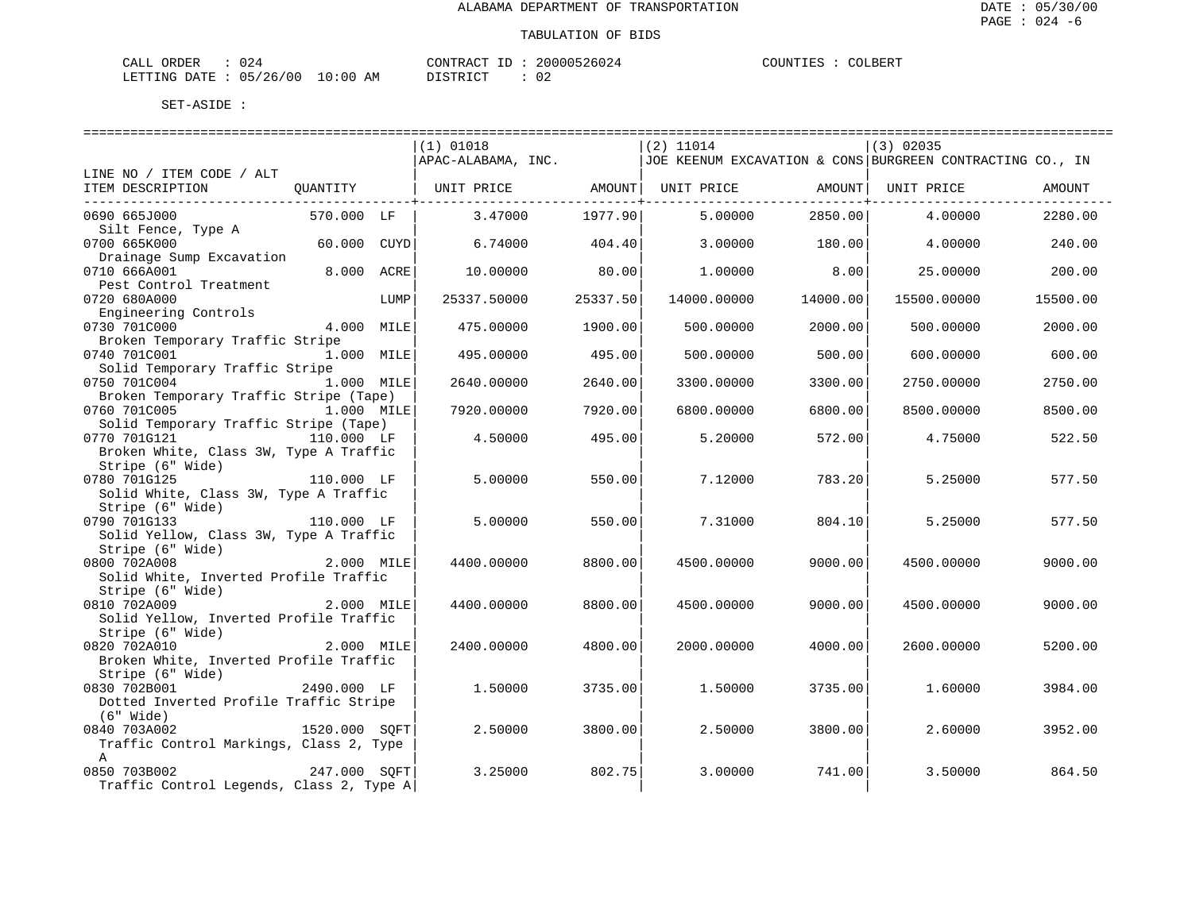ALABAMA DEPARTMENT OF TRANSPORTATION

TABULATION OF BIDS

CALL ORDER : 024　　CONTRACT ID : 20000526024　　COUNTIES : COLBERT
LETTING DATE : 05/26/00 10:00 AM　　DISTRICT : 02

SET-ASIDE :

| LINE NO / ITEM CODE / ALT ITEM DESCRIPTION | QUANTITY | (1) 01018 APAC-ALABAMA, INC. UNIT PRICE | AMOUNT | (2) 11014 JOE KEENUM EXCAVATION & CONS UNIT PRICE | AMOUNT | (3) 02035 BURGREEN CONTRACTING CO., IN UNIT PRICE | AMOUNT |
|---|---|---|---|---|---|---|---|
| 0690 665J000 Silt Fence, Type A | 570.000 LF | 3.47000 | 1977.90 | 5.00000 | 2850.00 | 4.00000 | 2280.00 |
| 0700 665K000 Drainage Sump Excavation | 60.000 CUYD | 6.74000 | 404.40 | 3.00000 | 180.00 | 4.00000 | 240.00 |
| 0710 666A001 Pest Control Treatment | 8.000 ACRE | 10.00000 | 80.00 | 1.00000 | 8.00 | 25.00000 | 200.00 |
| 0720 680A000 Engineering Controls | LUMP | 25337.50000 | 25337.50 | 14000.00000 | 14000.00 | 15500.00000 | 15500.00 |
| 0730 701C000 Broken Temporary Traffic Stripe | 4.000 MILE | 475.00000 | 1900.00 | 500.00000 | 2000.00 | 500.00000 | 2000.00 |
| 0740 701C001 Solid Temporary Traffic Stripe | 1.000 MILE | 495.00000 | 495.00 | 500.00000 | 500.00 | 600.00000 | 600.00 |
| 0750 701C004 Broken Temporary Traffic Stripe (Tape) | 1.000 MILE | 2640.00000 | 2640.00 | 3300.00000 | 3300.00 | 2750.00000 | 2750.00 |
| 0760 701C005 Solid Temporary Traffic Stripe (Tape) | 1.000 MILE | 7920.00000 | 7920.00 | 6800.00000 | 6800.00 | 8500.00000 | 8500.00 |
| 0770 701G121 Broken White, Class 3W, Type A Traffic Stripe (6" Wide) | 110.000 LF | 4.50000 | 495.00 | 5.20000 | 572.00 | 4.75000 | 522.50 |
| 0780 701G125 Solid White, Class 3W, Type A Traffic Stripe (6" Wide) | 110.000 LF | 5.00000 | 550.00 | 7.12000 | 783.20 | 5.25000 | 577.50 |
| 0790 701G133 Solid Yellow, Class 3W, Type A Traffic Stripe (6" Wide) | 110.000 LF | 5.00000 | 550.00 | 7.31000 | 804.10 | 5.25000 | 577.50 |
| 0800 702A008 Solid White, Inverted Profile Traffic Stripe (6" Wide) | 2.000 MILE | 4400.00000 | 8800.00 | 4500.00000 | 9000.00 | 4500.00000 | 9000.00 |
| 0810 702A009 Solid Yellow, Inverted Profile Traffic Stripe (6" Wide) | 2.000 MILE | 4400.00000 | 8800.00 | 4500.00000 | 9000.00 | 4500.00000 | 9000.00 |
| 0820 702A010 Broken White, Inverted Profile Traffic Stripe (6" Wide) | 2.000 MILE | 2400.00000 | 4800.00 | 2000.00000 | 4000.00 | 2600.00000 | 5200.00 |
| 0830 702B001 Dotted Inverted Profile Traffic Stripe (6" Wide) | 2490.000 LF | 1.50000 | 3735.00 | 1.50000 | 3735.00 | 1.60000 | 3984.00 |
| 0840 703A002 Traffic Control Markings, Class 2, Type A | 1520.000 SQFT | 2.50000 | 3800.00 | 2.50000 | 3800.00 | 2.60000 | 3952.00 |
| 0850 703B002 Traffic Control Legends, Class 2, Type A | 247.000 SQFT | 3.25000 | 802.75 | 3.00000 | 741.00 | 3.50000 | 864.50 |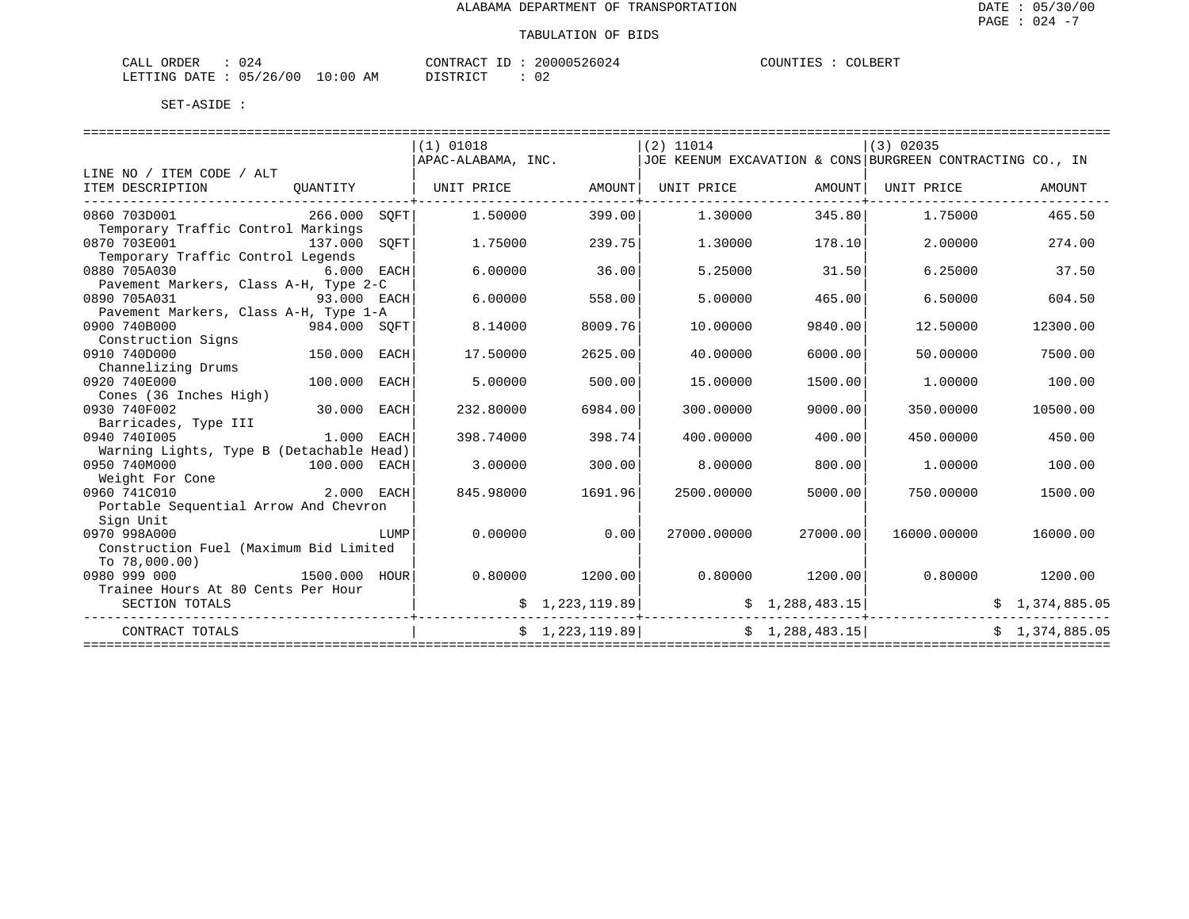ALABAMA DEPARTMENT OF TRANSPORTATION

TABULATION OF BIDS

DATE : 05/30/00
PAGE : 024 -7

CALL ORDER : 024
LETTING DATE : 05/26/00 10:00 AM

CONTRACT ID : 20000526024
DISTRICT : 02

COUNTIES : COLBERT

SET-ASIDE :

| LINE NO / ITEM CODE / ALT<br>ITEM DESCRIPTION | QUANTITY | (1) 01018<br>APAC-ALABAMA, INC.<br>UNIT PRICE | AMOUNT | (2) 11014<br>JOE KEENUM EXCAVATION & CONS<br>UNIT PRICE | AMOUNT | (3) 02035<br>BURGREEN CONTRACTING CO., IN<br>UNIT PRICE | AMOUNT |
|---|---|---|---|---|---|---|---|
| 0860 703D001<br>Temporary Traffic Control Markings | 266.000 SQFT | 1.50000 | 399.00 | 1.30000 | 345.80 | 1.75000 | 465.50 |
| 0870 703E001<br>Temporary Traffic Control Legends | 137.000 SQFT | 1.75000 | 239.75 | 1.30000 | 178.10 | 2.00000 | 274.00 |
| 0880 705A030<br>Pavement Markers, Class A-H, Type 2-C | 6.000 EACH | 6.00000 | 36.00 | 5.25000 | 31.50 | 6.25000 | 37.50 |
| 0890 705A031<br>Pavement Markers, Class A-H, Type 1-A | 93.000 EACH | 6.00000 | 558.00 | 5.00000 | 465.00 | 6.50000 | 604.50 |
| 0900 740B000<br>Construction Signs | 984.000 SQFT | 8.14000 | 8009.76 | 10.00000 | 9840.00 | 12.50000 | 12300.00 |
| 0910 740D000<br>Channelizing Drums | 150.000 EACH | 17.50000 | 2625.00 | 40.00000 | 6000.00 | 50.00000 | 7500.00 |
| 0920 740E000<br>Cones (36 Inches High) | 100.000 EACH | 5.00000 | 500.00 | 15.00000 | 1500.00 | 1.00000 | 100.00 |
| 0930 740F002<br>Barricades, Type III | 30.000 EACH | 232.80000 | 6984.00 | 300.00000 | 9000.00 | 350.00000 | 10500.00 |
| 0940 740I005<br>Warning Lights, Type B (Detachable Head) | 1.000 EACH | 398.74000 | 398.74 | 400.00000 | 400.00 | 450.00000 | 450.00 |
| 0950 740M000<br>Weight For Cone | 100.000 EACH | 3.00000 | 300.00 | 8.00000 | 800.00 | 1.00000 | 100.00 |
| 0960 741C010<br>Portable Sequential Arrow And Chevron Sign Unit | 2.000 EACH | 845.98000 | 1691.96 | 2500.00000 | 5000.00 | 750.00000 | 1500.00 |
| 0970 998A000<br>Construction Fuel (Maximum Bid Limited To 78,000.00) | LUMP | 0.00000 | 0.00 | 27000.00000 | 27000.00 | 16000.00000 | 16000.00 |
| 0980 999 000<br>Trainee Hours At 80 Cents Per Hour | 1500.000 HOUR | 0.80000 | 1200.00 | 0.80000 | 1200.00 | 0.80000 | 1200.00 |
| SECTION TOTALS | | | $ 1,223,119.89 | | $ 1,288,483.15 | | $ 1,374,885.05 |
| CONTRACT TOTALS | | | $ 1,223,119.89 | | $ 1,288,483.15 | | $ 1,374,885.05 |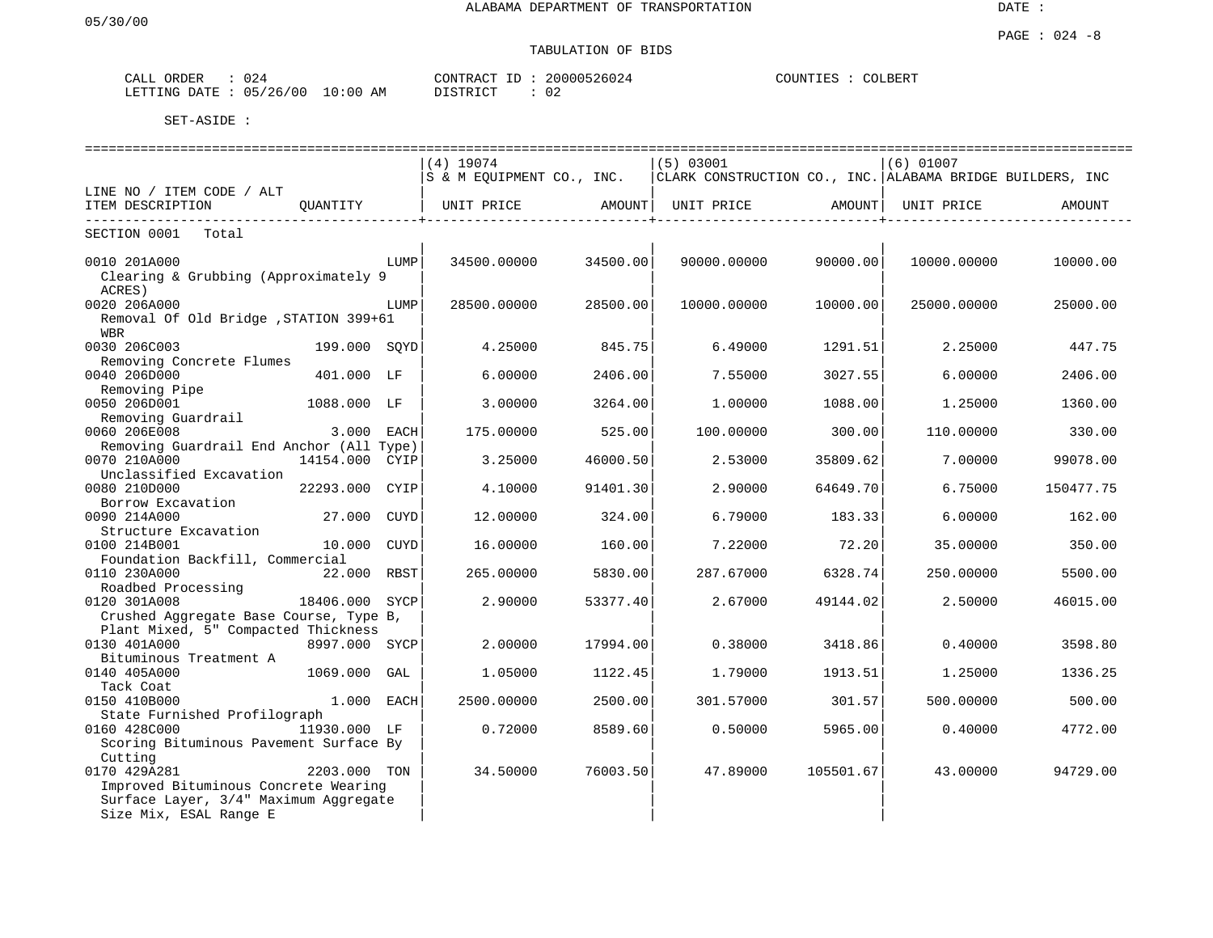ALABAMA DEPARTMENT OF TRANSPORTATION

DATE :

05/30/00

TABULATION OF BIDS

CALL ORDER : 024
LETTING DATE : 05/26/00 10:00 AM

CONTRACT ID : 20000526024
DISTRICT : 02

COUNTIES : COLBERT

SET-ASIDE :

| LINE NO / ITEM CODE / ALT<br>ITEM DESCRIPTION | QUANTITY | (4) 19074<br>S & M EQUIPMENT CO., INC.<br>UNIT PRICE | AMOUNT | (5) 03001<br>CLARK CONSTRUCTION CO., INC.<br>UNIT PRICE | AMOUNT | (6) 01007<br>ALABAMA BRIDGE BUILDERS, INC<br>UNIT PRICE | AMOUNT |
|---|---|---|---|---|---|---|---|
| SECTION 0001 Total | | | | | | | |
| 0010 201A000<br>Clearing & Grubbing (Approximately 9 ACRES) | LUMP | 34500.00000 | 34500.00 | 90000.00000 | 90000.00 | 10000.00000 | 10000.00 |
| 0020 206A000<br>Removal Of Old Bridge ,STATION 399+61 WBR | LUMP | 28500.00000 | 28500.00 | 10000.00000 | 10000.00 | 25000.00000 | 25000.00 |
| 0030 206C003<br>Removing Concrete Flumes | 199.000 SQYD | 4.25000 | 845.75 | 6.49000 | 1291.51 | 2.25000 | 447.75 |
| 0040 206D000<br>Removing Pipe | 401.000 LF | 6.00000 | 2406.00 | 7.55000 | 3027.55 | 6.00000 | 2406.00 |
| 0050 206D001<br>Removing Guardrail | 1088.000 LF | 3.00000 | 3264.00 | 1.00000 | 1088.00 | 1.25000 | 1360.00 |
| 0060 206E008<br>Removing Guardrail End Anchor (All Type) | 3.000 EACH | 175.00000 | 525.00 | 100.00000 | 300.00 | 110.00000 | 330.00 |
| 0070 210A000<br>Unclassified Excavation | 14154.000 CYIP | 3.25000 | 46000.50 | 2.53000 | 35809.62 | 7.00000 | 99078.00 |
| 0080 210D000<br>Borrow Excavation | 22293.000 CYIP | 4.10000 | 91401.30 | 2.90000 | 64649.70 | 6.75000 | 150477.75 |
| 0090 214A000<br>Structure Excavation | 27.000 CUYD | 12.00000 | 324.00 | 6.79000 | 183.33 | 6.00000 | 162.00 |
| 0100 214B001<br>Foundation Backfill, Commercial | 10.000 CUYD | 16.00000 | 160.00 | 7.22000 | 72.20 | 35.00000 | 350.00 |
| 0110 230A000<br>Roadbed Processing | 22.000 RBST | 265.00000 | 5830.00 | 287.67000 | 6328.74 | 250.00000 | 5500.00 |
| 0120 301A008<br>Crushed Aggregate Base Course, Type B, Plant Mixed, 5" Compacted Thickness | 18406.000 SYCP | 2.90000 | 53377.40 | 2.67000 | 49144.02 | 2.50000 | 46015.00 |
| 0130 401A000<br>Bituminous Treatment A | 8997.000 SYCP | 2.00000 | 17994.00 | 0.38000 | 3418.86 | 0.40000 | 3598.80 |
| 0140 405A000<br>Tack Coat | 1069.000 GAL | 1.05000 | 1122.45 | 1.79000 | 1913.51 | 1.25000 | 1336.25 |
| 0150 410B000<br>State Furnished Profilograph | 1.000 EACH | 2500.00000 | 2500.00 | 301.57000 | 301.57 | 500.00000 | 500.00 |
| 0160 428C000<br>Scoring Bituminous Pavement Surface By Cutting | 11930.000 LF | 0.72000 | 8589.60 | 0.50000 | 5965.00 | 0.40000 | 4772.00 |
| 0170 429A281<br>Improved Bituminous Concrete Wearing Surface Layer, 3/4" Maximum Aggregate Size Mix, ESAL Range E | 2203.000 TON | 34.50000 | 76003.50 | 47.89000 | 105501.67 | 43.00000 | 94729.00 |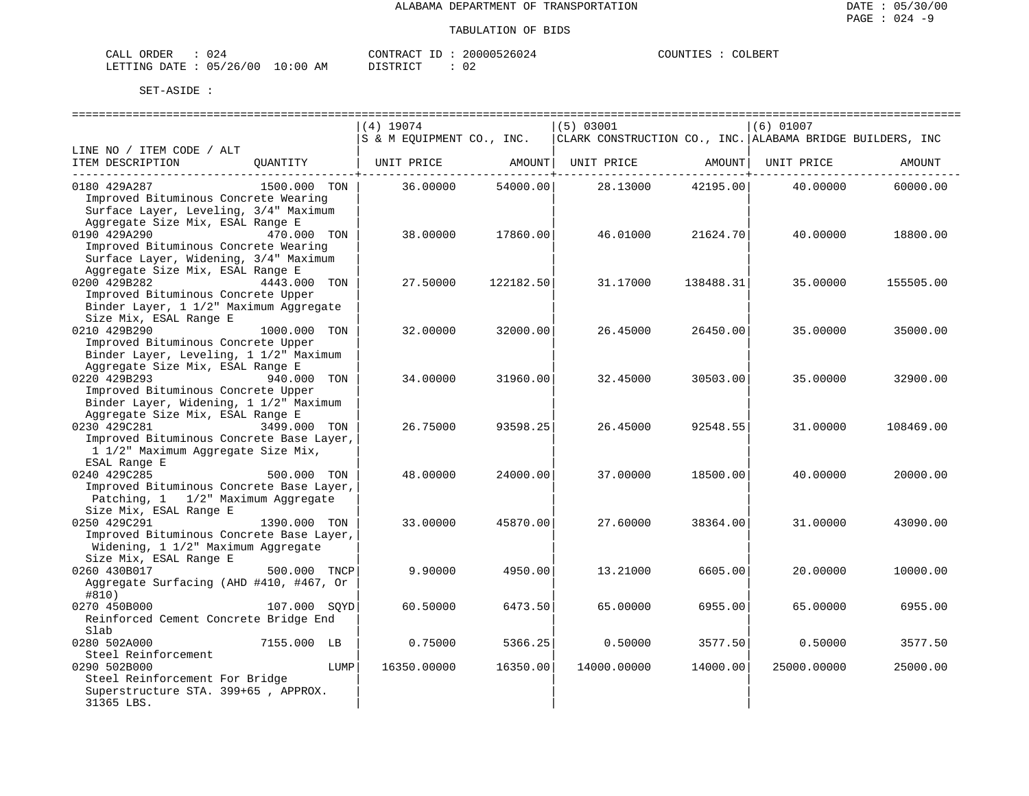ALABAMA DEPARTMENT OF TRANSPORTATION

TABULATION OF BIDS

CALL ORDER : 024 CONTRACT ID : 20000526024 COUNTIES : COLBERT
LETTING DATE : 05/26/00 10:00 AM DISTRICT : 02

SET-ASIDE :

| LINE NO / ITEM CODE / ALT ITEM DESCRIPTION | QUANTITY | (4) 19074 S & M EQUIPMENT CO., INC. UNIT PRICE | AMOUNT | (5) 03001 CLARK CONSTRUCTION CO., INC. UNIT PRICE | AMOUNT | (6) 01007 ALABAMA BRIDGE BUILDERS, INC UNIT PRICE | AMOUNT |
|---|---|---|---|---|---|---|---|
| 0180 429A287 Improved Bituminous Concrete Wearing Surface Layer, Leveling, 3/4" Maximum Aggregate Size Mix, ESAL Range E | 1500.000 TON | 36.00000 | 54000.00 | 28.13000 | 42195.00 | 40.00000 | 60000.00 |
| 0190 429A290 Improved Bituminous Concrete Wearing Surface Layer, Widening, 3/4" Maximum Aggregate Size Mix, ESAL Range E | 470.000 TON | 38.00000 | 17860.00 | 46.01000 | 21624.70 | 40.00000 | 18800.00 |
| 0200 429B282 Improved Bituminous Concrete Upper Binder Layer, 1 1/2" Maximum Aggregate Size Mix, ESAL Range E | 4443.000 TON | 27.50000 | 122182.50 | 31.17000 | 138488.31 | 35.00000 | 155505.00 |
| 0210 429B290 Improved Bituminous Concrete Upper Binder Layer, Leveling, 1 1/2" Maximum Aggregate Size Mix, ESAL Range E | 1000.000 TON | 32.00000 | 32000.00 | 26.45000 | 26450.00 | 35.00000 | 35000.00 |
| 0220 429B293 Improved Bituminous Concrete Upper Binder Layer, Widening, 1 1/2" Maximum Aggregate Size Mix, ESAL Range E | 940.000 TON | 34.00000 | 31960.00 | 32.45000 | 30503.00 | 35.00000 | 32900.00 |
| 0230 429C281 Improved Bituminous Concrete Base Layer, 1 1/2" Maximum Aggregate Size Mix, ESAL Range E | 3499.000 TON | 26.75000 | 93598.25 | 26.45000 | 92548.55 | 31.00000 | 108469.00 |
| 0240 429C285 Improved Bituminous Concrete Base Layer, Patching, 1 1/2" Maximum Aggregate Size Mix, ESAL Range E | 500.000 TON | 48.00000 | 24000.00 | 37.00000 | 18500.00 | 40.00000 | 20000.00 |
| 0250 429C291 Improved Bituminous Concrete Base Layer, Widening, 1 1/2" Maximum Aggregate Size Mix, ESAL Range E | 1390.000 TON | 33.00000 | 45870.00 | 27.60000 | 38364.00 | 31.00000 | 43090.00 |
| 0260 430B017 Aggregate Surfacing (AHD #410, #467, Or #810) | 500.000 TNCP | 9.90000 | 4950.00 | 13.21000 | 6605.00 | 20.00000 | 10000.00 |
| 0270 450B000 Reinforced Cement Concrete Bridge End Slab | 107.000 SQYD | 60.50000 | 6473.50 | 65.00000 | 6955.00 | 65.00000 | 6955.00 |
| 0280 502A000 Steel Reinforcement | 7155.000 LB | 0.75000 | 5366.25 | 0.50000 | 3577.50 | 0.50000 | 3577.50 |
| 0290 502B000 Steel Reinforcement For Bridge Superstructure STA. 399+65 , APPROX. 31365 LBS. | LUMP | 16350.00000 | 16350.00 | 14000.00000 | 14000.00 | 25000.00000 | 25000.00 |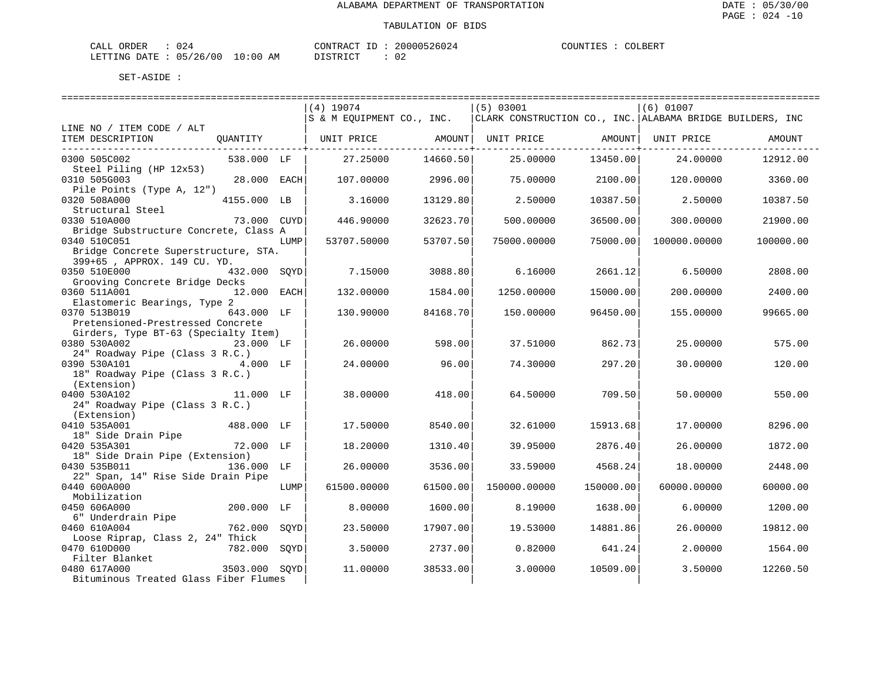ALABAMA DEPARTMENT OF TRANSPORTATION

TABULATION OF BIDS

DATE : 05/30/00
PAGE : 024 -10

CALL ORDER : 024  CONTRACT ID : 20000526024  COUNTIES : COLBERT
LETTING DATE : 05/26/00 10:00 AM  DISTRICT : 02

SET-ASIDE :

| LINE NO / ITEM CODE / ALT<br>ITEM DESCRIPTION | QUANTITY | | (4) 19074<br>S & M EQUIPMENT CO., INC.<br>UNIT PRICE | AMOUNT | (5) 03001<br>CLARK CONSTRUCTION CO., INC.<br>UNIT PRICE | AMOUNT | (6) 01007<br>ALABAMA BRIDGE BUILDERS, INC<br>UNIT PRICE | AMOUNT |
|---|---|---|---|---|---|---|---|---|
| 0300 505C002<br>Steel Piling (HP 12x53) | 538.000 | LF | 27.25000 | 14660.50 | 25.00000 | 13450.00 | 24.00000 | 12912.00 |
| 0310 505G003<br>Pile Points (Type A, 12") | 28.000 | EACH | 107.00000 | 2996.00 | 75.00000 | 2100.00 | 120.00000 | 3360.00 |
| 0320 508A000<br>Structural Steel | 4155.000 | LB | 3.16000 | 13129.80 | 2.50000 | 10387.50 | 2.50000 | 10387.50 |
| 0330 510A000<br>Bridge Substructure Concrete, Class A | 73.000 | CUYD | 446.90000 | 32623.70 | 500.00000 | 36500.00 | 300.00000 | 21900.00 |
| 0340 510C051<br>Bridge Concrete Superstructure, STA. 399+65 , APPROX. 149 CU. YD. | | LUMP | 53707.50000 | 53707.50 | 75000.00000 | 75000.00 | 100000.00000 | 100000.00 |
| 0350 510E000<br>Grooving Concrete Bridge Decks | 432.000 | SQYD | 7.15000 | 3088.80 | 6.16000 | 2661.12 | 6.50000 | 2808.00 |
| 0360 511A001<br>Elastomeric Bearings, Type 2 | 12.000 | EACH | 132.00000 | 1584.00 | 1250.00000 | 15000.00 | 200.00000 | 2400.00 |
| 0370 513B019<br>Pretensioned-Prestressed Concrete Girders, Type BT-63 (Specialty Item) | 643.000 | LF | 130.90000 | 84168.70 | 150.00000 | 96450.00 | 155.00000 | 99665.00 |
| 0380 530A002<br>24" Roadway Pipe (Class 3 R.C.) | 23.000 | LF | 26.00000 | 598.00 | 37.51000 | 862.73 | 25.00000 | 575.00 |
| 0390 530A101<br>18" Roadway Pipe (Class 3 R.C.) (Extension) | 4.000 | LF | 24.00000 | 96.00 | 74.30000 | 297.20 | 30.00000 | 120.00 |
| 0400 530A102<br>24" Roadway Pipe (Class 3 R.C.) (Extension) | 11.000 | LF | 38.00000 | 418.00 | 64.50000 | 709.50 | 50.00000 | 550.00 |
| 0410 535A001<br>18" Side Drain Pipe | 488.000 | LF | 17.50000 | 8540.00 | 32.61000 | 15913.68 | 17.00000 | 8296.00 |
| 0420 535A301<br>18" Side Drain Pipe (Extension) | 72.000 | LF | 18.20000 | 1310.40 | 39.95000 | 2876.40 | 26.00000 | 1872.00 |
| 0430 535B011<br>22" Span, 14" Rise Side Drain Pipe | 136.000 | LF | 26.00000 | 3536.00 | 33.59000 | 4568.24 | 18.00000 | 2448.00 |
| 0440 600A000<br>Mobilization | | LUMP | 61500.00000 | 61500.00 | 150000.00000 | 150000.00 | 60000.00000 | 60000.00 |
| 0450 606A000<br>6" Underdrain Pipe | 200.000 | LF | 8.00000 | 1600.00 | 8.19000 | 1638.00 | 6.00000 | 1200.00 |
| 0460 610A004<br>Loose Riprap, Class 2, 24" Thick | 762.000 | SQYD | 23.50000 | 17907.00 | 19.53000 | 14881.86 | 26.00000 | 19812.00 |
| 0470 610D000<br>Filter Blanket | 782.000 | SQYD | 3.50000 | 2737.00 | 0.82000 | 641.24 | 2.00000 | 1564.00 |
| 0480 617A000<br>Bituminous Treated Glass Fiber Flumes | 3503.000 | SQYD | 11.00000 | 38533.00 | 3.00000 | 10509.00 | 3.50000 | 12260.50 |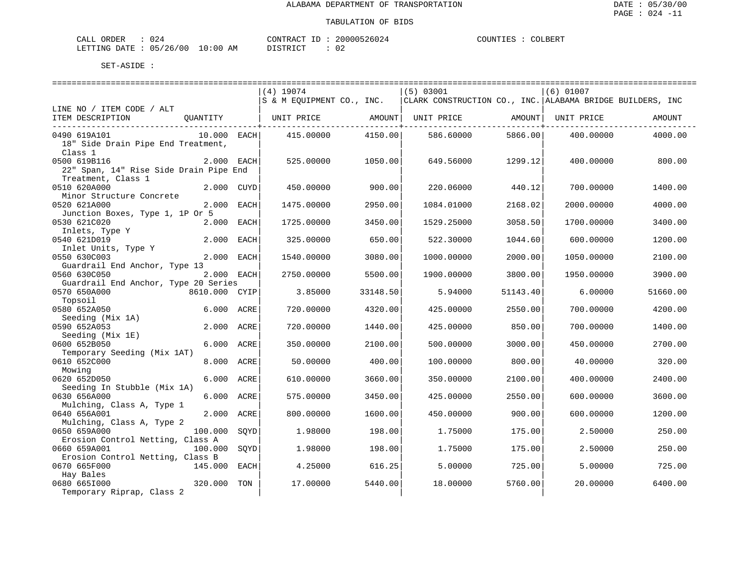ALABAMA DEPARTMENT OF TRANSPORTATION

TABULATION OF BIDS

CALL ORDER : 024 CONTRACT ID : 20000526024 COUNTIES : COLBERT
LETTING DATE : 05/26/00 10:00 AM DISTRICT : 02

SET-ASIDE :

| LINE NO / ITEM CODE / ALT ITEM DESCRIPTION | QUANTITY | (4) 19074 S & M EQUIPMENT CO., INC. UNIT PRICE | AMOUNT | (5) 03001 CLARK CONSTRUCTION CO., INC. UNIT PRICE | AMOUNT | (6) 01007 ALABAMA BRIDGE BUILDERS, INC UNIT PRICE | AMOUNT |
|---|---|---|---|---|---|---|---|
| 0490 619A101 18" Side Drain Pipe End Treatment, Class 1 | 10.000 EACH | 415.00000 | 4150.00 | 586.60000 | 5866.00 | 400.00000 | 4000.00 |
| 0500 619B116 22" Span, 14" Rise Side Drain Pipe End Treatment, Class 1 | 2.000 EACH | 525.00000 | 1050.00 | 649.56000 | 1299.12 | 400.00000 | 800.00 |
| 0510 620A000 Minor Structure Concrete | 2.000 CUYD | 450.00000 | 900.00 | 220.06000 | 440.12 | 700.00000 | 1400.00 |
| 0520 621A000 Junction Boxes, Type 1, 1P Or 5 | 2.000 EACH | 1475.00000 | 2950.00 | 1084.01000 | 2168.02 | 2000.00000 | 4000.00 |
| 0530 621C020 Inlets, Type Y | 2.000 EACH | 1725.00000 | 3450.00 | 1529.25000 | 3058.50 | 1700.00000 | 3400.00 |
| 0540 621D019 Inlet Units, Type Y | 2.000 EACH | 325.00000 | 650.00 | 522.30000 | 1044.60 | 600.00000 | 1200.00 |
| 0550 630C003 Guardrail End Anchor, Type 13 | 2.000 EACH | 1540.00000 | 3080.00 | 1000.00000 | 2000.00 | 1050.00000 | 2100.00 |
| 0560 630C050 Guardrail End Anchor, Type 20 Series | 2.000 EACH | 2750.00000 | 5500.00 | 1900.00000 | 3800.00 | 1950.00000 | 3900.00 |
| 0570 650A000 Topsoil | 8610.000 CYIP | 3.85000 | 33148.50 | 5.94000 | 51143.40 | 6.00000 | 51660.00 |
| 0580 652A050 Seeding (Mix 1A) | 6.000 ACRE | 720.00000 | 4320.00 | 425.00000 | 2550.00 | 700.00000 | 4200.00 |
| 0590 652A053 Seeding (Mix 1E) | 2.000 ACRE | 720.00000 | 1440.00 | 425.00000 | 850.00 | 700.00000 | 1400.00 |
| 0600 652B050 Temporary Seeding (Mix 1AT) | 6.000 ACRE | 350.00000 | 2100.00 | 500.00000 | 3000.00 | 450.00000 | 2700.00 |
| 0610 652C000 Mowing | 8.000 ACRE | 50.00000 | 400.00 | 100.00000 | 800.00 | 40.00000 | 320.00 |
| 0620 652D050 Seeding In Stubble (Mix 1A) | 6.000 ACRE | 610.00000 | 3660.00 | 350.00000 | 2100.00 | 400.00000 | 2400.00 |
| 0630 656A000 Mulching, Class A, Type 1 | 6.000 ACRE | 575.00000 | 3450.00 | 425.00000 | 2550.00 | 600.00000 | 3600.00 |
| 0640 656A001 Mulching, Class A, Type 2 | 2.000 ACRE | 800.00000 | 1600.00 | 450.00000 | 900.00 | 600.00000 | 1200.00 |
| 0650 659A000 Erosion Control Netting, Class A | 100.000 SQYD | 1.98000 | 198.00 | 1.75000 | 175.00 | 2.50000 | 250.00 |
| 0660 659A001 Erosion Control Netting, Class B | 100.000 SQYD | 1.98000 | 198.00 | 1.75000 | 175.00 | 2.50000 | 250.00 |
| 0670 665F000 Hay Bales | 145.000 EACH | 4.25000 | 616.25 | 5.00000 | 725.00 | 5.00000 | 725.00 |
| 0680 665I000 Temporary Riprap, Class 2 | 320.000 TON | 17.00000 | 5440.00 | 18.00000 | 5760.00 | 20.00000 | 6400.00 |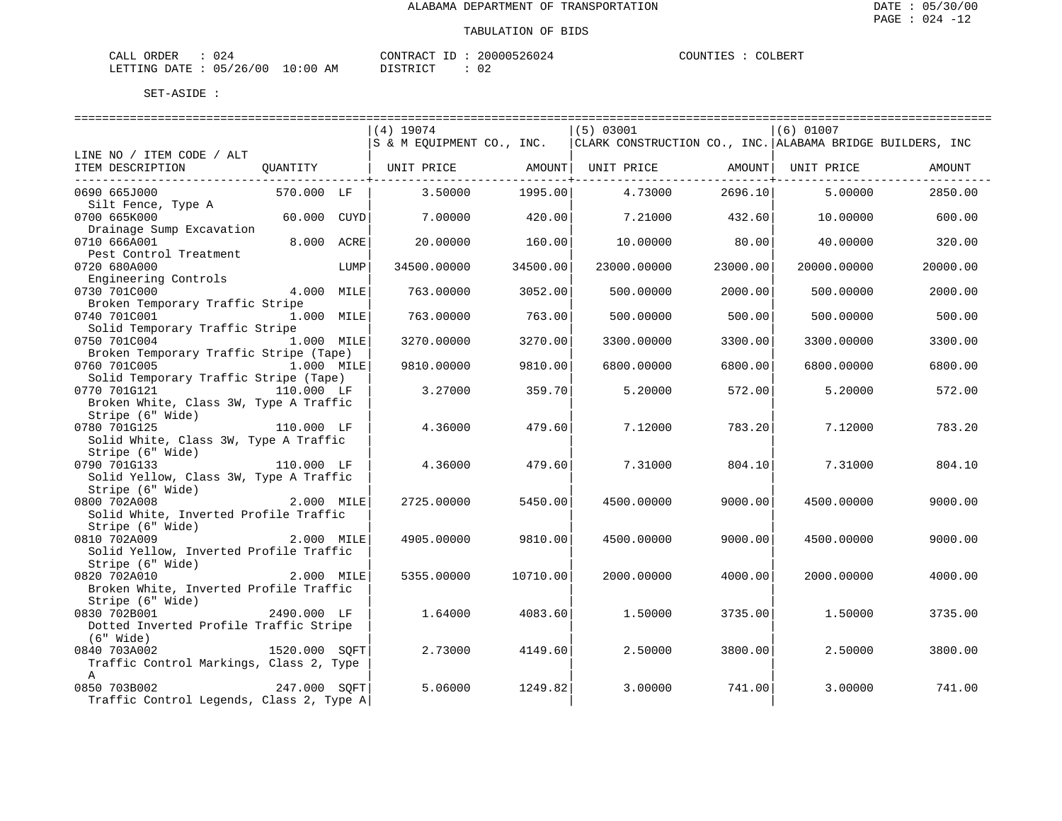ALABAMA DEPARTMENT OF TRANSPORTATION

TABULATION OF BIDS

DATE : 05/30/00
PAGE : 024 -12

CALL ORDER : 024 CONTRACT ID : 20000526024 COUNTIES : COLBERT
LETTING DATE : 05/26/00 10:00 AM DISTRICT : 02

SET-ASIDE :

| LINE NO / ITEM CODE / ALT ITEM DESCRIPTION | QUANTITY | (4) 19074 S & M EQUIPMENT CO., INC. UNIT PRICE | AMOUNT | (5) 03001 CLARK CONSTRUCTION CO., INC. UNIT PRICE | AMOUNT | (6) 01007 ALABAMA BRIDGE BUILDERS, INC UNIT PRICE | AMOUNT |
|---|---|---|---|---|---|---|---|
| 0690 665J000 Silt Fence, Type A | 570.000 LF | 3.50000 | 1995.00 | 4.73000 | 2696.10 | 5.00000 | 2850.00 |
| 0700 665K000 Drainage Sump Excavation | 60.000 CUYD | 7.00000 | 420.00 | 7.21000 | 432.60 | 10.00000 | 600.00 |
| 0710 666A001 Pest Control Treatment | 8.000 ACRE | 20.00000 | 160.00 | 10.00000 | 80.00 | 40.00000 | 320.00 |
| 0720 680A000 Engineering Controls | LUMP | 34500.00000 | 34500.00 | 23000.00000 | 23000.00 | 20000.00000 | 20000.00 |
| 0730 701C000 Broken Temporary Traffic Stripe | 4.000 MILE | 763.00000 | 3052.00 | 500.00000 | 2000.00 | 500.00000 | 2000.00 |
| 0740 701C001 Solid Temporary Traffic Stripe | 1.000 MILE | 763.00000 | 763.00 | 500.00000 | 500.00 | 500.00000 | 500.00 |
| 0750 701C004 Broken Temporary Traffic Stripe (Tape) | 1.000 MILE | 3270.00000 | 3270.00 | 3300.00000 | 3300.00 | 3300.00000 | 3300.00 |
| 0760 701C005 Solid Temporary Traffic Stripe (Tape) | 1.000 MILE | 9810.00000 | 9810.00 | 6800.00000 | 6800.00 | 6800.00000 | 6800.00 |
| 0770 701G121 Broken White, Class 3W, Type A Traffic Stripe (6" Wide) | 110.000 LF | 3.27000 | 359.70 | 5.20000 | 572.00 | 5.20000 | 572.00 |
| 0780 701G125 Solid White, Class 3W, Type A Traffic Stripe (6" Wide) | 110.000 LF | 4.36000 | 479.60 | 7.12000 | 783.20 | 7.12000 | 783.20 |
| 0790 701G133 Solid Yellow, Class 3W, Type A Traffic Stripe (6" Wide) | 110.000 LF | 4.36000 | 479.60 | 7.31000 | 804.10 | 7.31000 | 804.10 |
| 0800 702A008 Solid White, Inverted Profile Traffic Stripe (6" Wide) | 2.000 MILE | 2725.00000 | 5450.00 | 4500.00000 | 9000.00 | 4500.00000 | 9000.00 |
| 0810 702A009 Solid Yellow, Inverted Profile Traffic Stripe (6" Wide) | 2.000 MILE | 4905.00000 | 9810.00 | 4500.00000 | 9000.00 | 4500.00000 | 9000.00 |
| 0820 702A010 Broken White, Inverted Profile Traffic Stripe (6" Wide) | 2.000 MILE | 5355.00000 | 10710.00 | 2000.00000 | 4000.00 | 2000.00000 | 4000.00 |
| 0830 702B001 Dotted Inverted Profile Traffic Stripe (6" Wide) | 2490.000 LF | 1.64000 | 4083.60 | 1.50000 | 3735.00 | 1.50000 | 3735.00 |
| 0840 703A002 Traffic Control Markings, Class 2, Type A | 1520.000 SQFT | 2.73000 | 4149.60 | 2.50000 | 3800.00 | 2.50000 | 3800.00 |
| 0850 703B002 Traffic Control Legends, Class 2, Type A | 247.000 SQFT | 5.06000 | 1249.82 | 3.00000 | 741.00 | 3.00000 | 741.00 |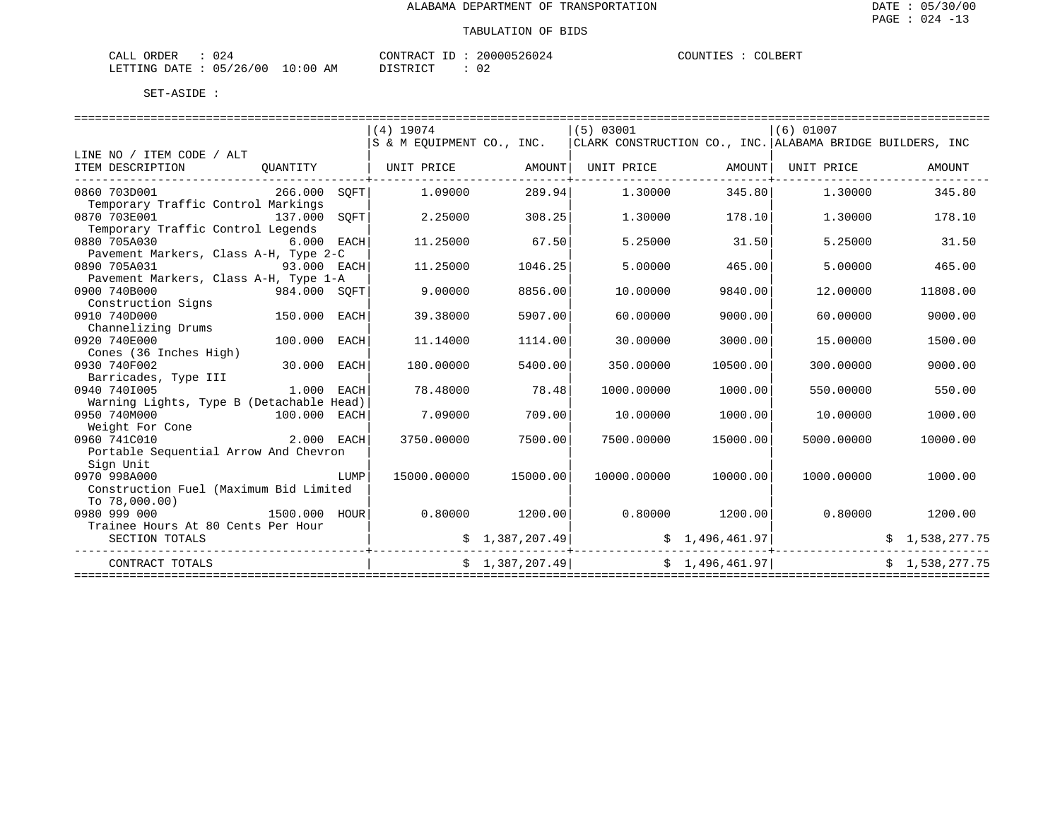# ALABAMA DEPARTMENT OF TRANSPORTATION

## TABULATION OF BIDS

DATE : 05/30/00

CALL ORDER : 024 &nbsp;&nbsp;&nbsp;&nbsp; CONTRACT ID : 20000526024 &nbsp;&nbsp;&nbsp;&nbsp; COUNTIES : COLBERT

LETTING DATE : 05/26/00 10:00 AM &nbsp;&nbsp;&nbsp;&nbsp; DISTRICT : 02

SET-ASIDE :

| LINE NO / ITEM CODE / ALT ITEM DESCRIPTION | QUANTITY | (4) 19074 S & M EQUIPMENT CO., INC. UNIT PRICE | AMOUNT | (5) 03001 CLARK CONSTRUCTION CO., INC. UNIT PRICE | AMOUNT | (6) 01007 ALABAMA BRIDGE BUILDERS, INC UNIT PRICE | AMOUNT |
|---|---|---|---|---|---|---|---|
| 0860 703D001 Temporary Traffic Control Markings | 266.000 SQFT | 1.09000 | 289.94 | 1.30000 | 345.80 | 1.30000 | 345.80 |
| 0870 703E001 Temporary Traffic Control Legends | 137.000 SQFT | 2.25000 | 308.25 | 1.30000 | 178.10 | 1.30000 | 178.10 |
| 0880 705A030 Pavement Markers, Class A-H, Type 2-C | 6.000 EACH | 11.25000 | 67.50 | 5.25000 | 31.50 | 5.25000 | 31.50 |
| 0890 705A031 Pavement Markers, Class A-H, Type 1-A | 93.000 EACH | 11.25000 | 1046.25 | 5.00000 | 465.00 | 5.00000 | 465.00 |
| 0900 740B000 Construction Signs | 984.000 SQFT | 9.00000 | 8856.00 | 10.00000 | 9840.00 | 12.00000 | 11808.00 |
| 0910 740D000 Channelizing Drums | 150.000 EACH | 39.38000 | 5907.00 | 60.00000 | 9000.00 | 60.00000 | 9000.00 |
| 0920 740E000 Cones (36 Inches High) | 100.000 EACH | 11.14000 | 1114.00 | 30.00000 | 3000.00 | 15.00000 | 1500.00 |
| 0930 740F002 Barricades, Type III | 30.000 EACH | 180.00000 | 5400.00 | 350.00000 | 10500.00 | 300.00000 | 9000.00 |
| 0940 740I005 Warning Lights, Type B (Detachable Head) | 1.000 EACH | 78.48000 | 78.48 | 1000.00000 | 1000.00 | 550.00000 | 550.00 |
| 0950 740M000 Weight For Cone | 100.000 EACH | 7.09000 | 709.00 | 10.00000 | 1000.00 | 10.00000 | 1000.00 |
| 0960 741C010 Portable Sequential Arrow And Chevron Sign Unit | 2.000 EACH | 3750.00000 | 7500.00 | 7500.00000 | 15000.00 | 5000.00000 | 10000.00 |
| 0970 998A000 Construction Fuel (Maximum Bid Limited To 78,000.00) | LUMP | 15000.00000 | 15000.00 | 10000.00000 | 10000.00 | 1000.00000 | 1000.00 |
| 0980 999 000 Trainee Hours At 80 Cents Per Hour | 1500.000 HOUR | 0.80000 | 1200.00 | 0.80000 | 1200.00 | 0.80000 | 1200.00 |
| SECTION TOTALS | | | $ 1,387,207.49 | | $ 1,496,461.97 | | $ 1,538,277.75 |
| CONTRACT TOTALS | | | $ 1,387,207.49 | | $ 1,496,461.97 | | $ 1,538,277.75 |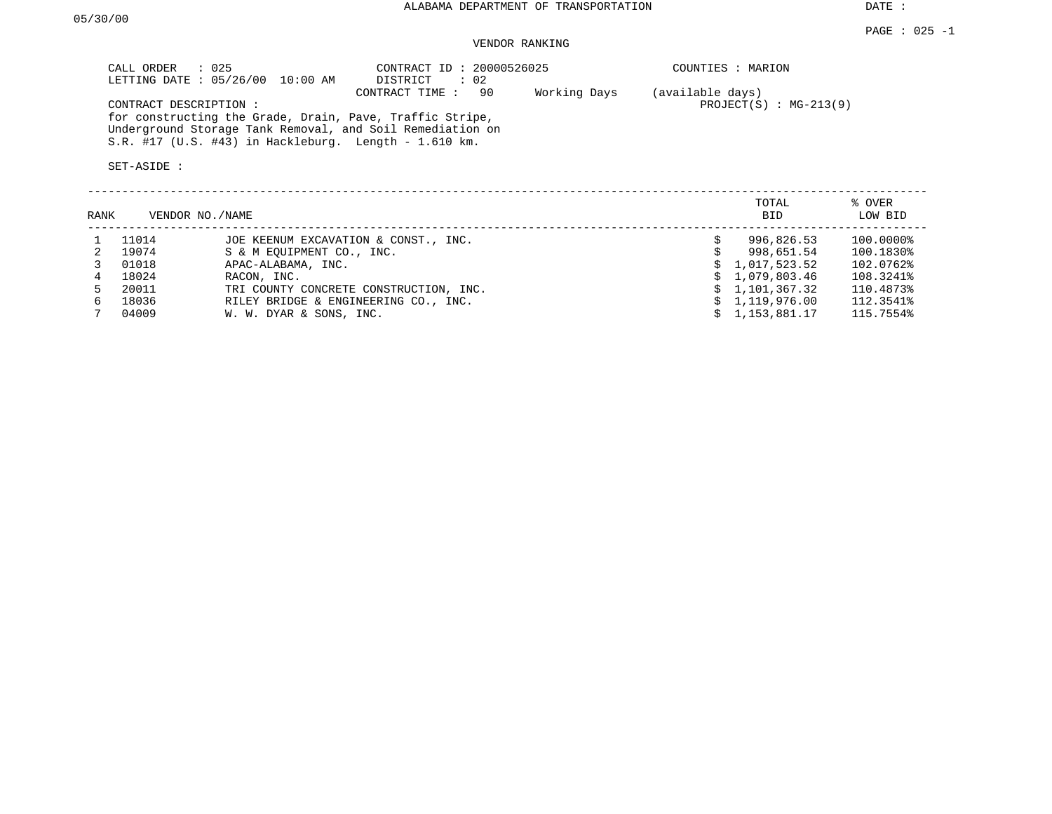ALABAMA DEPARTMENT OF TRANSPORTATION

DATE : 05/30/00

PAGE : 025 -1

VENDOR RANKING

CALL ORDER : 025
LETTING DATE : 05/26/00 10:00 AM

CONTRACT ID : 20000526025
DISTRICT : 02
CONTRACT TIME : 90 Working Days (available days)

COUNTIES : MARION
PROJECT(S) : MG-213(9)

CONTRACT DESCRIPTION :
for constructing the Grade, Drain, Pave, Traffic Stripe, Underground Storage Tank Removal, and Soil Remediation on S.R. #17 (U.S. #43) in Hackleburg. Length - 1.610 km.

SET-ASIDE :

| RANK | VENDOR NO./NAME | | TOTAL BID | % OVER LOW BID |
|---|---|---|---|---|
| 1 | 11014 | JOE KEENUM EXCAVATION & CONST., INC. | $ 996,826.53 | 100.0000% |
| 2 | 19074 | S & M EQUIPMENT CO., INC. | $ 998,651.54 | 100.1830% |
| 3 | 01018 | APAC-ALABAMA, INC. | $ 1,017,523.52 | 102.0762% |
| 4 | 18024 | RACON, INC. | $ 1,079,803.46 | 108.3241% |
| 5 | 20011 | TRI COUNTY CONCRETE CONSTRUCTION, INC. | $ 1,101,367.32 | 110.4873% |
| 6 | 18036 | RILEY BRIDGE & ENGINEERING CO., INC. | $ 1,119,976.00 | 112.3541% |
| 7 | 04009 | W. W. DYAR & SONS, INC. | $ 1,153,881.17 | 115.7554% |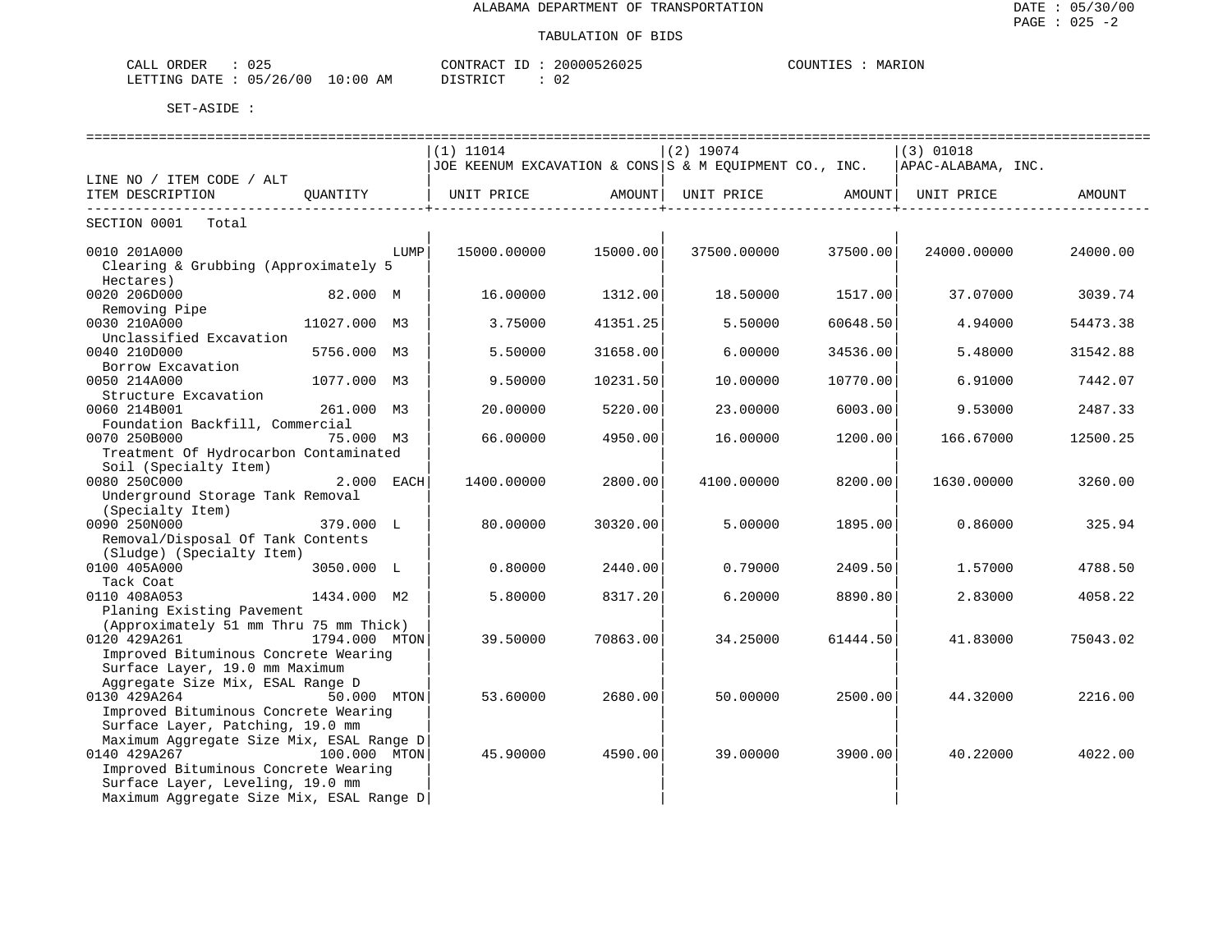ALABAMA DEPARTMENT OF TRANSPORTATION

TABULATION OF BIDS

DATE : 05/30/00
PAGE : 025 -2

CALL ORDER : 025
LETTING DATE : 05/26/00 10:00 AM

CONTRACT ID : 20000526025
DISTRICT : 02

COUNTIES : MARION

SET-ASIDE :

| LINE NO / ITEM CODE / ALT ITEM DESCRIPTION | QUANTITY | (1) 11014 JOE KEENUM EXCAVATION & CONS UNIT PRICE | AMOUNT | (2) 19074 S & M EQUIPMENT CO., INC. UNIT PRICE | AMOUNT | (3) 01018 APAC-ALABAMA, INC. UNIT PRICE | AMOUNT |
|---|---|---|---|---|---|---|---|
| SECTION 0001 Total | | | | | | | |
| 0010 201A000 Clearing & Grubbing (Approximately 5 Hectares) | LUMP | 15000.00000 | 15000.00 | 37500.00000 | 37500.00 | 24000.00000 | 24000.00 |
| 0020 206D000 Removing Pipe | 82.000 M | 16.00000 | 1312.00 | 18.50000 | 1517.00 | 37.07000 | 3039.74 |
| 0030 210A000 Unclassified Excavation | 11027.000 M3 | 3.75000 | 41351.25 | 5.50000 | 60648.50 | 4.94000 | 54473.38 |
| 0040 210D000 Borrow Excavation | 5756.000 M3 | 5.50000 | 31658.00 | 6.00000 | 34536.00 | 5.48000 | 31542.88 |
| 0050 214A000 Structure Excavation | 1077.000 M3 | 9.50000 | 10231.50 | 10.00000 | 10770.00 | 6.91000 | 7442.07 |
| 0060 214B001 Foundation Backfill, Commercial | 261.000 M3 | 20.00000 | 5220.00 | 23.00000 | 6003.00 | 9.53000 | 2487.33 |
| 0070 250B000 Treatment Of Hydrocarbon Contaminated Soil (Specialty Item) | 75.000 M3 | 66.00000 | 4950.00 | 16.00000 | 1200.00 | 166.67000 | 12500.25 |
| 0080 250C000 Underground Storage Tank Removal (Specialty Item) | 2.000 EACH | 1400.00000 | 2800.00 | 4100.00000 | 8200.00 | 1630.00000 | 3260.00 |
| 0090 250N000 Removal/Disposal Of Tank Contents (Sludge) (Specialty Item) | 379.000 L | 80.00000 | 30320.00 | 5.00000 | 1895.00 | 0.86000 | 325.94 |
| 0100 405A000 Tack Coat | 3050.000 L | 0.80000 | 2440.00 | 0.79000 | 2409.50 | 1.57000 | 4788.50 |
| 0110 408A053 Planing Existing Pavement (Approximately 51 mm Thru 75 mm Thick) | 1434.000 M2 | 5.80000 | 8317.20 | 6.20000 | 8890.80 | 2.83000 | 4058.22 |
| 0120 429A261 Improved Bituminous Concrete Wearing Surface Layer, 19.0 mm Maximum Aggregate Size Mix, ESAL Range D | 1794.000 MTON | 39.50000 | 70863.00 | 34.25000 | 61444.50 | 41.83000 | 75043.02 |
| 0130 429A264 Improved Bituminous Concrete Wearing Surface Layer, Patching, 19.0 mm Maximum Aggregate Size Mix, ESAL Range D | 50.000 MTON | 53.60000 | 2680.00 | 50.00000 | 2500.00 | 44.32000 | 2216.00 |
| 0140 429A267 Improved Bituminous Concrete Wearing Surface Layer, Leveling, 19.0 mm Maximum Aggregate Size Mix, ESAL Range D | 100.000 MTON | 45.90000 | 4590.00 | 39.00000 | 3900.00 | 40.22000 | 4022.00 |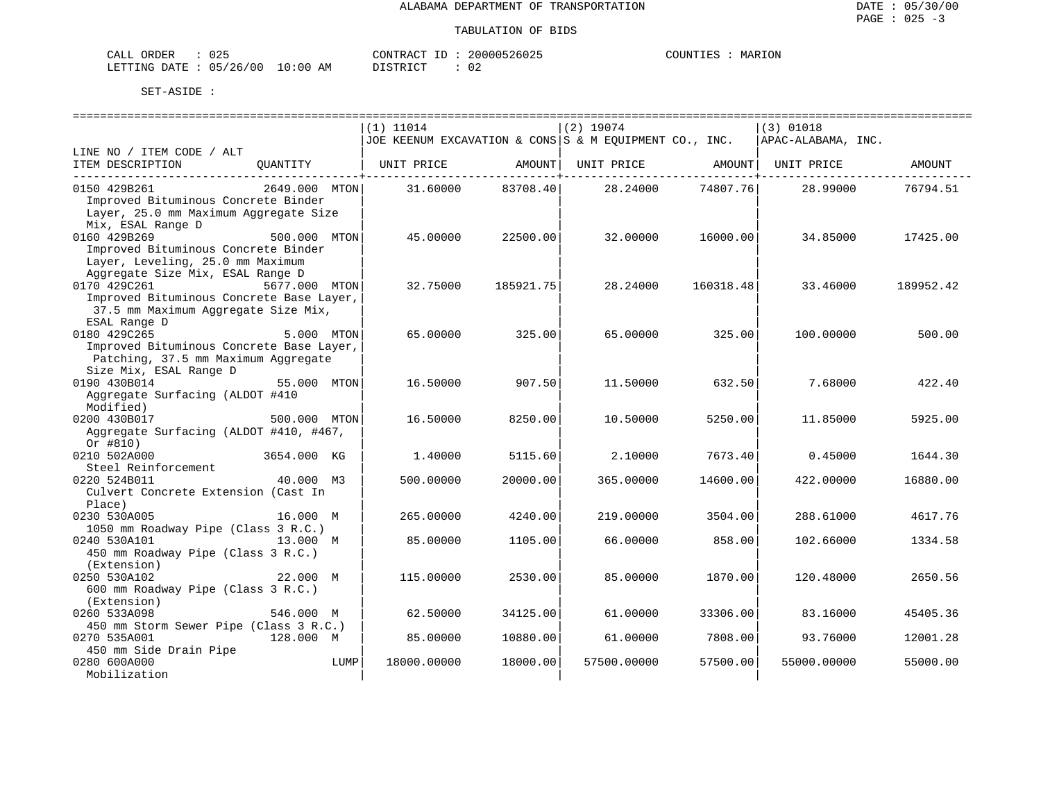ALABAMA DEPARTMENT OF TRANSPORTATION

TABULATION OF BIDS

DATE : 05/30/00
PAGE : 025 -3

CALL ORDER : 025　　CONTRACT ID : 20000526025　　COUNTIES : MARION
LETTING DATE : 05/26/00 10:00 AM　　DISTRICT : 02

SET-ASIDE :

| LINE NO / ITEM CODE / ALT | | (1) 11014 JOE KEENUM EXCAVATION & CONS | | (2) 19074 S & M EQUIPMENT CO., INC. | | (3) 01018 APAC-ALABAMA, INC. | |
|---|---|---|---|---|---|---|---|
| ITEM DESCRIPTION | QUANTITY | UNIT PRICE | AMOUNT | UNIT PRICE | AMOUNT | UNIT PRICE | AMOUNT |
| 0150 429B261 Improved Bituminous Concrete Binder Layer, 25.0 mm Maximum Aggregate Size Mix, ESAL Range D | 2649.000 MTON | 31.60000 | 83708.40 | 28.24000 | 74807.76 | 28.99000 | 76794.51 |
| 0160 429B269 Improved Bituminous Concrete Binder Layer, Leveling, 25.0 mm Maximum Aggregate Size Mix, ESAL Range D | 500.000 MTON | 45.00000 | 22500.00 | 32.00000 | 16000.00 | 34.85000 | 17425.00 |
| 0170 429C261 Improved Bituminous Concrete Base Layer, 37.5 mm Maximum Aggregate Size Mix, ESAL Range D | 5677.000 MTON | 32.75000 | 185921.75 | 28.24000 | 160318.48 | 33.46000 | 189952.42 |
| 0180 429C265 Improved Bituminous Concrete Base Layer, Patching, 37.5 mm Maximum Aggregate Size Mix, ESAL Range D | 5.000 MTON | 65.00000 | 325.00 | 65.00000 | 325.00 | 100.00000 | 500.00 |
| 0190 430B014 Aggregate Surfacing (ALDOT #410 Modified) | 55.000 MTON | 16.50000 | 907.50 | 11.50000 | 632.50 | 7.68000 | 422.40 |
| 0200 430B017 Aggregate Surfacing (ALDOT #410, #467, Or #810) | 500.000 MTON | 16.50000 | 8250.00 | 10.50000 | 5250.00 | 11.85000 | 5925.00 |
| 0210 502A000 Steel Reinforcement | 3654.000 KG | 1.40000 | 5115.60 | 2.10000 | 7673.40 | 0.45000 | 1644.30 |
| 0220 524B011 Culvert Concrete Extension (Cast In Place) | 40.000 M3 | 500.00000 | 20000.00 | 365.00000 | 14600.00 | 422.00000 | 16880.00 |
| 0230 530A005 1050 mm Roadway Pipe (Class 3 R.C.) | 16.000 M | 265.00000 | 4240.00 | 219.00000 | 3504.00 | 288.61000 | 4617.76 |
| 0240 530A101 450 mm Roadway Pipe (Class 3 R.C.) (Extension) | 13.000 M | 85.00000 | 1105.00 | 66.00000 | 858.00 | 102.66000 | 1334.58 |
| 0250 530A102 600 mm Roadway Pipe (Class 3 R.C.) (Extension) | 22.000 M | 115.00000 | 2530.00 | 85.00000 | 1870.00 | 120.48000 | 2650.56 |
| 0260 533A098 450 mm Storm Sewer Pipe (Class 3 R.C.) | 546.000 M | 62.50000 | 34125.00 | 61.00000 | 33306.00 | 83.16000 | 45405.36 |
| 0270 535A001 450 mm Side Drain Pipe | 128.000 M | 85.00000 | 10880.00 | 61.00000 | 7808.00 | 93.76000 | 12001.28 |
| 0280 600A000 Mobilization | LUMP | 18000.00000 | 18000.00 | 57500.00000 | 57500.00 | 55000.00000 | 55000.00 |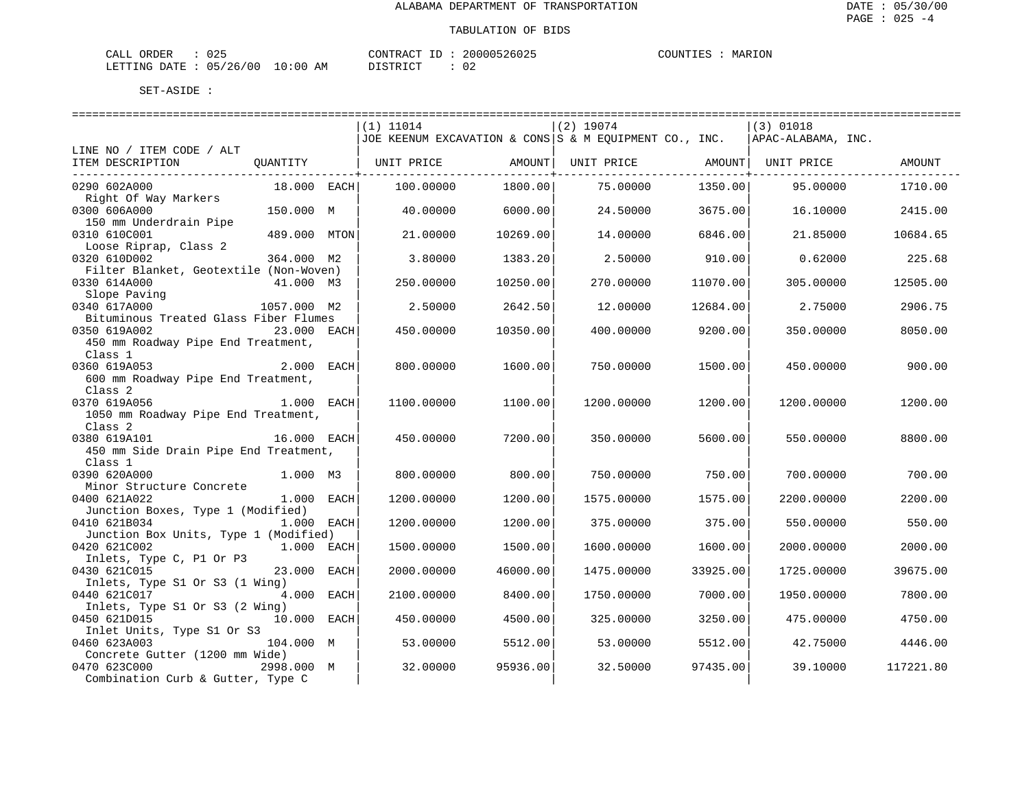ALABAMA DEPARTMENT OF TRANSPORTATION

TABULATION OF BIDS

CALL ORDER : 025 CONTRACT ID : 20000526025 COUNTIES : MARION
LETTING DATE : 05/26/00 10:00 AM DISTRICT : 02

SET-ASIDE :

| LINE NO / ITEM CODE / ALT ITEM DESCRIPTION | QUANTITY | (1) 11014 JOE KEENUM EXCAVATION & CONS UNIT PRICE | AMOUNT | (2) 19074 S & M EQUIPMENT CO., INC. UNIT PRICE | AMOUNT | (3) 01018 APAC-ALABAMA, INC. UNIT PRICE | AMOUNT |
|---|---|---|---|---|---|---|---|
| 0290 602A000 Right Of Way Markers | 18.000 EACH | 100.00000 | 1800.00 | 75.00000 | 1350.00 | 95.00000 | 1710.00 |
| 0300 606A000 150 mm Underdrain Pipe | 150.000 M | 40.00000 | 6000.00 | 24.50000 | 3675.00 | 16.10000 | 2415.00 |
| 0310 610C001 Loose Riprap, Class 2 | 489.000 MTON | 21.00000 | 10269.00 | 14.00000 | 6846.00 | 21.85000 | 10684.65 |
| 0320 610D002 Filter Blanket, Geotextile (Non-Woven) | 364.000 M2 | 3.80000 | 1383.20 | 2.50000 | 910.00 | 0.62000 | 225.68 |
| 0330 614A000 Slope Paving | 41.000 M3 | 250.00000 | 10250.00 | 270.00000 | 11070.00 | 305.00000 | 12505.00 |
| 0340 617A000 Bituminous Treated Glass Fiber Flumes | 1057.000 M2 | 2.50000 | 2642.50 | 12.00000 | 12684.00 | 2.75000 | 2906.75 |
| 0350 619A002 450 mm Roadway Pipe End Treatment, Class 1 | 23.000 EACH | 450.00000 | 10350.00 | 400.00000 | 9200.00 | 350.00000 | 8050.00 |
| 0360 619A053 600 mm Roadway Pipe End Treatment, Class 2 | 2.000 EACH | 800.00000 | 1600.00 | 750.00000 | 1500.00 | 450.00000 | 900.00 |
| 0370 619A056 1050 mm Roadway Pipe End Treatment, Class 2 | 1.000 EACH | 1100.00000 | 1100.00 | 1200.00000 | 1200.00 | 1200.00000 | 1200.00 |
| 0380 619A101 450 mm Side Drain Pipe End Treatment, Class 1 | 16.000 EACH | 450.00000 | 7200.00 | 350.00000 | 5600.00 | 550.00000 | 8800.00 |
| 0390 620A000 Minor Structure Concrete | 1.000 M3 | 800.00000 | 800.00 | 750.00000 | 750.00 | 700.00000 | 700.00 |
| 0400 621A022 Junction Boxes, Type 1 (Modified) | 1.000 EACH | 1200.00000 | 1200.00 | 1575.00000 | 1575.00 | 2200.00000 | 2200.00 |
| 0410 621B034 Junction Box Units, Type 1 (Modified) | 1.000 EACH | 1200.00000 | 1200.00 | 375.00000 | 375.00 | 550.00000 | 550.00 |
| 0420 621C002 Inlets, Type C, P1 Or P3 | 1.000 EACH | 1500.00000 | 1500.00 | 1600.00000 | 1600.00 | 2000.00000 | 2000.00 |
| 0430 621C015 Inlets, Type S1 Or S3 (1 Wing) | 23.000 EACH | 2000.00000 | 46000.00 | 1475.00000 | 33925.00 | 1725.00000 | 39675.00 |
| 0440 621C017 Inlets, Type S1 Or S3 (2 Wing) | 4.000 EACH | 2100.00000 | 8400.00 | 1750.00000 | 7000.00 | 1950.00000 | 7800.00 |
| 0450 621D015 Inlet Units, Type S1 Or S3 | 10.000 EACH | 450.00000 | 4500.00 | 325.00000 | 3250.00 | 475.00000 | 4750.00 |
| 0460 623A003 Concrete Gutter (1200 mm Wide) | 104.000 M | 53.00000 | 5512.00 | 53.00000 | 5512.00 | 42.75000 | 4446.00 |
| 0470 623C000 Combination Curb & Gutter, Type C | 2998.000 M | 32.00000 | 95936.00 | 32.50000 | 97435.00 | 39.10000 | 117221.80 |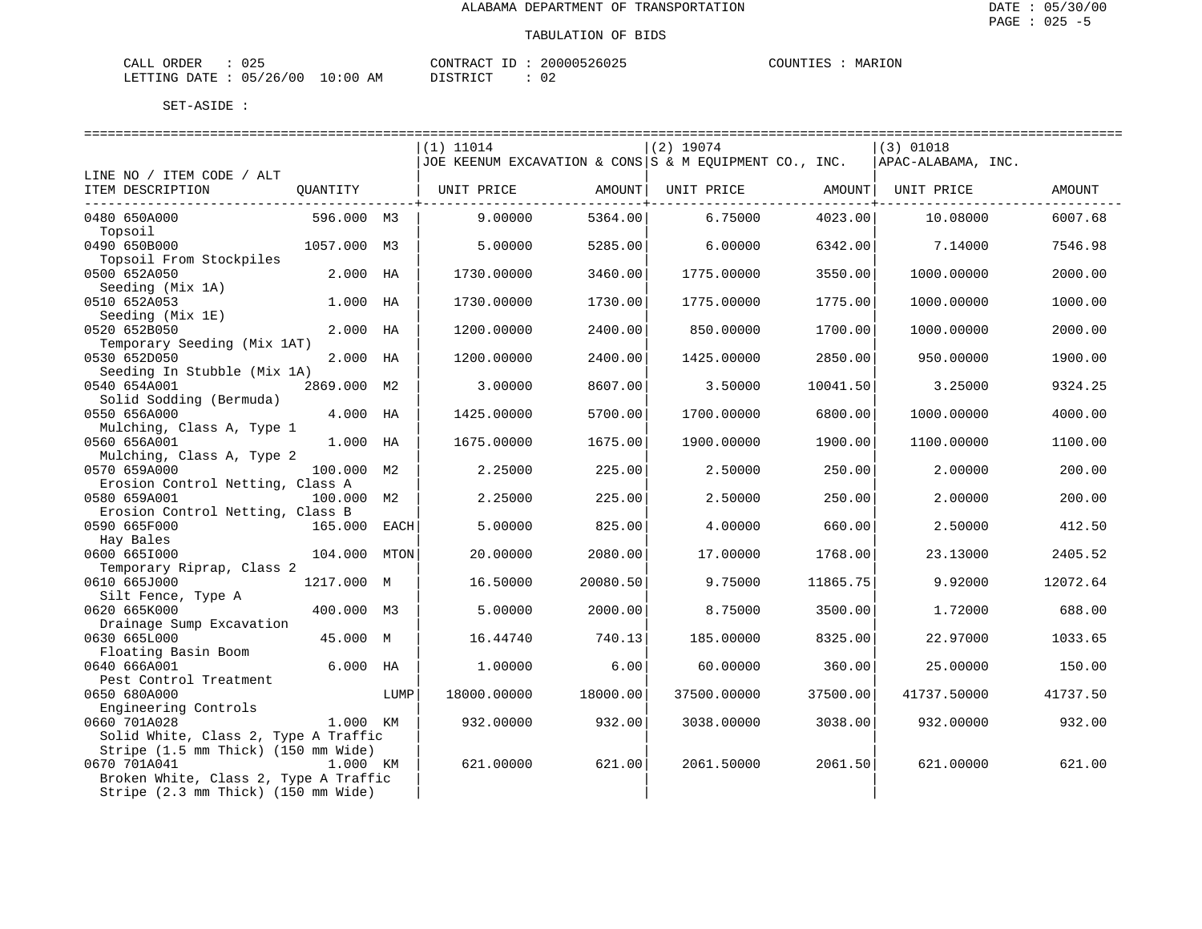ALABAMA DEPARTMENT OF TRANSPORTATION

TABULATION OF BIDS

DATE : 05/30/00

CALL ORDER : 025 CONTRACT ID : 20000526025 COUNTIES : MARION
LETTING DATE : 05/26/00 10:00 AM DISTRICT : 02

SET-ASIDE :

| LINE NO / ITEM CODE / ALT ITEM DESCRIPTION | QUANTITY | | (1) 11014 JOE KEENUM EXCAVATION & CONS UNIT PRICE | AMOUNT | (2) 19074 S & M EQUIPMENT CO., INC. UNIT PRICE | AMOUNT | (3) 01018 APAC-ALABAMA, INC. UNIT PRICE | AMOUNT |
|---|---|---|---|---|---|---|---|---|
| 0480 650A000 Topsoil | 596.000 | M3 | 9.00000 | 5364.00 | 6.75000 | 4023.00 | 10.08000 | 6007.68 |
| 0490 650B000 Topsoil From Stockpiles | 1057.000 | M3 | 5.00000 | 5285.00 | 6.00000 | 6342.00 | 7.14000 | 7546.98 |
| 0500 652A050 Seeding (Mix 1A) | 2.000 | HA | 1730.00000 | 3460.00 | 1775.00000 | 3550.00 | 1000.00000 | 2000.00 |
| 0510 652A053 Seeding (Mix 1E) | 1.000 | HA | 1730.00000 | 1730.00 | 1775.00000 | 1775.00 | 1000.00000 | 1000.00 |
| 0520 652B050 Temporary Seeding (Mix 1AT) | 2.000 | HA | 1200.00000 | 2400.00 | 850.00000 | 1700.00 | 1000.00000 | 2000.00 |
| 0530 652D050 Seeding In Stubble (Mix 1A) | 2.000 | HA | 1200.00000 | 2400.00 | 1425.00000 | 2850.00 | 950.00000 | 1900.00 |
| 0540 654A001 Solid Sodding (Bermuda) | 2869.000 | M2 | 3.00000 | 8607.00 | 3.50000 | 10041.50 | 3.25000 | 9324.25 |
| 0550 656A000 Mulching, Class A, Type 1 | 4.000 | HA | 1425.00000 | 5700.00 | 1700.00000 | 6800.00 | 1000.00000 | 4000.00 |
| 0560 656A001 Mulching, Class A, Type 2 | 1.000 | HA | 1675.00000 | 1675.00 | 1900.00000 | 1900.00 | 1100.00000 | 1100.00 |
| 0570 659A000 Erosion Control Netting, Class A | 100.000 | M2 | 2.25000 | 225.00 | 2.50000 | 250.00 | 2.00000 | 200.00 |
| 0580 659A001 Erosion Control Netting, Class B | 100.000 | M2 | 2.25000 | 225.00 | 2.50000 | 250.00 | 2.00000 | 200.00 |
| 0590 665F000 Hay Bales | 165.000 | EACH | 5.00000 | 825.00 | 4.00000 | 660.00 | 2.50000 | 412.50 |
| 0600 665I000 Temporary Riprap, Class 2 | 104.000 | MTON | 20.00000 | 2080.00 | 17.00000 | 1768.00 | 23.13000 | 2405.52 |
| 0610 665J000 Silt Fence, Type A | 1217.000 | M | 16.50000 | 20080.50 | 9.75000 | 11865.75 | 9.92000 | 12072.64 |
| 0620 665K000 Drainage Sump Excavation | 400.000 | M3 | 5.00000 | 2000.00 | 8.75000 | 3500.00 | 1.72000 | 688.00 |
| 0630 665L000 Floating Basin Boom | 45.000 | M | 16.44740 | 740.13 | 185.00000 | 8325.00 | 22.97000 | 1033.65 |
| 0640 666A001 Pest Control Treatment | 6.000 | HA | 1.00000 | 6.00 | 60.00000 | 360.00 | 25.00000 | 150.00 |
| 0650 680A000 Engineering Controls | | LUMP | 18000.00000 | 18000.00 | 37500.00000 | 37500.00 | 41737.50000 | 41737.50 |
| 0660 701A028 Solid White, Class 2, Type A Traffic Stripe (1.5 mm Thick) (150 mm Wide) | 1.000 | KM | 932.00000 | 932.00 | 3038.00000 | 3038.00 | 932.00000 | 932.00 |
| 0670 701A041 Broken White, Class 2, Type A Traffic Stripe (2.3 mm Thick) (150 mm Wide) | 1.000 | KM | 621.00000 | 621.00 | 2061.50000 | 2061.50 | 621.00000 | 621.00 |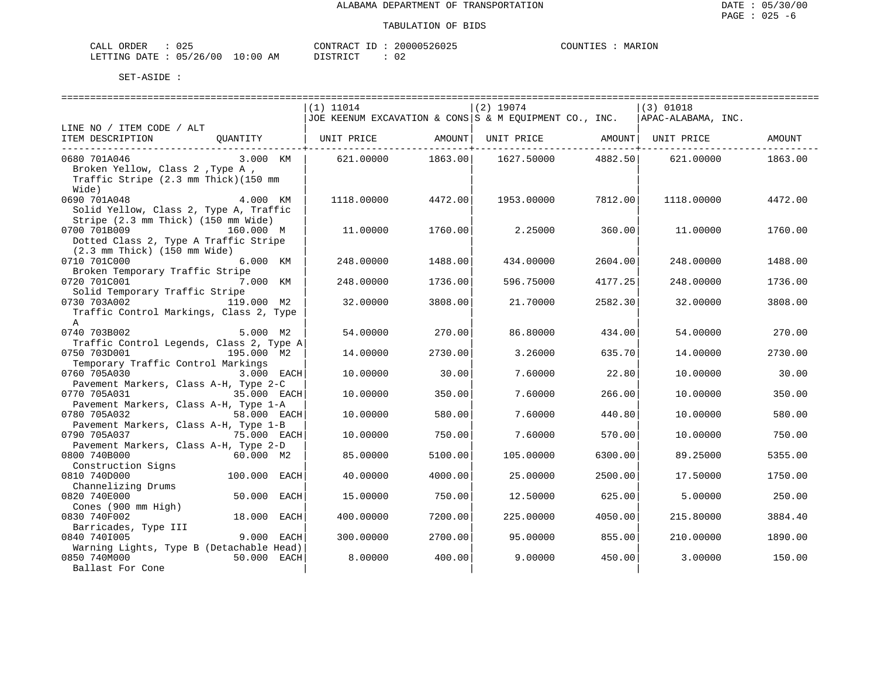ALABAMA DEPARTMENT OF TRANSPORTATION

TABULATION OF BIDS

CALL ORDER : 025 CONTRACT ID : 20000526025 COUNTIES : MARION
LETTING DATE : 05/26/00 10:00 AM DISTRICT : 02

SET-ASIDE :

| LINE NO / ITEM CODE / ALT ITEM DESCRIPTION | QUANTITY | (1) 11014 JOE KEENUM EXCAVATION & CONS UNIT PRICE | AMOUNT | (2) 19074 S & M EQUIPMENT CO., INC. UNIT PRICE | AMOUNT | (3) 01018 APAC-ALABAMA, INC. UNIT PRICE | AMOUNT |
|---|---|---|---|---|---|---|---|
| 0680 701A046 Broken Yellow, Class 2 ,Type A , Traffic Stripe (2.3 mm Thick)(150 mm Wide) | 3.000 KM | 621.00000 | 1863.00 | 1627.50000 | 4882.50 | 621.00000 | 1863.00 |
| 0690 701A048 Solid Yellow, Class 2, Type A, Traffic Stripe (2.3 mm Thick) (150 mm Wide) | 4.000 KM | 1118.00000 | 4472.00 | 1953.00000 | 7812.00 | 1118.00000 | 4472.00 |
| 0700 701B009 Dotted Class 2, Type A Traffic Stripe (2.3 mm Thick) (150 mm Wide) | 160.000 M | 11.00000 | 1760.00 | 2.25000 | 360.00 | 11.00000 | 1760.00 |
| 0710 701C000 Broken Temporary Traffic Stripe | 6.000 KM | 248.00000 | 1488.00 | 434.00000 | 2604.00 | 248.00000 | 1488.00 |
| 0720 701C001 Solid Temporary Traffic Stripe | 7.000 KM | 248.00000 | 1736.00 | 596.75000 | 4177.25 | 248.00000 | 1736.00 |
| 0730 703A002 Traffic Control Markings, Class 2, Type A | 119.000 M2 | 32.00000 | 3808.00 | 21.70000 | 2582.30 | 32.00000 | 3808.00 |
| 0740 703B002 Traffic Control Legends, Class 2, Type A | 5.000 M2 | 54.00000 | 270.00 | 86.80000 | 434.00 | 54.00000 | 270.00 |
| 0750 703D001 Temporary Traffic Control Markings | 195.000 M2 | 14.00000 | 2730.00 | 3.26000 | 635.70 | 14.00000 | 2730.00 |
| 0760 705A030 Pavement Markers, Class A-H, Type 2-C | 3.000 EACH | 10.00000 | 30.00 | 7.60000 | 22.80 | 10.00000 | 30.00 |
| 0770 705A031 Pavement Markers, Class A-H, Type 1-A | 35.000 EACH | 10.00000 | 350.00 | 7.60000 | 266.00 | 10.00000 | 350.00 |
| 0780 705A032 Pavement Markers, Class A-H, Type 1-B | 58.000 EACH | 10.00000 | 580.00 | 7.60000 | 440.80 | 10.00000 | 580.00 |
| 0790 705A037 Pavement Markers, Class A-H, Type 2-D | 75.000 EACH | 10.00000 | 750.00 | 7.60000 | 570.00 | 10.00000 | 750.00 |
| 0800 740B000 Construction Signs | 60.000 M2 | 85.00000 | 5100.00 | 105.00000 | 6300.00 | 89.25000 | 5355.00 |
| 0810 740D000 Channelizing Drums | 100.000 EACH | 40.00000 | 4000.00 | 25.00000 | 2500.00 | 17.50000 | 1750.00 |
| 0820 740E000 Cones (900 mm High) | 50.000 EACH | 15.00000 | 750.00 | 12.50000 | 625.00 | 5.00000 | 250.00 |
| 0830 740F002 Barricades, Type III | 18.000 EACH | 400.00000 | 7200.00 | 225.00000 | 4050.00 | 215.80000 | 3884.40 |
| 0840 740I005 Warning Lights, Type B (Detachable Head) | 9.000 EACH | 300.00000 | 2700.00 | 95.00000 | 855.00 | 210.00000 | 1890.00 |
| 0850 740M000 Ballast For Cone | 50.000 EACH | 8.00000 | 400.00 | 9.00000 | 450.00 | 3.00000 | 150.00 |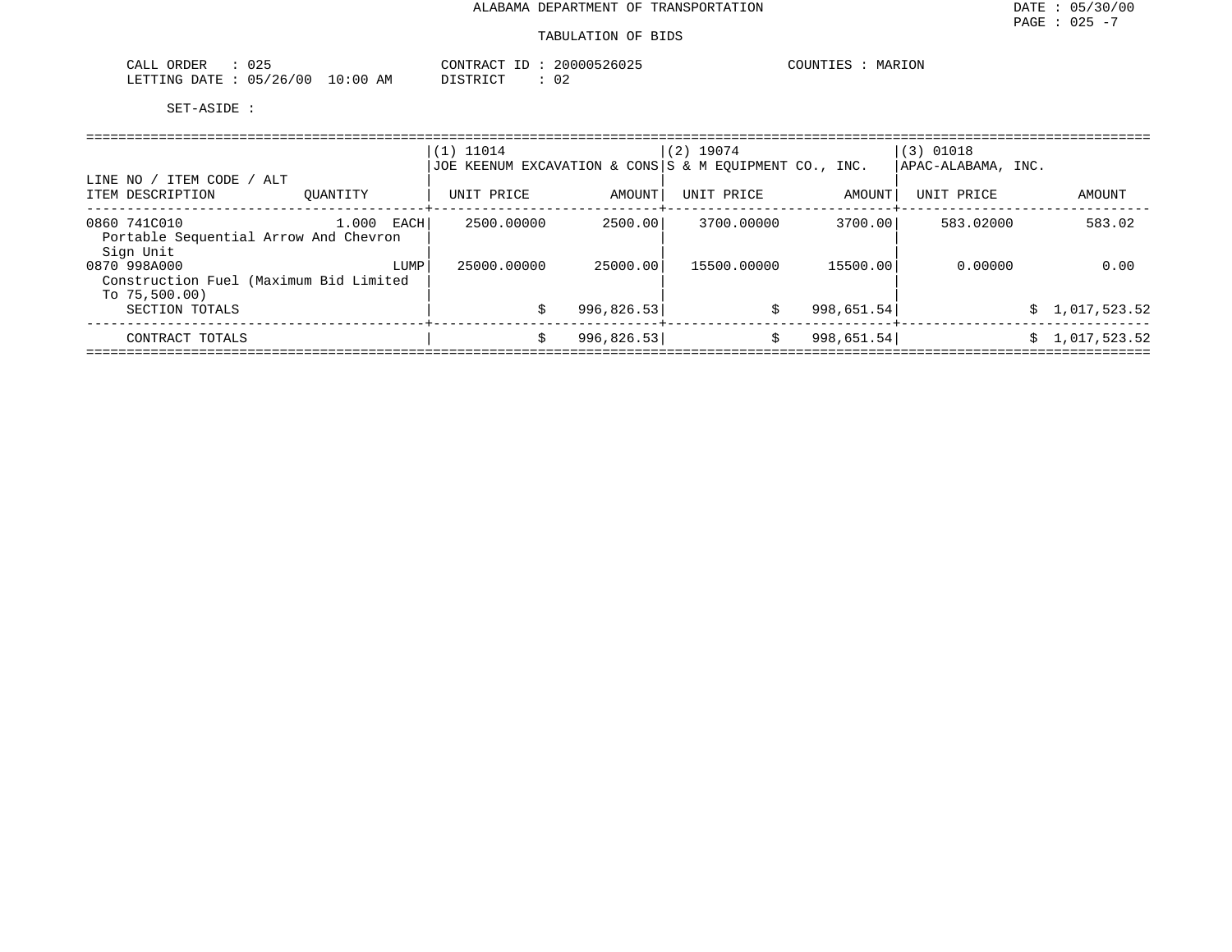ALABAMA DEPARTMENT OF TRANSPORTATION

DATE : 05/30/00

TABULATION OF BIDS

CALL ORDER : 025
LETTING DATE : 05/26/00 10:00 AM

CONTRACT ID : 20000526025
DISTRICT : 02

COUNTIES : MARION

SET-ASIDE :

| LINE NO / ITEM CODE / ALT ITEM DESCRIPTION | QUANTITY | (1) 11014 JOE KEENUM EXCAVATION & CONS UNIT PRICE | AMOUNT | (2) 19074 S & M EQUIPMENT CO., INC. UNIT PRICE | AMOUNT | (3) 01018 APAC-ALABAMA, INC. UNIT PRICE | AMOUNT |
|---|---|---|---|---|---|---|---|
| 0860 741C010 Portable Sequential Arrow And Chevron Sign Unit | 1.000 EACH | 2500.00000 | 2500.00 | 3700.00000 | 3700.00 | 583.02000 | 583.02 |
| 0870 998A000 Construction Fuel (Maximum Bid Limited To 75,500.00) | LUMP | 25000.00000 | 25000.00 | 15500.00000 | 15500.00 | 0.00000 | 0.00 |
| SECTION TOTALS | | | $ 996,826.53 | | $ 998,651.54 | | $ 1,017,523.52 |
| CONTRACT TOTALS | | | $ 996,826.53 | | $ 998,651.54 | | $ 1,017,523.52 |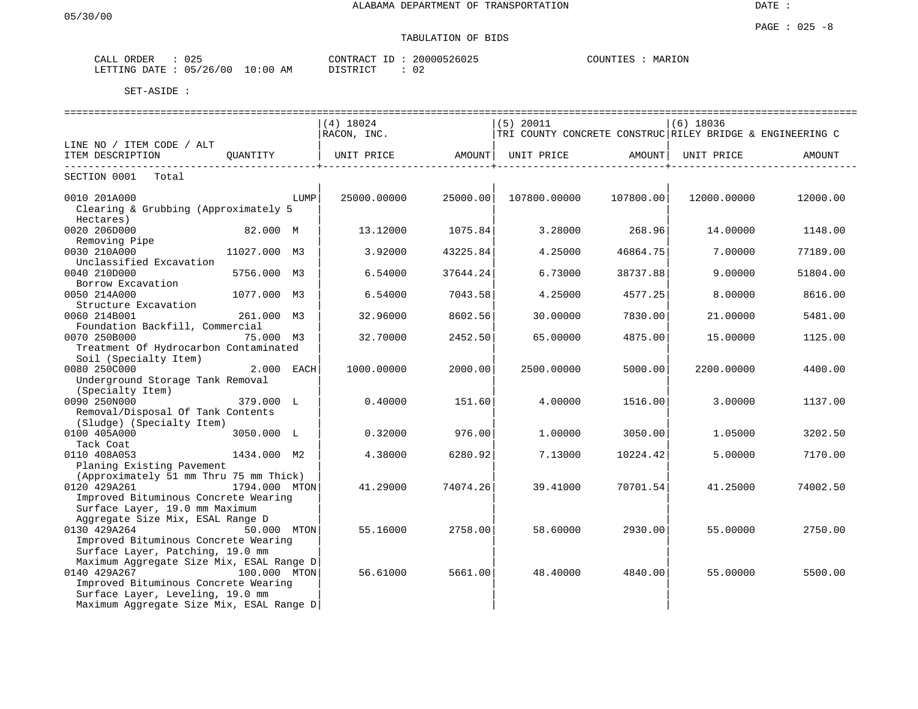05/30/00

ALABAMA DEPARTMENT OF TRANSPORTATION

DATE :

PAGE : 025 -8

TABULATION OF BIDS

CALL ORDER : 025 CONTRACT ID : 20000526025 COUNTIES : MARION
LETTING DATE : 05/26/00 10:00 AM DISTRICT : 02

SET-ASIDE :

| LINE NO / ITEM CODE / ALT ITEM DESCRIPTION | QUANTITY | (4) 18024 RACON, INC. UNIT PRICE | AMOUNT | (5) 20011 TRI COUNTY CONCRETE CONSTRUC UNIT PRICE | AMOUNT | (6) 18036 RILEY BRIDGE & ENGINEERING C UNIT PRICE | AMOUNT |
|---|---|---|---|---|---|---|---|
| SECTION 0001 Total | | | | | | | |
| 0010 201A000 Clearing & Grubbing (Approximately 5 Hectares) | LUMP | 25000.00000 | 25000.00 | 107800.00000 | 107800.00 | 12000.00000 | 12000.00 |
| 0020 206D000 Removing Pipe | 82.000 M | 13.12000 | 1075.84 | 3.28000 | 268.96 | 14.00000 | 1148.00 |
| 0030 210A000 Unclassified Excavation | 11027.000 M3 | 3.92000 | 43225.84 | 4.25000 | 46864.75 | 7.00000 | 77189.00 |
| 0040 210D000 Borrow Excavation | 5756.000 M3 | 6.54000 | 37644.24 | 6.73000 | 38737.88 | 9.00000 | 51804.00 |
| 0050 214A000 Structure Excavation | 1077.000 M3 | 6.54000 | 7043.58 | 4.25000 | 4577.25 | 8.00000 | 8616.00 |
| 0060 214B001 Foundation Backfill, Commercial | 261.000 M3 | 32.96000 | 8602.56 | 30.00000 | 7830.00 | 21.00000 | 5481.00 |
| 0070 250B000 Treatment Of Hydrocarbon Contaminated Soil (Specialty Item) | 75.000 M3 | 32.70000 | 2452.50 | 65.00000 | 4875.00 | 15.00000 | 1125.00 |
| 0080 250C000 Underground Storage Tank Removal (Specialty Item) | 2.000 EACH | 1000.00000 | 2000.00 | 2500.00000 | 5000.00 | 2200.00000 | 4400.00 |
| 0090 250N000 Removal/Disposal Of Tank Contents (Sludge) (Specialty Item) | 379.000 L | 0.40000 | 151.60 | 4.00000 | 1516.00 | 3.00000 | 1137.00 |
| 0100 405A000 Tack Coat | 3050.000 L | 0.32000 | 976.00 | 1.00000 | 3050.00 | 1.05000 | 3202.50 |
| 0110 408A053 Planing Existing Pavement (Approximately 51 mm Thru 75 mm Thick) | 1434.000 M2 | 4.38000 | 6280.92 | 7.13000 | 10224.42 | 5.00000 | 7170.00 |
| 0120 429A261 Improved Bituminous Concrete Wearing Surface Layer, 19.0 mm Maximum Aggregate Size Mix, ESAL Range D | 1794.000 MTON | 41.29000 | 74074.26 | 39.41000 | 70701.54 | 41.25000 | 74002.50 |
| 0130 429A264 Improved Bituminous Concrete Wearing Surface Layer, Patching, 19.0 mm Maximum Aggregate Size Mix, ESAL Range D | 50.000 MTON | 55.16000 | 2758.00 | 58.60000 | 2930.00 | 55.00000 | 2750.00 |
| 0140 429A267 Improved Bituminous Concrete Wearing Surface Layer, Leveling, 19.0 mm Maximum Aggregate Size Mix, ESAL Range D | 100.000 MTON | 56.61000 | 5661.00 | 48.40000 | 4840.00 | 55.00000 | 5500.00 |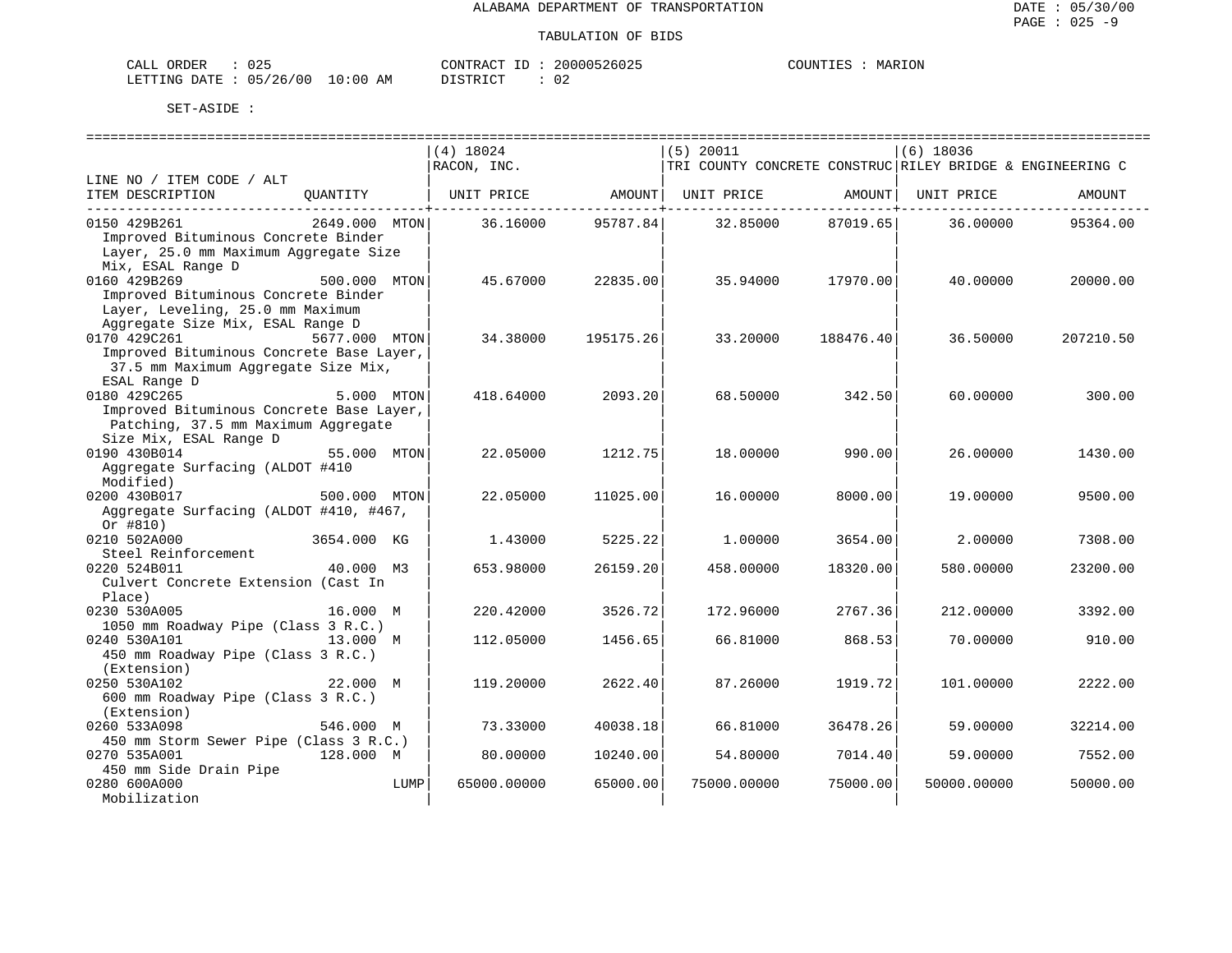ALABAMA DEPARTMENT OF TRANSPORTATION

TABULATION OF BIDS

CALL ORDER : 025 CONTRACT ID : 20000526025 COUNTIES : MARION
LETTING DATE : 05/26/00 10:00 AM DISTRICT : 02

SET-ASIDE :

| LINE NO / ITEM CODE / ALT ITEM DESCRIPTION | QUANTITY | (4) 18024 RACON, INC. UNIT PRICE | AMOUNT | (5) 20011 TRI COUNTY CONCRETE CONSTRUC UNIT PRICE | AMOUNT | (6) 18036 RILEY BRIDGE & ENGINEERING C UNIT PRICE | AMOUNT |
|---|---|---|---|---|---|---|---|
| 0150 429B261 Improved Bituminous Concrete Binder Layer, 25.0 mm Maximum Aggregate Size Mix, ESAL Range D | 2649.000 MTON | 36.16000 | 95787.84 | 32.85000 | 87019.65 | 36.00000 | 95364.00 |
| 0160 429B269 Improved Bituminous Concrete Binder Layer, Leveling, 25.0 mm Maximum Aggregate Size Mix, ESAL Range D | 500.000 MTON | 45.67000 | 22835.00 | 35.94000 | 17970.00 | 40.00000 | 20000.00 |
| 0170 429C261 Improved Bituminous Concrete Base Layer, 37.5 mm Maximum Aggregate Size Mix, ESAL Range D | 5677.000 MTON | 34.38000 | 195175.26 | 33.20000 | 188476.40 | 36.50000 | 207210.50 |
| 0180 429C265 Improved Bituminous Concrete Base Layer, Patching, 37.5 mm Maximum Aggregate Size Mix, ESAL Range D | 5.000 MTON | 418.64000 | 2093.20 | 68.50000 | 342.50 | 60.00000 | 300.00 |
| 0190 430B014 Aggregate Surfacing (ALDOT #410 Modified) | 55.000 MTON | 22.05000 | 1212.75 | 18.00000 | 990.00 | 26.00000 | 1430.00 |
| 0200 430B017 Aggregate Surfacing (ALDOT #410, #467, Or #810) | 500.000 MTON | 22.05000 | 11025.00 | 16.00000 | 8000.00 | 19.00000 | 9500.00 |
| 0210 502A000 Steel Reinforcement | 3654.000 KG | 1.43000 | 5225.22 | 1.00000 | 3654.00 | 2.00000 | 7308.00 |
| 0220 524B011 Culvert Concrete Extension (Cast In Place) | 40.000 M3 | 653.98000 | 26159.20 | 458.00000 | 18320.00 | 580.00000 | 23200.00 |
| 0230 530A005 1050 mm Roadway Pipe (Class 3 R.C.) | 16.000 M | 220.42000 | 3526.72 | 172.96000 | 2767.36 | 212.00000 | 3392.00 |
| 0240 530A101 450 mm Roadway Pipe (Class 3 R.C.) (Extension) | 13.000 M | 112.05000 | 1456.65 | 66.81000 | 868.53 | 70.00000 | 910.00 |
| 0250 530A102 600 mm Roadway Pipe (Class 3 R.C.) (Extension) | 22.000 M | 119.20000 | 2622.40 | 87.26000 | 1919.72 | 101.00000 | 2222.00 |
| 0260 533A098 450 mm Storm Sewer Pipe (Class 3 R.C.) | 546.000 M | 73.33000 | 40038.18 | 66.81000 | 36478.26 | 59.00000 | 32214.00 |
| 0270 535A001 450 mm Side Drain Pipe | 128.000 M | 80.00000 | 10240.00 | 54.80000 | 7014.40 | 59.00000 | 7552.00 |
| 0280 600A000 Mobilization | LUMP | 65000.00000 | 65000.00 | 75000.00000 | 75000.00 | 50000.00000 | 50000.00 |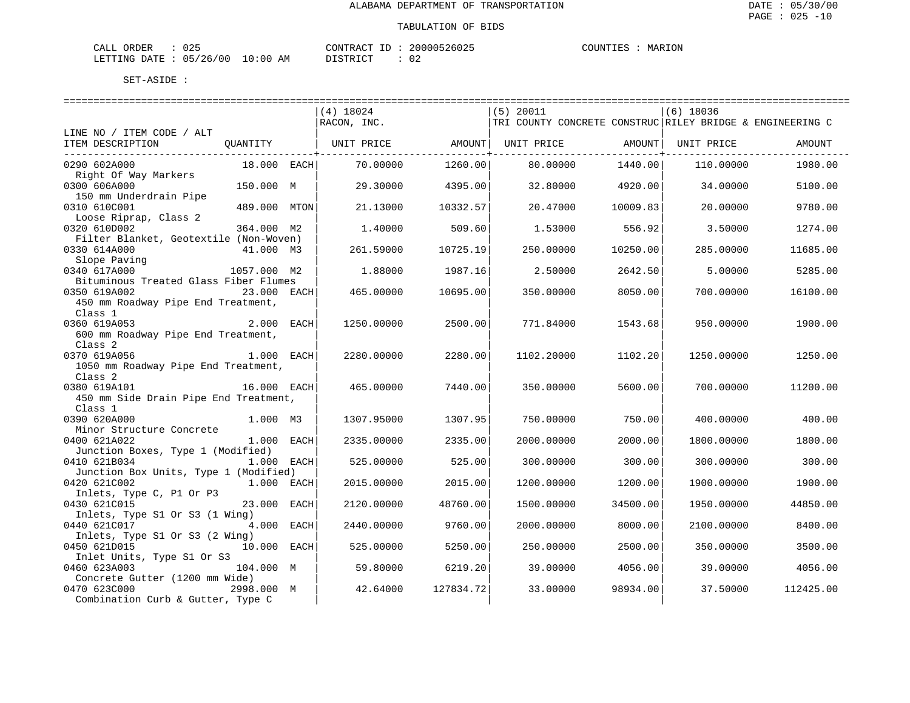ALABAMA DEPARTMENT OF TRANSPORTATION

TABULATION OF BIDS

DATE : 05/30/00
PAGE : 025 -10

CALL ORDER : 025
LETTING DATE : 05/26/00 10:00 AM

CONTRACT ID : 20000526025
DISTRICT : 02

COUNTIES : MARION

SET-ASIDE :

| LINE NO / ITEM CODE / ALT<br>ITEM DESCRIPTION | QUANTITY | (4) 18024<br>RACON, INC.<br>UNIT PRICE | AMOUNT | (5) 20011<br>TRI COUNTY CONCRETE CONSTRUC<br>UNIT PRICE | AMOUNT | (6) 18036<br>RILEY BRIDGE & ENGINEERING C<br>UNIT PRICE | AMOUNT |
|---|---|---|---|---|---|---|---|
| 0290 602A000<br>Right Of Way Markers | 18.000 EACH | 70.00000 | 1260.00 | 80.00000 | 1440.00 | 110.00000 | 1980.00 |
| 0300 606A000<br>150 mm Underdrain Pipe | 150.000 M | 29.30000 | 4395.00 | 32.80000 | 4920.00 | 34.00000 | 5100.00 |
| 0310 610C001<br>Loose Riprap, Class 2 | 489.000 MTON | 21.13000 | 10332.57 | 20.47000 | 10009.83 | 20.00000 | 9780.00 |
| 0320 610D002<br>Filter Blanket, Geotextile (Non-Woven) | 364.000 M2 | 1.40000 | 509.60 | 1.53000 | 556.92 | 3.50000 | 1274.00 |
| 0330 614A000<br>Slope Paving | 41.000 M3 | 261.59000 | 10725.19 | 250.00000 | 10250.00 | 285.00000 | 11685.00 |
| 0340 617A000<br>Bituminous Treated Glass Fiber Flumes | 1057.000 M2 | 1.88000 | 1987.16 | 2.50000 | 2642.50 | 5.00000 | 5285.00 |
| 0350 619A002<br>450 mm Roadway Pipe End Treatment, Class 1 | 23.000 EACH | 465.00000 | 10695.00 | 350.00000 | 8050.00 | 700.00000 | 16100.00 |
| 0360 619A053<br>600 mm Roadway Pipe End Treatment, Class 2 | 2.000 EACH | 1250.00000 | 2500.00 | 771.84000 | 1543.68 | 950.00000 | 1900.00 |
| 0370 619A056<br>1050 mm Roadway Pipe End Treatment, Class 2 | 1.000 EACH | 2280.00000 | 2280.00 | 1102.20000 | 1102.20 | 1250.00000 | 1250.00 |
| 0380 619A101<br>450 mm Side Drain Pipe End Treatment, Class 1 | 16.000 EACH | 465.00000 | 7440.00 | 350.00000 | 5600.00 | 700.00000 | 11200.00 |
| 0390 620A000<br>Minor Structure Concrete | 1.000 M3 | 1307.95000 | 1307.95 | 750.00000 | 750.00 | 400.00000 | 400.00 |
| 0400 621A022<br>Junction Boxes, Type 1 (Modified) | 1.000 EACH | 2335.00000 | 2335.00 | 2000.00000 | 2000.00 | 1800.00000 | 1800.00 |
| 0410 621B034<br>Junction Box Units, Type 1 (Modified) | 1.000 EACH | 525.00000 | 525.00 | 300.00000 | 300.00 | 300.00000 | 300.00 |
| 0420 621C002<br>Inlets, Type C, P1 Or P3 | 1.000 EACH | 2015.00000 | 2015.00 | 1200.00000 | 1200.00 | 1900.00000 | 1900.00 |
| 0430 621C015<br>Inlets, Type S1 Or S3 (1 Wing) | 23.000 EACH | 2120.00000 | 48760.00 | 1500.00000 | 34500.00 | 1950.00000 | 44850.00 |
| 0440 621C017<br>Inlets, Type S1 Or S3 (2 Wing) | 4.000 EACH | 2440.00000 | 9760.00 | 2000.00000 | 8000.00 | 2100.00000 | 8400.00 |
| 0450 621D015<br>Inlet Units, Type S1 Or S3 | 10.000 EACH | 525.00000 | 5250.00 | 250.00000 | 2500.00 | 350.00000 | 3500.00 |
| 0460 623A003<br>Concrete Gutter (1200 mm Wide) | 104.000 M | 59.80000 | 6219.20 | 39.00000 | 4056.00 | 39.00000 | 4056.00 |
| 0470 623C000<br>Combination Curb & Gutter, Type C | 2998.000 M | 42.64000 | 127834.72 | 33.00000 | 98934.00 | 37.50000 | 112425.00 |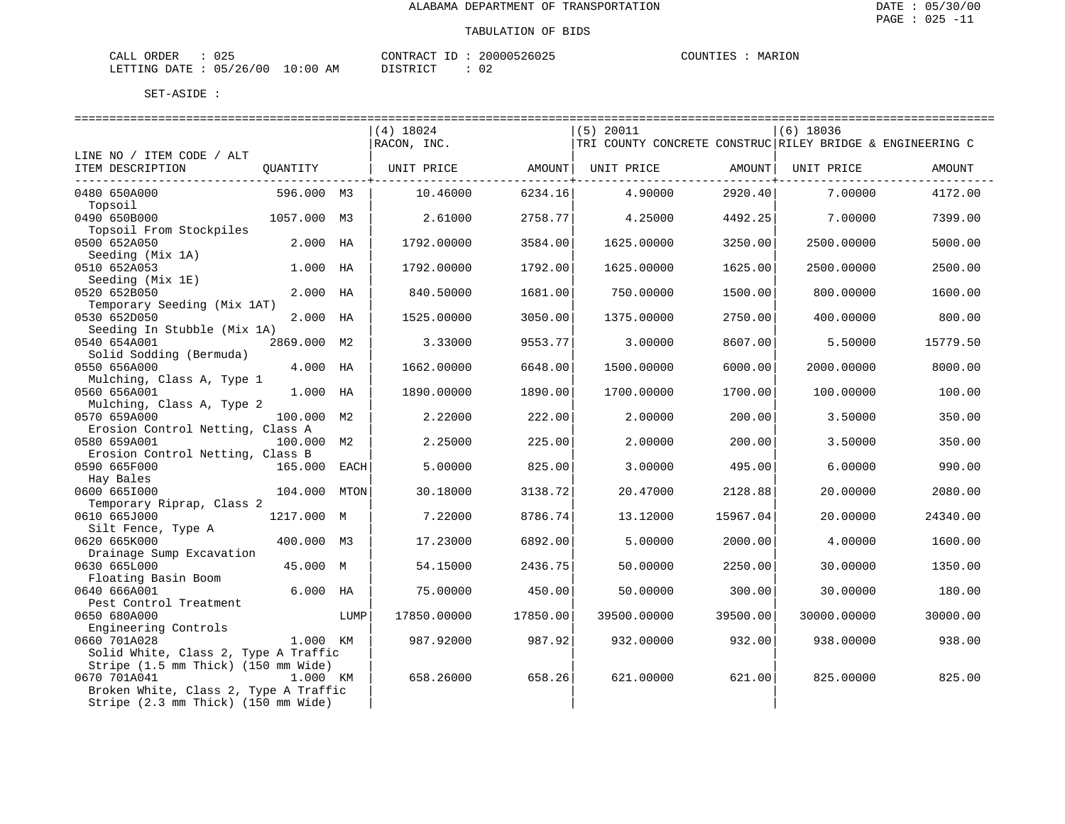ALABAMA DEPARTMENT OF TRANSPORTATION

TABULATION OF BIDS

DATE : 05/30/00
PAGE : 025 -11

CALL ORDER : 025
LETTING DATE : 05/26/00 10:00 AM

CONTRACT ID : 20000526025
DISTRICT : 02

COUNTIES : MARION

SET-ASIDE :

| LINE NO / ITEM CODE / ALT ITEM DESCRIPTION | QUANTITY | | (4) 18024 RACON, INC. UNIT PRICE | AMOUNT | (5) 20011 TRI COUNTY CONCRETE CONSTRUC UNIT PRICE | AMOUNT | (6) 18036 RILEY BRIDGE & ENGINEERING C UNIT PRICE | AMOUNT |
|---|---|---|---|---|---|---|---|---|
| 0480 650A000 Topsoil | 596.000 | M3 | 10.46000 | 6234.16 | 4.90000 | 2920.40 | 7.00000 | 4172.00 |
| 0490 650B000 Topsoil From Stockpiles | 1057.000 | M3 | 2.61000 | 2758.77 | 4.25000 | 4492.25 | 7.00000 | 7399.00 |
| 0500 652A050 Seeding (Mix 1A) | 2.000 | HA | 1792.00000 | 3584.00 | 1625.00000 | 3250.00 | 2500.00000 | 5000.00 |
| 0510 652A053 Seeding (Mix 1E) | 1.000 | HA | 1792.00000 | 1792.00 | 1625.00000 | 1625.00 | 2500.00000 | 2500.00 |
| 0520 652B050 Temporary Seeding (Mix 1AT) | 2.000 | HA | 840.50000 | 1681.00 | 750.00000 | 1500.00 | 800.00000 | 1600.00 |
| 0530 652D050 Seeding In Stubble (Mix 1A) | 2.000 | HA | 1525.00000 | 3050.00 | 1375.00000 | 2750.00 | 400.00000 | 800.00 |
| 0540 654A001 Solid Sodding (Bermuda) | 2869.000 | M2 | 3.33000 | 9553.77 | 3.00000 | 8607.00 | 5.50000 | 15779.50 |
| 0550 656A000 Mulching, Class A, Type 1 | 4.000 | HA | 1662.00000 | 6648.00 | 1500.00000 | 6000.00 | 2000.00000 | 8000.00 |
| 0560 656A001 Mulching, Class A, Type 2 | 1.000 | HA | 1890.00000 | 1890.00 | 1700.00000 | 1700.00 | 100.00000 | 100.00 |
| 0570 659A000 Erosion Control Netting, Class A | 100.000 | M2 | 2.22000 | 222.00 | 2.00000 | 200.00 | 3.50000 | 350.00 |
| 0580 659A001 Erosion Control Netting, Class B | 100.000 | M2 | 2.25000 | 225.00 | 2.00000 | 200.00 | 3.50000 | 350.00 |
| 0590 665F000 Hay Bales | 165.000 | EACH | 5.00000 | 825.00 | 3.00000 | 495.00 | 6.00000 | 990.00 |
| 0600 665I000 Temporary Riprap, Class 2 | 104.000 | MTON | 30.18000 | 3138.72 | 20.47000 | 2128.88 | 20.00000 | 2080.00 |
| 0610 665J000 Silt Fence, Type A | 1217.000 | M | 7.22000 | 8786.74 | 13.12000 | 15967.04 | 20.00000 | 24340.00 |
| 0620 665K000 Drainage Sump Excavation | 400.000 | M3 | 17.23000 | 6892.00 | 5.00000 | 2000.00 | 4.00000 | 1600.00 |
| 0630 665L000 Floating Basin Boom | 45.000 | M | 54.15000 | 2436.75 | 50.00000 | 2250.00 | 30.00000 | 1350.00 |
| 0640 666A001 Pest Control Treatment | 6.000 | HA | 75.00000 | 450.00 | 50.00000 | 300.00 | 30.00000 | 180.00 |
| 0650 680A000 Engineering Controls | | LUMP | 17850.00000 | 17850.00 | 39500.00000 | 39500.00 | 30000.00000 | 30000.00 |
| 0660 701A028 Solid White, Class 2, Type A Traffic Stripe (1.5 mm Thick) (150 mm Wide) | 1.000 | KM | 987.92000 | 987.92 | 932.00000 | 932.00 | 938.00000 | 938.00 |
| 0670 701A041 Broken White, Class 2, Type A Traffic Stripe (2.3 mm Thick) (150 mm Wide) | 1.000 | KM | 658.26000 | 658.26 | 621.00000 | 621.00 | 825.00000 | 825.00 |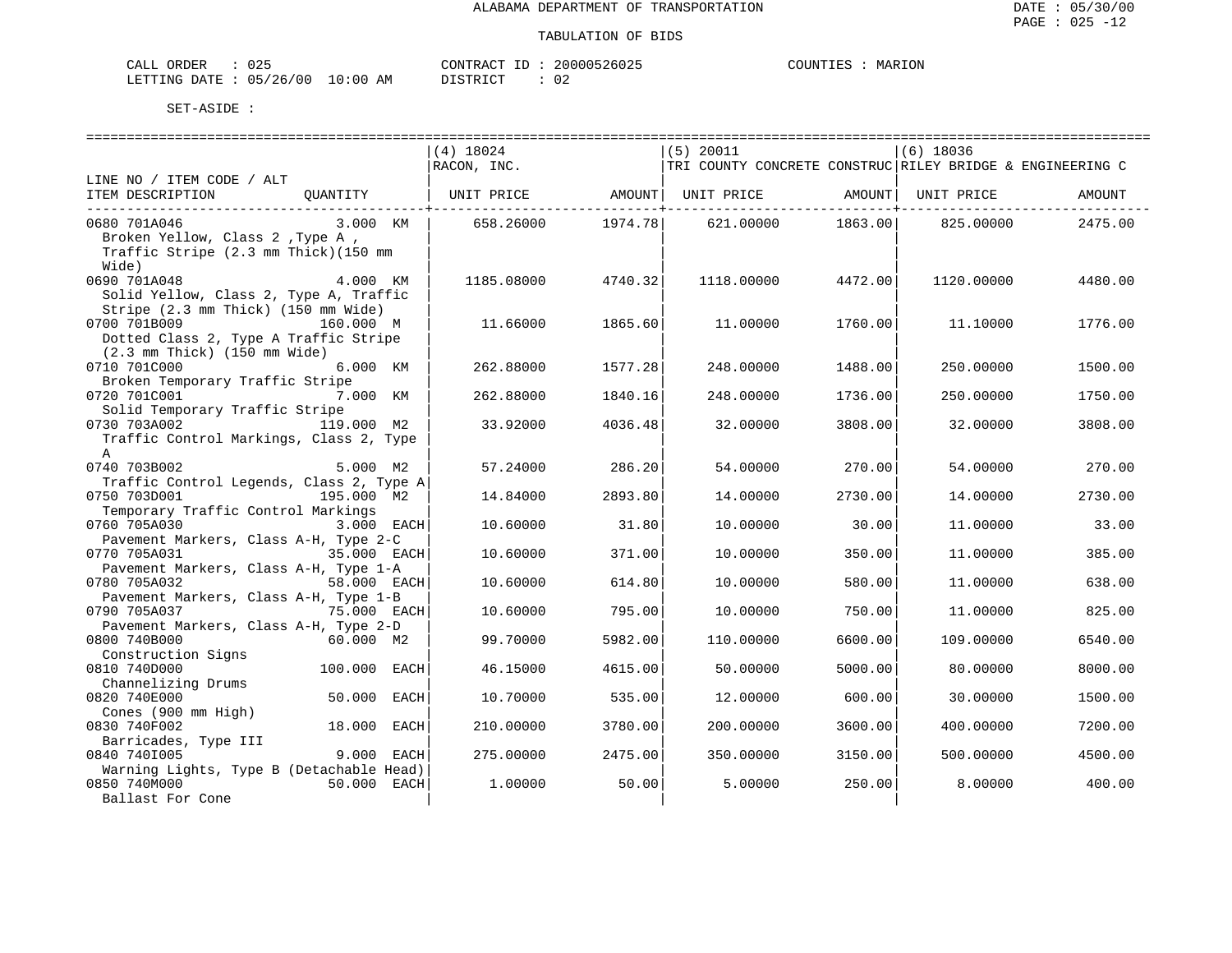ALABAMA DEPARTMENT OF TRANSPORTATION

TABULATION OF BIDS

CALL ORDER : 025 CONTRACT ID : 20000526025 COUNTIES : MARION
LETTING DATE : 05/26/00 10:00 AM DISTRICT : 02

SET-ASIDE :

| LINE NO / ITEM CODE / ALT<br>ITEM DESCRIPTION | QUANTITY | (4) 18024<br>RACON, INC.<br>UNIT PRICE | AMOUNT | (5) 20011<br>TRI COUNTY CONCRETE CONSTRUC<br>UNIT PRICE | AMOUNT | (6) 18036<br>RILEY BRIDGE & ENGINEERING C<br>UNIT PRICE | AMOUNT |
|---|---|---|---|---|---|---|---|
| 0680 701A046<br>Broken Yellow, Class 2 ,Type A , Traffic Stripe (2.3 mm Thick)(150 mm Wide) | 3.000 KM | 658.26000 | 1974.78 | 621.00000 | 1863.00 | 825.00000 | 2475.00 |
| 0690 701A048<br>Solid Yellow, Class 2, Type A, Traffic Stripe (2.3 mm Thick) (150 mm Wide) | 4.000 KM | 1185.08000 | 4740.32 | 1118.00000 | 4472.00 | 1120.00000 | 4480.00 |
| 0700 701B009<br>Dotted Class 2, Type A Traffic Stripe (2.3 mm Thick) (150 mm Wide) | 160.000 M | 11.66000 | 1865.60 | 11.00000 | 1760.00 | 11.10000 | 1776.00 |
| 0710 701C000<br>Broken Temporary Traffic Stripe | 6.000 KM | 262.88000 | 1577.28 | 248.00000 | 1488.00 | 250.00000 | 1500.00 |
| 0720 701C001<br>Solid Temporary Traffic Stripe | 7.000 KM | 262.88000 | 1840.16 | 248.00000 | 1736.00 | 250.00000 | 1750.00 |
| 0730 703A002<br>Traffic Control Markings, Class 2, Type A | 119.000 M2 | 33.92000 | 4036.48 | 32.00000 | 3808.00 | 32.00000 | 3808.00 |
| 0740 703B002<br>Traffic Control Legends, Class 2, Type A | 5.000 M2 | 57.24000 | 286.20 | 54.00000 | 270.00 | 54.00000 | 270.00 |
| 0750 703D001<br>Temporary Traffic Control Markings | 195.000 M2 | 14.84000 | 2893.80 | 14.00000 | 2730.00 | 14.00000 | 2730.00 |
| 0760 705A030<br>Pavement Markers, Class A-H, Type 2-C | 3.000 EACH | 10.60000 | 31.80 | 10.00000 | 30.00 | 11.00000 | 33.00 |
| 0770 705A031<br>Pavement Markers, Class A-H, Type 1-A | 35.000 EACH | 10.60000 | 371.00 | 10.00000 | 350.00 | 11.00000 | 385.00 |
| 0780 705A032<br>Pavement Markers, Class A-H, Type 1-B | 58.000 EACH | 10.60000 | 614.80 | 10.00000 | 580.00 | 11.00000 | 638.00 |
| 0790 705A037<br>Pavement Markers, Class A-H, Type 2-D | 75.000 EACH | 10.60000 | 795.00 | 10.00000 | 750.00 | 11.00000 | 825.00 |
| 0800 740B000<br>Construction Signs | 60.000 M2 | 99.70000 | 5982.00 | 110.00000 | 6600.00 | 109.00000 | 6540.00 |
| 0810 740D000<br>Channelizing Drums | 100.000 EACH | 46.15000 | 4615.00 | 50.00000 | 5000.00 | 80.00000 | 8000.00 |
| 0820 740E000<br>Cones (900 mm High) | 50.000 EACH | 10.70000 | 535.00 | 12.00000 | 600.00 | 30.00000 | 1500.00 |
| 0830 740F002<br>Barricades, Type III | 18.000 EACH | 210.00000 | 3780.00 | 200.00000 | 3600.00 | 400.00000 | 7200.00 |
| 0840 740I005<br>Warning Lights, Type B (Detachable Head) | 9.000 EACH | 275.00000 | 2475.00 | 350.00000 | 3150.00 | 500.00000 | 4500.00 |
| 0850 740M000<br>Ballast For Cone | 50.000 EACH | 1.00000 | 50.00 | 5.00000 | 250.00 | 8.00000 | 400.00 |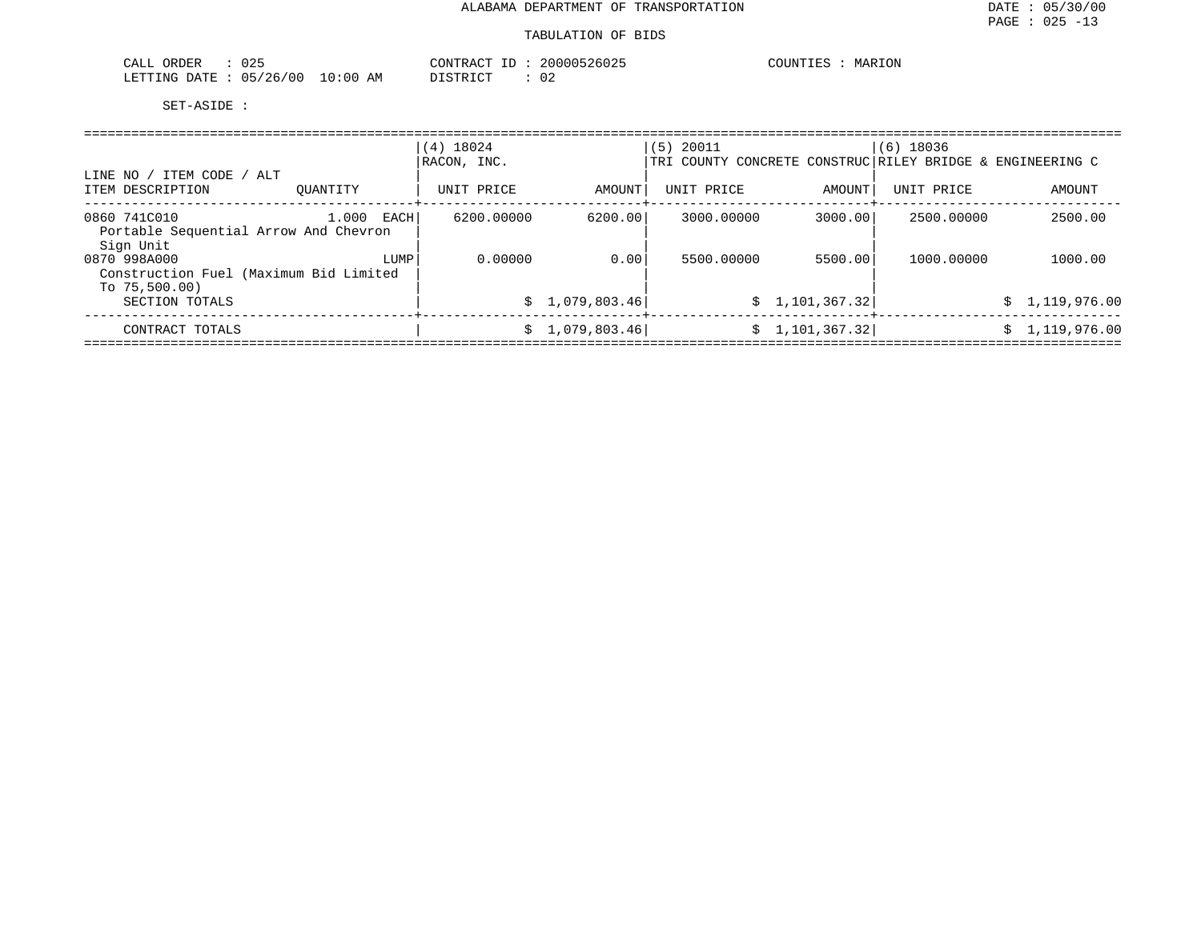# ALABAMA DEPARTMENT OF TRANSPORTATION

DATE : 05/30/00

## TABULATION OF BIDS

CALL ORDER : 025 &nbsp;&nbsp;&nbsp;&nbsp; CONTRACT ID : 20000526025 &nbsp;&nbsp;&nbsp;&nbsp; COUNTIES : MARION
LETTING DATE : 05/26/00 10:00 AM &nbsp;&nbsp;&nbsp;&nbsp; DISTRICT : 02

SET-ASIDE :

| LINE NO / ITEM CODE / ALT | | (4) 18024 RACON, INC. | | (5) 20011 TRI COUNTY CONCRETE CONSTRUC | | (6) 18036 RILEY BRIDGE & ENGINEERING C | |
|---|---|---|---|---|---|---|---|
| ITEM DESCRIPTION | QUANTITY | UNIT PRICE | AMOUNT | UNIT PRICE | AMOUNT | UNIT PRICE | AMOUNT |
| 0860 741C010 Portable Sequential Arrow And Chevron Sign Unit | 1.000 EACH | 6200.00000 | 6200.00 | 3000.00000 | 3000.00 | 2500.00000 | 2500.00 |
| 0870 998A000 Construction Fuel (Maximum Bid Limited To 75,500.00) | LUMP | 0.00000 | 0.00 | 5500.00000 | 5500.00 | 1000.00000 | 1000.00 |
| SECTION TOTALS | | | $ 1,079,803.46 | | $ 1,101,367.32 | | $ 1,119,976.00 |
| CONTRACT TOTALS | | | $ 1,079,803.46 | | $ 1,101,367.32 | | $ 1,119,976.00 |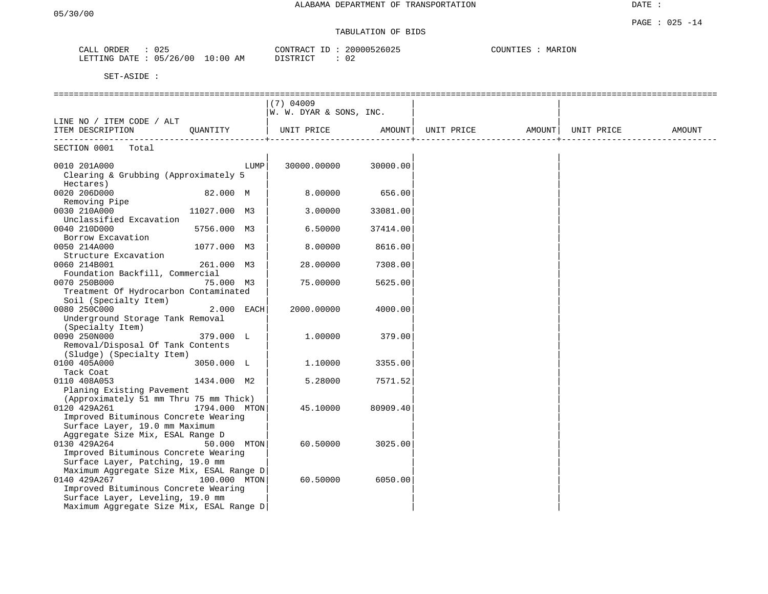ALABAMA DEPARTMENT OF TRANSPORTATION

05/30/00

DATE :

PAGE : 025 -14

TABULATION OF BIDS

CALL ORDER : 025  
LETTING DATE : 05/26/00 10:00 AM

CONTRACT ID : 20000526025  
DISTRICT : 02

COUNTIES : MARION

SET-ASIDE :

| LINE NO / ITEM CODE / ALT ITEM DESCRIPTION | QUANTITY | (7) 04009 W. W. DYAR & SONS, INC. UNIT PRICE | AMOUNT | UNIT PRICE | AMOUNT | UNIT PRICE | AMOUNT |
|---|---|---|---|---|---|---|---|
| SECTION 0001 Total | | | | | | | |
| 0010 201A000 Clearing & Grubbing (Approximately 5 Hectares) | LUMP | 30000.00000 | 30000.00 | | | | |
| 0020 206D000 Removing Pipe | 82.000 M | 8.00000 | 656.00 | | | | |
| 0030 210A000 Unclassified Excavation | 11027.000 M3 | 3.00000 | 33081.00 | | | | |
| 0040 210D000 Borrow Excavation | 5756.000 M3 | 6.50000 | 37414.00 | | | | |
| 0050 214A000 Structure Excavation | 1077.000 M3 | 8.00000 | 8616.00 | | | | |
| 0060 214B001 Foundation Backfill, Commercial | 261.000 M3 | 28.00000 | 7308.00 | | | | |
| 0070 250B000 Treatment Of Hydrocarbon Contaminated Soil (Specialty Item) | 75.000 M3 | 75.00000 | 5625.00 | | | | |
| 0080 250C000 Underground Storage Tank Removal (Specialty Item) | 2.000 EACH | 2000.00000 | 4000.00 | | | | |
| 0090 250N000 Removal/Disposal Of Tank Contents (Sludge) (Specialty Item) | 379.000 L | 1.00000 | 379.00 | | | | |
| 0100 405A000 Tack Coat | 3050.000 L | 1.10000 | 3355.00 | | | | |
| 0110 408A053 Planing Existing Pavement (Approximately 51 mm Thru 75 mm Thick) | 1434.000 M2 | 5.28000 | 7571.52 | | | | |
| 0120 429A261 Improved Bituminous Concrete Wearing Surface Layer, 19.0 mm Maximum Aggregate Size Mix, ESAL Range D | 1794.000 MTON | 45.10000 | 80909.40 | | | | |
| 0130 429A264 Improved Bituminous Concrete Wearing Surface Layer, Patching, 19.0 mm Maximum Aggregate Size Mix, ESAL Range D | 50.000 MTON | 60.50000 | 3025.00 | | | | |
| 0140 429A267 Improved Bituminous Concrete Wearing Surface Layer, Leveling, 19.0 mm Maximum Aggregate Size Mix, ESAL Range D | 100.000 MTON | 60.50000 | 6050.00 | | | | |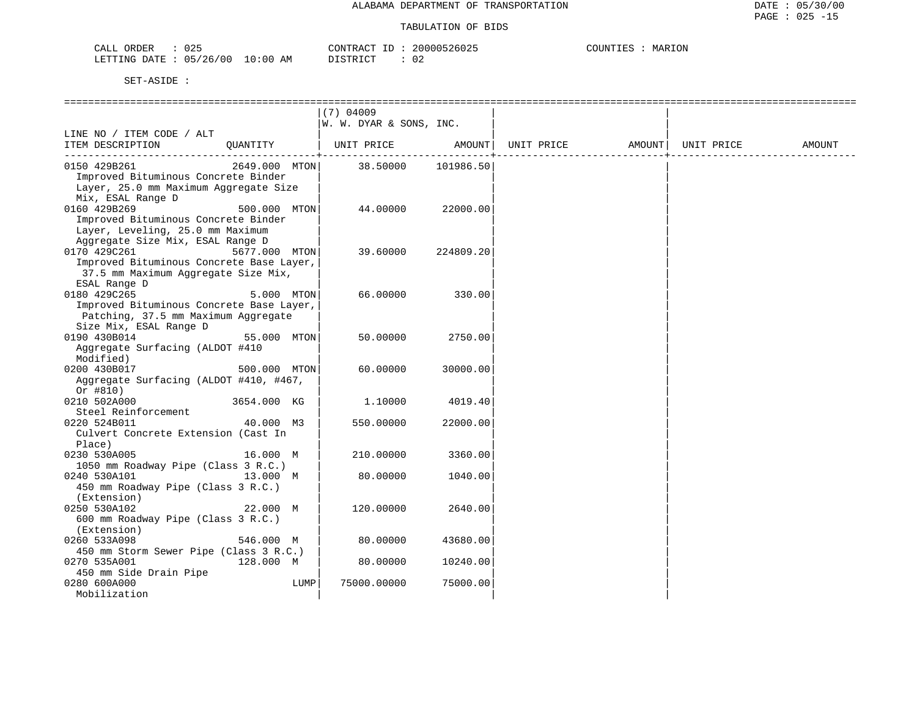ALABAMA DEPARTMENT OF TRANSPORTATION

TABULATION OF BIDS

DATE : 05/30/00
PAGE : 025 -15

CALL ORDER : 025
LETTING DATE : 05/26/00 10:00 AM

CONTRACT ID : 20000526025
DISTRICT : 02

COUNTIES : MARION

SET-ASIDE :

| LINE NO / ITEM CODE / ALT<br>ITEM DESCRIPTION | QUANTITY | (7) 04009<br>W. W. DYAR & SONS, INC.<br>UNIT PRICE | AMOUNT | UNIT PRICE | AMOUNT | UNIT PRICE | AMOUNT |
|---|---|---|---|---|---|---|---|
| 0150 429B261<br>Improved Bituminous Concrete Binder Layer, 25.0 mm Maximum Aggregate Size Mix, ESAL Range D | 2649.000 MTON | 38.50000 | 101986.50 | | | | |
| 0160 429B269<br>Improved Bituminous Concrete Binder Layer, Leveling, 25.0 mm Maximum Aggregate Size Mix, ESAL Range D | 500.000 MTON | 44.00000 | 22000.00 | | | | |
| 0170 429C261<br>Improved Bituminous Concrete Base Layer, 37.5 mm Maximum Aggregate Size Mix, ESAL Range D | 5677.000 MTON | 39.60000 | 224809.20 | | | | |
| 0180 429C265<br>Improved Bituminous Concrete Base Layer, Patching, 37.5 mm Maximum Aggregate Size Mix, ESAL Range D | 5.000 MTON | 66.00000 | 330.00 | | | | |
| 0190 430B014<br>Aggregate Surfacing (ALDOT #410 Modified) | 55.000 MTON | 50.00000 | 2750.00 | | | | |
| 0200 430B017<br>Aggregate Surfacing (ALDOT #410, #467, Or #810) | 500.000 MTON | 60.00000 | 30000.00 | | | | |
| 0210 502A000<br>Steel Reinforcement | 3654.000 KG | 1.10000 | 4019.40 | | | | |
| 0220 524B011<br>Culvert Concrete Extension (Cast In Place) | 40.000 M3 | 550.00000 | 22000.00 | | | | |
| 0230 530A005<br>1050 mm Roadway Pipe (Class 3 R.C.) | 16.000 M | 210.00000 | 3360.00 | | | | |
| 0240 530A101<br>450 mm Roadway Pipe (Class 3 R.C.) (Extension) | 13.000 M | 80.00000 | 1040.00 | | | | |
| 0250 530A102<br>600 mm Roadway Pipe (Class 3 R.C.) (Extension) | 22.000 M | 120.00000 | 2640.00 | | | | |
| 0260 533A098<br>450 mm Storm Sewer Pipe (Class 3 R.C.) | 546.000 M | 80.00000 | 43680.00 | | | | |
| 0270 535A001<br>450 mm Side Drain Pipe | 128.000 M | 80.00000 | 10240.00 | | | | |
| 0280 600A000<br>Mobilization | LUMP | 75000.00000 | 75000.00 | | | | |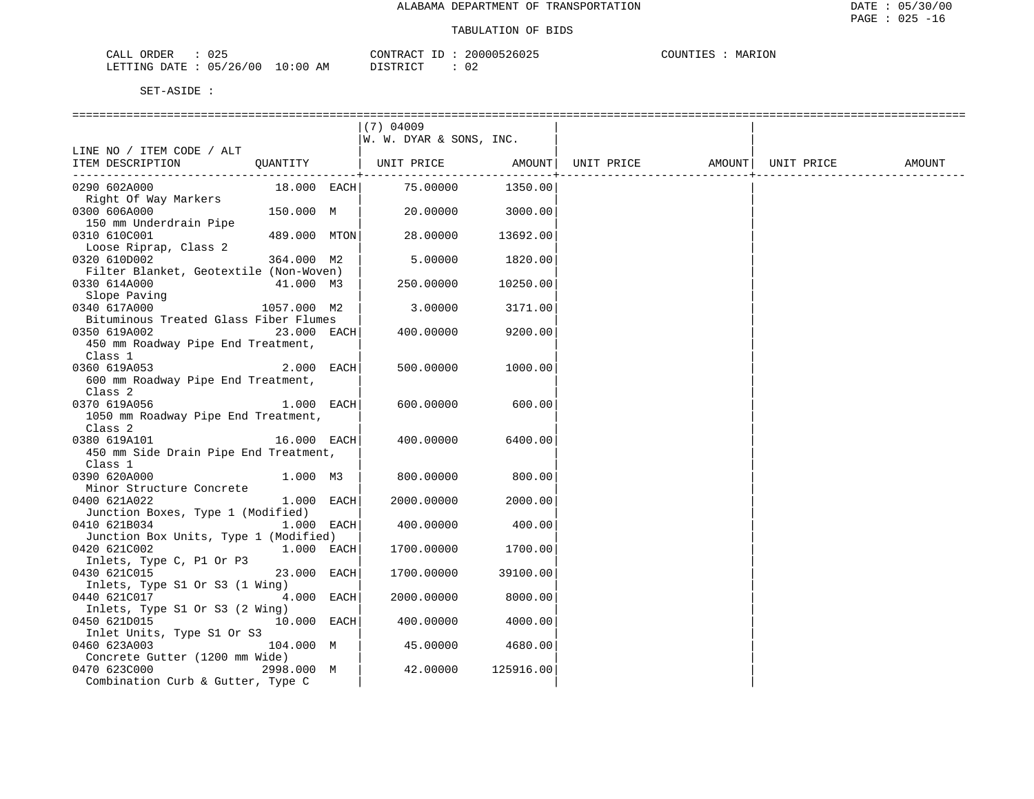ALABAMA DEPARTMENT OF TRANSPORTATION

TABULATION OF BIDS

CALL ORDER : 025 CONTRACT ID : 20000526025 COUNTIES : MARION
LETTING DATE : 05/26/00 10:00 AM DISTRICT : 02

SET-ASIDE :

| LINE NO / ITEM CODE / ALT ITEM DESCRIPTION | QUANTITY | (7) 04009 W. W. DYAR & SONS, INC. UNIT PRICE | AMOUNT | UNIT PRICE | AMOUNT | UNIT PRICE | AMOUNT |
|---|---|---|---|---|---|---|---|
| 0290 602A000 Right Of Way Markers | 18.000 EACH | 75.00000 | 1350.00 | | | | |
| 0300 606A000 150 mm Underdrain Pipe | 150.000 M | 20.00000 | 3000.00 | | | | |
| 0310 610C001 Loose Riprap, Class 2 | 489.000 MTON | 28.00000 | 13692.00 | | | | |
| 0320 610D002 Filter Blanket, Geotextile (Non-Woven) | 364.000 M2 | 5.00000 | 1820.00 | | | | |
| 0330 614A000 Slope Paving | 41.000 M3 | 250.00000 | 10250.00 | | | | |
| 0340 617A000 Bituminous Treated Glass Fiber Flumes | 1057.000 M2 | 3.00000 | 3171.00 | | | | |
| 0350 619A002 450 mm Roadway Pipe End Treatment, Class 1 | 23.000 EACH | 400.00000 | 9200.00 | | | | |
| 0360 619A053 600 mm Roadway Pipe End Treatment, Class 2 | 2.000 EACH | 500.00000 | 1000.00 | | | | |
| 0370 619A056 1050 mm Roadway Pipe End Treatment, Class 2 | 1.000 EACH | 600.00000 | 600.00 | | | | |
| 0380 619A101 450 mm Side Drain Pipe End Treatment, Class 1 | 16.000 EACH | 400.00000 | 6400.00 | | | | |
| 0390 620A000 Minor Structure Concrete | 1.000 M3 | 800.00000 | 800.00 | | | | |
| 0400 621A022 Junction Boxes, Type 1 (Modified) | 1.000 EACH | 2000.00000 | 2000.00 | | | | |
| 0410 621B034 Junction Box Units, Type 1 (Modified) | 1.000 EACH | 400.00000 | 400.00 | | | | |
| 0420 621C002 Inlets, Type C, P1 Or P3 | 1.000 EACH | 1700.00000 | 1700.00 | | | | |
| 0430 621C015 Inlets, Type S1 Or S3 (1 Wing) | 23.000 EACH | 1700.00000 | 39100.00 | | | | |
| 0440 621C017 Inlets, Type S1 Or S3 (2 Wing) | 4.000 EACH | 2000.00000 | 8000.00 | | | | |
| 0450 621D015 Inlet Units, Type S1 Or S3 | 10.000 EACH | 400.00000 | 4000.00 | | | | |
| 0460 623A003 Concrete Gutter (1200 mm Wide) | 104.000 M | 45.00000 | 4680.00 | | | | |
| 0470 623C000 Combination Curb & Gutter, Type C | 2998.000 M | 42.00000 | 125916.00 | | | | |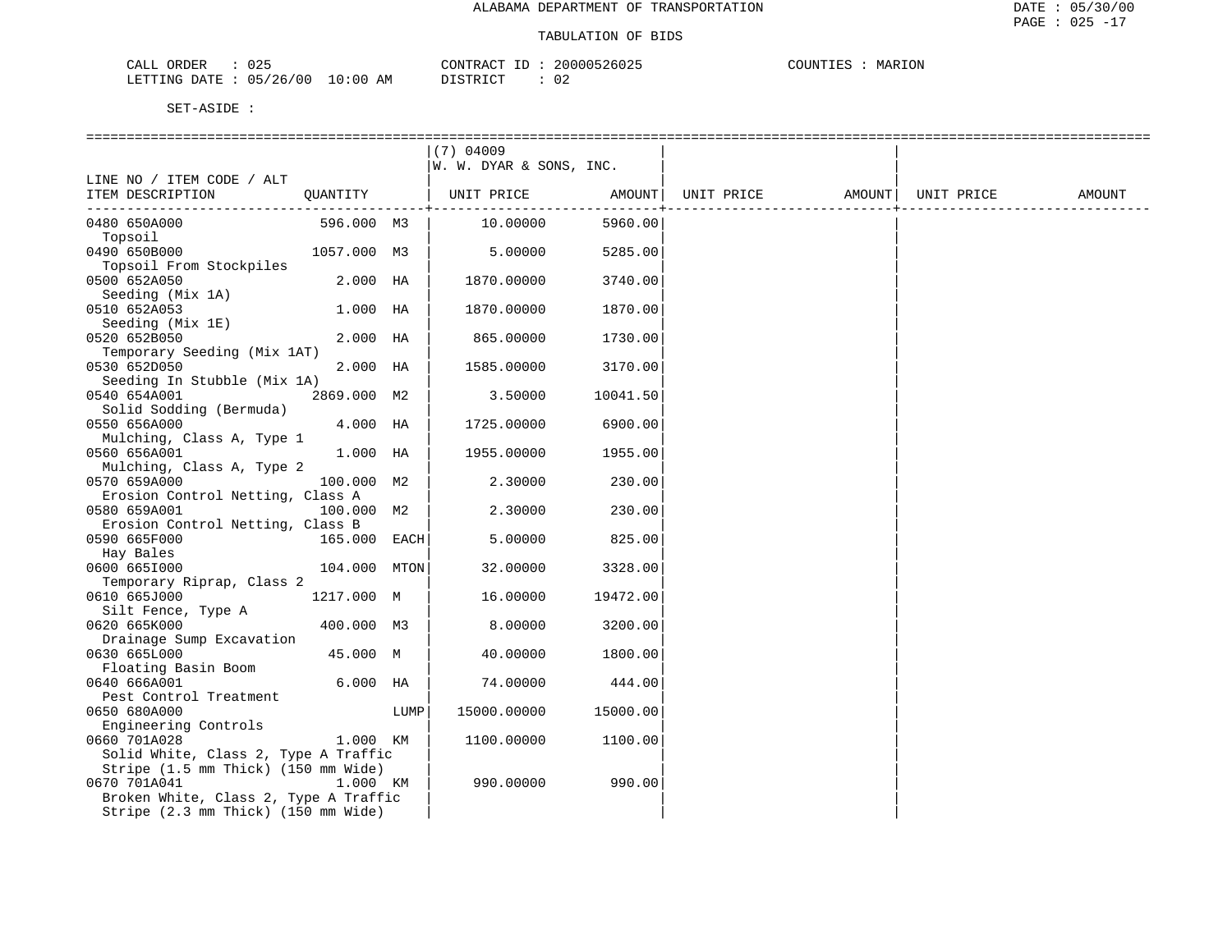ALABAMA DEPARTMENT OF TRANSPORTATION

TABULATION OF BIDS

DATE : 05/30/00
PAGE : 025 -17

CALL ORDER : 025 CONTRACT ID : 20000526025 COUNTIES : MARION
LETTING DATE : 05/26/00 10:00 AM DISTRICT : 02

SET-ASIDE :

| LINE NO / ITEM CODE / ALT ITEM DESCRIPTION | QUANTITY | | (7) 04009 W. W. DYAR & SONS, INC. UNIT PRICE | AMOUNT | UNIT PRICE | AMOUNT | UNIT PRICE | AMOUNT |
|---|---|---|---|---|---|---|---|---|
| 0480 650A000 Topsoil | 596.000 | M3 | 10.00000 | 5960.00 | | | | |
| 0490 650B000 Topsoil From Stockpiles | 1057.000 | M3 | 5.00000 | 5285.00 | | | | |
| 0500 652A050 Seeding (Mix 1A) | 2.000 | HA | 1870.00000 | 3740.00 | | | | |
| 0510 652A053 Seeding (Mix 1E) | 1.000 | HA | 1870.00000 | 1870.00 | | | | |
| 0520 652B050 Temporary Seeding (Mix 1AT) | 2.000 | HA | 865.00000 | 1730.00 | | | | |
| 0530 652D050 Seeding In Stubble (Mix 1A) | 2.000 | HA | 1585.00000 | 3170.00 | | | | |
| 0540 654A001 Solid Sodding (Bermuda) | 2869.000 | M2 | 3.50000 | 10041.50 | | | | |
| 0550 656A000 Mulching, Class A, Type 1 | 4.000 | HA | 1725.00000 | 6900.00 | | | | |
| 0560 656A001 Mulching, Class A, Type 2 | 1.000 | HA | 1955.00000 | 1955.00 | | | | |
| 0570 659A000 Erosion Control Netting, Class A | 100.000 | M2 | 2.30000 | 230.00 | | | | |
| 0580 659A001 Erosion Control Netting, Class B | 100.000 | M2 | 2.30000 | 230.00 | | | | |
| 0590 665F000 Hay Bales | 165.000 | EACH | 5.00000 | 825.00 | | | | |
| 0600 665I000 Temporary Riprap, Class 2 | 104.000 | MTON | 32.00000 | 3328.00 | | | | |
| 0610 665J000 Silt Fence, Type A | 1217.000 | M | 16.00000 | 19472.00 | | | | |
| 0620 665K000 Drainage Sump Excavation | 400.000 | M3 | 8.00000 | 3200.00 | | | | |
| 0630 665L000 Floating Basin Boom | 45.000 | M | 40.00000 | 1800.00 | | | | |
| 0640 666A001 Pest Control Treatment | 6.000 | HA | 74.00000 | 444.00 | | | | |
| 0650 680A000 Engineering Controls | | LUMP | 15000.00000 | 15000.00 | | | | |
| 0660 701A028 Solid White, Class 2, Type A Traffic Stripe (1.5 mm Thick) (150 mm Wide) | 1.000 | KM | 1100.00000 | 1100.00 | | | | |
| 0670 701A041 Broken White, Class 2, Type A Traffic Stripe (2.3 mm Thick) (150 mm Wide) | 1.000 | KM | 990.00000 | 990.00 | | | | |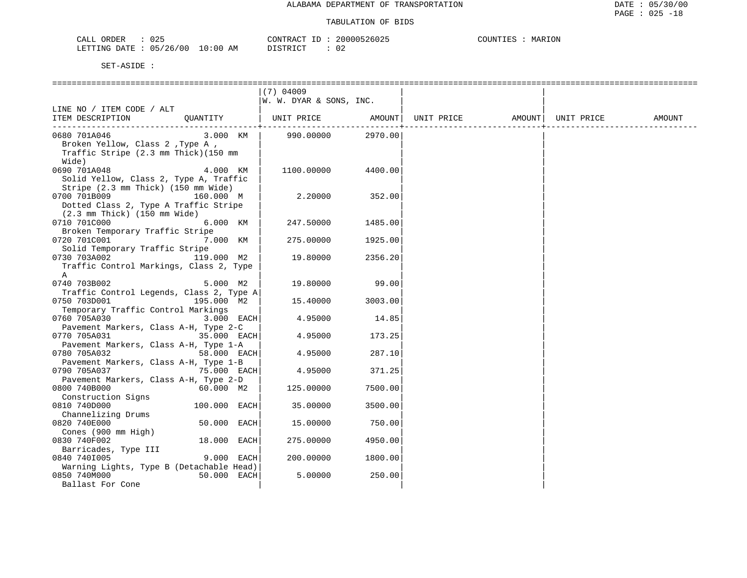ALABAMA DEPARTMENT OF TRANSPORTATION

TABULATION OF BIDS

CALL ORDER : 025 CONTRACT ID : 20000526025 COUNTIES : MARION
LETTING DATE : 05/26/00 10:00 AM DISTRICT : 02

SET-ASIDE :

| LINE NO / ITEM CODE / ALT ITEM DESCRIPTION | QUANTITY | (7) 04009 W. W. DYAR & SONS, INC. UNIT PRICE | AMOUNT | UNIT PRICE | AMOUNT | UNIT PRICE | AMOUNT |
|---|---|---|---|---|---|---|---|
| 0680 701A046 Broken Yellow, Class 2 ,Type A , Traffic Stripe (2.3 mm Thick)(150 mm Wide) | 3.000 KM | 990.00000 | 2970.00 | | | | |
| 0690 701A048 Solid Yellow, Class 2, Type A, Traffic Stripe (2.3 mm Thick) (150 mm Wide) | 4.000 KM | 1100.00000 | 4400.00 | | | | |
| 0700 701B009 Dotted Class 2, Type A Traffic Stripe (2.3 mm Thick) (150 mm Wide) | 160.000 M | 2.20000 | 352.00 | | | | |
| 0710 701C000 Broken Temporary Traffic Stripe | 6.000 KM | 247.50000 | 1485.00 | | | | |
| 0720 701C001 Solid Temporary Traffic Stripe | 7.000 KM | 275.00000 | 1925.00 | | | | |
| 0730 703A002 Traffic Control Markings, Class 2, Type A | 119.000 M2 | 19.80000 | 2356.20 | | | | |
| 0740 703B002 Traffic Control Legends, Class 2, Type A | 5.000 M2 | 19.80000 | 99.00 | | | | |
| 0750 703D001 Temporary Traffic Control Markings | 195.000 M2 | 15.40000 | 3003.00 | | | | |
| 0760 705A030 Pavement Markers, Class A-H, Type 2-C | 3.000 EACH | 4.95000 | 14.85 | | | | |
| 0770 705A031 Pavement Markers, Class A-H, Type 1-A | 35.000 EACH | 4.95000 | 173.25 | | | | |
| 0780 705A032 Pavement Markers, Class A-H, Type 1-B | 58.000 EACH | 4.95000 | 287.10 | | | | |
| 0790 705A037 Pavement Markers, Class A-H, Type 2-D | 75.000 EACH | 4.95000 | 371.25 | | | | |
| 0800 740B000 Construction Signs | 60.000 M2 | 125.00000 | 7500.00 | | | | |
| 0810 740D000 Channelizing Drums | 100.000 EACH | 35.00000 | 3500.00 | | | | |
| 0820 740E000 Cones (900 mm High) | 50.000 EACH | 15.00000 | 750.00 | | | | |
| 0830 740F002 Barricades, Type III | 18.000 EACH | 275.00000 | 4950.00 | | | | |
| 0840 740I005 Warning Lights, Type B (Detachable Head) | 9.000 EACH | 200.00000 | 1800.00 | | | | |
| 0850 740M000 Ballast For Cone | 50.000 EACH | 5.00000 | 250.00 | | | | |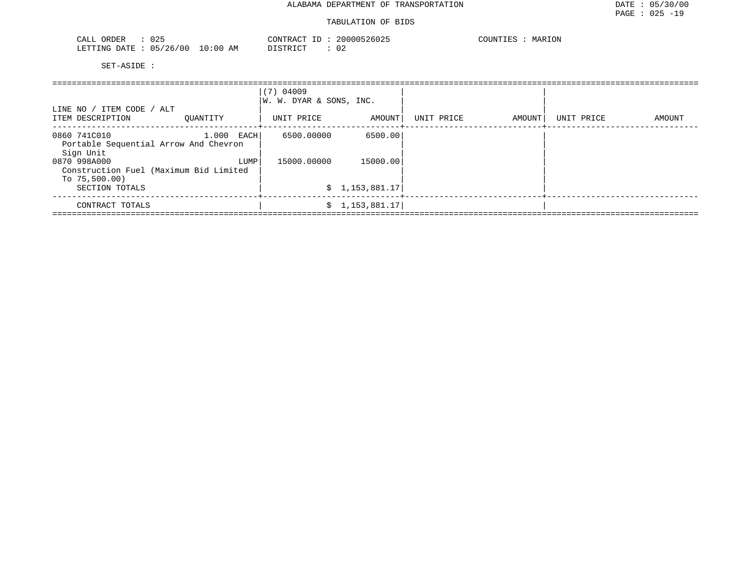ALABAMA DEPARTMENT OF TRANSPORTATION

TABULATION OF BIDS

CALL ORDER : 025
LETTING DATE : 05/26/00 10:00 AM

CONTRACT ID : 20000526025
DISTRICT : 02

COUNTIES : MARION

SET-ASIDE :

| LINE NO / ITEM CODE / ALT ITEM DESCRIPTION | QUANTITY | (7) 04009 W. W. DYAR & SONS, INC. UNIT PRICE | AMOUNT | UNIT PRICE | AMOUNT | UNIT PRICE | AMOUNT |
|---|---|---|---|---|---|---|---|
| 0860 741C010 Portable Sequential Arrow And Chevron Sign Unit | 1.000 EACH | 6500.00000 | 6500.00 | | | | |
| 0870 998A000 Construction Fuel (Maximum Bid Limited To 75,500.00) | LUMP | 15000.00000 | 15000.00 | | | | |
| SECTION TOTALS | | | $ 1,153,881.17 | | | | |
| CONTRACT TOTALS | | | $ 1,153,881.17 | | | | |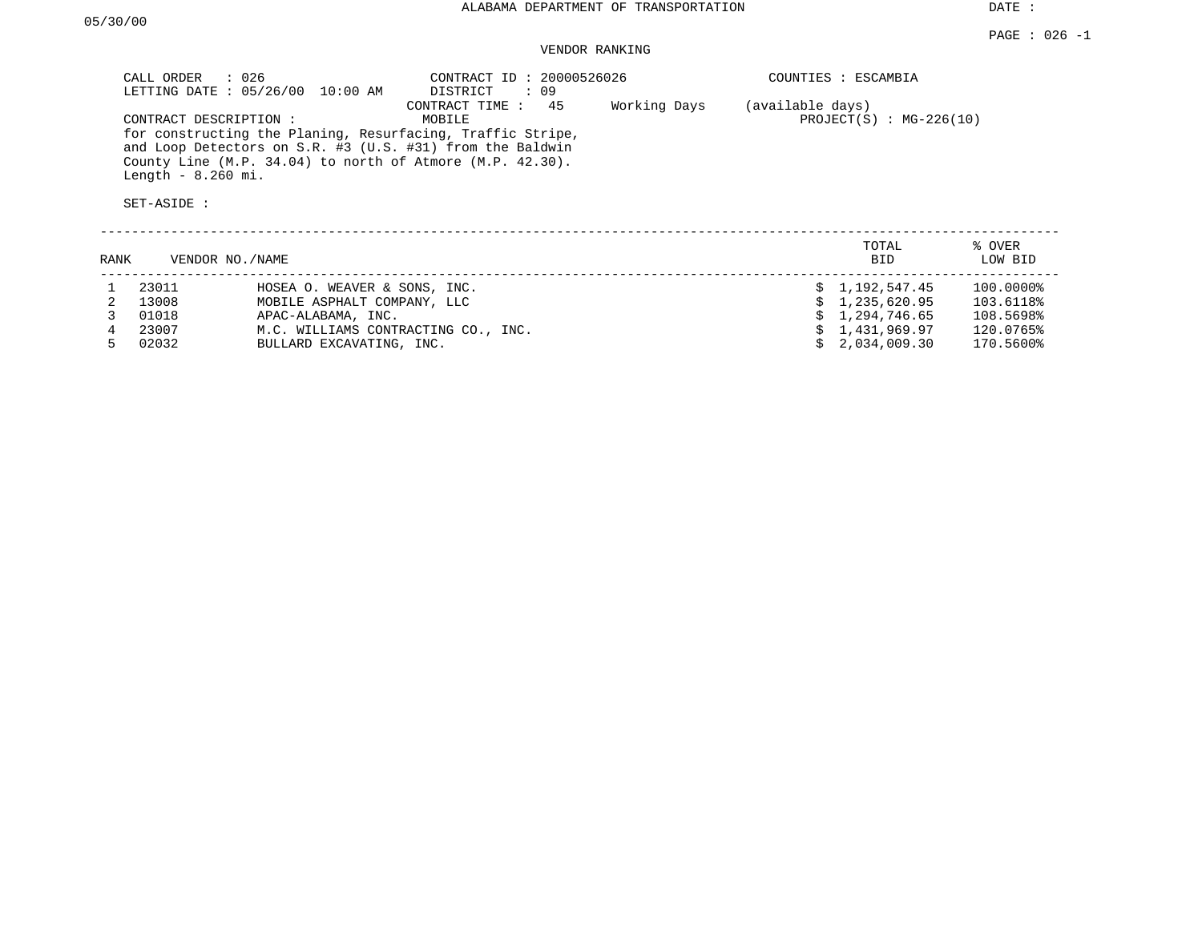ALABAMA DEPARTMENT OF TRANSPORTATION

DATE : 05/30/00

PAGE : 026 -1

VENDOR RANKING

CALL ORDER : 026
LETTING DATE : 05/26/00 10:00 AM

CONTRACT ID : 20000526026
DISTRICT : 09
CONTRACT TIME : 45 Working Days (available days)

COUNTIES : ESCAMBIA

CONTRACT DESCRIPTION : MOBILE

PROJECT(S) : MG-226(10)

for constructing the Planing, Resurfacing, Traffic Stripe, and Loop Detectors on S.R. #3 (U.S. #31) from the Baldwin County Line (M.P. 34.04) to north of Atmore (M.P. 42.30). Length - 8.260 mi.

SET-ASIDE :

| RANK | VENDOR NO. | NAME | TOTAL BID | % OVER LOW BID |
|---|---|---|---|---|
| 1 | 23011 | HOSEA O. WEAVER & SONS, INC. | $ 1,192,547.45 | 100.0000% |
| 2 | 13008 | MOBILE ASPHALT COMPANY, LLC | $ 1,235,620.95 | 103.6118% |
| 3 | 01018 | APAC-ALABAMA, INC. | $ 1,294,746.65 | 108.5698% |
| 4 | 23007 | M.C. WILLIAMS CONTRACTING CO., INC. | $ 1,431,969.97 | 120.0765% |
| 5 | 02032 | BULLARD EXCAVATING, INC. | $ 2,034,009.30 | 170.5600% |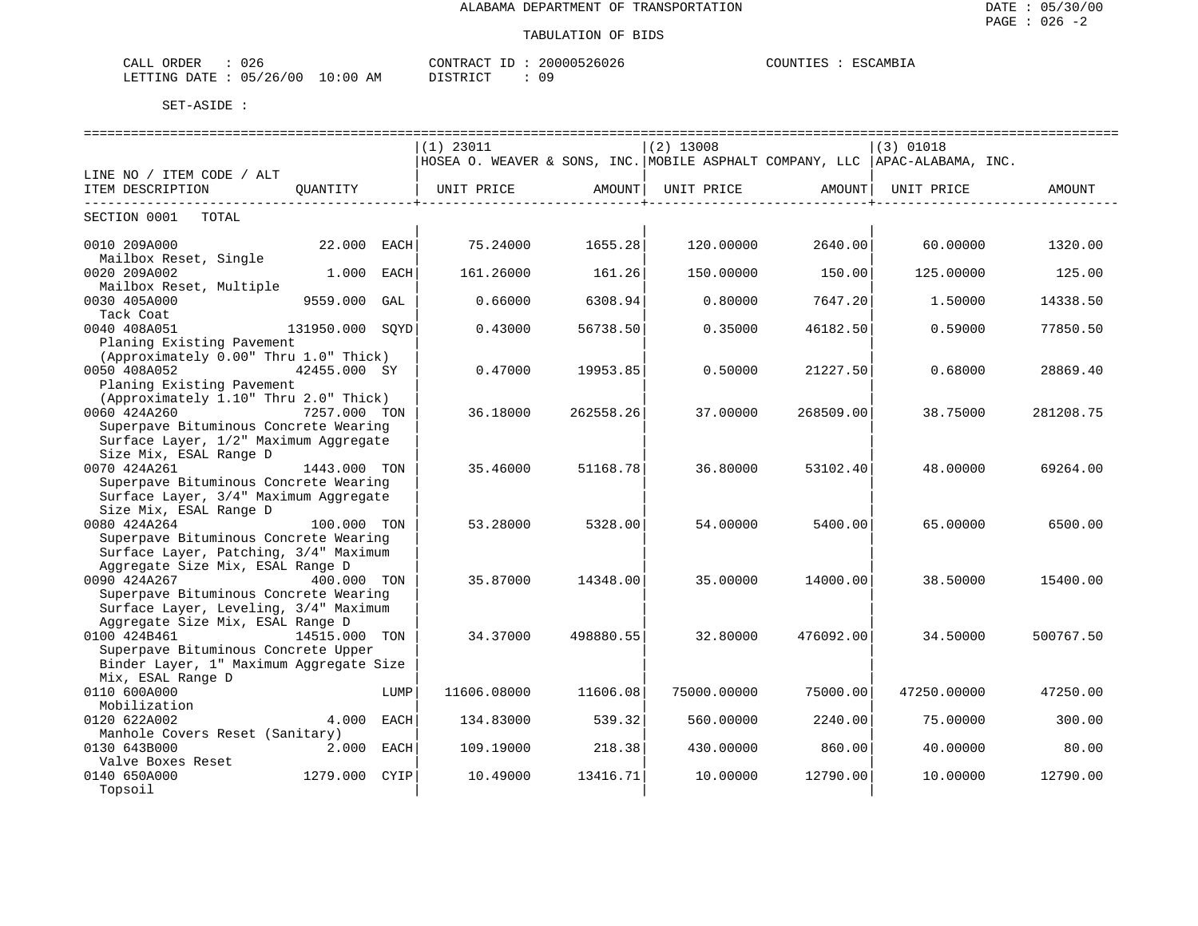ALABAMA DEPARTMENT OF TRANSPORTATION

TABULATION OF BIDS

CALL ORDER : 026 &nbsp;&nbsp;&nbsp;&nbsp; CONTRACT ID : 20000526026 &nbsp;&nbsp;&nbsp;&nbsp; COUNTIES : ESCAMBIA
LETTING DATE : 05/26/00 10:00 AM &nbsp;&nbsp;&nbsp;&nbsp; DISTRICT : 09

SET-ASIDE :

| LINE NO / ITEM CODE / ALT ITEM DESCRIPTION | QUANTITY | | (1) 23011 HOSEA O. WEAVER & SONS, INC. UNIT PRICE | AMOUNT | (2) 13008 MOBILE ASPHALT COMPANY, LLC UNIT PRICE | AMOUNT | (3) 01018 APAC-ALABAMA, INC. UNIT PRICE | AMOUNT |
|---|---|---|---|---|---|---|---|---|
| SECTION 0001 TOTAL | | | | | | | | |
| 0010 209A000 Mailbox Reset, Single | 22.000 | EACH | 75.24000 | 1655.28 | 120.00000 | 2640.00 | 60.00000 | 1320.00 |
| 0020 209A002 Mailbox Reset, Multiple | 1.000 | EACH | 161.26000 | 161.26 | 150.00000 | 150.00 | 125.00000 | 125.00 |
| 0030 405A000 Tack Coat | 9559.000 | GAL | 0.66000 | 6308.94 | 0.80000 | 7647.20 | 1.50000 | 14338.50 |
| 0040 408A051 Planing Existing Pavement (Approximately 0.00" Thru 1.0" Thick) | 131950.000 | SQYD | 0.43000 | 56738.50 | 0.35000 | 46182.50 | 0.59000 | 77850.50 |
| 0050 408A052 Planing Existing Pavement (Approximately 1.10" Thru 2.0" Thick) | 42455.000 | SY | 0.47000 | 19953.85 | 0.50000 | 21227.50 | 0.68000 | 28869.40 |
| 0060 424A260 Superpave Bituminous Concrete Wearing Surface Layer, 1/2" Maximum Aggregate Size Mix, ESAL Range D | 7257.000 | TON | 36.18000 | 262558.26 | 37.00000 | 268509.00 | 38.75000 | 281208.75 |
| 0070 424A261 Superpave Bituminous Concrete Wearing Surface Layer, 3/4" Maximum Aggregate Size Mix, ESAL Range D | 1443.000 | TON | 35.46000 | 51168.78 | 36.80000 | 53102.40 | 48.00000 | 69264.00 |
| 0080 424A264 Superpave Bituminous Concrete Wearing Surface Layer, Patching, 3/4" Maximum Aggregate Size Mix, ESAL Range D | 100.000 | TON | 53.28000 | 5328.00 | 54.00000 | 5400.00 | 65.00000 | 6500.00 |
| 0090 424A267 Superpave Bituminous Concrete Wearing Surface Layer, Leveling, 3/4" Maximum Aggregate Size Mix, ESAL Range D | 400.000 | TON | 35.87000 | 14348.00 | 35.00000 | 14000.00 | 38.50000 | 15400.00 |
| 0100 424B461 Superpave Bituminous Concrete Upper Binder Layer, 1" Maximum Aggregate Size Mix, ESAL Range D | 14515.000 | TON | 34.37000 | 498880.55 | 32.80000 | 476092.00 | 34.50000 | 500767.50 |
| 0110 600A000 Mobilization | | LUMP | 11606.08000 | 11606.08 | 75000.00000 | 75000.00 | 47250.00000 | 47250.00 |
| 0120 622A002 Manhole Covers Reset (Sanitary) | 4.000 | EACH | 134.83000 | 539.32 | 560.00000 | 2240.00 | 75.00000 | 300.00 |
| 0130 643B000 Valve Boxes Reset | 2.000 | EACH | 109.19000 | 218.38 | 430.00000 | 860.00 | 40.00000 | 80.00 |
| 0140 650A000 Topsoil | 1279.000 | CYIP | 10.49000 | 13416.71 | 10.00000 | 12790.00 | 10.00000 | 12790.00 |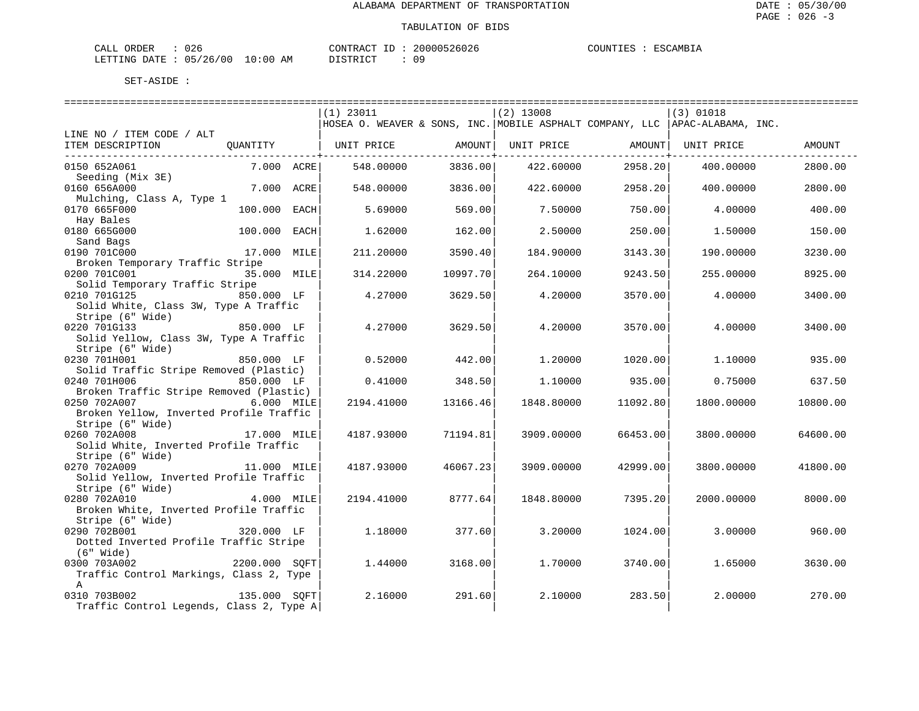ALABAMA DEPARTMENT OF TRANSPORTATION

TABULATION OF BIDS

CALL ORDER : 026 CONTRACT ID : 20000526026 COUNTIES : ESCAMBIA
LETTING DATE : 05/26/00 10:00 AM DISTRICT : 09

SET-ASIDE :

| LINE NO / ITEM CODE / ALT ITEM DESCRIPTION | QUANTITY | (1) 23011 HOSEA O. WEAVER & SONS, INC. UNIT PRICE | AMOUNT | (2) 13008 MOBILE ASPHALT COMPANY, LLC UNIT PRICE | AMOUNT | (3) 01018 APAC-ALABAMA, INC. UNIT PRICE | AMOUNT |
|---|---|---|---|---|---|---|---|
| 0150 652A061 Seeding (Mix 3E) | 7.000 ACRE | 548.00000 | 3836.00 | 422.60000 | 2958.20 | 400.00000 | 2800.00 |
| 0160 656A000 Mulching, Class A, Type 1 | 7.000 ACRE | 548.00000 | 3836.00 | 422.60000 | 2958.20 | 400.00000 | 2800.00 |
| 0170 665F000 Hay Bales | 100.000 EACH | 5.69000 | 569.00 | 7.50000 | 750.00 | 4.00000 | 400.00 |
| 0180 665G000 Sand Bags | 100.000 EACH | 1.62000 | 162.00 | 2.50000 | 250.00 | 1.50000 | 150.00 |
| 0190 701C000 Broken Temporary Traffic Stripe | 17.000 MILE | 211.20000 | 3590.40 | 184.90000 | 3143.30 | 190.00000 | 3230.00 |
| 0200 701C001 Solid Temporary Traffic Stripe | 35.000 MILE | 314.22000 | 10997.70 | 264.10000 | 9243.50 | 255.00000 | 8925.00 |
| 0210 701G125 Solid White, Class 3W, Type A Traffic Stripe (6" Wide) | 850.000 LF | 4.27000 | 3629.50 | 4.20000 | 3570.00 | 4.00000 | 3400.00 |
| 0220 701G133 Solid Yellow, Class 3W, Type A Traffic Stripe (6" Wide) | 850.000 LF | 4.27000 | 3629.50 | 4.20000 | 3570.00 | 4.00000 | 3400.00 |
| 0230 701H001 Solid Traffic Stripe Removed (Plastic) | 850.000 LF | 0.52000 | 442.00 | 1.20000 | 1020.00 | 1.10000 | 935.00 |
| 0240 701H006 Broken Traffic Stripe Removed (Plastic) | 850.000 LF | 0.41000 | 348.50 | 1.10000 | 935.00 | 0.75000 | 637.50 |
| 0250 702A007 Broken Yellow, Inverted Profile Traffic Stripe (6" Wide) | 6.000 MILE | 2194.41000 | 13166.46 | 1848.80000 | 11092.80 | 1800.00000 | 10800.00 |
| 0260 702A008 Solid White, Inverted Profile Traffic Stripe (6" Wide) | 17.000 MILE | 4187.93000 | 71194.81 | 3909.00000 | 66453.00 | 3800.00000 | 64600.00 |
| 0270 702A009 Solid Yellow, Inverted Profile Traffic Stripe (6" Wide) | 11.000 MILE | 4187.93000 | 46067.23 | 3909.00000 | 42999.00 | 3800.00000 | 41800.00 |
| 0280 702A010 Broken White, Inverted Profile Traffic Stripe (6" Wide) | 4.000 MILE | 2194.41000 | 8777.64 | 1848.80000 | 7395.20 | 2000.00000 | 8000.00 |
| 0290 702B001 Dotted Inverted Profile Traffic Stripe (6" Wide) | 320.000 LF | 1.18000 | 377.60 | 3.20000 | 1024.00 | 3.00000 | 960.00 |
| 0300 703A002 Traffic Control Markings, Class 2, Type A | 2200.000 SQFT | 1.44000 | 3168.00 | 1.70000 | 3740.00 | 1.65000 | 3630.00 |
| 0310 703B002 Traffic Control Legends, Class 2, Type A | 135.000 SQFT | 2.16000 | 291.60 | 2.10000 | 283.50 | 2.00000 | 270.00 |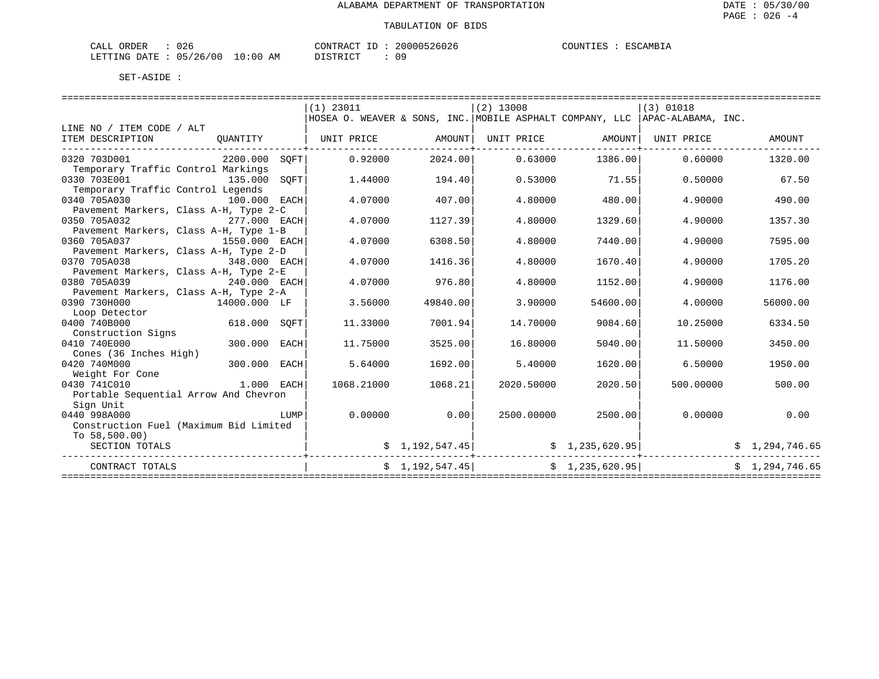ALABAMA DEPARTMENT OF TRANSPORTATION

TABULATION OF BIDS

DATE : 05/30/00
PAGE : 026 -4

CALL ORDER : 026 CONTRACT ID : 20000526026 COUNTIES : ESCAMBIA
LETTING DATE : 05/26/00 10:00 AM DISTRICT : 09

SET-ASIDE :

| LINE NO / ITEM CODE / ALT ITEM DESCRIPTION | QUANTITY | (1) 23011 HOSEA O. WEAVER & SONS, INC. UNIT PRICE | AMOUNT | (2) 13008 MOBILE ASPHALT COMPANY, LLC UNIT PRICE | AMOUNT | (3) 01018 APAC-ALABAMA, INC. UNIT PRICE | AMOUNT |
|---|---|---|---|---|---|---|---|
| 0320 703D001 Temporary Traffic Control Markings | 2200.000 SQFT | 0.92000 | 2024.00 | 0.63000 | 1386.00 | 0.60000 | 1320.00 |
| 0330 703E001 Temporary Traffic Control Legends | 135.000 SQFT | 1.44000 | 194.40 | 0.53000 | 71.55 | 0.50000 | 67.50 |
| 0340 705A030 Pavement Markers, Class A-H, Type 2-C | 100.000 EACH | 4.07000 | 407.00 | 4.80000 | 480.00 | 4.90000 | 490.00 |
| 0350 705A032 Pavement Markers, Class A-H, Type 1-B | 277.000 EACH | 4.07000 | 1127.39 | 4.80000 | 1329.60 | 4.90000 | 1357.30 |
| 0360 705A037 Pavement Markers, Class A-H, Type 2-D | 1550.000 EACH | 4.07000 | 6308.50 | 4.80000 | 7440.00 | 4.90000 | 7595.00 |
| 0370 705A038 Pavement Markers, Class A-H, Type 2-E | 348.000 EACH | 4.07000 | 1416.36 | 4.80000 | 1670.40 | 4.90000 | 1705.20 |
| 0380 705A039 Pavement Markers, Class A-H, Type 2-A | 240.000 EACH | 4.07000 | 976.80 | 4.80000 | 1152.00 | 4.90000 | 1176.00 |
| 0390 730H000 Loop Detector | 14000.000 LF | 3.56000 | 49840.00 | 3.90000 | 54600.00 | 4.00000 | 56000.00 |
| 0400 740B000 Construction Signs | 618.000 SQFT | 11.33000 | 7001.94 | 14.70000 | 9084.60 | 10.25000 | 6334.50 |
| 0410 740E000 Cones (36 Inches High) | 300.000 EACH | 11.75000 | 3525.00 | 16.80000 | 5040.00 | 11.50000 | 3450.00 |
| 0420 740M000 Weight For Cone | 300.000 EACH | 5.64000 | 1692.00 | 5.40000 | 1620.00 | 6.50000 | 1950.00 |
| 0430 741C010 Portable Sequential Arrow And Chevron Sign Unit | 1.000 EACH | 1068.21000 | 1068.21 | 2020.50000 | 2020.50 | 500.00000 | 500.00 |
| 0440 998A000 Construction Fuel (Maximum Bid Limited To 58,500.00) | LUMP | 0.00000 | 0.00 | 2500.00000 | 2500.00 | 0.00000 | 0.00 |
| SECTION TOTALS | | | $ 1,192,547.45 | | $ 1,235,620.95 | | $ 1,294,746.65 |
| CONTRACT TOTALS | | | $ 1,192,547.45 | | $ 1,235,620.95 | | $ 1,294,746.65 |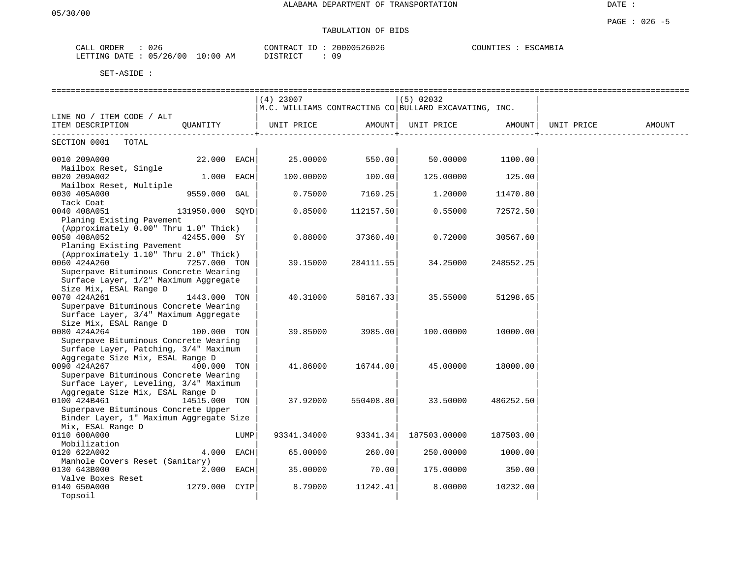ALABAMA DEPARTMENT OF TRANSPORTATION

05/30/00

DATE :

PAGE : 026 -5

TABULATION OF BIDS

CALL ORDER : 026 &nbsp;&nbsp;&nbsp;&nbsp; CONTRACT ID : 20000526026 &nbsp;&nbsp;&nbsp;&nbsp; COUNTIES : ESCAMBIA
LETTING DATE : 05/26/00 10:00 AM &nbsp;&nbsp;&nbsp;&nbsp; DISTRICT : 09

SET-ASIDE :

| LINE NO / ITEM CODE / ALT<br>ITEM DESCRIPTION | QUANTITY | (4) 23007<br>M.C. WILLIAMS CONTRACTING CO<br>UNIT PRICE | AMOUNT | (5) 02032<br>BULLARD EXCAVATING, INC.<br>UNIT PRICE | AMOUNT | UNIT PRICE | AMOUNT |
|---|---|---|---|---|---|---|---|
| SECTION 0001 TOTAL | | | | | | | |
| 0010 209A000<br>Mailbox Reset, Single | 22.000 EACH | 25.00000 | 550.00 | 50.00000 | 1100.00 | | |
| 0020 209A002<br>Mailbox Reset, Multiple | 1.000 EACH | 100.00000 | 100.00 | 125.00000 | 125.00 | | |
| 0030 405A000<br>Tack Coat | 9559.000 GAL | 0.75000 | 7169.25 | 1.20000 | 11470.80 | | |
| 0040 408A051<br>Planing Existing Pavement (Approximately 0.00" Thru 1.0" Thick) | 131950.000 SQYD | 0.85000 | 112157.50 | 0.55000 | 72572.50 | | |
| 0050 408A052<br>Planing Existing Pavement (Approximately 1.10" Thru 2.0" Thick) | 42455.000 SY | 0.88000 | 37360.40 | 0.72000 | 30567.60 | | |
| 0060 424A260<br>Superpave Bituminous Concrete Wearing Surface Layer, 1/2" Maximum Aggregate Size Mix, ESAL Range D | 7257.000 TON | 39.15000 | 284111.55 | 34.25000 | 248552.25 | | |
| 0070 424A261<br>Superpave Bituminous Concrete Wearing Surface Layer, 3/4" Maximum Aggregate Size Mix, ESAL Range D | 1443.000 TON | 40.31000 | 58167.33 | 35.55000 | 51298.65 | | |
| 0080 424A264<br>Superpave Bituminous Concrete Wearing Surface Layer, Patching, 3/4" Maximum Aggregate Size Mix, ESAL Range D | 100.000 TON | 39.85000 | 3985.00 | 100.00000 | 10000.00 | | |
| 0090 424A267<br>Superpave Bituminous Concrete Wearing Surface Layer, Leveling, 3/4" Maximum Aggregate Size Mix, ESAL Range D | 400.000 TON | 41.86000 | 16744.00 | 45.00000 | 18000.00 | | |
| 0100 424B461<br>Superpave Bituminous Concrete Upper Binder Layer, 1" Maximum Aggregate Size Mix, ESAL Range D | 14515.000 TON | 37.92000 | 550408.80 | 33.50000 | 486252.50 | | |
| 0110 600A000<br>Mobilization | LUMP | 93341.34000 | 93341.34 | 187503.00000 | 187503.00 | | |
| 0120 622A002<br>Manhole Covers Reset (Sanitary) | 4.000 EACH | 65.00000 | 260.00 | 250.00000 | 1000.00 | | |
| 0130 643B000<br>Valve Boxes Reset | 2.000 EACH | 35.00000 | 70.00 | 175.00000 | 350.00 | | |
| 0140 650A000<br>Topsoil | 1279.000 CYIP | 8.79000 | 11242.41 | 8.00000 | 10232.00 | | |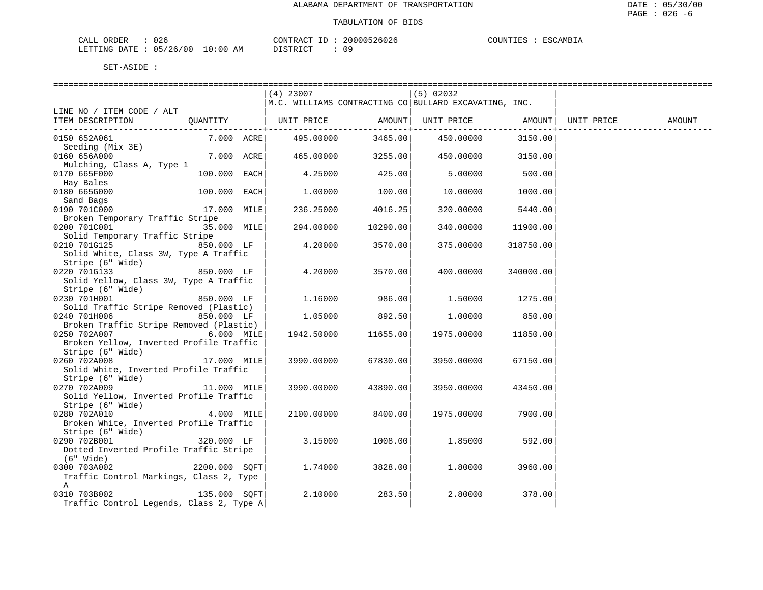ALABAMA DEPARTMENT OF TRANSPORTATION

TABULATION OF BIDS

CALL ORDER : 026 CONTRACT ID : 20000526026 COUNTIES : ESCAMBIA
LETTING DATE : 05/26/00 10:00 AM DISTRICT : 09

SET-ASIDE :

| LINE NO / ITEM CODE / ALT ITEM DESCRIPTION | QUANTITY | (4) 23007 M.C. WILLIAMS CONTRACTING CO UNIT PRICE | AMOUNT | (5) 02032 BULLARD EXCAVATING, INC. UNIT PRICE | AMOUNT | UNIT PRICE | AMOUNT |
|---|---|---|---|---|---|---|---|
| 0150 652A061 Seeding (Mix 3E) | 7.000 ACRE | 495.00000 | 3465.00 | 450.00000 | 3150.00 | | |
| 0160 656A000 Mulching, Class A, Type 1 | 7.000 ACRE | 465.00000 | 3255.00 | 450.00000 | 3150.00 | | |
| 0170 665F000 Hay Bales | 100.000 EACH | 4.25000 | 425.00 | 5.00000 | 500.00 | | |
| 0180 665G000 Sand Bags | 100.000 EACH | 1.00000 | 100.00 | 10.00000 | 1000.00 | | |
| 0190 701C000 Broken Temporary Traffic Stripe | 17.000 MILE | 236.25000 | 4016.25 | 320.00000 | 5440.00 | | |
| 0200 701C001 Solid Temporary Traffic Stripe | 35.000 MILE | 294.00000 | 10290.00 | 340.00000 | 11900.00 | | |
| 0210 701G125 Solid White, Class 3W, Type A Traffic Stripe (6" Wide) | 850.000 LF | 4.20000 | 3570.00 | 375.00000 | 318750.00 | | |
| 0220 701G133 Solid Yellow, Class 3W, Type A Traffic Stripe (6" Wide) | 850.000 LF | 4.20000 | 3570.00 | 400.00000 | 340000.00 | | |
| 0230 701H001 Solid Traffic Stripe Removed (Plastic) | 850.000 LF | 1.16000 | 986.00 | 1.50000 | 1275.00 | | |
| 0240 701H006 Broken Traffic Stripe Removed (Plastic) | 850.000 LF | 1.05000 | 892.50 | 1.00000 | 850.00 | | |
| 0250 702A007 Broken Yellow, Inverted Profile Traffic Stripe (6" Wide) | 6.000 MILE | 1942.50000 | 11655.00 | 1975.00000 | 11850.00 | | |
| 0260 702A008 Solid White, Inverted Profile Traffic Stripe (6" Wide) | 17.000 MILE | 3990.00000 | 67830.00 | 3950.00000 | 67150.00 | | |
| 0270 702A009 Solid Yellow, Inverted Profile Traffic Stripe (6" Wide) | 11.000 MILE | 3990.00000 | 43890.00 | 3950.00000 | 43450.00 | | |
| 0280 702A010 Broken White, Inverted Profile Traffic Stripe (6" Wide) | 4.000 MILE | 2100.00000 | 8400.00 | 1975.00000 | 7900.00 | | |
| 0290 702B001 Dotted Inverted Profile Traffic Stripe (6" Wide) | 320.000 LF | 3.15000 | 1008.00 | 1.85000 | 592.00 | | |
| 0300 703A002 Traffic Control Markings, Class 2, Type A | 2200.000 SQFT | 1.74000 | 3828.00 | 1.80000 | 3960.00 | | |
| 0310 703B002 Traffic Control Legends, Class 2, Type A | 135.000 SQFT | 2.10000 | 283.50 | 2.80000 | 378.00 | | |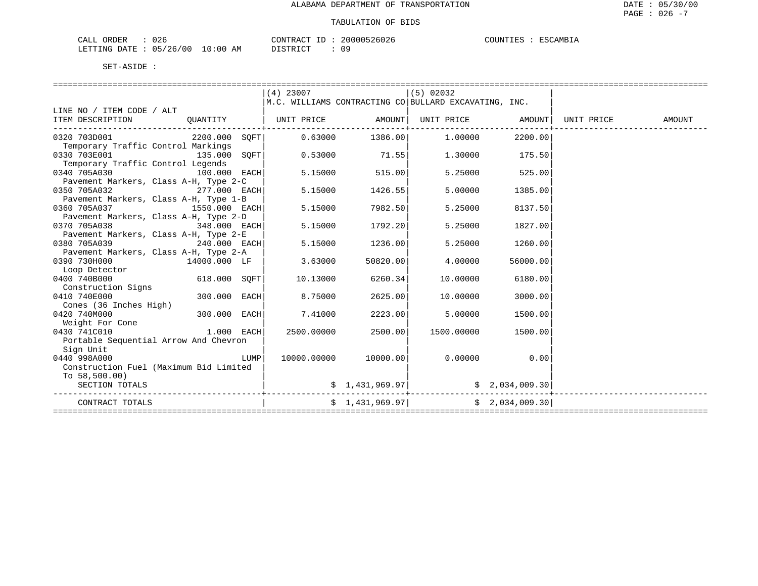ALABAMA DEPARTMENT OF TRANSPORTATION

TABULATION OF BIDS

CALL ORDER : 026 CONTRACT ID : 20000526026 COUNTIES : ESCAMBIA
LETTING DATE : 05/26/00 10:00 AM DISTRICT : 09

SET-ASIDE :

| LINE NO / ITEM CODE / ALT ITEM DESCRIPTION | QUANTITY | (4) 23007 M.C. WILLIAMS CONTRACTING CO UNIT PRICE | AMOUNT | (5) 02032 BULLARD EXCAVATING, INC. UNIT PRICE | AMOUNT | UNIT PRICE | AMOUNT |
|---|---|---|---|---|---|---|---|
| 0320 703D001 Temporary Traffic Control Markings | 2200.000 SQFT | 0.63000 | 1386.00 | 1.00000 | 2200.00 | | |
| 0330 703E001 Temporary Traffic Control Legends | 135.000 SQFT | 0.53000 | 71.55 | 1.30000 | 175.50 | | |
| 0340 705A030 Pavement Markers, Class A-H, Type 2-C | 100.000 EACH | 5.15000 | 515.00 | 5.25000 | 525.00 | | |
| 0350 705A032 Pavement Markers, Class A-H, Type 1-B | 277.000 EACH | 5.15000 | 1426.55 | 5.00000 | 1385.00 | | |
| 0360 705A037 Pavement Markers, Class A-H, Type 2-D | 1550.000 EACH | 5.15000 | 7982.50 | 5.25000 | 8137.50 | | |
| 0370 705A038 Pavement Markers, Class A-H, Type 2-E | 348.000 EACH | 5.15000 | 1792.20 | 5.25000 | 1827.00 | | |
| 0380 705A039 Pavement Markers, Class A-H, Type 2-A | 240.000 EACH | 5.15000 | 1236.00 | 5.25000 | 1260.00 | | |
| 0390 730H000 Loop Detector | 14000.000 LF | 3.63000 | 50820.00 | 4.00000 | 56000.00 | | |
| 0400 740B000 Construction Signs | 618.000 SQFT | 10.13000 | 6260.34 | 10.00000 | 6180.00 | | |
| 0410 740E000 Cones (36 Inches High) | 300.000 EACH | 8.75000 | 2625.00 | 10.00000 | 3000.00 | | |
| 0420 740M000 Weight For Cone | 300.000 EACH | 7.41000 | 2223.00 | 5.00000 | 1500.00 | | |
| 0430 741C010 Portable Sequential Arrow And Chevron Sign Unit | 1.000 EACH | 2500.00000 | 2500.00 | 1500.00000 | 1500.00 | | |
| 0440 998A000 Construction Fuel (Maximum Bid Limited To 58,500.00) | LUMP | 10000.00000 | 10000.00 | 0.00000 | 0.00 | | |
| SECTION TOTALS | | | $ 1,431,969.97 | | $ 2,034,009.30 | | |
| CONTRACT TOTALS | | | $ 1,431,969.97 | | $ 2,034,009.30 | | |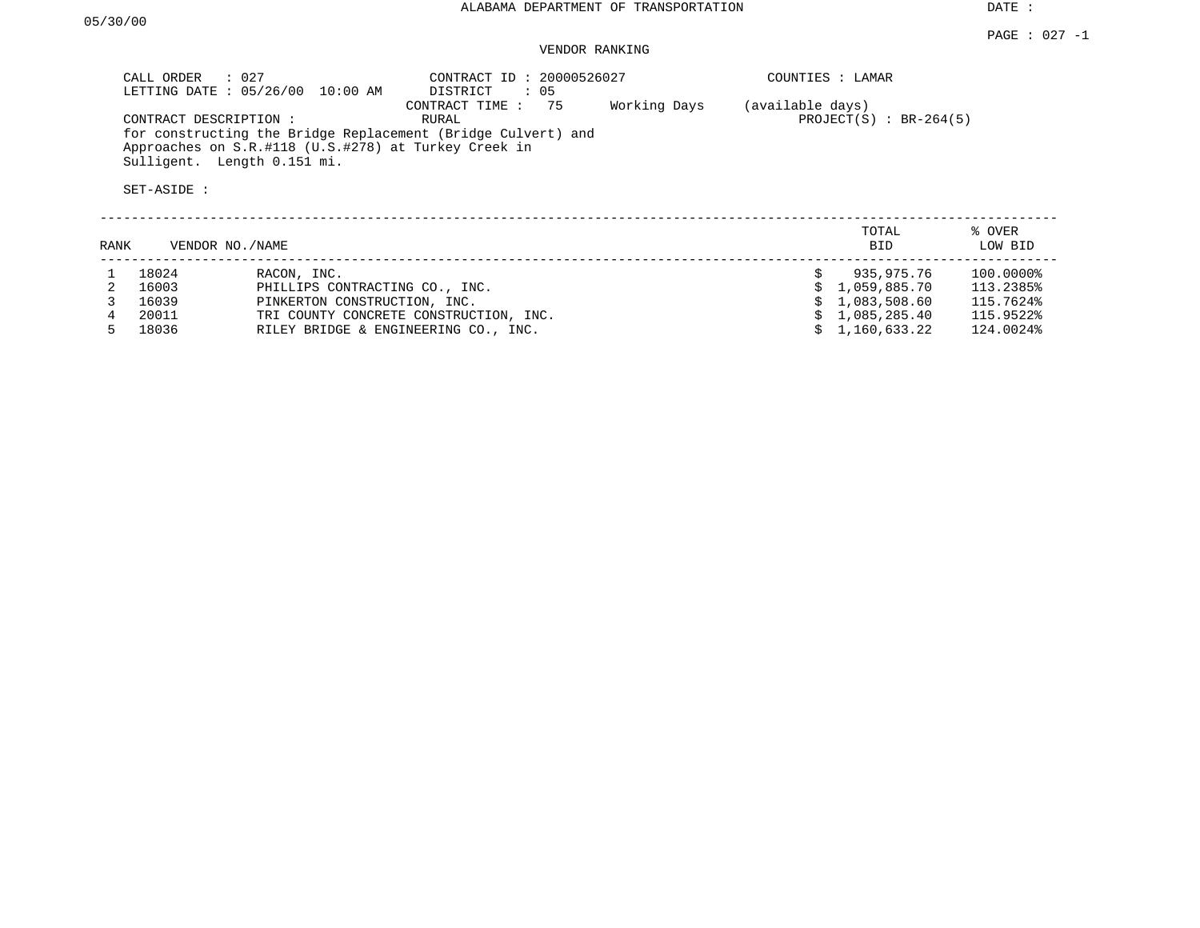ALABAMA DEPARTMENT OF TRANSPORTATION

DATE : 05/30/00

PAGE : 027 -1

VENDOR RANKING

CALL ORDER : 027
LETTING DATE : 05/26/00 10:00 AM

CONTRACT ID : 20000526027
DISTRICT : 05
CONTRACT TIME : 75 Working Days (available days)

COUNTIES : LAMAR

CONTRACT DESCRIPTION : RURAL
for constructing the Bridge Replacement (Bridge Culvert) and Approaches on S.R.#118 (U.S.#278) at Turkey Creek in Sulligent. Length 0.151 mi.

PROJECT(S) : BR-264(5)

SET-ASIDE :

| RANK | VENDOR NO. | NAME | TOTAL BID | % OVER LOW BID |
|---|---|---|---|---|
| 1 | 18024 | RACON, INC. | $ 935,975.76 | 100.0000% |
| 2 | 16003 | PHILLIPS CONTRACTING CO., INC. | $ 1,059,885.70 | 113.2385% |
| 3 | 16039 | PINKERTON CONSTRUCTION, INC. | $ 1,083,508.60 | 115.7624% |
| 4 | 20011 | TRI COUNTY CONCRETE CONSTRUCTION, INC. | $ 1,085,285.40 | 115.9522% |
| 5 | 18036 | RILEY BRIDGE & ENGINEERING CO., INC. | $ 1,160,633.22 | 124.0024% |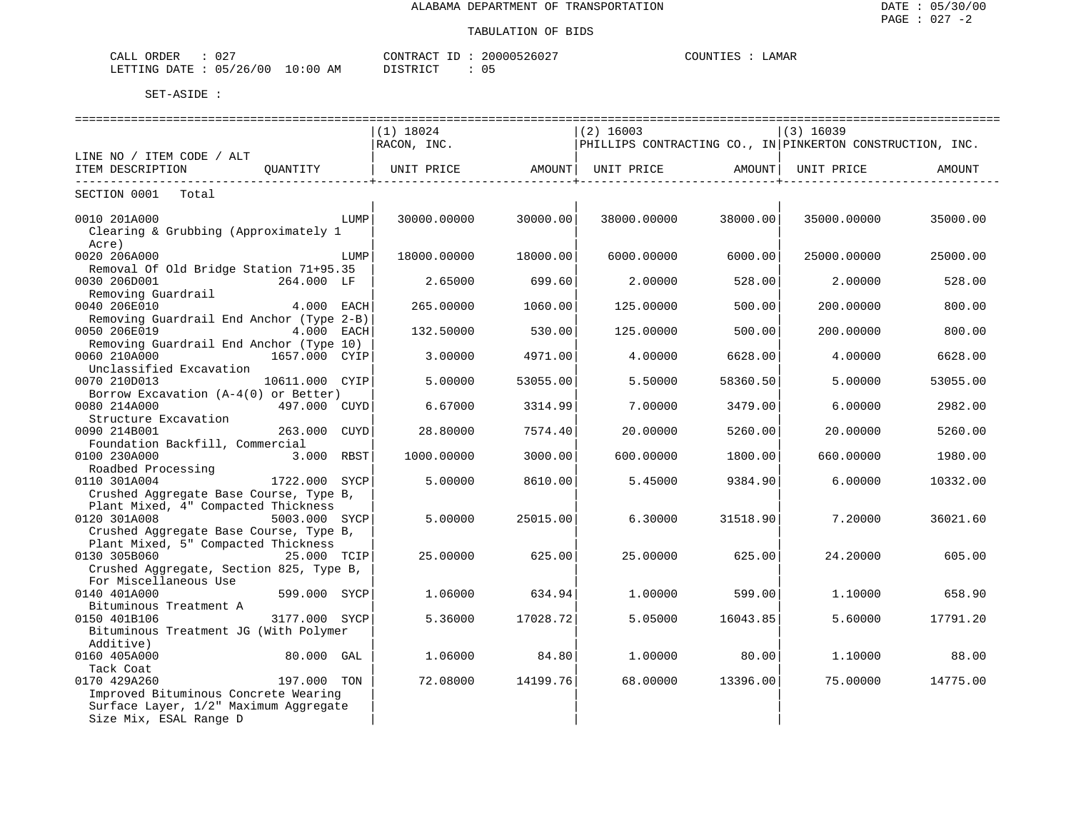ALABAMA DEPARTMENT OF TRANSPORTATION

TABULATION OF BIDS

DATE : 05/30/00
PAGE : 027 -2

CALL ORDER : 027
LETTING DATE : 05/26/00 10:00 AM

CONTRACT ID : 20000526027
DISTRICT : 05

COUNTIES : LAMAR

SET-ASIDE :

| LINE NO / ITEM CODE / ALT ITEM DESCRIPTION | QUANTITY | (1) 18024 RACON, INC. UNIT PRICE | AMOUNT | (2) 16003 PHILLIPS CONTRACTING CO., IN UNIT PRICE | AMOUNT | (3) 16039 PINKERTON CONSTRUCTION, INC. UNIT PRICE | AMOUNT |
|---|---|---|---|---|---|---|---|
| SECTION 0001 Total | | | | | | | |
| 0010 201A000 Clearing & Grubbing (Approximately 1 Acre) | LUMP | 30000.00000 | 30000.00 | 38000.00000 | 38000.00 | 35000.00000 | 35000.00 |
| 0020 206A000 Removal Of Old Bridge Station 71+95.35 | LUMP | 18000.00000 | 18000.00 | 6000.00000 | 6000.00 | 25000.00000 | 25000.00 |
| 0030 206D001 Removing Guardrail | 264.000 LF | 2.65000 | 699.60 | 2.00000 | 528.00 | 2.00000 | 528.00 |
| 0040 206E010 Removing Guardrail End Anchor (Type 2-B) | 4.000 EACH | 265.00000 | 1060.00 | 125.00000 | 500.00 | 200.00000 | 800.00 |
| 0050 206E019 Removing Guardrail End Anchor (Type 10) | 4.000 EACH | 132.50000 | 530.00 | 125.00000 | 500.00 | 200.00000 | 800.00 |
| 0060 210A000 Unclassified Excavation | 1657.000 CYIP | 3.00000 | 4971.00 | 4.00000 | 6628.00 | 4.00000 | 6628.00 |
| 0070 210D013 Borrow Excavation (A-4(0) or Better) | 10611.000 CYIP | 5.00000 | 53055.00 | 5.50000 | 58360.50 | 5.00000 | 53055.00 |
| 0080 214A000 Structure Excavation | 497.000 CUYD | 6.67000 | 3314.99 | 7.00000 | 3479.00 | 6.00000 | 2982.00 |
| 0090 214B001 Foundation Backfill, Commercial | 263.000 CUYD | 28.80000 | 7574.40 | 20.00000 | 5260.00 | 20.00000 | 5260.00 |
| 0100 230A000 Roadbed Processing | 3.000 RBST | 1000.00000 | 3000.00 | 600.00000 | 1800.00 | 660.00000 | 1980.00 |
| 0110 301A004 Crushed Aggregate Base Course, Type B, Plant Mixed, 4" Compacted Thickness | 1722.000 SYCP | 5.00000 | 8610.00 | 5.45000 | 9384.90 | 6.00000 | 10332.00 |
| 0120 301A008 Crushed Aggregate Base Course, Type B, Plant Mixed, 5" Compacted Thickness | 5003.000 SYCP | 5.00000 | 25015.00 | 6.30000 | 31518.90 | 7.20000 | 36021.60 |
| 0130 305B060 Crushed Aggregate, Section 825, Type B, For Miscellaneous Use | 25.000 TCIP | 25.00000 | 625.00 | 25.00000 | 625.00 | 24.20000 | 605.00 |
| 0140 401A000 Bituminous Treatment A | 599.000 SYCP | 1.06000 | 634.94 | 1.00000 | 599.00 | 1.10000 | 658.90 |
| 0150 401B106 Bituminous Treatment JG (With Polymer Additive) | 3177.000 SYCP | 5.36000 | 17028.72 | 5.05000 | 16043.85 | 5.60000 | 17791.20 |
| 0160 405A000 Tack Coat | 80.000 GAL | 1.06000 | 84.80 | 1.00000 | 80.00 | 1.10000 | 88.00 |
| 0170 429A260 Improved Bituminous Concrete Wearing Surface Layer, 1/2" Maximum Aggregate Size Mix, ESAL Range D | 197.000 TON | 72.08000 | 14199.76 | 68.00000 | 13396.00 | 75.00000 | 14775.00 |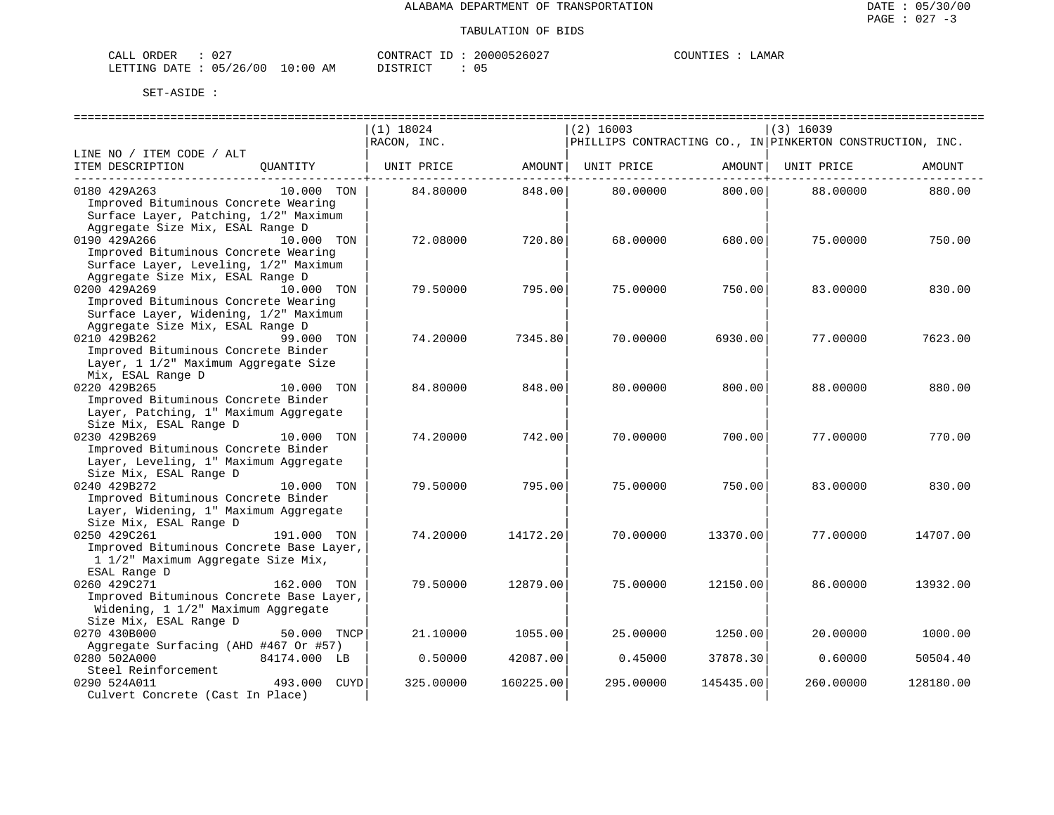ALABAMA DEPARTMENT OF TRANSPORTATION

TABULATION OF BIDS

DATE : 05/30/00
PAGE : 027 -3

CALL ORDER : 027 CONTRACT ID : 20000526027 COUNTIES : LAMAR
LETTING DATE : 05/26/00 10:00 AM DISTRICT : 05

SET-ASIDE :

| LINE NO / ITEM CODE / ALT ITEM DESCRIPTION | QUANTITY | (1) 18024 RACON, INC. UNIT PRICE | AMOUNT | (2) 16003 PHILLIPS CONTRACTING CO., IN UNIT PRICE | AMOUNT | (3) 16039 PINKERTON CONSTRUCTION, INC. UNIT PRICE | AMOUNT |
|---|---|---|---|---|---|---|---|
| 0180 429A263 Improved Bituminous Concrete Wearing Surface Layer, Patching, 1/2" Maximum Aggregate Size Mix, ESAL Range D | 10.000 TON | 84.80000 | 848.00 | 80.00000 | 800.00 | 88.00000 | 880.00 |
| 0190 429A266 Improved Bituminous Concrete Wearing Surface Layer, Leveling, 1/2" Maximum Aggregate Size Mix, ESAL Range D | 10.000 TON | 72.08000 | 720.80 | 68.00000 | 680.00 | 75.00000 | 750.00 |
| 0200 429A269 Improved Bituminous Concrete Wearing Surface Layer, Widening, 1/2" Maximum Aggregate Size Mix, ESAL Range D | 10.000 TON | 79.50000 | 795.00 | 75.00000 | 750.00 | 83.00000 | 830.00 |
| 0210 429B262 Improved Bituminous Concrete Binder Layer, 1 1/2" Maximum Aggregate Size Mix, ESAL Range D | 99.000 TON | 74.20000 | 7345.80 | 70.00000 | 6930.00 | 77.00000 | 7623.00 |
| 0220 429B265 Improved Bituminous Concrete Binder Layer, Patching, 1" Maximum Aggregate Size Mix, ESAL Range D | 10.000 TON | 84.80000 | 848.00 | 80.00000 | 800.00 | 88.00000 | 880.00 |
| 0230 429B269 Improved Bituminous Concrete Binder Layer, Leveling, 1" Maximum Aggregate Size Mix, ESAL Range D | 10.000 TON | 74.20000 | 742.00 | 70.00000 | 700.00 | 77.00000 | 770.00 |
| 0240 429B272 Improved Bituminous Concrete Binder Layer, Widening, 1" Maximum Aggregate Size Mix, ESAL Range D | 10.000 TON | 79.50000 | 795.00 | 75.00000 | 750.00 | 83.00000 | 830.00 |
| 0250 429C261 Improved Bituminous Concrete Base Layer, 1 1/2" Maximum Aggregate Size Mix, ESAL Range D | 191.000 TON | 74.20000 | 14172.20 | 70.00000 | 13370.00 | 77.00000 | 14707.00 |
| 0260 429C271 Improved Bituminous Concrete Base Layer, Widening, 1 1/2" Maximum Aggregate Size Mix, ESAL Range D | 162.000 TON | 79.50000 | 12879.00 | 75.00000 | 12150.00 | 86.00000 | 13932.00 |
| 0270 430B000 Aggregate Surfacing (AHD #467 Or #57) | 50.000 TNCP | 21.10000 | 1055.00 | 25.00000 | 1250.00 | 20.00000 | 1000.00 |
| 0280 502A000 Steel Reinforcement | 84174.000 LB | 0.50000 | 42087.00 | 0.45000 | 37878.30 | 0.60000 | 50504.40 |
| 0290 524A011 Culvert Concrete (Cast In Place) | 493.000 CUYD | 325.00000 | 160225.00 | 295.00000 | 145435.00 | 260.00000 | 128180.00 |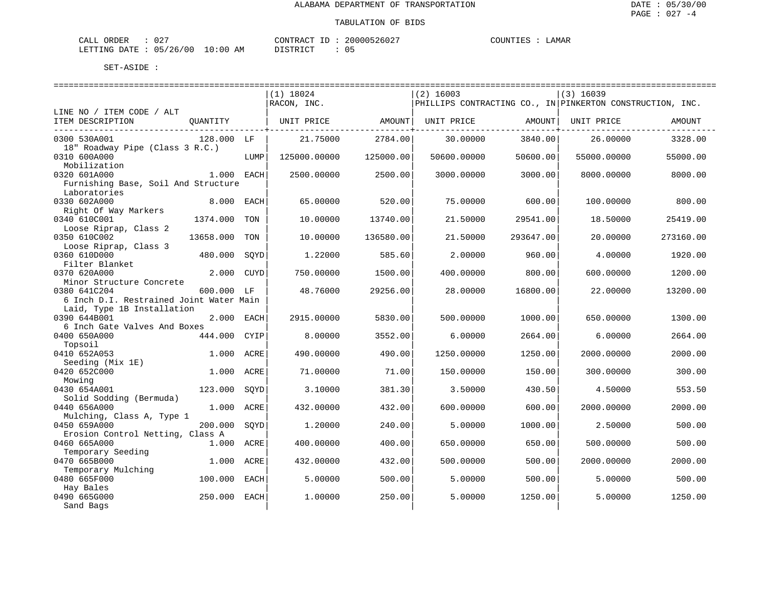ALABAMA DEPARTMENT OF TRANSPORTATION

TABULATION OF BIDS

CALL ORDER : 027 CONTRACT ID : 20000526027 COUNTIES : LAMAR
LETTING DATE : 05/26/00 10:00 AM DISTRICT : 05

SET-ASIDE :

| LINE NO / ITEM CODE / ALT ITEM DESCRIPTION | QUANTITY | | (1) 18024 RACON, INC. UNIT PRICE | AMOUNT | (2) 16003 PHILLIPS CONTRACTING CO., IN UNIT PRICE | AMOUNT | (3) 16039 PINKERTON CONSTRUCTION, INC. UNIT PRICE | AMOUNT |
|---|---|---|---|---|---|---|---|---|
| 0300 530A001 18" Roadway Pipe (Class 3 R.C.) | 128.000 | LF | 21.75000 | 2784.00 | 30.00000 | 3840.00 | 26.00000 | 3328.00 |
| 0310 600A000 Mobilization | | LUMP | 125000.00000 | 125000.00 | 50600.00000 | 50600.00 | 55000.00000 | 55000.00 |
| 0320 601A000 Furnishing Base, Soil And Structure Laboratories | 1.000 | EACH | 2500.00000 | 2500.00 | 3000.00000 | 3000.00 | 8000.00000 | 8000.00 |
| 0330 602A000 Right Of Way Markers | 8.000 | EACH | 65.00000 | 520.00 | 75.00000 | 600.00 | 100.00000 | 800.00 |
| 0340 610C001 Loose Riprap, Class 2 | 1374.000 | TON | 10.00000 | 13740.00 | 21.50000 | 29541.00 | 18.50000 | 25419.00 |
| 0350 610C002 Loose Riprap, Class 3 | 13658.000 | TON | 10.00000 | 136580.00 | 21.50000 | 293647.00 | 20.00000 | 273160.00 |
| 0360 610D000 Filter Blanket | 480.000 | SQYD | 1.22000 | 585.60 | 2.00000 | 960.00 | 4.00000 | 1920.00 |
| 0370 620A000 Minor Structure Concrete | 2.000 | CUYD | 750.00000 | 1500.00 | 400.00000 | 800.00 | 600.00000 | 1200.00 |
| 0380 641C204 6 Inch D.I. Restrained Joint Water Main Laid, Type 1B Installation | 600.000 | LF | 48.76000 | 29256.00 | 28.00000 | 16800.00 | 22.00000 | 13200.00 |
| 0390 644B001 6 Inch Gate Valves And Boxes | 2.000 | EACH | 2915.00000 | 5830.00 | 500.00000 | 1000.00 | 650.00000 | 1300.00 |
| 0400 650A000 Topsoil | 444.000 | CYIP | 8.00000 | 3552.00 | 6.00000 | 2664.00 | 6.00000 | 2664.00 |
| 0410 652A053 Seeding (Mix 1E) | 1.000 | ACRE | 490.00000 | 490.00 | 1250.00000 | 1250.00 | 2000.00000 | 2000.00 |
| 0420 652C000 Mowing | 1.000 | ACRE | 71.00000 | 71.00 | 150.00000 | 150.00 | 300.00000 | 300.00 |
| 0430 654A001 Solid Sodding (Bermuda) | 123.000 | SQYD | 3.10000 | 381.30 | 3.50000 | 430.50 | 4.50000 | 553.50 |
| 0440 656A000 Mulching, Class A, Type 1 | 1.000 | ACRE | 432.00000 | 432.00 | 600.00000 | 600.00 | 2000.00000 | 2000.00 |
| 0450 659A000 Erosion Control Netting, Class A | 200.000 | SQYD | 1.20000 | 240.00 | 5.00000 | 1000.00 | 2.50000 | 500.00 |
| 0460 665A000 Temporary Seeding | 1.000 | ACRE | 400.00000 | 400.00 | 650.00000 | 650.00 | 500.00000 | 500.00 |
| 0470 665B000 Temporary Mulching | 1.000 | ACRE | 432.00000 | 432.00 | 500.00000 | 500.00 | 2000.00000 | 2000.00 |
| 0480 665F000 Hay Bales | 100.000 | EACH | 5.00000 | 500.00 | 5.00000 | 500.00 | 5.00000 | 500.00 |
| 0490 665G000 Sand Bags | 250.000 | EACH | 1.00000 | 250.00 | 5.00000 | 1250.00 | 5.00000 | 1250.00 |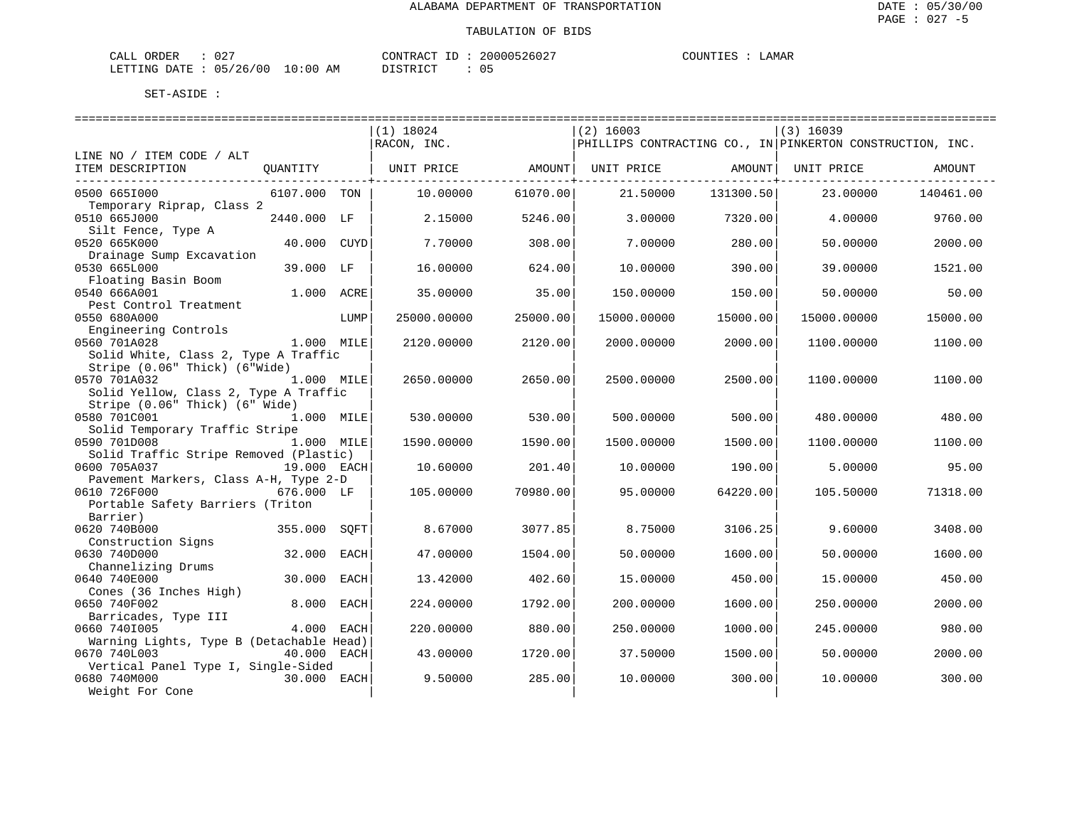ALABAMA DEPARTMENT OF TRANSPORTATION

TABULATION OF BIDS

CALL ORDER : 027 CONTRACT ID : 20000526027 COUNTIES : LAMAR
LETTING DATE : 05/26/00 10:00 AM DISTRICT : 05

SET-ASIDE :

| LINE NO / ITEM CODE / ALT ITEM DESCRIPTION | QUANTITY | | (1) 18024 RACON, INC. UNIT PRICE | AMOUNT | (2) 16003 PHILLIPS CONTRACTING CO., IN UNIT PRICE | AMOUNT | (3) 16039 PINKERTON CONSTRUCTION, INC. UNIT PRICE | AMOUNT |
|---|---|---|---|---|---|---|---|---|
| 0500 665I000 Temporary Riprap, Class 2 | 6107.000 | TON | 10.00000 | 61070.00 | 21.50000 | 131300.50 | 23.00000 | 140461.00 |
| 0510 665J000 Silt Fence, Type A | 2440.000 | LF | 2.15000 | 5246.00 | 3.00000 | 7320.00 | 4.00000 | 9760.00 |
| 0520 665K000 Drainage Sump Excavation | 40.000 | CUYD | 7.70000 | 308.00 | 7.00000 | 280.00 | 50.00000 | 2000.00 |
| 0530 665L000 Floating Basin Boom | 39.000 | LF | 16.00000 | 624.00 | 10.00000 | 390.00 | 39.00000 | 1521.00 |
| 0540 666A001 Pest Control Treatment | 1.000 | ACRE | 35.00000 | 35.00 | 150.00000 | 150.00 | 50.00000 | 50.00 |
| 0550 680A000 Engineering Controls | | LUMP | 25000.00000 | 25000.00 | 15000.00000 | 15000.00 | 15000.00000 | 15000.00 |
| 0560 701A028 Solid White, Class 2, Type A Traffic Stripe (0.06" Thick) (6"Wide) | 1.000 | MILE | 2120.00000 | 2120.00 | 2000.00000 | 2000.00 | 1100.00000 | 1100.00 |
| 0570 701A032 Solid Yellow, Class 2, Type A Traffic Stripe (0.06" Thick) (6" Wide) | 1.000 | MILE | 2650.00000 | 2650.00 | 2500.00000 | 2500.00 | 1100.00000 | 1100.00 |
| 0580 701C001 Solid Temporary Traffic Stripe | 1.000 | MILE | 530.00000 | 530.00 | 500.00000 | 500.00 | 480.00000 | 480.00 |
| 0590 701D008 Solid Traffic Stripe Removed (Plastic) | 1.000 | MILE | 1590.00000 | 1590.00 | 1500.00000 | 1500.00 | 1100.00000 | 1100.00 |
| 0600 705A037 Pavement Markers, Class A-H, Type 2-D | 19.000 | EACH | 10.60000 | 201.40 | 10.00000 | 190.00 | 5.00000 | 95.00 |
| 0610 726F000 Portable Safety Barriers (Triton Barrier) | 676.000 | LF | 105.00000 | 70980.00 | 95.00000 | 64220.00 | 105.50000 | 71318.00 |
| 0620 740B000 Construction Signs | 355.000 | SQFT | 8.67000 | 3077.85 | 8.75000 | 3106.25 | 9.60000 | 3408.00 |
| 0630 740D000 Channelizing Drums | 32.000 | EACH | 47.00000 | 1504.00 | 50.00000 | 1600.00 | 50.00000 | 1600.00 |
| 0640 740E000 Cones (36 Inches High) | 30.000 | EACH | 13.42000 | 402.60 | 15.00000 | 450.00 | 15.00000 | 450.00 |
| 0650 740F002 Barricades, Type III | 8.000 | EACH | 224.00000 | 1792.00 | 200.00000 | 1600.00 | 250.00000 | 2000.00 |
| 0660 740I005 Warning Lights, Type B (Detachable Head) | 4.000 | EACH | 220.00000 | 880.00 | 250.00000 | 1000.00 | 245.00000 | 980.00 |
| 0670 740L003 Vertical Panel Type I, Single-Sided | 40.000 | EACH | 43.00000 | 1720.00 | 37.50000 | 1500.00 | 50.00000 | 2000.00 |
| 0680 740M000 Weight For Cone | 30.000 | EACH | 9.50000 | 285.00 | 10.00000 | 300.00 | 10.00000 | 300.00 |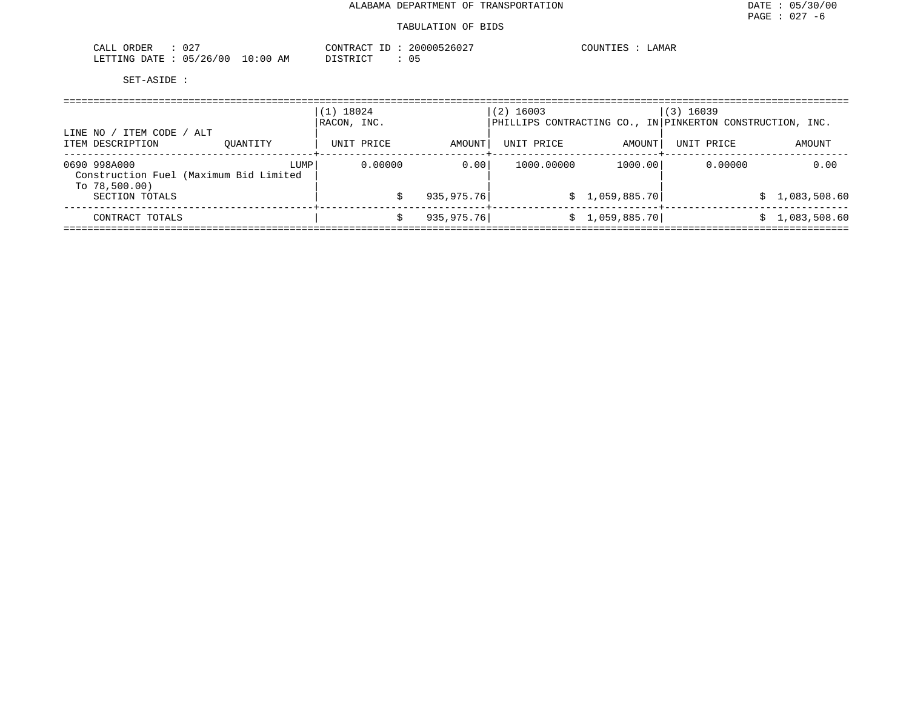ALABAMA DEPARTMENT OF TRANSPORTATION

TABULATION OF BIDS

DATE : 05/30/00
PAGE : 027 -6

CALL ORDER : 027
LETTING DATE : 05/26/00 10:00 AM

CONTRACT ID : 20000526027
DISTRICT : 05

COUNTIES : LAMAR

SET-ASIDE :

| LINE NO / ITEM CODE / ALT<br>ITEM DESCRIPTION | QUANTITY | (1) 18024<br>RACON, INC.<br>UNIT PRICE | AMOUNT | (2) 16003<br>PHILLIPS CONTRACTING CO., IN<br>UNIT PRICE | AMOUNT | (3) 16039<br>PINKERTON CONSTRUCTION, INC.<br>UNIT PRICE | AMOUNT |
|---|---|---|---|---|---|---|---|
| 0690 998A000<br>Construction Fuel (Maximum Bid Limited To 78,500.00) | LUMP | 0.00000 | 0.00 | 1000.00000 | 1000.00 | 0.00000 | 0.00 |
| SECTION TOTALS | | | $ 935,975.76 | | $ 1,059,885.70 | | $ 1,083,508.60 |
| CONTRACT TOTALS | | | $ 935,975.76 | | $ 1,059,885.70 | | $ 1,083,508.60 |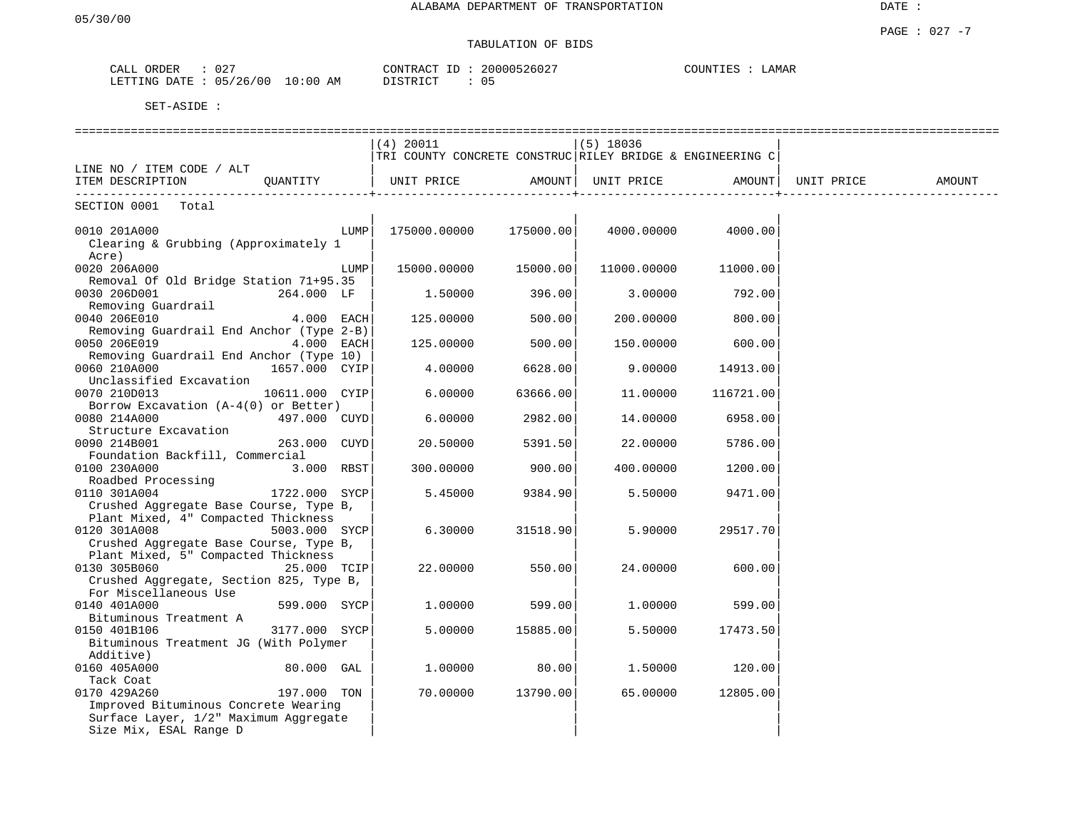# ALABAMA DEPARTMENT OF TRANSPORTATION

## TABULATION OF BIDS

CALL ORDER : 027  
LETTING DATE : 05/26/00 10:00 AM  
CONTRACT ID : 20000526027  
DISTRICT : 05  
COUNTIES : LAMAR

SET-ASIDE :

| LINE NO / ITEM CODE / ALT<br>ITEM DESCRIPTION | QUANTITY | (4) 20011<br>TRI COUNTY CONCRETE CONSTRUC<br>UNIT PRICE | <br><br>AMOUNT | (5) 18036<br>RILEY BRIDGE & ENGINEERING C<br>UNIT PRICE | <br><br>AMOUNT | <br><br>UNIT PRICE | <br><br>AMOUNT |
|---|---|---|---|---|---|---|---|
| SECTION 0001 Total | | | | | | | |
| 0010 201A000<br>Clearing & Grubbing (Approximately 1 Acre) | LUMP | 175000.00000 | 175000.00 | 4000.00000 | 4000.00 | | |
| 0020 206A000<br>Removal Of Old Bridge Station 71+95.35 | LUMP | 15000.00000 | 15000.00 | 11000.00000 | 11000.00 | | |
| 0030 206D001<br>Removing Guardrail | 264.000 LF | 1.50000 | 396.00 | 3.00000 | 792.00 | | |
| 0040 206E010<br>Removing Guardrail End Anchor (Type 2-B) | 4.000 EACH | 125.00000 | 500.00 | 200.00000 | 800.00 | | |
| 0050 206E019<br>Removing Guardrail End Anchor (Type 10) | 4.000 EACH | 125.00000 | 500.00 | 150.00000 | 600.00 | | |
| 0060 210A000<br>Unclassified Excavation | 1657.000 CYIP | 4.00000 | 6628.00 | 9.00000 | 14913.00 | | |
| 0070 210D013<br>Borrow Excavation (A-4(0) or Better) | 10611.000 CYIP | 6.00000 | 63666.00 | 11.00000 | 116721.00 | | |
| 0080 214A000<br>Structure Excavation | 497.000 CUYD | 6.00000 | 2982.00 | 14.00000 | 6958.00 | | |
| 0090 214B001<br>Foundation Backfill, Commercial | 263.000 CUYD | 20.50000 | 5391.50 | 22.00000 | 5786.00 | | |
| 0100 230A000<br>Roadbed Processing | 3.000 RBST | 300.00000 | 900.00 | 400.00000 | 1200.00 | | |
| 0110 301A004<br>Crushed Aggregate Base Course, Type B, Plant Mixed, 4" Compacted Thickness | 1722.000 SYCP | 5.45000 | 9384.90 | 5.50000 | 9471.00 | | |
| 0120 301A008<br>Crushed Aggregate Base Course, Type B, Plant Mixed, 5" Compacted Thickness | 5003.000 SYCP | 6.30000 | 31518.90 | 5.90000 | 29517.70 | | |
| 0130 305B060<br>Crushed Aggregate, Section 825, Type B, For Miscellaneous Use | 25.000 TCIP | 22.00000 | 550.00 | 24.00000 | 600.00 | | |
| 0140 401A000<br>Bituminous Treatment A | 599.000 SYCP | 1.00000 | 599.00 | 1.00000 | 599.00 | | |
| 0150 401B106<br>Bituminous Treatment JG (With Polymer Additive) | 3177.000 SYCP | 5.00000 | 15885.00 | 5.50000 | 17473.50 | | |
| 0160 405A000<br>Tack Coat | 80.000 GAL | 1.00000 | 80.00 | 1.50000 | 120.00 | | |
| 0170 429A260<br>Improved Bituminous Concrete Wearing Surface Layer, 1/2" Maximum Aggregate Size Mix, ESAL Range D | 197.000 TON | 70.00000 | 13790.00 | 65.00000 | 12805.00 | | |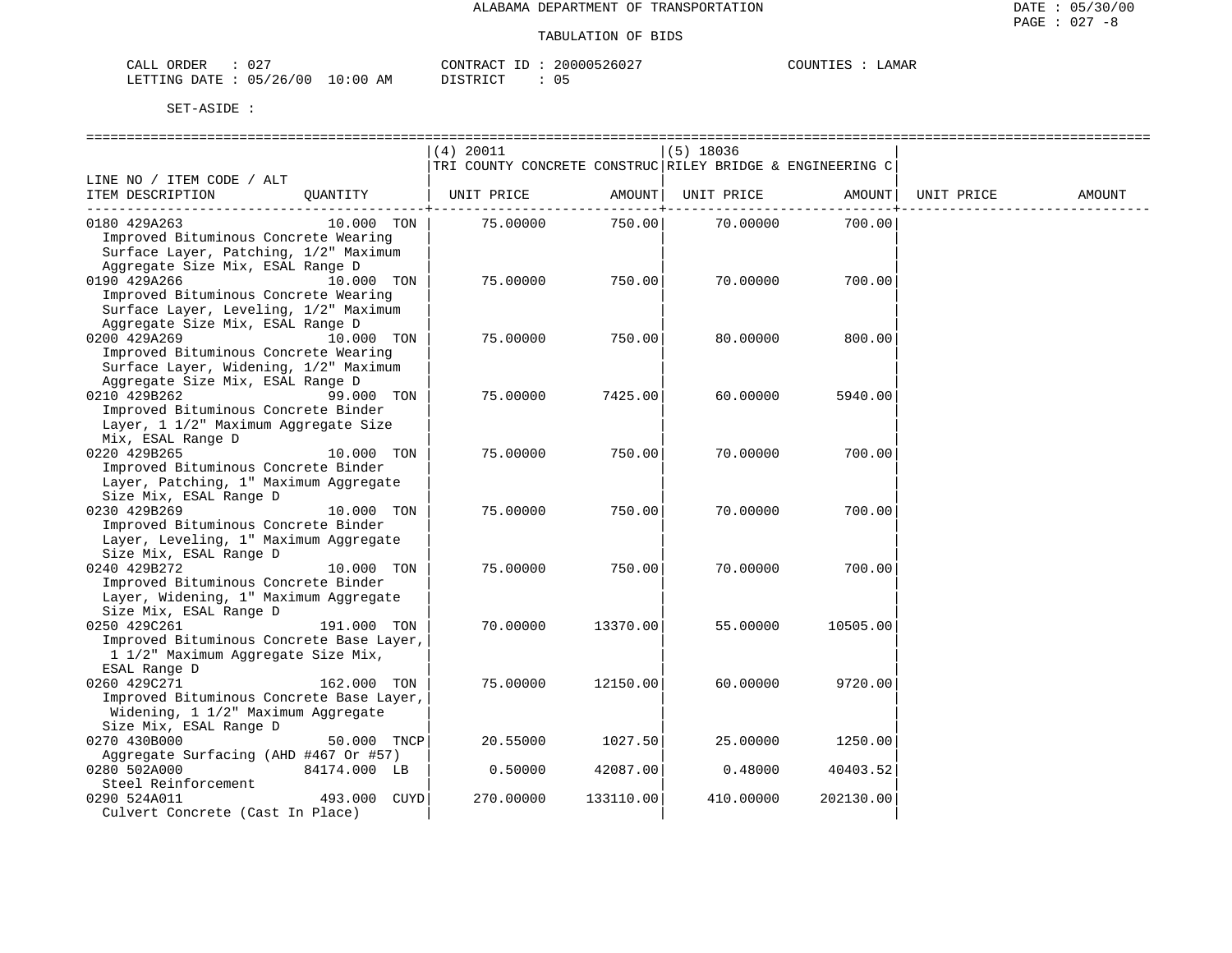ALABAMA DEPARTMENT OF TRANSPORTATION

TABULATION OF BIDS

CALL ORDER : 027 CONTRACT ID : 20000526027 COUNTIES : LAMAR
LETTING DATE : 05/26/00 10:00 AM DISTRICT : 05

SET-ASIDE :

| LINE NO / ITEM CODE / ALT ITEM DESCRIPTION | QUANTITY | (4) 20011 TRI COUNTY CONCRETE CONSTRUC UNIT PRICE | AMOUNT | (5) 18036 RILEY BRIDGE & ENGINEERING C UNIT PRICE | AMOUNT | UNIT PRICE | AMOUNT |
|---|---|---|---|---|---|---|---|
| 0180 429A263 Improved Bituminous Concrete Wearing Surface Layer, Patching, 1/2" Maximum Aggregate Size Mix, ESAL Range D | 10.000 TON | 75.00000 | 750.00 | 70.00000 | 700.00 | | |
| 0190 429A266 Improved Bituminous Concrete Wearing Surface Layer, Leveling, 1/2" Maximum Aggregate Size Mix, ESAL Range D | 10.000 TON | 75.00000 | 750.00 | 70.00000 | 700.00 | | |
| 0200 429A269 Improved Bituminous Concrete Wearing Surface Layer, Widening, 1/2" Maximum Aggregate Size Mix, ESAL Range D | 10.000 TON | 75.00000 | 750.00 | 80.00000 | 800.00 | | |
| 0210 429B262 Improved Bituminous Concrete Binder Layer, 1 1/2" Maximum Aggregate Size Mix, ESAL Range D | 99.000 TON | 75.00000 | 7425.00 | 60.00000 | 5940.00 | | |
| 0220 429B265 Improved Bituminous Concrete Binder Layer, Patching, 1" Maximum Aggregate Size Mix, ESAL Range D | 10.000 TON | 75.00000 | 750.00 | 70.00000 | 700.00 | | |
| 0230 429B269 Improved Bituminous Concrete Binder Layer, Leveling, 1" Maximum Aggregate Size Mix, ESAL Range D | 10.000 TON | 75.00000 | 750.00 | 70.00000 | 700.00 | | |
| 0240 429B272 Improved Bituminous Concrete Binder Layer, Widening, 1" Maximum Aggregate Size Mix, ESAL Range D | 10.000 TON | 75.00000 | 750.00 | 70.00000 | 700.00 | | |
| 0250 429C261 Improved Bituminous Concrete Base Layer, 1 1/2" Maximum Aggregate Size Mix, ESAL Range D | 191.000 TON | 70.00000 | 13370.00 | 55.00000 | 10505.00 | | |
| 0260 429C271 Improved Bituminous Concrete Base Layer, Widening, 1 1/2" Maximum Aggregate Size Mix, ESAL Range D | 162.000 TON | 75.00000 | 12150.00 | 60.00000 | 9720.00 | | |
| 0270 430B000 Aggregate Surfacing (AHD #467 Or #57) | 50.000 TNCP | 20.55000 | 1027.50 | 25.00000 | 1250.00 | | |
| 0280 502A000 Steel Reinforcement | 84174.000 LB | 0.50000 | 42087.00 | 0.48000 | 40403.52 | | |
| 0290 524A011 Culvert Concrete (Cast In Place) | 493.000 CUYD | 270.00000 | 133110.00 | 410.00000 | 202130.00 | | |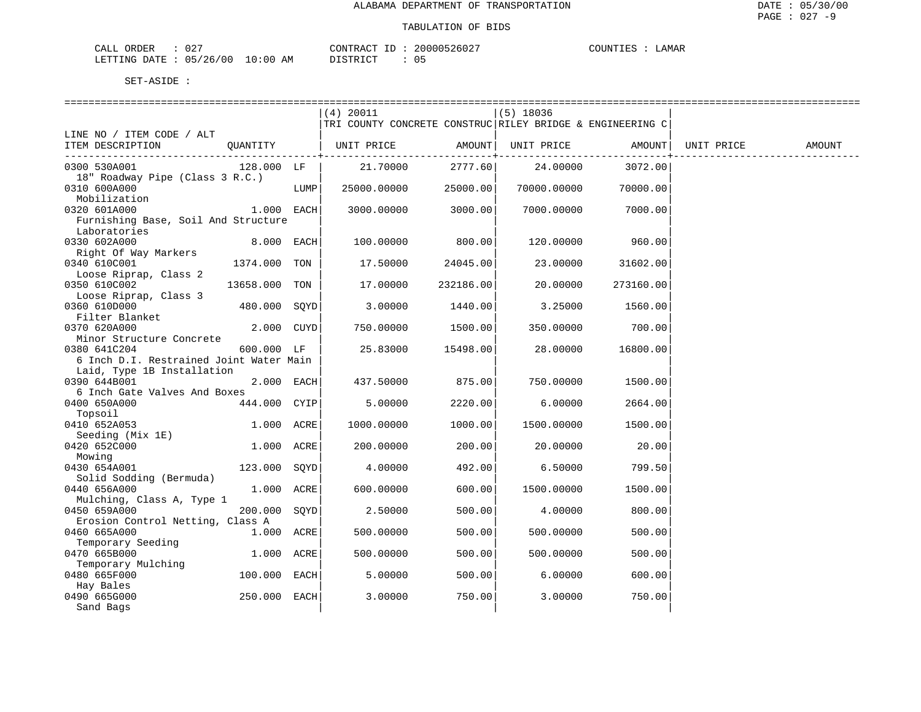ALABAMA DEPARTMENT OF TRANSPORTATION

TABULATION OF BIDS

CALL ORDER : 027 CONTRACT ID : 20000526027 COUNTIES : LAMAR
LETTING DATE : 05/26/00 10:00 AM DISTRICT : 05

SET-ASIDE :

| LINE NO / ITEM CODE / ALT ITEM DESCRIPTION | QUANTITY | | (4) 20011 TRI COUNTY CONCRETE CONSTRUC UNIT PRICE | AMOUNT | (5) 18036 RILEY BRIDGE & ENGINEERING C UNIT PRICE | AMOUNT | UNIT PRICE | AMOUNT |
|---|---|---|---|---|---|---|---|---|
| 0300 530A001 18" Roadway Pipe (Class 3 R.C.) | 128.000 | LF | 21.70000 | 2777.60 | 24.00000 | 3072.00 | | |
| 0310 600A000 Mobilization | | LUMP | 25000.00000 | 25000.00 | 70000.00000 | 70000.00 | | |
| 0320 601A000 Furnishing Base, Soil And Structure Laboratories | 1.000 | EACH | 3000.00000 | 3000.00 | 7000.00000 | 7000.00 | | |
| 0330 602A000 Right Of Way Markers | 8.000 | EACH | 100.00000 | 800.00 | 120.00000 | 960.00 | | |
| 0340 610C001 Loose Riprap, Class 2 | 1374.000 | TON | 17.50000 | 24045.00 | 23.00000 | 31602.00 | | |
| 0350 610C002 Loose Riprap, Class 3 | 13658.000 | TON | 17.00000 | 232186.00 | 20.00000 | 273160.00 | | |
| 0360 610D000 Filter Blanket | 480.000 | SQYD | 3.00000 | 1440.00 | 3.25000 | 1560.00 | | |
| 0370 620A000 Minor Structure Concrete | 2.000 | CUYD | 750.00000 | 1500.00 | 350.00000 | 700.00 | | |
| 0380 641C204 6 Inch D.I. Restrained Joint Water Main Laid, Type 1B Installation | 600.000 | LF | 25.83000 | 15498.00 | 28.00000 | 16800.00 | | |
| 0390 644B001 6 Inch Gate Valves And Boxes | 2.000 | EACH | 437.50000 | 875.00 | 750.00000 | 1500.00 | | |
| 0400 650A000 Topsoil | 444.000 | CYIP | 5.00000 | 2220.00 | 6.00000 | 2664.00 | | |
| 0410 652A053 Seeding (Mix 1E) | 1.000 | ACRE | 1000.00000 | 1000.00 | 1500.00000 | 1500.00 | | |
| 0420 652C000 Mowing | 1.000 | ACRE | 200.00000 | 200.00 | 20.00000 | 20.00 | | |
| 0430 654A001 Solid Sodding (Bermuda) | 123.000 | SQYD | 4.00000 | 492.00 | 6.50000 | 799.50 | | |
| 0440 656A000 Mulching, Class A, Type 1 | 1.000 | ACRE | 600.00000 | 600.00 | 1500.00000 | 1500.00 | | |
| 0450 659A000 Erosion Control Netting, Class A | 200.000 | SQYD | 2.50000 | 500.00 | 4.00000 | 800.00 | | |
| 0460 665A000 Temporary Seeding | 1.000 | ACRE | 500.00000 | 500.00 | 500.00000 | 500.00 | | |
| 0470 665B000 Temporary Mulching | 1.000 | ACRE | 500.00000 | 500.00 | 500.00000 | 500.00 | | |
| 0480 665F000 Hay Bales | 100.000 | EACH | 5.00000 | 500.00 | 6.00000 | 600.00 | | |
| 0490 665G000 Sand Bags | 250.000 | EACH | 3.00000 | 750.00 | 3.00000 | 750.00 | | |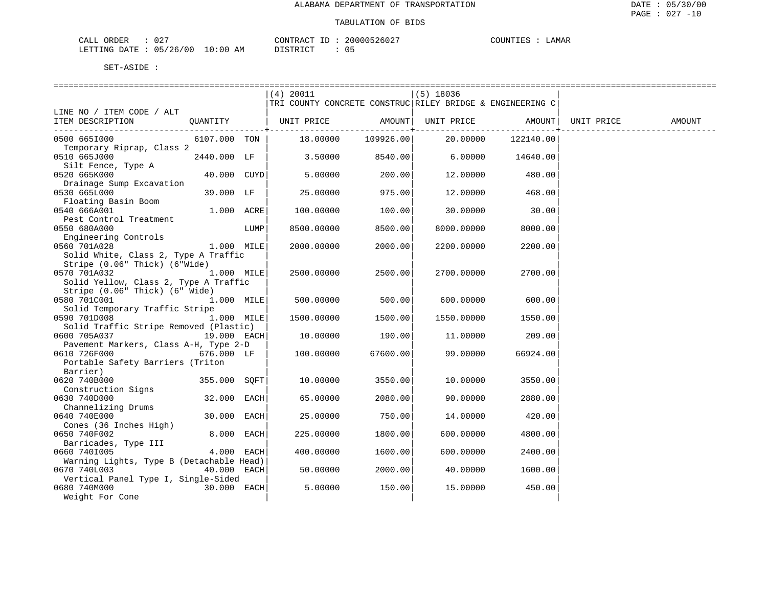ALABAMA DEPARTMENT OF TRANSPORTATION

TABULATION OF BIDS

CALL ORDER : 027 CONTRACT ID : 20000526027 COUNTIES : LAMAR
LETTING DATE : 05/26/00 10:00 AM DISTRICT : 05

SET-ASIDE :

| LINE NO / ITEM CODE / ALT ITEM DESCRIPTION | QUANTITY | (4) 20011 TRI COUNTY CONCRETE CONSTRUC UNIT PRICE | AMOUNT | (5) 18036 RILEY BRIDGE & ENGINEERING C UNIT PRICE | AMOUNT | UNIT PRICE | AMOUNT |
|---|---|---|---|---|---|---|---|
| 0500 665I000 Temporary Riprap, Class 2 | 6107.000 TON | 18.00000 | 109926.00 | 20.00000 | 122140.00 | | |
| 0510 665J000 Silt Fence, Type A | 2440.000 LF | 3.50000 | 8540.00 | 6.00000 | 14640.00 | | |
| 0520 665K000 Drainage Sump Excavation | 40.000 CUYD | 5.00000 | 200.00 | 12.00000 | 480.00 | | |
| 0530 665L000 Floating Basin Boom | 39.000 LF | 25.00000 | 975.00 | 12.00000 | 468.00 | | |
| 0540 666A001 Pest Control Treatment | 1.000 ACRE | 100.00000 | 100.00 | 30.00000 | 30.00 | | |
| 0550 680A000 Engineering Controls | LUMP | 8500.00000 | 8500.00 | 8000.00000 | 8000.00 | | |
| 0560 701A028 Solid White, Class 2, Type A Traffic Stripe (0.06" Thick) (6"Wide) | 1.000 MILE | 2000.00000 | 2000.00 | 2200.00000 | 2200.00 | | |
| 0570 701A032 Solid Yellow, Class 2, Type A Traffic Stripe (0.06" Thick) (6" Wide) | 1.000 MILE | 2500.00000 | 2500.00 | 2700.00000 | 2700.00 | | |
| 0580 701C001 Solid Temporary Traffic Stripe | 1.000 MILE | 500.00000 | 500.00 | 600.00000 | 600.00 | | |
| 0590 701D008 Solid Traffic Stripe Removed (Plastic) | 1.000 MILE | 1500.00000 | 1500.00 | 1550.00000 | 1550.00 | | |
| 0600 705A037 Pavement Markers, Class A-H, Type 2-D | 19.000 EACH | 10.00000 | 190.00 | 11.00000 | 209.00 | | |
| 0610 726F000 Portable Safety Barriers (Triton Barrier) | 676.000 LF | 100.00000 | 67600.00 | 99.00000 | 66924.00 | | |
| 0620 740B000 Construction Signs | 355.000 SQFT | 10.00000 | 3550.00 | 10.00000 | 3550.00 | | |
| 0630 740D000 Channelizing Drums | 32.000 EACH | 65.00000 | 2080.00 | 90.00000 | 2880.00 | | |
| 0640 740E000 Cones (36 Inches High) | 30.000 EACH | 25.00000 | 750.00 | 14.00000 | 420.00 | | |
| 0650 740F002 Barricades, Type III | 8.000 EACH | 225.00000 | 1800.00 | 600.00000 | 4800.00 | | |
| 0660 740I005 Warning Lights, Type B (Detachable Head) | 4.000 EACH | 400.00000 | 1600.00 | 600.00000 | 2400.00 | | |
| 0670 740L003 Vertical Panel Type I, Single-Sided | 40.000 EACH | 50.00000 | 2000.00 | 40.00000 | 1600.00 | | |
| 0680 740M000 Weight For Cone | 30.000 EACH | 5.00000 | 150.00 | 15.00000 | 450.00 | | |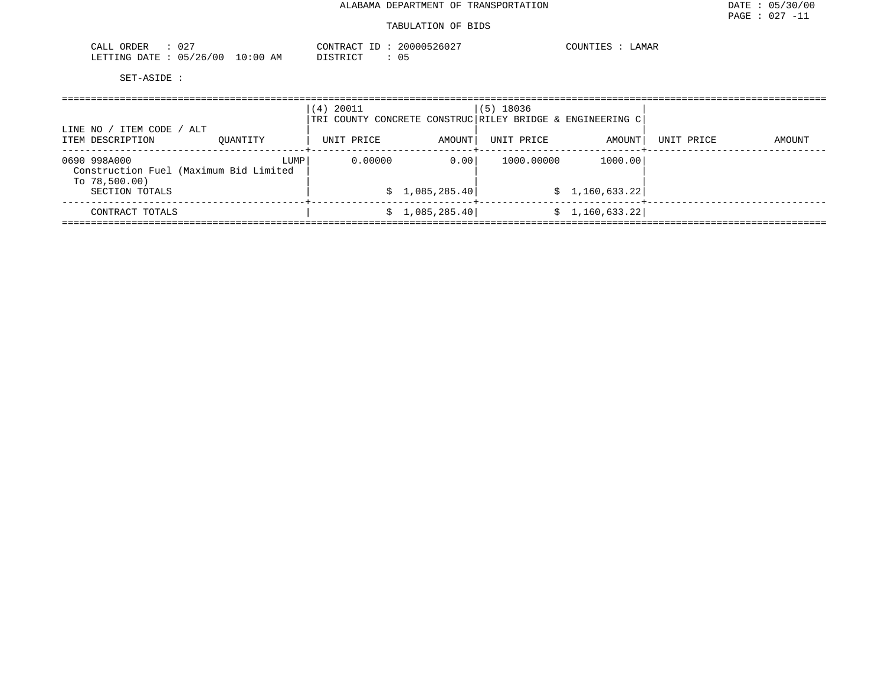# ALABAMA DEPARTMENT OF TRANSPORTATION

## TABULATION OF BIDS

CALL ORDER : 027
LETTING DATE : 05/26/00 10:00 AM

CONTRACT ID : 20000526027
DISTRICT : 05

COUNTIES : LAMAR

SET-ASIDE :

| LINE NO / ITEM CODE / ALT ITEM DESCRIPTION | QUANTITY | (4) 20011 TRI COUNTY CONCRETE CONSTRUC UNIT PRICE | AMOUNT | (5) 18036 RILEY BRIDGE & ENGINEERING C UNIT PRICE | AMOUNT | UNIT PRICE | AMOUNT |
|---|---|---|---|---|---|---|---|
| 0690 998A000 Construction Fuel (Maximum Bid Limited To 78,500.00) | LUMP | 0.00000 | 0.00 | 1000.00000 | 1000.00 | | |
| SECTION TOTALS | | | $ 1,085,285.40 | | $ 1,160,633.22 | | |
| CONTRACT TOTALS | | | $ 1,085,285.40 | | $ 1,160,633.22 | | |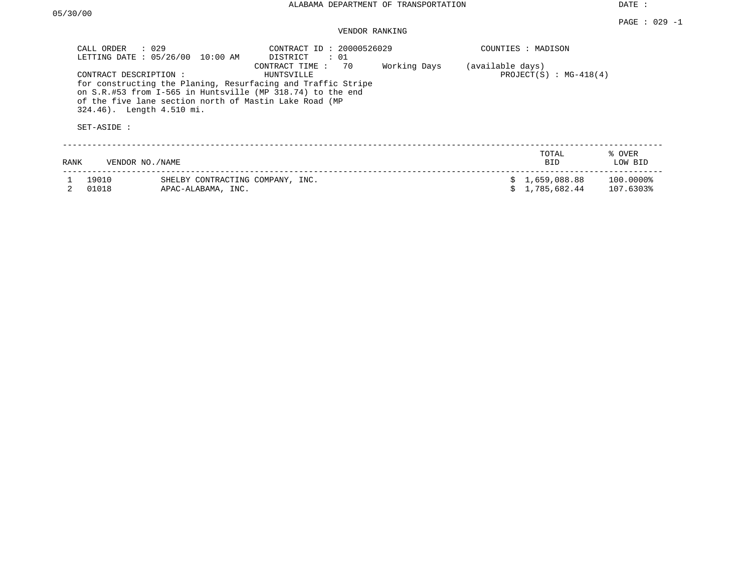ALABAMA DEPARTMENT OF TRANSPORTATION

DATE : 05/30/00

PAGE : 029 -1

VENDOR RANKING

CALL ORDER : 029
LETTING DATE : 05/26/00 10:00 AM

CONTRACT ID : 20000526029
DISTRICT : 01
CONTRACT TIME : 70 Working Days (available days)

COUNTIES : MADISON

CONTRACT DESCRIPTION : HUNTSVILLE
for constructing the Planing, Resurfacing and Traffic Stripe on S.R.#53 from I-565 in Huntsville (MP 318.74) to the end of the five lane section north of Mastin Lake Road (MP 324.46). Length 4.510 mi.

PROJECT(S) : MG-418(4)

SET-ASIDE :

| RANK | VENDOR NO./NAME | | TOTAL BID | % OVER LOW BID |
|---|---|---|---|---|
| 1 | 19010 | SHELBY CONTRACTING COMPANY, INC. | $ 1,659,088.88 | 100.0000% |
| 2 | 01018 | APAC-ALABAMA, INC. | $ 1,785,682.44 | 107.6303% |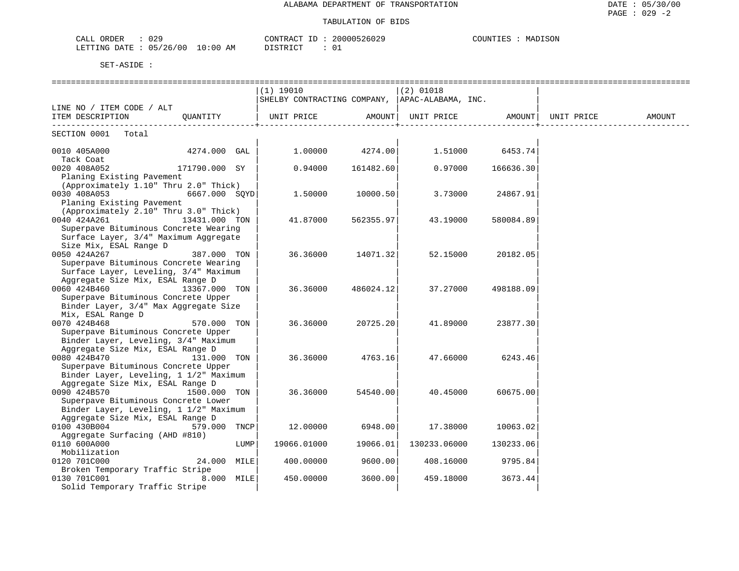ALABAMA DEPARTMENT OF TRANSPORTATION

TABULATION OF BIDS

CALL ORDER : 029  CONTRACT ID : 20000526029  COUNTIES : MADISON
LETTING DATE : 05/26/00 10:00 AM  DISTRICT : 01

SET-ASIDE :

| LINE NO / ITEM CODE / ALT ITEM DESCRIPTION | QUANTITY | (1) 19010 SHELBY CONTRACTING COMPANY, UNIT PRICE | AMOUNT | (2) 01018 APAC-ALABAMA, INC. UNIT PRICE | AMOUNT | UNIT PRICE | AMOUNT |
|---|---|---|---|---|---|---|---|
| SECTION 0001 Total | | | | | | | |
| 0010 405A000 Tack Coat | 4274.000 GAL | 1.00000 | 4274.00 | 1.51000 | 6453.74 | | |
| 0020 408A052 Planing Existing Pavement (Approximately 1.10" Thru 2.0" Thick) | 171790.000 SY | 0.94000 | 161482.60 | 0.97000 | 166636.30 | | |
| 0030 408A053 Planing Existing Pavement (Approximately 2.10" Thru 3.0" Thick) | 6667.000 SQYD | 1.50000 | 10000.50 | 3.73000 | 24867.91 | | |
| 0040 424A261 Superpave Bituminous Concrete Wearing Surface Layer, 3/4" Maximum Aggregate Size Mix, ESAL Range D | 13431.000 TON | 41.87000 | 562355.97 | 43.19000 | 580084.89 | | |
| 0050 424A267 Superpave Bituminous Concrete Wearing Surface Layer, Leveling, 3/4" Maximum Aggregate Size Mix, ESAL Range D | 387.000 TON | 36.36000 | 14071.32 | 52.15000 | 20182.05 | | |
| 0060 424B460 Superpave Bituminous Concrete Upper Binder Layer, 3/4" Max Aggregate Size Mix, ESAL Range D | 13367.000 TON | 36.36000 | 486024.12 | 37.27000 | 498188.09 | | |
| 0070 424B468 Superpave Bituminous Concrete Upper Binder Layer, Leveling, 3/4" Maximum Aggregate Size Mix, ESAL Range D | 570.000 TON | 36.36000 | 20725.20 | 41.89000 | 23877.30 | | |
| 0080 424B470 Superpave Bituminous Concrete Upper Binder Layer, Leveling, 1 1/2" Maximum Aggregate Size Mix, ESAL Range D | 131.000 TON | 36.36000 | 4763.16 | 47.66000 | 6243.46 | | |
| 0090 424B570 Superpave Bituminous Concrete Lower Binder Layer, Leveling, 1 1/2" Maximum Aggregate Size Mix, ESAL Range D | 1500.000 TON | 36.36000 | 54540.00 | 40.45000 | 60675.00 | | |
| 0100 430B004 Aggregate Surfacing (AHD #810) | 579.000 TNCP | 12.00000 | 6948.00 | 17.38000 | 10063.02 | | |
| 0110 600A000 Mobilization | LUMP | 19066.01000 | 19066.01 | 130233.06000 | 130233.06 | | |
| 0120 701C000 Broken Temporary Traffic Stripe | 24.000 MILE | 400.00000 | 9600.00 | 408.16000 | 9795.84 | | |
| 0130 701C001 Solid Temporary Traffic Stripe | 8.000 MILE | 450.00000 | 3600.00 | 459.18000 | 3673.44 | | |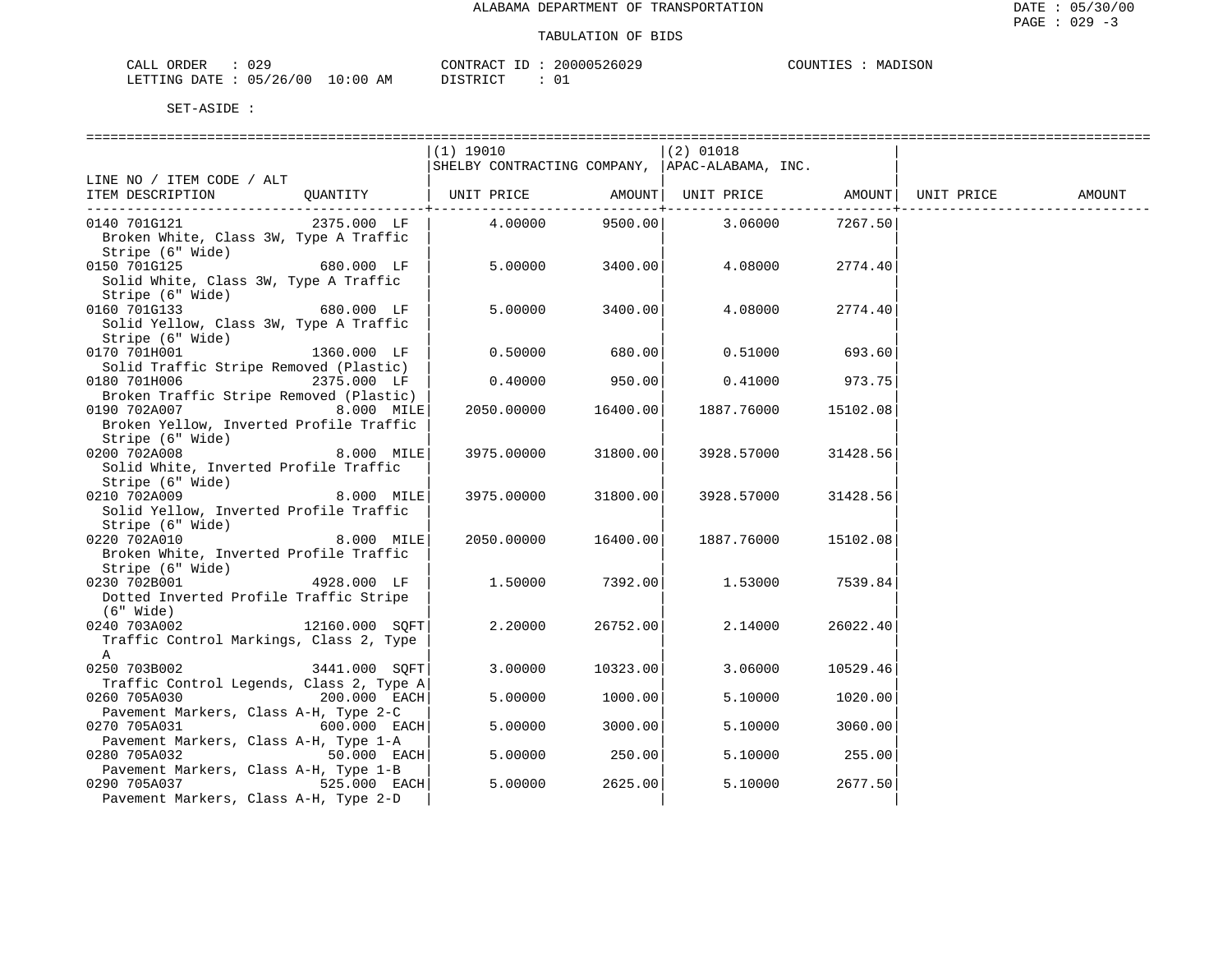# ALABAMA DEPARTMENT OF TRANSPORTATION

## TABULATION OF BIDS

DATE : 05/30/00
PAGE : 029 -3

CALL ORDER : 029 CONTRACT ID : 20000526029 COUNTIES : MADISON
LETTING DATE : 05/26/00 10:00 AM DISTRICT : 01

SET-ASIDE :

| LINE NO / ITEM CODE / ALT ITEM DESCRIPTION | QUANTITY | (1) 19010 SHELBY CONTRACTING COMPANY, UNIT PRICE | AMOUNT | (2) 01018 APAC-ALABAMA, INC. UNIT PRICE | AMOUNT | UNIT PRICE | AMOUNT |
|---|---|---|---|---|---|---|---|
| 0140 701G121 Broken White, Class 3W, Type A Traffic Stripe (6" Wide) | 2375.000 LF | 4.00000 | 9500.00 | 3.06000 | 7267.50 | | |
| 0150 701G125 Solid White, Class 3W, Type A Traffic Stripe (6" Wide) | 680.000 LF | 5.00000 | 3400.00 | 4.08000 | 2774.40 | | |
| 0160 701G133 Solid Yellow, Class 3W, Type A Traffic Stripe (6" Wide) | 680.000 LF | 5.00000 | 3400.00 | 4.08000 | 2774.40 | | |
| 0170 701H001 Solid Traffic Stripe Removed (Plastic) | 1360.000 LF | 0.50000 | 680.00 | 0.51000 | 693.60 | | |
| 0180 701H006 Broken Traffic Stripe Removed (Plastic) | 2375.000 LF | 0.40000 | 950.00 | 0.41000 | 973.75 | | |
| 0190 702A007 Broken Yellow, Inverted Profile Traffic Stripe (6" Wide) | 8.000 MILE | 2050.00000 | 16400.00 | 1887.76000 | 15102.08 | | |
| 0200 702A008 Solid White, Inverted Profile Traffic Stripe (6" Wide) | 8.000 MILE | 3975.00000 | 31800.00 | 3928.57000 | 31428.56 | | |
| 0210 702A009 Solid Yellow, Inverted Profile Traffic Stripe (6" Wide) | 8.000 MILE | 3975.00000 | 31800.00 | 3928.57000 | 31428.56 | | |
| 0220 702A010 Broken White, Inverted Profile Traffic Stripe (6" Wide) | 8.000 MILE | 2050.00000 | 16400.00 | 1887.76000 | 15102.08 | | |
| 0230 702B001 Dotted Inverted Profile Traffic Stripe (6" Wide) | 4928.000 LF | 1.50000 | 7392.00 | 1.53000 | 7539.84 | | |
| 0240 703A002 Traffic Control Markings, Class 2, Type A | 12160.000 SQFT | 2.20000 | 26752.00 | 2.14000 | 26022.40 | | |
| 0250 703B002 Traffic Control Legends, Class 2, Type A | 3441.000 SQFT | 3.00000 | 10323.00 | 3.06000 | 10529.46 | | |
| 0260 705A030 Pavement Markers, Class A-H, Type 2-C | 200.000 EACH | 5.00000 | 1000.00 | 5.10000 | 1020.00 | | |
| 0270 705A031 Pavement Markers, Class A-H, Type 1-A | 600.000 EACH | 5.00000 | 3000.00 | 5.10000 | 3060.00 | | |
| 0280 705A032 Pavement Markers, Class A-H, Type 1-B | 50.000 EACH | 5.00000 | 250.00 | 5.10000 | 255.00 | | |
| 0290 705A037 Pavement Markers, Class A-H, Type 2-D | 525.000 EACH | 5.00000 | 2625.00 | 5.10000 | 2677.50 | | |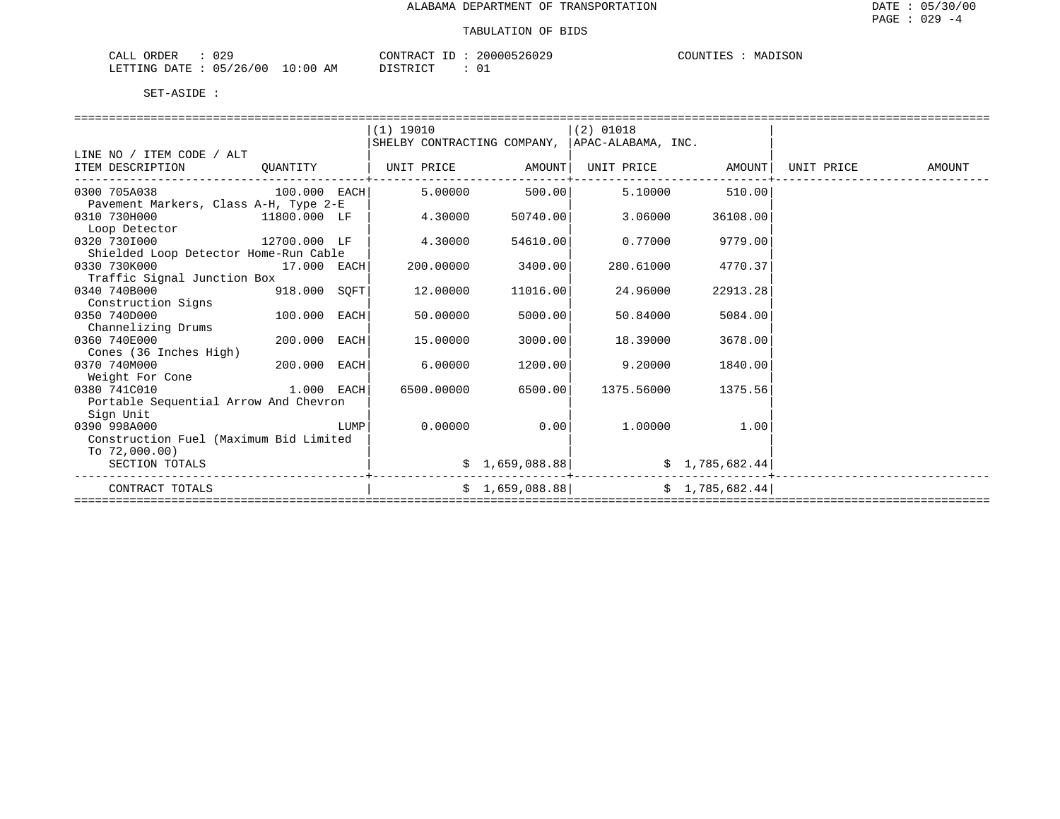ALABAMA DEPARTMENT OF TRANSPORTATION

TABULATION OF BIDS

DATE : 05/30/00

CALL ORDER : 029    CONTRACT ID : 20000526029    COUNTIES : MADISON
LETTING DATE : 05/26/00 10:00 AM    DISTRICT : 01

SET-ASIDE :

| LINE NO / ITEM CODE / ALT ITEM DESCRIPTION | QUANTITY | (1) 19010 SHELBY CONTRACTING COMPANY, UNIT PRICE | AMOUNT | (2) 01018 APAC-ALABAMA, INC. UNIT PRICE | AMOUNT | UNIT PRICE | AMOUNT |
|---|---|---|---|---|---|---|---|
| 0300 705A038 Pavement Markers, Class A-H, Type 2-E | 100.000 EACH | 5.00000 | 500.00 | 5.10000 | 510.00 | | |
| 0310 730H000 Loop Detector | 11800.000 LF | 4.30000 | 50740.00 | 3.06000 | 36108.00 | | |
| 0320 730I000 Shielded Loop Detector Home-Run Cable | 12700.000 LF | 4.30000 | 54610.00 | 0.77000 | 9779.00 | | |
| 0330 730K000 Traffic Signal Junction Box | 17.000 EACH | 200.00000 | 3400.00 | 280.61000 | 4770.37 | | |
| 0340 740B000 Construction Signs | 918.000 SQFT | 12.00000 | 11016.00 | 24.96000 | 22913.28 | | |
| 0350 740D000 Channelizing Drums | 100.000 EACH | 50.00000 | 5000.00 | 50.84000 | 5084.00 | | |
| 0360 740E000 Cones (36 Inches High) | 200.000 EACH | 15.00000 | 3000.00 | 18.39000 | 3678.00 | | |
| 0370 740M000 Weight For Cone | 200.000 EACH | 6.00000 | 1200.00 | 9.20000 | 1840.00 | | |
| 0380 741C010 Portable Sequential Arrow And Chevron Sign Unit | 1.000 EACH | 6500.00000 | 6500.00 | 1375.56000 | 1375.56 | | |
| 0390 998A000 Construction Fuel (Maximum Bid Limited To 72,000.00) | LUMP | 0.00000 | 0.00 | 1.00000 | 1.00 | | |
| SECTION TOTALS | | | $ 1,659,088.88 | | $ 1,785,682.44 | | |
| CONTRACT TOTALS | | | $ 1,659,088.88 | | $ 1,785,682.44 | | |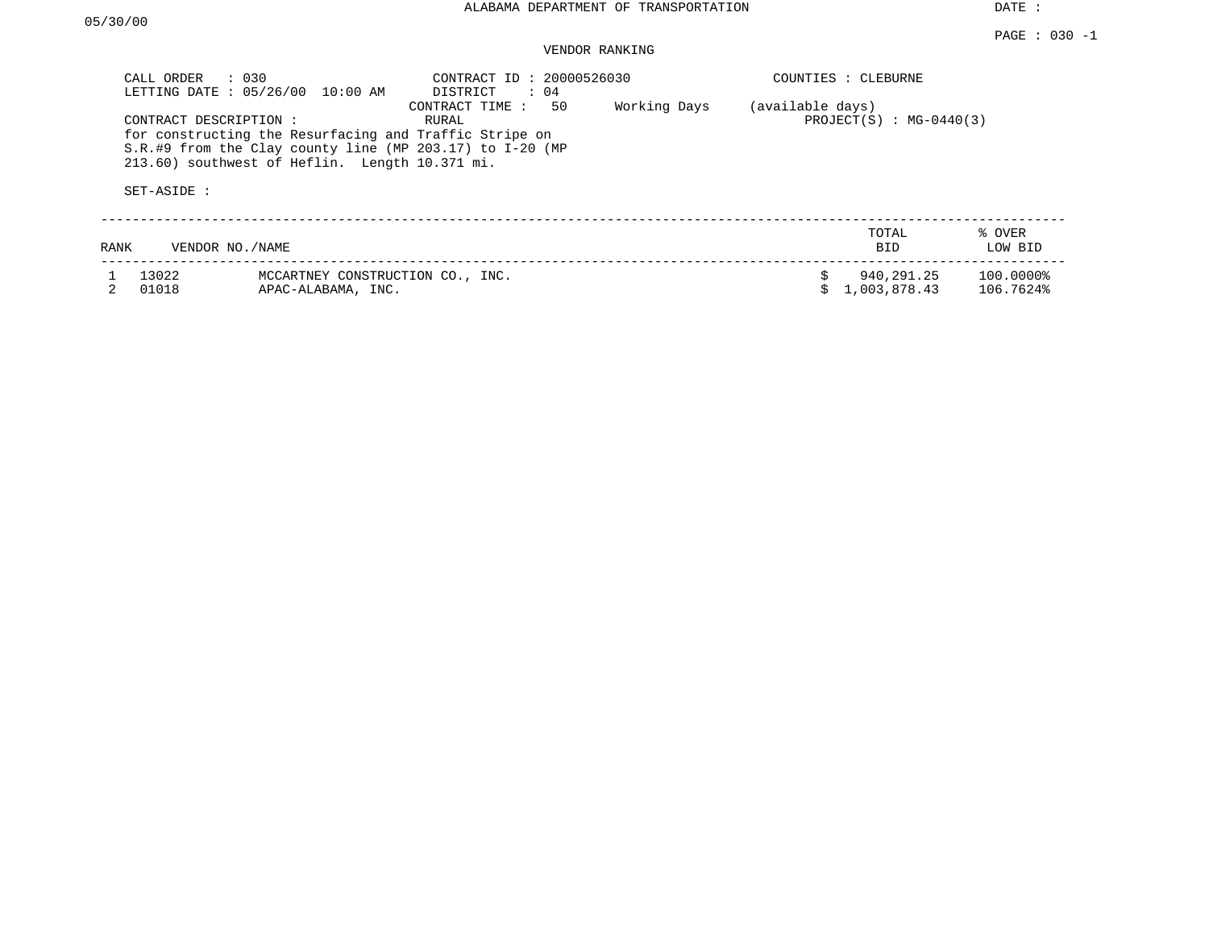ALABAMA DEPARTMENT OF TRANSPORTATION

DATE : 05/30/00

PAGE : 030 -1

VENDOR RANKING

CALL ORDER : 030
LETTING DATE : 05/26/00 10:00 AM
CONTRACT ID : 20000526030
DISTRICT : 04
COUNTIES : CLEBURNE
CONTRACT TIME : 50 Working Days (available days)
RURAL
PROJECT(S) : MG-0440(3)

CONTRACT DESCRIPTION :
for constructing the Resurfacing and Traffic Stripe on S.R.#9 from the Clay county line (MP 203.17) to I-20 (MP 213.60) southwest of Heflin. Length 10.371 mi.

SET-ASIDE :

| RANK | VENDOR NO./NAME | | TOTAL BID | % OVER LOW BID |
|---|---|---|---|---|
| 1 | 13022 | MCCARTNEY CONSTRUCTION CO., INC. | $ 940,291.25 | 100.0000% |
| 2 | 01018 | APAC-ALABAMA, INC. | $ 1,003,878.43 | 106.7624% |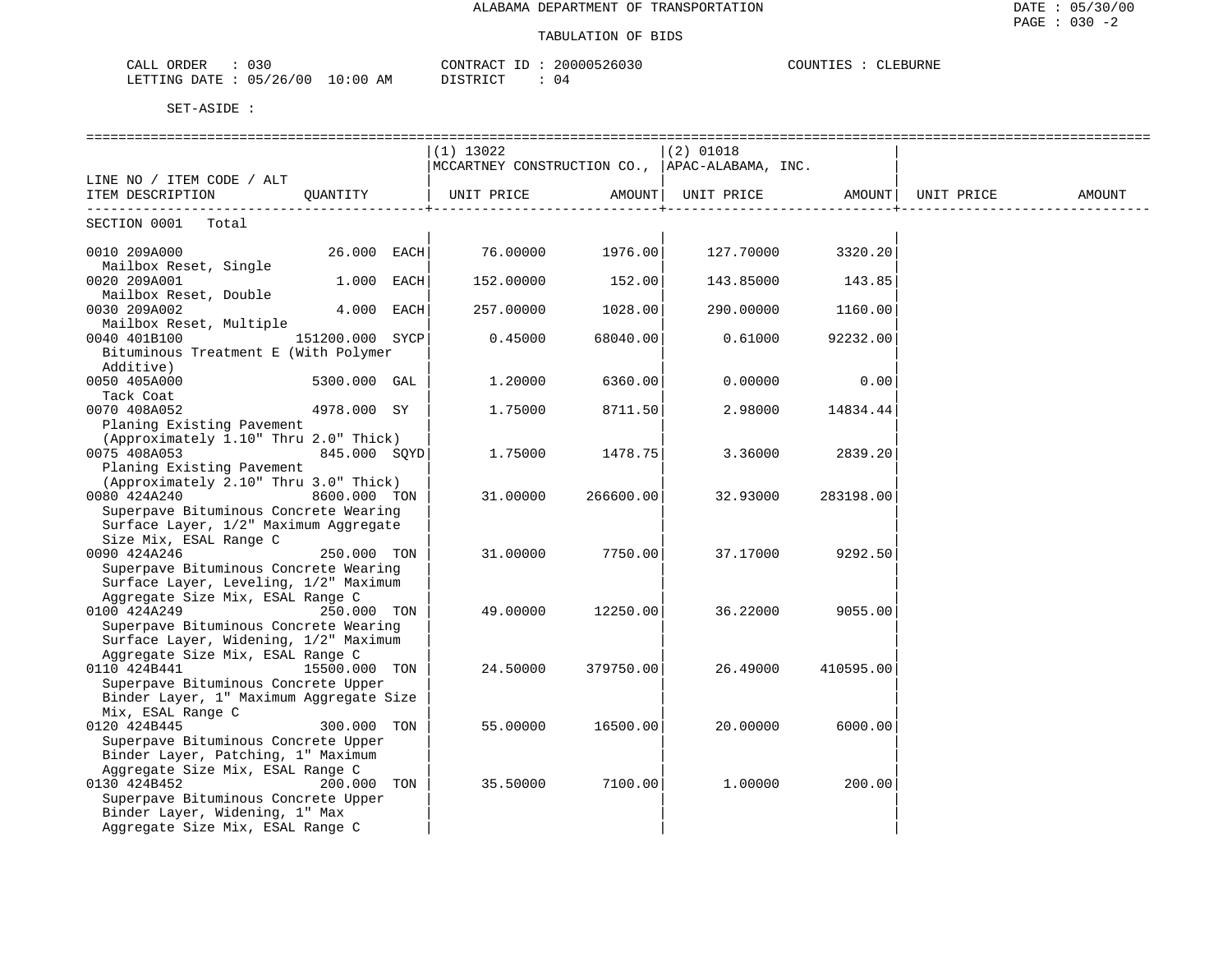ALABAMA DEPARTMENT OF TRANSPORTATION

TABULATION OF BIDS

DATE : 05/30/00
PAGE : 030 -2

CALL ORDER : 030 CONTRACT ID : 20000526030 COUNTIES : CLEBURNE
LETTING DATE : 05/26/00 10:00 AM DISTRICT : 04

SET-ASIDE :

| LINE NO / ITEM CODE / ALT ITEM DESCRIPTION | QUANTITY | (1) 13022 MCCARTNEY CONSTRUCTION CO., UNIT PRICE | AMOUNT | (2) 01018 APAC-ALABAMA, INC. UNIT PRICE | AMOUNT | UNIT PRICE | AMOUNT |
|---|---|---|---|---|---|---|---|
| SECTION 0001 Total | | | | | | | |
| 0010 209A000 Mailbox Reset, Single | 26.000 EACH | 76.00000 | 1976.00 | 127.70000 | 3320.20 | | |
| 0020 209A001 Mailbox Reset, Double | 1.000 EACH | 152.00000 | 152.00 | 143.85000 | 143.85 | | |
| 0030 209A002 Mailbox Reset, Multiple | 4.000 EACH | 257.00000 | 1028.00 | 290.00000 | 1160.00 | | |
| 0040 401B100 Bituminous Treatment E (With Polymer Additive) | 151200.000 SYCP | 0.45000 | 68040.00 | 0.61000 | 92232.00 | | |
| 0050 405A000 Tack Coat | 5300.000 GAL | 1.20000 | 6360.00 | 0.00000 | 0.00 | | |
| 0070 408A052 Planing Existing Pavement (Approximately 1.10" Thru 2.0" Thick) | 4978.000 SY | 1.75000 | 8711.50 | 2.98000 | 14834.44 | | |
| 0075 408A053 Planing Existing Pavement (Approximately 2.10" Thru 3.0" Thick) | 845.000 SQYD | 1.75000 | 1478.75 | 3.36000 | 2839.20 | | |
| 0080 424A240 Superpave Bituminous Concrete Wearing Surface Layer, 1/2" Maximum Aggregate Size Mix, ESAL Range C | 8600.000 TON | 31.00000 | 266600.00 | 32.93000 | 283198.00 | | |
| 0090 424A246 Superpave Bituminous Concrete Wearing Surface Layer, Leveling, 1/2" Maximum Aggregate Size Mix, ESAL Range C | 250.000 TON | 31.00000 | 7750.00 | 37.17000 | 9292.50 | | |
| 0100 424A249 Superpave Bituminous Concrete Wearing Surface Layer, Widening, 1/2" Maximum Aggregate Size Mix, ESAL Range C | 250.000 TON | 49.00000 | 12250.00 | 36.22000 | 9055.00 | | |
| 0110 424B441 Superpave Bituminous Concrete Upper Binder Layer, 1" Maximum Aggregate Size Mix, ESAL Range C | 15500.000 TON | 24.50000 | 379750.00 | 26.49000 | 410595.00 | | |
| 0120 424B445 Superpave Bituminous Concrete Upper Binder Layer, Patching, 1" Maximum Aggregate Size Mix, ESAL Range C | 300.000 TON | 55.00000 | 16500.00 | 20.00000 | 6000.00 | | |
| 0130 424B452 Superpave Bituminous Concrete Upper Binder Layer, Widening, 1" Max Aggregate Size Mix, ESAL Range C | 200.000 TON | 35.50000 | 7100.00 | 1.00000 | 200.00 | | |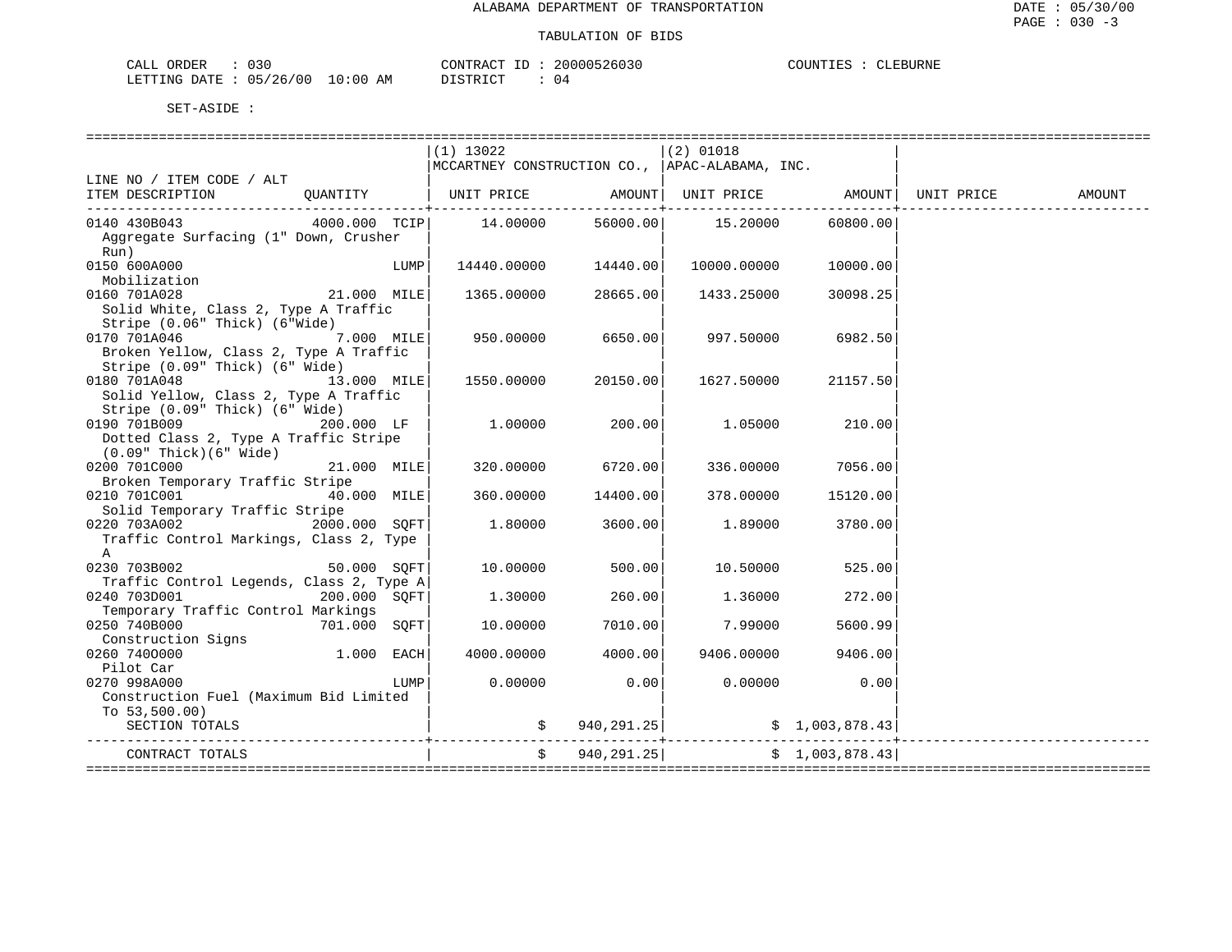ALABAMA DEPARTMENT OF TRANSPORTATION

TABULATION OF BIDS

CALL ORDER : 030    CONTRACT ID : 20000526030    COUNTIES : CLEBURNE
LETTING DATE : 05/26/00 10:00 AM    DISTRICT : 04

SET-ASIDE :

| LINE NO / ITEM CODE / ALT ITEM DESCRIPTION | QUANTITY | (1) 13022 MCCARTNEY CONSTRUCTION CO., UNIT PRICE | AMOUNT | (2) 01018 APAC-ALABAMA, INC. UNIT PRICE | AMOUNT | UNIT PRICE | AMOUNT |
|---|---|---|---|---|---|---|---|
| 0140 430B043 Aggregate Surfacing (1" Down, Crusher Run) | 4000.000 TCIP | 14.00000 | 56000.00 | 15.20000 | 60800.00 | | |
| 0150 600A000 Mobilization | LUMP | 14440.00000 | 14440.00 | 10000.00000 | 10000.00 | | |
| 0160 701A028 Solid White, Class 2, Type A Traffic Stripe (0.06" Thick) (6"Wide) | 21.000 MILE | 1365.00000 | 28665.00 | 1433.25000 | 30098.25 | | |
| 0170 701A046 Broken Yellow, Class 2, Type A Traffic Stripe (0.09" Thick) (6" Wide) | 7.000 MILE | 950.00000 | 6650.00 | 997.50000 | 6982.50 | | |
| 0180 701A048 Solid Yellow, Class 2, Type A Traffic Stripe (0.09" Thick) (6" Wide) | 13.000 MILE | 1550.00000 | 20150.00 | 1627.50000 | 21157.50 | | |
| 0190 701B009 Dotted Class 2, Type A Traffic Stripe (0.09" Thick)(6" Wide) | 200.000 LF | 1.00000 | 200.00 | 1.05000 | 210.00 | | |
| 0200 701C000 Broken Temporary Traffic Stripe | 21.000 MILE | 320.00000 | 6720.00 | 336.00000 | 7056.00 | | |
| 0210 701C001 Solid Temporary Traffic Stripe | 40.000 MILE | 360.00000 | 14400.00 | 378.00000 | 15120.00 | | |
| 0220 703A002 Traffic Control Markings, Class 2, Type A | 2000.000 SQFT | 1.80000 | 3600.00 | 1.89000 | 3780.00 | | |
| 0230 703B002 Traffic Control Legends, Class 2, Type A | 50.000 SQFT | 10.00000 | 500.00 | 10.50000 | 525.00 | | |
| 0240 703D001 Temporary Traffic Control Markings | 200.000 SQFT | 1.30000 | 260.00 | 1.36000 | 272.00 | | |
| 0250 740B000 Construction Signs | 701.000 SQFT | 10.00000 | 7010.00 | 7.99000 | 5600.99 | | |
| 0260 740O000 Pilot Car | 1.000 EACH | 4000.00000 | 4000.00 | 9406.00000 | 9406.00 | | |
| 0270 998A000 Construction Fuel (Maximum Bid Limited To 53,500.00) | LUMP | 0.00000 | 0.00 | 0.00000 | 0.00 | | |
| SECTION TOTALS | | | $ 940,291.25 | | $ 1,003,878.43 | | |
| CONTRACT TOTALS | | | $ 940,291.25 | | $ 1,003,878.43 | | |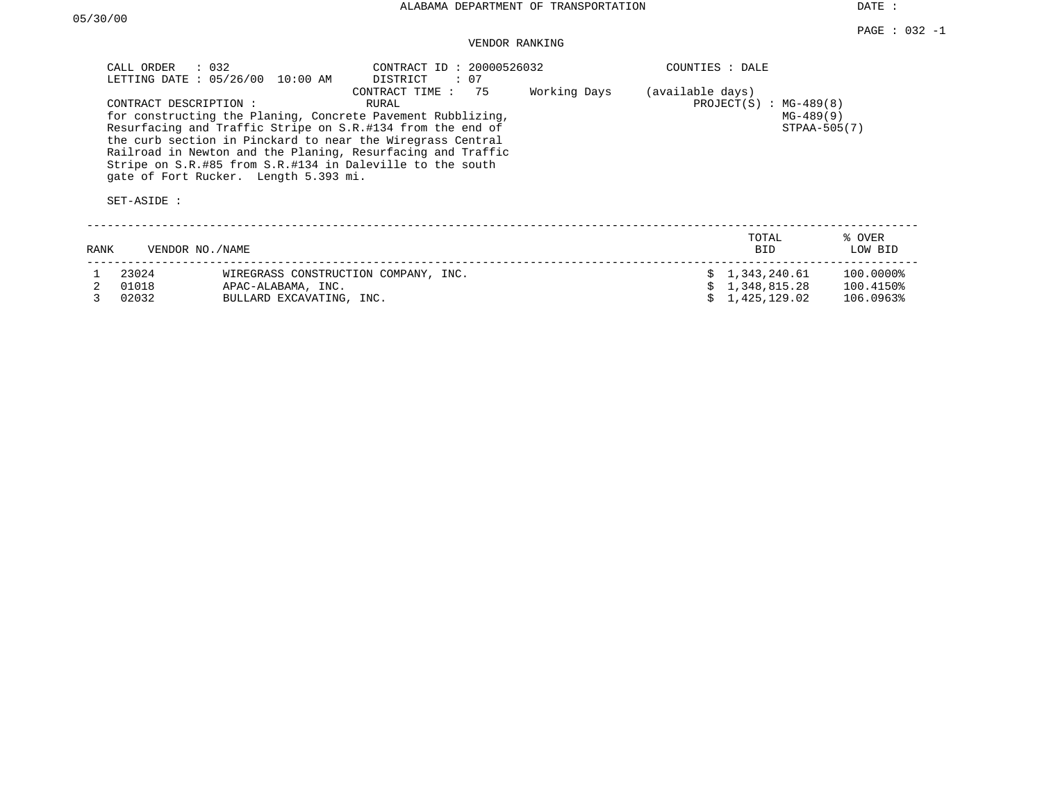ALABAMA DEPARTMENT OF TRANSPORTATION

DATE : 05/30/00

PAGE : 032 -1

VENDOR RANKING

CALL ORDER : 032
LETTING DATE : 05/26/00 10:00 AM

CONTRACT ID : 20000526032
DISTRICT : 07
CONTRACT TIME : 75 Working Days (available days)
RURAL

COUNTIES : DALE

PROJECT(S) : MG-489(8)
MG-489(9)
STPAA-505(7)

CONTRACT DESCRIPTION :
for constructing the Planing, Concrete Pavement Rubblizing, Resurfacing and Traffic Stripe on S.R.#134 from the end of the curb section in Pinckard to near the Wiregrass Central Railroad in Newton and the Planing, Resurfacing and Traffic Stripe on S.R.#85 from S.R.#134 in Daleville to the south gate of Fort Rucker. Length 5.393 mi.

SET-ASIDE :

| RANK | VENDOR NO./NAME | | TOTAL BID | % OVER LOW BID |
|---|---|---|---|---|
| 1 | 23024 | WIREGRASS CONSTRUCTION COMPANY, INC. | $ 1,343,240.61 | 100.0000% |
| 2 | 01018 | APAC-ALABAMA, INC. | $ 1,348,815.28 | 100.4150% |
| 3 | 02032 | BULLARD EXCAVATING, INC. | $ 1,425,129.02 | 106.0963% |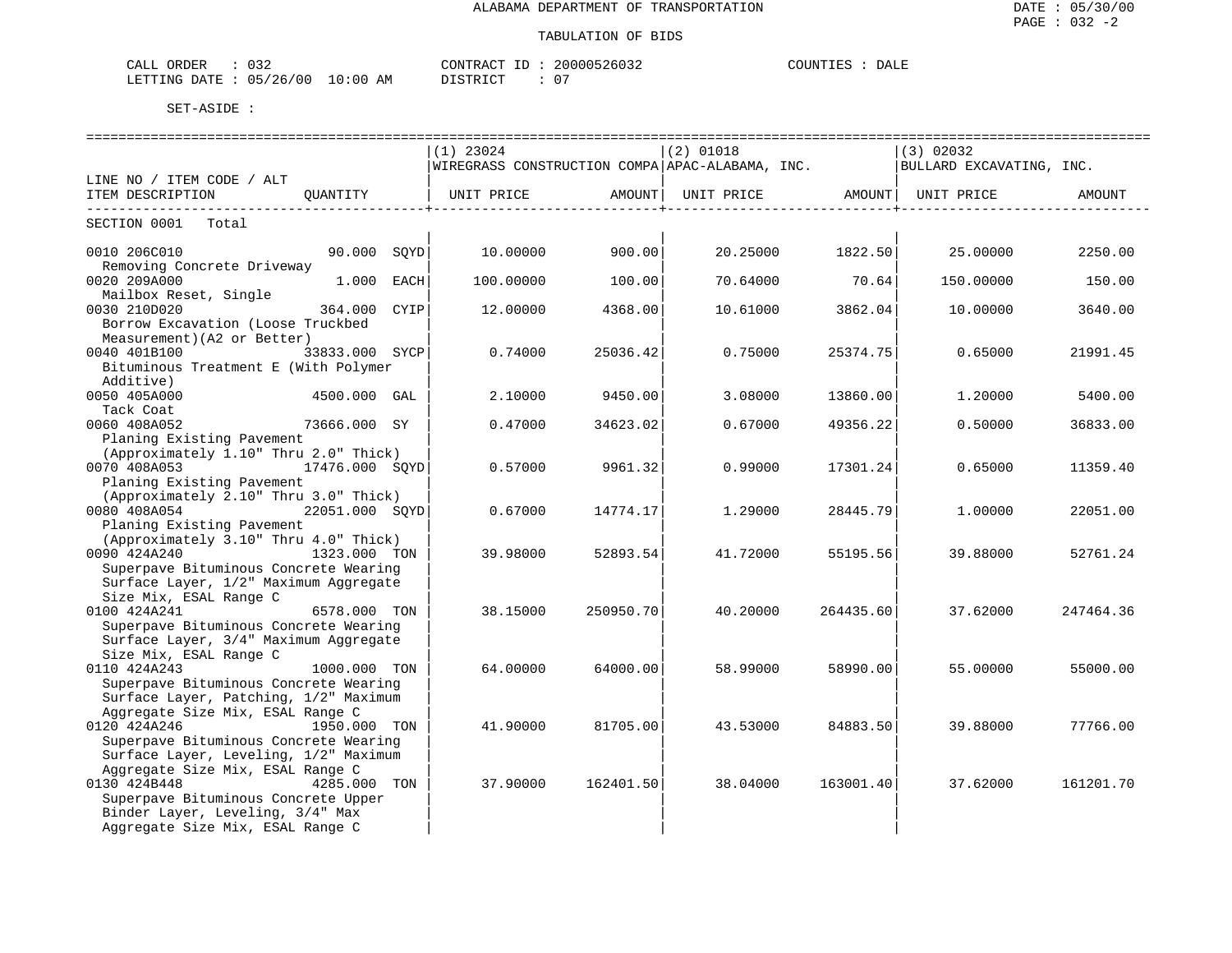ALABAMA DEPARTMENT OF TRANSPORTATION

TABULATION OF BIDS

DATE : 05/30/00
PAGE : 032 -2

CALL ORDER : 032
LETTING DATE : 05/26/00 10:00 AM

CONTRACT ID : 20000526032
DISTRICT : 07

COUNTIES : DALE

SET-ASIDE :

| LINE NO / ITEM CODE / ALT ITEM DESCRIPTION | QUANTITY | (1) 23024 WIREGRASS CONSTRUCTION COMPA UNIT PRICE | AMOUNT | (2) 01018 APAC-ALABAMA, INC. UNIT PRICE | AMOUNT | (3) 02032 BULLARD EXCAVATING, INC. UNIT PRICE | AMOUNT |
|---|---|---|---|---|---|---|---|
| SECTION 0001 Total | | | | | | | |
| 0010 206C010 Removing Concrete Driveway | 90.000 SQYD | 10.00000 | 900.00 | 20.25000 | 1822.50 | 25.00000 | 2250.00 |
| 0020 209A000 Mailbox Reset, Single | 1.000 EACH | 100.00000 | 100.00 | 70.64000 | 70.64 | 150.00000 | 150.00 |
| 0030 210D020 Borrow Excavation (Loose Truckbed Measurement)(A2 or Better) | 364.000 CYIP | 12.00000 | 4368.00 | 10.61000 | 3862.04 | 10.00000 | 3640.00 |
| 0040 401B100 Bituminous Treatment E (With Polymer Additive) | 33833.000 SYCP | 0.74000 | 25036.42 | 0.75000 | 25374.75 | 0.65000 | 21991.45 |
| 0050 405A000 Tack Coat | 4500.000 GAL | 2.10000 | 9450.00 | 3.08000 | 13860.00 | 1.20000 | 5400.00 |
| 0060 408A052 Planing Existing Pavement (Approximately 1.10" Thru 2.0" Thick) | 73666.000 SY | 0.47000 | 34623.02 | 0.67000 | 49356.22 | 0.50000 | 36833.00 |
| 0070 408A053 Planing Existing Pavement (Approximately 2.10" Thru 3.0" Thick) | 17476.000 SQYD | 0.57000 | 9961.32 | 0.99000 | 17301.24 | 0.65000 | 11359.40 |
| 0080 408A054 Planing Existing Pavement (Approximately 3.10" Thru 4.0" Thick) | 22051.000 SQYD | 0.67000 | 14774.17 | 1.29000 | 28445.79 | 1.00000 | 22051.00 |
| 0090 424A240 Superpave Bituminous Concrete Wearing Surface Layer, 1/2" Maximum Aggregate Size Mix, ESAL Range C | 1323.000 TON | 39.98000 | 52893.54 | 41.72000 | 55195.56 | 39.88000 | 52761.24 |
| 0100 424A241 Superpave Bituminous Concrete Wearing Surface Layer, 3/4" Maximum Aggregate Size Mix, ESAL Range C | 6578.000 TON | 38.15000 | 250950.70 | 40.20000 | 264435.60 | 37.62000 | 247464.36 |
| 0110 424A243 Superpave Bituminous Concrete Wearing Surface Layer, Patching, 1/2" Maximum Aggregate Size Mix, ESAL Range C | 1000.000 TON | 64.00000 | 64000.00 | 58.99000 | 58990.00 | 55.00000 | 55000.00 |
| 0120 424A246 Superpave Bituminous Concrete Wearing Surface Layer, Leveling, 1/2" Maximum Aggregate Size Mix, ESAL Range C | 1950.000 TON | 41.90000 | 81705.00 | 43.53000 | 84883.50 | 39.88000 | 77766.00 |
| 0130 424B448 Superpave Bituminous Concrete Upper Binder Layer, Leveling, 3/4" Max Aggregate Size Mix, ESAL Range C | 4285.000 TON | 37.90000 | 162401.50 | 38.04000 | 163001.40 | 37.62000 | 161201.70 |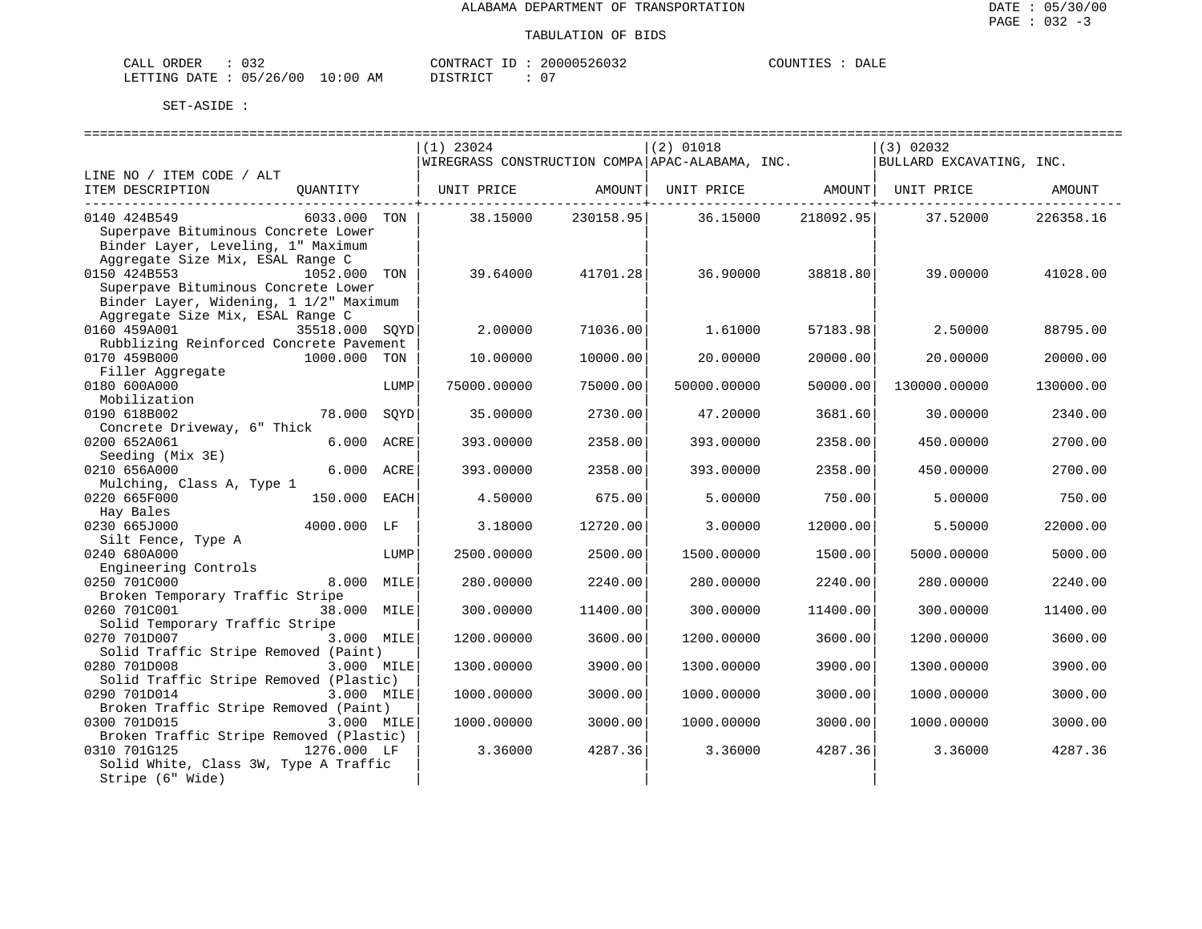ALABAMA DEPARTMENT OF TRANSPORTATION

TABULATION OF BIDS

DATE : 05/30/00
PAGE : 032 -3

CALL ORDER : 032 CONTRACT ID : 20000526032 COUNTIES : DALE
LETTING DATE : 05/26/00 10:00 AM DISTRICT : 07

SET-ASIDE :

| LINE NO / ITEM CODE / ALT ITEM DESCRIPTION | QUANTITY | | (1) 23024 WIREGRASS CONSTRUCTION COMPA UNIT PRICE | AMOUNT | (2) 01018 APAC-ALABAMA, INC. UNIT PRICE | AMOUNT | (3) 02032 BULLARD EXCAVATING, INC. UNIT PRICE | AMOUNT |
|---|---|---|---|---|---|---|---|---|
| 0140 424B549 Superpave Bituminous Concrete Lower Binder Layer, Leveling, 1" Maximum Aggregate Size Mix, ESAL Range C | 6033.000 | TON | 38.15000 | 230158.95 | 36.15000 | 218092.95 | 37.52000 | 226358.16 |
| 0150 424B553 Superpave Bituminous Concrete Lower Binder Layer, Widening, 1 1/2" Maximum Aggregate Size Mix, ESAL Range C | 1052.000 | TON | 39.64000 | 41701.28 | 36.90000 | 38818.80 | 39.00000 | 41028.00 |
| 0160 459A001 Rubblizing Reinforced Concrete Pavement | 35518.000 | SQYD | 2.00000 | 71036.00 | 1.61000 | 57183.98 | 2.50000 | 88795.00 |
| 0170 459B000 Filler Aggregate | 1000.000 | TON | 10.00000 | 10000.00 | 20.00000 | 20000.00 | 20.00000 | 20000.00 |
| 0180 600A000 Mobilization | | LUMP | 75000.00000 | 75000.00 | 50000.00000 | 50000.00 | 130000.00000 | 130000.00 |
| 0190 618B002 Concrete Driveway, 6" Thick | 78.000 | SQYD | 35.00000 | 2730.00 | 47.20000 | 3681.60 | 30.00000 | 2340.00 |
| 0200 652A061 Seeding (Mix 3E) | 6.000 | ACRE | 393.00000 | 2358.00 | 393.00000 | 2358.00 | 450.00000 | 2700.00 |
| 0210 656A000 Mulching, Class A, Type 1 | 6.000 | ACRE | 393.00000 | 2358.00 | 393.00000 | 2358.00 | 450.00000 | 2700.00 |
| 0220 665F000 Hay Bales | 150.000 | EACH | 4.50000 | 675.00 | 5.00000 | 750.00 | 5.00000 | 750.00 |
| 0230 665J000 Silt Fence, Type A | 4000.000 | LF | 3.18000 | 12720.00 | 3.00000 | 12000.00 | 5.50000 | 22000.00 |
| 0240 680A000 Engineering Controls | | LUMP | 2500.00000 | 2500.00 | 1500.00000 | 1500.00 | 5000.00000 | 5000.00 |
| 0250 701C000 Broken Temporary Traffic Stripe | 8.000 | MILE | 280.00000 | 2240.00 | 280.00000 | 2240.00 | 280.00000 | 2240.00 |
| 0260 701C001 Solid Temporary Traffic Stripe | 38.000 | MILE | 300.00000 | 11400.00 | 300.00000 | 11400.00 | 300.00000 | 11400.00 |
| 0270 701D007 Solid Traffic Stripe Removed (Paint) | 3.000 | MILE | 1200.00000 | 3600.00 | 1200.00000 | 3600.00 | 1200.00000 | 3600.00 |
| 0280 701D008 Solid Traffic Stripe Removed (Plastic) | 3.000 | MILE | 1300.00000 | 3900.00 | 1300.00000 | 3900.00 | 1300.00000 | 3900.00 |
| 0290 701D014 Broken Traffic Stripe Removed (Paint) | 3.000 | MILE | 1000.00000 | 3000.00 | 1000.00000 | 3000.00 | 1000.00000 | 3000.00 |
| 0300 701D015 Broken Traffic Stripe Removed (Plastic) | 3.000 | MILE | 1000.00000 | 3000.00 | 1000.00000 | 3000.00 | 1000.00000 | 3000.00 |
| 0310 701G125 Solid White, Class 3W, Type A Traffic Stripe (6" Wide) | 1276.000 | LF | 3.36000 | 4287.36 | 3.36000 | 4287.36 | 3.36000 | 4287.36 |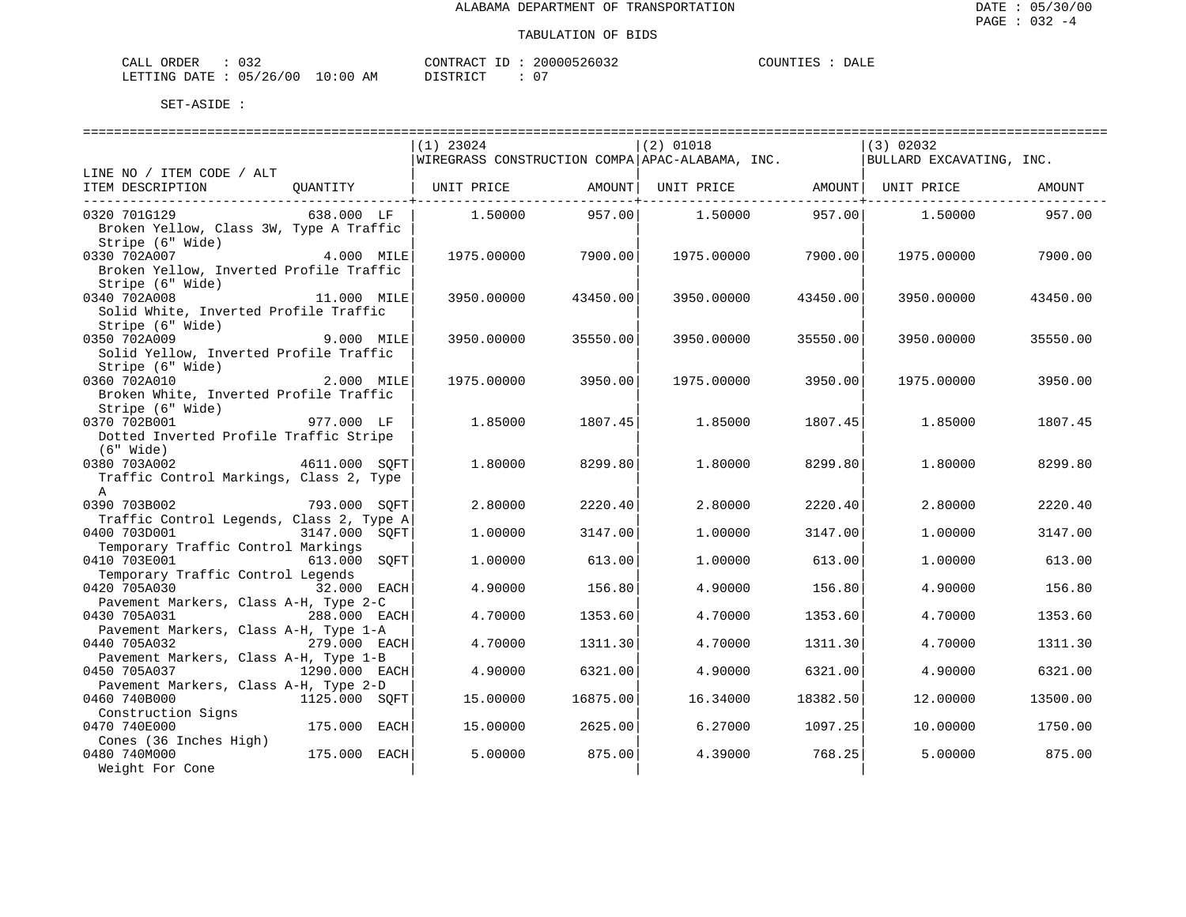ALABAMA DEPARTMENT OF TRANSPORTATION

TABULATION OF BIDS

CALL ORDER : 032    CONTRACT ID : 20000526032    COUNTIES : DALE
LETTING DATE : 05/26/00 10:00 AM    DISTRICT : 07

SET-ASIDE :

| LINE NO / ITEM CODE / ALT ITEM DESCRIPTION | QUANTITY | (1) 23024 WIREGRASS CONSTRUCTION COMPA UNIT PRICE | AMOUNT | (2) 01018 APAC-ALABAMA, INC. UNIT PRICE | AMOUNT | (3) 02032 BULLARD EXCAVATING, INC. UNIT PRICE | AMOUNT |
|---|---|---|---|---|---|---|---|
| 0320 701G129 Broken Yellow, Class 3W, Type A Traffic Stripe (6" Wide) | 638.000 LF | 1.50000 | 957.00 | 1.50000 | 957.00 | 1.50000 | 957.00 |
| 0330 702A007 Broken Yellow, Inverted Profile Traffic Stripe (6" Wide) | 4.000 MILE | 1975.00000 | 7900.00 | 1975.00000 | 7900.00 | 1975.00000 | 7900.00 |
| 0340 702A008 Solid White, Inverted Profile Traffic Stripe (6" Wide) | 11.000 MILE | 3950.00000 | 43450.00 | 3950.00000 | 43450.00 | 3950.00000 | 43450.00 |
| 0350 702A009 Solid Yellow, Inverted Profile Traffic Stripe (6" Wide) | 9.000 MILE | 3950.00000 | 35550.00 | 3950.00000 | 35550.00 | 3950.00000 | 35550.00 |
| 0360 702A010 Broken White, Inverted Profile Traffic Stripe (6" Wide) | 2.000 MILE | 1975.00000 | 3950.00 | 1975.00000 | 3950.00 | 1975.00000 | 3950.00 |
| 0370 702B001 Dotted Inverted Profile Traffic Stripe (6" Wide) | 977.000 LF | 1.85000 | 1807.45 | 1.85000 | 1807.45 | 1.85000 | 1807.45 |
| 0380 703A002 Traffic Control Markings, Class 2, Type A | 4611.000 SQFT | 1.80000 | 8299.80 | 1.80000 | 8299.80 | 1.80000 | 8299.80 |
| 0390 703B002 Traffic Control Legends, Class 2, Type A | 793.000 SQFT | 2.80000 | 2220.40 | 2.80000 | 2220.40 | 2.80000 | 2220.40 |
| 0400 703D001 Temporary Traffic Control Markings | 3147.000 SQFT | 1.00000 | 3147.00 | 1.00000 | 3147.00 | 1.00000 | 3147.00 |
| 0410 703E001 Temporary Traffic Control Legends | 613.000 SQFT | 1.00000 | 613.00 | 1.00000 | 613.00 | 1.00000 | 613.00 |
| 0420 705A030 Pavement Markers, Class A-H, Type 2-C | 32.000 EACH | 4.90000 | 156.80 | 4.90000 | 156.80 | 4.90000 | 156.80 |
| 0430 705A031 Pavement Markers, Class A-H, Type 1-A | 288.000 EACH | 4.70000 | 1353.60 | 4.70000 | 1353.60 | 4.70000 | 1353.60 |
| 0440 705A032 Pavement Markers, Class A-H, Type 1-B | 279.000 EACH | 4.70000 | 1311.30 | 4.70000 | 1311.30 | 4.70000 | 1311.30 |
| 0450 705A037 Pavement Markers, Class A-H, Type 2-D | 1290.000 EACH | 4.90000 | 6321.00 | 4.90000 | 6321.00 | 4.90000 | 6321.00 |
| 0460 740B000 Construction Signs | 1125.000 SQFT | 15.00000 | 16875.00 | 16.34000 | 18382.50 | 12.00000 | 13500.00 |
| 0470 740E000 Cones (36 Inches High) | 175.000 EACH | 15.00000 | 2625.00 | 6.27000 | 1097.25 | 10.00000 | 1750.00 |
| 0480 740M000 Weight For Cone | 175.000 EACH | 5.00000 | 875.00 | 4.39000 | 768.25 | 5.00000 | 875.00 |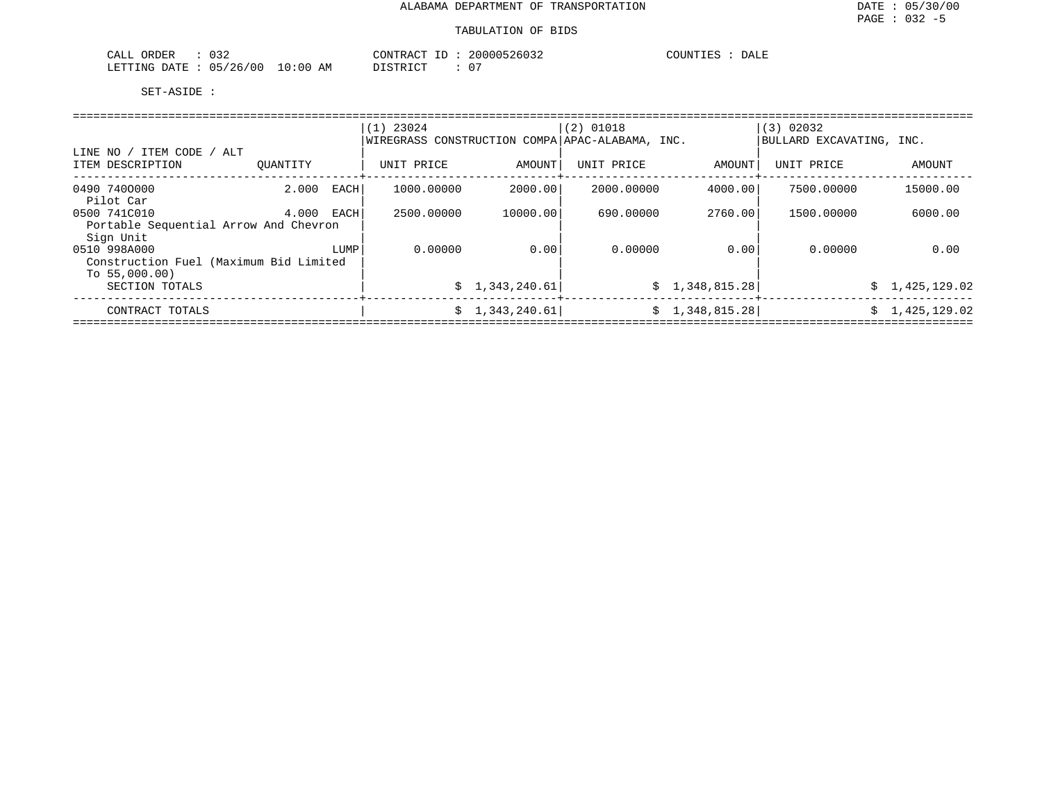ALABAMA DEPARTMENT OF TRANSPORTATION

TABULATION OF BIDS

CALL ORDER : 032 CONTRACT ID : 20000526032 COUNTIES : DALE
LETTING DATE : 05/26/00 10:00 AM DISTRICT : 07

SET-ASIDE :

| LINE NO / ITEM CODE / ALT<br>ITEM DESCRIPTION | QUANTITY | (1) 23024<br>WIREGRASS CONSTRUCTION COMPA<br>UNIT PRICE | AMOUNT | (2) 01018<br>APAC-ALABAMA, INC.<br>UNIT PRICE | AMOUNT | (3) 02032<br>BULLARD EXCAVATING, INC.<br>UNIT PRICE | AMOUNT |
|---|---|---|---|---|---|---|---|
| 0490 740O000<br>Pilot Car | 2.000 EACH | 1000.00000 | 2000.00 | 2000.00000 | 4000.00 | 7500.00000 | 15000.00 |
| 0500 741C010<br>Portable Sequential Arrow And Chevron Sign Unit | 4.000 EACH | 2500.00000 | 10000.00 | 690.00000 | 2760.00 | 1500.00000 | 6000.00 |
| 0510 998A000<br>Construction Fuel (Maximum Bid Limited To 55,000.00) | LUMP | 0.00000 | 0.00 | 0.00000 | 0.00 | 0.00000 | 0.00 |
| SECTION TOTALS | | | $ 1,343,240.61 | | $ 1,348,815.28 | | $ 1,425,129.02 |
| CONTRACT TOTALS | | | $ 1,343,240.61 | | $ 1,348,815.28 | | $ 1,425,129.02 |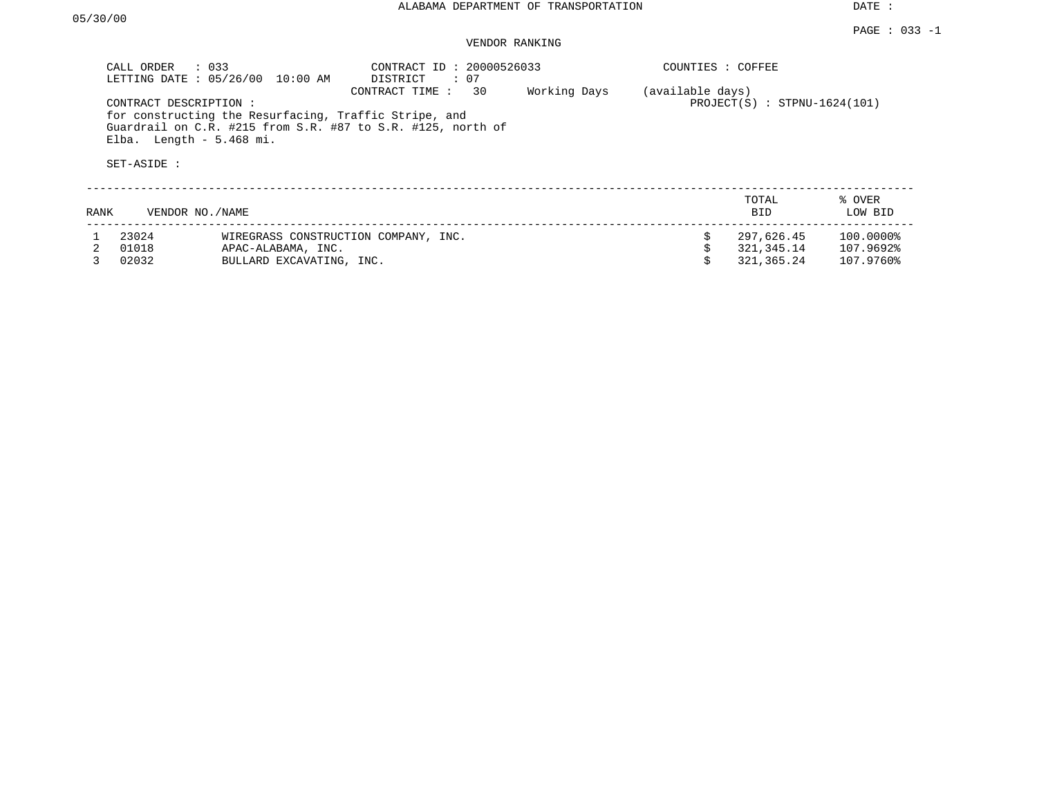05/30/00

ALABAMA DEPARTMENT OF TRANSPORTATION

DATE :

PAGE : 033 -1

VENDOR RANKING

CALL ORDER : 033
LETTING DATE : 05/26/00 10:00 AM

CONTRACT ID : 20000526033
DISTRICT : 07
CONTRACT TIME : 30 Working Days (available days)

COUNTIES : COFFEE

PROJECT(S) : STPNU-1624(101)

CONTRACT DESCRIPTION :
for constructing the Resurfacing, Traffic Stripe, and Guardrail on C.R. #215 from S.R. #87 to S.R. #125, north of Elba. Length - 5.468 mi.

SET-ASIDE :

| RANK | VENDOR NO./NAME | | TOTAL BID | % OVER LOW BID |
|---|---|---|---|---|
| 1 | 23024 | WIREGRASS CONSTRUCTION COMPANY, INC. | $ 297,626.45 | 100.0000% |
| 2 | 01018 | APAC-ALABAMA, INC. | $ 321,345.14 | 107.9692% |
| 3 | 02032 | BULLARD EXCAVATING, INC. | $ 321,365.24 | 107.9760% |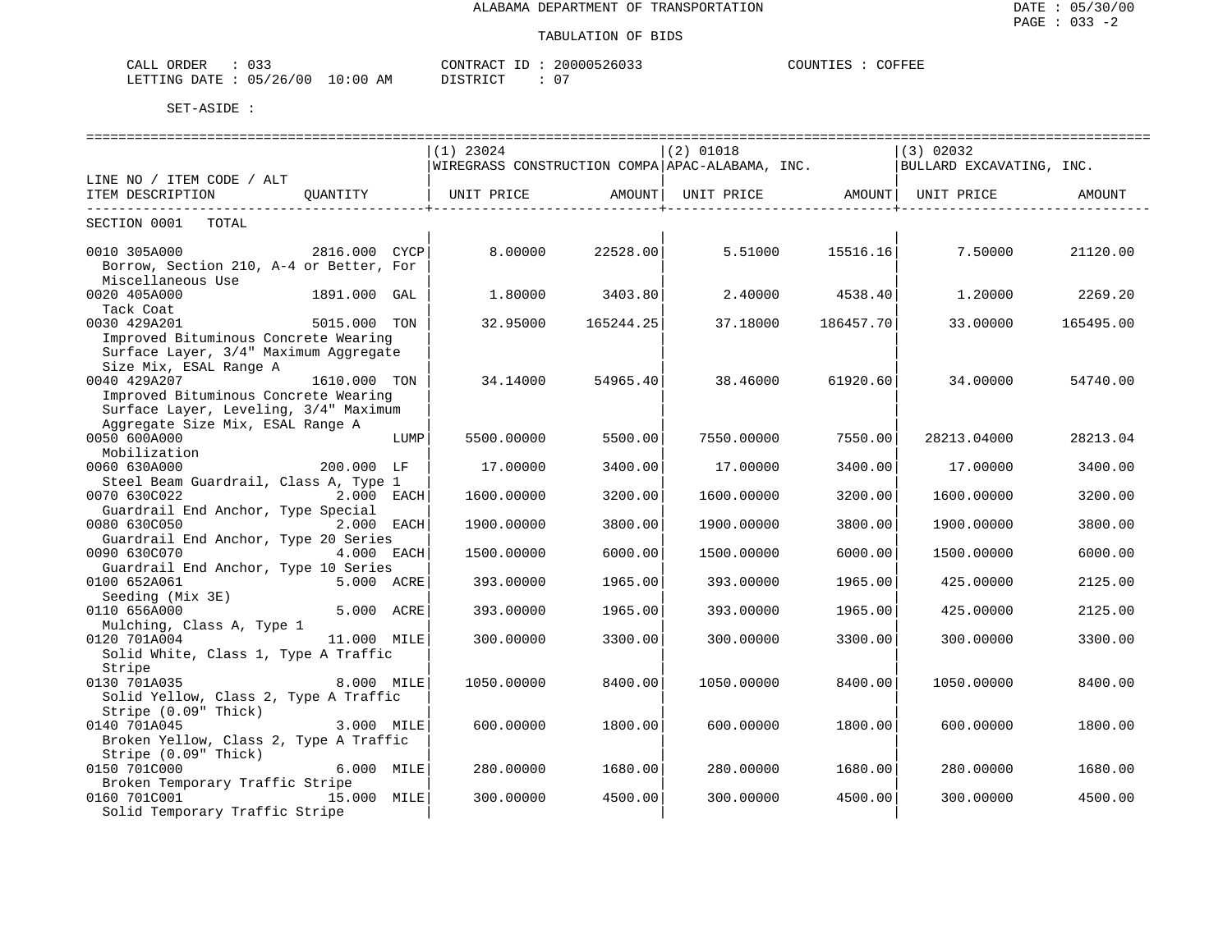# ALABAMA DEPARTMENT OF TRANSPORTATION

## TABULATION OF BIDS

DATE : 05/30/00
PAGE : 033 -2

CALL ORDER : 033
LETTING DATE : 05/26/00 10:00 AM

CONTRACT ID : 20000526033
DISTRICT : 07

COUNTIES : COFFEE

SET-ASIDE :

| LINE NO / ITEM CODE / ALT / ITEM DESCRIPTION | QUANTITY | (1) 23024 WIREGRASS CONSTRUCTION COMPA UNIT PRICE | AMOUNT | (2) 01018 APAC-ALABAMA, INC. UNIT PRICE | AMOUNT | (3) 02032 BULLARD EXCAVATING, INC. UNIT PRICE | AMOUNT |
|---|---|---|---|---|---|---|---|
| SECTION 0001 TOTAL | | | | | | | |
| 0010 305A000 Borrow, Section 210, A-4 or Better, For Miscellaneous Use | 2816.000 CYCP | 8.00000 | 22528.00 | 5.51000 | 15516.16 | 7.50000 | 21120.00 |
| 0020 405A000 Tack Coat | 1891.000 GAL | 1.80000 | 3403.80 | 2.40000 | 4538.40 | 1.20000 | 2269.20 |
| 0030 429A201 Improved Bituminous Concrete Wearing Surface Layer, 3/4" Maximum Aggregate Size Mix, ESAL Range A | 5015.000 TON | 32.95000 | 165244.25 | 37.18000 | 186457.70 | 33.00000 | 165495.00 |
| 0040 429A207 Improved Bituminous Concrete Wearing Surface Layer, Leveling, 3/4" Maximum Aggregate Size Mix, ESAL Range A | 1610.000 TON | 34.14000 | 54965.40 | 38.46000 | 61920.60 | 34.00000 | 54740.00 |
| 0050 600A000 Mobilization | LUMP | 5500.00000 | 5500.00 | 7550.00000 | 7550.00 | 28213.04000 | 28213.04 |
| 0060 630A000 Steel Beam Guardrail, Class A, Type 1 | 200.000 LF | 17.00000 | 3400.00 | 17.00000 | 3400.00 | 17.00000 | 3400.00 |
| 0070 630C022 Guardrail End Anchor, Type Special | 2.000 EACH | 1600.00000 | 3200.00 | 1600.00000 | 3200.00 | 1600.00000 | 3200.00 |
| 0080 630C050 Guardrail End Anchor, Type 20 Series | 2.000 EACH | 1900.00000 | 3800.00 | 1900.00000 | 3800.00 | 1900.00000 | 3800.00 |
| 0090 630C070 Guardrail End Anchor, Type 10 Series | 4.000 EACH | 1500.00000 | 6000.00 | 1500.00000 | 6000.00 | 1500.00000 | 6000.00 |
| 0100 652A061 Seeding (Mix 3E) | 5.000 ACRE | 393.00000 | 1965.00 | 393.00000 | 1965.00 | 425.00000 | 2125.00 |
| 0110 656A000 Mulching, Class A, Type 1 | 5.000 ACRE | 393.00000 | 1965.00 | 393.00000 | 1965.00 | 425.00000 | 2125.00 |
| 0120 701A004 Solid White, Class 1, Type A Traffic Stripe | 11.000 MILE | 300.00000 | 3300.00 | 300.00000 | 3300.00 | 300.00000 | 3300.00 |
| 0130 701A035 Solid Yellow, Class 2, Type A Traffic Stripe (0.09" Thick) | 8.000 MILE | 1050.00000 | 8400.00 | 1050.00000 | 8400.00 | 1050.00000 | 8400.00 |
| 0140 701A045 Broken Yellow, Class 2, Type A Traffic Stripe (0.09" Thick) | 3.000 MILE | 600.00000 | 1800.00 | 600.00000 | 1800.00 | 600.00000 | 1800.00 |
| 0150 701C000 Broken Temporary Traffic Stripe | 6.000 MILE | 280.00000 | 1680.00 | 280.00000 | 1680.00 | 280.00000 | 1680.00 |
| 0160 701C001 Solid Temporary Traffic Stripe | 15.000 MILE | 300.00000 | 4500.00 | 300.00000 | 4500.00 | 300.00000 | 4500.00 |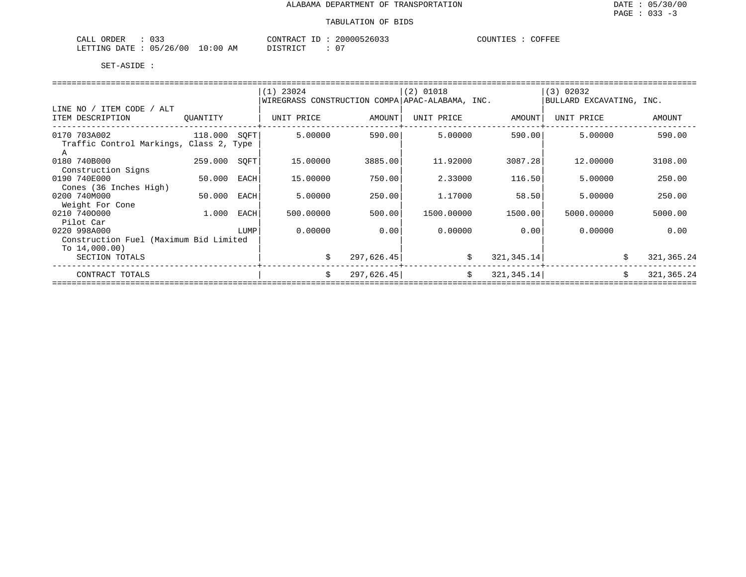ALABAMA DEPARTMENT OF TRANSPORTATION

TABULATION OF BIDS

DATE : 05/30/00
PAGE : 033 -3

CALL ORDER : 033    CONTRACT ID : 20000526033    COUNTIES : COFFEE
LETTING DATE : 05/26/00 10:00 AM    DISTRICT : 07

SET-ASIDE :

| LINE NO / ITEM CODE / ALT ITEM DESCRIPTION | QUANTITY | (1) 23024 WIREGRASS CONSTRUCTION COMPA UNIT PRICE | AMOUNT | (2) 01018 APAC-ALABAMA, INC. UNIT PRICE | AMOUNT | (3) 02032 BULLARD EXCAVATING, INC. UNIT PRICE | AMOUNT |
|---|---|---|---|---|---|---|---|
| 0170 703A002 Traffic Control Markings, Class 2, Type A | 118.000 SQFT | 5.00000 | 590.00 | 5.00000 | 590.00 | 5.00000 | 590.00 |
| 0180 740B000 Construction Signs | 259.000 SQFT | 15.00000 | 3885.00 | 11.92000 | 3087.28 | 12.00000 | 3108.00 |
| 0190 740E000 Cones (36 Inches High) | 50.000 EACH | 15.00000 | 750.00 | 2.33000 | 116.50 | 5.00000 | 250.00 |
| 0200 740M000 Weight For Cone | 50.000 EACH | 5.00000 | 250.00 | 1.17000 | 58.50 | 5.00000 | 250.00 |
| 0210 740O000 Pilot Car | 1.000 EACH | 500.00000 | 500.00 | 1500.00000 | 1500.00 | 5000.00000 | 5000.00 |
| 0220 998A000 Construction Fuel (Maximum Bid Limited To 14,000.00) | LUMP | 0.00000 | 0.00 | 0.00000 | 0.00 | 0.00000 | 0.00 |
| SECTION TOTALS | | $ | 297,626.45 | $ | 321,345.14 | $ | 321,365.24 |
| CONTRACT TOTALS | | $ | 297,626.45 | $ | 321,345.14 | $ | 321,365.24 |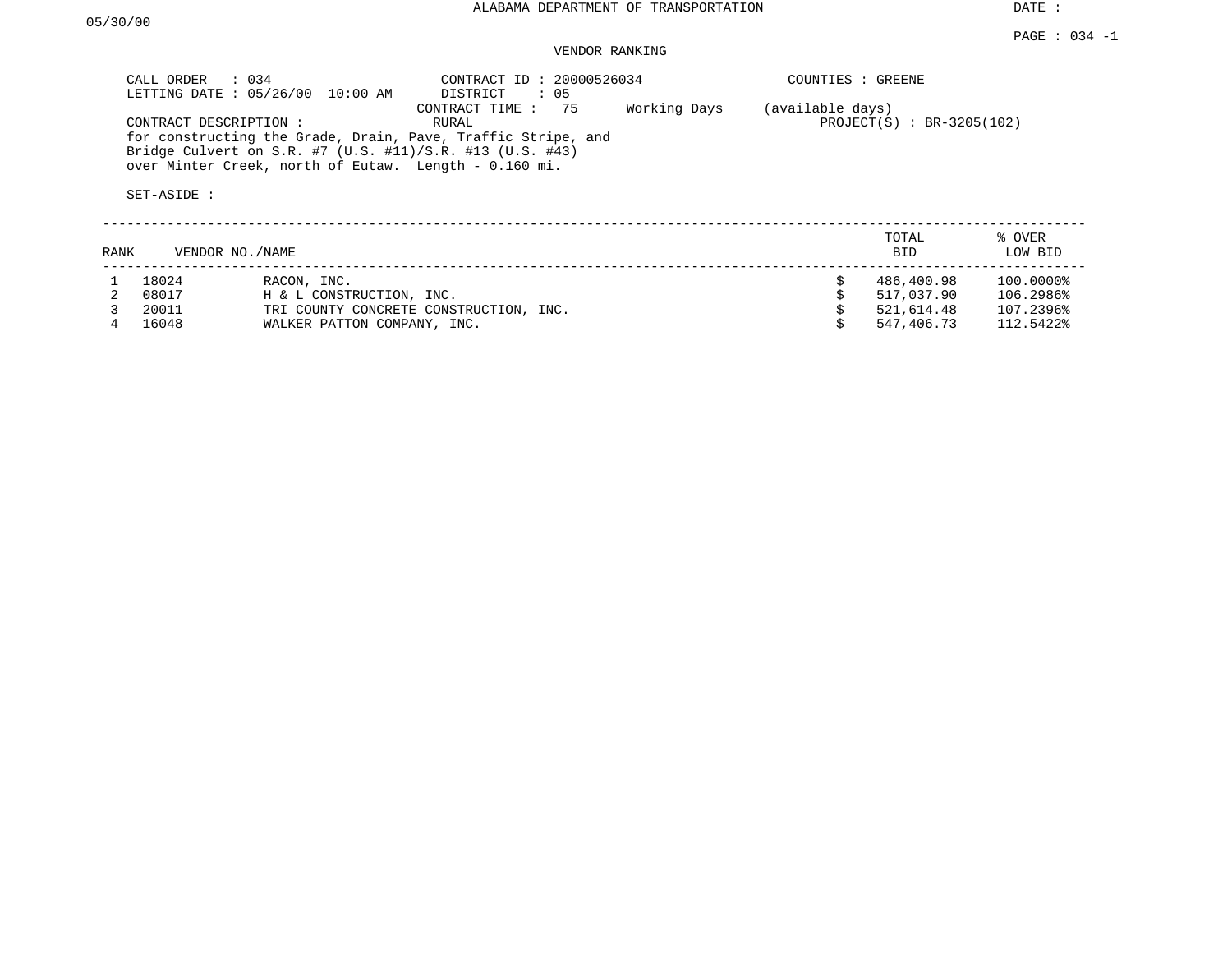ALABAMA DEPARTMENT OF TRANSPORTATION

DATE : 05/30/00

PAGE : 034 -1

VENDOR RANKING

CALL ORDER : 034
LETTING DATE : 05/26/00 10:00 AM

CONTRACT ID : 20000526034
DISTRICT : 05
CONTRACT TIME : 75 Working Days (available days)

COUNTIES : GREENE

CONTRACT DESCRIPTION : RURAL
for constructing the Grade, Drain, Pave, Traffic Stripe, and
Bridge Culvert on S.R. #7 (U.S. #11)/S.R. #13 (U.S. #43)
over Minter Creek, north of Eutaw. Length - 0.160 mi.

PROJECT(S) : BR-3205(102)

SET-ASIDE :

| RANK | VENDOR NO. | NAME | TOTAL BID | % OVER LOW BID |
|---|---|---|---|---|
| 1 | 18024 | RACON, INC. | $ 486,400.98 | 100.0000% |
| 2 | 08017 | H & L CONSTRUCTION, INC. | $ 517,037.90 | 106.2986% |
| 3 | 20011 | TRI COUNTY CONCRETE CONSTRUCTION, INC. | $ 521,614.48 | 107.2396% |
| 4 | 16048 | WALKER PATTON COMPANY, INC. | $ 547,406.73 | 112.5422% |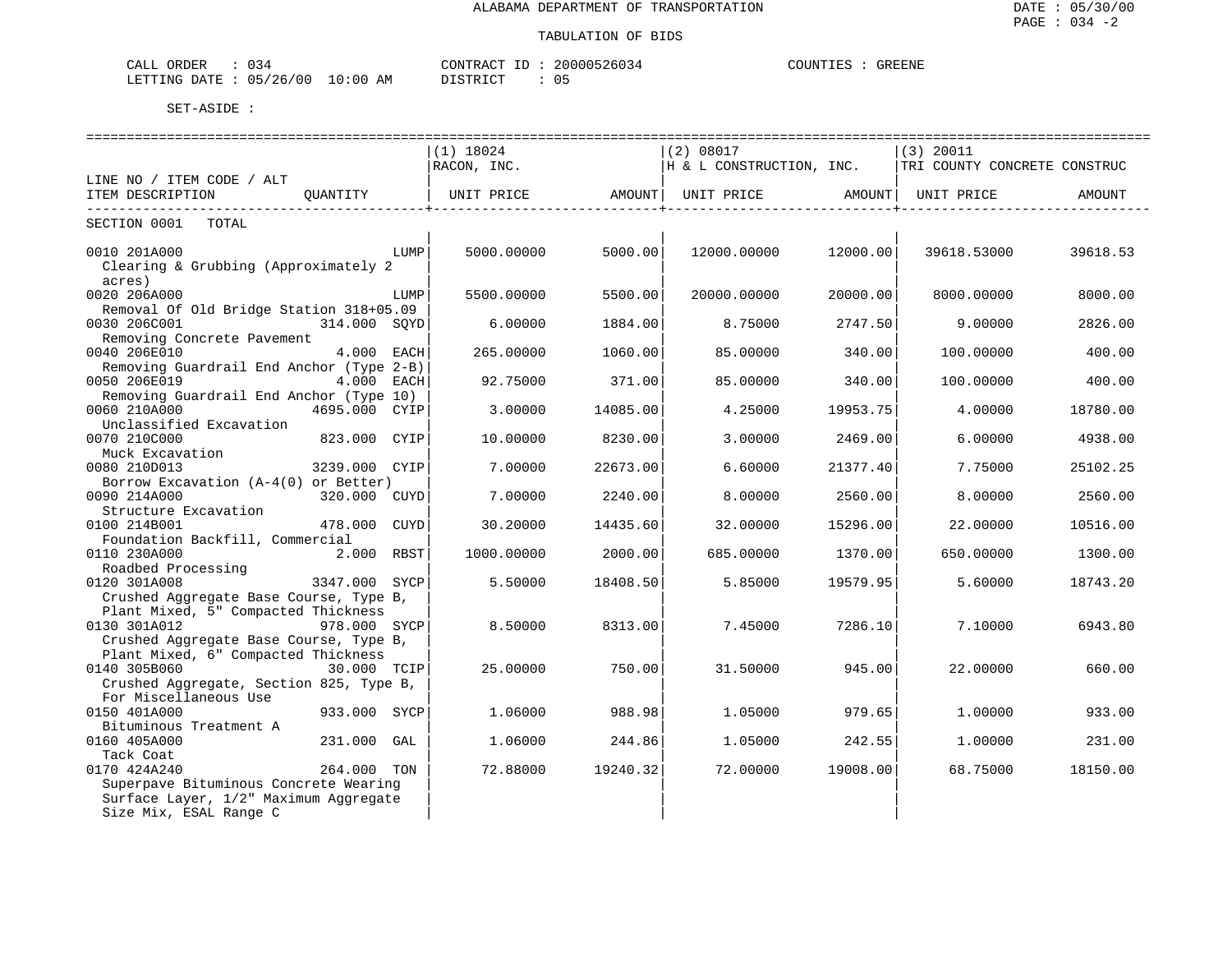ALABAMA DEPARTMENT OF TRANSPORTATION

DATE : 05/30/00

PAGE : 034 -2

TABULATION OF BIDS

CALL ORDER : 034 CONTRACT ID : 20000526034 COUNTIES : GREENE

LETTING DATE : 05/26/00 10:00 AM DISTRICT : 05

SET-ASIDE :

| LINE NO / ITEM CODE / ALT ITEM DESCRIPTION | QUANTITY | (1) 18024 RACON, INC. UNIT PRICE | AMOUNT | (2) 08017 H & L CONSTRUCTION, INC. UNIT PRICE | AMOUNT | (3) 20011 TRI COUNTY CONCRETE CONSTRUC UNIT PRICE | AMOUNT |
|---|---|---|---|---|---|---|---|
| SECTION 0001 TOTAL | | | | | | | |
| 0010 201A000 Clearing & Grubbing (Approximately 2 acres) | LUMP | 5000.00000 | 5000.00 | 12000.00000 | 12000.00 | 39618.53000 | 39618.53 |
| 0020 206A000 Removal Of Old Bridge Station 318+05.09 | LUMP | 5500.00000 | 5500.00 | 20000.00000 | 20000.00 | 8000.00000 | 8000.00 |
| 0030 206C001 Removing Concrete Pavement | 314.000 SQYD | 6.00000 | 1884.00 | 8.75000 | 2747.50 | 9.00000 | 2826.00 |
| 0040 206E010 Removing Guardrail End Anchor (Type 2-B) | 4.000 EACH | 265.00000 | 1060.00 | 85.00000 | 340.00 | 100.00000 | 400.00 |
| 0050 206E019 Removing Guardrail End Anchor (Type 10) | 4.000 EACH | 92.75000 | 371.00 | 85.00000 | 340.00 | 100.00000 | 400.00 |
| 0060 210A000 Unclassified Excavation | 4695.000 CYIP | 3.00000 | 14085.00 | 4.25000 | 19953.75 | 4.00000 | 18780.00 |
| 0070 210C000 Muck Excavation | 823.000 CYIP | 10.00000 | 8230.00 | 3.00000 | 2469.00 | 6.00000 | 4938.00 |
| 0080 210D013 Borrow Excavation (A-4(0) or Better) | 3239.000 CYIP | 7.00000 | 22673.00 | 6.60000 | 21377.40 | 7.75000 | 25102.25 |
| 0090 214A000 Structure Excavation | 320.000 CUYD | 7.00000 | 2240.00 | 8.00000 | 2560.00 | 8.00000 | 2560.00 |
| 0100 214B001 Foundation Backfill, Commercial | 478.000 CUYD | 30.20000 | 14435.60 | 32.00000 | 15296.00 | 22.00000 | 10516.00 |
| 0110 230A000 Roadbed Processing | 2.000 RBST | 1000.00000 | 2000.00 | 685.00000 | 1370.00 | 650.00000 | 1300.00 |
| 0120 301A008 Crushed Aggregate Base Course, Type B, Plant Mixed, 5" Compacted Thickness | 3347.000 SYCP | 5.50000 | 18408.50 | 5.85000 | 19579.95 | 5.60000 | 18743.20 |
| 0130 301A012 Crushed Aggregate Base Course, Type B, Plant Mixed, 6" Compacted Thickness | 978.000 SYCP | 8.50000 | 8313.00 | 7.45000 | 7286.10 | 7.10000 | 6943.80 |
| 0140 305B060 Crushed Aggregate, Section 825, Type B, For Miscellaneous Use | 30.000 TCIP | 25.00000 | 750.00 | 31.50000 | 945.00 | 22.00000 | 660.00 |
| 0150 401A000 Bituminous Treatment A | 933.000 SYCP | 1.06000 | 988.98 | 1.05000 | 979.65 | 1.00000 | 933.00 |
| 0160 405A000 Tack Coat | 231.000 GAL | 1.06000 | 244.86 | 1.05000 | 242.55 | 1.00000 | 231.00 |
| 0170 424A240 Superpave Bituminous Concrete Wearing Surface Layer, 1/2" Maximum Aggregate Size Mix, ESAL Range C | 264.000 TON | 72.88000 | 19240.32 | 72.00000 | 19008.00 | 68.75000 | 18150.00 |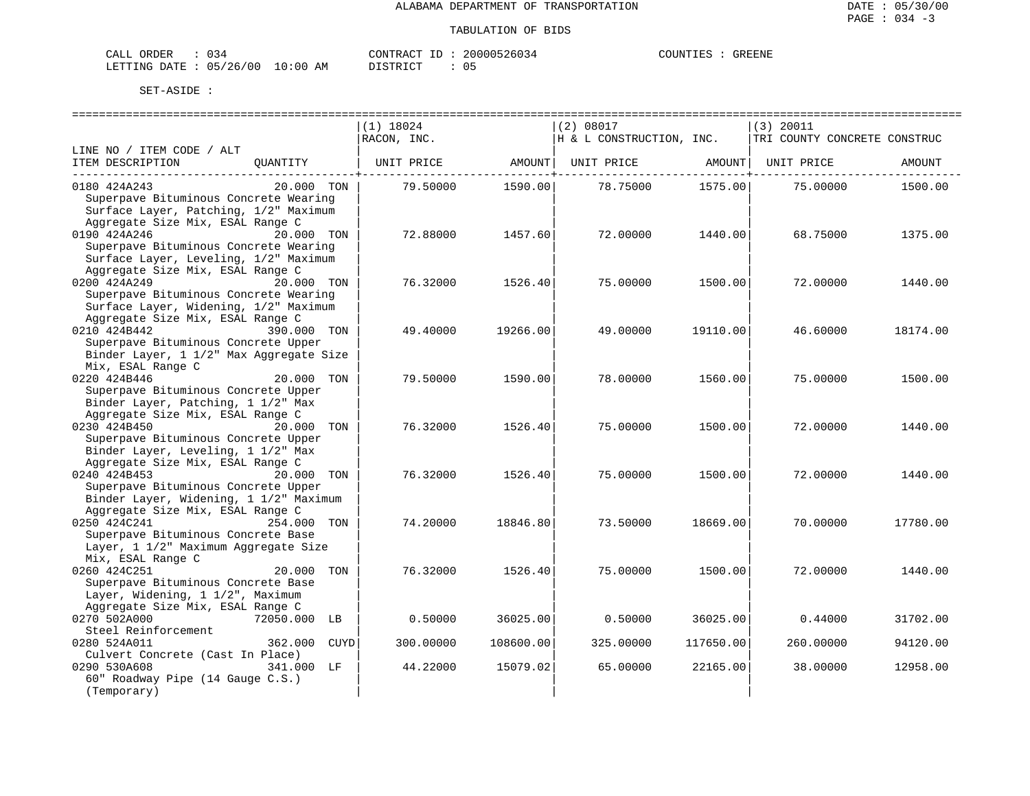ALABAMA DEPARTMENT OF TRANSPORTATION

TABULATION OF BIDS

CALL ORDER : 034 CONTRACT ID : 20000526034 COUNTIES : GREENE
LETTING DATE : 05/26/00 10:00 AM DISTRICT : 05

SET-ASIDE :

| LINE NO / ITEM CODE / ALT ITEM DESCRIPTION | QUANTITY | (1) 18024 RACON, INC. UNIT PRICE | AMOUNT | (2) 08017 H & L CONSTRUCTION, INC. UNIT PRICE | AMOUNT | (3) 20011 TRI COUNTY CONCRETE CONSTRUC UNIT PRICE | AMOUNT |
|---|---|---|---|---|---|---|---|
| 0180 424A243 Superpave Bituminous Concrete Wearing Surface Layer, Patching, 1/2" Maximum Aggregate Size Mix, ESAL Range C | 20.000 TON | 79.50000 | 1590.00 | 78.75000 | 1575.00 | 75.00000 | 1500.00 |
| 0190 424A246 Superpave Bituminous Concrete Wearing Surface Layer, Leveling, 1/2" Maximum Aggregate Size Mix, ESAL Range C | 20.000 TON | 72.88000 | 1457.60 | 72.00000 | 1440.00 | 68.75000 | 1375.00 |
| 0200 424A249 Superpave Bituminous Concrete Wearing Surface Layer, Widening, 1/2" Maximum Aggregate Size Mix, ESAL Range C | 20.000 TON | 76.32000 | 1526.40 | 75.00000 | 1500.00 | 72.00000 | 1440.00 |
| 0210 424B442 Superpave Bituminous Concrete Upper Binder Layer, 1 1/2" Max Aggregate Size Mix, ESAL Range C | 390.000 TON | 49.40000 | 19266.00 | 49.00000 | 19110.00 | 46.60000 | 18174.00 |
| 0220 424B446 Superpave Bituminous Concrete Upper Binder Layer, Patching, 1 1/2" Max Aggregate Size Mix, ESAL Range C | 20.000 TON | 79.50000 | 1590.00 | 78.00000 | 1560.00 | 75.00000 | 1500.00 |
| 0230 424B450 Superpave Bituminous Concrete Upper Binder Layer, Leveling, 1 1/2" Max Aggregate Size Mix, ESAL Range C | 20.000 TON | 76.32000 | 1526.40 | 75.00000 | 1500.00 | 72.00000 | 1440.00 |
| 0240 424B453 Superpave Bituminous Concrete Upper Binder Layer, Widening, 1 1/2" Maximum Aggregate Size Mix, ESAL Range C | 20.000 TON | 76.32000 | 1526.40 | 75.00000 | 1500.00 | 72.00000 | 1440.00 |
| 0250 424C241 Superpave Bituminous Concrete Base Layer, 1 1/2" Maximum Aggregate Size Mix, ESAL Range C | 254.000 TON | 74.20000 | 18846.80 | 73.50000 | 18669.00 | 70.00000 | 17780.00 |
| 0260 424C251 Superpave Bituminous Concrete Base Layer, Widening, 1 1/2", Maximum Aggregate Size Mix, ESAL Range C | 20.000 TON | 76.32000 | 1526.40 | 75.00000 | 1500.00 | 72.00000 | 1440.00 |
| 0270 502A000 Steel Reinforcement | 72050.000 LB | 0.50000 | 36025.00 | 0.50000 | 36025.00 | 0.44000 | 31702.00 |
| 0280 524A011 Culvert Concrete (Cast In Place) | 362.000 CUYD | 300.00000 | 108600.00 | 325.00000 | 117650.00 | 260.00000 | 94120.00 |
| 0290 530A608 60" Roadway Pipe (14 Gauge C.S.) (Temporary) | 341.000 LF | 44.22000 | 15079.02 | 65.00000 | 22165.00 | 38.00000 | 12958.00 |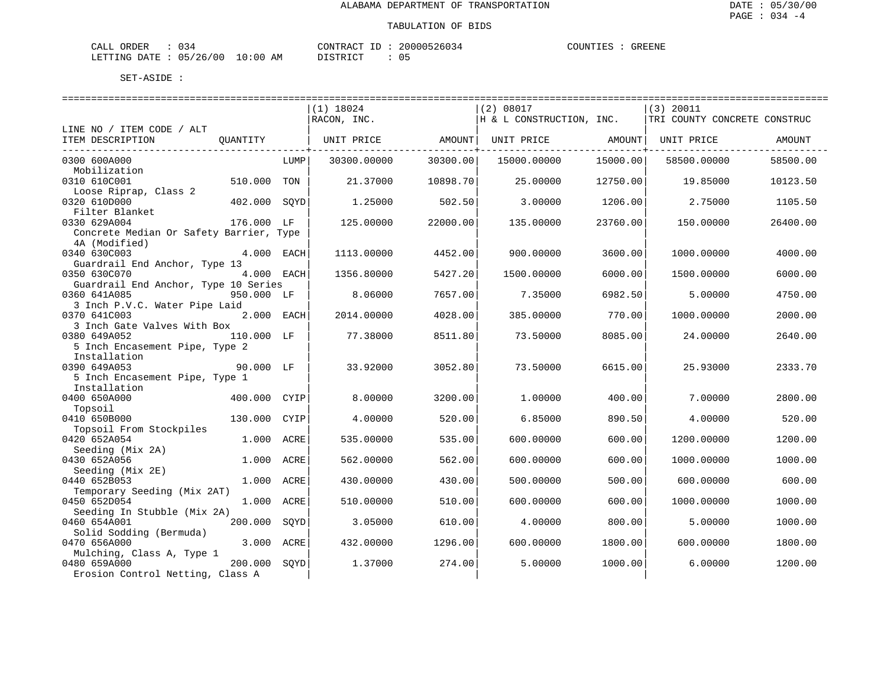ALABAMA DEPARTMENT OF TRANSPORTATION

TABULATION OF BIDS

DATE : 05/30/00
PAGE : 034 -4

CALL ORDER : 034 CONTRACT ID : 20000526034 COUNTIES : GREENE
LETTING DATE : 05/26/00 10:00 AM DISTRICT : 05

SET-ASIDE :

| LINE NO / ITEM CODE / ALT ITEM DESCRIPTION | QUANTITY | | (1) 18024 RACON, INC. UNIT PRICE | AMOUNT | (2) 08017 H & L CONSTRUCTION, INC. UNIT PRICE | AMOUNT | (3) 20011 TRI COUNTY CONCRETE CONSTRUC UNIT PRICE | AMOUNT |
|---|---|---|---|---|---|---|---|---|
| 0300 600A000 Mobilization | | LUMP | 30300.00000 | 30300.00 | 15000.00000 | 15000.00 | 58500.00000 | 58500.00 |
| 0310 610C001 Loose Riprap, Class 2 | 510.000 | TON | 21.37000 | 10898.70 | 25.00000 | 12750.00 | 19.85000 | 10123.50 |
| 0320 610D000 Filter Blanket | 402.000 | SQYD | 1.25000 | 502.50 | 3.00000 | 1206.00 | 2.75000 | 1105.50 |
| 0330 629A004 Concrete Median Or Safety Barrier, Type 4A (Modified) | 176.000 | LF | 125.00000 | 22000.00 | 135.00000 | 23760.00 | 150.00000 | 26400.00 |
| 0340 630C003 Guardrail End Anchor, Type 13 | 4.000 | EACH | 1113.00000 | 4452.00 | 900.00000 | 3600.00 | 1000.00000 | 4000.00 |
| 0350 630C070 Guardrail End Anchor, Type 10 Series | 4.000 | EACH | 1356.80000 | 5427.20 | 1500.00000 | 6000.00 | 1500.00000 | 6000.00 |
| 0360 641A085 3 Inch P.V.C. Water Pipe Laid | 950.000 | LF | 8.06000 | 7657.00 | 7.35000 | 6982.50 | 5.00000 | 4750.00 |
| 0370 641C003 3 Inch Gate Valves With Box | 2.000 | EACH | 2014.00000 | 4028.00 | 385.00000 | 770.00 | 1000.00000 | 2000.00 |
| 0380 649A052 5 Inch Encasement Pipe, Type 2 Installation | 110.000 | LF | 77.38000 | 8511.80 | 73.50000 | 8085.00 | 24.00000 | 2640.00 |
| 0390 649A053 5 Inch Encasement Pipe, Type 1 Installation | 90.000 | LF | 33.92000 | 3052.80 | 73.50000 | 6615.00 | 25.93000 | 2333.70 |
| 0400 650A000 Topsoil | 400.000 | CYIP | 8.00000 | 3200.00 | 1.00000 | 400.00 | 7.00000 | 2800.00 |
| 0410 650B000 Topsoil From Stockpiles | 130.000 | CYIP | 4.00000 | 520.00 | 6.85000 | 890.50 | 4.00000 | 520.00 |
| 0420 652A054 Seeding (Mix 2A) | 1.000 | ACRE | 535.00000 | 535.00 | 600.00000 | 600.00 | 1200.00000 | 1200.00 |
| 0430 652A056 Seeding (Mix 2E) | 1.000 | ACRE | 562.00000 | 562.00 | 600.00000 | 600.00 | 1000.00000 | 1000.00 |
| 0440 652B053 Temporary Seeding (Mix 2AT) | 1.000 | ACRE | 430.00000 | 430.00 | 500.00000 | 500.00 | 600.00000 | 600.00 |
| 0450 652D054 Seeding In Stubble (Mix 2A) | 1.000 | ACRE | 510.00000 | 510.00 | 600.00000 | 600.00 | 1000.00000 | 1000.00 |
| 0460 654A001 Solid Sodding (Bermuda) | 200.000 | SQYD | 3.05000 | 610.00 | 4.00000 | 800.00 | 5.00000 | 1000.00 |
| 0470 656A000 Mulching, Class A, Type 1 | 3.000 | ACRE | 432.00000 | 1296.00 | 600.00000 | 1800.00 | 600.00000 | 1800.00 |
| 0480 659A000 Erosion Control Netting, Class A | 200.000 | SQYD | 1.37000 | 274.00 | 5.00000 | 1000.00 | 6.00000 | 1200.00 |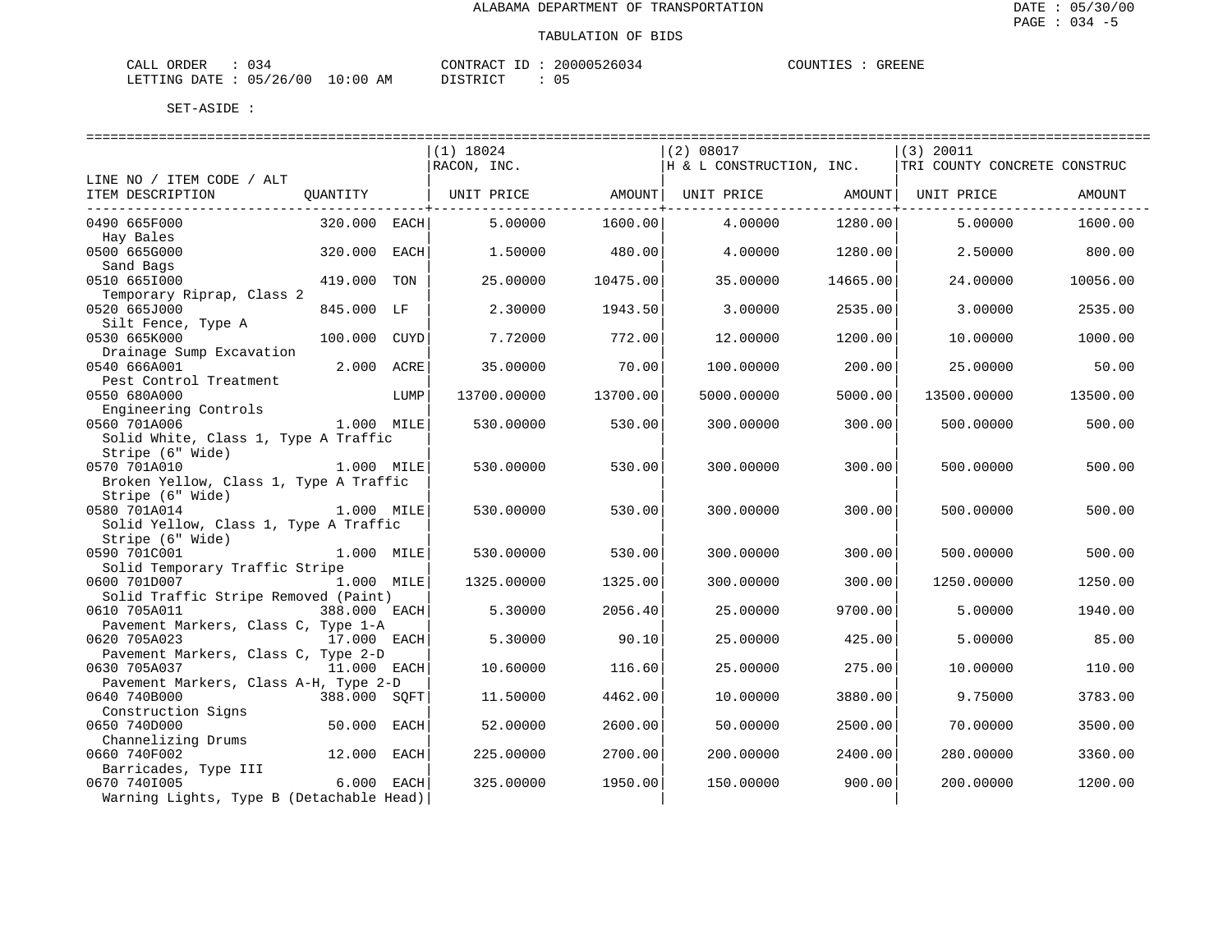ALABAMA DEPARTMENT OF TRANSPORTATION

TABULATION OF BIDS

DATE : 05/30/00
PAGE : 034 -5

CALL ORDER : 034 &nbsp;&nbsp;&nbsp;&nbsp; CONTRACT ID : 20000526034 &nbsp;&nbsp;&nbsp;&nbsp; COUNTIES : GREENE
LETTING DATE : 05/26/00 10:00 AM &nbsp;&nbsp;&nbsp;&nbsp; DISTRICT : 05

SET-ASIDE :

| LINE NO / ITEM CODE / ALT ITEM DESCRIPTION | QUANTITY | | (1) 18024 RACON, INC. UNIT PRICE | AMOUNT | (2) 08017 H & L CONSTRUCTION, INC. UNIT PRICE | AMOUNT | (3) 20011 TRI COUNTY CONCRETE CONSTRUC UNIT PRICE | AMOUNT |
|---|---|---|---|---|---|---|---|---|
| 0490 665F000 Hay Bales | 320.000 | EACH | 5.00000 | 1600.00 | 4.00000 | 1280.00 | 5.00000 | 1600.00 |
| 0500 665G000 Sand Bags | 320.000 | EACH | 1.50000 | 480.00 | 4.00000 | 1280.00 | 2.50000 | 800.00 |
| 0510 665I000 Temporary Riprap, Class 2 | 419.000 | TON | 25.00000 | 10475.00 | 35.00000 | 14665.00 | 24.00000 | 10056.00 |
| 0520 665J000 Silt Fence, Type A | 845.000 | LF | 2.30000 | 1943.50 | 3.00000 | 2535.00 | 3.00000 | 2535.00 |
| 0530 665K000 Drainage Sump Excavation | 100.000 | CUYD | 7.72000 | 772.00 | 12.00000 | 1200.00 | 10.00000 | 1000.00 |
| 0540 666A001 Pest Control Treatment | 2.000 | ACRE | 35.00000 | 70.00 | 100.00000 | 200.00 | 25.00000 | 50.00 |
| 0550 680A000 Engineering Controls | | LUMP | 13700.00000 | 13700.00 | 5000.00000 | 5000.00 | 13500.00000 | 13500.00 |
| 0560 701A006 Solid White, Class 1, Type A Traffic Stripe (6" Wide) | 1.000 | MILE | 530.00000 | 530.00 | 300.00000 | 300.00 | 500.00000 | 500.00 |
| 0570 701A010 Broken Yellow, Class 1, Type A Traffic Stripe (6" Wide) | 1.000 | MILE | 530.00000 | 530.00 | 300.00000 | 300.00 | 500.00000 | 500.00 |
| 0580 701A014 Solid Yellow, Class 1, Type A Traffic Stripe (6" Wide) | 1.000 | MILE | 530.00000 | 530.00 | 300.00000 | 300.00 | 500.00000 | 500.00 |
| 0590 701C001 Solid Temporary Traffic Stripe | 1.000 | MILE | 530.00000 | 530.00 | 300.00000 | 300.00 | 500.00000 | 500.00 |
| 0600 701D007 Solid Traffic Stripe Removed (Paint) | 1.000 | MILE | 1325.00000 | 1325.00 | 300.00000 | 300.00 | 1250.00000 | 1250.00 |
| 0610 705A011 Pavement Markers, Class C, Type 1-A | 388.000 | EACH | 5.30000 | 2056.40 | 25.00000 | 9700.00 | 5.00000 | 1940.00 |
| 0620 705A023 Pavement Markers, Class C, Type 2-D | 17.000 | EACH | 5.30000 | 90.10 | 25.00000 | 425.00 | 5.00000 | 85.00 |
| 0630 705A037 Pavement Markers, Class A-H, Type 2-D | 11.000 | EACH | 10.60000 | 116.60 | 25.00000 | 275.00 | 10.00000 | 110.00 |
| 0640 740B000 Construction Signs | 388.000 | SQFT | 11.50000 | 4462.00 | 10.00000 | 3880.00 | 9.75000 | 3783.00 |
| 0650 740D000 Channelizing Drums | 50.000 | EACH | 52.00000 | 2600.00 | 50.00000 | 2500.00 | 70.00000 | 3500.00 |
| 0660 740F002 Barricades, Type III | 12.000 | EACH | 225.00000 | 2700.00 | 200.00000 | 2400.00 | 280.00000 | 3360.00 |
| 0670 740I005 Warning Lights, Type B (Detachable Head) | 6.000 | EACH | 325.00000 | 1950.00 | 150.00000 | 900.00 | 200.00000 | 1200.00 |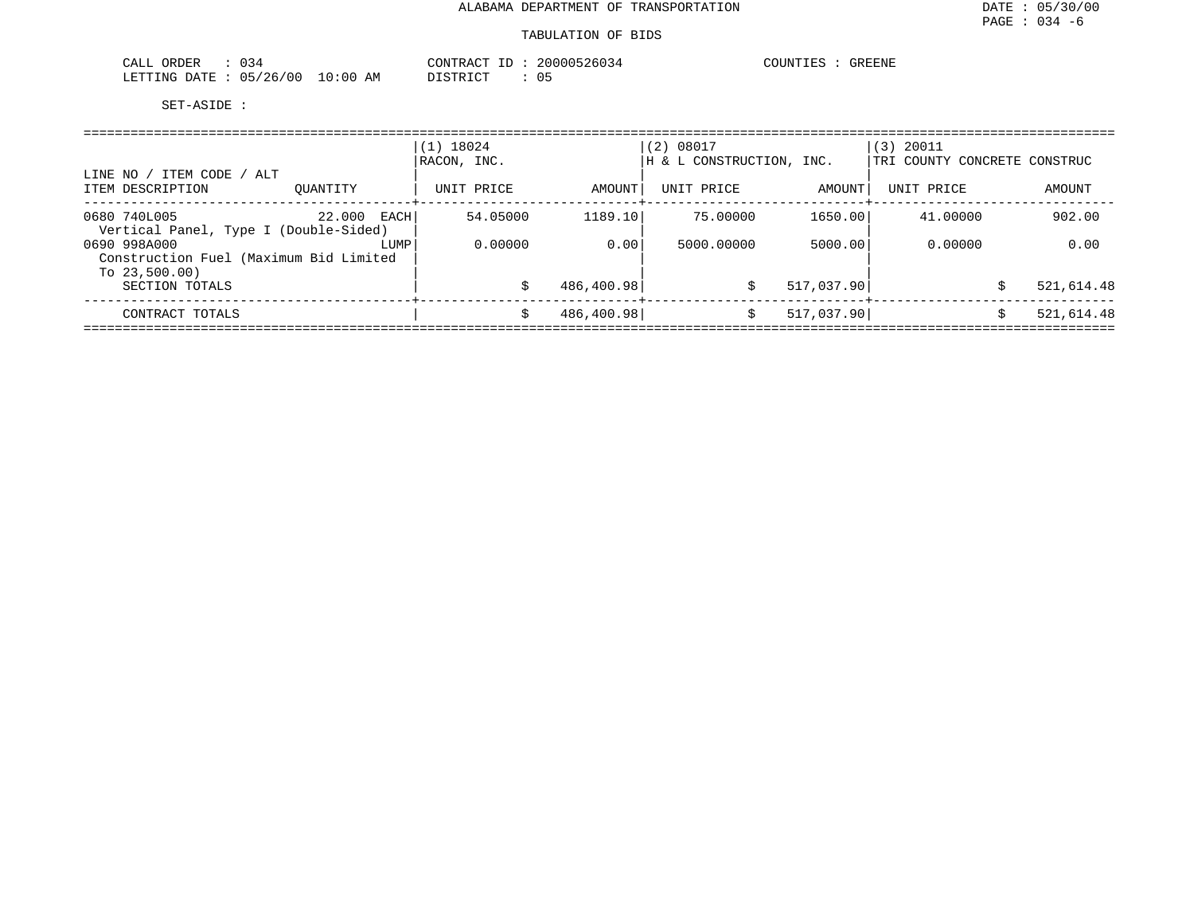ALABAMA DEPARTMENT OF TRANSPORTATION

TABULATION OF BIDS

DATE : 05/30/00
PAGE : 034 -6

CALL ORDER : 034
LETTING DATE : 05/26/00 10:00 AM

CONTRACT ID : 20000526034
DISTRICT : 05

COUNTIES : GREENE

SET-ASIDE :

| LINE NO / ITEM CODE / ALT<br>ITEM DESCRIPTION | QUANTITY | (1) 18024<br>RACON, INC.<br>UNIT PRICE | AMOUNT | (2) 08017<br>H & L CONSTRUCTION, INC.<br>UNIT PRICE | AMOUNT | (3) 20011<br>TRI COUNTY CONCRETE CONSTRUC<br>UNIT PRICE | AMOUNT |
|---|---|---|---|---|---|---|---|
| 0680 740L005<br>Vertical Panel, Type I (Double-Sided) | 22.000 EACH | 54.05000 | 1189.10 | 75.00000 | 1650.00 | 41.00000 | 902.00 |
| 0690 998A000<br>Construction Fuel (Maximum Bid Limited To 23,500.00) | LUMP | 0.00000 | 0.00 | 5000.00000 | 5000.00 | 0.00000 | 0.00 |
| SECTION TOTALS | | $ | 486,400.98 | $ | 517,037.90 | $ | 521,614.48 |
| CONTRACT TOTALS | | $ | 486,400.98 | $ | 517,037.90 | $ | 521,614.48 |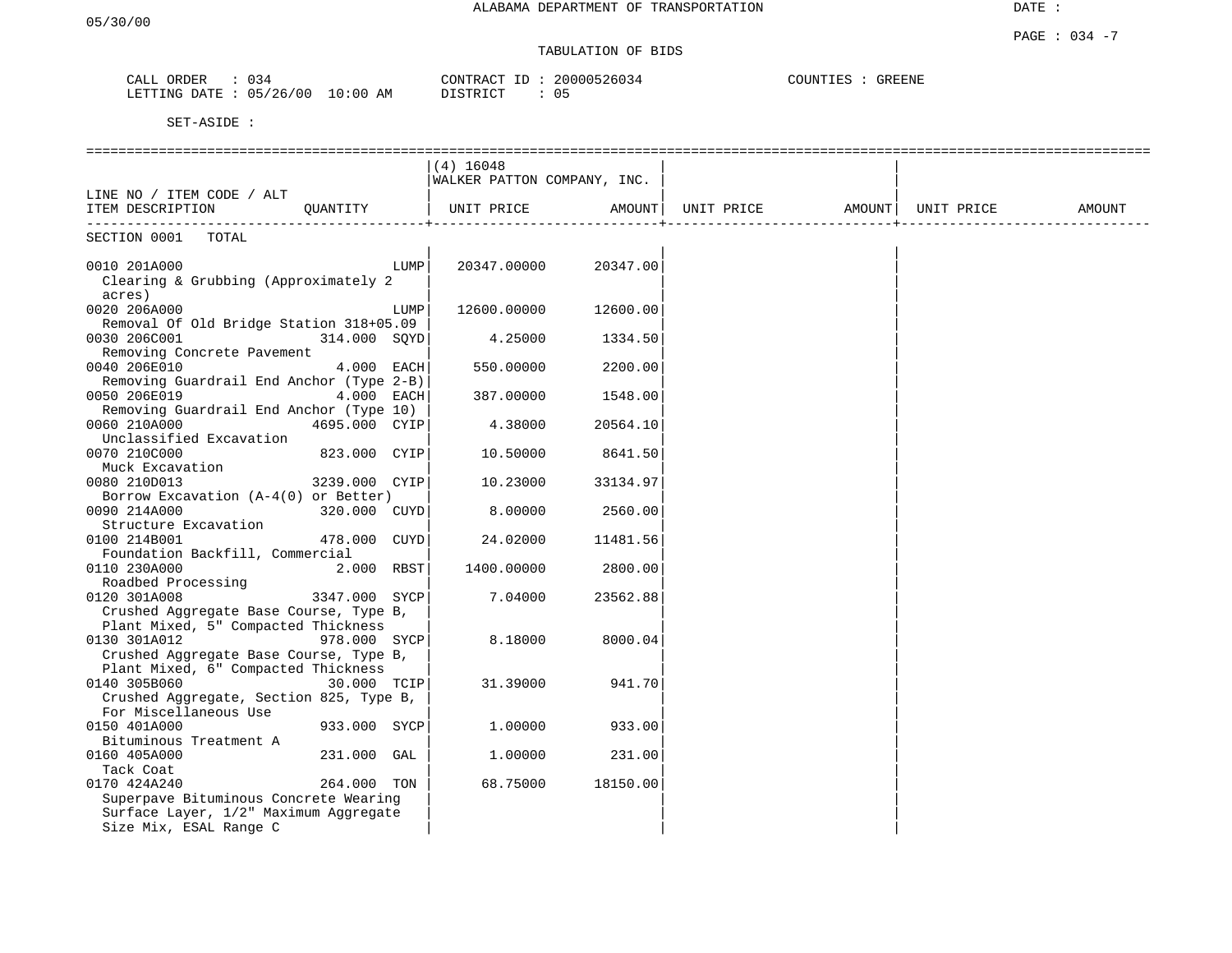ALABAMA DEPARTMENT OF TRANSPORTATION

05/30/00

DATE :

PAGE : 034 -7

TABULATION OF BIDS

CALL ORDER : 034
LETTING DATE : 05/26/00 10:00 AM

CONTRACT ID : 20000526034
DISTRICT : 05

COUNTIES : GREENE

SET-ASIDE :

| LINE NO / ITEM CODE / ALT ITEM DESCRIPTION | QUANTITY | (4) 16048 WALKER PATTON COMPANY, INC. UNIT PRICE | AMOUNT | UNIT PRICE | AMOUNT | UNIT PRICE | AMOUNT |
|---|---|---|---|---|---|---|---|
| SECTION 0001 TOTAL | | | | | | | |
| 0010 201A000 Clearing & Grubbing (Approximately 2 acres) | LUMP | 20347.00000 | 20347.00 | | | | |
| 0020 206A000 Removal Of Old Bridge Station 318+05.09 | LUMP | 12600.00000 | 12600.00 | | | | |
| 0030 206C001 Removing Concrete Pavement | 314.000 SQYD | 4.25000 | 1334.50 | | | | |
| 0040 206E010 Removing Guardrail End Anchor (Type 2-B) | 4.000 EACH | 550.00000 | 2200.00 | | | | |
| 0050 206E019 Removing Guardrail End Anchor (Type 10) | 4.000 EACH | 387.00000 | 1548.00 | | | | |
| 0060 210A000 Unclassified Excavation | 4695.000 CYIP | 4.38000 | 20564.10 | | | | |
| 0070 210C000 Muck Excavation | 823.000 CYIP | 10.50000 | 8641.50 | | | | |
| 0080 210D013 Borrow Excavation (A-4(0) or Better) | 3239.000 CYIP | 10.23000 | 33134.97 | | | | |
| 0090 214A000 Structure Excavation | 320.000 CUYD | 8.00000 | 2560.00 | | | | |
| 0100 214B001 Foundation Backfill, Commercial | 478.000 CUYD | 24.02000 | 11481.56 | | | | |
| 0110 230A000 Roadbed Processing | 2.000 RBST | 1400.00000 | 2800.00 | | | | |
| 0120 301A008 Crushed Aggregate Base Course, Type B, Plant Mixed, 5" Compacted Thickness | 3347.000 SYCP | 7.04000 | 23562.88 | | | | |
| 0130 301A012 Crushed Aggregate Base Course, Type B, Plant Mixed, 6" Compacted Thickness | 978.000 SYCP | 8.18000 | 8000.04 | | | | |
| 0140 305B060 Crushed Aggregate, Section 825, Type B, For Miscellaneous Use | 30.000 TCIP | 31.39000 | 941.70 | | | | |
| 0150 401A000 Bituminous Treatment A | 933.000 SYCP | 1.00000 | 933.00 | | | | |
| 0160 405A000 Tack Coat | 231.000 GAL | 1.00000 | 231.00 | | | | |
| 0170 424A240 Superpave Bituminous Concrete Wearing Surface Layer, 1/2" Maximum Aggregate Size Mix, ESAL Range C | 264.000 TON | 68.75000 | 18150.00 | | | | |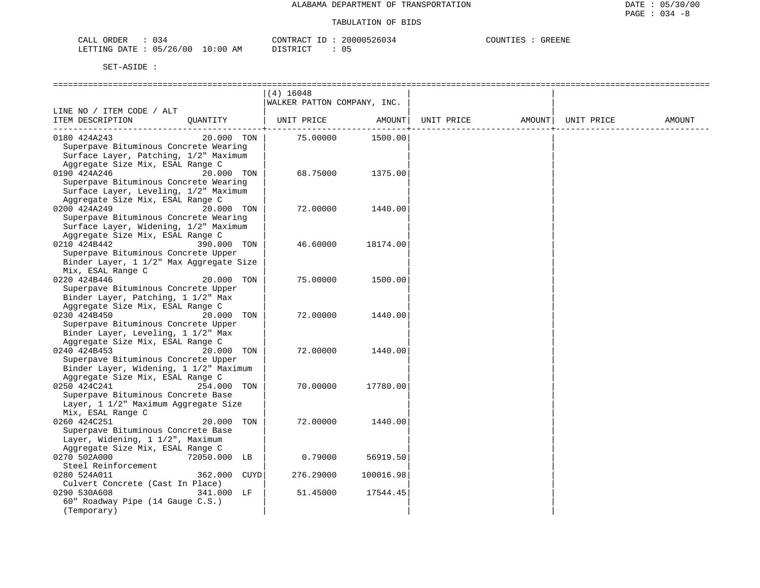ALABAMA DEPARTMENT OF TRANSPORTATION

TABULATION OF BIDS

CALL ORDER : 034 CONTRACT ID : 20000526034 COUNTIES : GREENE
LETTING DATE : 05/26/00 10:00 AM DISTRICT : 05

SET-ASIDE :

| LINE NO / ITEM CODE / ALT ITEM DESCRIPTION | QUANTITY | (4) 16048 WALKER PATTON COMPANY, INC. UNIT PRICE | AMOUNT | UNIT PRICE | AMOUNT | UNIT PRICE | AMOUNT |
|---|---|---|---|---|---|---|---|
| 0180 424A243 Superpave Bituminous Concrete Wearing Surface Layer, Patching, 1/2" Maximum Aggregate Size Mix, ESAL Range C | 20.000 TON | 75.00000 | 1500.00 | | | | |
| 0190 424A246 Superpave Bituminous Concrete Wearing Surface Layer, Leveling, 1/2" Maximum Aggregate Size Mix, ESAL Range C | 20.000 TON | 68.75000 | 1375.00 | | | | |
| 0200 424A249 Superpave Bituminous Concrete Wearing Surface Layer, Widening, 1/2" Maximum Aggregate Size Mix, ESAL Range C | 20.000 TON | 72.00000 | 1440.00 | | | | |
| 0210 424B442 Superpave Bituminous Concrete Upper Binder Layer, 1 1/2" Max Aggregate Size Mix, ESAL Range C | 390.000 TON | 46.60000 | 18174.00 | | | | |
| 0220 424B446 Superpave Bituminous Concrete Upper Binder Layer, Patching, 1 1/2" Max Aggregate Size Mix, ESAL Range C | 20.000 TON | 75.00000 | 1500.00 | | | | |
| 0230 424B450 Superpave Bituminous Concrete Upper Binder Layer, Leveling, 1 1/2" Max Aggregate Size Mix, ESAL Range C | 20.000 TON | 72.00000 | 1440.00 | | | | |
| 0240 424B453 Superpave Bituminous Concrete Upper Binder Layer, Widening, 1 1/2" Maximum Aggregate Size Mix, ESAL Range C | 20.000 TON | 72.00000 | 1440.00 | | | | |
| 0250 424C241 Superpave Bituminous Concrete Base Layer, 1 1/2" Maximum Aggregate Size Mix, ESAL Range C | 254.000 TON | 70.00000 | 17780.00 | | | | |
| 0260 424C251 Superpave Bituminous Concrete Base Layer, Widening, 1 1/2", Maximum Aggregate Size Mix, ESAL Range C | 20.000 TON | 72.00000 | 1440.00 | | | | |
| 0270 502A000 Steel Reinforcement | 72050.000 LB | 0.79000 | 56919.50 | | | | |
| 0280 524A011 Culvert Concrete (Cast In Place) | 362.000 CUYD | 276.29000 | 100016.98 | | | | |
| 0290 530A608 60" Roadway Pipe (14 Gauge C.S.) (Temporary) | 341.000 LF | 51.45000 | 17544.45 | | | | |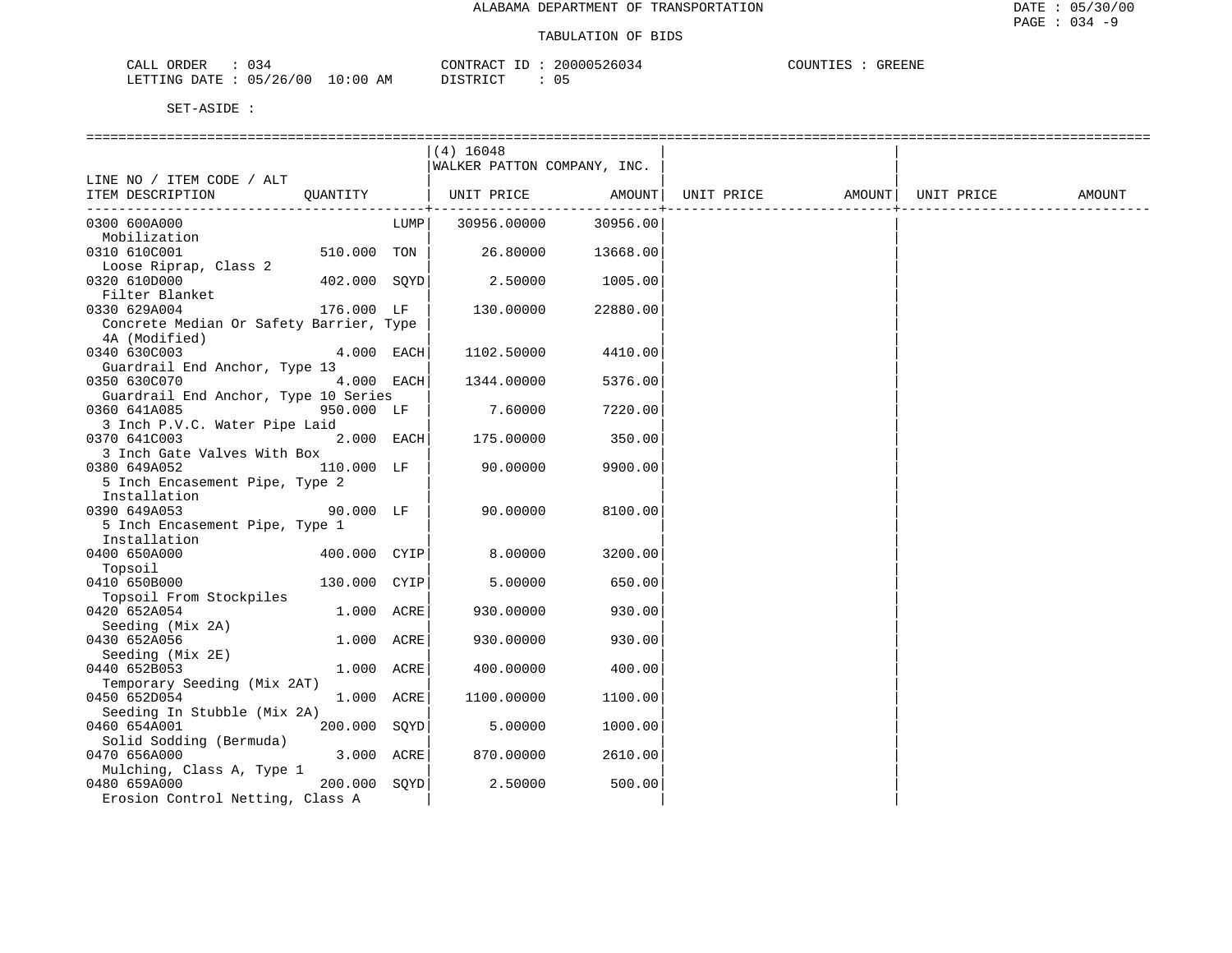ALABAMA DEPARTMENT OF TRANSPORTATION

TABULATION OF BIDS

CALL ORDER : 034 CONTRACT ID : 20000526034 COUNTIES : GREENE
LETTING DATE : 05/26/00 10:00 AM DISTRICT : 05

SET-ASIDE :

| LINE NO / ITEM CODE / ALT ITEM DESCRIPTION | QUANTITY | | (4) 16048 WALKER PATTON COMPANY, INC. UNIT PRICE | AMOUNT | UNIT PRICE | AMOUNT | UNIT PRICE | AMOUNT |
|---|---|---|---|---|---|---|---|---|
| 0300 600A000 Mobilization | | LUMP | 30956.00000 | 30956.00 | | | | |
| 0310 610C001 Loose Riprap, Class 2 | 510.000 | TON | 26.80000 | 13668.00 | | | | |
| 0320 610D000 Filter Blanket | 402.000 | SQYD | 2.50000 | 1005.00 | | | | |
| 0330 629A004 Concrete Median Or Safety Barrier, Type 4A (Modified) | 176.000 | LF | 130.00000 | 22880.00 | | | | |
| 0340 630C003 Guardrail End Anchor, Type 13 | 4.000 | EACH | 1102.50000 | 4410.00 | | | | |
| 0350 630C070 Guardrail End Anchor, Type 10 Series | 4.000 | EACH | 1344.00000 | 5376.00 | | | | |
| 0360 641A085 3 Inch P.V.C. Water Pipe Laid | 950.000 | LF | 7.60000 | 7220.00 | | | | |
| 0370 641C003 3 Inch Gate Valves With Box | 2.000 | EACH | 175.00000 | 350.00 | | | | |
| 0380 649A052 5 Inch Encasement Pipe, Type 2 Installation | 110.000 | LF | 90.00000 | 9900.00 | | | | |
| 0390 649A053 5 Inch Encasement Pipe, Type 1 Installation | 90.000 | LF | 90.00000 | 8100.00 | | | | |
| 0400 650A000 Topsoil | 400.000 | CYIP | 8.00000 | 3200.00 | | | | |
| 0410 650B000 Topsoil From Stockpiles | 130.000 | CYIP | 5.00000 | 650.00 | | | | |
| 0420 652A054 Seeding (Mix 2A) | 1.000 | ACRE | 930.00000 | 930.00 | | | | |
| 0430 652A056 Seeding (Mix 2E) | 1.000 | ACRE | 930.00000 | 930.00 | | | | |
| 0440 652B053 Temporary Seeding (Mix 2AT) | 1.000 | ACRE | 400.00000 | 400.00 | | | | |
| 0450 652D054 Seeding In Stubble (Mix 2A) | 1.000 | ACRE | 1100.00000 | 1100.00 | | | | |
| 0460 654A001 Solid Sodding (Bermuda) | 200.000 | SQYD | 5.00000 | 1000.00 | | | | |
| 0470 656A000 Mulching, Class A, Type 1 | 3.000 | ACRE | 870.00000 | 2610.00 | | | | |
| 0480 659A000 Erosion Control Netting, Class A | 200.000 | SQYD | 2.50000 | 500.00 | | | | |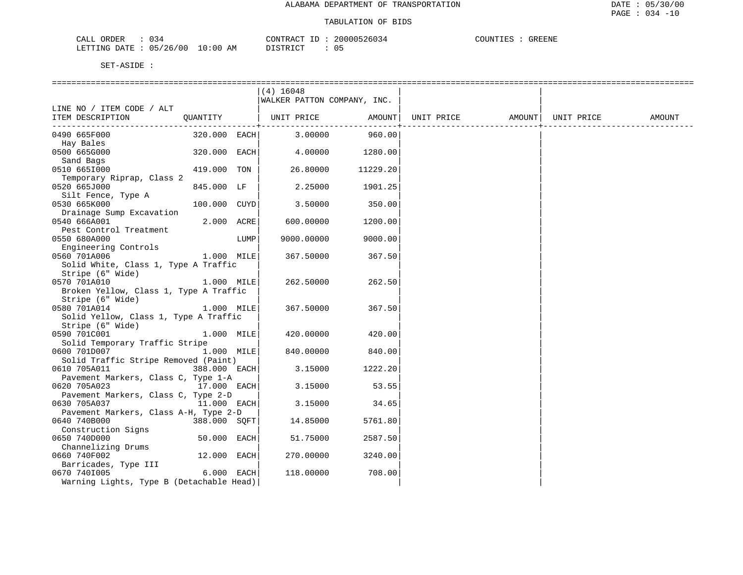ALABAMA DEPARTMENT OF TRANSPORTATION

TABULATION OF BIDS

CALL ORDER : 034 CONTRACT ID : 20000526034 COUNTIES : GREENE
LETTING DATE : 05/26/00 10:00 AM DISTRICT : 05

SET-ASIDE :

| LINE NO / ITEM CODE / ALT ITEM DESCRIPTION | QUANTITY | (4) 16048 WALKER PATTON COMPANY, INC. UNIT PRICE | AMOUNT | UNIT PRICE | AMOUNT | UNIT PRICE | AMOUNT |
|---|---|---|---|---|---|---|---|
| 0490 665F000 Hay Bales | 320.000 EACH | 3.00000 | 960.00 | | | | |
| 0500 665G000 Sand Bags | 320.000 EACH | 4.00000 | 1280.00 | | | | |
| 0510 665I000 Temporary Riprap, Class 2 | 419.000 TON | 26.80000 | 11229.20 | | | | |
| 0520 665J000 Silt Fence, Type A | 845.000 LF | 2.25000 | 1901.25 | | | | |
| 0530 665K000 Drainage Sump Excavation | 100.000 CUYD | 3.50000 | 350.00 | | | | |
| 0540 666A001 Pest Control Treatment | 2.000 ACRE | 600.00000 | 1200.00 | | | | |
| 0550 680A000 Engineering Controls | LUMP | 9000.00000 | 9000.00 | | | | |
| 0560 701A006 Solid White, Class 1, Type A Traffic Stripe (6" Wide) | 1.000 MILE | 367.50000 | 367.50 | | | | |
| 0570 701A010 Broken Yellow, Class 1, Type A Traffic Stripe (6" Wide) | 1.000 MILE | 262.50000 | 262.50 | | | | |
| 0580 701A014 Solid Yellow, Class 1, Type A Traffic Stripe (6" Wide) | 1.000 MILE | 367.50000 | 367.50 | | | | |
| 0590 701C001 Solid Temporary Traffic Stripe | 1.000 MILE | 420.00000 | 420.00 | | | | |
| 0600 701D007 Solid Traffic Stripe Removed (Paint) | 1.000 MILE | 840.00000 | 840.00 | | | | |
| 0610 705A011 Pavement Markers, Class C, Type 1-A | 388.000 EACH | 3.15000 | 1222.20 | | | | |
| 0620 705A023 Pavement Markers, Class C, Type 2-D | 17.000 EACH | 3.15000 | 53.55 | | | | |
| 0630 705A037 Pavement Markers, Class A-H, Type 2-D | 11.000 EACH | 3.15000 | 34.65 | | | | |
| 0640 740B000 Construction Signs | 388.000 SQFT | 14.85000 | 5761.80 | | | | |
| 0650 740D000 Channelizing Drums | 50.000 EACH | 51.75000 | 2587.50 | | | | |
| 0660 740F002 Barricades, Type III | 12.000 EACH | 270.00000 | 3240.00 | | | | |
| 0670 740I005 Warning Lights, Type B (Detachable Head) | 6.000 EACH | 118.00000 | 708.00 | | | | |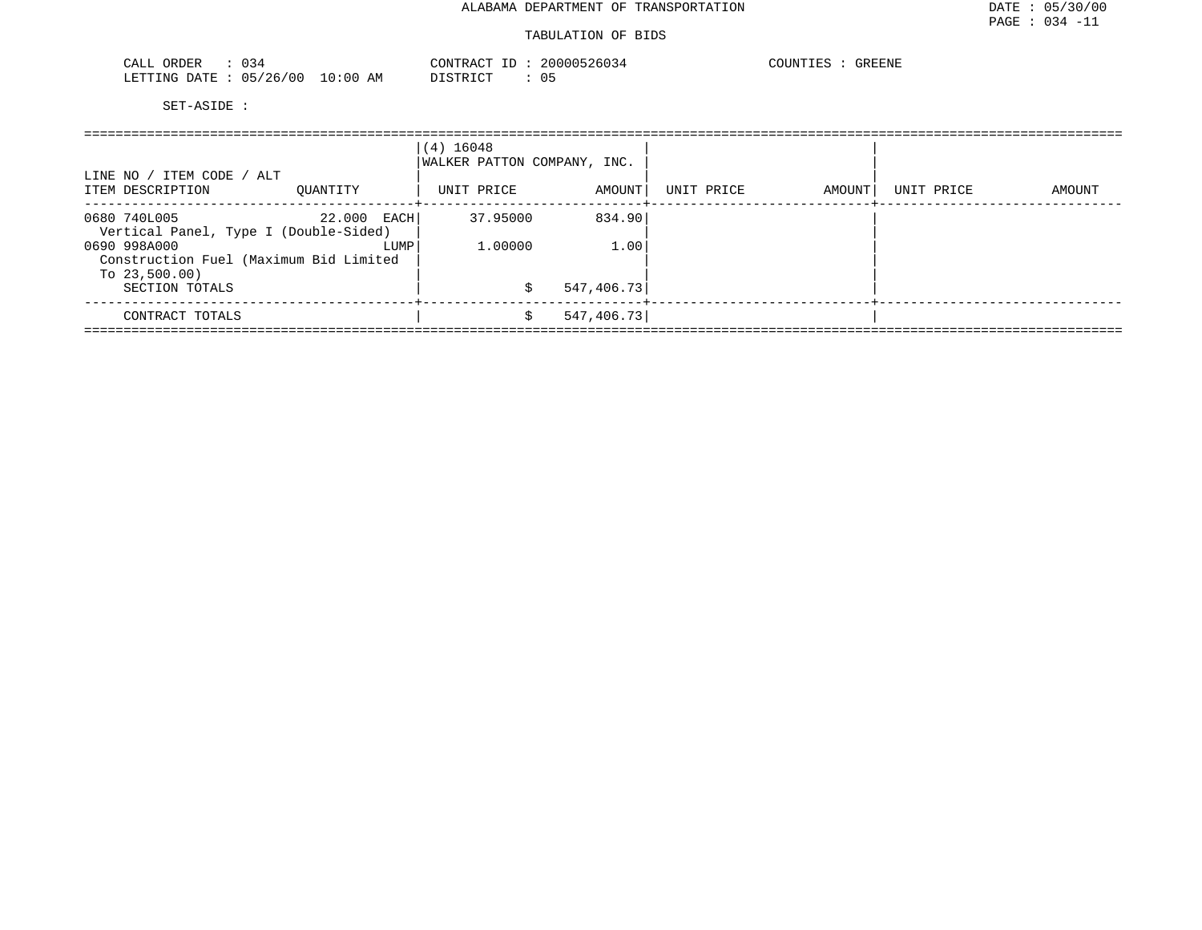ALABAMA DEPARTMENT OF TRANSPORTATION

TABULATION OF BIDS

CALL ORDER : 034 CONTRACT ID : 20000526034 COUNTIES : GREENE
LETTING DATE : 05/26/00 10:00 AM DISTRICT : 05

SET-ASIDE :

| LINE NO / ITEM CODE / ALT ITEM DESCRIPTION | QUANTITY | (4) 16048 WALKER PATTON COMPANY, INC. UNIT PRICE | AMOUNT | UNIT PRICE | AMOUNT | UNIT PRICE | AMOUNT |
|---|---|---|---|---|---|---|---|
| 0680 740L005 Vertical Panel, Type I (Double-Sided) | 22.000 EACH | 37.95000 | 834.90 | | | | |
| 0690 998A000 Construction Fuel (Maximum Bid Limited To 23,500.00) | LUMP | 1.00000 | 1.00 | | | | |
| SECTION TOTALS | | $ | 547,406.73 | | | | |
| CONTRACT TOTALS | | $ | 547,406.73 | | | | |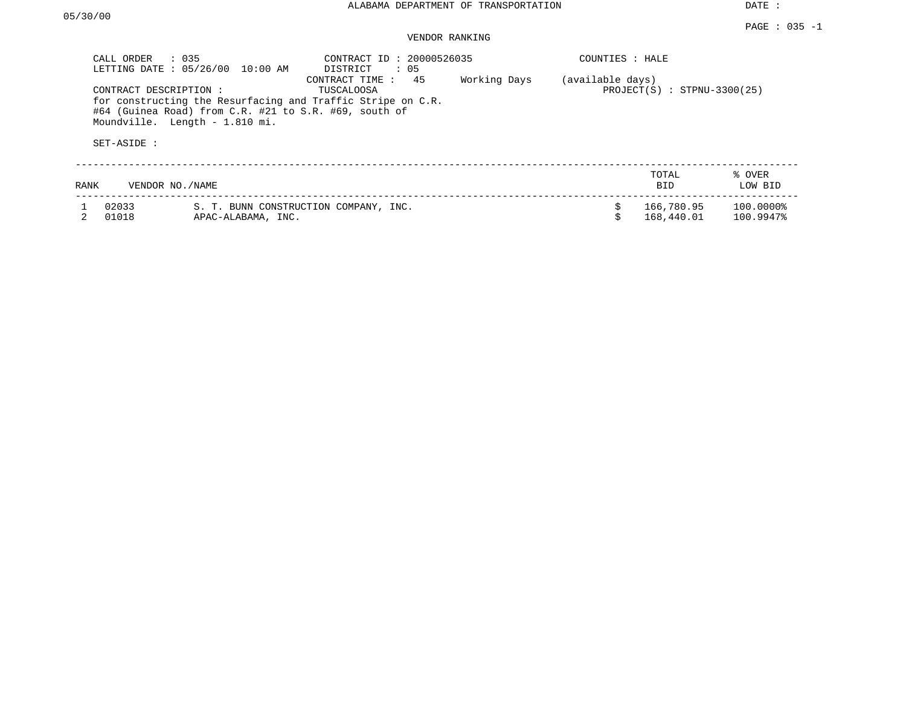ALABAMA DEPARTMENT OF TRANSPORTATION

DATE : 05/30/00

PAGE : 035 -1

VENDOR RANKING

CALL ORDER : 035
LETTING DATE : 05/26/00 10:00 AM

CONTRACT ID : 20000526035
DISTRICT : 05
CONTRACT TIME : 45 Working Days (available days)

COUNTIES : HALE
TUSCALOOSA

PROJECT(S) : STPNU-3300(25)

CONTRACT DESCRIPTION :
for constructing the Resurfacing and Traffic Stripe on C.R. #64 (Guinea Road) from C.R. #21 to S.R. #69, south of Moundville. Length - 1.810 mi.

SET-ASIDE :

| RANK | VENDOR NO./NAME | | TOTAL BID | % OVER LOW BID |
|---|---|---|---|---|
| 1 | 02033 | S. T. BUNN CONSTRUCTION COMPANY, INC. | $ 166,780.95 | 100.0000% |
| 2 | 01018 | APAC-ALABAMA, INC. | $ 168,440.01 | 100.9947% |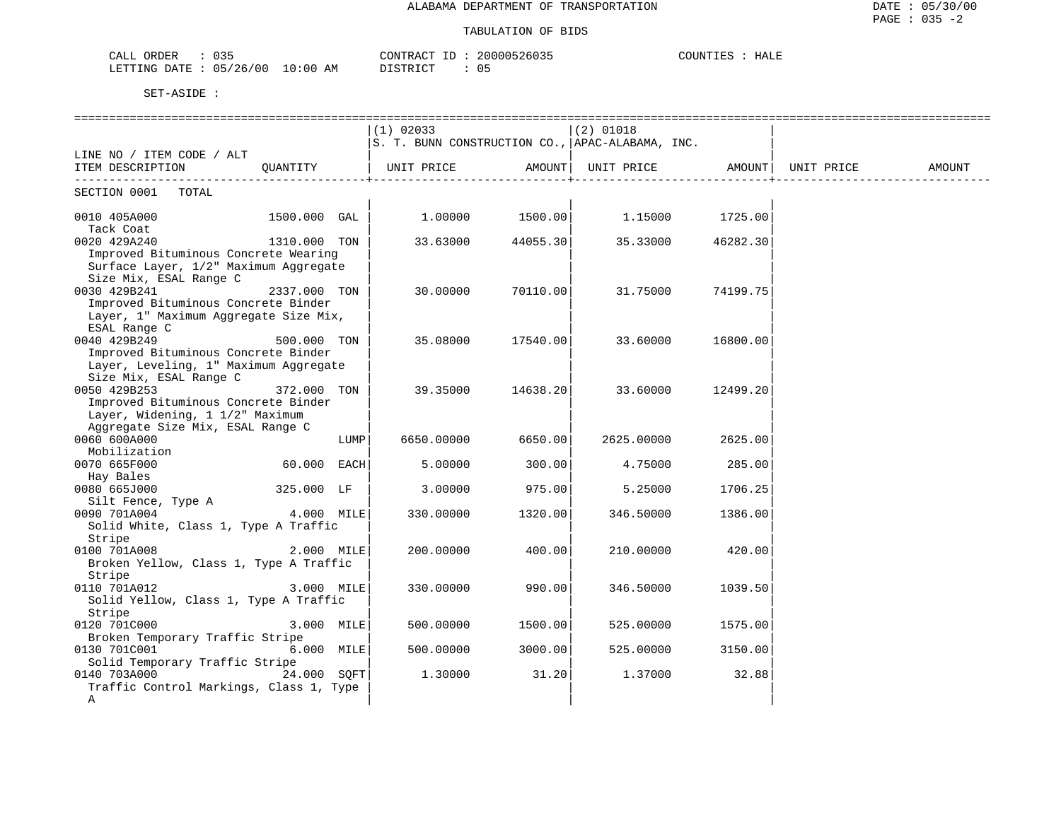ALABAMA DEPARTMENT OF TRANSPORTATION

TABULATION OF BIDS

DATE : 05/30/00
PAGE : 035 -2

CALL ORDER : 035 CONTRACT ID : 20000526035 COUNTIES : HALE
LETTING DATE : 05/26/00 10:00 AM DISTRICT : 05

SET-ASIDE :

| LINE NO / ITEM CODE / ALT ITEM DESCRIPTION | QUANTITY | (1) 02033 S. T. BUNN CONSTRUCTION CO., UNIT PRICE | AMOUNT | (2) 01018 APAC-ALABAMA, INC. UNIT PRICE | AMOUNT | UNIT PRICE | AMOUNT |
|---|---|---|---|---|---|---|---|
| SECTION 0001 TOTAL | | | | | | | |
| 0010 405A000 Tack Coat | 1500.000 GAL | 1.00000 | 1500.00 | 1.15000 | 1725.00 | | |
| 0020 429A240 Improved Bituminous Concrete Wearing Surface Layer, 1/2" Maximum Aggregate Size Mix, ESAL Range C | 1310.000 TON | 33.63000 | 44055.30 | 35.33000 | 46282.30 | | |
| 0030 429B241 Improved Bituminous Concrete Binder Layer, 1" Maximum Aggregate Size Mix, ESAL Range C | 2337.000 TON | 30.00000 | 70110.00 | 31.75000 | 74199.75 | | |
| 0040 429B249 Improved Bituminous Concrete Binder Layer, Leveling, 1" Maximum Aggregate Size Mix, ESAL Range C | 500.000 TON | 35.08000 | 17540.00 | 33.60000 | 16800.00 | | |
| 0050 429B253 Improved Bituminous Concrete Binder Layer, Widening, 1 1/2" Maximum Aggregate Size Mix, ESAL Range C | 372.000 TON | 39.35000 | 14638.20 | 33.60000 | 12499.20 | | |
| 0060 600A000 Mobilization | LUMP | 6650.00000 | 6650.00 | 2625.00000 | 2625.00 | | |
| 0070 665F000 Hay Bales | 60.000 EACH | 5.00000 | 300.00 | 4.75000 | 285.00 | | |
| 0080 665J000 Silt Fence, Type A | 325.000 LF | 3.00000 | 975.00 | 5.25000 | 1706.25 | | |
| 0090 701A004 Solid White, Class 1, Type A Traffic Stripe | 4.000 MILE | 330.00000 | 1320.00 | 346.50000 | 1386.00 | | |
| 0100 701A008 Broken Yellow, Class 1, Type A Traffic Stripe | 2.000 MILE | 200.00000 | 400.00 | 210.00000 | 420.00 | | |
| 0110 701A012 Solid Yellow, Class 1, Type A Traffic Stripe | 3.000 MILE | 330.00000 | 990.00 | 346.50000 | 1039.50 | | |
| 0120 701C000 Broken Temporary Traffic Stripe | 3.000 MILE | 500.00000 | 1500.00 | 525.00000 | 1575.00 | | |
| 0130 701C001 Solid Temporary Traffic Stripe | 6.000 MILE | 500.00000 | 3000.00 | 525.00000 | 3150.00 | | |
| 0140 703A000 Traffic Control Markings, Class 1, Type A | 24.000 SQFT | 1.30000 | 31.20 | 1.37000 | 32.88 | | |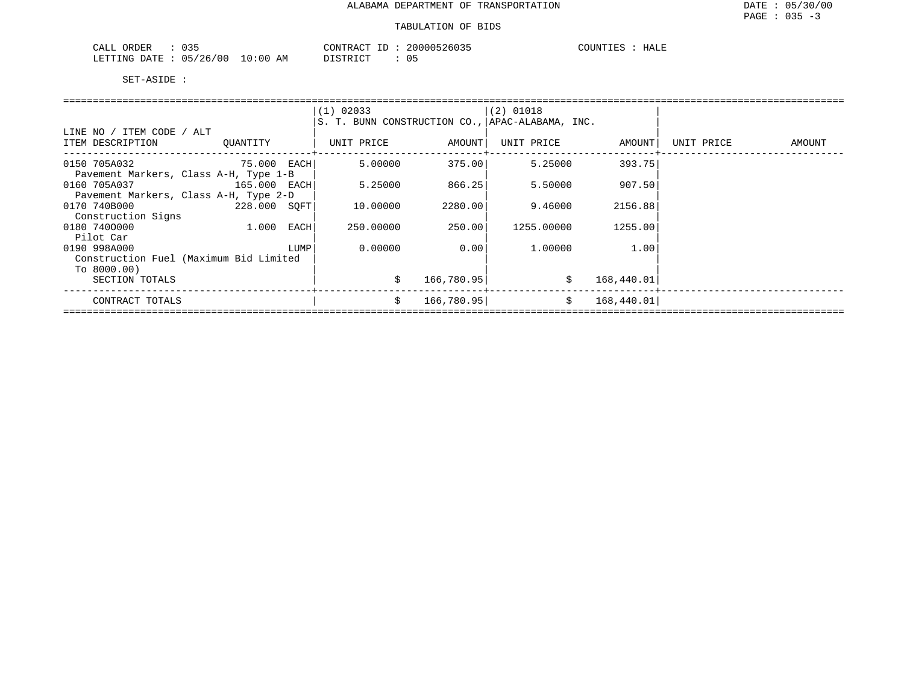ALABAMA DEPARTMENT OF TRANSPORTATION

TABULATION OF BIDS

DATE : 05/30/00
PAGE : 035 -3

CALL ORDER : 035 CONTRACT ID : 20000526035 COUNTIES : HALE
LETTING DATE : 05/26/00 10:00 AM DISTRICT : 05

SET-ASIDE :

| LINE NO / ITEM CODE / ALT<br>ITEM DESCRIPTION | QUANTITY | (1) 02033<br>S. T. BUNN CONSTRUCTION CO.,<br>UNIT PRICE | AMOUNT | (2) 01018<br>APAC-ALABAMA, INC.<br>UNIT PRICE | AMOUNT | UNIT PRICE | AMOUNT |
|---|---|---|---|---|---|---|---|
| 0150 705A032<br>Pavement Markers, Class A-H, Type 1-B | 75.000 EACH | 5.00000 | 375.00 | 5.25000 | 393.75 | | |
| 0160 705A037<br>Pavement Markers, Class A-H, Type 2-D | 165.000 EACH | 5.25000 | 866.25 | 5.50000 | 907.50 | | |
| 0170 740B000<br>Construction Signs | 228.000 SQFT | 10.00000 | 2280.00 | 9.46000 | 2156.88 | | |
| 0180 740O000<br>Pilot Car | 1.000 EACH | 250.00000 | 250.00 | 1255.00000 | 1255.00 | | |
| 0190 998A000<br>Construction Fuel (Maximum Bid Limited To 8000.00) | LUMP | 0.00000 | 0.00 | 1.00000 | 1.00 | | |
| SECTION TOTALS | | $ | 166,780.95 | $ | 168,440.01 | | |
| CONTRACT TOTALS | | $ | 166,780.95 | $ | 168,440.01 | | |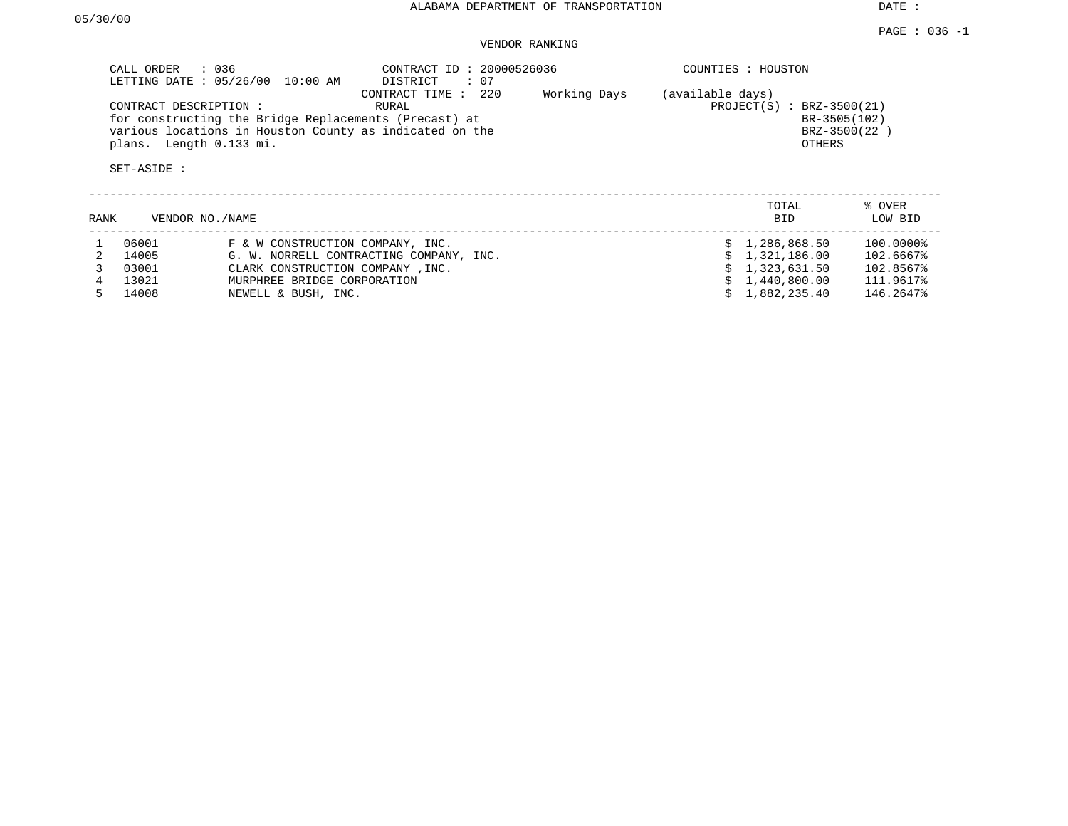ALABAMA DEPARTMENT OF TRANSPORTATION

DATE : 05/30/00

PAGE : 036 -1

VENDOR RANKING

CALL ORDER : 036
LETTING DATE : 05/26/00 10:00 AM

CONTRACT ID : 20000526036
DISTRICT : 07
CONTRACT TIME : 220 Working Days (available days)

COUNTIES : HOUSTON

CONTRACT DESCRIPTION : RURAL
for constructing the Bridge Replacements (Precast) at various locations in Houston County as indicated on the plans. Length 0.133 mi.

PROJECT(S) : BRZ-3500(21)
BR-3505(102)
BRZ-3500(22 )
OTHERS

SET-ASIDE :

| RANK | VENDOR NO./NAME | | TOTAL BID | % OVER LOW BID |
|---|---|---|---|---|
| 1 | 06001 | F & W CONSTRUCTION COMPANY, INC. | $ 1,286,868.50 | 100.0000% |
| 2 | 14005 | G. W. NORRELL CONTRACTING COMPANY, INC. | $ 1,321,186.00 | 102.6667% |
| 3 | 03001 | CLARK CONSTRUCTION COMPANY ,INC. | $ 1,323,631.50 | 102.8567% |
| 4 | 13021 | MURPHREE BRIDGE CORPORATION | $ 1,440,800.00 | 111.9617% |
| 5 | 14008 | NEWELL & BUSH, INC. | $ 1,882,235.40 | 146.2647% |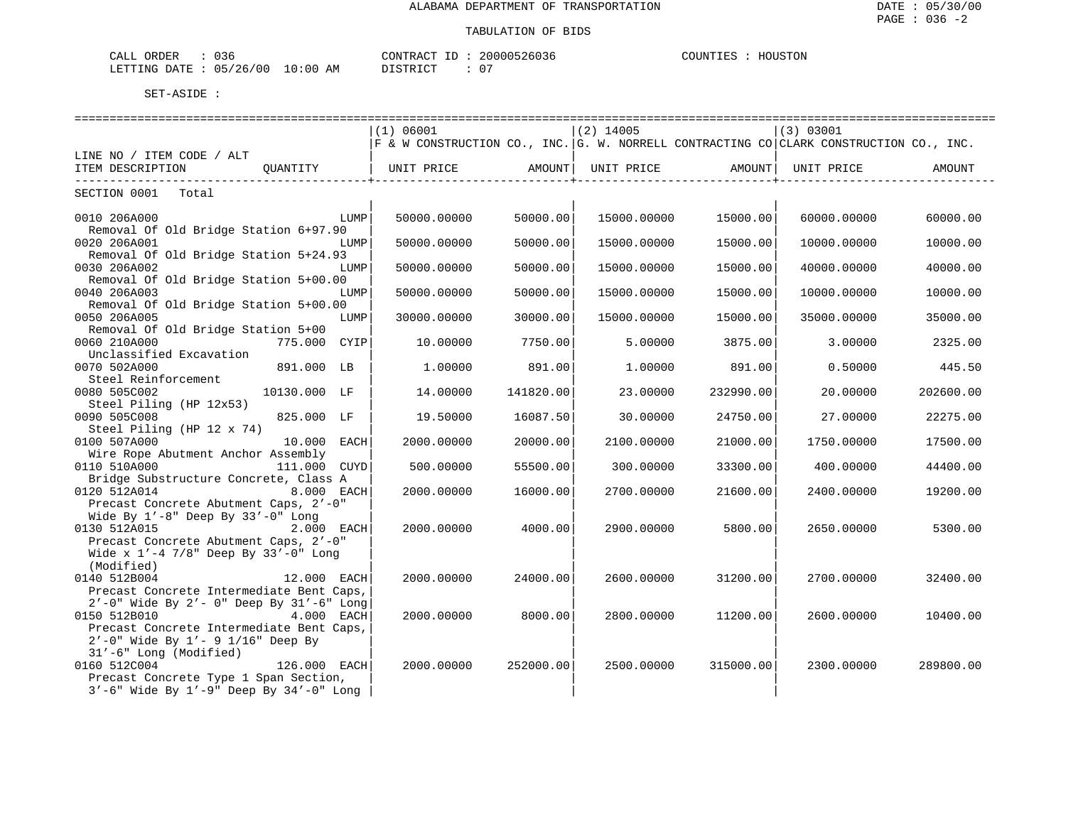ALABAMA DEPARTMENT OF TRANSPORTATION

TABULATION OF BIDS

DATE : 05/30/00
PAGE : 036 -2

CALL ORDER : 036 CONTRACT ID : 20000526036 COUNTIES : HOUSTON
LETTING DATE : 05/26/00 10:00 AM DISTRICT : 07

SET-ASIDE :

| LINE NO / ITEM CODE / ALT ITEM DESCRIPTION | QUANTITY | (1) 06001 F & W CONSTRUCTION CO., INC. UNIT PRICE | AMOUNT | (2) 14005 G. W. NORRELL CONTRACTING CO UNIT PRICE | AMOUNT | (3) 03001 CLARK CONSTRUCTION CO., INC. UNIT PRICE | AMOUNT |
|---|---|---|---|---|---|---|---|
| SECTION 0001 Total | | | | | | | |
| 0010 206A000 Removal Of Old Bridge Station 6+97.90 | LUMP | 50000.00000 | 50000.00 | 15000.00000 | 15000.00 | 60000.00000 | 60000.00 |
| 0020 206A001 Removal Of Old Bridge Station 5+24.93 | LUMP | 50000.00000 | 50000.00 | 15000.00000 | 15000.00 | 10000.00000 | 10000.00 |
| 0030 206A002 Removal Of Old Bridge Station 5+00.00 | LUMP | 50000.00000 | 50000.00 | 15000.00000 | 15000.00 | 40000.00000 | 40000.00 |
| 0040 206A003 Removal Of Old Bridge Station 5+00.00 | LUMP | 50000.00000 | 50000.00 | 15000.00000 | 15000.00 | 10000.00000 | 10000.00 |
| 0050 206A005 Removal Of Old Bridge Station 5+00 | LUMP | 30000.00000 | 30000.00 | 15000.00000 | 15000.00 | 35000.00000 | 35000.00 |
| 0060 210A000 Unclassified Excavation | 775.000 CYIP | 10.00000 | 7750.00 | 5.00000 | 3875.00 | 3.00000 | 2325.00 |
| 0070 502A000 Steel Reinforcement | 891.000 LB | 1.00000 | 891.00 | 1.00000 | 891.00 | 0.50000 | 445.50 |
| 0080 505C002 Steel Piling (HP 12x53) | 10130.000 LF | 14.00000 | 141820.00 | 23.00000 | 232990.00 | 20.00000 | 202600.00 |
| 0090 505C008 Steel Piling (HP 12 x 74) | 825.000 LF | 19.50000 | 16087.50 | 30.00000 | 24750.00 | 27.00000 | 22275.00 |
| 0100 507A000 Wire Rope Abutment Anchor Assembly | 10.000 EACH | 2000.00000 | 20000.00 | 2100.00000 | 21000.00 | 1750.00000 | 17500.00 |
| 0110 510A000 Bridge Substructure Concrete, Class A | 111.000 CUYD | 500.00000 | 55500.00 | 300.00000 | 33300.00 | 400.00000 | 44400.00 |
| 0120 512A014 Precast Concrete Abutment Caps, 2'-0" Wide By 1'-8" Deep By 33'-0" Long | 8.000 EACH | 2000.00000 | 16000.00 | 2700.00000 | 21600.00 | 2400.00000 | 19200.00 |
| 0130 512A015 Precast Concrete Abutment Caps, 2'-0" Wide x 1'-4 7/8" Deep By 33'-0" Long (Modified) | 2.000 EACH | 2000.00000 | 4000.00 | 2900.00000 | 5800.00 | 2650.00000 | 5300.00 |
| 0140 512B004 Precast Concrete Intermediate Bent Caps, 2'-0" Wide By 2'- 0" Deep By 31'-6" Long | 12.000 EACH | 2000.00000 | 24000.00 | 2600.00000 | 31200.00 | 2700.00000 | 32400.00 |
| 0150 512B010 Precast Concrete Intermediate Bent Caps, 2'-0" Wide By 1'- 9 1/16" Deep By 31'-6" Long (Modified) | 4.000 EACH | 2000.00000 | 8000.00 | 2800.00000 | 11200.00 | 2600.00000 | 10400.00 |
| 0160 512C004 Precast Concrete Type 1 Span Section, 3'-6" Wide By 1'-9" Deep By 34'-0" Long | 126.000 EACH | 2000.00000 | 252000.00 | 2500.00000 | 315000.00 | 2300.00000 | 289800.00 |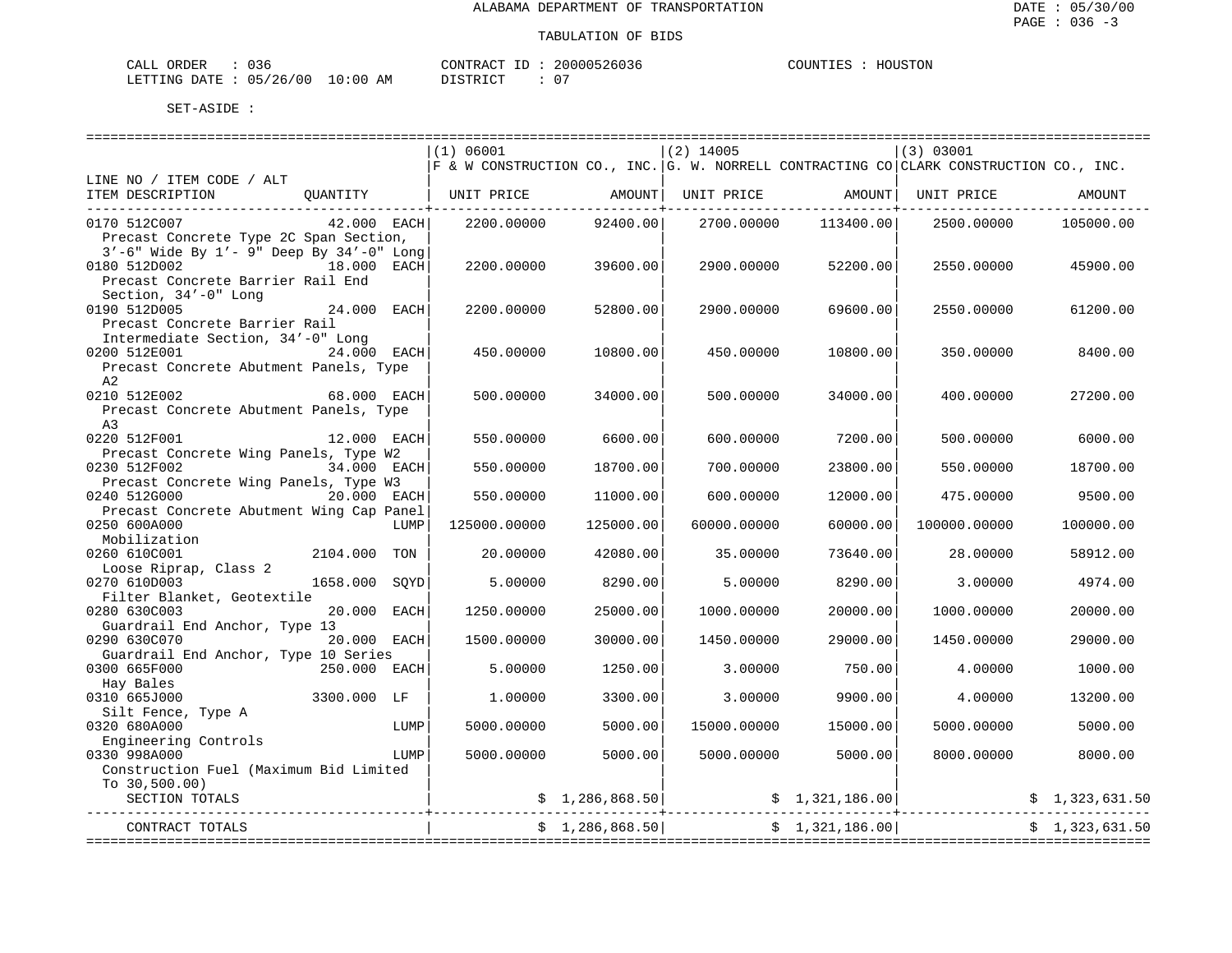ALABAMA DEPARTMENT OF TRANSPORTATION

TABULATION OF BIDS

DATE : 05/30/00
PAGE : 036 -3

CALL ORDER : 036 &nbsp;&nbsp;&nbsp;&nbsp; CONTRACT ID : 20000526036 &nbsp;&nbsp;&nbsp;&nbsp; COUNTIES : HOUSTON
LETTING DATE : 05/26/00 10:00 AM &nbsp;&nbsp;&nbsp;&nbsp; DISTRICT : 07

SET-ASIDE :

| LINE NO / ITEM CODE / ALT<br>ITEM DESCRIPTION | QUANTITY | (1) 06001<br>F & W CONSTRUCTION CO., INC.<br>UNIT PRICE | AMOUNT | (2) 14005<br>G. W. NORRELL CONTRACTING CO<br>UNIT PRICE | AMOUNT | (3) 03001<br>CLARK CONSTRUCTION CO., INC.<br>UNIT PRICE | AMOUNT |
|---|---|---|---|---|---|---|---|
| 0170 512C007<br>Precast Concrete Type 2C Span Section, 3'-6" Wide By 1'- 9" Deep By 34'-0" Long | 42.000 EACH | 2200.00000 | 92400.00 | 2700.00000 | 113400.00 | 2500.00000 | 105000.00 |
| 0180 512D002<br>Precast Concrete Barrier Rail End Section, 34'-0" Long | 18.000 EACH | 2200.00000 | 39600.00 | 2900.00000 | 52200.00 | 2550.00000 | 45900.00 |
| 0190 512D005<br>Precast Concrete Barrier Rail Intermediate Section, 34'-0" Long | 24.000 EACH | 2200.00000 | 52800.00 | 2900.00000 | 69600.00 | 2550.00000 | 61200.00 |
| 0200 512E001<br>Precast Concrete Abutment Panels, Type A2 | 24.000 EACH | 450.00000 | 10800.00 | 450.00000 | 10800.00 | 350.00000 | 8400.00 |
| 0210 512E002<br>Precast Concrete Abutment Panels, Type A3 | 68.000 EACH | 500.00000 | 34000.00 | 500.00000 | 34000.00 | 400.00000 | 27200.00 |
| 0220 512F001<br>Precast Concrete Wing Panels, Type W2 | 12.000 EACH | 550.00000 | 6600.00 | 600.00000 | 7200.00 | 500.00000 | 6000.00 |
| 0230 512F002<br>Precast Concrete Wing Panels, Type W3 | 34.000 EACH | 550.00000 | 18700.00 | 700.00000 | 23800.00 | 550.00000 | 18700.00 |
| 0240 512G000<br>Precast Concrete Abutment Wing Cap Panel | 20.000 EACH | 550.00000 | 11000.00 | 600.00000 | 12000.00 | 475.00000 | 9500.00 |
| 0250 600A000<br>Mobilization | LUMP | 125000.00000 | 125000.00 | 60000.00000 | 60000.00 | 100000.00000 | 100000.00 |
| 0260 610C001<br>Loose Riprap, Class 2 | 2104.000 TON | 20.00000 | 42080.00 | 35.00000 | 73640.00 | 28.00000 | 58912.00 |
| 0270 610D003<br>Filter Blanket, Geotextile | 1658.000 SQYD | 5.00000 | 8290.00 | 5.00000 | 8290.00 | 3.00000 | 4974.00 |
| 0280 630C003<br>Guardrail End Anchor, Type 13 | 20.000 EACH | 1250.00000 | 25000.00 | 1000.00000 | 20000.00 | 1000.00000 | 20000.00 |
| 0290 630C070<br>Guardrail End Anchor, Type 10 Series | 20.000 EACH | 1500.00000 | 30000.00 | 1450.00000 | 29000.00 | 1450.00000 | 29000.00 |
| 0300 665F000<br>Hay Bales | 250.000 EACH | 5.00000 | 1250.00 | 3.00000 | 750.00 | 4.00000 | 1000.00 |
| 0310 665J000<br>Silt Fence, Type A | 3300.000 LF | 1.00000 | 3300.00 | 3.00000 | 9900.00 | 4.00000 | 13200.00 |
| 0320 680A000<br>Engineering Controls | LUMP | 5000.00000 | 5000.00 | 15000.00000 | 15000.00 | 5000.00000 | 5000.00 |
| 0330 998A000<br>Construction Fuel (Maximum Bid Limited To 30,500.00) | LUMP | 5000.00000 | 5000.00 | 5000.00000 | 5000.00 | 8000.00000 | 8000.00 |
| SECTION TOTALS | | | $ 1,286,868.50 | | $ 1,321,186.00 | | $ 1,323,631.50 |
| CONTRACT TOTALS | | | $ 1,286,868.50 | | $ 1,321,186.00 | | $ 1,323,631.50 |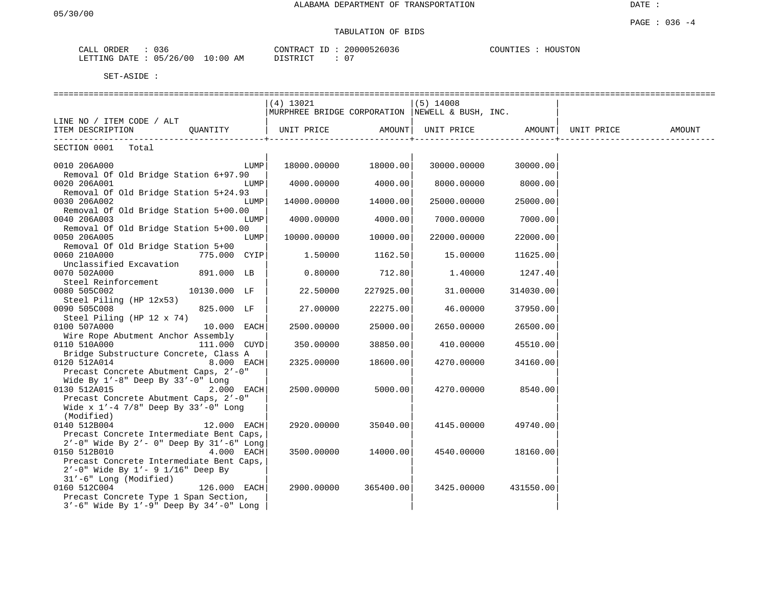ALABAMA DEPARTMENT OF TRANSPORTATION

TABULATION OF BIDS

CALL ORDER : 036 CONTRACT ID : 20000526036 COUNTIES : HOUSTON
LETTING DATE : 05/26/00 10:00 AM DISTRICT : 07

SET-ASIDE :

| LINE NO / ITEM CODE / ALT ITEM DESCRIPTION | QUANTITY | (4) 13021 MURPHREE BRIDGE CORPORATION UNIT PRICE | AMOUNT | (5) 14008 NEWELL & BUSH, INC. UNIT PRICE | AMOUNT | UNIT PRICE | AMOUNT |
|---|---|---|---|---|---|---|---|
| SECTION 0001 Total | | | | | | | |
| 0010 206A000 Removal Of Old Bridge Station 6+97.90 | LUMP | 18000.00000 | 18000.00 | 30000.00000 | 30000.00 | | |
| 0020 206A001 Removal Of Old Bridge Station 5+24.93 | LUMP | 4000.00000 | 4000.00 | 8000.00000 | 8000.00 | | |
| 0030 206A002 Removal Of Old Bridge Station 5+00.00 | LUMP | 14000.00000 | 14000.00 | 25000.00000 | 25000.00 | | |
| 0040 206A003 Removal Of Old Bridge Station 5+00.00 | LUMP | 4000.00000 | 4000.00 | 7000.00000 | 7000.00 | | |
| 0050 206A005 Removal Of Old Bridge Station 5+00 | LUMP | 10000.00000 | 10000.00 | 22000.00000 | 22000.00 | | |
| 0060 210A000 Unclassified Excavation | 775.000 CYIP | 1.50000 | 1162.50 | 15.00000 | 11625.00 | | |
| 0070 502A000 Steel Reinforcement | 891.000 LB | 0.80000 | 712.80 | 1.40000 | 1247.40 | | |
| 0080 505C002 Steel Piling (HP 12x53) | 10130.000 LF | 22.50000 | 227925.00 | 31.00000 | 314030.00 | | |
| 0090 505C008 Steel Piling (HP 12 x 74) | 825.000 LF | 27.00000 | 22275.00 | 46.00000 | 37950.00 | | |
| 0100 507A000 Wire Rope Abutment Anchor Assembly | 10.000 EACH | 2500.00000 | 25000.00 | 2650.00000 | 26500.00 | | |
| 0110 510A000 Bridge Substructure Concrete, Class A | 111.000 CUYD | 350.00000 | 38850.00 | 410.00000 | 45510.00 | | |
| 0120 512A014 Precast Concrete Abutment Caps, 2'-0" Wide By 1'-8" Deep By 33'-0" Long | 8.000 EACH | 2325.00000 | 18600.00 | 4270.00000 | 34160.00 | | |
| 0130 512A015 Precast Concrete Abutment Caps, 2'-0" Wide x 1'-4 7/8" Deep By 33'-0" Long (Modified) | 2.000 EACH | 2500.00000 | 5000.00 | 4270.00000 | 8540.00 | | |
| 0140 512B004 Precast Concrete Intermediate Bent Caps, 2'-0" Wide By 2'- 0" Deep By 31'-6" Long | 12.000 EACH | 2920.00000 | 35040.00 | 4145.00000 | 49740.00 | | |
| 0150 512B010 Precast Concrete Intermediate Bent Caps, 2'-0" Wide By 1'- 9 1/16" Deep By 31'-6" Long (Modified) | 4.000 EACH | 3500.00000 | 14000.00 | 4540.00000 | 18160.00 | | |
| 0160 512C004 Precast Concrete Type 1 Span Section, 3'-6" Wide By 1'-9" Deep By 34'-0" Long | 126.000 EACH | 2900.00000 | 365400.00 | 3425.00000 | 431550.00 | | |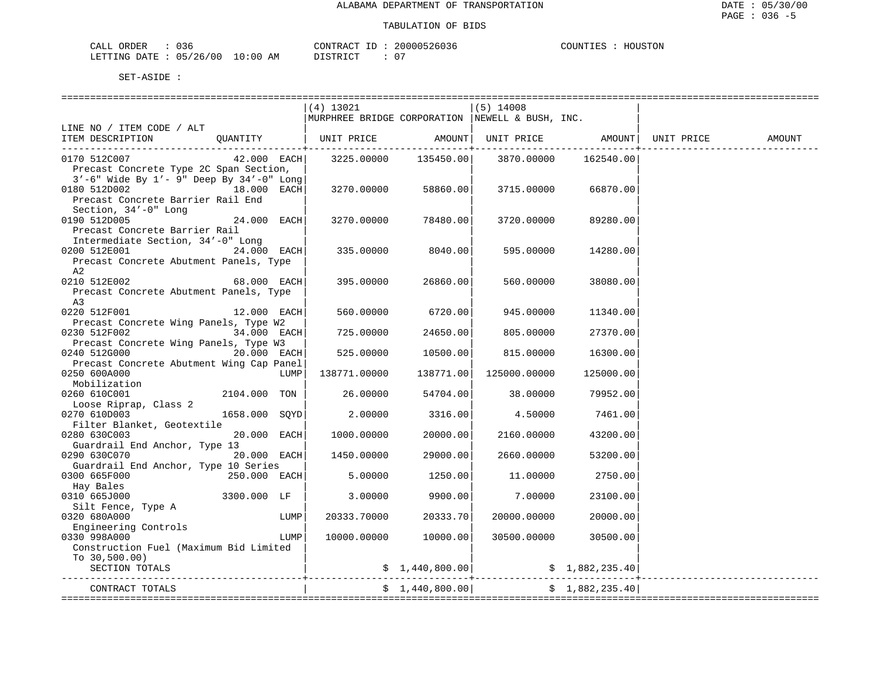ALABAMA DEPARTMENT OF TRANSPORTATION

TABULATION OF BIDS

CALL ORDER : 036　　　CONTRACT ID : 20000526036　　　COUNTIES : HOUSTON
LETTING DATE : 05/26/00 10:00 AM　　　DISTRICT : 07

SET-ASIDE :

| LINE NO / ITEM CODE / ALT ITEM DESCRIPTION | QUANTITY | (4) 13021 MURPHREE BRIDGE CORPORATION UNIT PRICE | AMOUNT | (5) 14008 NEWELL & BUSH, INC. UNIT PRICE | AMOUNT | UNIT PRICE | AMOUNT |
|---|---|---|---|---|---|---|---|
| 0170 512C007 Precast Concrete Type 2C Span Section, 3'-6" Wide By 1'- 9" Deep By 34'-0" Long | 42.000 EACH | 3225.00000 | 135450.00 | 3870.00000 | 162540.00 | | |
| 0180 512D002 Precast Concrete Barrier Rail End Section, 34'-0" Long | 18.000 EACH | 3270.00000 | 58860.00 | 3715.00000 | 66870.00 | | |
| 0190 512D005 Precast Concrete Barrier Rail Intermediate Section, 34'-0" Long | 24.000 EACH | 3270.00000 | 78480.00 | 3720.00000 | 89280.00 | | |
| 0200 512E001 Precast Concrete Abutment Panels, Type A2 | 24.000 EACH | 335.00000 | 8040.00 | 595.00000 | 14280.00 | | |
| 0210 512E002 Precast Concrete Abutment Panels, Type A3 | 68.000 EACH | 395.00000 | 26860.00 | 560.00000 | 38080.00 | | |
| 0220 512F001 Precast Concrete Wing Panels, Type W2 | 12.000 EACH | 560.00000 | 6720.00 | 945.00000 | 11340.00 | | |
| 0230 512F002 Precast Concrete Wing Panels, Type W3 | 34.000 EACH | 725.00000 | 24650.00 | 805.00000 | 27370.00 | | |
| 0240 512G000 Precast Concrete Abutment Wing Cap Panel | 20.000 EACH | 525.00000 | 10500.00 | 815.00000 | 16300.00 | | |
| 0250 600A000 Mobilization | LUMP | 138771.00000 | 138771.00 | 125000.00000 | 125000.00 | | |
| 0260 610C001 Loose Riprap, Class 2 | 2104.000 TON | 26.00000 | 54704.00 | 38.00000 | 79952.00 | | |
| 0270 610D003 Filter Blanket, Geotextile | 1658.000 SQYD | 2.00000 | 3316.00 | 4.50000 | 7461.00 | | |
| 0280 630C003 Guardrail End Anchor, Type 13 | 20.000 EACH | 1000.00000 | 20000.00 | 2160.00000 | 43200.00 | | |
| 0290 630C070 Guardrail End Anchor, Type 10 Series | 20.000 EACH | 1450.00000 | 29000.00 | 2660.00000 | 53200.00 | | |
| 0300 665F000 Hay Bales | 250.000 EACH | 5.00000 | 1250.00 | 11.00000 | 2750.00 | | |
| 0310 665J000 Silt Fence, Type A | 3300.000 LF | 3.00000 | 9900.00 | 7.00000 | 23100.00 | | |
| 0320 680A000 Engineering Controls | LUMP | 20333.70000 | 20333.70 | 20000.00000 | 20000.00 | | |
| 0330 998A000 Construction Fuel (Maximum Bid Limited To 30,500.00) | LUMP | 10000.00000 | 10000.00 | 30500.00000 | 30500.00 | | |
| SECTION TOTALS | | | $ 1,440,800.00 | | $ 1,882,235.40 | | |
| CONTRACT TOTALS | | | $ 1,440,800.00 | | $ 1,882,235.40 | | |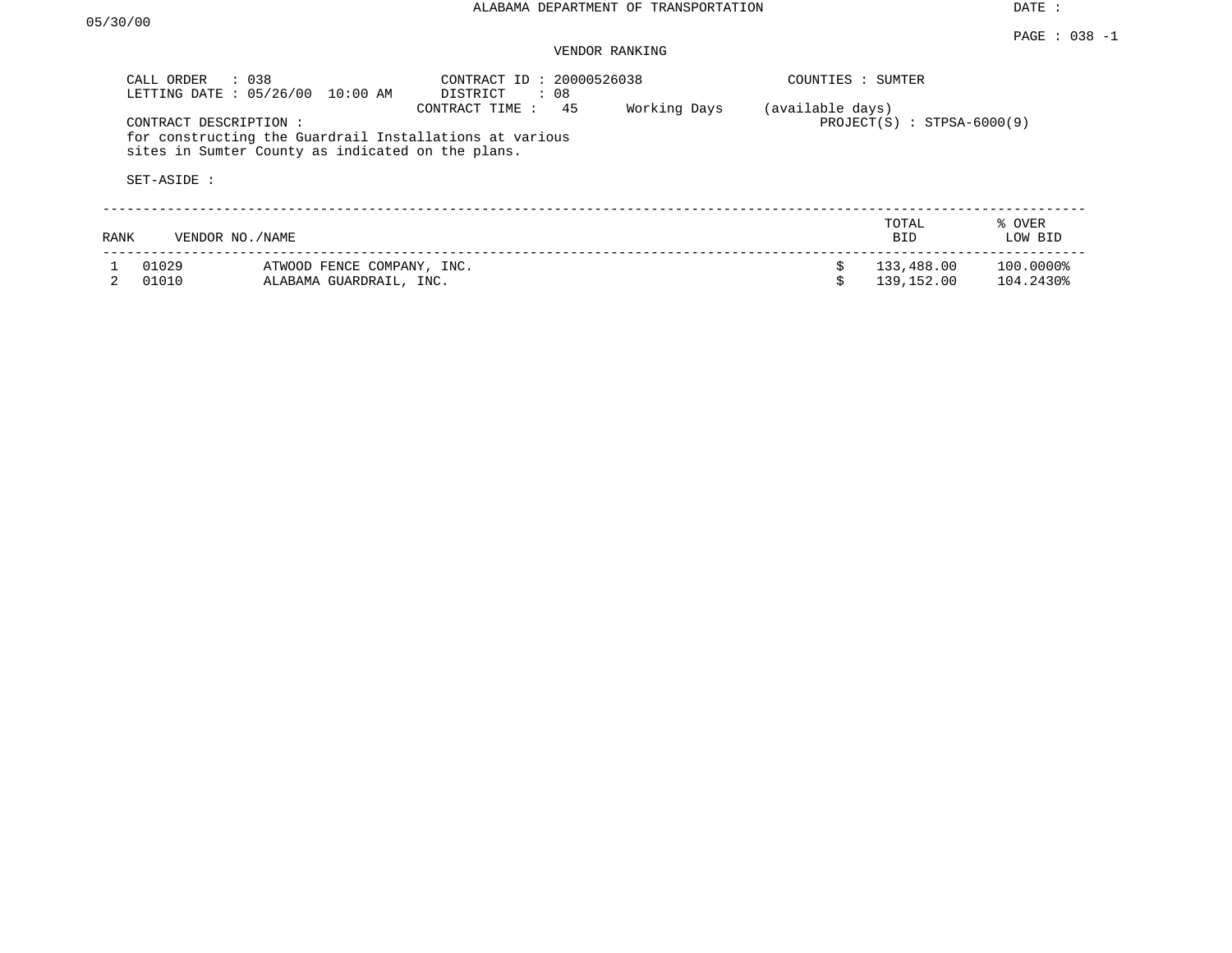05/30/00

ALABAMA DEPARTMENT OF TRANSPORTATION

DATE :

PAGE : 038 -1

VENDOR RANKING

CALL ORDER : 038
LETTING DATE : 05/26/00 10:00 AM

CONTRACT ID : 20000526038
DISTRICT : 08
CONTRACT TIME : 45 Working Days (available days)

COUNTIES : SUMTER

PROJECT(S) : STPSA-6000(9)

CONTRACT DESCRIPTION :
for constructing the Guardrail Installations at various sites in Sumter County as indicated on the plans.

SET-ASIDE :

| RANK | VENDOR NO./NAME | | TOTAL BID | % OVER LOW BID |
|---|---|---|---|---|
| 1 | 01029 | ATWOOD FENCE COMPANY, INC. | $ 133,488.00 | 100.0000% |
| 2 | 01010 | ALABAMA GUARDRAIL, INC. | $ 139,152.00 | 104.2430% |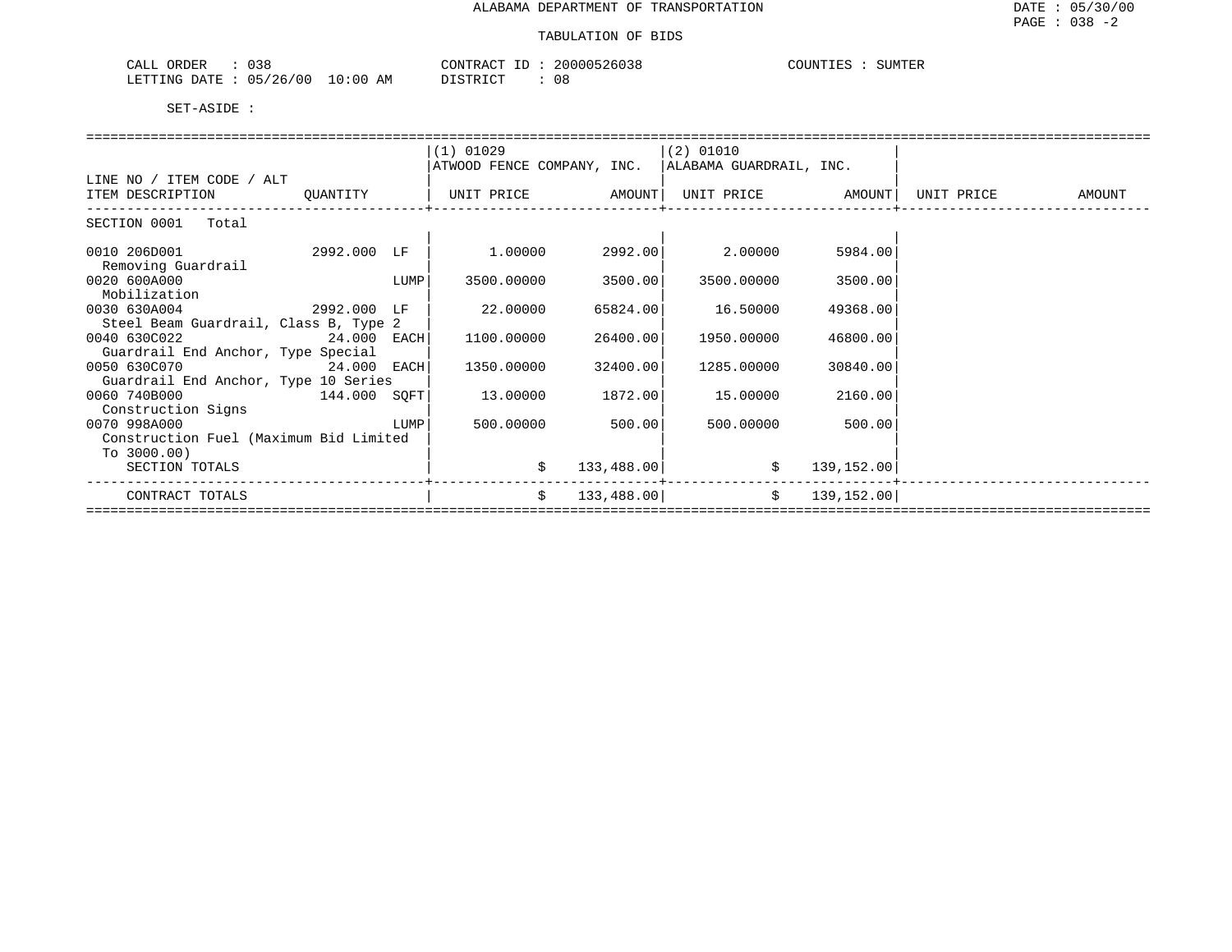# ALABAMA DEPARTMENT OF TRANSPORTATION

## TABULATION OF BIDS

DATE : 05/30/00
PAGE : 038 -2

CALL ORDER : 038
LETTING DATE : 05/26/00 10:00 AM

CONTRACT ID : 20000526038
DISTRICT : 08

COUNTIES : SUMTER

SET-ASIDE :

| LINE NO / ITEM CODE / ALT ITEM DESCRIPTION | QUANTITY | (1) 01029 ATWOOD FENCE COMPANY, INC. UNIT PRICE | AMOUNT | (2) 01010 ALABAMA GUARDRAIL, INC. UNIT PRICE | AMOUNT | UNIT PRICE | AMOUNT |
|---|---|---|---|---|---|---|---|
| SECTION 0001 Total | | | | | | | |
| 0010 206D001 Removing Guardrail | 2992.000 LF | 1.00000 | 2992.00 | 2.00000 | 5984.00 | | |
| 0020 600A000 Mobilization | LUMP | 3500.00000 | 3500.00 | 3500.00000 | 3500.00 | | |
| 0030 630A004 Steel Beam Guardrail, Class B, Type 2 | 2992.000 LF | 22.00000 | 65824.00 | 16.50000 | 49368.00 | | |
| 0040 630C022 Guardrail End Anchor, Type Special | 24.000 EACH | 1100.00000 | 26400.00 | 1950.00000 | 46800.00 | | |
| 0050 630C070 Guardrail End Anchor, Type 10 Series | 24.000 EACH | 1350.00000 | 32400.00 | 1285.00000 | 30840.00 | | |
| 0060 740B000 Construction Signs | 144.000 SQFT | 13.00000 | 1872.00 | 15.00000 | 2160.00 | | |
| 0070 998A000 Construction Fuel (Maximum Bid Limited To 3000.00) | LUMP | 500.00000 | 500.00 | 500.00000 | 500.00 | | |
| SECTION TOTALS | | | $ 133,488.00 | | $ 139,152.00 | | |
| CONTRACT TOTALS | | | $ 133,488.00 | | $ 139,152.00 | | |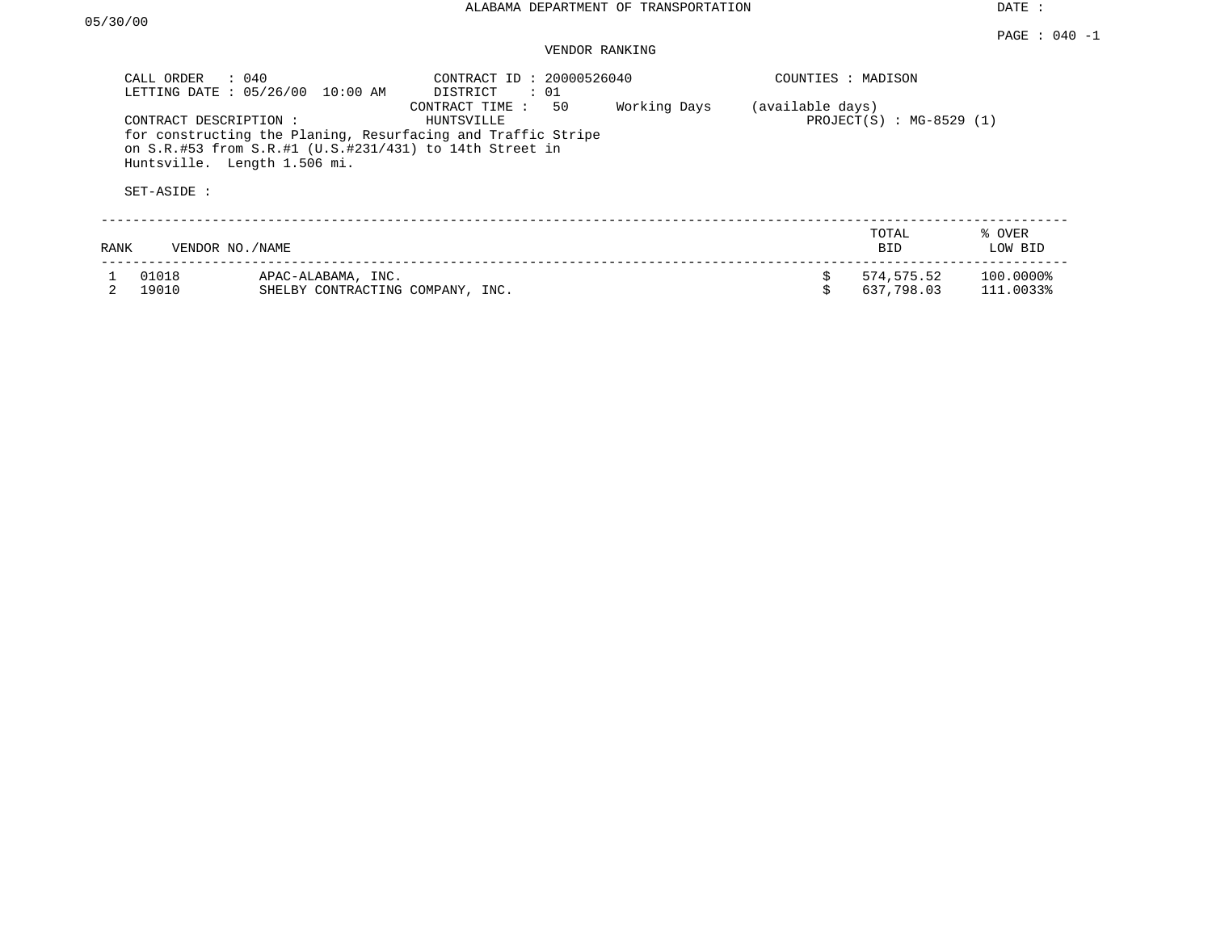05/30/00

ALABAMA DEPARTMENT OF TRANSPORTATION

DATE :

PAGE : 040 -1

VENDOR RANKING

CALL ORDER : 040
LETTING DATE : 05/26/00 10:00 AM

CONTRACT ID : 20000526040
DISTRICT : 01
CONTRACT TIME : 50 Working Days (available days)

COUNTIES : MADISON

CONTRACT DESCRIPTION : HUNTSVILLE
for constructing the Planing, Resurfacing and Traffic Stripe
on S.R.#53 from S.R.#1 (U.S.#231/431) to 14th Street in
Huntsville. Length 1.506 mi.

PROJECT(S) : MG-8529 (1)

SET-ASIDE :

| RANK | VENDOR NO./NAME | | TOTAL BID | % OVER LOW BID |
|---|---|---|---|---|
| 1 | 01018 | APAC-ALABAMA, INC. | $ 574,575.52 | 100.0000% |
| 2 | 19010 | SHELBY CONTRACTING COMPANY, INC. | $ 637,798.03 | 111.0033% |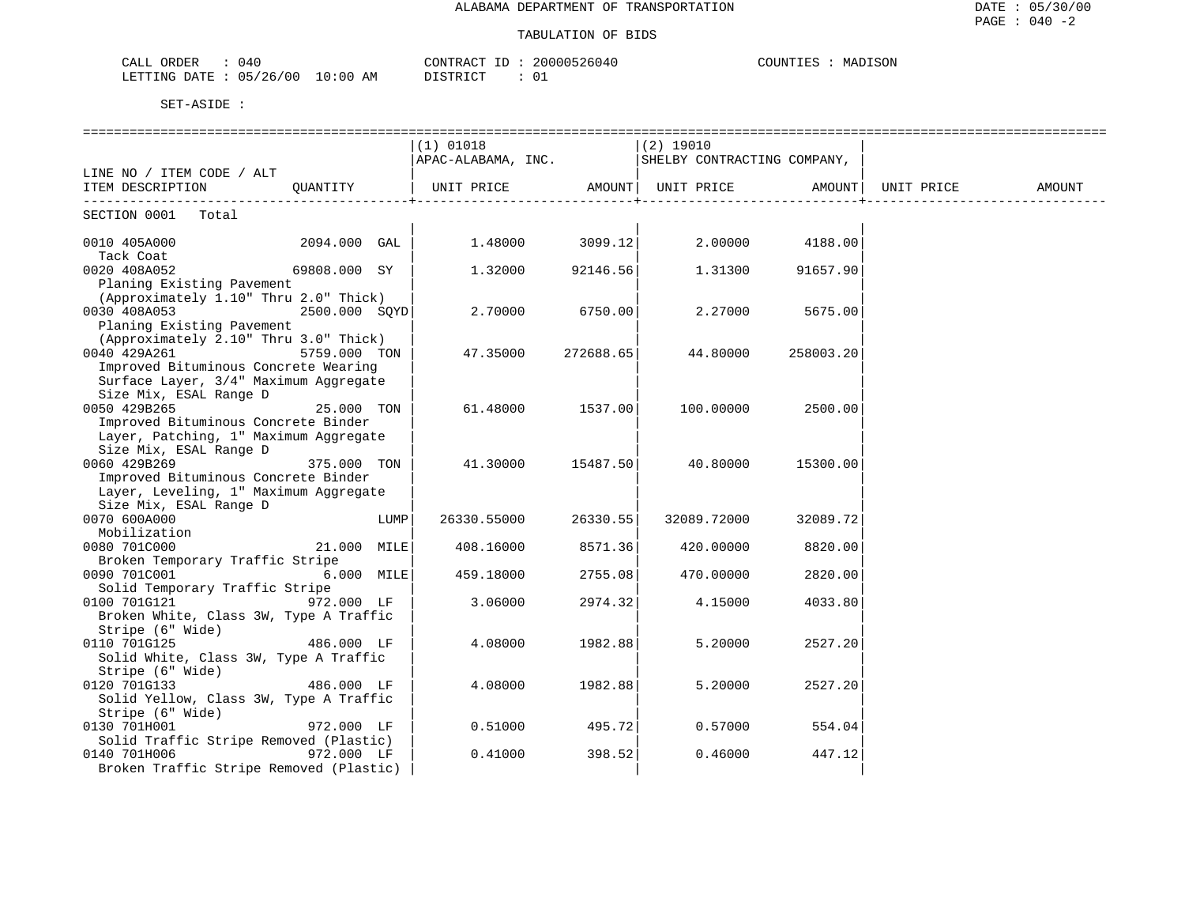ALABAMA DEPARTMENT OF TRANSPORTATION

TABULATION OF BIDS

CALL ORDER : 040 CONTRACT ID : 20000526040 COUNTIES : MADISON
LETTING DATE : 05/26/00 10:00 AM DISTRICT : 01

SET-ASIDE :

| LINE NO / ITEM CODE / ALT ITEM DESCRIPTION | QUANTITY | (1) 01018 APAC-ALABAMA, INC. UNIT PRICE | AMOUNT | (2) 19010 SHELBY CONTRACTING COMPANY, UNIT PRICE | AMOUNT | UNIT PRICE | AMOUNT |
|---|---|---|---|---|---|---|---|
| SECTION 0001 Total | | | | | | | |
| 0010 405A000 Tack Coat | 2094.000 GAL | 1.48000 | 3099.12 | 2.00000 | 4188.00 | | |
| 0020 408A052 Planing Existing Pavement (Approximately 1.10" Thru 2.0" Thick) | 69808.000 SY | 1.32000 | 92146.56 | 1.31300 | 91657.90 | | |
| 0030 408A053 Planing Existing Pavement (Approximately 2.10" Thru 3.0" Thick) | 2500.000 SQYD | 2.70000 | 6750.00 | 2.27000 | 5675.00 | | |
| 0040 429A261 Improved Bituminous Concrete Wearing Surface Layer, 3/4" Maximum Aggregate Size Mix, ESAL Range D | 5759.000 TON | 47.35000 | 272688.65 | 44.80000 | 258003.20 | | |
| 0050 429B265 Improved Bituminous Concrete Binder Layer, Patching, 1" Maximum Aggregate Size Mix, ESAL Range D | 25.000 TON | 61.48000 | 1537.00 | 100.00000 | 2500.00 | | |
| 0060 429B269 Improved Bituminous Concrete Binder Layer, Leveling, 1" Maximum Aggregate Size Mix, ESAL Range D | 375.000 TON | 41.30000 | 15487.50 | 40.80000 | 15300.00 | | |
| 0070 600A000 Mobilization | LUMP | 26330.55000 | 26330.55 | 32089.72000 | 32089.72 | | |
| 0080 701C000 Broken Temporary Traffic Stripe | 21.000 MILE | 408.16000 | 8571.36 | 420.00000 | 8820.00 | | |
| 0090 701C001 Solid Temporary Traffic Stripe | 6.000 MILE | 459.18000 | 2755.08 | 470.00000 | 2820.00 | | |
| 0100 701G121 Broken White, Class 3W, Type A Traffic Stripe (6" Wide) | 972.000 LF | 3.06000 | 2974.32 | 4.15000 | 4033.80 | | |
| 0110 701G125 Solid White, Class 3W, Type A Traffic Stripe (6" Wide) | 486.000 LF | 4.08000 | 1982.88 | 5.20000 | 2527.20 | | |
| 0120 701G133 Solid Yellow, Class 3W, Type A Traffic Stripe (6" Wide) | 486.000 LF | 4.08000 | 1982.88 | 5.20000 | 2527.20 | | |
| 0130 701H001 Solid Traffic Stripe Removed (Plastic) | 972.000 LF | 0.51000 | 495.72 | 0.57000 | 554.04 | | |
| 0140 701H006 Broken Traffic Stripe Removed (Plastic) | 972.000 LF | 0.41000 | 398.52 | 0.46000 | 447.12 | | |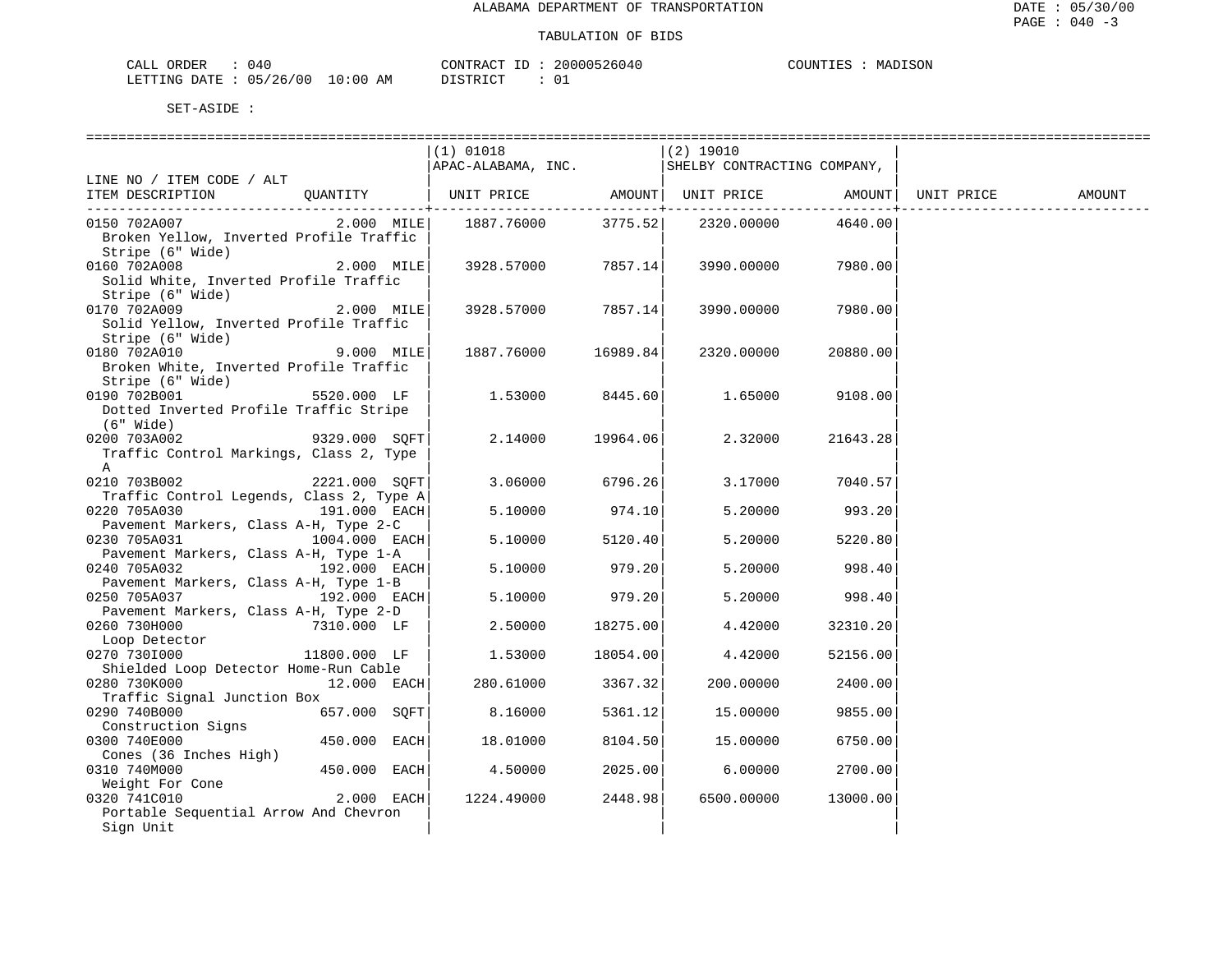ALABAMA DEPARTMENT OF TRANSPORTATION

TABULATION OF BIDS

CALL ORDER : 040 | CONTRACT ID : 20000526040 | COUNTIES : MADISON
LETTING DATE : 05/26/00 10:00 AM | DISTRICT : 01

SET-ASIDE :

| LINE NO / ITEM CODE / ALT ITEM DESCRIPTION | QUANTITY | (1) 01018 APAC-ALABAMA, INC. UNIT PRICE | AMOUNT | (2) 19010 SHELBY CONTRACTING COMPANY, UNIT PRICE | AMOUNT | UNIT PRICE | AMOUNT |
|---|---|---|---|---|---|---|---|
| 0150 702A007 Broken Yellow, Inverted Profile Traffic Stripe (6" Wide) | 2.000 MILE | 1887.76000 | 3775.52 | 2320.00000 | 4640.00 | | |
| 0160 702A008 Solid White, Inverted Profile Traffic Stripe (6" Wide) | 2.000 MILE | 3928.57000 | 7857.14 | 3990.00000 | 7980.00 | | |
| 0170 702A009 Solid Yellow, Inverted Profile Traffic Stripe (6" Wide) | 2.000 MILE | 3928.57000 | 7857.14 | 3990.00000 | 7980.00 | | |
| 0180 702A010 Broken White, Inverted Profile Traffic Stripe (6" Wide) | 9.000 MILE | 1887.76000 | 16989.84 | 2320.00000 | 20880.00 | | |
| 0190 702B001 Dotted Inverted Profile Traffic Stripe (6" Wide) | 5520.000 LF | 1.53000 | 8445.60 | 1.65000 | 9108.00 | | |
| 0200 703A002 Traffic Control Markings, Class 2, Type A | 9329.000 SQFT | 2.14000 | 19964.06 | 2.32000 | 21643.28 | | |
| 0210 703B002 Traffic Control Legends, Class 2, Type A | 2221.000 SQFT | 3.06000 | 6796.26 | 3.17000 | 7040.57 | | |
| 0220 705A030 Pavement Markers, Class A-H, Type 2-C | 191.000 EACH | 5.10000 | 974.10 | 5.20000 | 993.20 | | |
| 0230 705A031 Pavement Markers, Class A-H, Type 1-A | 1004.000 EACH | 5.10000 | 5120.40 | 5.20000 | 5220.80 | | |
| 0240 705A032 Pavement Markers, Class A-H, Type 1-B | 192.000 EACH | 5.10000 | 979.20 | 5.20000 | 998.40 | | |
| 0250 705A037 Pavement Markers, Class A-H, Type 2-D | 192.000 EACH | 5.10000 | 979.20 | 5.20000 | 998.40 | | |
| 0260 730H000 Loop Detector | 7310.000 LF | 2.50000 | 18275.00 | 4.42000 | 32310.20 | | |
| 0270 730I000 Shielded Loop Detector Home-Run Cable | 11800.000 LF | 1.53000 | 18054.00 | 4.42000 | 52156.00 | | |
| 0280 730K000 Traffic Signal Junction Box | 12.000 EACH | 280.61000 | 3367.32 | 200.00000 | 2400.00 | | |
| 0290 740B000 Construction Signs | 657.000 SQFT | 8.16000 | 5361.12 | 15.00000 | 9855.00 | | |
| 0300 740E000 Cones (36 Inches High) | 450.000 EACH | 18.01000 | 8104.50 | 15.00000 | 6750.00 | | |
| 0310 740M000 Weight For Cone | 450.000 EACH | 4.50000 | 2025.00 | 6.00000 | 2700.00 | | |
| 0320 741C010 Portable Sequential Arrow And Chevron Sign Unit | 2.000 EACH | 1224.49000 | 2448.98 | 6500.00000 | 13000.00 | | |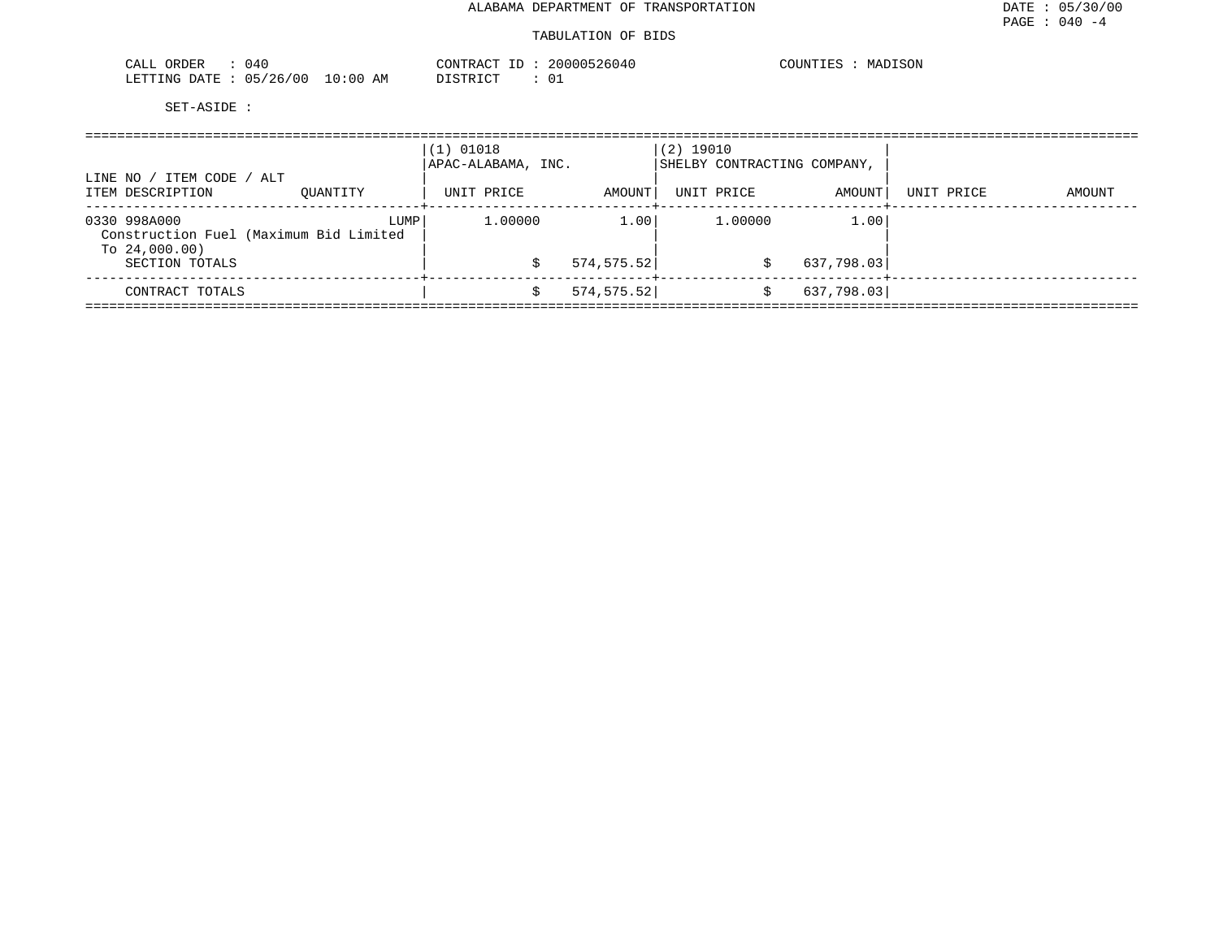# ALABAMA DEPARTMENT OF TRANSPORTATION

DATE : 05/30/00

## TABULATION OF BIDS

CALL ORDER : 040
LETTING DATE : 05/26/00 10:00 AM

CONTRACT ID : 20000526040
DISTRICT : 01

COUNTIES : MADISON

SET-ASIDE :

| LINE NO / ITEM CODE / ALT ITEM DESCRIPTION | QUANTITY | (1) 01018 APAC-ALABAMA, INC. UNIT PRICE | AMOUNT | (2) 19010 SHELBY CONTRACTING COMPANY, UNIT PRICE | AMOUNT | UNIT PRICE | AMOUNT |
|---|---|---|---|---|---|---|---|
| 0330 998A000 Construction Fuel (Maximum Bid Limited To 24,000.00) | LUMP | 1.00000 | 1.00 | 1.00000 | 1.00 | | |
| SECTION TOTALS | | | $ 574,575.52 | | $ 637,798.03 | | |
| CONTRACT TOTALS | | | $ 574,575.52 | | $ 637,798.03 | | |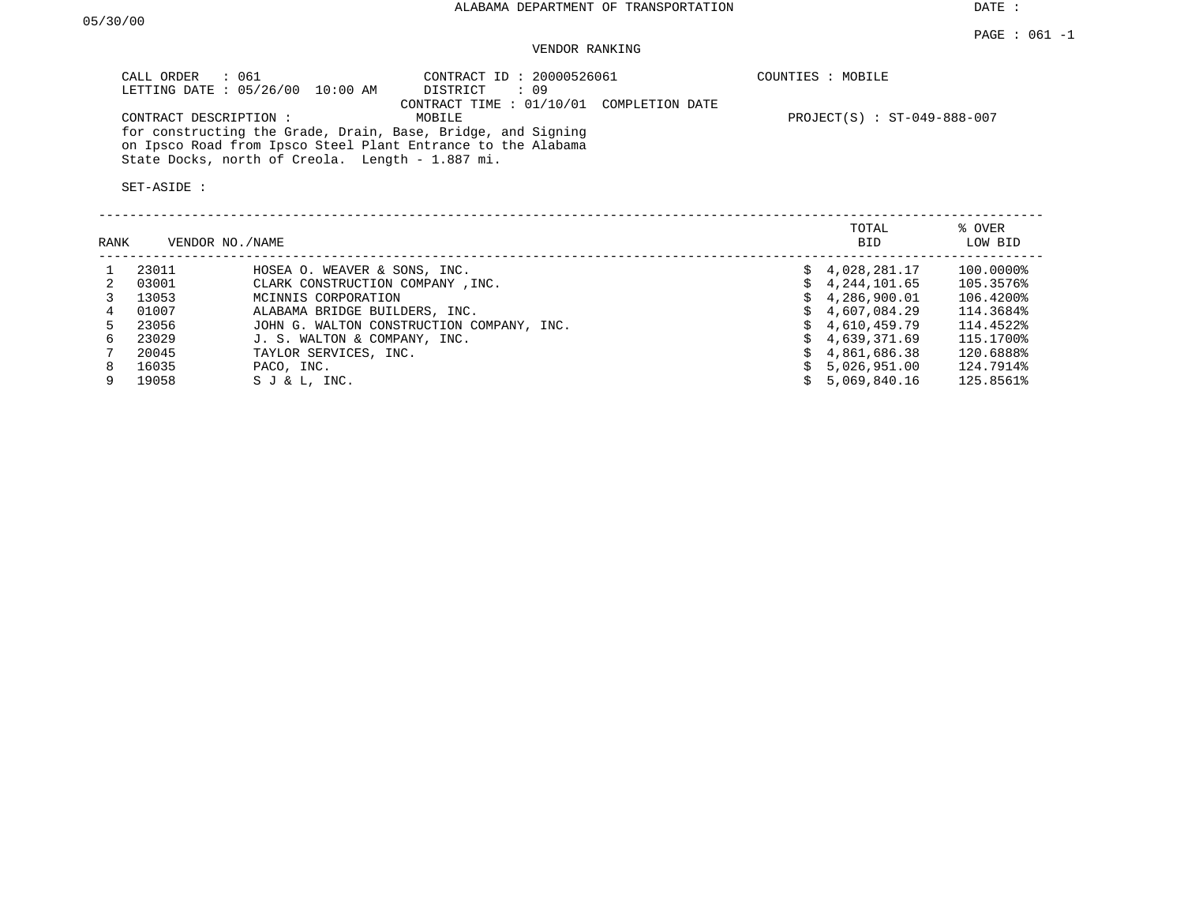# ALABAMA DEPARTMENT OF TRANSPORTATION

DATE : 05/30/00

## VENDOR RANKING

CALL ORDER : 061
LETTING DATE : 05/26/00 10:00 AM
CONTRACT ID : 20000526061
DISTRICT : 09
CONTRACT TIME : 01/10/01 COMPLETION DATE
COUNTIES : MOBILE

CONTRACT DESCRIPTION : MOBILE
for constructing the Grade, Drain, Base, Bridge, and Signing on Ipsco Road from Ipsco Steel Plant Entrance to the Alabama State Docks, north of Creola. Length - 1.887 mi.

PROJECT(S) : ST-049-888-007

SET-ASIDE :

| RANK | VENDOR NO. | NAME | TOTAL BID | % OVER LOW BID |
|---|---|---|---|---|
| 1 | 23011 | HOSEA O. WEAVER & SONS, INC. | $ 4,028,281.17 | 100.0000% |
| 2 | 03001 | CLARK CONSTRUCTION COMPANY ,INC. | $ 4,244,101.65 | 105.3576% |
| 3 | 13053 | MCINNIS CORPORATION | $ 4,286,900.01 | 106.4200% |
| 4 | 01007 | ALABAMA BRIDGE BUILDERS, INC. | $ 4,607,084.29 | 114.3684% |
| 5 | 23056 | JOHN G. WALTON CONSTRUCTION COMPANY, INC. | $ 4,610,459.79 | 114.4522% |
| 6 | 23029 | J. S. WALTON & COMPANY, INC. | $ 4,639,371.69 | 115.1700% |
| 7 | 20045 | TAYLOR SERVICES, INC. | $ 4,861,686.38 | 120.6888% |
| 8 | 16035 | PACO, INC. | $ 5,026,951.00 | 124.7914% |
| 9 | 19058 | S J & L, INC. | $ 5,069,840.16 | 125.8561% |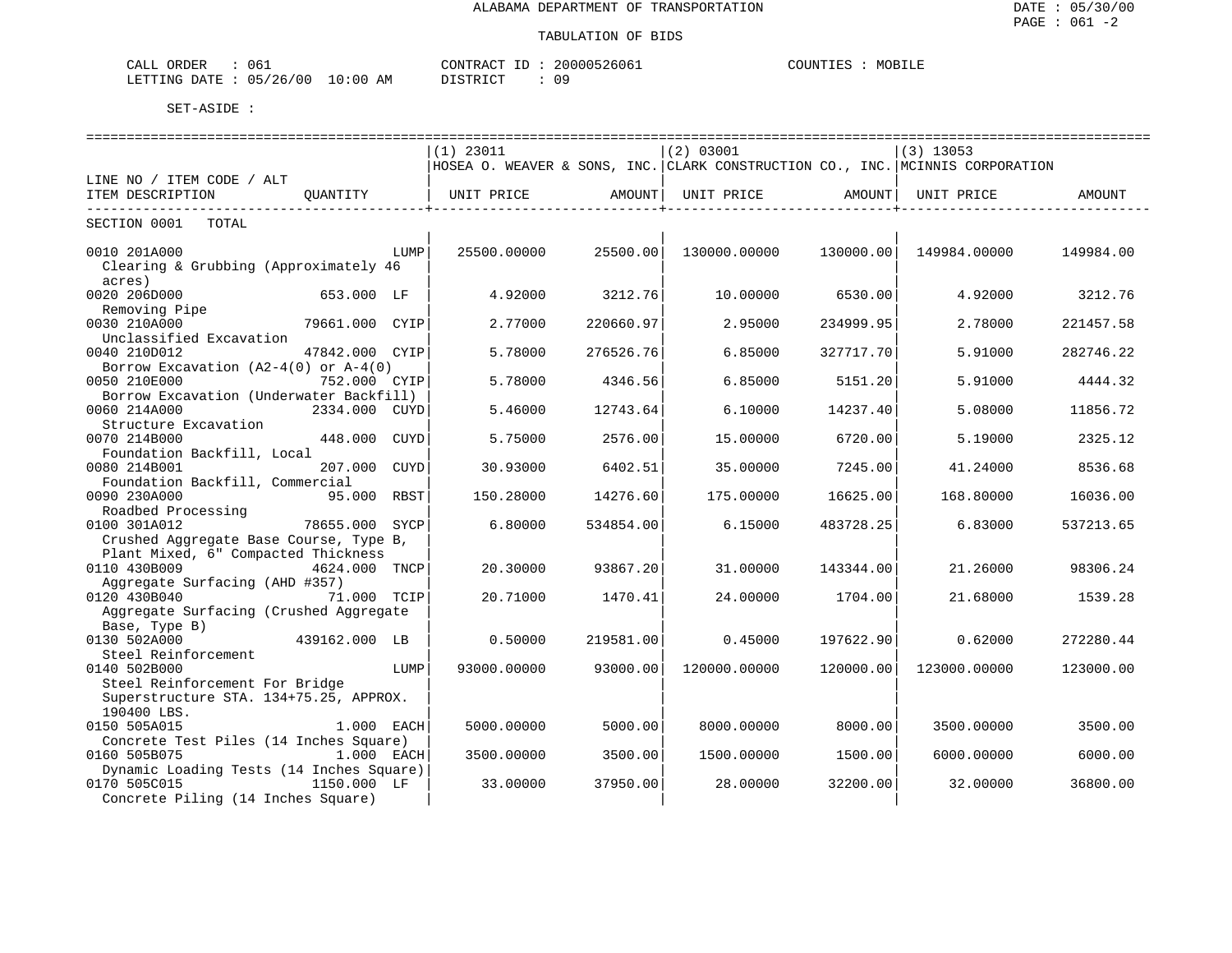ALABAMA DEPARTMENT OF TRANSPORTATION

TABULATION OF BIDS

DATE : 05/30/00
PAGE : 061 -2

CALL ORDER : 061 CONTRACT ID : 20000526061 COUNTIES : MOBILE
LETTING DATE : 05/26/00 10:00 AM DISTRICT : 09

SET-ASIDE :

| LINE NO / ITEM CODE / ALT ITEM DESCRIPTION | QUANTITY | (1) 23011 HOSEA O. WEAVER & SONS, INC. UNIT PRICE | AMOUNT | (2) 03001 CLARK CONSTRUCTION CO., INC. UNIT PRICE | AMOUNT | (3) 13053 MCINNIS CORPORATION UNIT PRICE | AMOUNT |
|---|---|---|---|---|---|---|---|
| SECTION 0001 TOTAL | | | | | | | |
| 0010 201A000 Clearing & Grubbing (Approximately 46 acres) | LUMP | 25500.00000 | 25500.00 | 130000.00000 | 130000.00 | 149984.00000 | 149984.00 |
| 0020 206D000 Removing Pipe | 653.000 LF | 4.92000 | 3212.76 | 10.00000 | 6530.00 | 4.92000 | 3212.76 |
| 0030 210A000 Unclassified Excavation | 79661.000 CYIP | 2.77000 | 220660.97 | 2.95000 | 234999.95 | 2.78000 | 221457.58 |
| 0040 210D012 Borrow Excavation (A2-4(0) or A-4(0) | 47842.000 CYIP | 5.78000 | 276526.76 | 6.85000 | 327717.70 | 5.91000 | 282746.22 |
| 0050 210E000 Borrow Excavation (Underwater Backfill) | 752.000 CYIP | 5.78000 | 4346.56 | 6.85000 | 5151.20 | 5.91000 | 4444.32 |
| 0060 214A000 Structure Excavation | 2334.000 CUYD | 5.46000 | 12743.64 | 6.10000 | 14237.40 | 5.08000 | 11856.72 |
| 0070 214B000 Foundation Backfill, Local | 448.000 CUYD | 5.75000 | 2576.00 | 15.00000 | 6720.00 | 5.19000 | 2325.12 |
| 0080 214B001 Foundation Backfill, Commercial | 207.000 CUYD | 30.93000 | 6402.51 | 35.00000 | 7245.00 | 41.24000 | 8536.68 |
| 0090 230A000 Roadbed Processing | 95.000 RBST | 150.28000 | 14276.60 | 175.00000 | 16625.00 | 168.80000 | 16036.00 |
| 0100 301A012 Crushed Aggregate Base Course, Type B, Plant Mixed, 6" Compacted Thickness | 78655.000 SYCP | 6.80000 | 534854.00 | 6.15000 | 483728.25 | 6.83000 | 537213.65 |
| 0110 430B009 Aggregate Surfacing (AHD #357) | 4624.000 TNCP | 20.30000 | 93867.20 | 31.00000 | 143344.00 | 21.26000 | 98306.24 |
| 0120 430B040 Aggregate Surfacing (Crushed Aggregate Base, Type B) | 71.000 TCIP | 20.71000 | 1470.41 | 24.00000 | 1704.00 | 21.68000 | 1539.28 |
| 0130 502A000 Steel Reinforcement | 439162.000 LB | 0.50000 | 219581.00 | 0.45000 | 197622.90 | 0.62000 | 272280.44 |
| 0140 502B000 Steel Reinforcement For Bridge Superstructure STA. 134+75.25, APPROX. 190400 LBS. | LUMP | 93000.00000 | 93000.00 | 120000.00000 | 120000.00 | 123000.00000 | 123000.00 |
| 0150 505A015 Concrete Test Piles (14 Inches Square) | 1.000 EACH | 5000.00000 | 5000.00 | 8000.00000 | 8000.00 | 3500.00000 | 3500.00 |
| 0160 505B075 Dynamic Loading Tests (14 Inches Square) | 1.000 EACH | 3500.00000 | 3500.00 | 1500.00000 | 1500.00 | 6000.00000 | 6000.00 |
| 0170 505C015 Concrete Piling (14 Inches Square) | 1150.000 LF | 33.00000 | 37950.00 | 28.00000 | 32200.00 | 32.00000 | 36800.00 |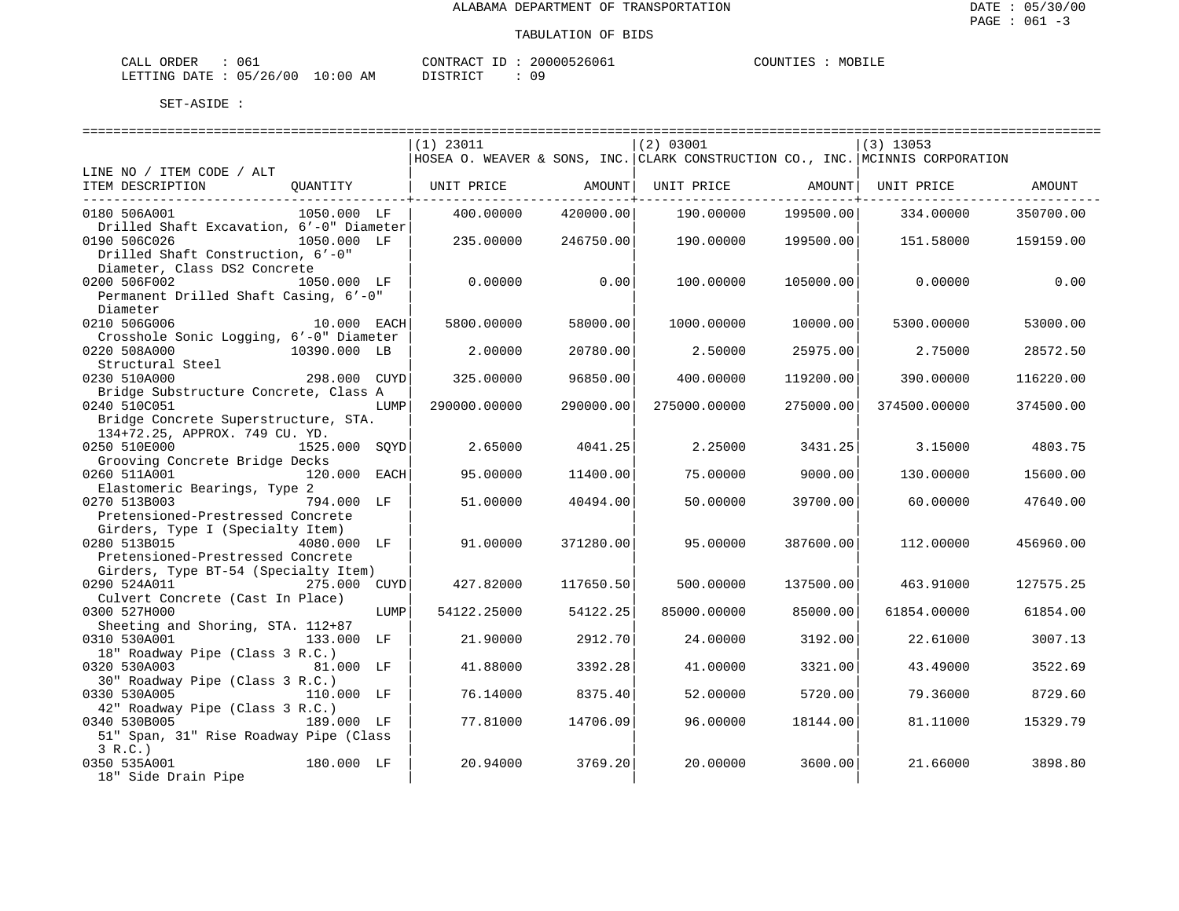ALABAMA DEPARTMENT OF TRANSPORTATION

TABULATION OF BIDS

CALL ORDER : 061    CONTRACT ID : 20000526061    COUNTIES : MOBILE
LETTING DATE : 05/26/00 10:00 AM    DISTRICT : 09

SET-ASIDE :

| LINE NO / ITEM CODE / ALT ITEM DESCRIPTION | QUANTITY | (1) 23011 HOSEA O. WEAVER & SONS, INC. UNIT PRICE | AMOUNT | (2) 03001 CLARK CONSTRUCTION CO., INC. UNIT PRICE | AMOUNT | (3) 13053 MCINNIS CORPORATION UNIT PRICE | AMOUNT |
|---|---|---|---|---|---|---|---|
| 0180 506A001 Drilled Shaft Excavation, 6'-0" Diameter | 1050.000 LF | 400.00000 | 420000.00 | 190.00000 | 199500.00 | 334.00000 | 350700.00 |
| 0190 506C026 Drilled Shaft Construction, 6'-0" Diameter, Class DS2 Concrete | 1050.000 LF | 235.00000 | 246750.00 | 190.00000 | 199500.00 | 151.58000 | 159159.00 |
| 0200 506F002 Permanent Drilled Shaft Casing, 6'-0" Diameter | 1050.000 LF | 0.00000 | 0.00 | 100.00000 | 105000.00 | 0.00000 | 0.00 |
| 0210 506G006 Crosshole Sonic Logging, 6'-0" Diameter | 10.000 EACH | 5800.00000 | 58000.00 | 1000.00000 | 10000.00 | 5300.00000 | 53000.00 |
| 0220 508A000 Structural Steel | 10390.000 LB | 2.00000 | 20780.00 | 2.50000 | 25975.00 | 2.75000 | 28572.50 |
| 0230 510A000 Bridge Substructure Concrete, Class A | 298.000 CUYD | 325.00000 | 96850.00 | 400.00000 | 119200.00 | 390.00000 | 116220.00 |
| 0240 510C051 Bridge Concrete Superstructure, STA. 134+72.25, APPROX. 749 CU. YD. | LUMP | 290000.00000 | 290000.00 | 275000.00000 | 275000.00 | 374500.00000 | 374500.00 |
| 0250 510E000 Grooving Concrete Bridge Decks | 1525.000 SQYD | 2.65000 | 4041.25 | 2.25000 | 3431.25 | 3.15000 | 4803.75 |
| 0260 511A001 Elastomeric Bearings, Type 2 | 120.000 EACH | 95.00000 | 11400.00 | 75.00000 | 9000.00 | 130.00000 | 15600.00 |
| 0270 513B003 Pretensioned-Prestressed Concrete Girders, Type I (Specialty Item) | 794.000 LF | 51.00000 | 40494.00 | 50.00000 | 39700.00 | 60.00000 | 47640.00 |
| 0280 513B015 Pretensioned-Prestressed Concrete Girders, Type BT-54 (Specialty Item) | 4080.000 LF | 91.00000 | 371280.00 | 95.00000 | 387600.00 | 112.00000 | 456960.00 |
| 0290 524A011 Culvert Concrete (Cast In Place) | 275.000 CUYD | 427.82000 | 117650.50 | 500.00000 | 137500.00 | 463.91000 | 127575.25 |
| 0300 527H000 Sheeting and Shoring, STA. 112+87 | LUMP | 54122.25000 | 54122.25 | 85000.00000 | 85000.00 | 61854.00000 | 61854.00 |
| 0310 530A001 18" Roadway Pipe (Class 3 R.C.) | 133.000 LF | 21.90000 | 2912.70 | 24.00000 | 3192.00 | 22.61000 | 3007.13 |
| 0320 530A003 30" Roadway Pipe (Class 3 R.C.) | 81.000 LF | 41.88000 | 3392.28 | 41.00000 | 3321.00 | 43.49000 | 3522.69 |
| 0330 530A005 42" Roadway Pipe (Class 3 R.C.) | 110.000 LF | 76.14000 | 8375.40 | 52.00000 | 5720.00 | 79.36000 | 8729.60 |
| 0340 530B005 51" Span, 31" Rise Roadway Pipe (Class 3 R.C.) | 189.000 LF | 77.81000 | 14706.09 | 96.00000 | 18144.00 | 81.11000 | 15329.79 |
| 0350 535A001 18" Side Drain Pipe | 180.000 LF | 20.94000 | 3769.20 | 20.00000 | 3600.00 | 21.66000 | 3898.80 |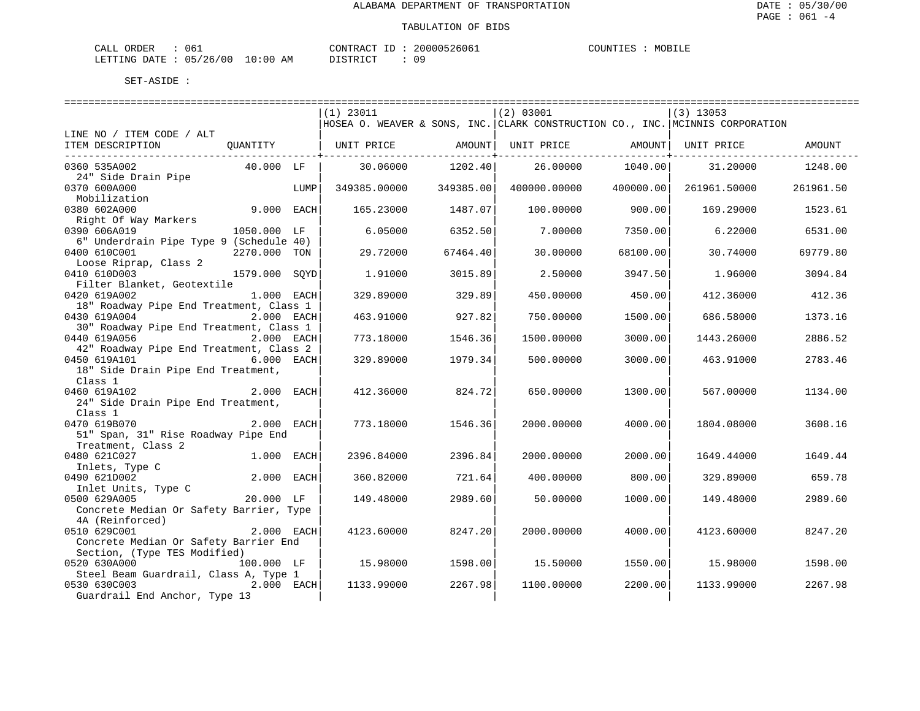ALABAMA DEPARTMENT OF TRANSPORTATION

TABULATION OF BIDS

DATE : 05/30/00
PAGE : 061 -4

CALL ORDER : 061    CONTRACT ID : 20000526061    COUNTIES : MOBILE
LETTING DATE : 05/26/00 10:00 AM    DISTRICT : 09

SET-ASIDE :

| LINE NO / ITEM CODE / ALT ITEM DESCRIPTION | QUANTITY | (1) 23011 HOSEA O. WEAVER & SONS, INC. UNIT PRICE | AMOUNT | (2) 03001 CLARK CONSTRUCTION CO., INC. UNIT PRICE | AMOUNT | (3) 13053 MCINNIS CORPORATION UNIT PRICE | AMOUNT |
|---|---|---|---|---|---|---|---|
| 0360 535A002 24" Side Drain Pipe | 40.000 LF | 30.06000 | 1202.40 | 26.00000 | 1040.00 | 31.20000 | 1248.00 |
| 0370 600A000 Mobilization | LUMP | 349385.00000 | 349385.00 | 400000.00000 | 400000.00 | 261961.50000 | 261961.50 |
| 0380 602A000 Right Of Way Markers | 9.000 EACH | 165.23000 | 1487.07 | 100.00000 | 900.00 | 169.29000 | 1523.61 |
| 0390 606A019 6" Underdrain Pipe Type 9 (Schedule 40) | 1050.000 LF | 6.05000 | 6352.50 | 7.00000 | 7350.00 | 6.22000 | 6531.00 |
| 0400 610C001 Loose Riprap, Class 2 | 2270.000 TON | 29.72000 | 67464.40 | 30.00000 | 68100.00 | 30.74000 | 69779.80 |
| 0410 610D003 Filter Blanket, Geotextile | 1579.000 SQYD | 1.91000 | 3015.89 | 2.50000 | 3947.50 | 1.96000 | 3094.84 |
| 0420 619A002 18" Roadway Pipe End Treatment, Class 1 | 1.000 EACH | 329.89000 | 329.89 | 450.00000 | 450.00 | 412.36000 | 412.36 |
| 0430 619A004 30" Roadway Pipe End Treatment, Class 1 | 2.000 EACH | 463.91000 | 927.82 | 750.00000 | 1500.00 | 686.58000 | 1373.16 |
| 0440 619A056 42" Roadway Pipe End Treatment, Class 2 | 2.000 EACH | 773.18000 | 1546.36 | 1500.00000 | 3000.00 | 1443.26000 | 2886.52 |
| 0450 619A101 18" Side Drain Pipe End Treatment, Class 1 | 6.000 EACH | 329.89000 | 1979.34 | 500.00000 | 3000.00 | 463.91000 | 2783.46 |
| 0460 619A102 24" Side Drain Pipe End Treatment, Class 1 | 2.000 EACH | 412.36000 | 824.72 | 650.00000 | 1300.00 | 567.00000 | 1134.00 |
| 0470 619B070 51" Span, 31" Rise Roadway Pipe End Treatment, Class 2 | 2.000 EACH | 773.18000 | 1546.36 | 2000.00000 | 4000.00 | 1804.08000 | 3608.16 |
| 0480 621C027 Inlets, Type C | 1.000 EACH | 2396.84000 | 2396.84 | 2000.00000 | 2000.00 | 1649.44000 | 1649.44 |
| 0490 621D002 Inlet Units, Type C | 2.000 EACH | 360.82000 | 721.64 | 400.00000 | 800.00 | 329.89000 | 659.78 |
| 0500 629A005 Concrete Median Or Safety Barrier, Type 4A (Reinforced) | 20.000 LF | 149.48000 | 2989.60 | 50.00000 | 1000.00 | 149.48000 | 2989.60 |
| 0510 629C001 Concrete Median Or Safety Barrier End Section, (Type TES Modified) | 2.000 EACH | 4123.60000 | 8247.20 | 2000.00000 | 4000.00 | 4123.60000 | 8247.20 |
| 0520 630A000 Steel Beam Guardrail, Class A, Type 1 | 100.000 LF | 15.98000 | 1598.00 | 15.50000 | 1550.00 | 15.98000 | 1598.00 |
| 0530 630C003 Guardrail End Anchor, Type 13 | 2.000 EACH | 1133.99000 | 2267.98 | 1100.00000 | 2200.00 | 1133.99000 | 2267.98 |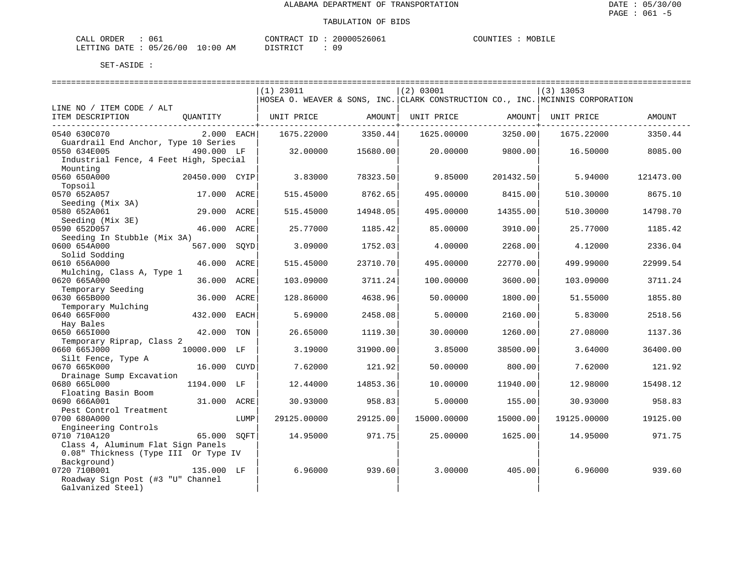ALABAMA DEPARTMENT OF TRANSPORTATION

TABULATION OF BIDS

DATE : 05/30/00
PAGE : 061 -5

CALL ORDER : 061 CONTRACT ID : 20000526061 COUNTIES : MOBILE
LETTING DATE : 05/26/00 10:00 AM DISTRICT : 09

SET-ASIDE :

| LINE NO / ITEM CODE / ALT ITEM DESCRIPTION | QUANTITY | (1) 23011 HOSEA O. WEAVER & SONS, INC. UNIT PRICE | AMOUNT | (2) 03001 CLARK CONSTRUCTION CO., INC. UNIT PRICE | AMOUNT | (3) 13053 MCINNIS CORPORATION UNIT PRICE | AMOUNT |
|---|---|---|---|---|---|---|---|
| 0540 630C070 Guardrail End Anchor, Type 10 Series | 2.000 EACH | 1675.22000 | 3350.44 | 1625.00000 | 3250.00 | 1675.22000 | 3350.44 |
| 0550 634E005 Industrial Fence, 4 Feet High, Special Mounting | 490.000 LF | 32.00000 | 15680.00 | 20.00000 | 9800.00 | 16.50000 | 8085.00 |
| 0560 650A000 Topsoil | 20450.000 CYIP | 3.83000 | 78323.50 | 9.85000 | 201432.50 | 5.94000 | 121473.00 |
| 0570 652A057 Seeding (Mix 3A) | 17.000 ACRE | 515.45000 | 8762.65 | 495.00000 | 8415.00 | 510.30000 | 8675.10 |
| 0580 652A061 Seeding (Mix 3E) | 29.000 ACRE | 515.45000 | 14948.05 | 495.00000 | 14355.00 | 510.30000 | 14798.70 |
| 0590 652D057 Seeding In Stubble (Mix 3A) | 46.000 ACRE | 25.77000 | 1185.42 | 85.00000 | 3910.00 | 25.77000 | 1185.42 |
| 0600 654A000 Solid Sodding | 567.000 SQYD | 3.09000 | 1752.03 | 4.00000 | 2268.00 | 4.12000 | 2336.04 |
| 0610 656A000 Mulching, Class A, Type 1 | 46.000 ACRE | 515.45000 | 23710.70 | 495.00000 | 22770.00 | 499.99000 | 22999.54 |
| 0620 665A000 Temporary Seeding | 36.000 ACRE | 103.09000 | 3711.24 | 100.00000 | 3600.00 | 103.09000 | 3711.24 |
| 0630 665B000 Temporary Mulching | 36.000 ACRE | 128.86000 | 4638.96 | 50.00000 | 1800.00 | 51.55000 | 1855.80 |
| 0640 665F000 Hay Bales | 432.000 EACH | 5.69000 | 2458.08 | 5.00000 | 2160.00 | 5.83000 | 2518.56 |
| 0650 665I000 Temporary Riprap, Class 2 | 42.000 TON | 26.65000 | 1119.30 | 30.00000 | 1260.00 | 27.08000 | 1137.36 |
| 0660 665J000 Silt Fence, Type A | 10000.000 LF | 3.19000 | 31900.00 | 3.85000 | 38500.00 | 3.64000 | 36400.00 |
| 0670 665K000 Drainage Sump Excavation | 16.000 CUYD | 7.62000 | 121.92 | 50.00000 | 800.00 | 7.62000 | 121.92 |
| 0680 665L000 Floating Basin Boom | 1194.000 LF | 12.44000 | 14853.36 | 10.00000 | 11940.00 | 12.98000 | 15498.12 |
| 0690 666A001 Pest Control Treatment | 31.000 ACRE | 30.93000 | 958.83 | 5.00000 | 155.00 | 30.93000 | 958.83 |
| 0700 680A000 Engineering Controls | LUMP | 29125.00000 | 29125.00 | 15000.00000 | 15000.00 | 19125.00000 | 19125.00 |
| 0710 710A120 Class 4, Aluminum Flat Sign Panels 0.08" Thickness (Type III Or Type IV Background) | 65.000 SQFT | 14.95000 | 971.75 | 25.00000 | 1625.00 | 14.95000 | 971.75 |
| 0720 710B001 Roadway Sign Post (#3 "U" Channel Galvanized Steel) | 135.000 LF | 6.96000 | 939.60 | 3.00000 | 405.00 | 6.96000 | 939.60 |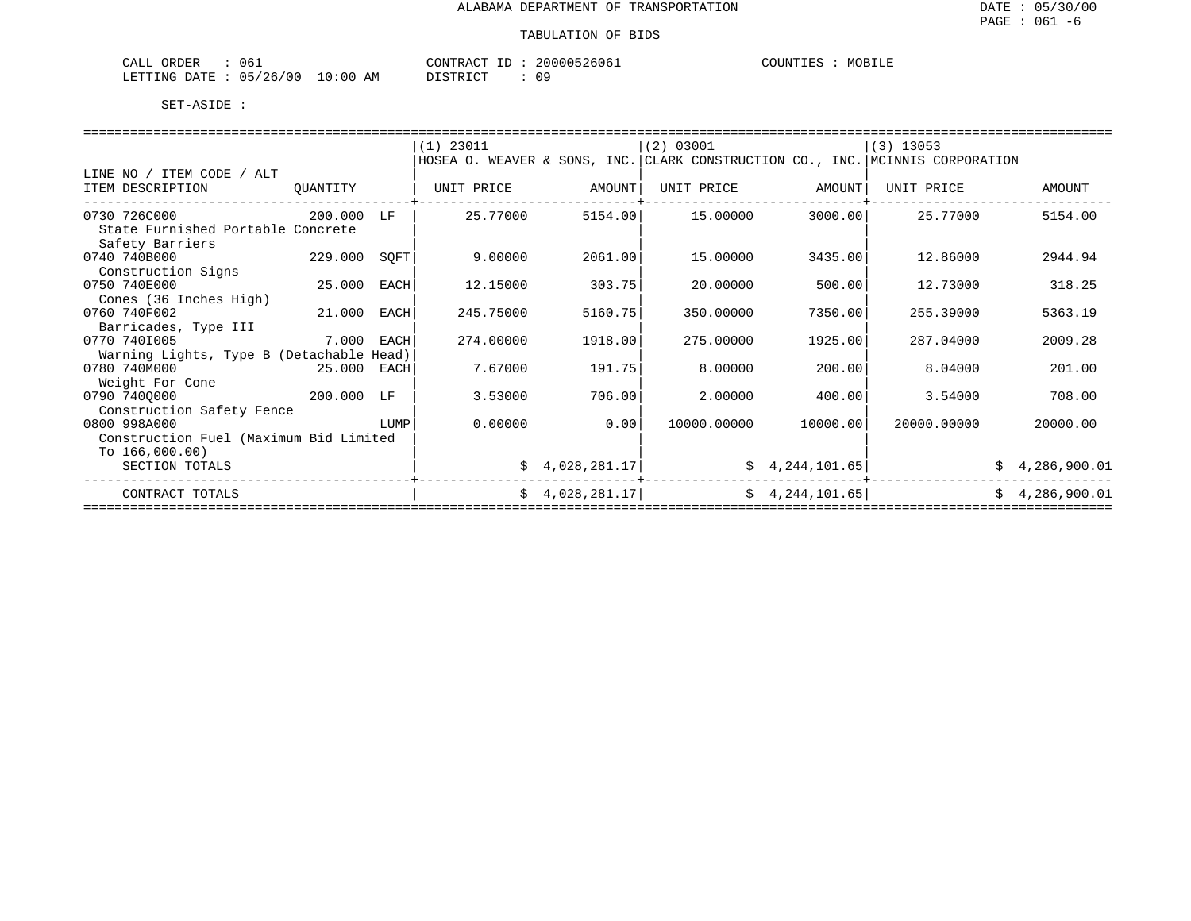ALABAMA DEPARTMENT OF TRANSPORTATION

DATE : 05/30/00
PAGE : 061 -6

TABULATION OF BIDS

CALL ORDER : 061
LETTING DATE : 05/26/00 10:00 AM
CONTRACT ID : 20000526061
DISTRICT : 09
COUNTIES : MOBILE

SET-ASIDE :

| LINE NO / ITEM CODE / ALT ITEM DESCRIPTION | QUANTITY | (1) 23011 HOSEA O. WEAVER & SONS, INC. UNIT PRICE | AMOUNT | (2) 03001 CLARK CONSTRUCTION CO., INC. UNIT PRICE | AMOUNT | (3) 13053 MCINNIS CORPORATION UNIT PRICE | AMOUNT |
|---|---|---|---|---|---|---|---|
| 0730 726C000 State Furnished Portable Concrete Safety Barriers | 200.000 LF | 25.77000 | 5154.00 | 15.00000 | 3000.00 | 25.77000 | 5154.00 |
| 0740 740B000 Construction Signs | 229.000 SQFT | 9.00000 | 2061.00 | 15.00000 | 3435.00 | 12.86000 | 2944.94 |
| 0750 740E000 Cones (36 Inches High) | 25.000 EACH | 12.15000 | 303.75 | 20.00000 | 500.00 | 12.73000 | 318.25 |
| 0760 740F002 Barricades, Type III | 21.000 EACH | 245.75000 | 5160.75 | 350.00000 | 7350.00 | 255.39000 | 5363.19 |
| 0770 740I005 Warning Lights, Type B (Detachable Head) | 7.000 EACH | 274.00000 | 1918.00 | 275.00000 | 1925.00 | 287.04000 | 2009.28 |
| 0780 740M000 Weight For Cone | 25.000 EACH | 7.67000 | 191.75 | 8.00000 | 200.00 | 8.04000 | 201.00 |
| 0790 740Q000 Construction Safety Fence | 200.000 LF | 3.53000 | 706.00 | 2.00000 | 400.00 | 3.54000 | 708.00 |
| 0800 998A000 Construction Fuel (Maximum Bid Limited To 166,000.00) | LUMP | 0.00000 | 0.00 | 10000.00000 | 10000.00 | 20000.00000 | 20000.00 |
| SECTION TOTALS | | | $ 4,028,281.17 | | $ 4,244,101.65 | | $ 4,286,900.01 |
| CONTRACT TOTALS | | | $ 4,028,281.17 | | $ 4,244,101.65 | | $ 4,286,900.01 |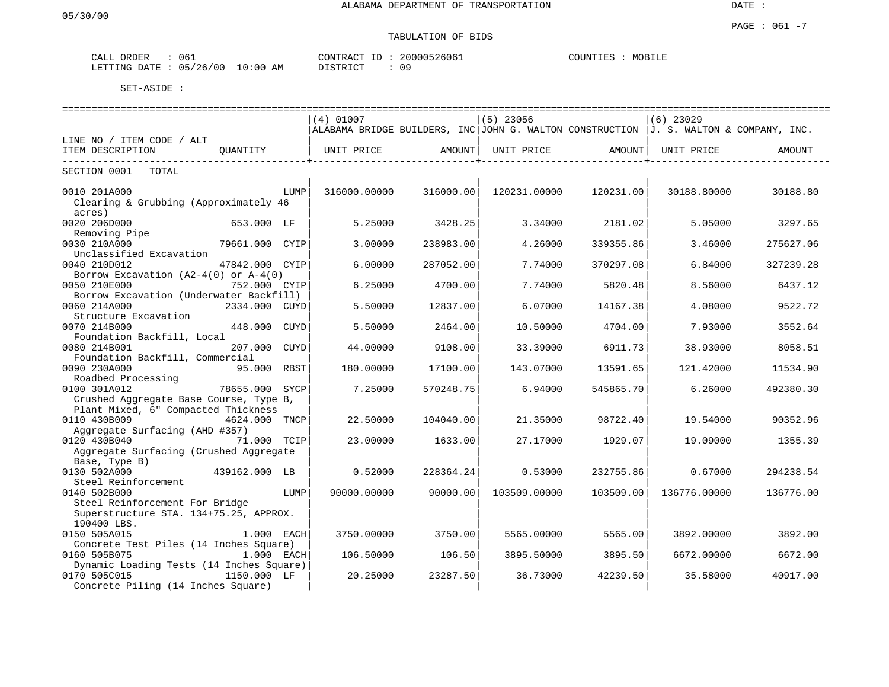ALABAMA DEPARTMENT OF TRANSPORTATION

05/30/00

TABULATION OF BIDS

CALL ORDER : 061 CONTRACT ID : 20000526061 COUNTIES : MOBILE
LETTING DATE : 05/26/00 10:00 AM DISTRICT : 09

SET-ASIDE :

| LINE NO / ITEM CODE / ALT<br>ITEM DESCRIPTION | QUANTITY | (4) 01007 ALABAMA BRIDGE BUILDERS, INC<br>UNIT PRICE | AMOUNT | (5) 23056 JOHN G. WALTON CONSTRUCTION<br>UNIT PRICE | AMOUNT | (6) 23029 J. S. WALTON & COMPANY, INC.<br>UNIT PRICE | AMOUNT |
|---|---|---|---|---|---|---|---|
| SECTION 0001 TOTAL | | | | | | | |
| 0010 201A000<br>Clearing & Grubbing (Approximately 46 acres) | LUMP | 316000.00000 | 316000.00 | 120231.00000 | 120231.00 | 30188.80000 | 30188.80 |
| 0020 206D000<br>Removing Pipe | 653.000 LF | 5.25000 | 3428.25 | 3.34000 | 2181.02 | 5.05000 | 3297.65 |
| 0030 210A000<br>Unclassified Excavation | 79661.000 CYIP | 3.00000 | 238983.00 | 4.26000 | 339355.86 | 3.46000 | 275627.06 |
| 0040 210D012<br>Borrow Excavation (A2-4(0) or A-4(0) | 47842.000 CYIP | 6.00000 | 287052.00 | 7.74000 | 370297.08 | 6.84000 | 327239.28 |
| 0050 210E000<br>Borrow Excavation (Underwater Backfill) | 752.000 CYIP | 6.25000 | 4700.00 | 7.74000 | 5820.48 | 8.56000 | 6437.12 |
| 0060 214A000<br>Structure Excavation | 2334.000 CUYD | 5.50000 | 12837.00 | 6.07000 | 14167.38 | 4.08000 | 9522.72 |
| 0070 214B000<br>Foundation Backfill, Local | 448.000 CUYD | 5.50000 | 2464.00 | 10.50000 | 4704.00 | 7.93000 | 3552.64 |
| 0080 214B001<br>Foundation Backfill, Commercial | 207.000 CUYD | 44.00000 | 9108.00 | 33.39000 | 6911.73 | 38.93000 | 8058.51 |
| 0090 230A000<br>Roadbed Processing | 95.000 RBST | 180.00000 | 17100.00 | 143.07000 | 13591.65 | 121.42000 | 11534.90 |
| 0100 301A012<br>Crushed Aggregate Base Course, Type B, Plant Mixed, 6" Compacted Thickness | 78655.000 SYCP | 7.25000 | 570248.75 | 6.94000 | 545865.70 | 6.26000 | 492380.30 |
| 0110 430B009<br>Aggregate Surfacing (AHD #357) | 4624.000 TNCP | 22.50000 | 104040.00 | 21.35000 | 98722.40 | 19.54000 | 90352.96 |
| 0120 430B040<br>Aggregate Surfacing (Crushed Aggregate Base, Type B) | 71.000 TCIP | 23.00000 | 1633.00 | 27.17000 | 1929.07 | 19.09000 | 1355.39 |
| 0130 502A000<br>Steel Reinforcement | 439162.000 LB | 0.52000 | 228364.24 | 0.53000 | 232755.86 | 0.67000 | 294238.54 |
| 0140 502B000<br>Steel Reinforcement For Bridge Superstructure STA. 134+75.25, APPROX. 190400 LBS. | LUMP | 90000.00000 | 90000.00 | 103509.00000 | 103509.00 | 136776.00000 | 136776.00 |
| 0150 505A015<br>Concrete Test Piles (14 Inches Square) | 1.000 EACH | 3750.00000 | 3750.00 | 5565.00000 | 5565.00 | 3892.00000 | 3892.00 |
| 0160 505B075<br>Dynamic Loading Tests (14 Inches Square) | 1.000 EACH | 106.50000 | 106.50 | 3895.50000 | 3895.50 | 6672.00000 | 6672.00 |
| 0170 505C015<br>Concrete Piling (14 Inches Square) | 1150.000 LF | 20.25000 | 23287.50 | 36.73000 | 42239.50 | 35.58000 | 40917.00 |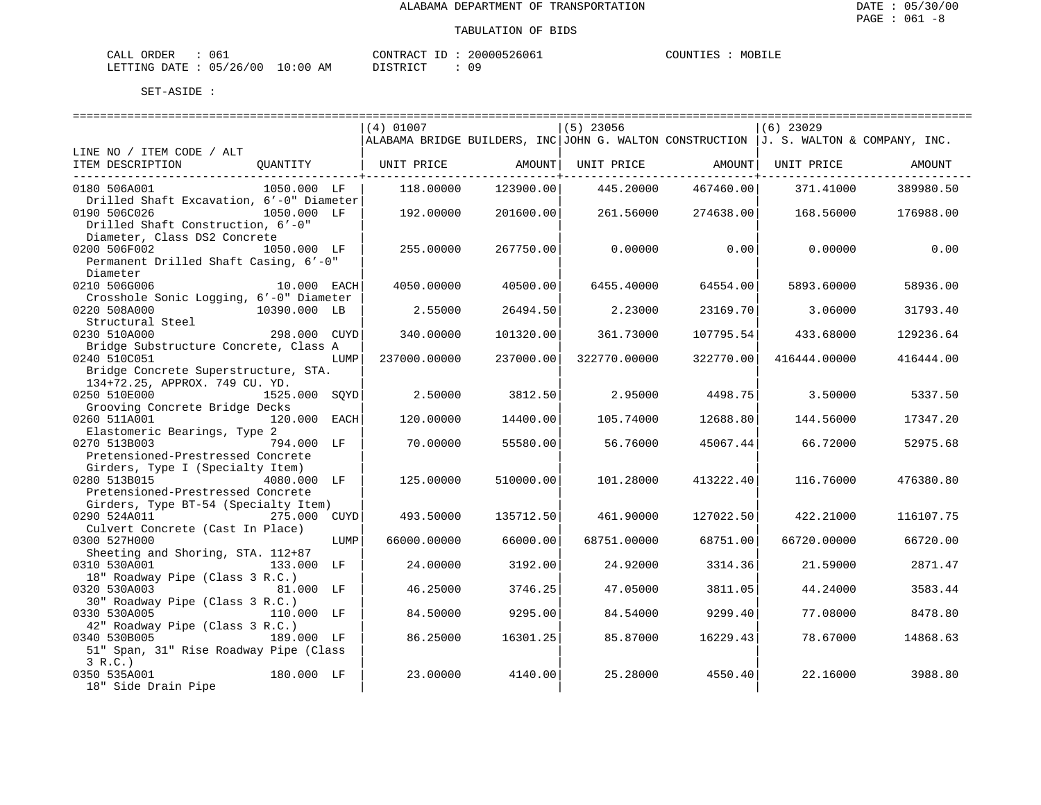ALABAMA DEPARTMENT OF TRANSPORTATION

TABULATION OF BIDS

CALL ORDER : 061 &nbsp;&nbsp;&nbsp; CONTRACT ID : 20000526061 &nbsp;&nbsp;&nbsp; COUNTIES : MOBILE
LETTING DATE : 05/26/00 10:00 AM &nbsp;&nbsp;&nbsp; DISTRICT : 09

SET-ASIDE :

| LINE NO / ITEM CODE / ALT ITEM DESCRIPTION | QUANTITY | (4) 01007 ALABAMA BRIDGE BUILDERS, INC UNIT PRICE | AMOUNT | (5) 23056 JOHN G. WALTON CONSTRUCTION UNIT PRICE | AMOUNT | (6) 23029 J. S. WALTON & COMPANY, INC. UNIT PRICE | AMOUNT |
|---|---|---|---|---|---|---|---|
| 0180 506A001 Drilled Shaft Excavation, 6'-0" Diameter | 1050.000 LF | 118.00000 | 123900.00 | 445.20000 | 467460.00 | 371.41000 | 389980.50 |
| 0190 506C026 Drilled Shaft Construction, 6'-0" Diameter, Class DS2 Concrete | 1050.000 LF | 192.00000 | 201600.00 | 261.56000 | 274638.00 | 168.56000 | 176988.00 |
| 0200 506F002 Permanent Drilled Shaft Casing, 6'-0" Diameter | 1050.000 LF | 255.00000 | 267750.00 | 0.00000 | 0.00 | 0.00000 | 0.00 |
| 0210 506G006 Crosshole Sonic Logging, 6'-0" Diameter | 10.000 EACH | 4050.00000 | 40500.00 | 6455.40000 | 64554.00 | 5893.60000 | 58936.00 |
| 0220 508A000 Structural Steel | 10390.000 LB | 2.55000 | 26494.50 | 2.23000 | 23169.70 | 3.06000 | 31793.40 |
| 0230 510A000 Bridge Substructure Concrete, Class A | 298.000 CUYD | 340.00000 | 101320.00 | 361.73000 | 107795.54 | 433.68000 | 129236.64 |
| 0240 510C051 Bridge Concrete Superstructure, STA. 134+72.25, APPROX. 749 CU. YD. | LUMP | 237000.00000 | 237000.00 | 322770.00000 | 322770.00 | 416444.00000 | 416444.00 |
| 0250 510E000 Grooving Concrete Bridge Decks | 1525.000 SQYD | 2.50000 | 3812.50 | 2.95000 | 4498.75 | 3.50000 | 5337.50 |
| 0260 511A001 Elastomeric Bearings, Type 2 | 120.000 EACH | 120.00000 | 14400.00 | 105.74000 | 12688.80 | 144.56000 | 17347.20 |
| 0270 513B003 Pretensioned-Prestressed Concrete Girders, Type I (Specialty Item) | 794.000 LF | 70.00000 | 55580.00 | 56.76000 | 45067.44 | 66.72000 | 52975.68 |
| 0280 513B015 Pretensioned-Prestressed Concrete Girders, Type BT-54 (Specialty Item) | 4080.000 LF | 125.00000 | 510000.00 | 101.28000 | 413222.40 | 116.76000 | 476380.80 |
| 0290 524A011 Culvert Concrete (Cast In Place) | 275.000 CUYD | 493.50000 | 135712.50 | 461.90000 | 127022.50 | 422.21000 | 116107.75 |
| 0300 527H000 Sheeting and Shoring, STA. 112+87 | LUMP | 66000.00000 | 66000.00 | 68751.00000 | 68751.00 | 66720.00000 | 66720.00 |
| 0310 530A001 18" Roadway Pipe (Class 3 R.C.) | 133.000 LF | 24.00000 | 3192.00 | 24.92000 | 3314.36 | 21.59000 | 2871.47 |
| 0320 530A003 30" Roadway Pipe (Class 3 R.C.) | 81.000 LF | 46.25000 | 3746.25 | 47.05000 | 3811.05 | 44.24000 | 3583.44 |
| 0330 530A005 42" Roadway Pipe (Class 3 R.C.) | 110.000 LF | 84.50000 | 9295.00 | 84.54000 | 9299.40 | 77.08000 | 8478.80 |
| 0340 530B005 51" Span, 31" Rise Roadway Pipe (Class 3 R.C.) | 189.000 LF | 86.25000 | 16301.25 | 85.87000 | 16229.43 | 78.67000 | 14868.63 |
| 0350 535A001 18" Side Drain Pipe | 180.000 LF | 23.00000 | 4140.00 | 25.28000 | 4550.40 | 22.16000 | 3988.80 |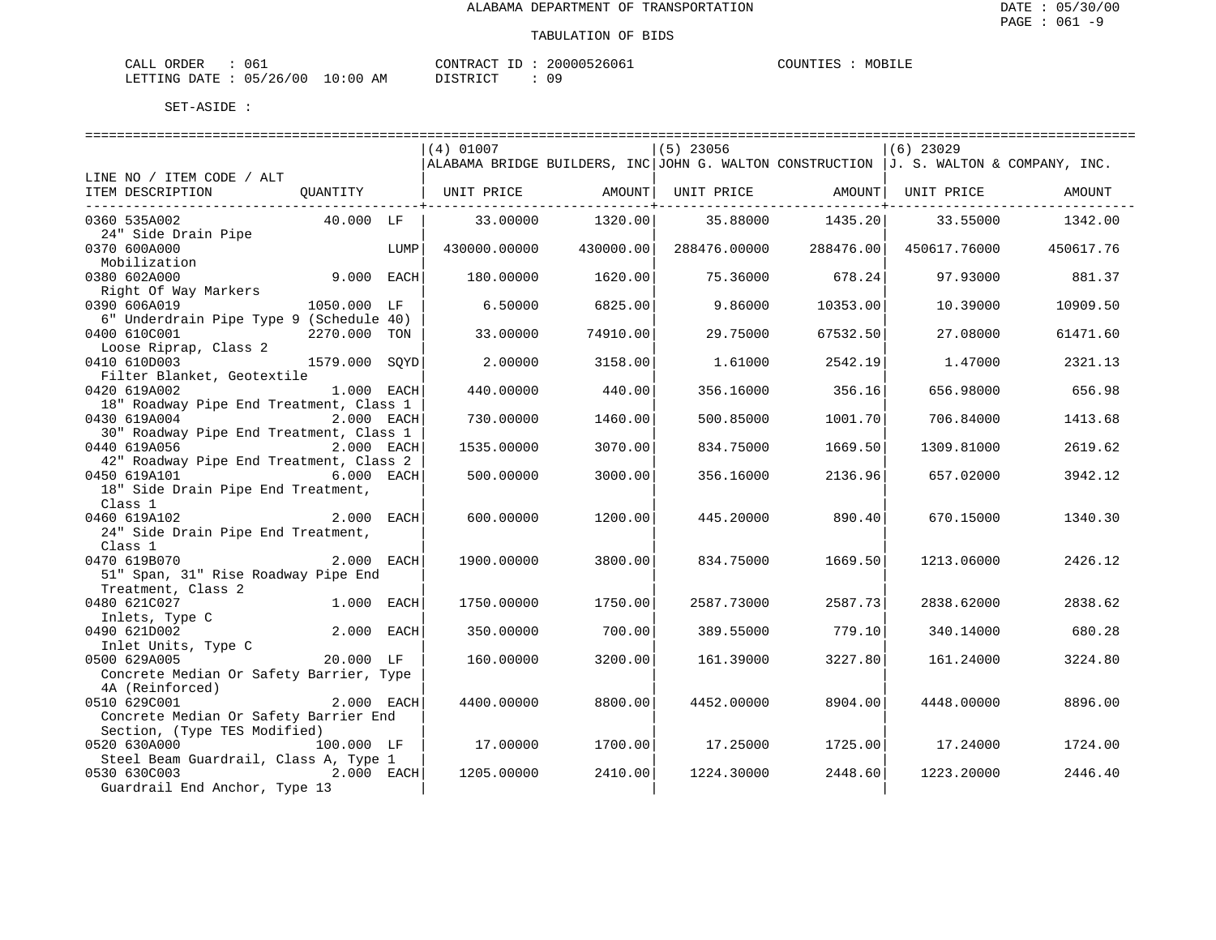ALABAMA DEPARTMENT OF TRANSPORTATION

TABULATION OF BIDS

DATE : 05/30/00
PAGE : 061 -9

CALL ORDER : 061 CONTRACT ID : 20000526061 COUNTIES : MOBILE
LETTING DATE : 05/26/00 10:00 AM DISTRICT : 09

SET-ASIDE :

| LINE NO / ITEM CODE / ALT ITEM DESCRIPTION | QUANTITY | | (4) 01007 ALABAMA BRIDGE BUILDERS, INC UNIT PRICE | AMOUNT | (5) 23056 JOHN G. WALTON CONSTRUCTION UNIT PRICE | AMOUNT | (6) 23029 J. S. WALTON & COMPANY, INC. UNIT PRICE | AMOUNT |
|---|---|---|---|---|---|---|---|---|
| 0360 535A002 24" Side Drain Pipe | 40.000 | LF | 33.00000 | 1320.00 | 35.88000 | 1435.20 | 33.55000 | 1342.00 |
| 0370 600A000 Mobilization | | LUMP | 430000.00000 | 430000.00 | 288476.00000 | 288476.00 | 450617.76000 | 450617.76 |
| 0380 602A000 Right Of Way Markers | 9.000 | EACH | 180.00000 | 1620.00 | 75.36000 | 678.24 | 97.93000 | 881.37 |
| 0390 606A019 6" Underdrain Pipe Type 9 (Schedule 40) | 1050.000 | LF | 6.50000 | 6825.00 | 9.86000 | 10353.00 | 10.39000 | 10909.50 |
| 0400 610C001 Loose Riprap, Class 2 | 2270.000 | TON | 33.00000 | 74910.00 | 29.75000 | 67532.50 | 27.08000 | 61471.60 |
| 0410 610D003 Filter Blanket, Geotextile | 1579.000 | SQYD | 2.00000 | 3158.00 | 1.61000 | 2542.19 | 1.47000 | 2321.13 |
| 0420 619A002 18" Roadway Pipe End Treatment, Class 1 | 1.000 | EACH | 440.00000 | 440.00 | 356.16000 | 356.16 | 656.98000 | 656.98 |
| 0430 619A004 30" Roadway Pipe End Treatment, Class 1 | 2.000 | EACH | 730.00000 | 1460.00 | 500.85000 | 1001.70 | 706.84000 | 1413.68 |
| 0440 619A056 42" Roadway Pipe End Treatment, Class 2 | 2.000 | EACH | 1535.00000 | 3070.00 | 834.75000 | 1669.50 | 1309.81000 | 2619.62 |
| 0450 619A101 18" Side Drain Pipe End Treatment, Class 1 | 6.000 | EACH | 500.00000 | 3000.00 | 356.16000 | 2136.96 | 657.02000 | 3942.12 |
| 0460 619A102 24" Side Drain Pipe End Treatment, Class 1 | 2.000 | EACH | 600.00000 | 1200.00 | 445.20000 | 890.40 | 670.15000 | 1340.30 |
| 0470 619B070 51" Span, 31" Rise Roadway Pipe End Treatment, Class 2 | 2.000 | EACH | 1900.00000 | 3800.00 | 834.75000 | 1669.50 | 1213.06000 | 2426.12 |
| 0480 621C027 Inlets, Type C | 1.000 | EACH | 1750.00000 | 1750.00 | 2587.73000 | 2587.73 | 2838.62000 | 2838.62 |
| 0490 621D002 Inlet Units, Type C | 2.000 | EACH | 350.00000 | 700.00 | 389.55000 | 779.10 | 340.14000 | 680.28 |
| 0500 629A005 Concrete Median Or Safety Barrier, Type 4A (Reinforced) | 20.000 | LF | 160.00000 | 3200.00 | 161.39000 | 3227.80 | 161.24000 | 3224.80 |
| 0510 629C001 Concrete Median Or Safety Barrier End Section, (Type TES Modified) | 2.000 | EACH | 4400.00000 | 8800.00 | 4452.00000 | 8904.00 | 4448.00000 | 8896.00 |
| 0520 630A000 Steel Beam Guardrail, Class A, Type 1 | 100.000 | LF | 17.00000 | 1700.00 | 17.25000 | 1725.00 | 17.24000 | 1724.00 |
| 0530 630C003 Guardrail End Anchor, Type 13 | 2.000 | EACH | 1205.00000 | 2410.00 | 1224.30000 | 2448.60 | 1223.20000 | 2446.40 |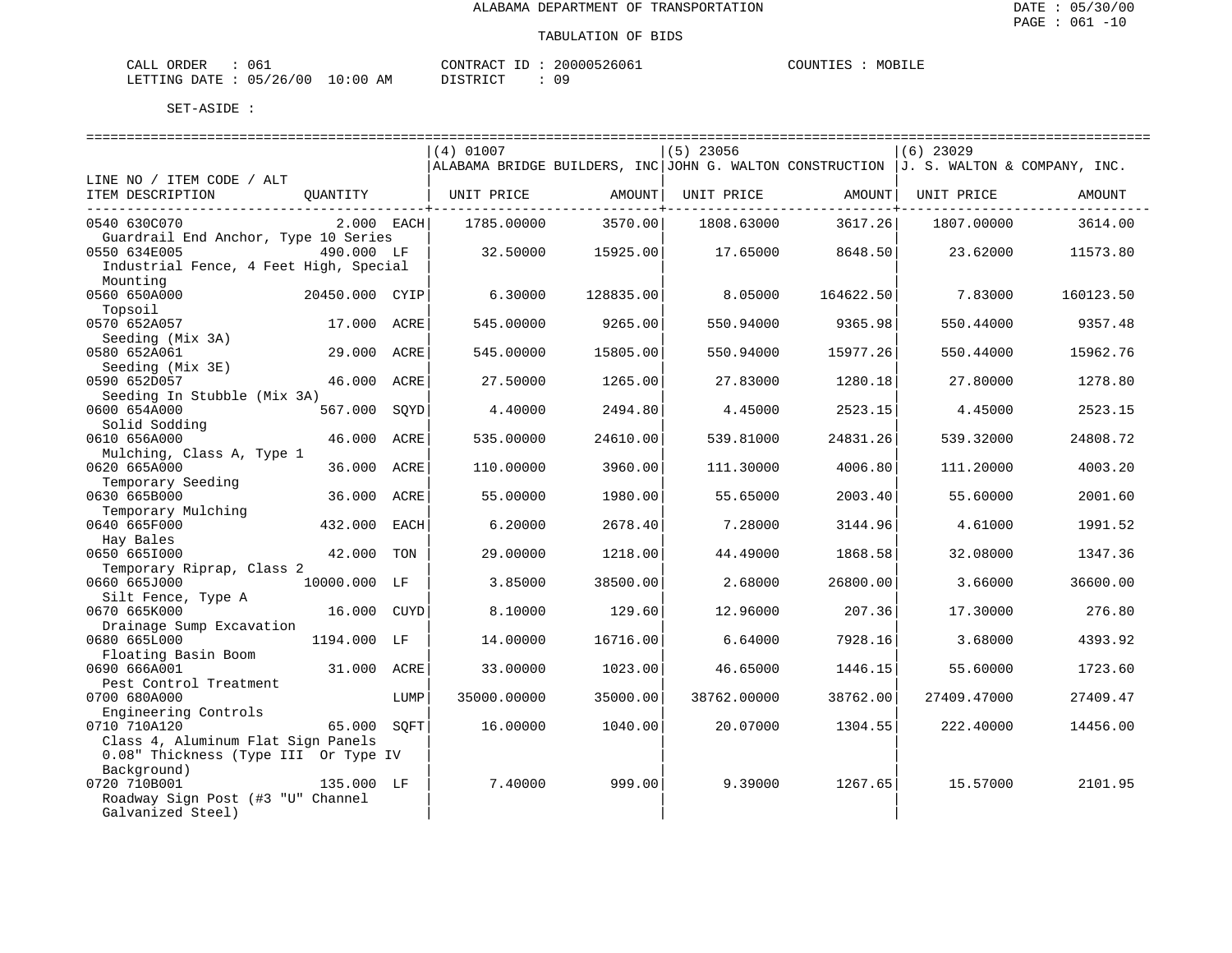ALABAMA DEPARTMENT OF TRANSPORTATION

TABULATION OF BIDS

DATE : 05/30/00
PAGE : 061 -10

CALL ORDER : 061
LETTING DATE : 05/26/00 10:00 AM

CONTRACT ID : 20000526061
DISTRICT : 09

COUNTIES : MOBILE

SET-ASIDE :

| LINE NO / ITEM CODE / ALT ITEM DESCRIPTION | QUANTITY | | (4) 01007 ALABAMA BRIDGE BUILDERS, INC UNIT PRICE | AMOUNT | (5) 23056 JOHN G. WALTON CONSTRUCTION UNIT PRICE | AMOUNT | (6) 23029 J. S. WALTON & COMPANY, INC. UNIT PRICE | AMOUNT |
|---|---|---|---|---|---|---|---|---|
| 0540 630C070 Guardrail End Anchor, Type 10 Series | 2.000 | EACH | 1785.00000 | 3570.00 | 1808.63000 | 3617.26 | 1807.00000 | 3614.00 |
| 0550 634E005 Industrial Fence, 4 Feet High, Special Mounting | 490.000 | LF | 32.50000 | 15925.00 | 17.65000 | 8648.50 | 23.62000 | 11573.80 |
| 0560 650A000 Topsoil | 20450.000 | CYIP | 6.30000 | 128835.00 | 8.05000 | 164622.50 | 7.83000 | 160123.50 |
| 0570 652A057 Seeding (Mix 3A) | 17.000 | ACRE | 545.00000 | 9265.00 | 550.94000 | 9365.98 | 550.44000 | 9357.48 |
| 0580 652A061 Seeding (Mix 3E) | 29.000 | ACRE | 545.00000 | 15805.00 | 550.94000 | 15977.26 | 550.44000 | 15962.76 |
| 0590 652D057 Seeding In Stubble (Mix 3A) | 46.000 | ACRE | 27.50000 | 1265.00 | 27.83000 | 1280.18 | 27.80000 | 1278.80 |
| 0600 654A000 Solid Sodding | 567.000 | SQYD | 4.40000 | 2494.80 | 4.45000 | 2523.15 | 4.45000 | 2523.15 |
| 0610 656A000 Mulching, Class A, Type 1 | 46.000 | ACRE | 535.00000 | 24610.00 | 539.81000 | 24831.26 | 539.32000 | 24808.72 |
| 0620 665A000 Temporary Seeding | 36.000 | ACRE | 110.00000 | 3960.00 | 111.30000 | 4006.80 | 111.20000 | 4003.20 |
| 0630 665B000 Temporary Mulching | 36.000 | ACRE | 55.00000 | 1980.00 | 55.65000 | 2003.40 | 55.60000 | 2001.60 |
| 0640 665F000 Hay Bales | 432.000 | EACH | 6.20000 | 2678.40 | 7.28000 | 3144.96 | 4.61000 | 1991.52 |
| 0650 665I000 Temporary Riprap, Class 2 | 42.000 | TON | 29.00000 | 1218.00 | 44.49000 | 1868.58 | 32.08000 | 1347.36 |
| 0660 665J000 Silt Fence, Type A | 10000.000 | LF | 3.85000 | 38500.00 | 2.68000 | 26800.00 | 3.66000 | 36600.00 |
| 0670 665K000 Drainage Sump Excavation | 16.000 | CUYD | 8.10000 | 129.60 | 12.96000 | 207.36 | 17.30000 | 276.80 |
| 0680 665L000 Floating Basin Boom | 1194.000 | LF | 14.00000 | 16716.00 | 6.64000 | 7928.16 | 3.68000 | 4393.92 |
| 0690 666A001 Pest Control Treatment | 31.000 | ACRE | 33.00000 | 1023.00 | 46.65000 | 1446.15 | 55.60000 | 1723.60 |
| 0700 680A000 Engineering Controls | | LUMP | 35000.00000 | 35000.00 | 38762.00000 | 38762.00 | 27409.47000 | 27409.47 |
| 0710 710A120 Class 4, Aluminum Flat Sign Panels 0.08" Thickness (Type III Or Type IV Background) | 65.000 | SQFT | 16.00000 | 1040.00 | 20.07000 | 1304.55 | 222.40000 | 14456.00 |
| 0720 710B001 Roadway Sign Post (#3 "U" Channel Galvanized Steel) | 135.000 | LF | 7.40000 | 999.00 | 9.39000 | 1267.65 | 15.57000 | 2101.95 |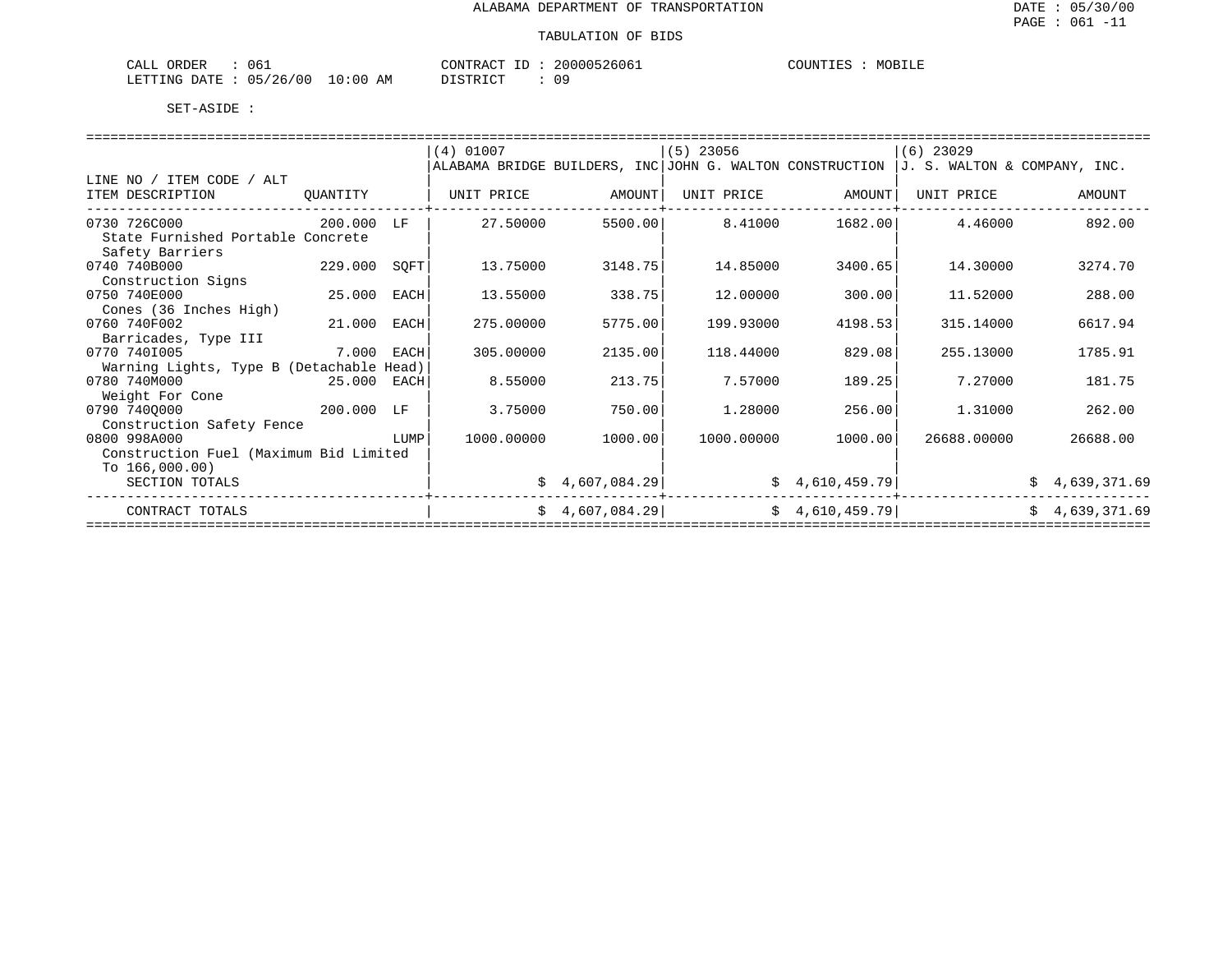ALABAMA DEPARTMENT OF TRANSPORTATION

TABULATION OF BIDS

DATE : 05/30/00

CALL ORDER : 061 CONTRACT ID : 20000526061 COUNTIES : MOBILE
LETTING DATE : 05/26/00 10:00 AM DISTRICT : 09

SET-ASIDE :

| LINE NO / ITEM CODE / ALT ITEM DESCRIPTION | QUANTITY | | (4) 01007 ALABAMA BRIDGE BUILDERS, INC UNIT PRICE | AMOUNT | (5) 23056 JOHN G. WALTON CONSTRUCTION UNIT PRICE | AMOUNT | (6) 23029 J. S. WALTON & COMPANY, INC. UNIT PRICE | AMOUNT |
|---|---|---|---|---|---|---|---|---|
| 0730 726C000 State Furnished Portable Concrete Safety Barriers | 200.000 | LF | 27.50000 | 5500.00 | 8.41000 | 1682.00 | 4.46000 | 892.00 |
| 0740 740B000 Construction Signs | 229.000 | SQFT | 13.75000 | 3148.75 | 14.85000 | 3400.65 | 14.30000 | 3274.70 |
| 0750 740E000 Cones (36 Inches High) | 25.000 | EACH | 13.55000 | 338.75 | 12.00000 | 300.00 | 11.52000 | 288.00 |
| 0760 740F002 Barricades, Type III | 21.000 | EACH | 275.00000 | 5775.00 | 199.93000 | 4198.53 | 315.14000 | 6617.94 |
| 0770 740I005 Warning Lights, Type B (Detachable Head) | 7.000 | EACH | 305.00000 | 2135.00 | 118.44000 | 829.08 | 255.13000 | 1785.91 |
| 0780 740M000 Weight For Cone | 25.000 | EACH | 8.55000 | 213.75 | 7.57000 | 189.25 | 7.27000 | 181.75 |
| 0790 740Q000 Construction Safety Fence | 200.000 | LF | 3.75000 | 750.00 | 1.28000 | 256.00 | 1.31000 | 262.00 |
| 0800 998A000 Construction Fuel (Maximum Bid Limited To 166,000.00) | | LUMP | 1000.00000 | 1000.00 | 1000.00000 | 1000.00 | 26688.00000 | 26688.00 |
| SECTION TOTALS | | | | $ 4,607,084.29 | | $ 4,610,459.79 | | $ 4,639,371.69 |
| CONTRACT TOTALS | | | | $ 4,607,084.29 | | $ 4,610,459.79 | | $ 4,639,371.69 |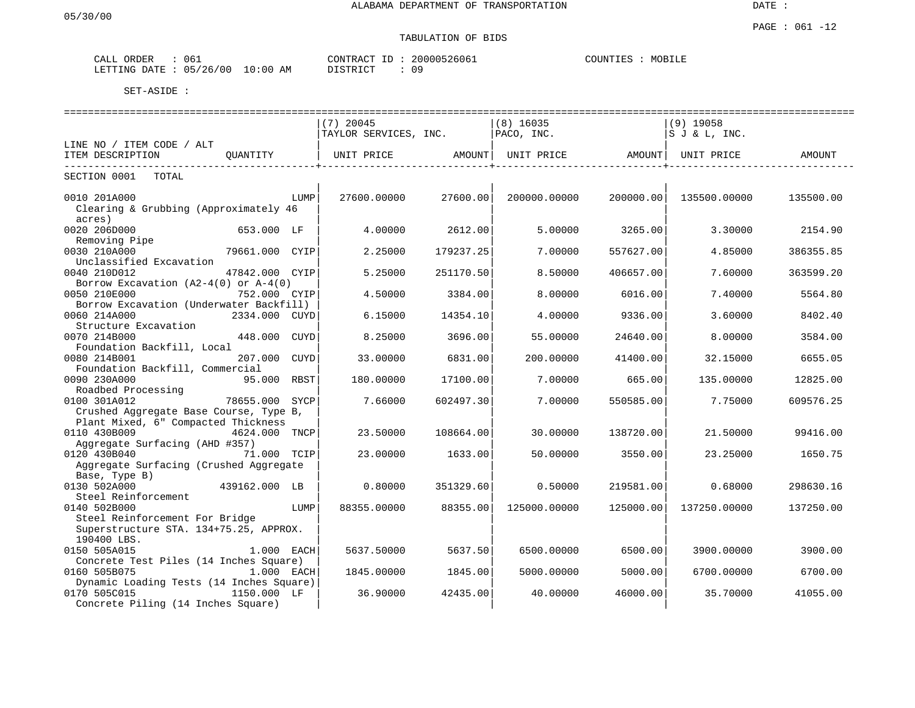ALABAMA DEPARTMENT OF TRANSPORTATION

05/30/00

DATE :

PAGE : 061 -12

TABULATION OF BIDS

CALL ORDER : 061  
LETTING DATE : 05/26/00 10:00 AM

CONTRACT ID : 20000526061  
DISTRICT : 09

COUNTIES : MOBILE

SET-ASIDE :

| LINE NO / ITEM CODE / ALT<br>ITEM DESCRIPTION | QUANTITY | (7) 20045 TAYLOR SERVICES, INC.<br>UNIT PRICE | AMOUNT | (8) 16035 PACO, INC.<br>UNIT PRICE | AMOUNT | (9) 19058 S J & L, INC.<br>UNIT PRICE | AMOUNT |
|---|---|---|---|---|---|---|---|
| SECTION 0001 TOTAL | | | | | | | |
| 0010 201A000<br>Clearing & Grubbing (Approximately 46 acres) | LUMP | 27600.00000 | 27600.00 | 200000.00000 | 200000.00 | 135500.00000 | 135500.00 |
| 0020 206D000<br>Removing Pipe | 653.000 LF | 4.00000 | 2612.00 | 5.00000 | 3265.00 | 3.30000 | 2154.90 |
| 0030 210A000<br>Unclassified Excavation | 79661.000 CYIP | 2.25000 | 179237.25 | 7.00000 | 557627.00 | 4.85000 | 386355.85 |
| 0040 210D012<br>Borrow Excavation (A2-4(0) or A-4(0) | 47842.000 CYIP | 5.25000 | 251170.50 | 8.50000 | 406657.00 | 7.60000 | 363599.20 |
| 0050 210E000<br>Borrow Excavation (Underwater Backfill) | 752.000 CYIP | 4.50000 | 3384.00 | 8.00000 | 6016.00 | 7.40000 | 5564.80 |
| 0060 214A000<br>Structure Excavation | 2334.000 CUYD | 6.15000 | 14354.10 | 4.00000 | 9336.00 | 3.60000 | 8402.40 |
| 0070 214B000<br>Foundation Backfill, Local | 448.000 CUYD | 8.25000 | 3696.00 | 55.00000 | 24640.00 | 8.00000 | 3584.00 |
| 0080 214B001<br>Foundation Backfill, Commercial | 207.000 CUYD | 33.00000 | 6831.00 | 200.00000 | 41400.00 | 32.15000 | 6655.05 |
| 0090 230A000<br>Roadbed Processing | 95.000 RBST | 180.00000 | 17100.00 | 7.00000 | 665.00 | 135.00000 | 12825.00 |
| 0100 301A012<br>Crushed Aggregate Base Course, Type B, Plant Mixed, 6" Compacted Thickness | 78655.000 SYCP | 7.66000 | 602497.30 | 7.00000 | 550585.00 | 7.75000 | 609576.25 |
| 0110 430B009<br>Aggregate Surfacing (AHD #357) | 4624.000 TNCP | 23.50000 | 108664.00 | 30.00000 | 138720.00 | 21.50000 | 99416.00 |
| 0120 430B040<br>Aggregate Surfacing (Crushed Aggregate Base, Type B) | 71.000 TCIP | 23.00000 | 1633.00 | 50.00000 | 3550.00 | 23.25000 | 1650.75 |
| 0130 502A000<br>Steel Reinforcement | 439162.000 LB | 0.80000 | 351329.60 | 0.50000 | 219581.00 | 0.68000 | 298630.16 |
| 0140 502B000<br>Steel Reinforcement For Bridge Superstructure STA. 134+75.25, APPROX. 190400 LBS. | LUMP | 88355.00000 | 88355.00 | 125000.00000 | 125000.00 | 137250.00000 | 137250.00 |
| 0150 505A015<br>Concrete Test Piles (14 Inches Square) | 1.000 EACH | 5637.50000 | 5637.50 | 6500.00000 | 6500.00 | 3900.00000 | 3900.00 |
| 0160 505B075<br>Dynamic Loading Tests (14 Inches Square) | 1.000 EACH | 1845.00000 | 1845.00 | 5000.00000 | 5000.00 | 6700.00000 | 6700.00 |
| 0170 505C015<br>Concrete Piling (14 Inches Square) | 1150.000 LF | 36.90000 | 42435.00 | 40.00000 | 46000.00 | 35.70000 | 41055.00 |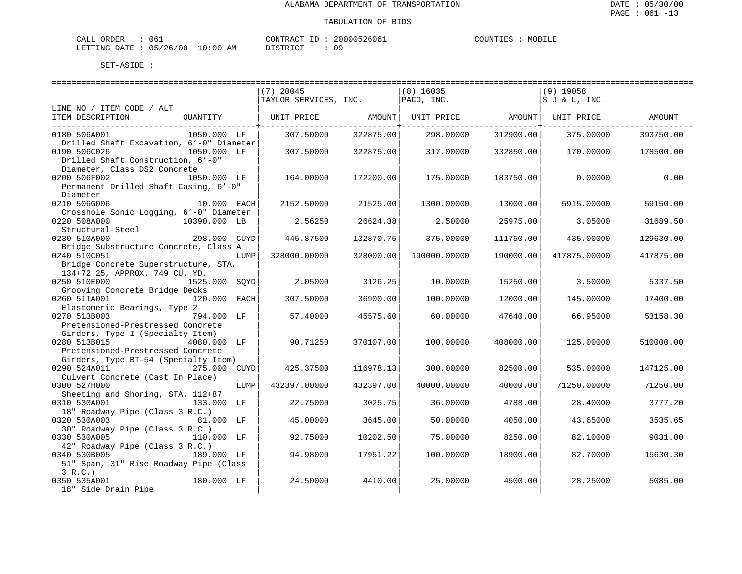ALABAMA DEPARTMENT OF TRANSPORTATION

TABULATION OF BIDS

DATE : 05/30/00
PAGE : 061 -13

CALL ORDER : 061 &nbsp;&nbsp;&nbsp;&nbsp; CONTRACT ID : 20000526061 &nbsp;&nbsp;&nbsp;&nbsp; COUNTIES : MOBILE
LETTING DATE : 05/26/00 10:00 AM &nbsp;&nbsp;&nbsp;&nbsp; DISTRICT : 09

SET-ASIDE :

| LINE NO / ITEM CODE / ALT ITEM DESCRIPTION | QUANTITY | (7) 20045 TAYLOR SERVICES, INC. UNIT PRICE | AMOUNT | (8) 16035 PACO, INC. UNIT PRICE | AMOUNT | (9) 19058 S J & L, INC. UNIT PRICE | AMOUNT |
|---|---|---|---|---|---|---|---|
| 0180 506A001 Drilled Shaft Excavation, 6'-0" Diameter | 1050.000 LF | 307.50000 | 322875.00 | 298.00000 | 312900.00 | 375.00000 | 393750.00 |
| 0190 506C026 Drilled Shaft Construction, 6'-0" Diameter, Class DS2 Concrete | 1050.000 LF | 307.50000 | 322875.00 | 317.00000 | 332850.00 | 170.00000 | 178500.00 |
| 0200 506F002 Permanent Drilled Shaft Casing, 6'-0" Diameter | 1050.000 LF | 164.00000 | 172200.00 | 175.00000 | 183750.00 | 0.00000 | 0.00 |
| 0210 506G006 Crosshole Sonic Logging, 6'-0" Diameter | 10.000 EACH | 2152.50000 | 21525.00 | 1300.00000 | 13000.00 | 5915.00000 | 59150.00 |
| 0220 508A000 Structural Steel | 10390.000 LB | 2.56250 | 26624.38 | 2.50000 | 25975.00 | 3.05000 | 31689.50 |
| 0230 510A000 Bridge Substructure Concrete, Class A | 298.000 CUYD | 445.87500 | 132870.75 | 375.00000 | 111750.00 | 435.00000 | 129630.00 |
| 0240 510C051 Bridge Concrete Superstructure, STA. 134+72.25, APPROX. 749 CU. YD. | LUMP | 328000.00000 | 328000.00 | 190000.00000 | 190000.00 | 417875.00000 | 417875.00 |
| 0250 510E000 Grooving Concrete Bridge Decks | 1525.000 SQYD | 2.05000 | 3126.25 | 10.00000 | 15250.00 | 3.50000 | 5337.50 |
| 0260 511A001 Elastomeric Bearings, Type 2 | 120.000 EACH | 307.50000 | 36900.00 | 100.00000 | 12000.00 | 145.00000 | 17400.00 |
| 0270 513B003 Pretensioned-Prestressed Concrete Girders, Type I (Specialty Item) | 794.000 LF | 57.40000 | 45575.60 | 60.00000 | 47640.00 | 66.95000 | 53158.30 |
| 0280 513B015 Pretensioned-Prestressed Concrete Girders, Type BT-54 (Specialty Item) | 4080.000 LF | 90.71250 | 370107.00 | 100.00000 | 408000.00 | 125.00000 | 510000.00 |
| 0290 524A011 Culvert Concrete (Cast In Place) | 275.000 CUYD | 425.37500 | 116978.13 | 300.00000 | 82500.00 | 535.00000 | 147125.00 |
| 0300 527H000 Sheeting and Shoring, STA. 112+87 | LUMP | 432397.00000 | 432397.00 | 40000.00000 | 40000.00 | 71250.00000 | 71250.00 |
| 0310 530A001 18" Roadway Pipe (Class 3 R.C.) | 133.000 LF | 22.75000 | 3025.75 | 36.00000 | 4788.00 | 28.40000 | 3777.20 |
| 0320 530A003 30" Roadway Pipe (Class 3 R.C.) | 81.000 LF | 45.00000 | 3645.00 | 50.00000 | 4050.00 | 43.65000 | 3535.65 |
| 0330 530A005 42" Roadway Pipe (Class 3 R.C.) | 110.000 LF | 92.75000 | 10202.50 | 75.00000 | 8250.00 | 82.10000 | 9031.00 |
| 0340 530B005 51" Span, 31" Rise Roadway Pipe (Class 3 R.C.) | 189.000 LF | 94.98000 | 17951.22 | 100.00000 | 18900.00 | 82.70000 | 15630.30 |
| 0350 535A001 18" Side Drain Pipe | 180.000 LF | 24.50000 | 4410.00 | 25.00000 | 4500.00 | 28.25000 | 5085.00 |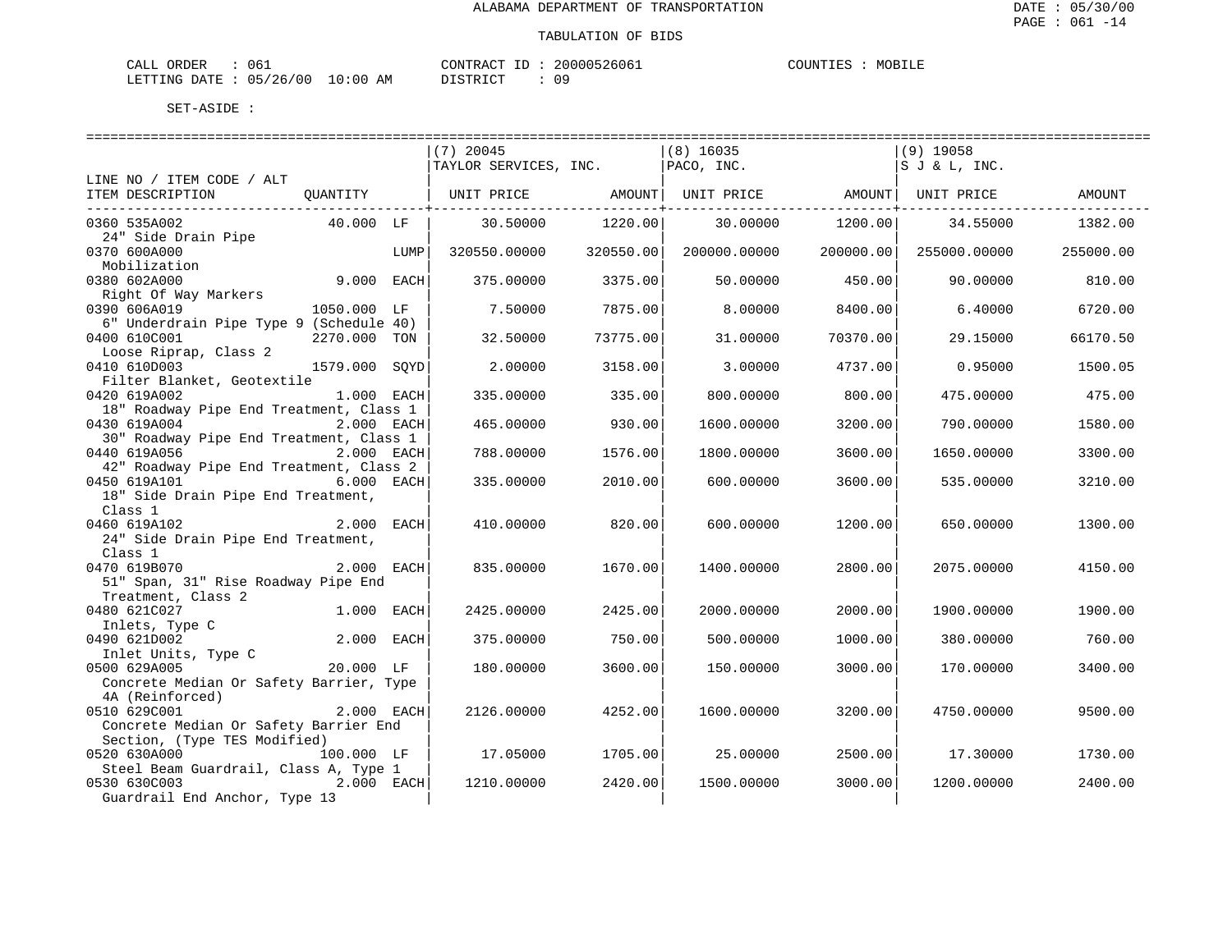ALABAMA DEPARTMENT OF TRANSPORTATION

TABULATION OF BIDS

CALL ORDER : 061 CONTRACT ID : 20000526061 COUNTIES : MOBILE
LETTING DATE : 05/26/00 10:00 AM DISTRICT : 09

SET-ASIDE :

| LINE NO / ITEM CODE / ALT ITEM DESCRIPTION | QUANTITY | (7) 20045 TAYLOR SERVICES, INC. UNIT PRICE | AMOUNT | (8) 16035 PACO, INC. UNIT PRICE | AMOUNT | (9) 19058 S J & L, INC. UNIT PRICE | AMOUNT |
|---|---|---|---|---|---|---|---|
| 0360 535A002 24" Side Drain Pipe | 40.000 LF | 30.50000 | 1220.00 | 30.00000 | 1200.00 | 34.55000 | 1382.00 |
| 0370 600A000 Mobilization | LUMP | 320550.00000 | 320550.00 | 200000.00000 | 200000.00 | 255000.00000 | 255000.00 |
| 0380 602A000 Right Of Way Markers | 9.000 EACH | 375.00000 | 3375.00 | 50.00000 | 450.00 | 90.00000 | 810.00 |
| 0390 606A019 6" Underdrain Pipe Type 9 (Schedule 40) | 1050.000 LF | 7.50000 | 7875.00 | 8.00000 | 8400.00 | 6.40000 | 6720.00 |
| 0400 610C001 Loose Riprap, Class 2 | 2270.000 TON | 32.50000 | 73775.00 | 31.00000 | 70370.00 | 29.15000 | 66170.50 |
| 0410 610D003 Filter Blanket, Geotextile | 1579.000 SQYD | 2.00000 | 3158.00 | 3.00000 | 4737.00 | 0.95000 | 1500.05 |
| 0420 619A002 18" Roadway Pipe End Treatment, Class 1 | 1.000 EACH | 335.00000 | 335.00 | 800.00000 | 800.00 | 475.00000 | 475.00 |
| 0430 619A004 30" Roadway Pipe End Treatment, Class 1 | 2.000 EACH | 465.00000 | 930.00 | 1600.00000 | 3200.00 | 790.00000 | 1580.00 |
| 0440 619A056 42" Roadway Pipe End Treatment, Class 2 | 2.000 EACH | 788.00000 | 1576.00 | 1800.00000 | 3600.00 | 1650.00000 | 3300.00 |
| 0450 619A101 18" Side Drain Pipe End Treatment, Class 1 | 6.000 EACH | 335.00000 | 2010.00 | 600.00000 | 3600.00 | 535.00000 | 3210.00 |
| 0460 619A102 24" Side Drain Pipe End Treatment, Class 1 | 2.000 EACH | 410.00000 | 820.00 | 600.00000 | 1200.00 | 650.00000 | 1300.00 |
| 0470 619B070 51" Span, 31" Rise Roadway Pipe End Treatment, Class 2 | 2.000 EACH | 835.00000 | 1670.00 | 1400.00000 | 2800.00 | 2075.00000 | 4150.00 |
| 0480 621C027 Inlets, Type C | 1.000 EACH | 2425.00000 | 2425.00 | 2000.00000 | 2000.00 | 1900.00000 | 1900.00 |
| 0490 621D002 Inlet Units, Type C | 2.000 EACH | 375.00000 | 750.00 | 500.00000 | 1000.00 | 380.00000 | 760.00 |
| 0500 629A005 Concrete Median Or Safety Barrier, Type 4A (Reinforced) | 20.000 LF | 180.00000 | 3600.00 | 150.00000 | 3000.00 | 170.00000 | 3400.00 |
| 0510 629C001 Concrete Median Or Safety Barrier End Section, (Type TES Modified) | 2.000 EACH | 2126.00000 | 4252.00 | 1600.00000 | 3200.00 | 4750.00000 | 9500.00 |
| 0520 630A000 Steel Beam Guardrail, Class A, Type 1 | 100.000 LF | 17.05000 | 1705.00 | 25.00000 | 2500.00 | 17.30000 | 1730.00 |
| 0530 630C003 Guardrail End Anchor, Type 13 | 2.000 EACH | 1210.00000 | 2420.00 | 1500.00000 | 3000.00 | 1200.00000 | 2400.00 |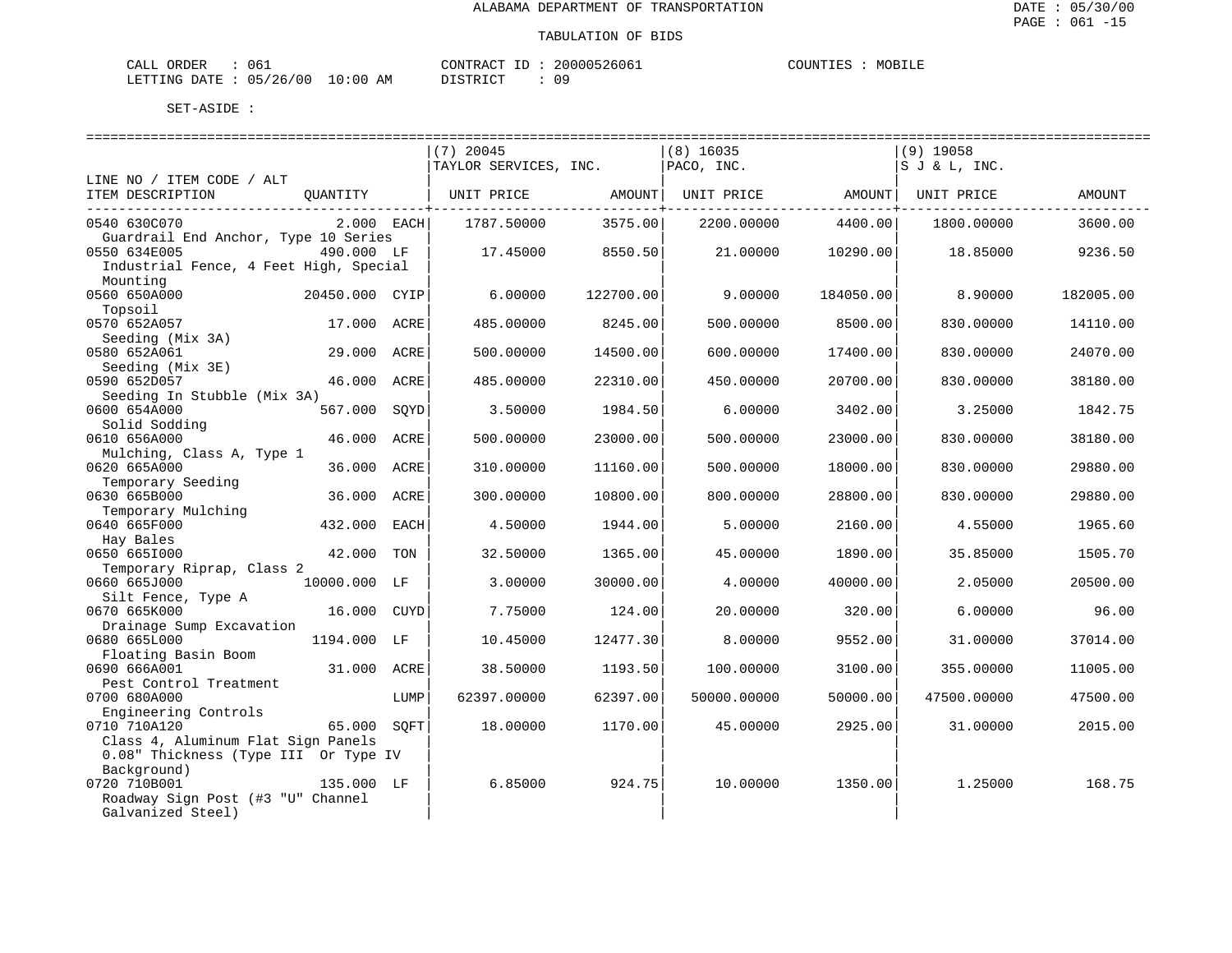ALABAMA DEPARTMENT OF TRANSPORTATION

TABULATION OF BIDS

CALL ORDER : 061 CONTRACT ID : 20000526061 COUNTIES : MOBILE
LETTING DATE : 05/26/00 10:00 AM DISTRICT : 09

SET-ASIDE :

| LINE NO / ITEM CODE / ALT ITEM DESCRIPTION | QUANTITY | (7) 20045 TAYLOR SERVICES, INC. UNIT PRICE | AMOUNT | (8) 16035 PACO, INC. UNIT PRICE | AMOUNT | (9) 19058 S J & L, INC. UNIT PRICE | AMOUNT |
|---|---|---|---|---|---|---|---|
| 0540 630C070 Guardrail End Anchor, Type 10 Series | 2.000 EACH | 1787.50000 | 3575.00 | 2200.00000 | 4400.00 | 1800.00000 | 3600.00 |
| 0550 634E005 Industrial Fence, 4 Feet High, Special Mounting | 490.000 LF | 17.45000 | 8550.50 | 21.00000 | 10290.00 | 18.85000 | 9236.50 |
| 0560 650A000 Topsoil | 20450.000 CYIP | 6.00000 | 122700.00 | 9.00000 | 184050.00 | 8.90000 | 182005.00 |
| 0570 652A057 Seeding (Mix 3A) | 17.000 ACRE | 485.00000 | 8245.00 | 500.00000 | 8500.00 | 830.00000 | 14110.00 |
| 0580 652A061 Seeding (Mix 3E) | 29.000 ACRE | 500.00000 | 14500.00 | 600.00000 | 17400.00 | 830.00000 | 24070.00 |
| 0590 652D057 Seeding In Stubble (Mix 3A) | 46.000 ACRE | 485.00000 | 22310.00 | 450.00000 | 20700.00 | 830.00000 | 38180.00 |
| 0600 654A000 Solid Sodding | 567.000 SQYD | 3.50000 | 1984.50 | 6.00000 | 3402.00 | 3.25000 | 1842.75 |
| 0610 656A000 Mulching, Class A, Type 1 | 46.000 ACRE | 500.00000 | 23000.00 | 500.00000 | 23000.00 | 830.00000 | 38180.00 |
| 0620 665A000 Temporary Seeding | 36.000 ACRE | 310.00000 | 11160.00 | 500.00000 | 18000.00 | 830.00000 | 29880.00 |
| 0630 665B000 Temporary Mulching | 36.000 ACRE | 300.00000 | 10800.00 | 800.00000 | 28800.00 | 830.00000 | 29880.00 |
| 0640 665F000 Hay Bales | 432.000 EACH | 4.50000 | 1944.00 | 5.00000 | 2160.00 | 4.55000 | 1965.60 |
| 0650 665I000 Temporary Riprap, Class 2 | 42.000 TON | 32.50000 | 1365.00 | 45.00000 | 1890.00 | 35.85000 | 1505.70 |
| 0660 665J000 Silt Fence, Type A | 10000.000 LF | 3.00000 | 30000.00 | 4.00000 | 40000.00 | 2.05000 | 20500.00 |
| 0670 665K000 Drainage Sump Excavation | 16.000 CUYD | 7.75000 | 124.00 | 20.00000 | 320.00 | 6.00000 | 96.00 |
| 0680 665L000 Floating Basin Boom | 1194.000 LF | 10.45000 | 12477.30 | 8.00000 | 9552.00 | 31.00000 | 37014.00 |
| 0690 666A001 Pest Control Treatment | 31.000 ACRE | 38.50000 | 1193.50 | 100.00000 | 3100.00 | 355.00000 | 11005.00 |
| 0700 680A000 Engineering Controls | LUMP | 62397.00000 | 62397.00 | 50000.00000 | 50000.00 | 47500.00000 | 47500.00 |
| 0710 710A120 Class 4, Aluminum Flat Sign Panels 0.08" Thickness (Type III Or Type IV Background) | 65.000 SQFT | 18.00000 | 1170.00 | 45.00000 | 2925.00 | 31.00000 | 2015.00 |
| 0720 710B001 Roadway Sign Post (#3 "U" Channel Galvanized Steel) | 135.000 LF | 6.85000 | 924.75 | 10.00000 | 1350.00 | 1.25000 | 168.75 |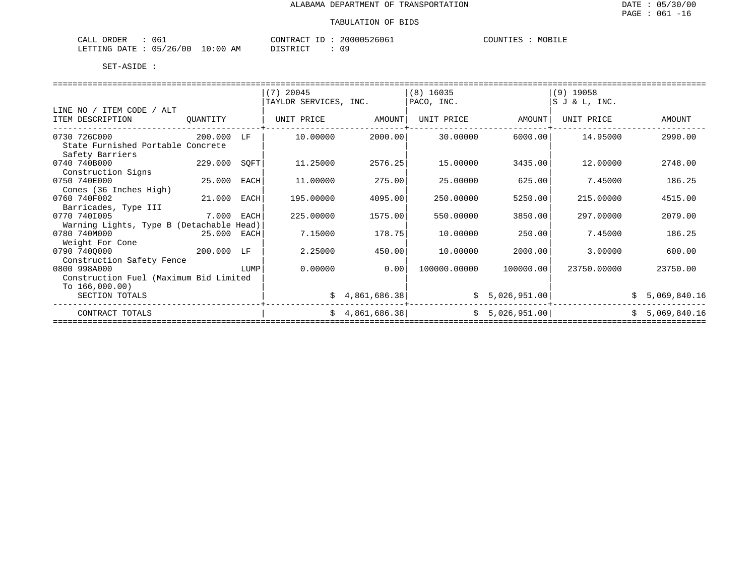ALABAMA DEPARTMENT OF TRANSPORTATION

TABULATION OF BIDS

DATE : 05/30/00
PAGE : 061 -16

CALL ORDER : 061
LETTING DATE : 05/26/00 10:00 AM

CONTRACT ID : 20000526061
DISTRICT : 09

COUNTIES : MOBILE

SET-ASIDE :

| LINE NO / ITEM CODE / ALT<br>ITEM DESCRIPTION | QUANTITY | | (7) 20045<br>TAYLOR SERVICES, INC.<br>UNIT PRICE | <br><br>AMOUNT | (8) 16035<br>PACO, INC.<br>UNIT PRICE | <br><br>AMOUNT | (9) 19058<br>S J & L, INC.<br>UNIT PRICE | <br><br>AMOUNT |
|---|---|---|---|---|---|---|---|---|
| 0730 726C000<br>State Furnished Portable Concrete Safety Barriers | 200.000 | LF | 10.00000 | 2000.00 | 30.00000 | 6000.00 | 14.95000 | 2990.00 |
| 0740 740B000<br>Construction Signs | 229.000 | SQFT | 11.25000 | 2576.25 | 15.00000 | 3435.00 | 12.00000 | 2748.00 |
| 0750 740E000<br>Cones (36 Inches High) | 25.000 | EACH | 11.00000 | 275.00 | 25.00000 | 625.00 | 7.45000 | 186.25 |
| 0760 740F002<br>Barricades, Type III | 21.000 | EACH | 195.00000 | 4095.00 | 250.00000 | 5250.00 | 215.00000 | 4515.00 |
| 0770 740I005<br>Warning Lights, Type B (Detachable Head) | 7.000 | EACH | 225.00000 | 1575.00 | 550.00000 | 3850.00 | 297.00000 | 2079.00 |
| 0780 740M000<br>Weight For Cone | 25.000 | EACH | 7.15000 | 178.75 | 10.00000 | 250.00 | 7.45000 | 186.25 |
| 0790 740Q000<br>Construction Safety Fence | 200.000 | LF | 2.25000 | 450.00 | 10.00000 | 2000.00 | 3.00000 | 600.00 |
| 0800 998A000<br>Construction Fuel (Maximum Bid Limited To 166,000.00) | | LUMP | 0.00000 | 0.00 | 100000.00000 | 100000.00 | 23750.00000 | 23750.00 |
| SECTION TOTALS | | | | $ 4,861,686.38 | | $ 5,026,951.00 | | $ 5,069,840.16 |
| CONTRACT TOTALS | | | | $ 4,861,686.38 | | $ 5,026,951.00 | | $ 5,069,840.16 |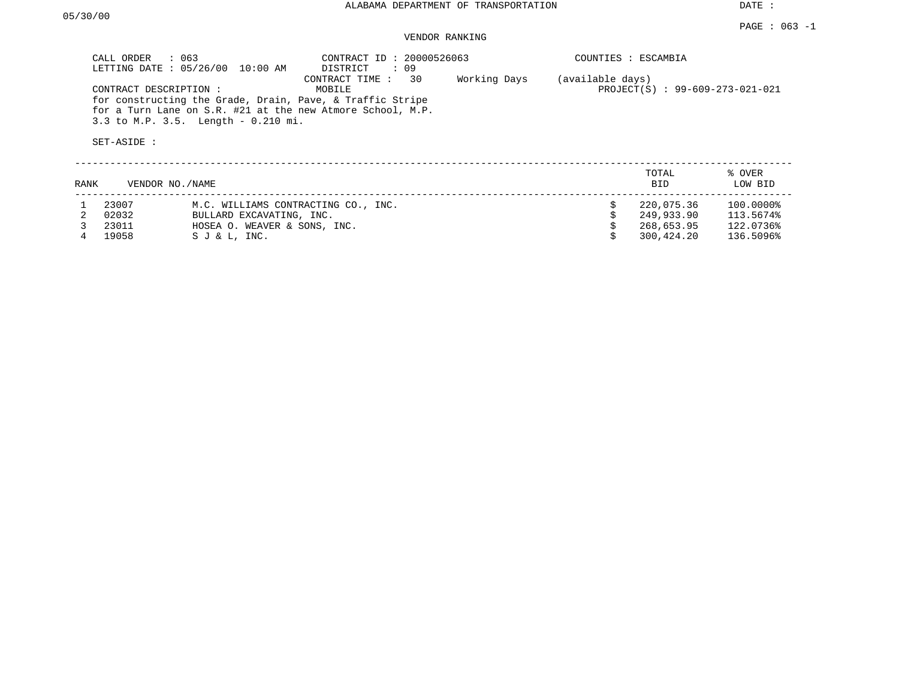ALABAMA DEPARTMENT OF TRANSPORTATION

DATE :

05/30/00

VENDOR RANKING

CALL ORDER : 063
LETTING DATE : 05/26/00 10:00 AM

CONTRACT ID : 20000526063
DISTRICT : 09
CONTRACT TIME : 30 Working Days (available days)

COUNTIES : ESCAMBIA

CONTRACT DESCRIPTION : MOBILE
for constructing the Grade, Drain, Pave, & Traffic Stripe
for a Turn Lane on S.R. #21 at the new Atmore School, M.P.
3.3 to M.P. 3.5. Length - 0.210 mi.

PROJECT(S) : 99-609-273-021-021

SET-ASIDE :

| RANK | VENDOR NO./NAME | | TOTAL BID | % OVER LOW BID |
|---|---|---|---|---|
| 1 | 23007 | M.C. WILLIAMS CONTRACTING CO., INC. | $ 220,075.36 | 100.0000% |
| 2 | 02032 | BULLARD EXCAVATING, INC. | $ 249,933.90 | 113.5674% |
| 3 | 23011 | HOSEA O. WEAVER & SONS, INC. | $ 268,653.95 | 122.0736% |
| 4 | 19058 | S J & L, INC. | $ 300,424.20 | 136.5096% |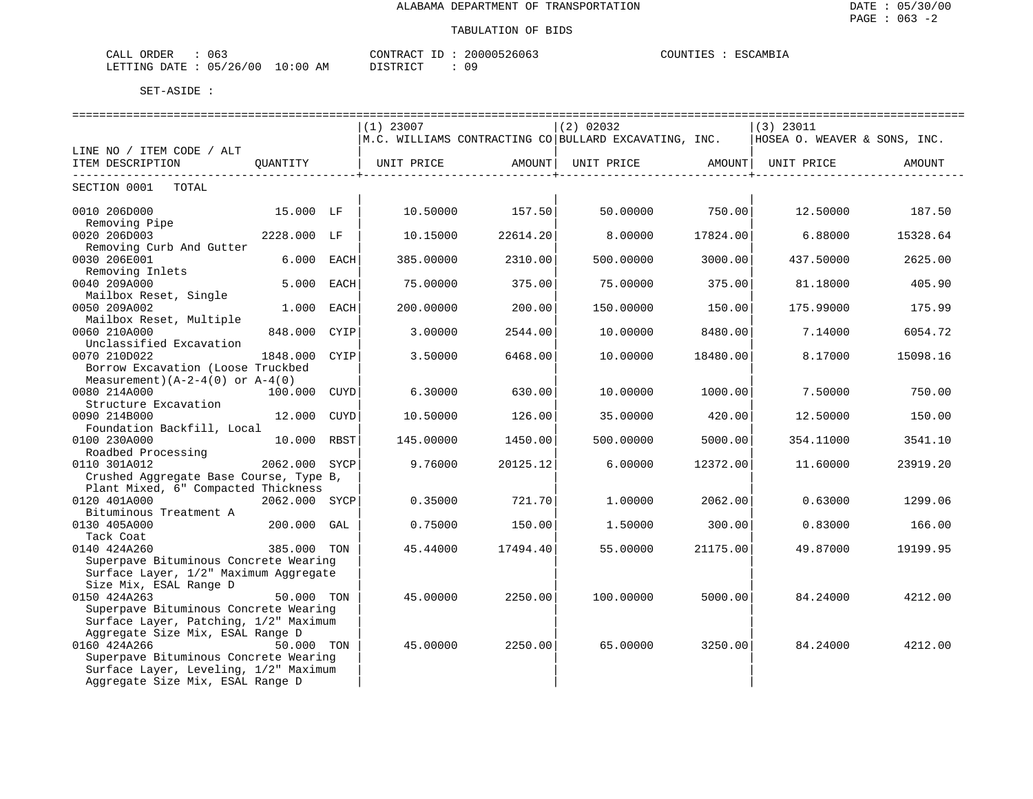ALABAMA DEPARTMENT OF TRANSPORTATION

TABULATION OF BIDS

DATE : 05/30/00
PAGE : 063 -2

CALL ORDER : 063
LETTING DATE : 05/26/00 10:00 AM

CONTRACT ID : 20000526063
DISTRICT : 09

COUNTIES : ESCAMBIA

SET-ASIDE :

| LINE NO / ITEM CODE / ALT ITEM DESCRIPTION | QUANTITY | | (1) 23007 M.C. WILLIAMS CONTRACTING CO UNIT PRICE | AMOUNT | (2) 02032 BULLARD EXCAVATING, INC. UNIT PRICE | AMOUNT | (3) 23011 HOSEA O. WEAVER & SONS, INC. UNIT PRICE | AMOUNT |
|---|---|---|---|---|---|---|---|---|
| SECTION 0001 TOTAL | | | | | | | | |
| 0010 206D000 Removing Pipe | 15.000 | LF | 10.50000 | 157.50 | 50.00000 | 750.00 | 12.50000 | 187.50 |
| 0020 206D003 Removing Curb And Gutter | 2228.000 | LF | 10.15000 | 22614.20 | 8.00000 | 17824.00 | 6.88000 | 15328.64 |
| 0030 206E001 Removing Inlets | 6.000 | EACH | 385.00000 | 2310.00 | 500.00000 | 3000.00 | 437.50000 | 2625.00 |
| 0040 209A000 Mailbox Reset, Single | 5.000 | EACH | 75.00000 | 375.00 | 75.00000 | 375.00 | 81.18000 | 405.90 |
| 0050 209A002 Mailbox Reset, Multiple | 1.000 | EACH | 200.00000 | 200.00 | 150.00000 | 150.00 | 175.99000 | 175.99 |
| 0060 210A000 Unclassified Excavation | 848.000 | CYIP | 3.00000 | 2544.00 | 10.00000 | 8480.00 | 7.14000 | 6054.72 |
| 0070 210D022 Borrow Excavation (Loose Truckbed Measurement)(A-2-4(0) or A-4(0) | 1848.000 | CYIP | 3.50000 | 6468.00 | 10.00000 | 18480.00 | 8.17000 | 15098.16 |
| 0080 214A000 Structure Excavation | 100.000 | CUYD | 6.30000 | 630.00 | 10.00000 | 1000.00 | 7.50000 | 750.00 |
| 0090 214B000 Foundation Backfill, Local | 12.000 | CUYD | 10.50000 | 126.00 | 35.00000 | 420.00 | 12.50000 | 150.00 |
| 0100 230A000 Roadbed Processing | 10.000 | RBST | 145.00000 | 1450.00 | 500.00000 | 5000.00 | 354.11000 | 3541.10 |
| 0110 301A012 Crushed Aggregate Base Course, Type B, Plant Mixed, 6" Compacted Thickness | 2062.000 | SYCP | 9.76000 | 20125.12 | 6.00000 | 12372.00 | 11.60000 | 23919.20 |
| 0120 401A000 Bituminous Treatment A | 2062.000 | SYCP | 0.35000 | 721.70 | 1.00000 | 2062.00 | 0.63000 | 1299.06 |
| 0130 405A000 Tack Coat | 200.000 | GAL | 0.75000 | 150.00 | 1.50000 | 300.00 | 0.83000 | 166.00 |
| 0140 424A260 Superpave Bituminous Concrete Wearing Surface Layer, 1/2" Maximum Aggregate Size Mix, ESAL Range D | 385.000 | TON | 45.44000 | 17494.40 | 55.00000 | 21175.00 | 49.87000 | 19199.95 |
| 0150 424A263 Superpave Bituminous Concrete Wearing Surface Layer, Patching, 1/2" Maximum Aggregate Size Mix, ESAL Range D | 50.000 | TON | 45.00000 | 2250.00 | 100.00000 | 5000.00 | 84.24000 | 4212.00 |
| 0160 424A266 Superpave Bituminous Concrete Wearing Surface Layer, Leveling, 1/2" Maximum Aggregate Size Mix, ESAL Range D | 50.000 | TON | 45.00000 | 2250.00 | 65.00000 | 3250.00 | 84.24000 | 4212.00 |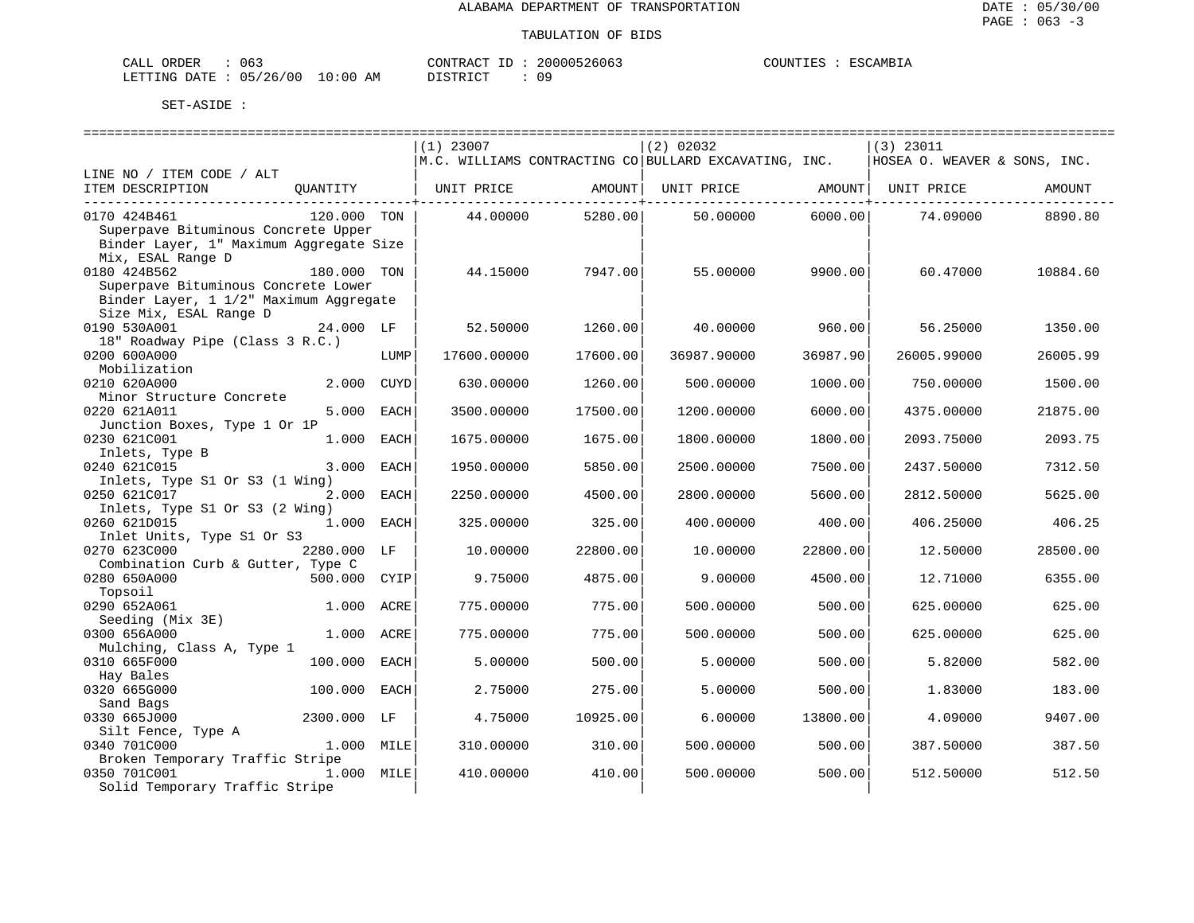ALABAMA DEPARTMENT OF TRANSPORTATION

TABULATION OF BIDS

CALL ORDER : 063 CONTRACT ID : 20000526063 COUNTIES : ESCAMBIA
LETTING DATE : 05/26/00 10:00 AM DISTRICT : 09

SET-ASIDE :

| LINE NO / ITEM CODE / ALT ITEM DESCRIPTION | QUANTITY | | (1) 23007 M.C. WILLIAMS CONTRACTING CO UNIT PRICE | AMOUNT | (2) 02032 BULLARD EXCAVATING, INC. UNIT PRICE | AMOUNT | (3) 23011 HOSEA O. WEAVER & SONS, INC. UNIT PRICE | AMOUNT |
|---|---|---|---|---|---|---|---|---|
| 0170 424B461 Superpave Bituminous Concrete Upper Binder Layer, 1" Maximum Aggregate Size Mix, ESAL Range D | 120.000 | TON | 44.00000 | 5280.00 | 50.00000 | 6000.00 | 74.09000 | 8890.80 |
| 0180 424B562 Superpave Bituminous Concrete Lower Binder Layer, 1 1/2" Maximum Aggregate Size Mix, ESAL Range D | 180.000 | TON | 44.15000 | 7947.00 | 55.00000 | 9900.00 | 60.47000 | 10884.60 |
| 0190 530A001 18" Roadway Pipe (Class 3 R.C.) | 24.000 | LF | 52.50000 | 1260.00 | 40.00000 | 960.00 | 56.25000 | 1350.00 |
| 0200 600A000 Mobilization | | LUMP | 17600.00000 | 17600.00 | 36987.90000 | 36987.90 | 26005.99000 | 26005.99 |
| 0210 620A000 Minor Structure Concrete | 2.000 | CUYD | 630.00000 | 1260.00 | 500.00000 | 1000.00 | 750.00000 | 1500.00 |
| 0220 621A011 Junction Boxes, Type 1 Or 1P | 5.000 | EACH | 3500.00000 | 17500.00 | 1200.00000 | 6000.00 | 4375.00000 | 21875.00 |
| 0230 621C001 Inlets, Type B | 1.000 | EACH | 1675.00000 | 1675.00 | 1800.00000 | 1800.00 | 2093.75000 | 2093.75 |
| 0240 621C015 Inlets, Type S1 Or S3 (1 Wing) | 3.000 | EACH | 1950.00000 | 5850.00 | 2500.00000 | 7500.00 | 2437.50000 | 7312.50 |
| 0250 621C017 Inlets, Type S1 Or S3 (2 Wing) | 2.000 | EACH | 2250.00000 | 4500.00 | 2800.00000 | 5600.00 | 2812.50000 | 5625.00 |
| 0260 621D015 Inlet Units, Type S1 Or S3 | 1.000 | EACH | 325.00000 | 325.00 | 400.00000 | 400.00 | 406.25000 | 406.25 |
| 0270 623C000 Combination Curb & Gutter, Type C | 2280.000 | LF | 10.00000 | 22800.00 | 10.00000 | 22800.00 | 12.50000 | 28500.00 |
| 0280 650A000 Topsoil | 500.000 | CYIP | 9.75000 | 4875.00 | 9.00000 | 4500.00 | 12.71000 | 6355.00 |
| 0290 652A061 Seeding (Mix 3E) | 1.000 | ACRE | 775.00000 | 775.00 | 500.00000 | 500.00 | 625.00000 | 625.00 |
| 0300 656A000 Mulching, Class A, Type 1 | 1.000 | ACRE | 775.00000 | 775.00 | 500.00000 | 500.00 | 625.00000 | 625.00 |
| 0310 665F000 Hay Bales | 100.000 | EACH | 5.00000 | 500.00 | 5.00000 | 500.00 | 5.82000 | 582.00 |
| 0320 665G000 Sand Bags | 100.000 | EACH | 2.75000 | 275.00 | 5.00000 | 500.00 | 1.83000 | 183.00 |
| 0330 665J000 Silt Fence, Type A | 2300.000 | LF | 4.75000 | 10925.00 | 6.00000 | 13800.00 | 4.09000 | 9407.00 |
| 0340 701C000 Broken Temporary Traffic Stripe | 1.000 | MILE | 310.00000 | 310.00 | 500.00000 | 500.00 | 387.50000 | 387.50 |
| 0350 701C001 Solid Temporary Traffic Stripe | 1.000 | MILE | 410.00000 | 410.00 | 500.00000 | 500.00 | 512.50000 | 512.50 |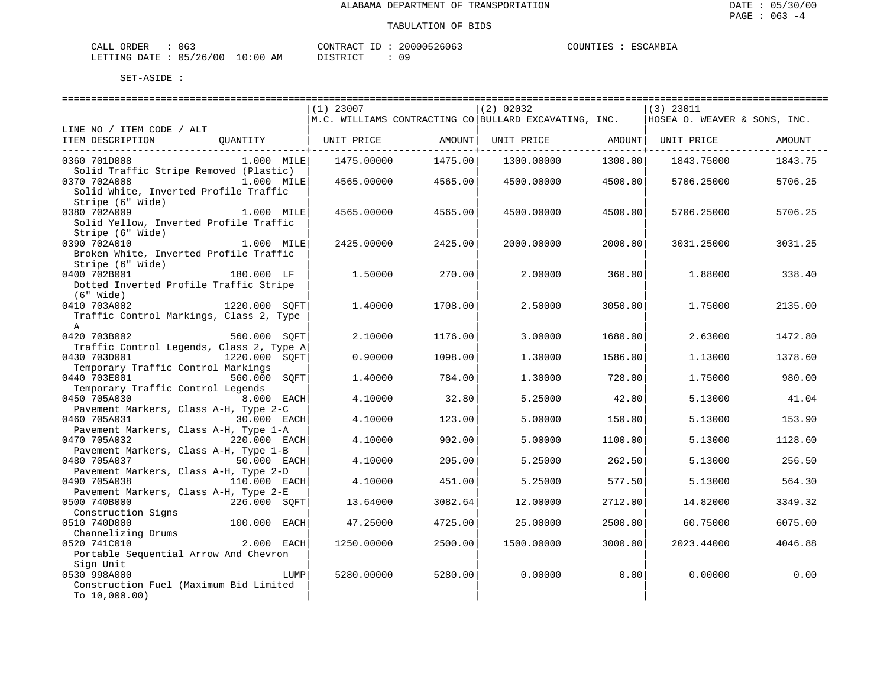ALABAMA DEPARTMENT OF TRANSPORTATION

TABULATION OF BIDS

CALL ORDER : 063 CONTRACT ID : 20000526063 COUNTIES : ESCAMBIA
LETTING DATE : 05/26/00 10:00 AM DISTRICT : 09

SET-ASIDE :

| LINE NO / ITEM CODE / ALT | QUANTITY | (1) 23007 M.C. WILLIAMS CONTRACTING CO UNIT PRICE | AMOUNT | (2) 02032 BULLARD EXCAVATING, INC. UNIT PRICE | AMOUNT | (3) 23011 HOSEA O. WEAVER & SONS, INC. UNIT PRICE | AMOUNT |
|---|---|---|---|---|---|---|---|
| 0360 701D008 Solid Traffic Stripe Removed (Plastic) | 1.000 MILE | 1475.00000 | 1475.00 | 1300.00000 | 1300.00 | 1843.75000 | 1843.75 |
| 0370 702A008 Solid White, Inverted Profile Traffic Stripe (6" Wide) | 1.000 MILE | 4565.00000 | 4565.00 | 4500.00000 | 4500.00 | 5706.25000 | 5706.25 |
| 0380 702A009 Solid Yellow, Inverted Profile Traffic Stripe (6" Wide) | 1.000 MILE | 4565.00000 | 4565.00 | 4500.00000 | 4500.00 | 5706.25000 | 5706.25 |
| 0390 702A010 Broken White, Inverted Profile Traffic Stripe (6" Wide) | 1.000 MILE | 2425.00000 | 2425.00 | 2000.00000 | 2000.00 | 3031.25000 | 3031.25 |
| 0400 702B001 Dotted Inverted Profile Traffic Stripe (6" Wide) | 180.000 LF | 1.50000 | 270.00 | 2.00000 | 360.00 | 1.88000 | 338.40 |
| 0410 703A002 Traffic Control Markings, Class 2, Type A | 1220.000 SQFT | 1.40000 | 1708.00 | 2.50000 | 3050.00 | 1.75000 | 2135.00 |
| 0420 703B002 Traffic Control Legends, Class 2, Type A | 560.000 SQFT | 2.10000 | 1176.00 | 3.00000 | 1680.00 | 2.63000 | 1472.80 |
| 0430 703D001 Temporary Traffic Control Markings | 1220.000 SQFT | 0.90000 | 1098.00 | 1.30000 | 1586.00 | 1.13000 | 1378.60 |
| 0440 703E001 Temporary Traffic Control Legends | 560.000 SQFT | 1.40000 | 784.00 | 1.30000 | 728.00 | 1.75000 | 980.00 |
| 0450 705A030 Pavement Markers, Class A-H, Type 2-C | 8.000 EACH | 4.10000 | 32.80 | 5.25000 | 42.00 | 5.13000 | 41.04 |
| 0460 705A031 Pavement Markers, Class A-H, Type 1-A | 30.000 EACH | 4.10000 | 123.00 | 5.00000 | 150.00 | 5.13000 | 153.90 |
| 0470 705A032 Pavement Markers, Class A-H, Type 1-B | 220.000 EACH | 4.10000 | 902.00 | 5.00000 | 1100.00 | 5.13000 | 1128.60 |
| 0480 705A037 Pavement Markers, Class A-H, Type 2-D | 50.000 EACH | 4.10000 | 205.00 | 5.25000 | 262.50 | 5.13000 | 256.50 |
| 0490 705A038 Pavement Markers, Class A-H, Type 2-E | 110.000 EACH | 4.10000 | 451.00 | 5.25000 | 577.50 | 5.13000 | 564.30 |
| 0500 740B000 Construction Signs | 226.000 SQFT | 13.64000 | 3082.64 | 12.00000 | 2712.00 | 14.82000 | 3349.32 |
| 0510 740D000 Channelizing Drums | 100.000 EACH | 47.25000 | 4725.00 | 25.00000 | 2500.00 | 60.75000 | 6075.00 |
| 0520 741C010 Portable Sequential Arrow And Chevron Sign Unit | 2.000 EACH | 1250.00000 | 2500.00 | 1500.00000 | 3000.00 | 2023.44000 | 4046.88 |
| 0530 998A000 Construction Fuel (Maximum Bid Limited To 10,000.00) | LUMP | 5280.00000 | 5280.00 | 0.00000 | 0.00 | 0.00000 | 0.00 |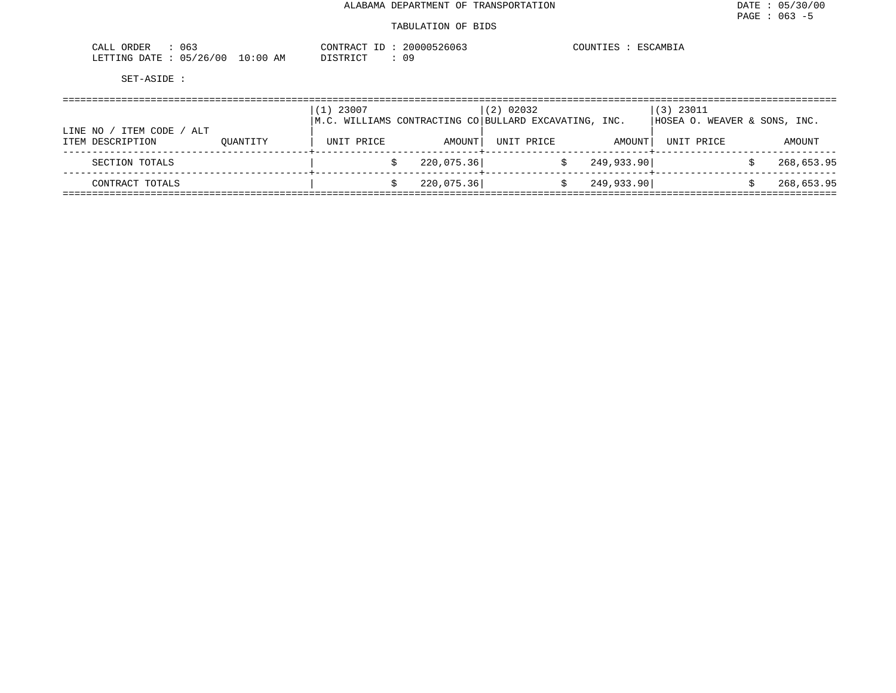ALABAMA DEPARTMENT OF TRANSPORTATION

TABULATION OF BIDS

DATE : 05/30/00
PAGE : 063 -5

CALL ORDER : 063
LETTING DATE : 05/26/00 10:00 AM

CONTRACT ID : 20000526063
DISTRICT : 09

COUNTIES : ESCAMBIA

SET-ASIDE :

| LINE NO / ITEM CODE / ALT ITEM DESCRIPTION | QUANTITY | (1) 23007 M.C. WILLIAMS CONTRACTING CO UNIT PRICE | AMOUNT | (2) 02032 BULLARD EXCAVATING, INC. UNIT PRICE | AMOUNT | (3) 23011 HOSEA O. WEAVER & SONS, INC. UNIT PRICE | AMOUNT |
|---|---|---|---|---|---|---|---|
| SECTION TOTALS | | | $ 220,075.36 | | $ 249,933.90 | | $ 268,653.95 |
| CONTRACT TOTALS | | | $ 220,075.36 | | $ 249,933.90 | | $ 268,653.95 |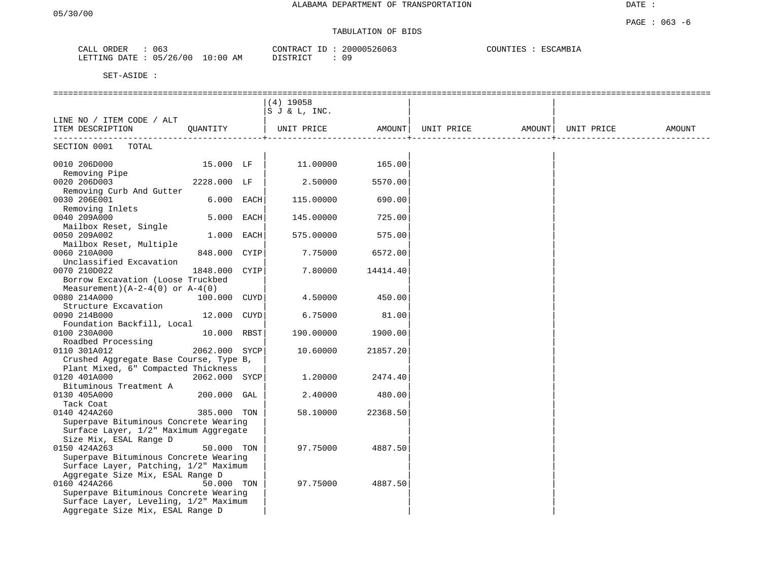ALABAMA DEPARTMENT OF TRANSPORTATION

TABULATION OF BIDS

CALL ORDER : 063 CONTRACT ID : 20000526063 COUNTIES : ESCAMBIA
LETTING DATE : 05/26/00 10:00 AM DISTRICT : 09

SET-ASIDE :

| LINE NO / ITEM CODE / ALT ITEM DESCRIPTION | QUANTITY | | (4) 19058 S J & L, INC. UNIT PRICE | AMOUNT | UNIT PRICE | AMOUNT | UNIT PRICE | AMOUNT |
|---|---|---|---|---|---|---|---|---|
| SECTION 0001 TOTAL | | | | | | | | |
| 0010 206D000 Removing Pipe | 15.000 | LF | 11.00000 | 165.00 | | | | |
| 0020 206D003 Removing Curb And Gutter | 2228.000 | LF | 2.50000 | 5570.00 | | | | |
| 0030 206E001 Removing Inlets | 6.000 | EACH | 115.00000 | 690.00 | | | | |
| 0040 209A000 Mailbox Reset, Single | 5.000 | EACH | 145.00000 | 725.00 | | | | |
| 0050 209A002 Mailbox Reset, Multiple | 1.000 | EACH | 575.00000 | 575.00 | | | | |
| 0060 210A000 Unclassified Excavation | 848.000 | CYIP | 7.75000 | 6572.00 | | | | |
| 0070 210D022 Borrow Excavation (Loose Truckbed Measurement)(A-2-4(0) or A-4(0) | 1848.000 | CYIP | 7.80000 | 14414.40 | | | | |
| 0080 214A000 Structure Excavation | 100.000 | CUYD | 4.50000 | 450.00 | | | | |
| 0090 214B000 Foundation Backfill, Local | 12.000 | CUYD | 6.75000 | 81.00 | | | | |
| 0100 230A000 Roadbed Processing | 10.000 | RBST | 190.00000 | 1900.00 | | | | |
| 0110 301A012 Crushed Aggregate Base Course, Type B, Plant Mixed, 6" Compacted Thickness | 2062.000 | SYCP | 10.60000 | 21857.20 | | | | |
| 0120 401A000 Bituminous Treatment A | 2062.000 | SYCP | 1.20000 | 2474.40 | | | | |
| 0130 405A000 Tack Coat | 200.000 | GAL | 2.40000 | 480.00 | | | | |
| 0140 424A260 Superpave Bituminous Concrete Wearing Surface Layer, 1/2" Maximum Aggregate Size Mix, ESAL Range D | 385.000 | TON | 58.10000 | 22368.50 | | | | |
| 0150 424A263 Superpave Bituminous Concrete Wearing Surface Layer, Patching, 1/2" Maximum Aggregate Size Mix, ESAL Range D | 50.000 | TON | 97.75000 | 4887.50 | | | | |
| 0160 424A266 Superpave Bituminous Concrete Wearing Surface Layer, Leveling, 1/2" Maximum Aggregate Size Mix, ESAL Range D | 50.000 | TON | 97.75000 | 4887.50 | | | | |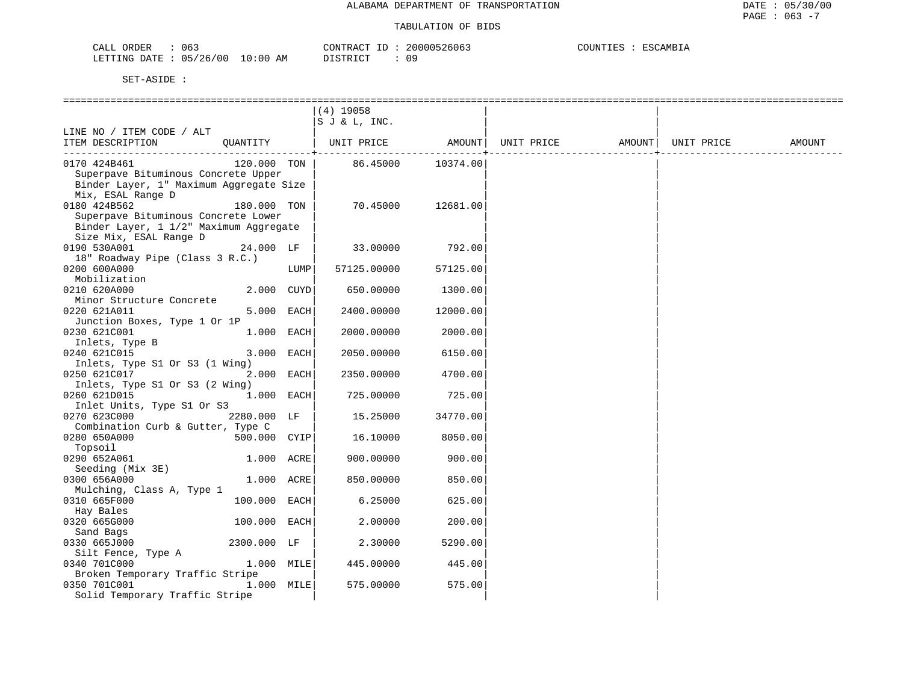ALABAMA DEPARTMENT OF TRANSPORTATION

TABULATION OF BIDS

CALL ORDER : 063 CONTRACT ID : 20000526063 COUNTIES : ESCAMBIA
LETTING DATE : 05/26/00 10:00 AM DISTRICT : 09

SET-ASIDE :

| LINE NO / ITEM CODE / ALT ITEM DESCRIPTION | QUANTITY | | (4) 19058 S J & L, INC. UNIT PRICE | AMOUNT | UNIT PRICE | AMOUNT | UNIT PRICE | AMOUNT |
|---|---|---|---|---|---|---|---|---|
| 0170 424B461 Superpave Bituminous Concrete Upper Binder Layer, 1" Maximum Aggregate Size Mix, ESAL Range D | 120.000 | TON | 86.45000 | 10374.00 | | | | |
| 0180 424B562 Superpave Bituminous Concrete Lower Binder Layer, 1 1/2" Maximum Aggregate Size Mix, ESAL Range D | 180.000 | TON | 70.45000 | 12681.00 | | | | |
| 0190 530A001 18" Roadway Pipe (Class 3 R.C.) | 24.000 | LF | 33.00000 | 792.00 | | | | |
| 0200 600A000 Mobilization | | LUMP | 57125.00000 | 57125.00 | | | | |
| 0210 620A000 Minor Structure Concrete | 2.000 | CUYD | 650.00000 | 1300.00 | | | | |
| 0220 621A011 Junction Boxes, Type 1 Or 1P | 5.000 | EACH | 2400.00000 | 12000.00 | | | | |
| 0230 621C001 Inlets, Type B | 1.000 | EACH | 2000.00000 | 2000.00 | | | | |
| 0240 621C015 Inlets, Type S1 Or S3 (1 Wing) | 3.000 | EACH | 2050.00000 | 6150.00 | | | | |
| 0250 621C017 Inlets, Type S1 Or S3 (2 Wing) | 2.000 | EACH | 2350.00000 | 4700.00 | | | | |
| 0260 621D015 Inlet Units, Type S1 Or S3 | 1.000 | EACH | 725.00000 | 725.00 | | | | |
| 0270 623C000 Combination Curb & Gutter, Type C | 2280.000 | LF | 15.25000 | 34770.00 | | | | |
| 0280 650A000 Topsoil | 500.000 | CYIP | 16.10000 | 8050.00 | | | | |
| 0290 652A061 Seeding (Mix 3E) | 1.000 | ACRE | 900.00000 | 900.00 | | | | |
| 0300 656A000 Mulching, Class A, Type 1 | 1.000 | ACRE | 850.00000 | 850.00 | | | | |
| 0310 665F000 Hay Bales | 100.000 | EACH | 6.25000 | 625.00 | | | | |
| 0320 665G000 Sand Bags | 100.000 | EACH | 2.00000 | 200.00 | | | | |
| 0330 665J000 Silt Fence, Type A | 2300.000 | LF | 2.30000 | 5290.00 | | | | |
| 0340 701C000 Broken Temporary Traffic Stripe | 1.000 | MILE | 445.00000 | 445.00 | | | | |
| 0350 701C001 Solid Temporary Traffic Stripe | 1.000 | MILE | 575.00000 | 575.00 | | | | |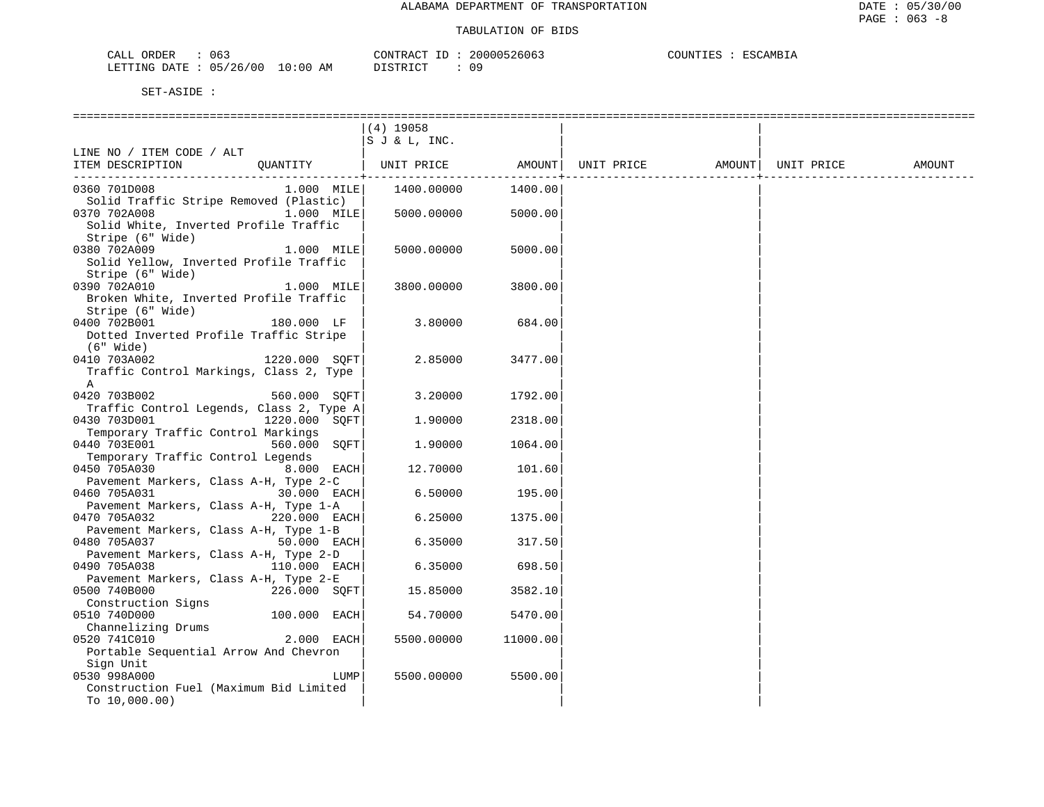ALABAMA DEPARTMENT OF TRANSPORTATION

TABULATION OF BIDS

DATE : 05/30/00
PAGE : 063 -8

CALL ORDER : 063 CONTRACT ID : 20000526063 COUNTIES : ESCAMBIA
LETTING DATE : 05/26/00 10:00 AM DISTRICT : 09

SET-ASIDE :

| LINE NO / ITEM CODE / ALT ITEM DESCRIPTION | QUANTITY | (4) 19058 S J & L, INC. UNIT PRICE | AMOUNT | UNIT PRICE | AMOUNT | UNIT PRICE | AMOUNT |
|---|---|---|---|---|---|---|---|
| 0360 701D008 Solid Traffic Stripe Removed (Plastic) | 1.000 MILE | 1400.00000 | 1400.00 | | | | |
| 0370 702A008 Solid White, Inverted Profile Traffic Stripe (6" Wide) | 1.000 MILE | 5000.00000 | 5000.00 | | | | |
| 0380 702A009 Solid Yellow, Inverted Profile Traffic Stripe (6" Wide) | 1.000 MILE | 5000.00000 | 5000.00 | | | | |
| 0390 702A010 Broken White, Inverted Profile Traffic Stripe (6" Wide) | 1.000 MILE | 3800.00000 | 3800.00 | | | | |
| 0400 702B001 Dotted Inverted Profile Traffic Stripe (6" Wide) | 180.000 LF | 3.80000 | 684.00 | | | | |
| 0410 703A002 Traffic Control Markings, Class 2, Type A | 1220.000 SQFT | 2.85000 | 3477.00 | | | | |
| 0420 703B002 Traffic Control Legends, Class 2, Type A | 560.000 SQFT | 3.20000 | 1792.00 | | | | |
| 0430 703D001 Temporary Traffic Control Markings | 1220.000 SQFT | 1.90000 | 2318.00 | | | | |
| 0440 703E001 Temporary Traffic Control Legends | 560.000 SQFT | 1.90000 | 1064.00 | | | | |
| 0450 705A030 Pavement Markers, Class A-H, Type 2-C | 8.000 EACH | 12.70000 | 101.60 | | | | |
| 0460 705A031 Pavement Markers, Class A-H, Type 1-A | 30.000 EACH | 6.50000 | 195.00 | | | | |
| 0470 705A032 Pavement Markers, Class A-H, Type 1-B | 220.000 EACH | 6.25000 | 1375.00 | | | | |
| 0480 705A037 Pavement Markers, Class A-H, Type 2-D | 50.000 EACH | 6.35000 | 317.50 | | | | |
| 0490 705A038 Pavement Markers, Class A-H, Type 2-E | 110.000 EACH | 6.35000 | 698.50 | | | | |
| 0500 740B000 Construction Signs | 226.000 SQFT | 15.85000 | 3582.10 | | | | |
| 0510 740D000 Channelizing Drums | 100.000 EACH | 54.70000 | 5470.00 | | | | |
| 0520 741C010 Portable Sequential Arrow And Chevron Sign Unit | 2.000 EACH | 5500.00000 | 11000.00 | | | | |
| 0530 998A000 Construction Fuel (Maximum Bid Limited To 10,000.00) | LUMP | 5500.00000 | 5500.00 | | | | |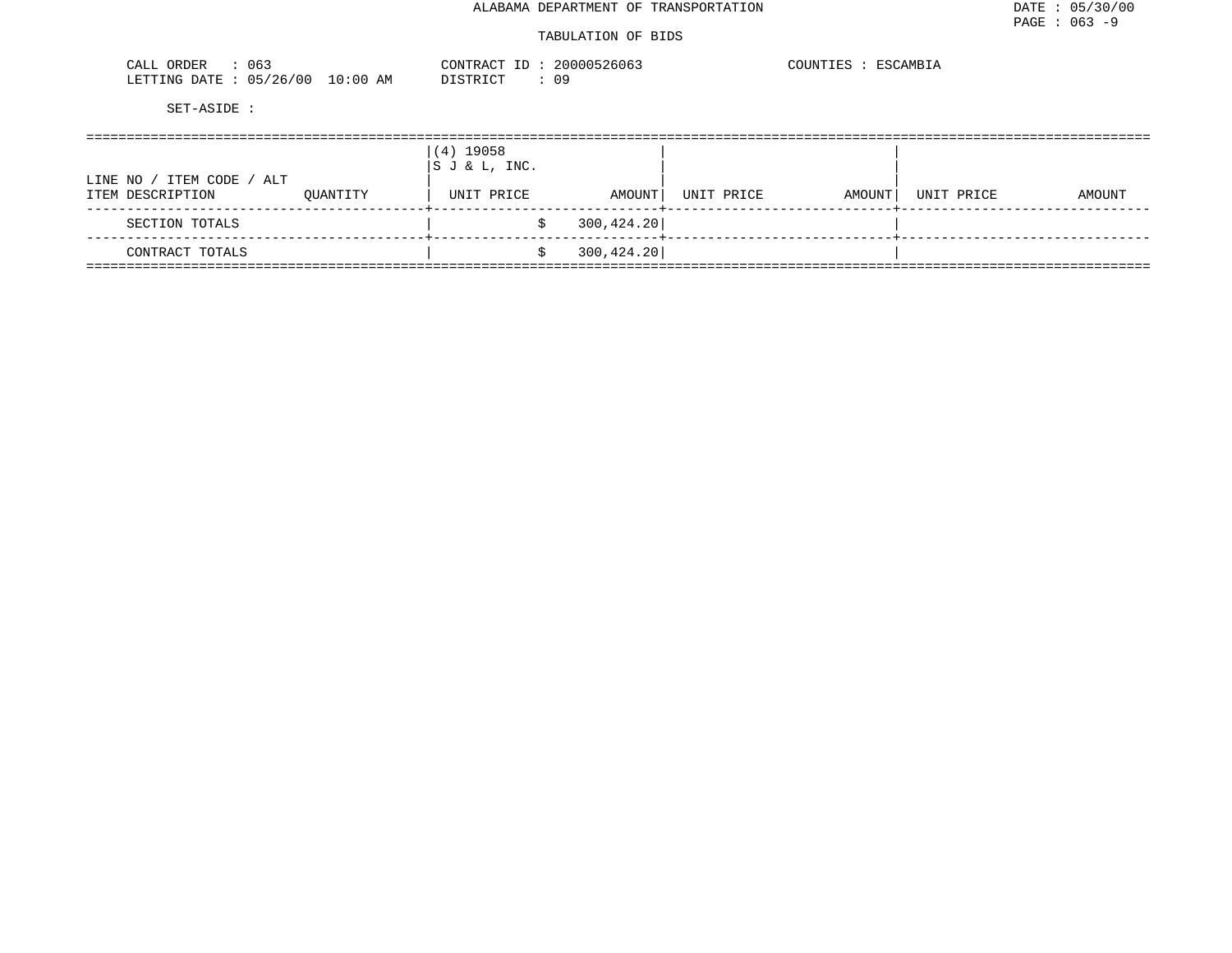ALABAMA DEPARTMENT OF TRANSPORTATION

DATE : 05/30/00

PAGE : 063 -9

TABULATION OF BIDS

CALL ORDER : 063
LETTING DATE : 05/26/00 10:00 AM

CONTRACT ID : 20000526063
DISTRICT : 09

COUNTIES : ESCAMBIA

SET-ASIDE :

| LINE NO / ITEM CODE / ALT<br>ITEM DESCRIPTION | QUANTITY | (4) 19058<br>S J & L, INC.<br>UNIT PRICE | AMOUNT | UNIT PRICE | AMOUNT | UNIT PRICE | AMOUNT |
|---|---|---|---|---|---|---|---|
| SECTION TOTALS | | $ | 300,424.20 | | | | |
| CONTRACT TOTALS | | $ | 300,424.20 | | | | |